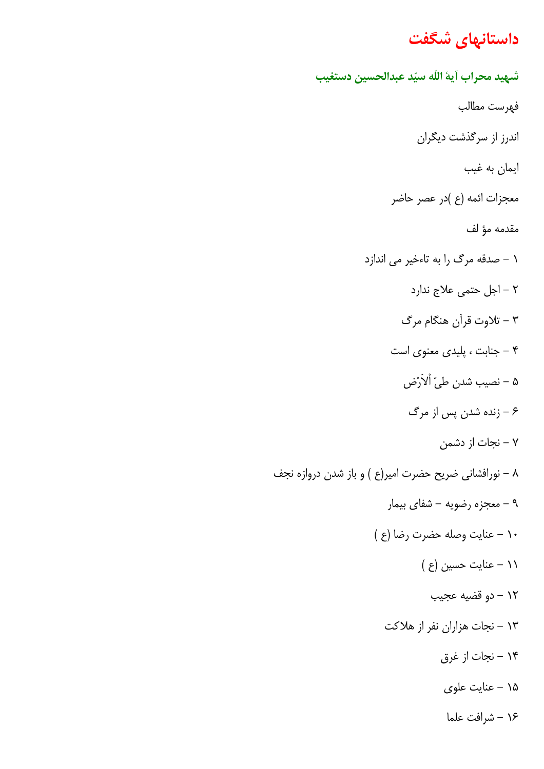# داستانهای شگفت

## شهید محراب آیة اللّه سیّد عبدالحسین دستغیب

فهرست مطالب

اندرز از سرگذشت دیگران

ایمان به غیب

معجزات ائمه (ع )در عصر حاضر

مقدمه مؤ لف

۱ – صدقه مرگ را به تاءخیر می اندازد

۲ – اجل حتمی علاج ندارد

۳ – تلاوت قرآن هنگام مرگ

۴ – جنابت ، پلیدی معنوی است

۵ – نصیب شدن طیّ اْلاَرْض

۶ – زنده شدن پس از مرگ

۷ – نجات از دشمن

۸ – نورافشانی ضریح حضرت امیر(ع ) و باز شدن دروازه نجف

۹ – معجزه رضویه – شفای بیمار

۱۰ – عنایت وصله حضرت رضا (ع )

۱۱ – عنایت حسین (ع )

۱۲ – دو قضیه عجیب

۱۳ – نجات هزاران نفر از هلاکت

۱۴ – نجات از غرق

۱۵ – عنایت علوی

۱۶ – شرافت علما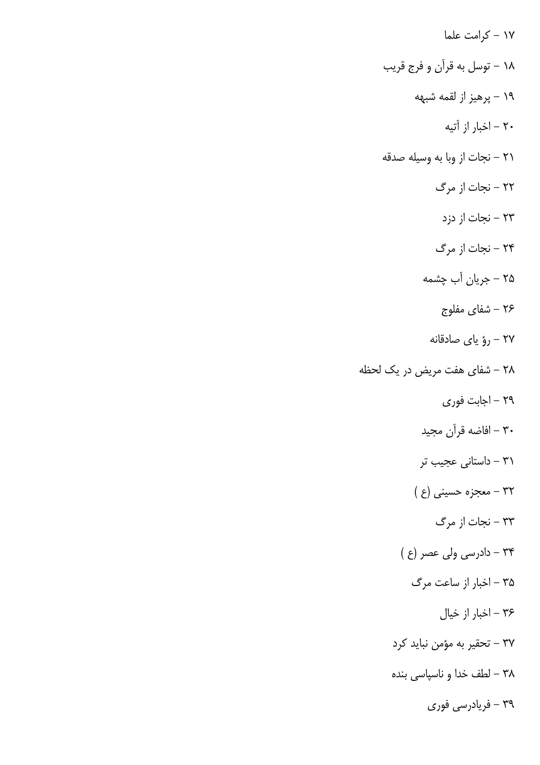۱۷ – کرامت علما

۱۸ – توسل به قرآن و فرج قریب

۱۹ – پرهیز از لقمه شبهه

۲۰ – اخبار از آتیه

۲۱ – نجات از وبا به وسیله صدقه

۲۲ – نجات از مرگ

۲۳ – نجات از دزد

۲۴ – نجات از مرگ

۲۵ – جریان آب چشمه

۲۶ – شفای مفلوج

۲۷ – رؤ یای صادقانه

۲۸ – شفای هفت مریض در یک لحظه

۲۹ – اجابت فوری

۳۰ – افاضه قرآن مجید

۳۱ – داستانی عجیب تر

۳۲ – معجزه حسینی (ع )

۳۳ – نجات از مرگ

۳۴ – دادرسی ولی عصر (ع )

۳۵ – اخبار از ساعت مرگ

۳۶ – اخبار از خیال

۳۷ – تحقیر به مؤمن نباید کرد

۳۸ – لطف خدا و ناسپاسی بنده

۳۹ – فریادرسی فوری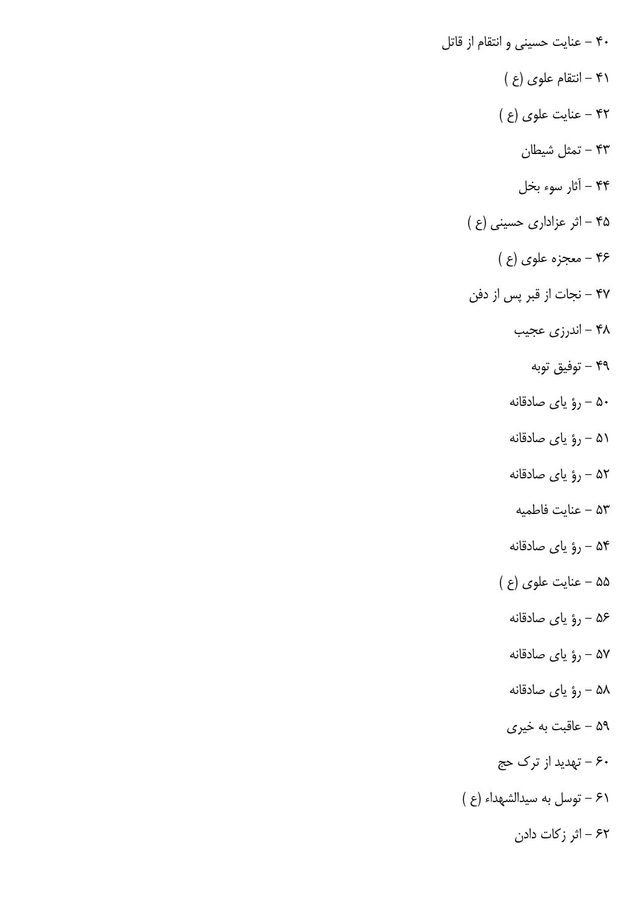۴۰ – عنایت حسینی و انتقام از قاتل

۴۱ – انتقام علوی (ع )

۴۲ – عنایت علوی (ع )

۴۳ – تمثل شیطان

۴۴ – آثار سوء بخل

۴۵ – اثر عزاداری حسینی (ع )

۴۶ – معجزه علوی (ع )

۴۷ – نجات از قبر پس از دفن

۴۸ – اندرزی عجیب

۴۹ – توفیق توبه

۵۰ – رؤ یای صادقانه

۵۱ – رؤ یای صادقانه

۵۲ – رؤ یای صادقانه

۵۳ – عنایت فاطمیه

۵۴ – رؤ یای صادقانه

۵۵ – عنایت علوی (ع )

۵۶ – رؤ یای صادقانه

۵۷ – رؤ یای صادقانه

۵۸ – رؤ یای صادقانه

۵۹ – عاقبت به خیری

۶۰ – تهدید از ترک حج

۶۱ – توسل به سیدالشهداء (ع )

۶۲ – اثر زکات دادن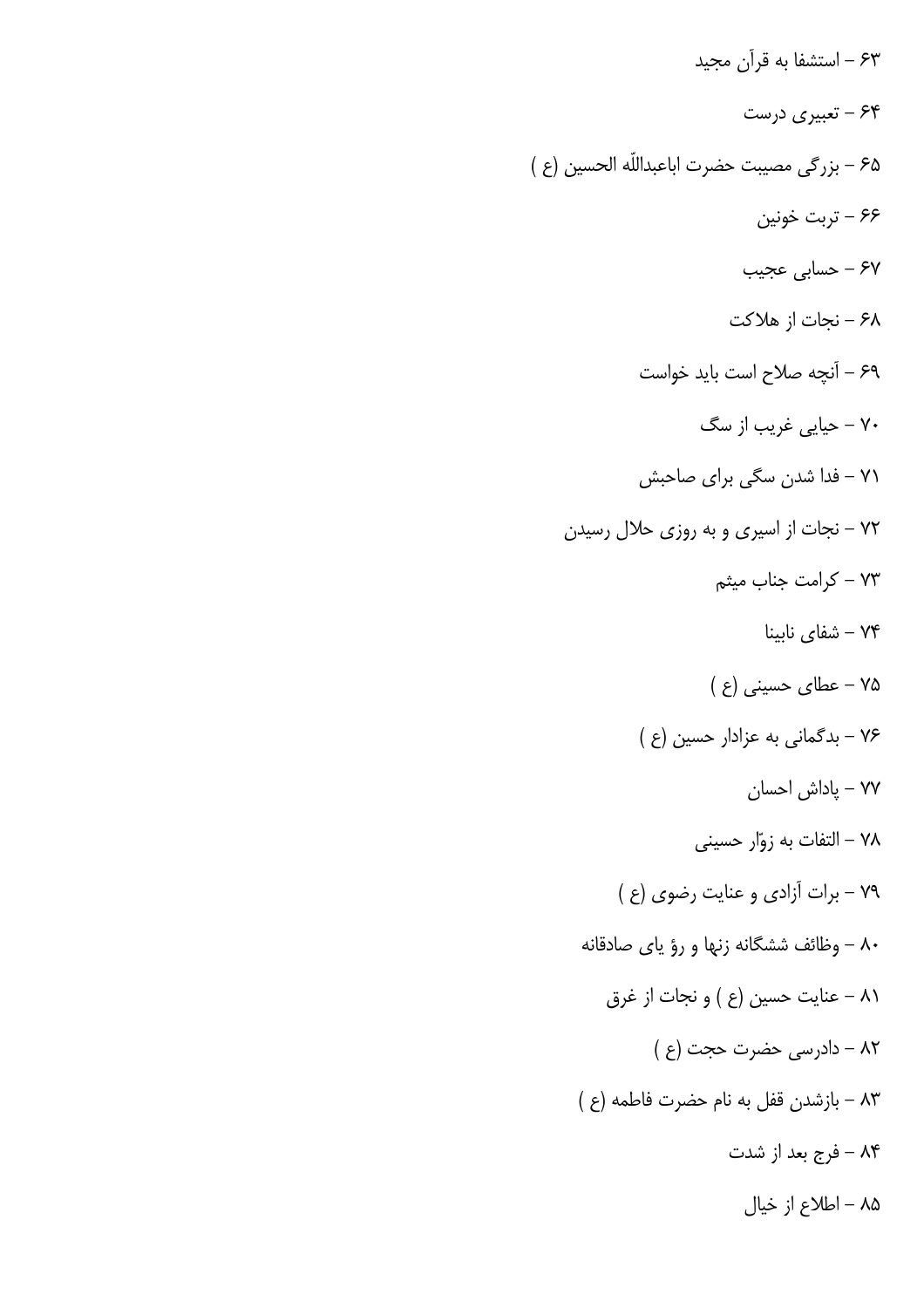۶۳ – استشفا به قرآن مجید

۶۴ – تعبیری درست

۶۵ – بزرگی مصیبت حضرت اباعبداللّه الحسین (ع )

۶۶ – تربت خونین

۶۷ – حسابی عجیب

۶۸ – نجات از هلاکت

۶۹ – آنچه صلاح است باید خواست

۷۰ – حیایی غریب از سگ

۷۱ – فدا شدن سگی برای صاحبش

۷۲ – نجات از اسیری و به روزی حلال رسیدن

۷۳ – کرامت جناب میثم

۷۴ – شفای نابینا

۷۵ – عطای حسینی (ع )

۷۶ – بدگمانی به عزادار حسین (ع )

۷۷ – پاداش احسان

۷۸ – التفات به زوّار حسینی

۷۹ – برات آزادی و عنایت رضوی (ع )

۸۰ – وظائف ششگانه زنها و رؤ یای صادقانه

۸۱ – عنایت حسین (ع ) و نجات از غرق

۸۲ – دادرسی حضرت حجت (ع )

۸۳ – بازشدن قفل به نام حضرت فاطمه (ع )

۸۴ – فرج بعد از شدت

۸۵ – اطلاع از خیال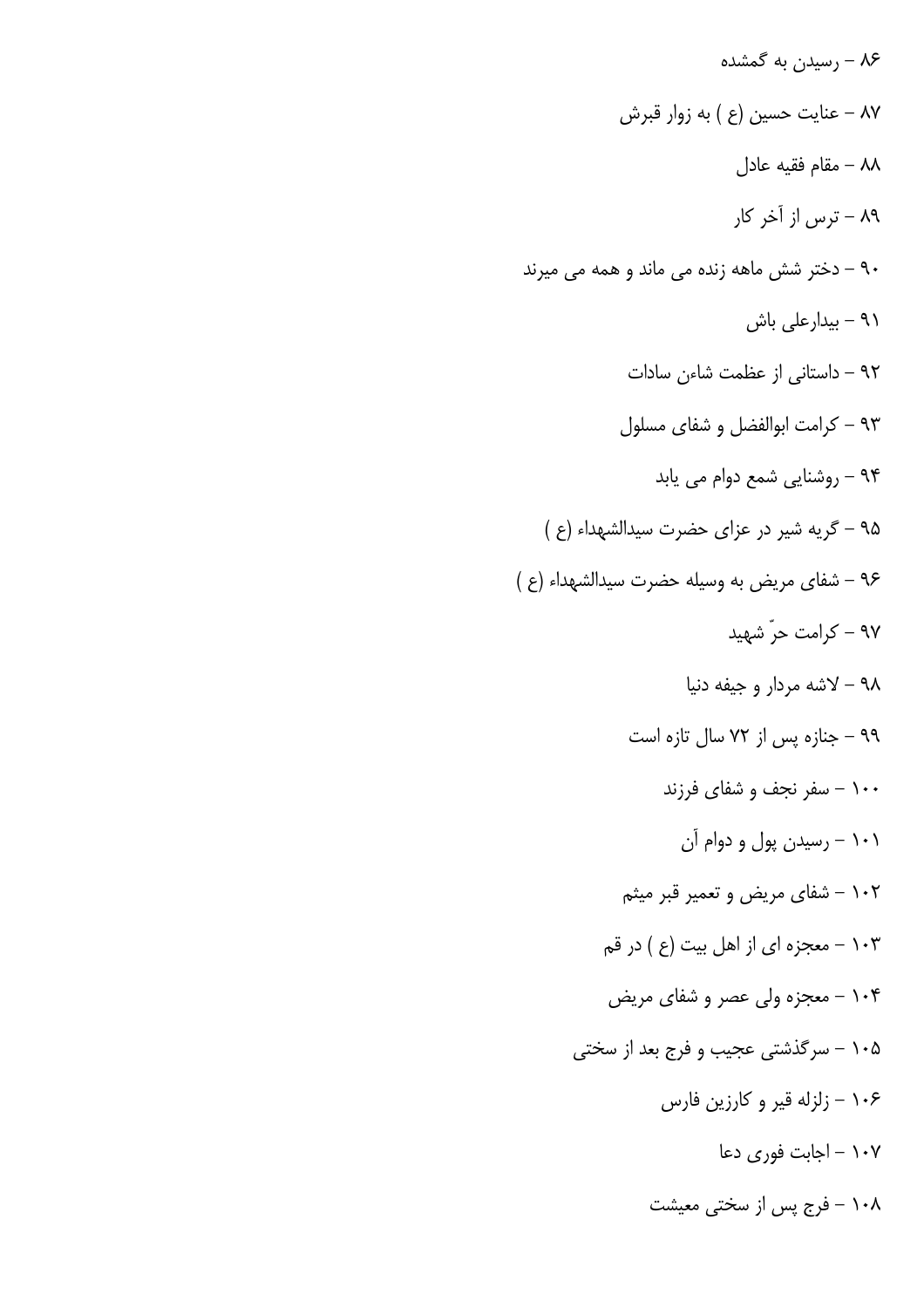۸۶ – رسیدن به گمشده

۸۷ – عنایت حسین (ع ) به زوار قبرش

۸۸ – مقام فقیه عادل

۸۹ – ترس از آخر کار

۹۰ – دختر شش ماهه زنده می ماند و همه می میرند

۹۱ – بیدارعلی باش

۹۲ – داستانی از عظمت شاءن سادات

۹۳ – کرامت ابوالفضل و شفای مسلول

۹۴ – روشنایی شمع دوام می یابد

۹۵ – گریه شیر در عزای حضرت سیدالشهداء (ع )

۹۶ – شفای مریض به وسیله حضرت سیدالشهداء (ع )

۹۷ – کرامت حرّ شهید

۹۸ – لاشه مردار و جیفه دنیا

۹۹ – جنازه پس از ۷۲ سال تازه است

۱۰۰ – سفر نجف و شفای فرزند

۱۰۱ – رسیدن پول و دوام آن

۱۰۲ – شفای مریض و تعمیر قبر میثم

۱۰۳ – معجزه ای از اهل بیت (ع ) در قم

۱۰۴ – معجزه ولی عصر و شفای مریض

۱۰۵ – سرگذشتی عجیب و فرج بعد از سختی

۱۰۶ – زلزله قیر و کارزین فارس

۱۰۷ – اجابت فوری دعا

۱۰۸ – فرج پس از سختی معیشت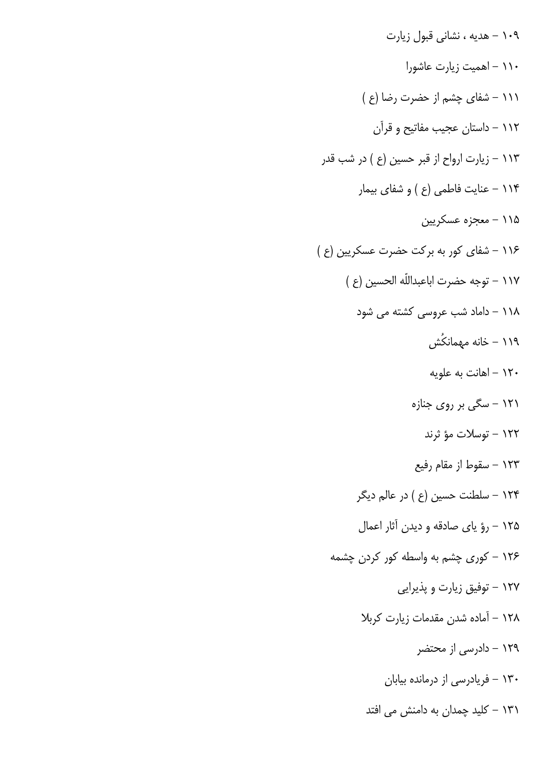۱۰۹ – هدیه ، نشانی قبول زیارت

۱۱۰ – اهمیت زیارت عاشورا

۱۱۱ – شفای چشم از حضرت رضا (ع )

۱۱۲ – داستان عجیب مفاتیح و قرآن

۱۱۳ – زیارت ارواح از قبر حسین (ع ) در شب قدر

۱۱۴ – عنایت فاطمی (ع ) و شفای بیمار

۱۱۵ – معجزه عسکریین

۱۱۶ – شفای کور به برکت حضرت عسکریین (ع )

۱۱۷ – توجه حضرت اباعبداللّه الحسین (ع )

۱۱۸ – داماد شب عروسی کشته می شود

۱۱۹ – خانه مهمانکُش

۱۲۰ – اهانت به علویه

۱۲۱ – سگی بر روی جنازه

۱۲۲ – توسلات مؤ ثرند

۱۲۳ – سقوط از مقام رفیع

۱۲۴ – سلطنت حسین (ع ) در عالم دیگر

۱۲۵ – رؤ یای صادقه و دیدن آثار اعمال

۱۲۶ – کوری چشم به واسطه کور کردن چشمه

۱۲۷ – توفیق زیارت و پذیرایی

۱۲۸ – آماده شدن مقدمات زیارت کربلا

۱۲۹ – دادرسی از محتضر

۱۳۰ – فریادرسی از درمانده بیابان

۱۳۱ – کلید چمدان به دامنش می افتد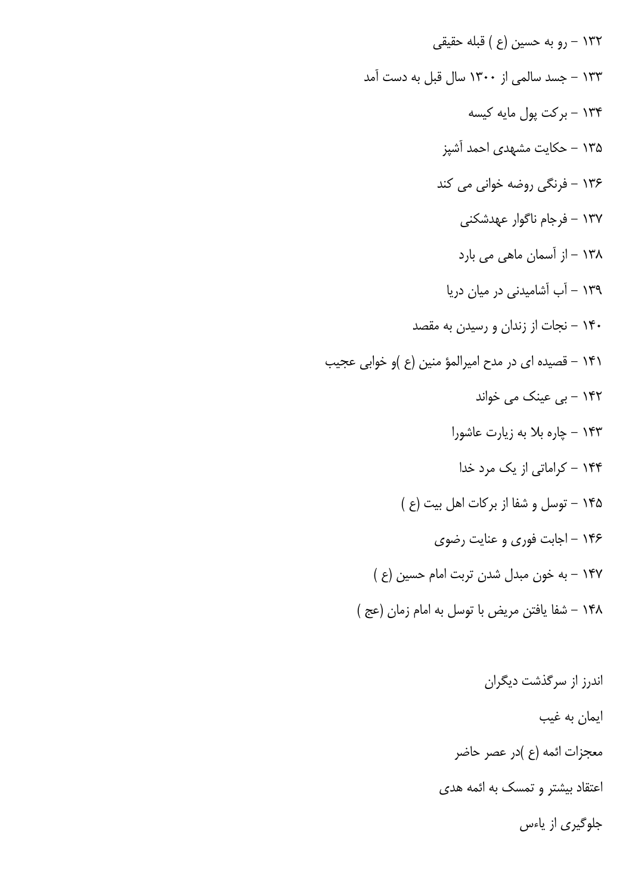۱۳۲ – رو به حسین (ع ) قبله حقیقی

۱۳۳ – جسد سالمی از ۱۳۰۰ سال قبل به دست آمد

۱۳۴ – برکت پول مایه کیسه

۱۳۵ – حکایت مشهدی احمد آشپز

۱۳۶ – فرنگی روضه خوانی می کند

۱۳۷ – فرجام ناگوار عهدشکنی

۱۳۸ – از آسمان ماهی می بارد

۱۳۹ – آب آشامیدنی در میان دریا

۱۴۰ – نجات از زندان و رسیدن به مقصد

۱۴۱ – قصیده ای در مدح امیرالمؤ منین (ع )و خوابی عجیب

۱۴۲ – بی عینک می خواند

۱۴۳ – چاره بلا به زیارت عاشورا

۱۴۴ – کراماتی از یک مرد خدا

۱۴۵ – توسل و شفا از برکات اهل بیت (ع )

۱۴۶ – اجابت فوری و عنایت رضوی

۱۴۷ – به خون مبدل شدن تربت امام حسین (ع )

۱۴۸ – شفا یافتن مریض با توسل به امام زمان (عج )

اندرز از سرگذشت دیگران

ایمان به غیب

معجزات ائمه (ع )در عصر حاضر

اعتقاد بیشتر و تمسک به ائمه هدی

جلوگیری از یاءس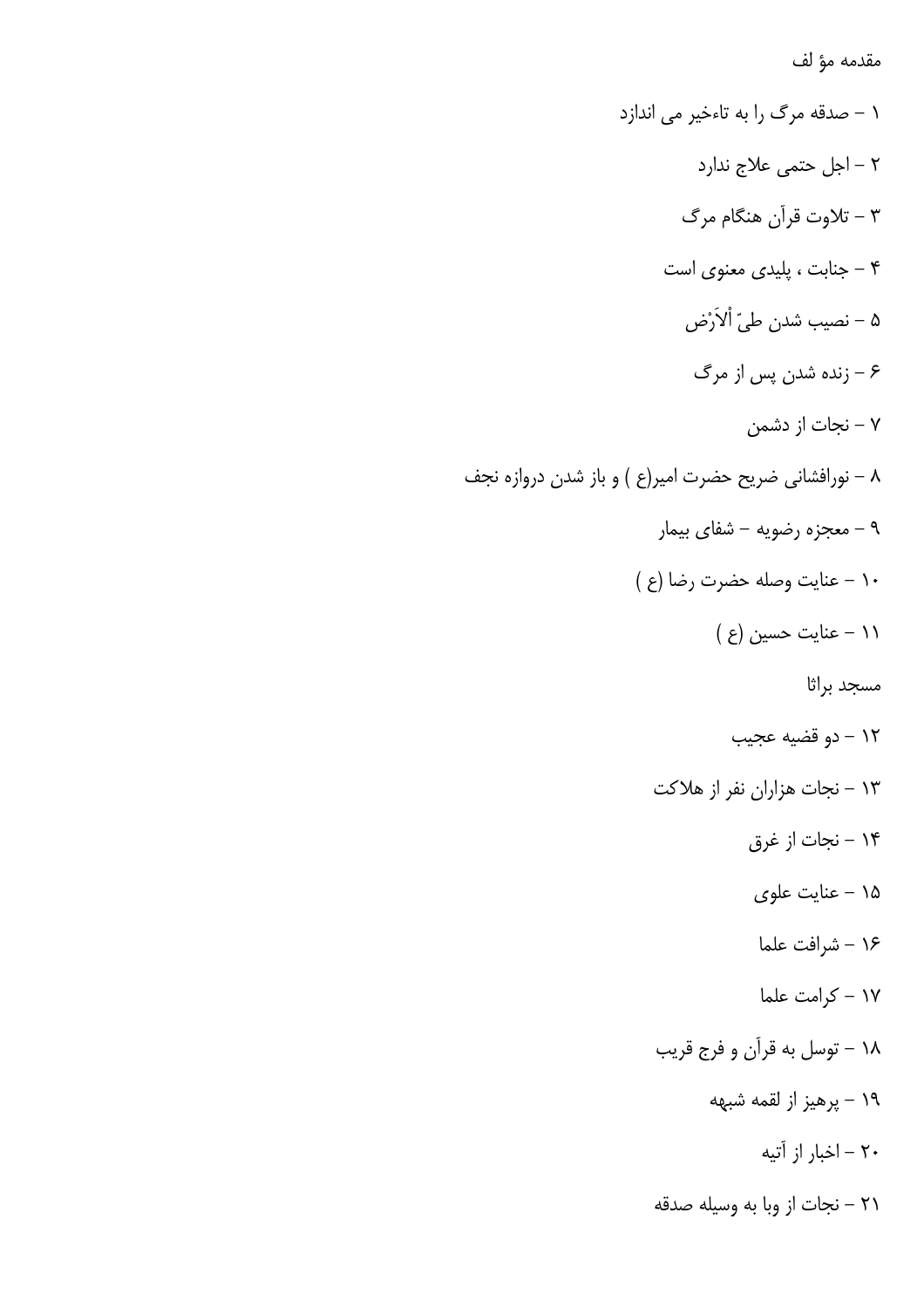مقدمه مؤ لف

۱ - صدقه مرگ را به تاءخیر می اندازد

۲ - اجل حتمی علاج ندارد

۳ - تلاوت قرآن هنگام مرگ

۴ - جنابت ، پلیدی معنوی است

۵ - نصیب شدن طیّ اْلاَرْض

۶ - زنده شدن پس از مرگ

۷ - نجات از دشمن

۸ - نورافشانی ضریح حضرت امیر(ع ) و باز شدن دروازه نجف

۹ - معجزه رضویه - شفای بیمار

۱۰ - عنایت وصله حضرت رضا (ع )

۱۱ - عنایت حسین (ع )

مسجد براثا

۱۲ - دو قضیه عجیب

۱۳ - نجات هزاران نفر از هلاکت

۱۴ - نجات از غرق

۱۵ - عنایت علوی

۱۶ - شرافت علما

۱۷ - کرامت علما

۱۸ - توسل به قرآن و فرج قریب

۱۹ - پرهیز از لقمه شبهه

۲۰ - اخبار از آتیه

۲۱ - نجات از وبا به وسیله صدقه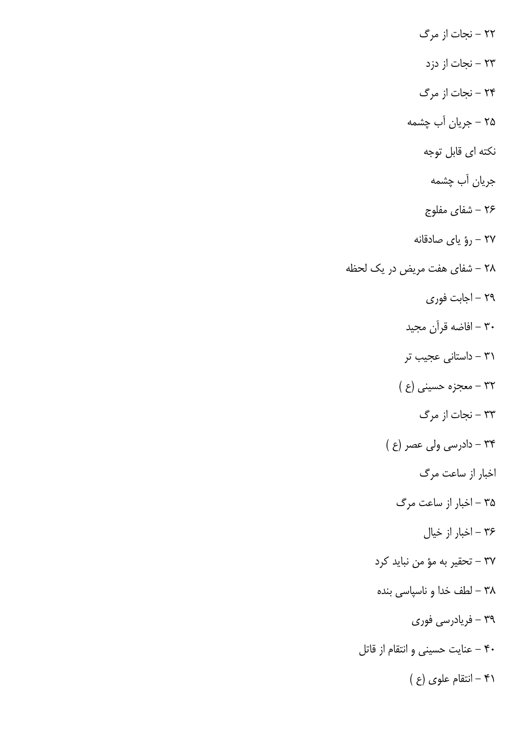۲۲ – نجات از مرگ

۲۳ – نجات از دزد

۲۴ – نجات از مرگ

۲۵ – جریان آب چشمه

نکته ای قابل توجه

جریان آب چشمه

۲۶ – شفای مفلوج

۲۷ – رؤ یای صادقانه

۲۸ – شفای هفت مریض در یک لحظه

۲۹ – اجابت فوری

۳۰ – افاضه قرآن مجید

۳۱ – داستانی عجیب تر

۳۲ – معجزه حسینی (ع )

۳۳ – نجات از مرگ

۳۴ – دادرسی ولی عصر (ع )

اخبار از ساعت مرگ

۳۵ – اخبار از ساعت مرگ

۳۶ – اخبار از خیال

۳۷ – تحقیر به مؤ من نباید کرد

۳۸ – لطف خدا و ناسپاسی بنده

۳۹ – فریادرسی فوری

۴۰ – عنایت حسینی و انتقام از قاتل

۴۱ – انتقام علوی (ع )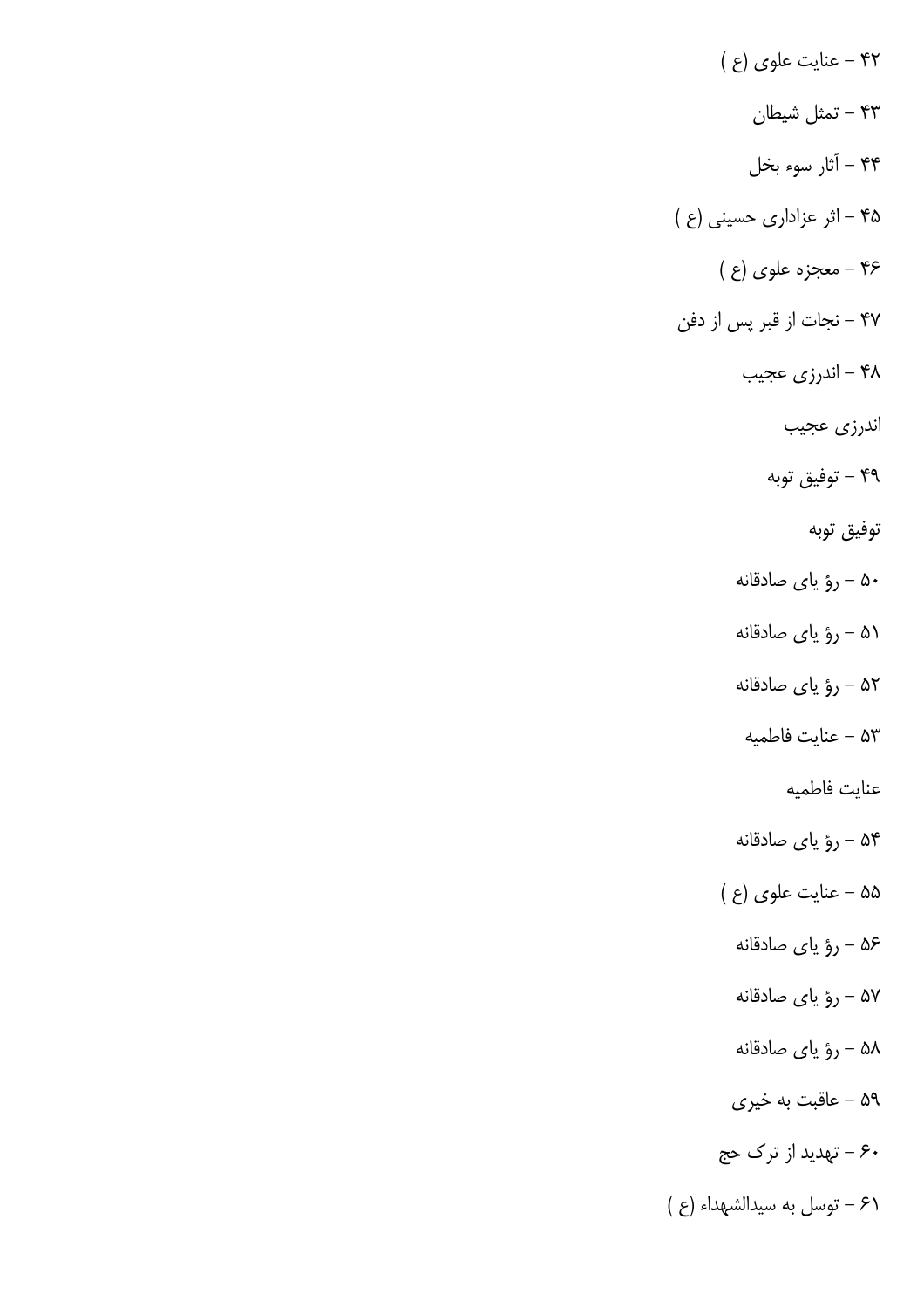۴۲ – عنایت علوی (ع )

۴۳ – تمثل شیطان

۴۴ – آثار سوء بخل

۴۵ – اثر عزاداری حسینی (ع )

۴۶ – معجزه علوی (ع )

۴۷ – نجات از قبر پس از دفن

۴۸ – اندرزی عجیب

اندرزی عجیب

۴۹ – توفیق توبه

توفیق توبه

۵۰ – رؤ یای صادقانه

۵۱ – رؤ یای صادقانه

۵۲ – رؤ یای صادقانه

۵۳ – عنایت فاطمیه

عنایت فاطمیه

۵۴ – رؤ یای صادقانه

۵۵ – عنایت علوی (ع )

۵۶ – رؤ یای صادقانه

۵۷ – رؤ یای صادقانه

۵۸ – رؤ یای صادقانه

۵۹ – عاقبت به خیری

۶۰ – تهدید از ترک حج

۶۱ – توسل به سیدالشهداء (ع )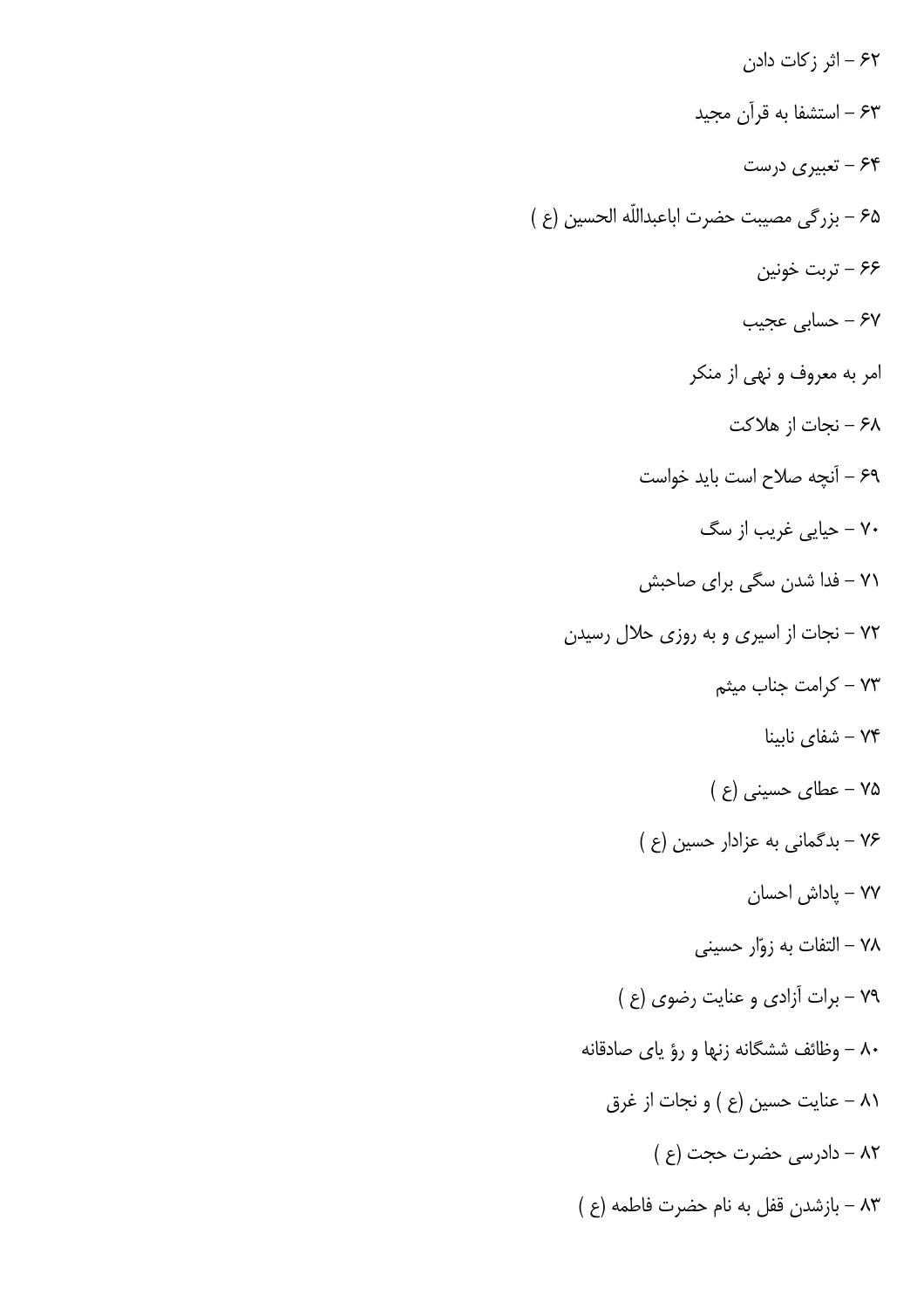۶۲ – اثر زکات دادن

۶۳ – استشفا به قرآن مجید

۶۴ – تعبیری درست

۶۵ – بزرگی مصیبت حضرت اباعبداللّه الحسین (ع )

۶۶ – تربت خونین

۶۷ – حسابی عجیب

امر به معروف و نهی از منکر

۶۸ – نجات از هلاکت

۶۹ – آنچه صلاح است باید خواست

۷۰ – حیایی غریب از سگ

۷۱ – فدا شدن سگی برای صاحبش

۷۲ – نجات از اسیری و به روزی حلال رسیدن

۷۳ – کرامت جناب میثم

۷۴ – شفای نابینا

۷۵ – عطای حسینی (ع )

۷۶ – بدگمانی به عزادار حسین (ع )

۷۷ – پاداش احسان

۷۸ – التفات به زوّار حسینی

۷۹ – برات آزادی و عنایت رضوی (ع )

۸۰ – وظائف ششگانه زنها و رؤ یای صادقانه

۸۱ – عنایت حسین (ع ) و نجات از غرق

۸۲ – دادرسی حضرت حجت (ع )

۸۳ – بازشدن قفل به نام حضرت فاطمه (ع )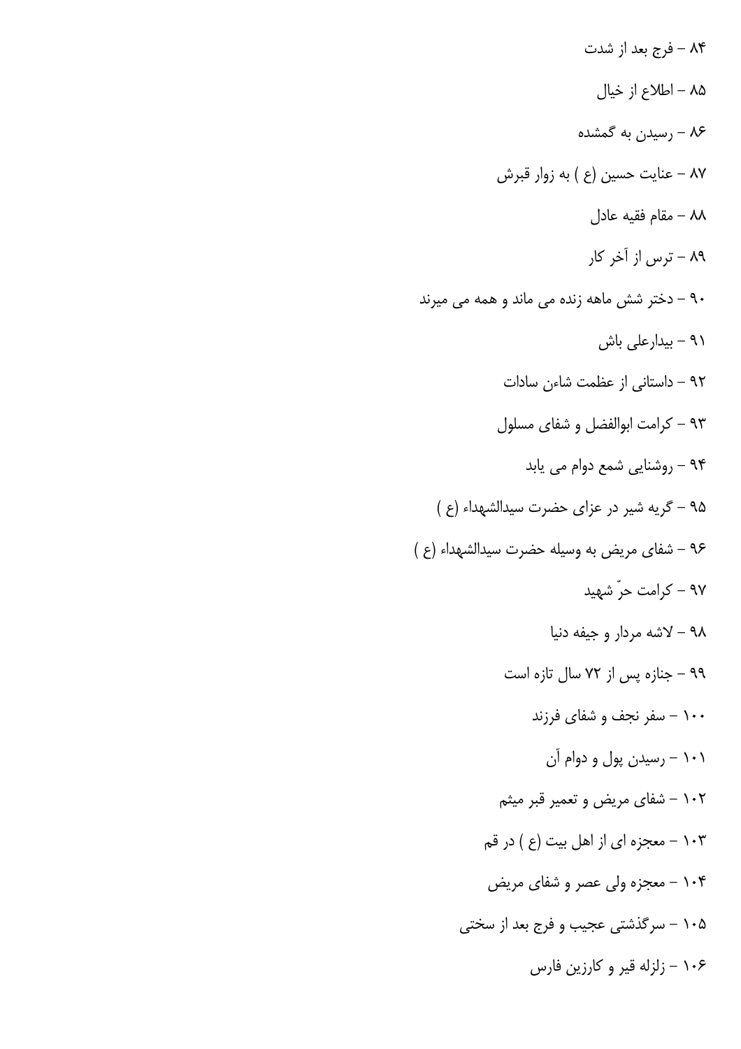۸۴ – فرج بعد از شدت

۸۵ – اطلاع از خیال

۸۶ – رسیدن به گمشده

۸۷ – عنایت حسین (ع ) به زوار قبرش

۸۸ – مقام فقیه عادل

۸۹ – ترس از آخر کار

۹۰ – دختر شش ماهه زنده می ماند و همه می میرند

۹۱ – بیدارعلی باش

۹۲ – داستانی از عظمت شاءن سادات

۹۳ – کرامت ابوالفضل و شفای مسلول

۹۴ – روشنایی شمع دوام می یابد

۹۵ – گریه شیر در عزای حضرت سیدالشهداء (ع )

۹۶ – شفای مریض به وسیله حضرت سیدالشهداء (ع )

۹۷ – کرامت حرّ شهید

۹۸ – لاشه مردار و جیفه دنیا

۹۹ – جنازه پس از ۷۲ سال تازه است

۱۰۰ – سفر نجف و شفای فرزند

۱۰۱ – رسیدن پول و دوام آن

۱۰۲ – شفای مریض و تعمیر قبر میثم

۱۰۳ – معجزه ای از اهل بیت (ع ) در قم

۱۰۴ – معجزه ولی عصر و شفای مریض

۱۰۵ – سرگذشتی عجیب و فرج بعد از سختی

۱۰۶ – زلزله قیر و کارزین فارس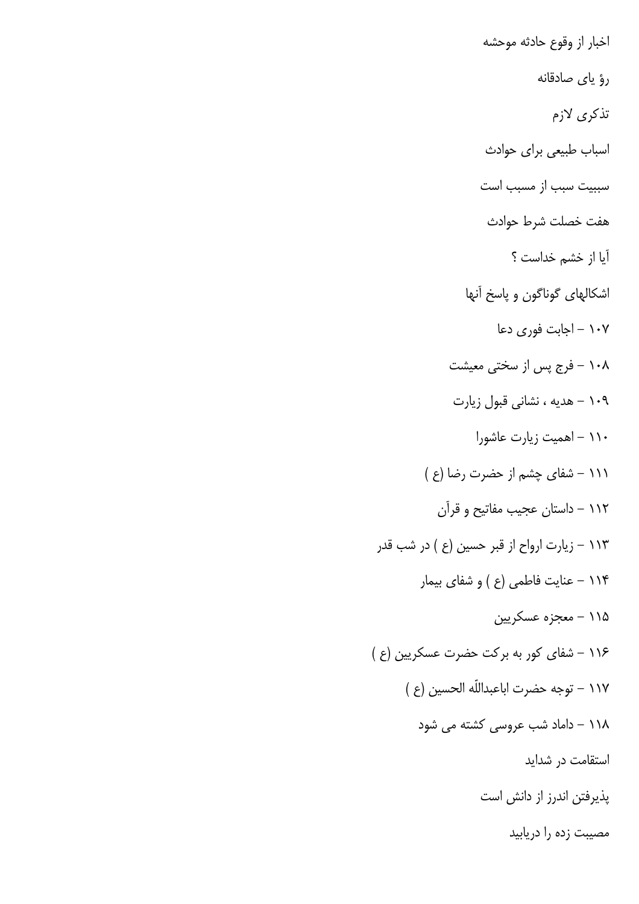اخبار از وقوع حادثه موحشه

رؤ یای صادقانه

تذکری لازم

اسباب طبیعی برای حوادث

سببیت سبب از مسبب است

هفت خصلت شرط حوادث

آیا از خشم خداست ؟

اشکالهای گوناگون و پاسخ آنها

۱۰۷ - اجابت فوری دعا

۱۰۸ - فرج پس از سختی معیشت

۱۰۹ - هدیه ، نشانی قبول زیارت

۱۱۰ - اهمیت زیارت عاشورا

۱۱۱ - شفای چشم از حضرت رضا (ع )

۱۱۲ - داستان عجیب مفاتیح و قرآن

۱۱۳ - زیارت ارواح از قبر حسین (ع ) در شب قدر

۱۱۴ - عنایت فاطمی (ع ) و شفای بیمار

۱۱۵ - معجزه عسکریین

۱۱۶ - شفای کور به برکت حضرت عسکریین (ع )

۱۱۷ - توجه حضرت اباعبداللّه الحسین (ع )

۱۱۸ - داماد شب عروسی کشته می شود

استقامت در شداید

پذیرفتن اندرز از دانش است

مصیبت زده را دریابید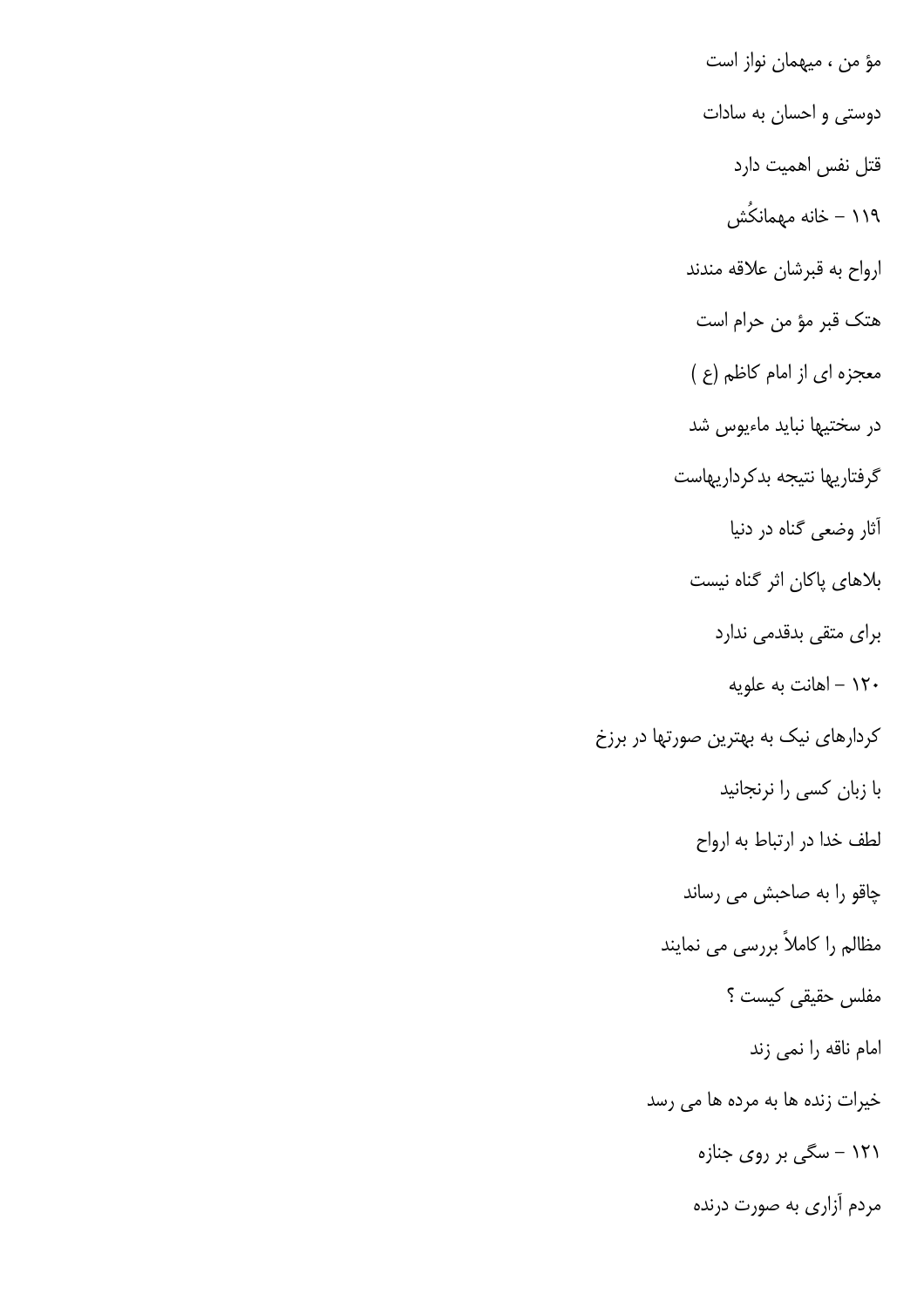مؤ من ، میهمان نواز است

دوستی و احسان به سادات

قتل نفس اهمیت دارد

۱۱۹ - خانه مهمانکُش

ارواح به قبرشان علاقه مندند

هتک قبر مؤ من حرام است

معجزه ای از امام کاظم (ع )

در سختیها نباید ماءیوس شد

گرفتاریها نتیجه بدکرداریهاست

آثار وضعی گناه در دنیا

بلاهای پاکان اثر گناه نیست

برای متقی بدقدمی ندارد

۱۲۰ - اهانت به علویه

کردارهای نیک به بهترین صورتها در برزخ

با زبان کسی را نرنجانید

لطف خدا در ارتباط به ارواح

چاقو را به صاحبش می رساند

مظالم را کاملاً بررسی می نمایند

مفلس حقیقی کیست ؟

امام ناقه را نمی زند

خیرات زنده ها به مرده ها می رسد

۱۲۱ - سگی بر روی جنازه

مردم آزاری به صورت درنده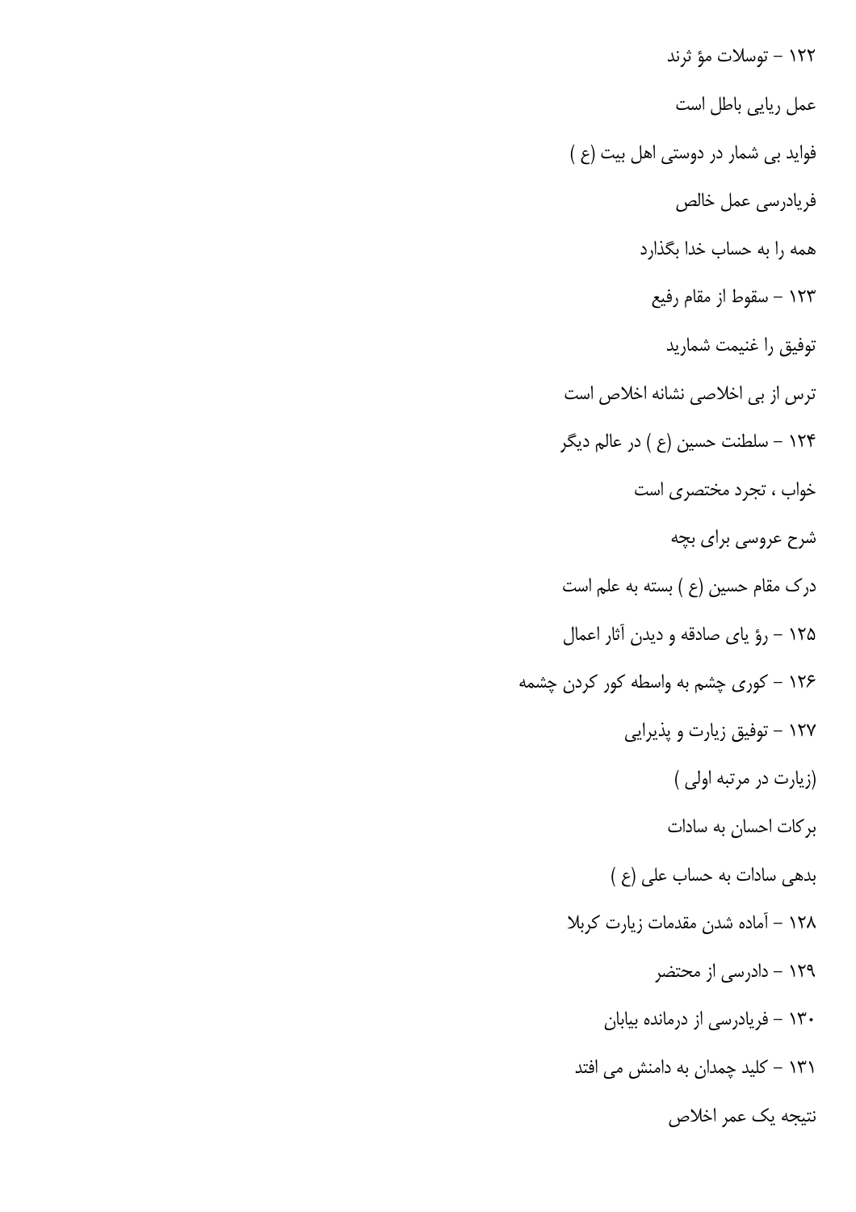۱۲۲ - توسلات مؤ ثرند

عمل ریایی باطل است

فواید بی شمار در دوستی اهل بیت (ع )

فریادرسی عمل خالص

همه را به حساب خدا بگذارد

۱۲۳ - سقوط از مقام رفیع

توفیق را غنیمت شمارید

ترس از بی اخلاصی نشانه اخلاص است

۱۲۴ - سلطنت حسین (ع ) در عالم دیگر

خواب ، تجرد مختصری است

شرح عروسی برای بچه

درک مقام حسین (ع ) بسته به علم است

۱۲۵ - رؤ یای صادقه و دیدن آثار اعمال

۱۲۶ - کوری چشم به واسطه کور کردن چشمه

۱۲۷ - توفیق زیارت و پذیرایی

(زیارت در مرتبه اولی )

برکات احسان به سادات

بدهی سادات به حساب علی (ع )

۱۲۸ - آماده شدن مقدمات زیارت کربلا

۱۲۹ - دادرسی از محتضر

۱۳۰ - فریادرسی از درمانده بیابان

۱۳۱ - کلید چمدان به دامنش می افتد

نتیجه یک عمر اخلاص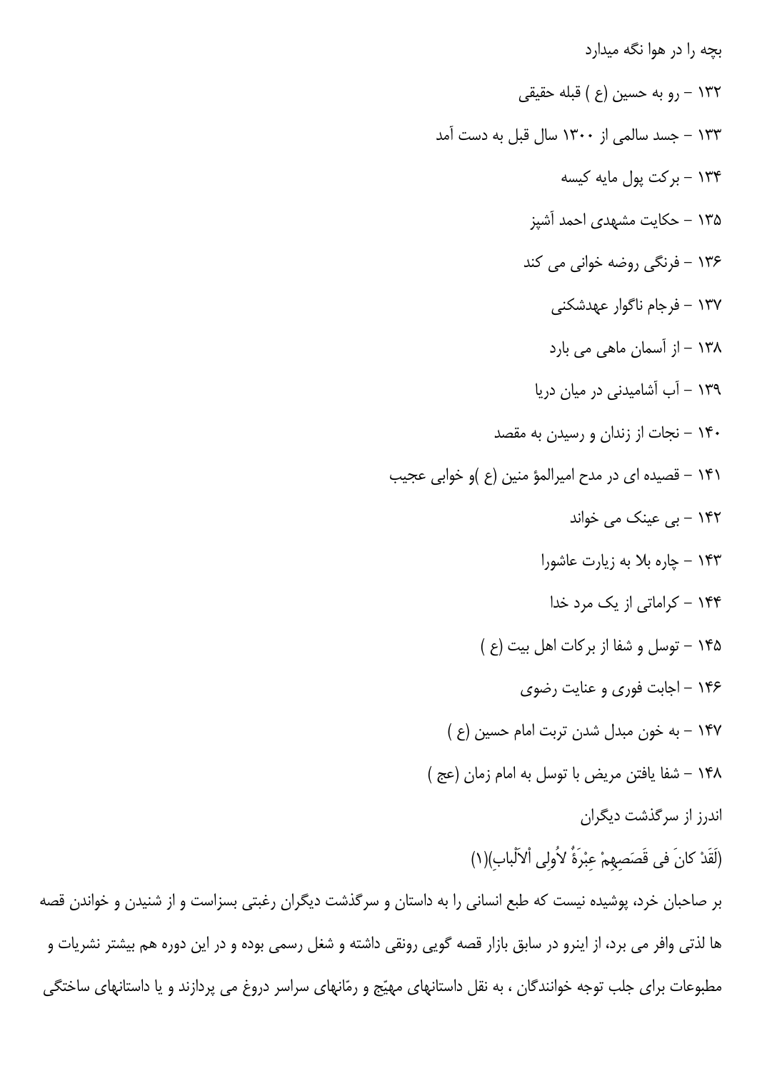بچه را در هوا نگه میدارد

۱۳۲ – رو به حسین (ع ) قبله حقیقی

۱۳۳ – جسد سالمی از ۱۳۰۰ سال قبل به دست آمد

۱۳۴ – برکت پول مایه کیسه

۱۳۵ – حکایت مشهدی احمد آشپز

۱۳۶ – فرنگی روضه خوانی می کند

۱۳۷ – فرجام ناگوار عهدشکنی

۱۳۸ – از آسمان ماهی می بارد

۱۳۹ – آب آشامیدنی در میان دریا

۱۴۰ – نجات از زندان و رسیدن به مقصد

۱۴۱ – قصیده ای در مدح امیرالمؤ منین (ع )و خوابی عجیب

۱۴۲ – بی عینک می خواند

۱۴۳ – چاره بلا به زیارت عاشورا

۱۴۴ – کراماتی از یک مرد خدا

۱۴۵ – توسل و شفا از برکات اهل بیت (ع )

۱۴۶ – اجابت فوری و عنایت رضوی

۱۴۷ – به خون مبدل شدن تربت امام حسین (ع )

۱۴۸ – شفا یافتن مریض با توسل به امام زمان (عج )

اندرز از سرگذشت دیگران

(لَقَدْ کانَ فی قَصَصِهِمْ عِبْرَةٌ لاُوِلی اْلاَلْباب)(۱)

بر صاحبان خرد، پوشیده نیست که طبع انسانی را به داستان و سرگذشت دیگران رغبتی بسزاست و از شنیدن و خواندن قصه ها لذتی وافر می برد، از اینرو در سابق بازار قصه گویی رونقی داشته و شغل رسمی بوده و در این دوره هم بیشتر نشریات و مطبوعات برای جلب توجه خوانندگان ، به نقل داستانهای مهیّج و رمّانهای سراسر دروغ می پردازند و یا داستانهای ساختگی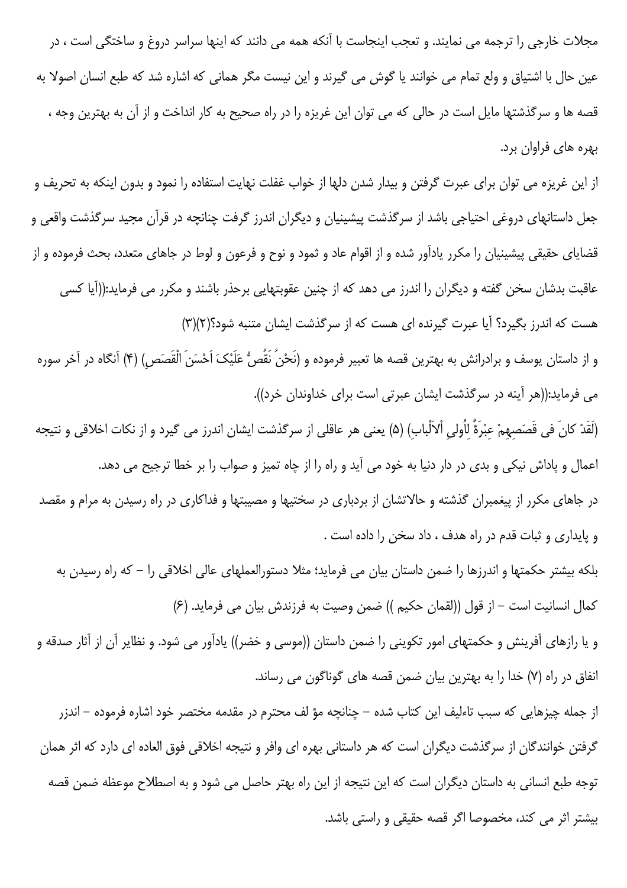مجلات خارجی را ترجمه می نمایند. و تعجب اینجاست با آنکه همه می دانند که اینها سراسر دروغ و ساختگی است ، در عین حال با اشتیاق و ولع تمام می خوانند یا گوش می گیرند و این نیست مگر همانی که اشاره شد که طبع انسان اصولا به قصه ها و سرگذشتها مایل است در حالی که می توان این غریزه را در راه صحیح به کار انداخت و از آن به بهترین وجه ، بهره های فراوان برد.

از این غریزه می توان برای عبرت گرفتن و بیدار شدن دلها از خواب غفلت نهایت استفاده را نمود و بدون اینکه به تحریف و جعل داستانهای دروغی احتیاجی باشد از سرگذشت پیشینیان و دیگران اندرز گرفت چنانچه در قرآن مجید سرگذشت واقعی و قضایای حقیقی پیشینیان را مکرر یادآور شده و از اقوام عاد و ثمود و نوح و فرعون و لوط در جاهای متعدد، بحث فرموده و از عاقبت بدشان سخن گفته و دیگران را اندرز می دهد که از چنین عقوبتهایی برحذر باشند و مکرر می فرماید:((آیا کسی هست که اندرز بگیرد؟ آیا عبرت گیرنده ای هست که از سرگذشت ایشان متنبه شود؟(۲)(۳)

و از داستان یوسف و برادرانش به بهترین قصه ها تعبیر فرموده و (نَحْنُ نَقُصُّ عَلَیْکَ اَحْسَنَ الْقَصَصِ) (۴) آنگاه در آخر سوره می فرماید:((هر آینه در سرگذشت ایشان عبرتی است برای خداوندان خرد)).

(لَقَدْ کانَ فی قَصَصِهِمْ عِبْرَةٌ لِاُولِی اْلاَلْبابِ) (۵) یعنی هر عاقلی از سرگذشت ایشان اندرز می گیرد و از نکات اخلاقی و نتیجه اعمال و پاداش نیکی و بدی در دار دنیا به خود می آید و راه را از چاه تمیز و صواب را بر خطا ترجیح می دهد.

در جاهای مکرر از پیغمبران گذشته و حالاتشان از بردباری در سختیها و مصیبتها و فداکاری در راه رسیدن به مرام و مقصد و پایداری و ثبات قدم در راه هدف ، داد سخن را داده است .

بلکه بیشتر حکمتها و اندرزها را ضمن داستان بیان می فرماید؛ مثلا دستورالعملهای عالی اخلاقی را - که راه رسیدن به کمال انسانیت است - از قول ((لقمان حکیم )) ضمن وصیت به فرزندش بیان می فرماید. (۶)

و یا رازهای آفرینش و حکمتهای امور تکوینی را ضمن داستان ((موسی و خضر)) یادآور می شود. و نظایر آن از آثار صدقه و انفاق در راه (۷) خدا را به بهترین بیان ضمن قصه های گوناگون می رساند.

از جمله چیزهایی که سبب تاءلیف این کتاب شده - چنانچه مؤ لف محترم در مقدمه مختصر خود اشاره فرموده - اندرز گرفتن خوانندگان از سرگذشت دیگران است که هر داستانی بهره ای وافر و نتیجه اخلاقی فوق العاده ای دارد که اثر همان توجه طبع انسانی به داستان دیگران است که این نتیجه از این راه بهتر حاصل می شود و به اصطلاح موعظه ضمن قصه بیشتر اثر می کند، مخصوصا اگر قصه حقیقی و راستی باشد.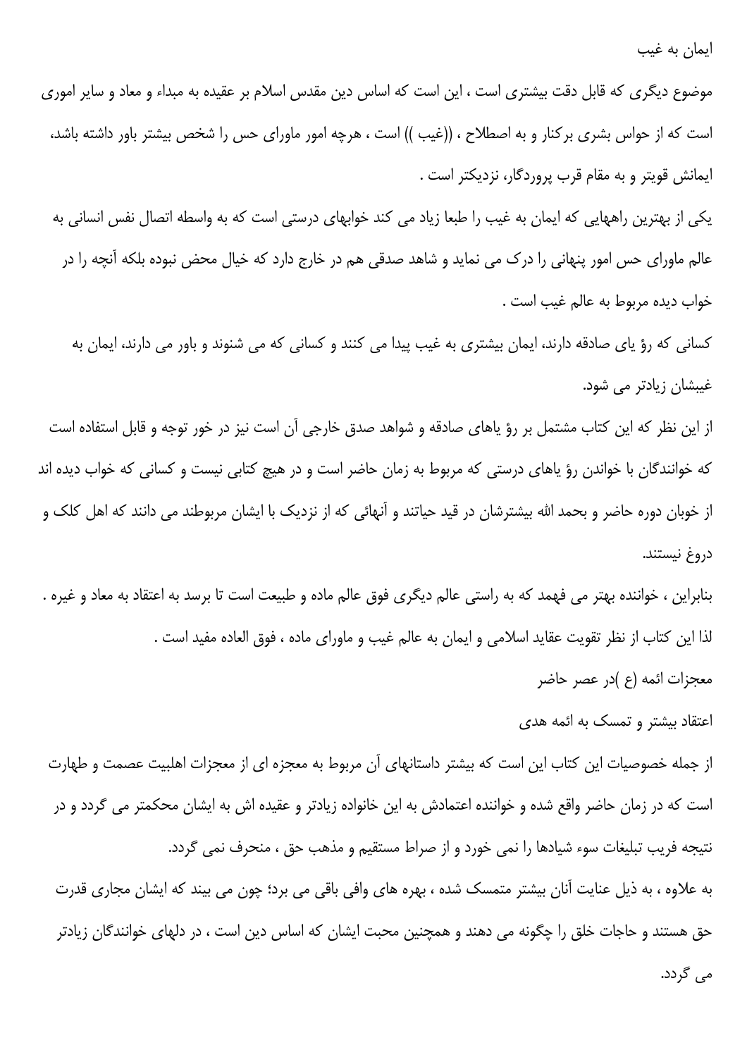## ایمان به غیب

موضوع دیگری که قابل دقت بیشتری است ، این است که اساس دین مقدس اسلام بر عقیده به مبداء و معاد و سایر اموری است که از حواس بشری برکنار و به اصطلاح ، ((غیب )) است ، هرچه امور ماورای حس را شخص بیشتر باور داشته باشد، ایمانش قویتر و به مقام قرب پروردگار، نزدیکتر است .

یکی از بهترین راههایی که ایمان به غیب را طبعا زیاد می کند خوابهای درستی است که به واسطه اتصال نفس انسانی به عالم ماورای حس امور پنهانی را درک می نماید و شاهد صدقی هم در خارج دارد که خیال محض نبوده بلکه آنچه را در خواب دیده مربوط به عالم غیب است .

کسانی که رؤ یای صادقه دارند، ایمان بیشتری به غیب پیدا می کنند و کسانی که می شنوند و باور می دارند، ایمان به غیبشان زیادتر می شود.

از این نظر که این کتاب مشتمل بر رؤ یاهای صادقه و شواهد صدق خارجی آن است نیز در خور توجه و قابل استفاده است که خوانندگان با خواندن رؤ یاهای درستی که مربوط به زمان حاضر است و در هیچ کتابی نیست و کسانی که خواب دیده اند از خوبان دوره حاضر و بحمد الله بیشترشان در قید حیاتند و آنهائی که از نزدیک با ایشان مربوطند می دانند که اهل کلک و دروغ نیستند.

بنابراین ، خواننده بهتر می فهمد که به راستی عالم دیگری فوق عالم ماده و طبیعت است تا برسد به اعتقاد به معاد و غیره . لذا این کتاب از نظر تقویت عقاید اسلامی و ایمان به عالم غیب و ماورای ماده ، فوق العاده مفید است .

## معجزات ائمه (ع )در عصر حاضر

## اعتقاد بیشتر و تمسک به ائمه هدی

از جمله خصوصیات این کتاب این است که بیشتر داستانهای آن مربوط به معجزه ای از معجزات اهلبیت عصمت و طهارت است که در زمان حاضر واقع شده و خواننده اعتمادش به این خانواده زیادتر و عقیده اش به ایشان محکمتر می گردد و در نتیجه فریب تبلیغات سوء شیادها را نمی خورد و از صراط مستقیم و مذهب حق ، منحرف نمی گردد.

به علاوه ، به ذیل عنایت آنان بیشتر متمسک شده ، بهره های وافی باقی می برد؛ چون می بیند که ایشان مجاری قدرت حق هستند و حاجات خلق را چگونه می دهند و همچنین محبت ایشان که اساس دین است ، در دلهای خوانندگان زیادتر می گردد.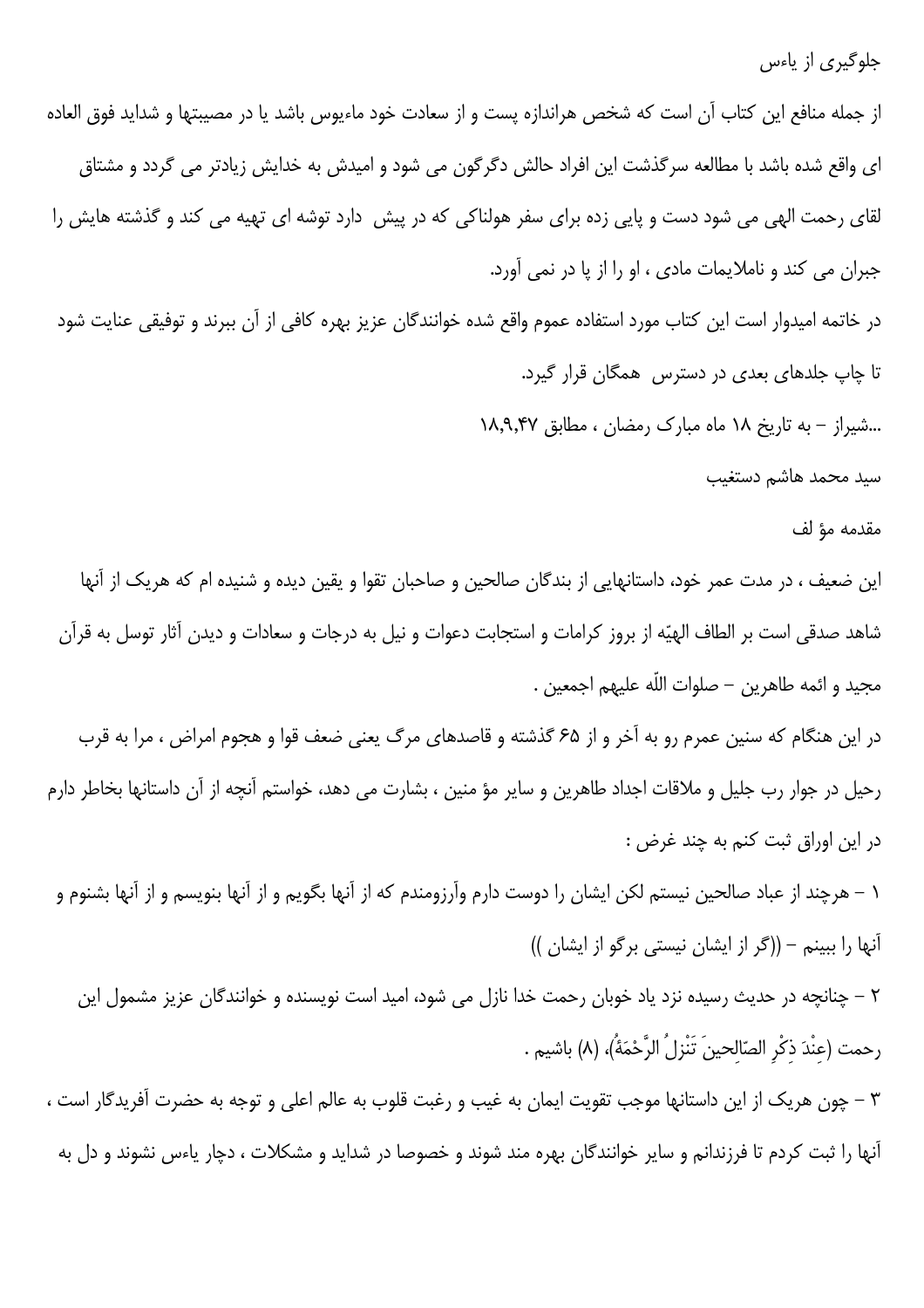## جلوگیری از یاءس

از جمله منافع این کتاب آن است که شخص هراندازه پست و از سعادت خود ماءیوس باشد یا در مصیبتها و شداید فوق العاده ای واقع شده باشد با مطالعه سرگذشت این افراد حالش دگرگون می شود و امیدش به خدایش زیادتر می گردد و مشتاق لقای رحمت الهی می شود دست و پایی زده برای سفر هولناکی که در پیش دارد توشه ای تهیه می کند و گذشته هایش را جبران می کند و ناملایمات مادی ، او را از پا در نمی آورد.

در خاتمه امیدوار است این کتاب مورد استفاده عموم واقع شده خوانندگان عزیز بهره کافی از آن ببرند و توفیقی عنایت شود تا چاپ جلدهای بعدی در دسترس همگان قرار گیرد.

...شیراز – به تاریخ ۱۸ ماه مبارک رمضان ، مطابق ۱۸,۹,۴۷

سید محمد هاشم دستغیب

## مقدمه مؤ لف

این ضعیف ، در مدت عمر خود، داستانهایی از بندگان صالحین و صاحبان تقوا و یقین دیده و شنیده ام که هریک از آنها شاهد صدقی است بر الطاف الهیّه از بروز کرامات و استجابت دعوات و نیل به درجات و سعادات و دیدن آثار توسل به قرآن مجید و ائمه طاهرین – صلوات اللّه علیهم اجمعین .

در این هنگام که سنین عمرم رو به آخر و از ۶۵ گذشته و قاصدهای مرگ یعنی ضعف قوا و هجوم امراض ، مرا به قرب رحیل در جوار رب جلیل و ملاقات اجداد طاهرین و سایر مؤ منین ، بشارت می دهد، خواستم آنچه از آن داستانها بخاطر دارم در این اوراق ثبت کنم به چند غرض :

۱ – هرچند از عباد صالحین نیستم لکن ایشان را دوست دارم وآرزومندم که از آنها بگویم و از آنها بنویسم و از آنها بشنوم و آنها را ببینم – ((گر از ایشان نیستی برگو از ایشان ))

۲ – چنانچه در حدیث رسیده نزد یاد خوبان رحمت خدا نازل می شود، امید است نویسنده و خوانندگان عزیز مشمول این رحمت (عِنْدَ ذِکْرِ الصّالِحینَ تَنْزِلُ الرَّحْمَةُ)، (۸) باشیم .

۳ – چون هریک از این داستانها موجب تقویت ایمان به غیب و رغبت قلوب به عالم اعلی و توجه به حضرت آفریدگار است ، آنها را ثبت کردم تا فرزندانم و سایر خوانندگان بهره مند شوند و خصوصا در شداید و مشکلات ، دچار یاءس نشوند و دل به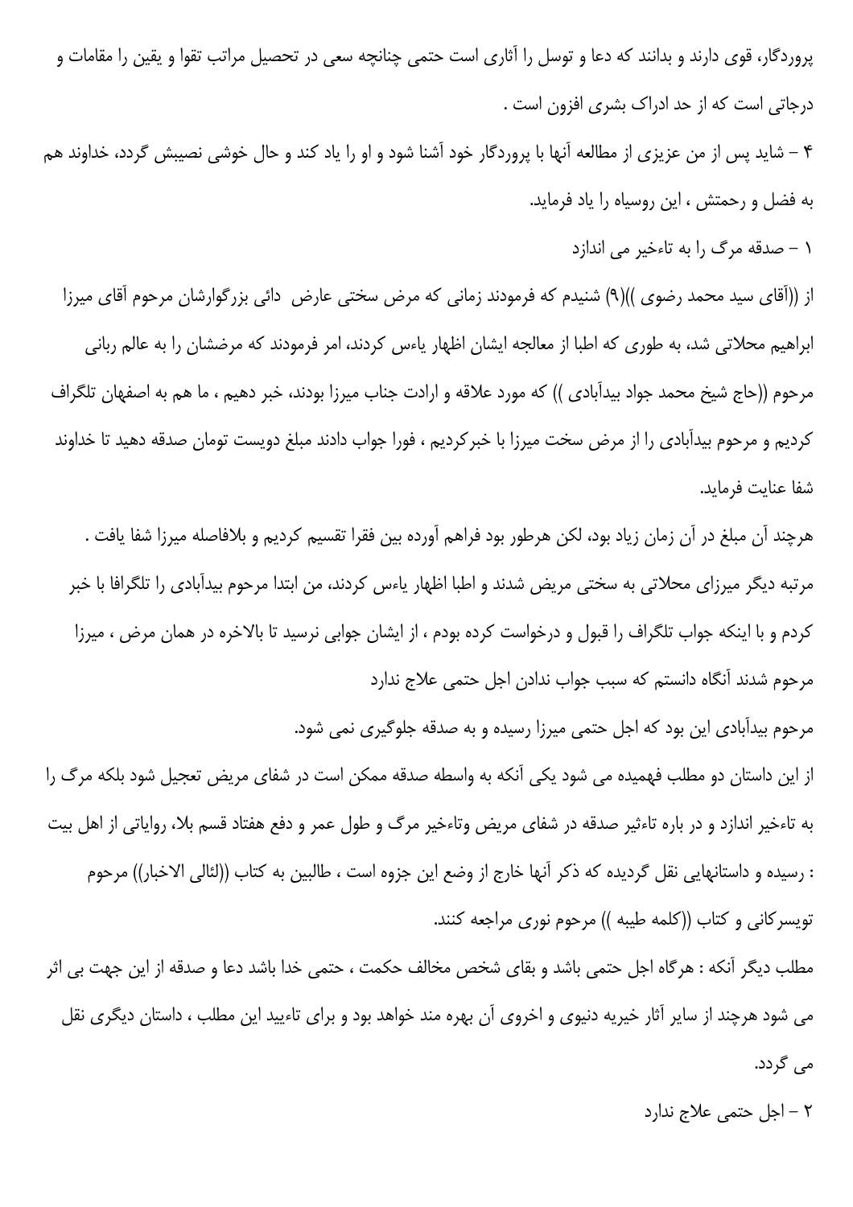پروردگار، قوی دارند و بدانند که دعا و توسل را آثاری است حتمی چنانچه سعی در تحصیل مراتب تقوا و یقین را مقامات و درجاتی است که از حد ادراک بشری افزون است .

۴ – شاید پس از من عزیزی از مطالعه آنها با پروردگار خود آشنا شود و او را یاد کند و حال خوشی نصیبش گردد، خداوند هم به فضل و رحمتش ، این روسیاه را یاد فرماید.

### ۱ – صدقه مرگ را به تاءخیر می اندازد

از ((آقای سید محمد رضوی ))(۹) شنیدم که فرمودند زمانی که مرض سختی عارض  دائی بزرگوارشان مرحوم آقای میرزا ابراهیم محلاتی شد، به طوری که اطبا از معالجه ایشان اظهار یاءس کردند، امر فرمودند که مرضشان را به عالم ربانی مرحوم ((حاج شیخ محمد جواد بیدآبادی )) که مورد علاقه و ارادت جناب میرزا بودند، خبر دهیم ، ما هم به اصفهان تلگراف کردیم و مرحوم بیدآبادی را از مرض سخت میرزا با خبرکردیم ، فورا جواب دادند مبلغ دویست تومان صدقه دهید تا خداوند شفا عنایت فرماید.

هرچند آن مبلغ در آن زمان زیاد بود، لکن هرطور بود فراهم آورده بین فقرا تقسیم کردیم و بلافاصله میرزا شفا یافت .

مرتبه دیگر میرزای محلاتی به سختی مریض شدند و اطبا اظهار یاءس کردند، من ابتدا مرحوم بیدآبادی را تلگرافا با خبر کردم و با اینکه جواب تلگراف را قبول و درخواست کرده بودم ، از ایشان جوابی نرسید تا بالاخره در همان مرض ، میرزا مرحوم شدند آنگاه دانستم که سبب جواب ندادن اجل حتمی علاج ندارد

مرحوم بیدآبادی این بود که اجل حتمی میرزا رسیده و به صدقه جلوگیری نمی شود.

از این داستان دو مطلب فهمیده می شود یکی آنکه به واسطه صدقه ممکن است در شفای مریض تعجیل شود بلکه مرگ را به تاءخیر اندازد و در باره تاءثیر صدقه در شفای مریض وتاءخیر مرگ و طول عمر و دفع هفتاد قسم بلا، روایاتی از اهل بیت : رسیده و داستانهایی نقل گردیده که ذکر آنها خارج از وضع این جزوه است ، طالبین به کتاب ((لئالی الاخبار)) مرحوم تویسرکانی و کتاب ((کلمه طیبه )) مرحوم نوری مراجعه کنند.

مطلب دیگر آنکه : هرگاه اجل حتمی باشد و بقای شخص مخالف حکمت ، حتمی خدا باشد دعا و صدقه از این جهت بی اثر می شود هرچند از سایر آثار خیریه دنیوی و اخروی آن بهره مند خواهد بود و برای تاءیید این مطلب ، داستان دیگری نقل می گردد.

### ۲ – اجل حتمی علاج ندارد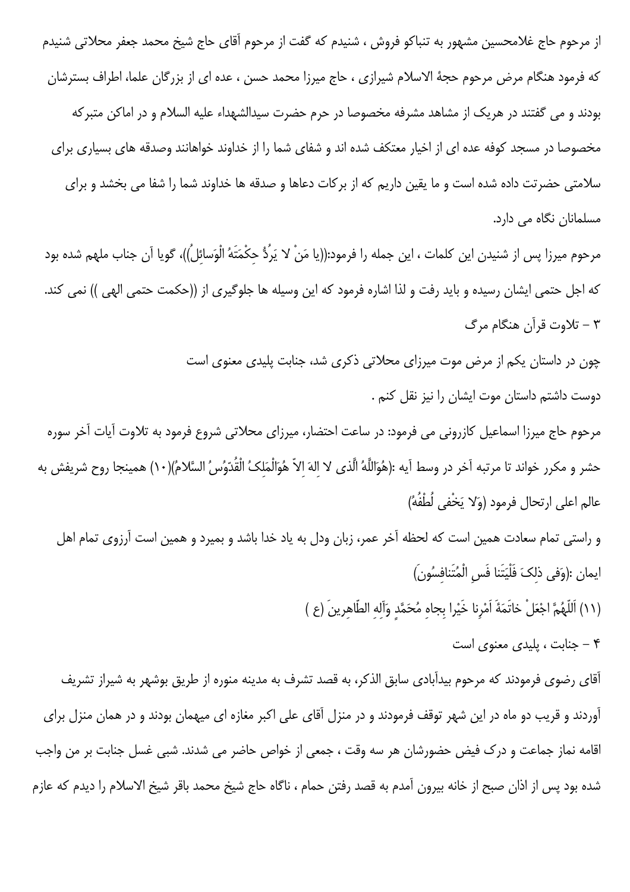از مرحوم حاج غلامحسین مشهور به تنباکو فروش ، شنیدم که گفت از مرحوم آقای حاج شیخ محمد جعفر محلاتی شنیدم که فرمود هنگام مرض مرحوم حجۀ الاسلام شیرازی ، حاج میرزا محمد حسن ، عده ای از بزرگان علما، اطراف بسترشان بودند و می گفتند در هریک از مشاهد مشرفه مخصوصا در حرم حضرت سیدالشهداء علیه السلام و در اماکن متبرکه مخصوصا در مسجد کوفه عده ای از اخیار معتکف شده اند و شفای شما را از خداوند خواهانند وصدقه های بسیاری برای سلامتی حضرتت داده شده است و ما یقین داریم که از برکات دعاها و صدقه ها خداوند شما را شفا می بخشد و برای مسلمانان نگاه می دارد.

مرحوم میرزا پس از شنیدن این کلمات ، این جمله را فرمود:((یا مَنْ لا یَرُدُّ حِکْمَتَهُ الْوَسائِلُ))، گویا آن جناب ملهم شده بود که اجل حتمی ایشان رسیده و باید رفت و لذا اشاره فرمود که این وسیله ها جلوگیری از ((حکمت حتمی الهی )) نمی کند.

### ۳ - تلاوت قرآن هنگام مرگ

چون در داستان یکم از مرض موت میرزای محلاتی ذکری شد، جنابت پلیدی معنوی است

دوست داشتم داستان موت ایشان را نیز نقل کنم .

مرحوم حاج میرزا اسماعیل کازرونی می فرمود: در ساعت احتضار، میرزای محلاتی شروع فرمود به تلاوت آیات آخر سوره حشر و مکرر خواند تا مرتبه آخر در وسط آیه :(هُوَاللَّهُ الَّذی لا اِلهَ اِلاّ هُوَالْمَلِکُ الْقُدّوُسُ السَّلامُ)(۱۰) همینجا روح شریفش به عالم اعلی ارتحال فرمود (وَلا یَخْفی لُطْفُهُ)

و راستی تمام سعادت همین است که لحظه آخر عمر، زبان ودل به یاد خدا باشد و بمیرد و همین است آرزوی تمام اهل ایمان :(وَفی ذلِکَ فَلْیَتَنا فَسِ الْمُتَنافِسُونَ)

(۱۱) اَللّهُمَّ اجْعَلْ خاتَمَةَ اَمْرِنا خَیْرا بِجاهِ مُحَمَّدٍ وَآلِهِ الطّاهِرینَ (ع )

### ۴ - جنابت ، پلیدی معنوی است

آقای رضوی فرمودند که مرحوم بیدآبادی سابق الذکر، به قصد تشرف به مدینه منوره از طریق بوشهر به شیراز تشریف آوردند و قریب دو ماه در این شهر توقف فرمودند و در منزل آقای علی اکبر مغازه ای میهمان بودند و در همان منزل برای اقامه نماز جماعت و درک فیض حضورشان هر سه وقت ، جمعی از خواص حاضر می شدند. شبی غسل جنابت بر من واجب شده بود پس از اذان صبح از خانه بیرون آمدم به قصد رفتن حمام ، ناگاه حاج شیخ محمد باقر شیخ الاسلام را دیدم که عازم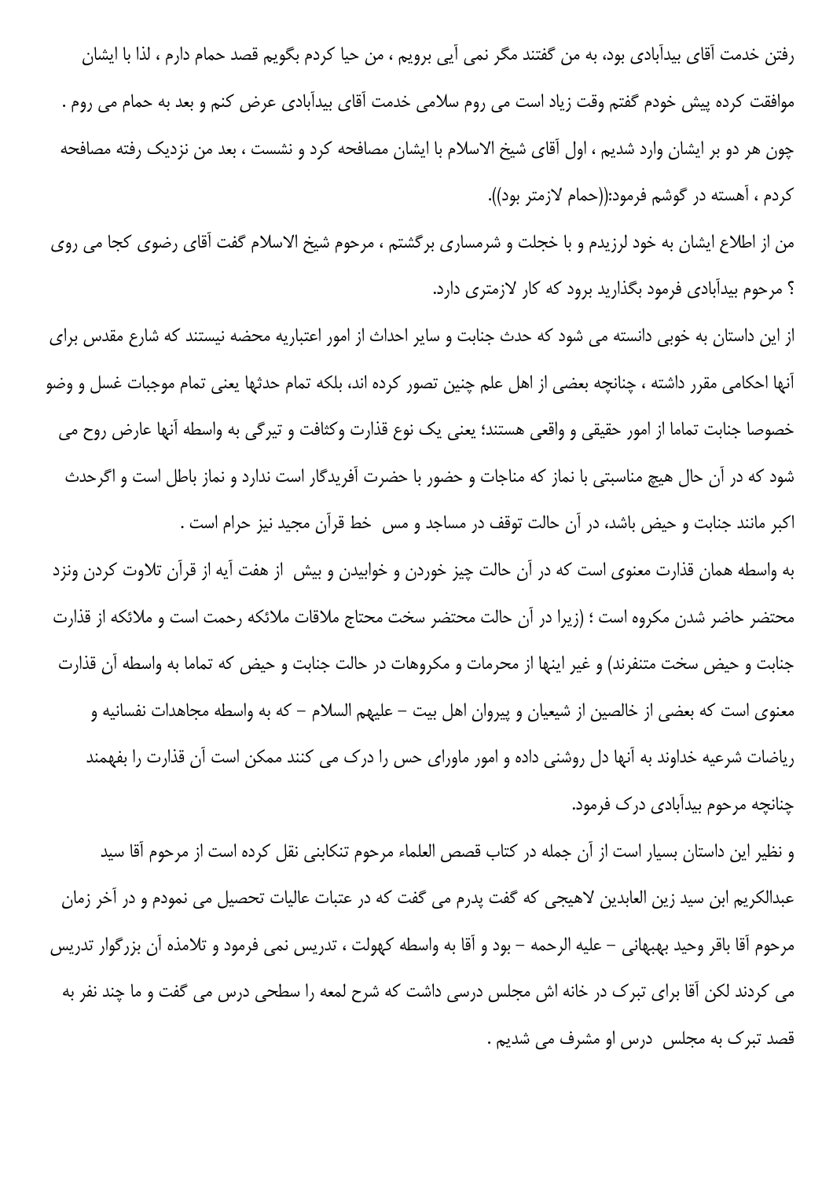رفتن خدمت آقای بیدآبادی بود، به من گفتند مگر نمی آیی برویم ، من حیا کردم بگویم قصد حمام دارم ، لذا با ایشان موافقت کرده پیش خودم گفتم وقت زیاد است می روم سلامی خدمت آقای بیدآبادی عرض کنم و بعد به حمام می روم .
چون هر دو بر ایشان وارد شدیم ، اول آقای شیخ الاسلام با ایشان مصافحه کرد و نشست ، بعد من نزدیک رفته مصافحه کردم ، آهسته در گوشم فرمود:((حمام لازمتر بود)).

من از اطلاع ایشان به خود لرزیدم و با خجلت و شرمساری برگشتم ، مرحوم شیخ الاسلام گفت آقای رضوی کجا می روی ؟ مرحوم بیدآبادی فرمود بگذارید برود که کار لازمتری دارد.

از این داستان به خوبی دانسته می شود که حدث جنابت و سایر احداث از امور اعتباریه محضه نیستند که شارع مقدس برای آنها احکامی مقرر داشته ، چنانچه بعضی از اهل علم چنین تصور کرده اند، بلکه تمام حدثها یعنی تمام موجبات غسل و وضو خصوصا جنابت تماما از امور حقیقی و واقعی هستند؛ یعنی یک نوع قذارت وکثافت و تیرگی به واسطه آنها عارض روح می شود که در آن حال هیچ مناسبتی با نماز که مناجات و حضور با حضرت آفریدگار است ندارد و نماز باطل است و اگرحدث اکبر مانند جنابت و حیض باشد، در آن حالت توقف در مساجد و مس خط قرآن مجید نیز حرام است .

به واسطه همان قذارت معنوی است که در آن حالت چیز خوردن و خوابیدن و بیش از هفت آیه از قرآن تلاوت کردن ونزد محتضر حاضر شدن مکروه است ؛ (زیرا در آن حالت محتضر سخت محتاج ملاقات ملائکه رحمت است و ملائکه از قذارت جنابت و حیض سخت متنفرند) و غیر اینها از محرمات و مکروهات در حالت جنابت و حیض که تماما به واسطه آن قذارت معنوی است که بعضی از خالصین از شیعیان و پیروان اهل بیت – علیهم السلام – که به واسطه مجاهدات نفسانیه و ریاضات شرعیه خداوند به آنها دل روشنی داده و امور ماورای حس را درک می کنند ممکن است آن قذارت را بفهمند چنانچه مرحوم بیدآبادی درک فرمود.

و نظیر این داستان بسیار است از آن جمله در کتاب قصص العلماء مرحوم تنکابنی نقل کرده است از مرحوم آقا سید عبدالکریم ابن سید زین العابدین لاهیجی که گفت پدرم می گفت که در عتبات عالیات تحصیل می نمودم و در آخر زمان مرحوم آقا باقر وحید بهبهانی – علیه الرحمه – بود و آقا به واسطه کهولت ، تدریس نمی فرمود و تلامذه آن بزرگوار تدریس می کردند لکن آقا برای تبرک در خانه اش مجلس درسی داشت که شرح لمعه را سطحی درس می گفت و ما چند نفر به قصد تبرک به مجلس درس او مشرف می شدیم .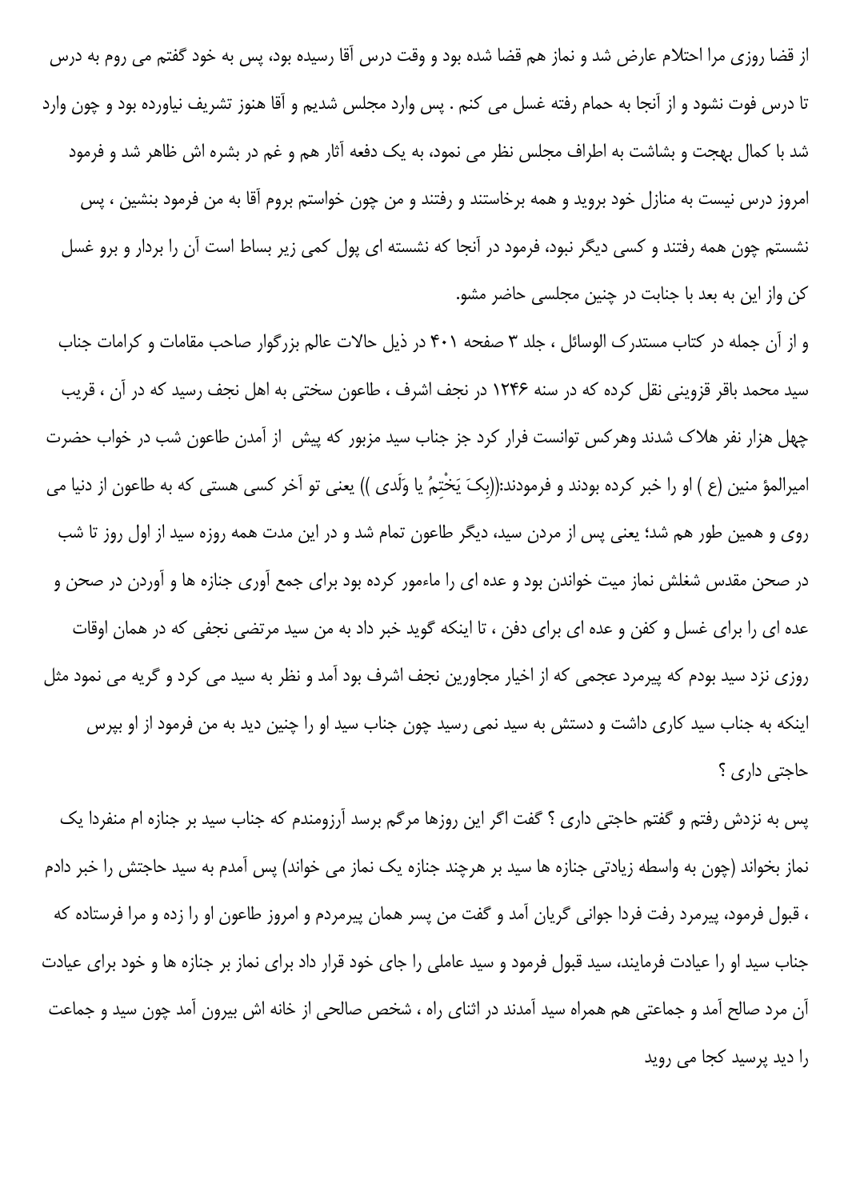از قضا روزی مرا احتلام عارض شد و نماز هم قضا شده بود و وقت درس آقا رسیده بود، پس به خود گفتم می روم به درس تا درس فوت نشود و از آنجا به حمام رفته غسل می کنم . پس وارد مجلس شدیم و آقا هنوز تشریف نیاورده بود و چون وارد شد با کمال بهجت و بشاشت به اطراف مجلس نظر می نمود، به یک دفعه آثار هم و غم در بشره اش ظاهر شد و فرمود امروز درس نیست به منازل خود بروید و همه برخاستند و رفتند و من چون خواستم بروم آقا به من فرمود بنشین ، پس نشستم چون همه رفتند و کسی دیگر نبود، فرمود در آنجا که نشسته ای پول کمی زیر بساط است آن را بردار و برو غسل کن واز این به بعد با جنابت در چنین مجلسی حاضر مشو.

و از آن جمله در کتاب مستدرک الوسائل ، جلد ۳ صفحه ۴۰۱ در ذیل حالات عالم بزرگوار صاحب مقامات و کرامات جناب سید محمد باقر قزوینی نقل کرده که در سنه ۱۲۴۶ در نجف اشرف ، طاعون سختی به اهل نجف رسید که در آن ، قریب چهل هزار نفر هلاک شدند وهرکس توانست فرار کرد جز جناب سید مزبور که پیش  از آمدن طاعون شب در خواب حضرت امیرالمؤ منین (ع ) او را خبر کرده بودند و فرمودند:((بِکَ یَخْتِمُ یا وَلَدی )) یعنی تو آخر کسی هستی که به طاعون از دنیا می روی و همین طور هم شد؛ یعنی پس از مردن سید، دیگر طاعون تمام شد و در این مدت همه روزه سید از اول روز تا شب در صحن مقدس شغلش نماز میت خواندن بود و عده ای را ماءمور کرده بود برای جمع آوری جنازه ها و آوردن در صحن و عده ای را برای غسل و کفن و عده ای برای دفن ، تا اینکه گوید خبر داد به من سید مرتضی نجفی که در همان اوقات روزی نزد سید بودم که پیرمرد عجمی که از اخیار مجاورین نجف اشرف بود آمد و نظر به سید می کرد و گریه می نمود مثل اینکه به جناب سید کاری داشت و دستش به سید نمی رسید چون جناب سید او را چنین دید به من فرمود از او بپرس حاجتی داری ؟

پس به نزدش رفتم و گفتم حاجتی داری ؟ گفت اگر این روزها مرگم برسد آرزومندم که جناب سید بر جنازه ام منفردا یک نماز بخواند (چون به واسطه زیادتی جنازه ها سید بر هرچند جنازه یک نماز می خواند) پس آمدم به سید حاجتش را خبر دادم ، قبول فرمود، پیرمرد رفت فردا جوانی گریان آمد و گفت من پسر همان پیرمردم و امروز طاعون او را زده و مرا فرستاده که جناب سید او را عیادت فرمایند، سید قبول فرمود و سید عاملی را جای خود قرار داد برای نماز بر جنازه ها و خود برای عیادت آن مرد صالح آمد و جماعتی هم همراه سید آمدند در اثنای راه ، شخص صالحی از خانه اش بیرون آمد چون سید و جماعت را دید پرسید کجا می روید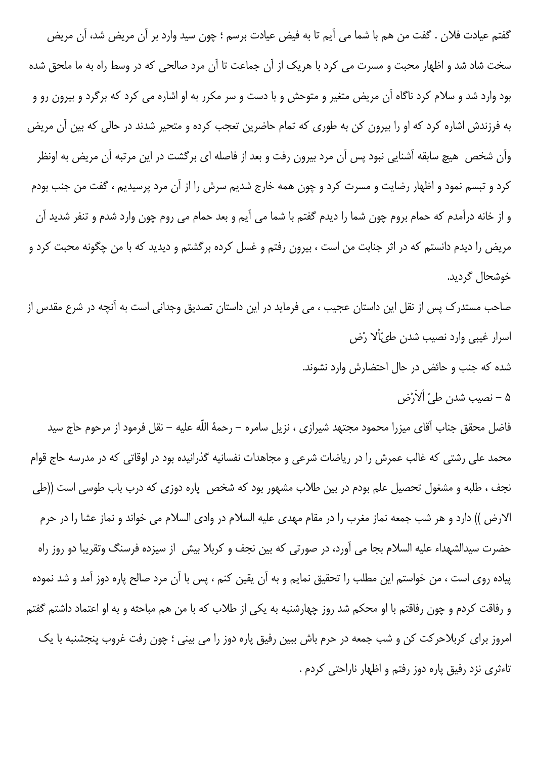گفتم عیادت فلان . گفت من هم با شما می آیم تا به فیض عیادت برسم ؛ چون سید وارد بر آن مریض شد، آن مریض سخت شاد شد و اظهار محبت و مسرت می کرد با هریک از آن جماعت تا آن مرد صالحی که در وسط راه به ما ملحق شده بود وارد شد و سلام کرد ناگاه آن مریض متغیر و متوحش و با دست و سر مکرر به او اشاره می کرد که برگرد و بیرون رو و به فرزندش اشاره کرد که او را بیرون کن به طوری که تمام حاضرین تعجب کرده و متحیر شدند در حالی که بین آن مریض وآن شخص  هیچ سابقه آشنایی نبود پس آن مرد بیرون رفت و بعد از فاصله ای برگشت در این مرتبه آن مریض به اونظر کرد و تبسم نمود و اظهار رضایت و مسرت کرد و چون همه خارج شدیم سرش را از آن مرد پرسیدیم ، گفت من جنب بودم و از خانه درآمدم که حمام بروم چون شما را دیدم گفتم با شما می آیم و بعد حمام می روم چون وارد شدم و تنفر شدید آن مریض را دیدم دانستم که در اثر جنابت من است ، بیرون رفتم و غسل کرده برگشتم و دیدید که با من چگونه محبت کرد و خوشحال گردید.

صاحب مستدرک پس از نقل این داستان عجیب ، می فرماید در این داستان تصدیق وجدانی است به آنچه در شرع مقدس از اسرار غیبی وارد نصیب شدن طیّ‌اْلا رْض

شده که جنب و حائض در حال احتضارش وارد نشوند.

## ۵ – نصیب شدن طیّ اْلاَرْض

فاضل محقق جناب آقای میرزا محمود مجتهد شیرازی ، نزیل سامره – رحمهٔ اللّه علیه – نقل فرمود از مرحوم حاج سید محمد علی رشتی که غالب عمرش را در ریاضات شرعی و مجاهدات نفسانیه گذرانیده بود در اوقاتی که در مدرسه حاج قوام نجف ، طلبه و مشغول تحصیل علم بودم در بین طلاب مشهور بود که شخص  پاره دوزی که درب باب طوسی است ((طی الارض )) دارد و هر شب جمعه نماز مغرب را در مقام مهدی علیه السلام در وادی السلام می خواند و نماز عشا را در حرم حضرت سیدالشهداء علیه السلام بجا می آورد، در صورتی که بین نجف و کربلا بیش  از سیزده فرسنگ وتقریبا دو روز راه پیاده روی است ، من خواستم این مطلب را تحقیق نمایم و به آن یقین کنم ، پس با آن مرد صالح پاره دوز آمد و شد نموده و رفاقت کردم و چون رفاقتم با او محکم شد روز چهارشنبه به یکی از طلاب که با من هم مباحثه و به او اعتماد داشتم گفتم امروز برای کربلاحرکت کن و شب جمعه در حرم باش ببین رفیق پاره دوز را می بینی ؛ چون رفت غروب پنجشنبه با یک تاءثری نزد رفیق پاره دوز رفتم و اظهار ناراحتی کردم .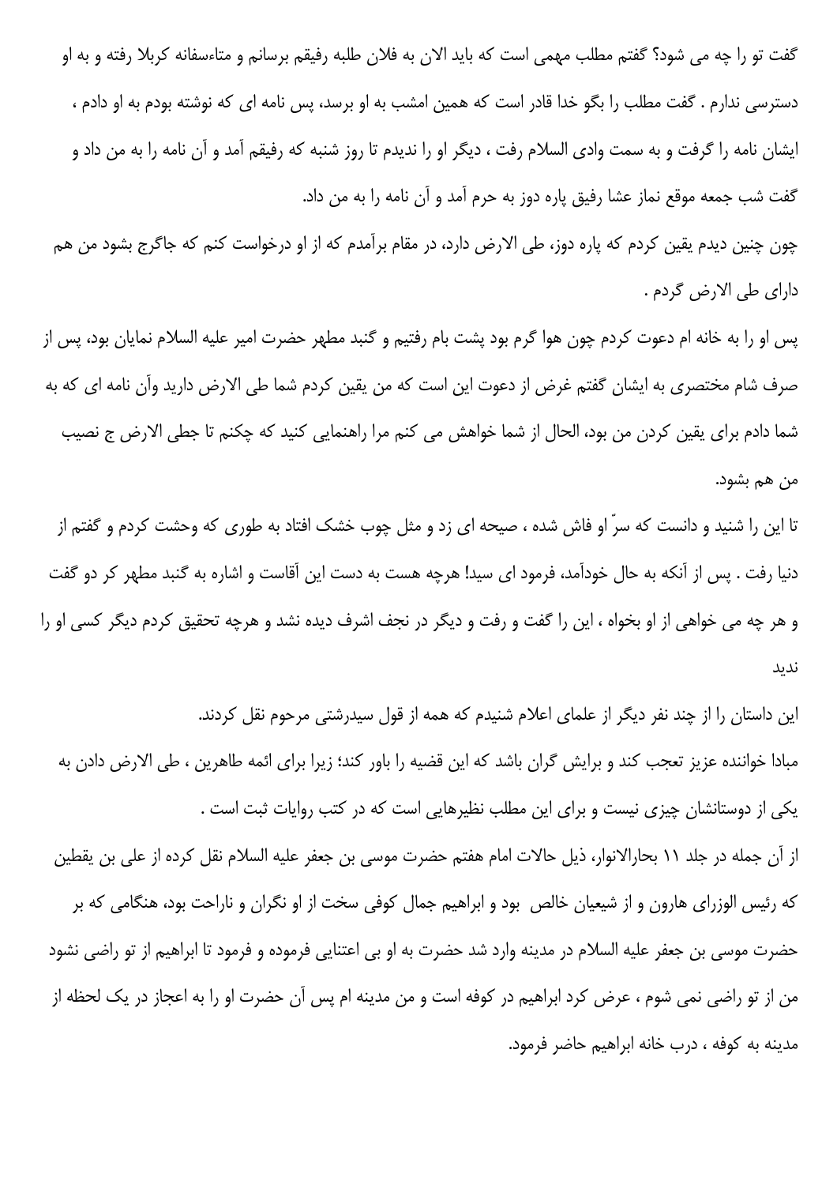گفت تو را چه می شود؟ گفتم مطلب مهمی است که باید الان به فلان طلبه رفیقم برسانم و متاءسفانه کربلا رفته و به او دسترسی ندارم . گفت مطلب را بگو خدا قادر است که همین امشب به او برسد، پس نامه ای که نوشته بودم به او دادم ، ایشان نامه را گرفت و به سمت وادی السلام رفت ، دیگر او را ندیدم تا روز شنبه که رفیقم آمد و آن نامه را به من داد و گفت شب جمعه موقع نماز عشا رفیق پاره دوز به حرم آمد و آن نامه را به من داد.

چون چنین دیدم یقین کردم که پاره دوز، طی الارض دارد، در مقام برآمدم که از او درخواست کنم که جاگرج بشود من هم دارای طی الارض گردم .

پس او را به خانه ام دعوت کردم چون هوا گرم بود پشت بام رفتیم و گنبد مطهر حضرت امیر علیه السلام نمایان بود، پس از صرف شام مختصری به ایشان گفتم غرض از دعوت این است که من یقین کردم شما طی الارض دارید وآن نامه ای که به شما دادم برای یقین کردن من بود، الحال از شما خواهش می کنم مرا راهنمایی کنید که چکنم تا جطی الارض ج نصیب من هم بشود.

تا این را شنید و دانست که سرّ او فاش شده ، صیحه ای زد و مثل چوب خشک افتاد به طوری که وحشت کردم و گفتم از دنیا رفت . پس از آنکه به حال خودآمد، فرمود ای سید! هرچه هست به دست این آقاست و اشاره به گنبد مطهر کر دو گفت و هر چه می خواهی از او بخواه ، این را گفت و رفت و دیگر در نجف اشرف دیده نشد و هرچه تحقیق کردم دیگر کسی او را ندید

این داستان را از چند نفر دیگر از علمای اعلام شنیدم که همه از قول سیدرشتی مرحوم نقل کردند.

مبادا خواننده عزیز تعجب کند و برایش گران باشد که این قضیه را باور کند؛ زیرا برای ائمه طاهرین ، طی الارض دادن به یکی از دوستانشان چیزی نیست و برای این مطلب نظیرهایی است که در کتب روایات ثبت است .

از آن جمله در جلد ۱۱ بحارالانوار، ذیل حالات امام هفتم حضرت موسی بن جعفر علیه السلام نقل کرده از علی بن یقطین که رئیس الوزرای هارون و از شیعیان خالص بود و ابراهیم جمال کوفی سخت از او نگران و ناراحت بود، هنگامی که بر حضرت موسی بن جعفر علیه السلام در مدینه وارد شد حضرت به او بی اعتنایی فرموده و فرمود تا ابراهیم از تو راضی نشود من از تو راضی نمی شوم ، عرض کرد ابراهیم در کوفه است و من مدینه ام پس آن حضرت او را به اعجاز در یک لحظه از مدینه به کوفه ، درب خانه ابراهیم حاضر فرمود.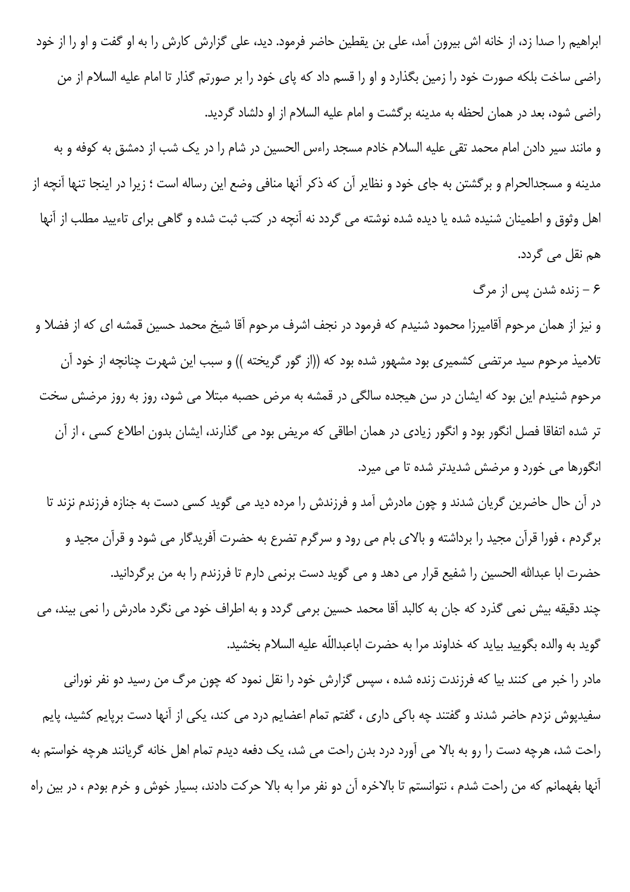ابراهیم را صدا زد، از خانه اش بیرون آمد، علی بن یقطین حاضر فرمود. دید، علی گزارش کارش را به او گفت و او را از خود راضی ساخت بلکه صورت خود را زمین بگذارد و او را قسم داد که پای خود را بر صورتم گذار تا امام علیه السلام از من راضی شود، بعد در همان لحظه به مدینه برگشت و امام علیه السلام از او دلشاد گردید.

و مانند سیر دادن امام محمد تقی علیه السلام خادم مسجد راءس الحسین در شام را در یک شب از دمشق به کوفه و به مدینه و مسجدالحرام و برگشتن به جای خود و نظایر آن که ذکر آنها منافی وضع این رساله است ؛ زیرا در اینجا تنها آنچه از اهل وثوق و اطمینان شنیده شده یا دیده شده نوشته می گردد نه آنچه در کتب ثبت شده و گاهی برای تاءیید مطلب از آنها هم نقل می گردد.

۶ - زنده شدن پس از مرگ

و نیز از همان مرحوم آقامیرزا محمود شنیدم که فرمود در نجف اشرف مرحوم آقا شیخ محمد حسین قمشه ای که از فضلا و تلامیذ مرحوم سید مرتضی کشمیری بود مشهور شده بود که ((از گور گریخته )) و سبب این شهرت چنانچه از خود آن مرحوم شنیدم این بود که ایشان در سن هیجده سالگی در قمشه به مرض حصبه مبتلا می شود، روز به روز مرضش سخت تر شده اتفاقا فصل انگور بود و انگور زیادی در همان اطاقی که مریض بود می گذارند، ایشان بدون اطلاع کسی ، از آن انگورها می خورد و مرضش شدیدتر شده تا می میرد.

در آن حال حاضرین گریان شدند و چون مادرش آمد و فرزندش را مرده دید می گوید کسی دست به جنازه فرزندم نزند تا برگردم ، فورا قرآن مجید را برداشته و بالای بام می رود و سرگرم تضرع به حضرت آفریدگار می شود و قرآن مجید و حضرت ابا عبدالله الحسین را شفیع قرار می دهد و می گوید دست برنمی دارم تا فرزندم را به من برگردانید.

چند دقیقه بیش نمی گذرد که جان به کالبد آقا محمد حسین برمی گردد و به اطراف خود می نگرد مادرش را نمی بیند، می گوید به والده بگویید بیاید که خداوند مرا به حضرت اباعبداللّه علیه السلام بخشید.

مادر را خبر می کنند بیا که فرزندت زنده شده ، سپس گزارش خود را نقل نمود که چون مرگ من رسید دو نفر نورانی سفیدپوش نزدم حاضر شدند و گفتند چه باکی داری ، گفتم تمام اعضایم درد می کند، یکی از آنها دست برپایم کشید، پایم راحت شد، هرچه دست را رو به بالا می آورد درد بدن راحت می شد، یک دفعه دیدم تمام اهل خانه گریانند هرچه خواستم به آنها بفهمانم که من راحت شدم ، نتوانستم تا بالاخره آن دو نفر مرا به بالا حرکت دادند، بسیار خوش و خرم بودم ، در بین راه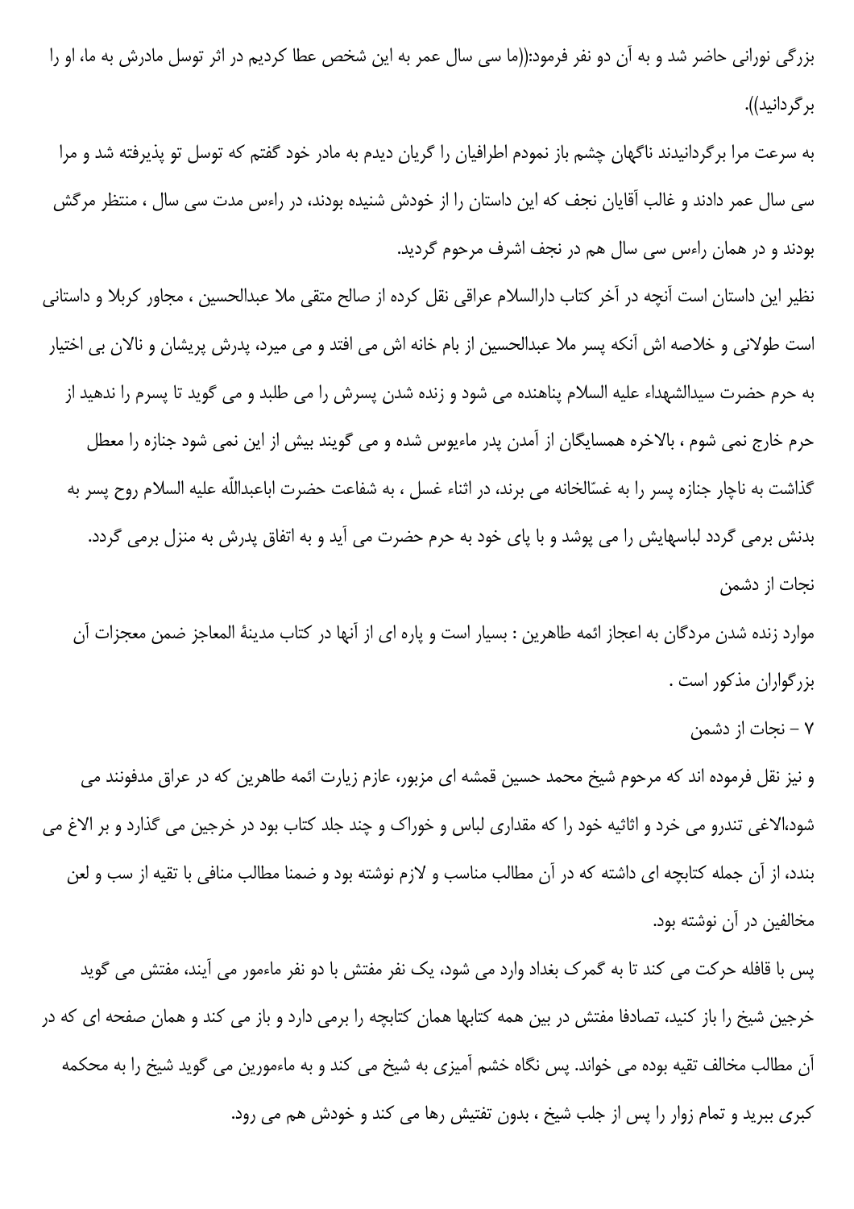بزرگی نورانی حاضر شد و به آن دو نفر فرمود:((ما سی سال عمر به این شخص عطا کردیم در اثر توسل مادرش به ما، او را برگردانید)).

به سرعت مرا برگردانیدند ناگهان چشم باز نمودم اطرافیان را گریان دیدم به مادر خود گفتم که توسل تو پذیرفته شد و مرا سی سال عمر دادند و غالب آقایان نجف که این داستان را از خودش شنیده بودند، در راءس مدت سی سال ، منتظر مرگش بودند و در همان راءس سی سال هم در نجف اشرف مرحوم گردید.

نظیر این داستان است آنچه در آخر کتاب دارالسلام عراقی نقل کرده از صالح متقی ملا عبدالحسین ، مجاور کربلا و داستانی است طولانی و خلاصه اش آنکه پسر ملا عبدالحسین از بام خانه اش می افتد و می میرد، پدرش پریشان و نالان بی اختیار به حرم حضرت سیدالشهداء علیه السلام پناهنده می شود و زنده شدن پسرش را می طلبد و می گوید تا پسرم را ندهید از حرم خارج نمی شوم ، بالاخره همسایگان از آمدن پدر ماءیوس شده و می گویند بیش از این نمی شود جنازه را معطل گذاشت به ناچار جنازه پسر را به غسّالخانه می برند، در اثناء غسل ، به شفاعت حضرت اباعبداللّه علیه السلام روح پسر به بدنش برمی گردد لباسهایش را می پوشد و با پای خود به حرم حضرت می آید و به اتفاق پدرش به منزل برمی گردد.

نجات از دشمن

موارد زنده شدن مردگان به اعجاز ائمه طاهرین : بسیار است و پاره ای از آنها در کتاب مدینهٔ المعاجز ضمن معجزات آن بزرگواران مذکور است .

۷ - نجات از دشمن

و نیز نقل فرموده اند که مرحوم شیخ محمد حسین قمشه ای مزبور، عازم زیارت ائمه طاهرین که در عراق مدفونند می شود،الاغی تندرو می خرد و اثاثیه خود را که مقداری لباس و خوراک و چند جلد کتاب بود در خرجین می گذارد و بر الاغ می بندد، از آن جمله کتابچه ای داشته که در آن مطالب مناسب و لازم نوشته بود و ضمنا مطالب منافی با تقیه از سب و لعن مخالفین در آن نوشته بود.

پس با قافله حرکت می کند تا به گمرک بغداد وارد می شود، یک نفر مفتش با دو نفر ماءمور می آیند، مفتش می گوید خرجین شیخ را باز کنید، تصادفا مفتش در بین همه کتابها همان کتابچه را برمی دارد و باز می کند و همان صفحه ای که در آن مطالب مخالف تقیه بوده می خواند. پس نگاه خشم آمیزی به شیخ می کند و به ماءمورین می گوید شیخ را به محکمه کبری ببرید و تمام زوار را پس از جلب شیخ ، بدون تفتیش رها می کند و خودش هم می رود.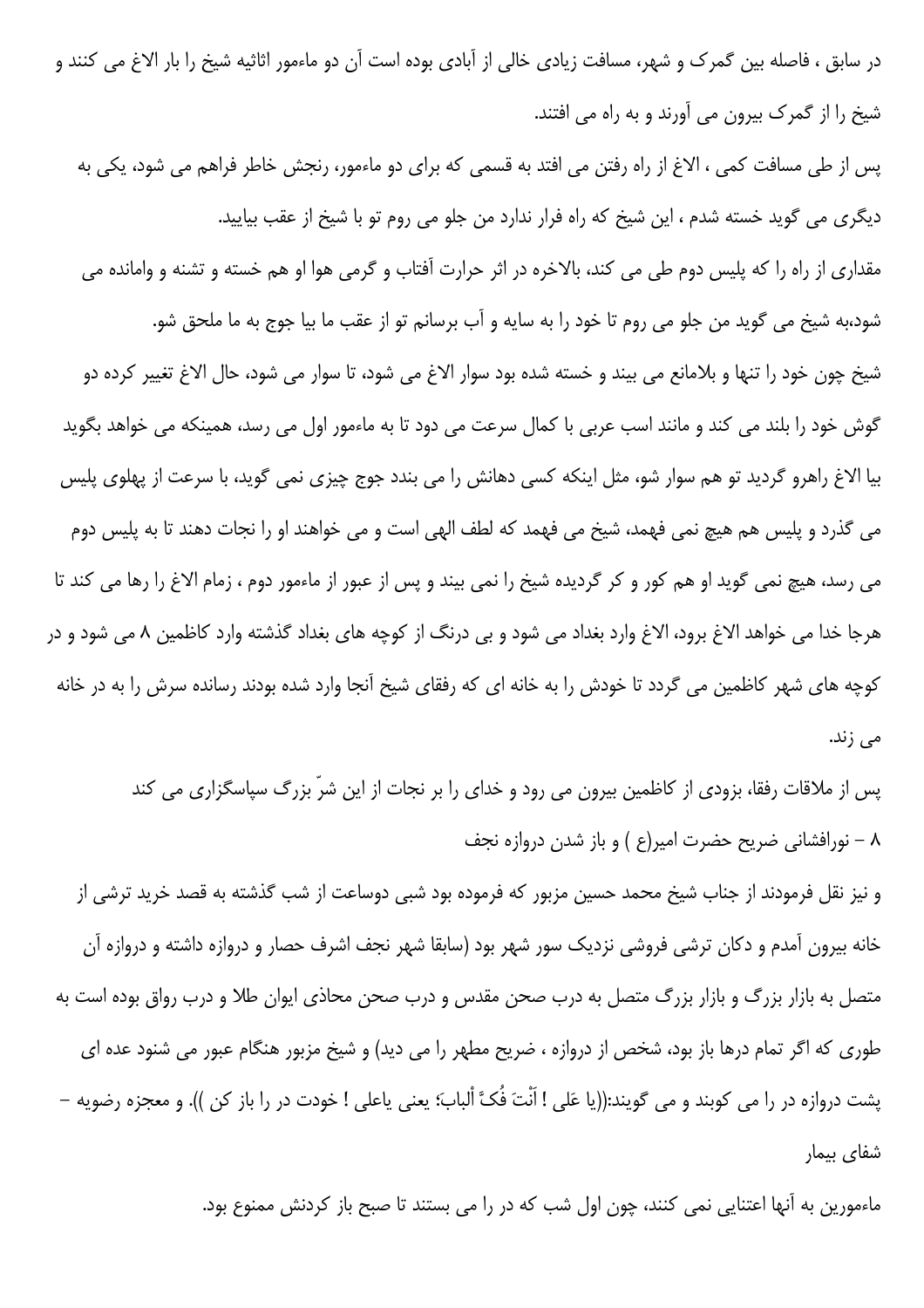در سابق ، فاصله بین گمرک و شهر، مسافت زیادی خالی از آبادی بوده است آن دو ماءمور اثاثیه شیخ را بار الاغ می کنند و شیخ را از گمرک بیرون می آورند و به راه می افتند.

پس از طی مسافت کمی ، الاغ از راه رفتن می افتد به قسمی که برای دو ماءمور، رنجش خاطر فراهم می شود، یکی به دیگری می گوید خسته شدم ، این شیخ که راه فرار ندارد من جلو می روم تو با شیخ از عقب بیایید.

مقداری از راه را که پلیس دوم طی می کند، بالاخره در اثر حرارت آفتاب و گرمی هوا او هم خسته و تشنه و وامانده می شود،به شیخ می گوید من جلو می روم تا خود را به سایه و آب برسانم تو از عقب ما بیا جوج به ما ملحق شو.

شیخ چون خود را تنها و بلامانع می بیند و خسته شده بود سوار الاغ می شود، تا سوار می شود، حال الاغ تغییر کرده دو گوش خود را بلند می کند و مانند اسب عربی با کمال سرعت می دود تا به ماءمور اول می رسد، همینکه می خواهد بگوید بیا الاغ راهرو گردید تو هم سوار شو، مثل اینکه کسی دهانش را می بندد جوج چیزی نمی گوید، با سرعت از پهلوی پلیس می گذرد و پلیس هم هیچ نمی فهمد، شیخ می فهمد که لطف الهی است و می خواهند او را نجات دهند تا به پلیس دوم می رسد، هیچ نمی گوید او هم کور و کر گردیده شیخ را نمی بیند و پس از عبور از ماءمور دوم ، زمام الاغ را رها می کند تا هرجا خدا می خواهد الاغ برود، الاغ وارد بغداد می شود و بی درنگ از کوچه های بغداد گذشته وارد کاظمین ۸ می شود و در کوچه های شهر کاظمین می گردد تا خودش را به خانه ای که رفقای شیخ آنجا وارد شده بودند رسانده سرش را به در خانه می زند.

پس از ملاقات رفقا، بزودی از کاظمین بیرون می رود و خدای را بر نجات از این شرّ بزرگ سپاسگزاری می کند

۸ – نورافشانی ضریح حضرت امیر(ع ) و باز شدن دروازه نجف

و نیز نقل فرمودند از جناب شیخ محمد حسین مزبور که فرموده بود شبی دوساعت از شب گذشته به قصد خرید ترشی از خانه بیرون آمدم و دکان ترشی فروشی نزدیک سور شهر بود (سابقا شهر نجف اشرف حصار و دروازه داشته و دروازه آن متصل به بازار بزرگ و بازار بزرگ متصل به درب صحن مقدس و درب صحن محاذی ایوان طلا و درب رواق بوده است به طوری که اگر تمام درها باز بود، شخص از دروازه ، ضریح مطهر را می دید) و شیخ مزبور هنگام عبور می شنود عده ای پشت دروازه در را می کوبند و می گویند:((یا عَلی ! أنْتَ فُکَّ ألْباب؛ یعنی یاعلی ! خودت در را باز کن )). و معجزه رضویه – شفای بیمار

ماءمورین به آنها اعتنایی نمی کنند، چون اول شب که در را می بستند تا صبح باز کردنش ممنوع بود.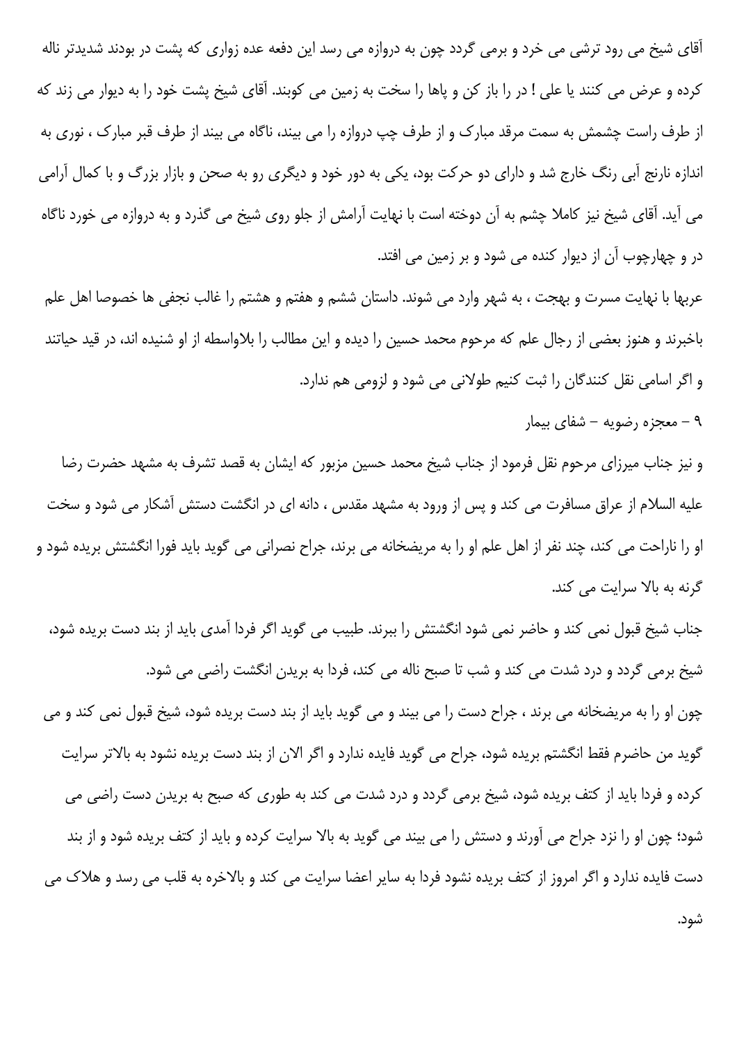آقای شیخ می رود ترشی می خرد و برمی گردد چون به دروازه می رسد این دفعه عده زواری که پشت در بودند شدیدتر ناله کرده و عرض می کنند یا علی ! در را باز کن و پاها را سخت به زمین می کوبند. آقای شیخ پشت خود را به دیوار می زند که از طرف راست چشمش به سمت مرقد مبارک و از طرف چپ دروازه را می بیند، ناگاه می بیند از طرف قبر مبارک ، نوری به اندازه نارنج آبی رنگ خارج شد و دارای دو حرکت بود، یکی به دور خود و دیگری رو به صحن و بازار بزرگ و با کمال آرامی می آید. آقای شیخ نیز کاملا چشم به آن دوخته است با نهایت آرامش از جلو روی شیخ می گذرد و به دروازه می خورد ناگاه در و چهارچوب آن از دیوار کنده می شود و بر زمین می افتد.

عربها با نهایت مسرت و بهجت ، به شهر وارد می شوند. داستان ششم و هفتم و هشتم را غالب نجفی ها خصوصا اهل علم باخبرند و هنوز بعضی از رجال علم که مرحوم محمد حسین را دیده و این مطالب را بلاواسطه از او شنیده اند، در قید حیاتند و اگر اسامی نقل کنندگان را ثبت کنیم طولانی می شود و لزومی هم ندارد.

۹ – معجزه رضویه – شفای بیمار

و نیز جناب میرزای مرحوم نقل فرمود از جناب شیخ محمد حسین مزبور که ایشان به قصد تشرف به مشهد حضرت رضا علیه السلام از عراق مسافرت می کند و پس از ورود به مشهد مقدس ، دانه ای در انگشت دستش آشکار می شود و سخت او را ناراحت می کند، چند نفر از اهل علم او را به مریضخانه می برند، جراح نصرانی می گوید باید فورا انگشتش بریده شود و گرنه به بالا سرایت می کند.

جناب شیخ قبول نمی کند و حاضر نمی شود انگشتش را ببرند. طبیب می گوید اگر فردا آمدی باید از بند دست بریده شود، شیخ برمی گردد و درد شدت می کند و شب تا صبح ناله می کند، فردا به بریدن انگشت راضی می شود.

چون او را به مریضخانه می برند ، جراح دست را می بیند و می گوید باید از بند دست بریده شود، شیخ قبول نمی کند و می گوید من حاضرم فقط انگشتم بریده شود، جراح می گوید فایده ندارد و اگر الان از بند دست بریده نشود به بالاتر سرایت کرده و فردا باید از کتف بریده شود، شیخ برمی گردد و درد شدت می کند به طوری که صبح به بریدن دست راضی می شود؛ چون او را نزد جراح می آورند و دستش را می بیند می گوید به بالا سرایت کرده و باید از کتف بریده شود و از بند دست فایده ندارد و اگر امروز از کتف بریده نشود فردا به سایر اعضا سرایت می کند و بالاخره به قلب می رسد و هلاک می شود.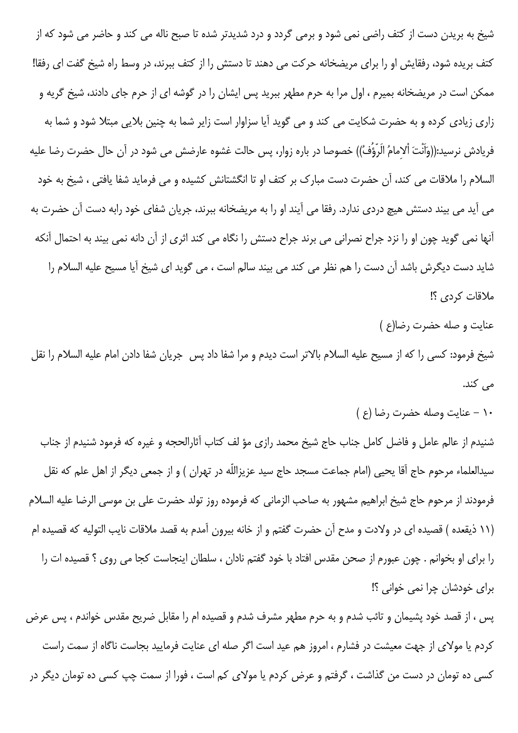شیخ به بریدن دست از کتف راضی نمی شود و برمی گردد و درد شدیدتر شده تا صبح ناله می کند و حاضر می شود که از کتف بریده شود، رفقایش او را برای مریضخانه حرکت می دهند تا دستش را از کتف ببرند، در وسط راه شیخ گفت ای رفقا! ممکن است در مریضخانه بمیرم ، اول مرا به حرم مطهر ببرید پس ایشان را در گوشه ای از حرم جای دادند، شیخ گریه و زاری زیادی کرده و به حضرت شکایت می کند و می گوید آیا سزاوار است زایر شما به چنین بلایی مبتلا شود و شما به فریادش نرسید:((وَاَنْتَ اْلاِمامُ الرَّؤُفُ)) خصوصا در باره زوار، پس حالت غشوه عارضش می شود در آن حال حضرت رضا علیه السلام را ملاقات می کند، آن حضرت دست مبارک بر کتف او تا انگشتانش کشیده و می فرماید شفا یافتی ، شیخ به خود می آید می بیند دستش هیچ دردی ندارد. رفقا می آیند او را به مریضخانه ببرند، جریان شفای خود رابه دست آن حضرت به آنها نمی گوید چون او را نزد جراح نصرانی می برند جراح دستش را نگاه می کند اثری از آن دانه نمی بیند به احتمال آنکه شاید دست دیگرش باشد آن دست را هم نظر می کند می بیند سالم است ، می گوید ای شیخ آیا مسیح علیه السلام را ملاقات کردی ؟!

عنایت و صله حضرت رضا(ع )

شیخ فرمود: کسی را که از مسیح علیه السلام بالاتر است دیدم و مرا شفا داد پس جریان شفا دادن امام علیه السلام را نقل می کند.

۱۰ - عنایت وصله حضرت رضا (ع )

شنیدم از عالم عامل و فاضل کامل جناب حاج شیخ محمد رازی مؤ لف کتاب آثارالحجه و غیره که فرمود شنیدم از جناب سیدالعلماء مرحوم حاج آقا یحیی (امام جماعت مسجد حاج سید عزیزاللّه در تهران ) و از جمعی دیگر از اهل علم که نقل فرمودند از مرحوم حاج شیخ ابراهیم مشهور به صاحب الزمانی که فرموده روز تولد حضرت علی بن موسی الرضا علیه السلام (۱۱ ذیقعده ) قصیده ای در ولادت و مدح آن حضرت گفتم و از خانه بیرون آمدم به قصد ملاقات نایب التولیه که قصیده ام را برای او بخوانم . چون عبورم از صحن مقدس افتاد با خود گفتم نادان ، سلطان اینجاست کجا می روی ؟ قصیده ات را برای خودشان چرا نمی خوانی ؟!

پس ، از قصد خود پشیمان و تائب شدم و به حرم مطهر مشرف شدم و قصیده ام را مقابل ضریح مقدس خواندم ، پس عرض کردم یا مولای از جهت معیشت در فشارم ، امروز هم عید است اگر صله ای عنایت فرمایید بجاست ناگاه از سمت راست کسی ده تومان در دست من گذاشت ، گرفتم و عرض کردم یا مولای کم است ، فورا از سمت چپ کسی ده تومان دیگر در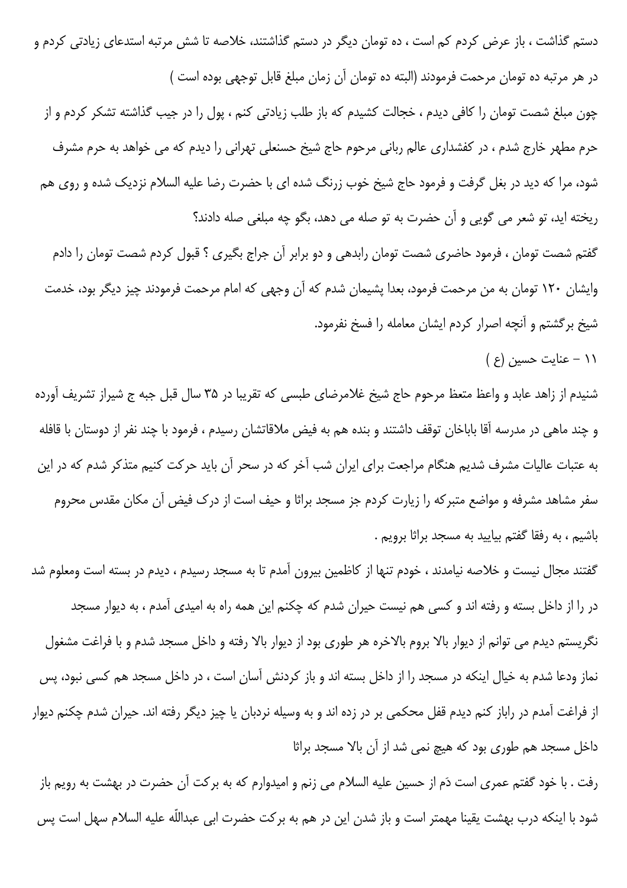دستم گذاشت ، باز عرض کردم کم است ، ده تومان دیگر در دستم گذاشتند، خلاصه تا شش مرتبه استدعای زیادتی کردم و در هر مرتبه ده تومان مرحمت فرمودند (البته ده تومان آن زمان مبلغ قابل توجهی بوده است )

چون مبلغ شصت تومان را کافی دیدم ، خجالت کشیدم که باز طلب زیادتی کنم ، پول را در جیب گذاشته تشکر کردم و از حرم مطهر خارج شدم ، در کفشداری عالم ربانی مرحوم حاج شیخ حسنعلی تهرانی را دیدم که می خواهد به حرم مشرف شود، مرا که دید در بغل گرفت و فرمود حاج شیخ خوب زرنگ شده ای با حضرت رضا علیه السلام نزدیک شده و روی هم ریخته اید، تو شعر می گویی و آن حضرت به تو صله می دهد، بگو چه مبلغی صله دادند؟

گفتم شصت تومان ، فرمود حاضری شصت تومان رابدهی و دو برابر آن جراج بگیری ؟ قبول کردم شصت تومان را دادم وایشان ۱۲۰ تومان به من مرحمت فرمود، بعدا پشیمان شدم که آن وجهی که امام مرحمت فرمودند چیز دیگر بود، خدمت شیخ برگشتم و آنچه اصرار کردم ایشان معامله را فسخ نفرمود.

۱۱ – عنایت حسین (ع )

شنیدم از زاهد عابد و واعظ متعظ مرحوم حاج شیخ غلامرضای طبسی که تقریبا در ۳۵ سال قبل جبه ج شیراز تشریف آورده و چند ماهی در مدرسه آقا باباخان توقف داشتند و بنده هم به فیض ملاقاتشان رسیدم ، فرمود با چند نفر از دوستان با قافله به عتبات عالیات مشرف شدیم هنگام مراجعت برای ایران شب آخر که در سحر آن باید حرکت کنیم متذکر شدم که در این سفر مشاهد مشرفه و مواضع متبرکه را زیارت کردم جز مسجد براثا و حیف است از درک فیض آن مکان مقدس محروم باشیم ، به رفقا گفتم بیایید به مسجد براثا برویم .

گفتند مجال نیست و خلاصه نیامدند ، خودم تنها از کاظمین بیرون آمدم تا به مسجد رسیدم ، دیدم در بسته است ومعلوم شد در را از داخل بسته و رفته اند و کسی هم نیست حیران شدم که چکنم این همه راه به امیدی آمدم ، به دیوار مسجد نگریستم دیدم می توانم از دیوار بالا بروم بالاخره هر طوری بود از دیوار بالا رفته و داخل مسجد شدم و با فراغت مشغول نماز ودعا شدم به خیال اینکه در مسجد را از داخل بسته اند و باز کردنش آسان است ، در داخل مسجد هم کسی نبود، پس از فراغت آمدم در راباز کنم دیدم قفل محکمی بر در زده اند و به وسیله نردبان یا چیز دیگر رفته اند. حیران شدم چکنم دیوار داخل مسجد هم طوری بود که هیچ نمی شد از آن بالا مسجد براثا

رفت . با خود گفتم عمری است دَم از حسین علیه السلام می زنم و امیدوارم که به برکت آن حضرت در بهشت به رویم باز شود با اینکه درب بهشت یقینا مهمتر است و باز شدن این در هم به برکت حضرت ابی عبداللّه علیه السلام سهل است پس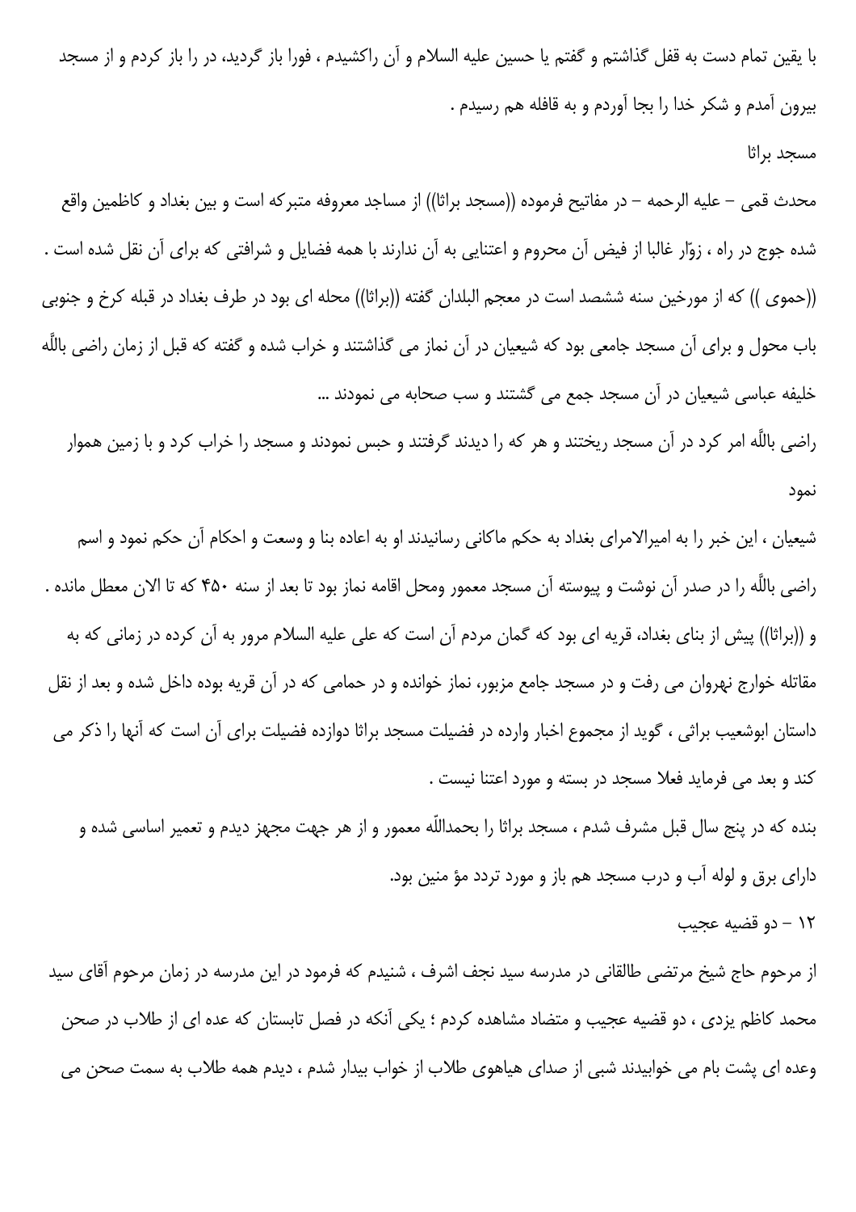با یقین تمام دست به قفل گذاشتم و گفتم یا حسین علیه السلام و آن راکشیدم ، فورا باز گردید، در را باز کردم و از مسجد بیرون آمدم و شکر خدا را بجا آوردم و به قافله هم رسیدم .

## مسجد براثا

محدث قمی – علیه الرحمه – در مفاتیح فرموده ((مسجد براثا)) از مساجد معروفه متبرکه است و بین بغداد و کاظمین واقع شده جوج در راه ، زوّار غالبا از فیض آن محروم و اعتنایی به آن ندارند با همه فضایل و شرافتی که برای آن نقل شده است . ((حموی )) که از مورخین سنه ششصد است در معجم البلدان گفته ((براثا)) محله ای بود در طرف بغداد در قبله کرخ و جنوبی باب محول و برای آن مسجد جامعی بود که شیعیان در آن نماز می گذاشتند و خراب شده و گفته که قبل از زمان راضی باللّه خلیفه عباسی شیعیان در آن مسجد جمع می گشتند و سب صحابه می نمودند ...

راضی باللّه امر کرد در آن مسجد ریختند و هر که را دیدند گرفتند و حبس نمودند و مسجد را خراب کرد و با زمین هموار نمود

شیعیان ، این خبر را به امیرالامرای بغداد به حکم ماکانی رسانیدند او به اعاده بنا و وسعت و احکام آن حکم نمود و اسم راضی باللّه را در صدر آن نوشت و پیوسته آن مسجد معمور ومحل اقامه نماز بود تا بعد از سنه ۴۵۰ که تا الان معطل مانده .

و ((براثا)) پیش از بنای بغداد، قریه ای بود که گمان مردم آن است که علی علیه السلام مرور به آن کرده در زمانی که به مقاتله خوارج نهروان می رفت و در مسجد جامع مزبور، نماز خوانده و در حمامی که در آن قریه بوده داخل شده و بعد از نقل داستان ابوشعیب براثی ، گوید از مجموع اخبار وارده در فضیلت مسجد براثا دوازده فضیلت برای آن است که آنها را ذکر می کند و بعد می فرماید فعلا مسجد در بسته و مورد اعتنا نیست .

بنده که در پنج سال قبل مشرف شدم ، مسجد براثا را بحمداللّه معمور و از هر جهت مجهز دیدم و تعمیر اساسی شده و دارای برق و لوله آب و درب مسجد هم باز و مورد تردد مؤ منین بود.

## ۱۲ – دو قضیه عجیب

از مرحوم حاج شیخ مرتضی طالقانی در مدرسه سید نجف اشرف ، شنیدم که فرمود در این مدرسه در زمان مرحوم آقای سید محمد کاظم یزدی ، دو قضیه عجیب و متضاد مشاهده کردم ؛ یکی آنکه در فصل تابستان که عده ای از طلاب در صحن وعده ای پشت بام می خوابیدند شبی از صدای هیاهوی طلاب از خواب بیدار شدم ، دیدم همه طلاب به سمت صحن می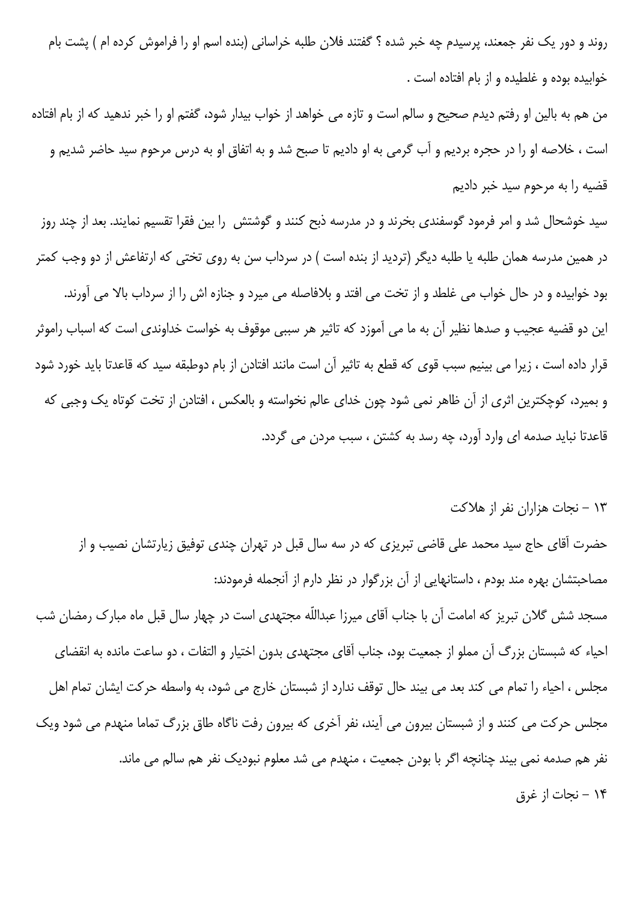روند و دور یک نفر جمعند، پرسیدم چه خبر شده ؟ گفتند فلان طلبه خراسانی (بنده اسم او را فراموش کرده ام ) پشت بام خوابیده بوده و غلطیده و از بام افتاده است .

من هم به بالین او رفتم دیدم صحیح و سالم است و تازه می خواهد از خواب بیدار شود، گفتم او را خبر ندهید که از بام افتاده است ، خلاصه او را در حجره بردیم و آب گرمی به او دادیم تا صبح شد و به اتفاق او به درس مرحوم سید حاضر شدیم و قضیه را به مرحوم سید خبر دادیم

سید خوشحال شد و امر فرمود گوسفندی بخرند و در مدرسه ذبح کنند و گوشتش را بین فقرا تقسیم نمایند. بعد از چند روز در همین مدرسه همان طلبه یا طلبه دیگر (تردید از بنده است ) در سرداب سن به روی تختی که ارتفاعش از دو وجب کمتر بود خوابیده و در حال خواب می غلطد و از تخت می افتد و بلافاصله می میرد و جنازه اش را از سرداب بالا می آورند.

این دو قضیه عجیب و صدها نظیر آن به ما می آموزد که تاثیر هر سببی موقوف به خواست خداوندی است که اسباب راموثر قرار داده است ، زیرا می بینیم سبب قوی که قطع به تاثیر آن است مانند افتادن از بام دوطبقه سید که قاعدتا باید خورد شود و بمیرد، کوچکترین اثری از آن ظاهر نمی شود چون خدای عالم نخواسته و بالعکس ، افتادن از تخت کوتاه یک وجبی که قاعدتا نباید صدمه ای وارد آورد، چه رسد به کشتن ، سبب مردن می گردد.

۱۳ - نجات هزاران نفر از هلاکت

حضرت آقای حاج سید محمد علی قاضی تبریزی که در سه سال قبل در تهران چندی توفیق زیارتشان نصیب و از مصاحبتشان بهره مند بودم ، داستانهایی از آن بزرگوار در نظر دارم از آنجمله فرمودند:

مسجد شش گلان تبریز که امامت آن با جناب آقای میرزا عبداللّه مجتهدی است در چهار سال قبل ماه مبارک رمضان شب احیاء که شبستان بزرگ آن مملو از جمعیت بود، جناب آقای مجتهدی بدون اختیار و التفات ، دو ساعت مانده به انقضای مجلس ، احیاء را تمام می کند بعد می بیند حال توقف ندارد از شبستان خارج می شود، به واسطه حرکت ایشان تمام اهل مجلس حرکت می کنند و از شبستان بیرون می آیند، نفر آخری که بیرون رفت ناگاه طاق بزرگ تماما منهدم می شود ویک نفر هم صدمه نمی بیند چنانچه اگر با بودن جمعیت ، منهدم می شد معلوم نبودیک نفر هم سالم می ماند.

۱۴ - نجات از غرق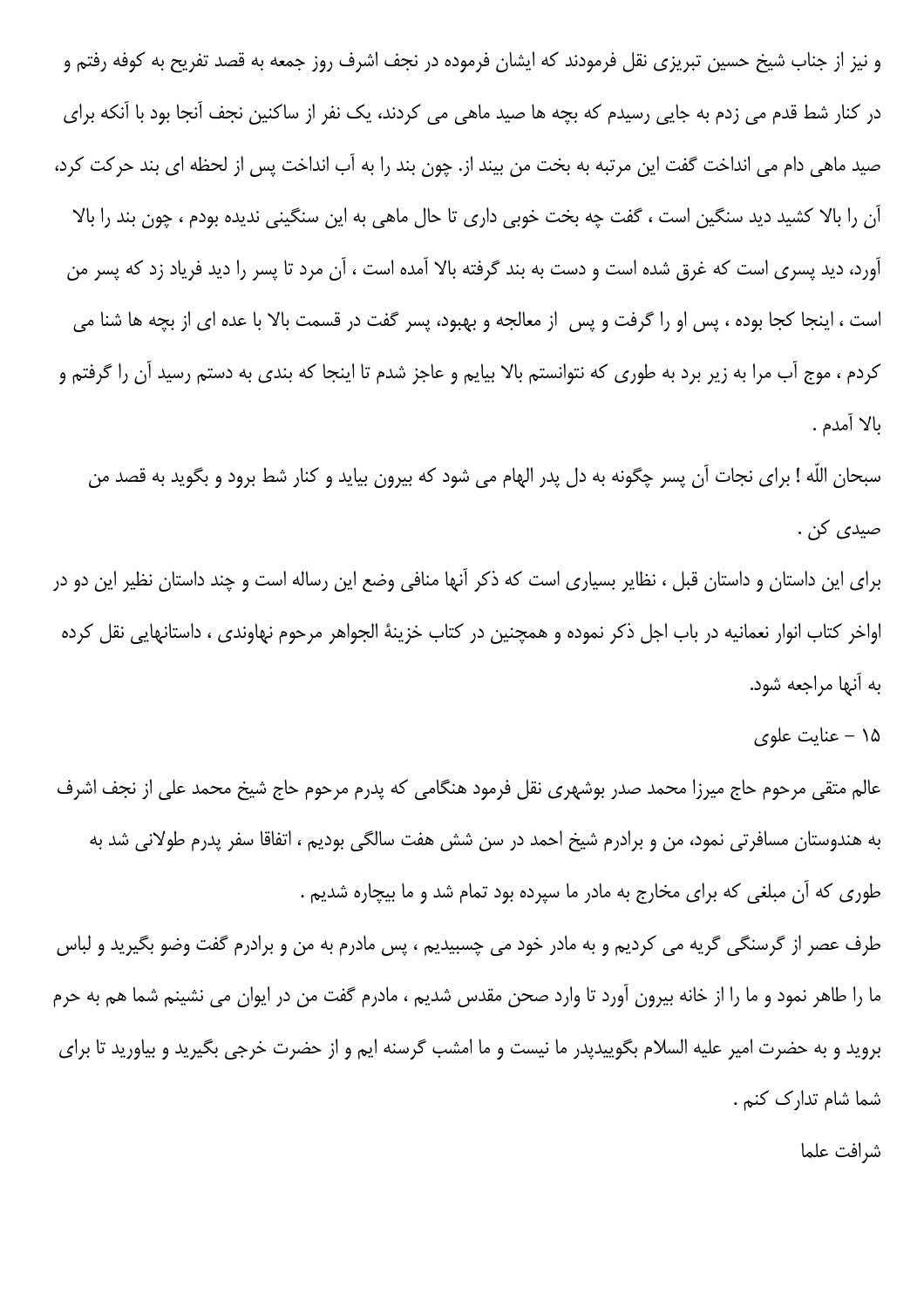و نیز از جناب شیخ حسین تبریزی نقل فرمودند که ایشان فرموده در نجف اشرف روز جمعه به قصد تفریح به کوفه رفتم و در کنار شط قدم می زدم به جایی رسیدم که بچه ها صید ماهی می کردند، یک نفر از ساکنین نجف آنجا بود با آنکه برای صید ماهی دام می انداخت گفت این مرتبه به بخت من بیند از. چون بند را به آب انداخت پس از لحظه ای بند حرکت کرد، آن را بالا کشید دید سنگین است ، گفت چه بخت خوبی داری تا حال ماهی به این سنگینی ندیده بودم ، چون بند را بالا آورد، دید پسری است که غرق شده است و دست به بند گرفته بالا آمده است ، آن مرد تا پسر را دید فریاد زد که پسر من است ، اینجا کجا بوده ، پس او را گرفت و پس از معالجه و بهبود، پسر گفت در قسمت بالا با عده ای از بچه ها شنا می کردم ، موج آب مرا به زیر برد به طوری که نتوانستم بالا بیایم و عاجز شدم تا اینجا که بندی به دستم رسید آن را گرفتم و بالا آمدم .

سبحان اللّه ! برای نجات آن پسر چگونه به دل پدر الهام می شود که بیرون بیاید و کنار شط برود و بگوید به قصد من صیدی کن .

برای این داستان و داستان قبل ، نظایر بسیاری است که ذکر آنها منافی وضع این رساله است و چند داستان نظیر این دو در اواخر کتاب انوار نعمانیه در باب اجل ذکر نموده و همچنین در کتاب خزینهٔ الجواهر مرحوم نهاوندی ، داستانهایی نقل کرده به آنها مراجعه شود.

۱۵ - عنایت علوی

عالم متقی مرحوم حاج میرزا محمد صدر بوشهری نقل فرمود هنگامی که پدرم مرحوم حاج شیخ محمد علی از نجف اشرف به هندوستان مسافرتی نمود، من و برادرم شیخ احمد در سن شش هفت سالگی بودیم ، اتفاقا سفر پدرم طولانی شد به طوری که آن مبلغی که برای مخارج به مادر ما سپرده بود تمام شد و ما بیچاره شدیم .

طرف عصر از گرسنگی گریه می کردیم و به مادر خود می چسبیدیم ، پس مادرم به من و برادرم گفت وضو بگیرید و لباس ما را طاهر نمود و ما را از خانه بیرون آورد تا وارد صحن مقدس شدیم ، مادرم گفت من در ایوان می نشینم شما هم به حرم بروید و به حضرت امیر علیه السلام بگوییدپدر ما نیست و ما امشب گرسنه ایم و از حضرت خرجی بگیرید و بیاورید تا برای شما شام تدارک کنم .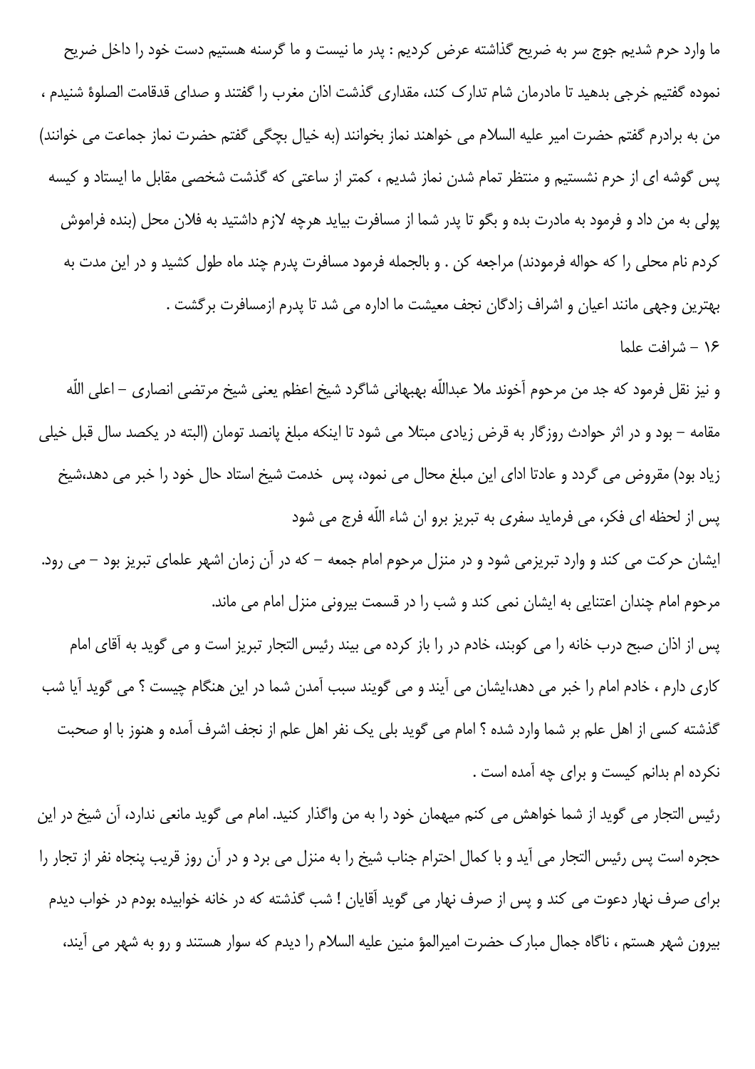ما وارد حرم شدیم جوج سر به ضریح گذاشته عرض کردیم : پدر ما نیست و ما گرسنه هستیم دست خود را داخل ضریح نموده گفتیم خرجی بدهید تا مادرمان شام تدارک کند، مقداری گذشت اذان مغرب را گفتند و صدای قدقامت الصلوة شنیدم ، من به برادرم گفتم حضرت امیر علیه السلام می خواهند نماز بخوانند (به خیال بچگی گفتم حضرت نماز جماعت می خوانند) پس گوشه ای از حرم نشستیم و منتظر تمام شدن نماز شدیم ، کمتر از ساعتی که گذشت شخصی مقابل ما ایستاد و کیسه پولی به من داد و فرمود به مادرت بده و بگو تا پدر شما از مسافرت بیاید هرچه لازم داشتید به فلان محل (بنده فراموش کردم نام محلی را که حواله فرمودند) مراجعه کن . و بالجمله فرمود مسافرت پدرم چند ماه طول کشید و در این مدت به بهترین وجهی مانند اعیان و اشراف زادگان نجف معیشت ما اداره می شد تا پدرم ازمسافرت برگشت .

۱۶ – شرافت علما

و نیز نقل فرمود که جد من مرحوم آخوند ملا عبداللّه بهبهانی شاگرد شیخ اعظم یعنی شیخ مرتضی انصاری – اعلی اللّه مقامه – بود و در اثر حوادث روزگار به قرض زیادی مبتلا می شود تا اینکه مبلغ پانصد تومان (البته در یکصد سال قبل خیلی زیاد بود) مقروض می گردد و عادتا ادای این مبلغ محال می نمود، پس خدمت شیخ استاد حال خود را خبر می دهد،شیخ پس از لحظه ای فکر، می فرماید سفری به تبریز برو ان شاء اللّه فرج می شود

ایشان حرکت می کند و وارد تبریزمی شود و در منزل مرحوم امام جمعه – که در آن زمان اشهر علمای تبریز بود – می رود. مرحوم امام چندان اعتنایی به ایشان نمی کند و شب را در قسمت بیرونی منزل امام می ماند.

پس از اذان صبح درب خانه را می کوبند، خادم در را باز کرده می بیند رئیس التجار تبریز است و می گوید به آقای امام کاری دارم ، خادم امام را خبر می دهد،ایشان می آیند و می گویند سبب آمدن شما در این هنگام چیست ؟ می گوید آیا شب گذشته کسی از اهل علم بر شما وارد شده ؟ امام می گوید بلی یک نفر اهل علم از نجف اشرف آمده و هنوز با او صحبت نکرده ام بدانم کیست و برای چه آمده است .

رئیس التجار می گوید از شما خواهش می کنم میهمان خود را به من واگذار کنید. امام می گوید مانعی ندارد، آن شیخ در این حجره است پس رئیس التجار می آید و با کمال احترام جناب شیخ را به منزل می برد و در آن روز قریب پنجاه نفر از تجار را برای صرف نهار دعوت می کند و پس از صرف نهار می گوید آقایان ! شب گذشته که در خانه خوابیده بودم در خواب دیدم بیرون شهر هستم ، ناگاه جمال مبارک حضرت امیرالمؤ منین علیه السلام را دیدم که سوار هستند و رو به شهر می آیند،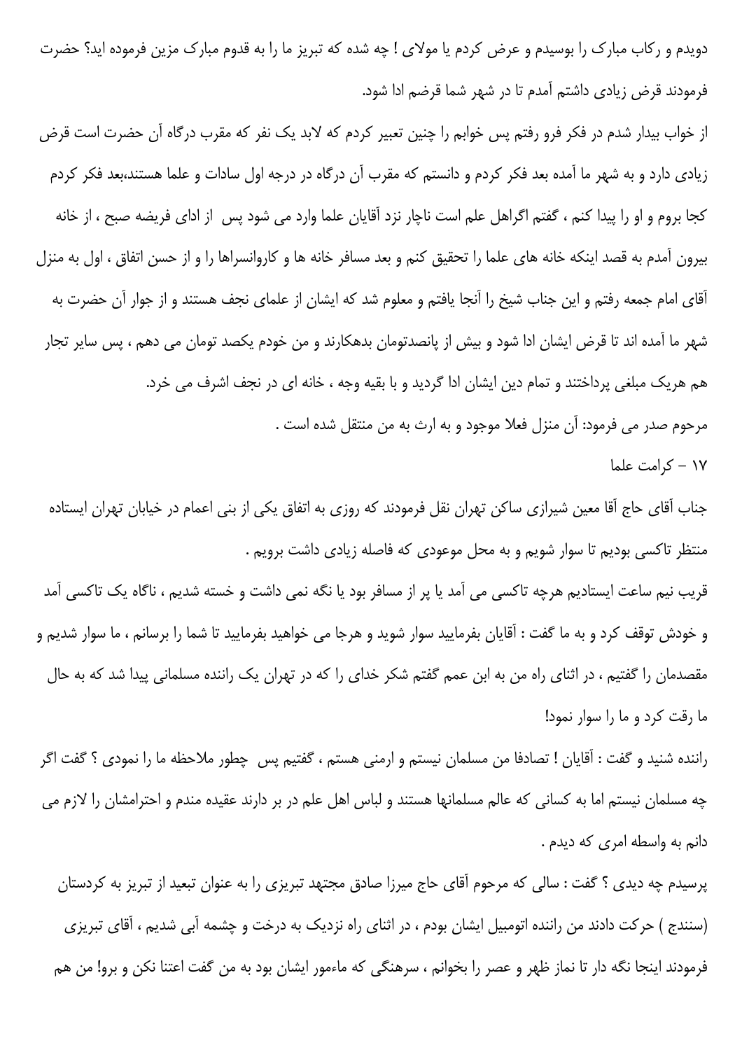دویدم و رکاب مبارک را بوسیدم و عرض کردم یا مولای ! چه شده که تبریز ما را به قدوم مبارک مزین فرموده اید؟ حضرت فرمودند قرض زیادی داشتم آمدم تا در شهر شما قرضم ادا شود.

از خواب بیدار شدم در فکر فرو رفتم پس خوابم را چنین تعبیر کردم که لابد یک نفر که مقرب درگاه آن حضرت است قرض زیادی دارد و به شهر ما آمده بعد فکر کردم و دانستم که مقرب آن درگاه در درجه اول سادات و علما هستند،بعد فکر کردم کجا بروم و او را پیدا کنم ، گفتم اگراهل علم است ناچار نزد آقایان علما وارد می شود پس از ادای فریضه صبح ، از خانه بیرون آمدم به قصد اینکه خانه های علما را تحقیق کنم و بعد مسافر خانه ها و کاروانسراها را و از حسن اتفاق ، اول به منزل آقای امام جمعه رفتم و این جناب شیخ را آنجا یافتم و معلوم شد که ایشان از علمای نجف هستند و از جوار آن حضرت به شهر ما آمده اند تا قرض ایشان ادا شود و بیش از پانصدتومان بدهکارند و من خودم یکصد تومان می دهم ، پس سایر تجار هم هریک مبلغی پرداختند و تمام دین ایشان ادا گردید و با بقیه وجه ، خانه ای در نجف اشرف می خرد.

مرحوم صدر می فرمود: آن منزل فعلا موجود و به ارث به من منتقل شده است .

۱۷ – کرامت علما

جناب آقای حاج آقا معین شیرازی ساکن تهران نقل فرمودند که روزی به اتفاق یکی از بنی اعمام در خیابان تهران ایستاده منتظر تاکسی بودیم تا سوار شویم و به محل موعودی که فاصله زیادی داشت برویم .

قریب نیم ساعت ایستادیم هرچه تاکسی می آمد یا پر از مسافر بود یا نگه نمی داشت و خسته شدیم ، ناگاه یک تاکسی آمد و خودش توقف کرد و به ما گفت : آقایان بفرمایید سوار شوید و هرجا می خواهید بفرمایید تا شما را برسانم ، ما سوار شدیم و مقصدمان را گفتیم ، در اثنای راه من به ابن عمم گفتم شکر خدای را که در تهران یک راننده مسلمانی پیدا شد که به حال ما رقت کرد و ما را سوار نمود!

راننده شنید و گفت : آقایان ! تصادفا من مسلمان نیستم و ارمنی هستم ، گفتیم پس چطور ملاحظه ما را نمودی ؟ گفت اگر چه مسلمان نیستم اما به کسانی که عالم مسلمانها هستند و لباس اهل علم در بر دارند عقیده مندم و احترامشان را لازم می دانم به واسطه امری که دیدم .

پرسیدم چه دیدی ؟ گفت : سالی که مرحوم آقای حاج میرزا صادق مجتهد تبریزی را به عنوان تبعید از تبریز به کردستان (سنندج ) حرکت دادند من راننده اتومبیل ایشان بودم ، در اثنای راه نزدیک به درخت و چشمه آبی شدیم ، آقای تبریزی فرمودند اینجا نگه دار تا نماز ظهر و عصر را بخوانم ، سرهنگی که ماءمور ایشان بود به من گفت اعتنا نکن و برو! من هم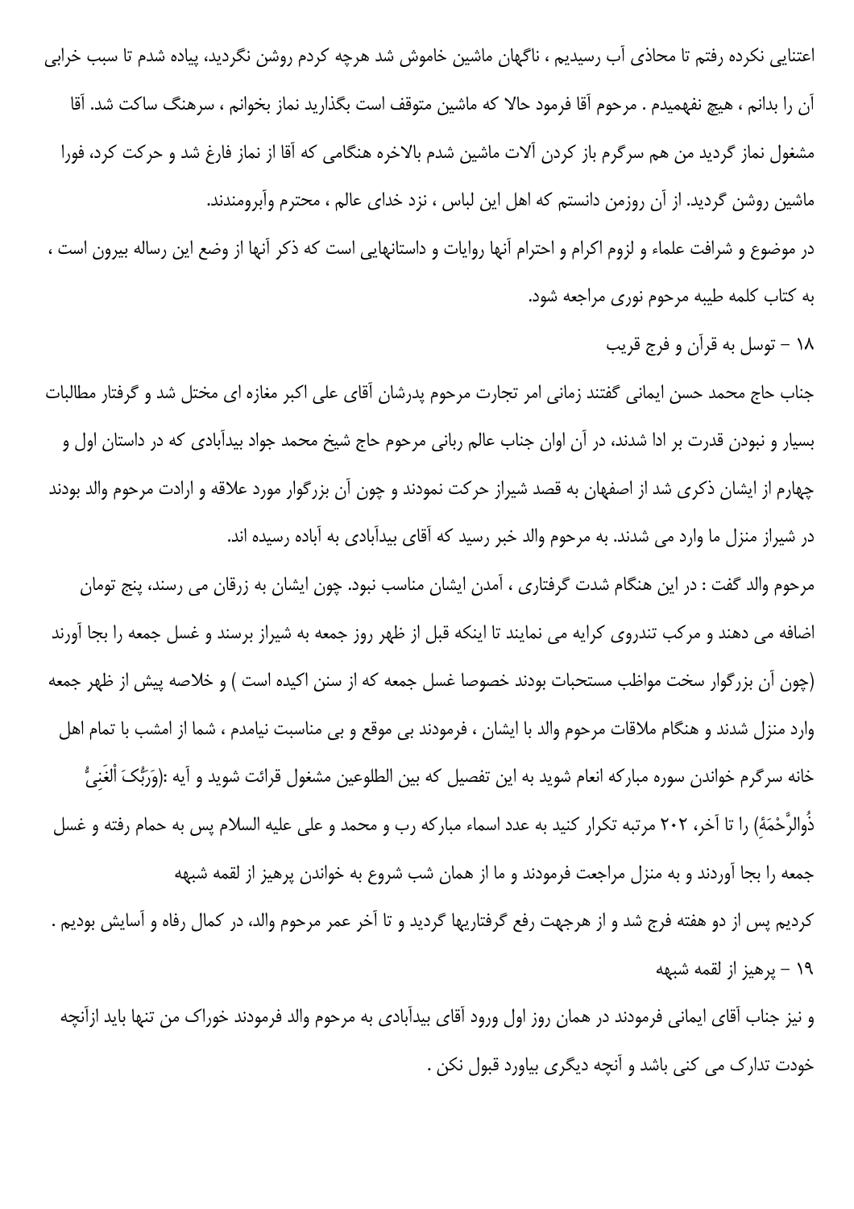اعتنایی نکرده رفتم تا محاذی آب رسیدیم ، ناگهان ماشین خاموش شد هرچه کردم روشن نگردید، پیاده شدم تا سبب خرابی آن را بدانم ، هیچ نفهمیدم . مرحوم آقا فرمود حالا که ماشین متوقف است بگذارید نماز بخوانم ، سرهنگ ساکت شد. آقا مشغول نماز گردید من هم سرگرم باز کردن آلات ماشین شدم بالاخره هنگامی که آقا از نماز فارغ شد و حرکت کرد، فورا ماشین روشن گردید. از آن روزمن دانستم که اهل این لباس ، نزد خدای عالم ، محترم وآبرومندند.

در موضوع و شرافت علماء و لزوم اکرام و احترام آنها روایات و داستانهایی است که ذکر آنها از وضع این رساله بیرون است ، به کتاب کلمه طیبه مرحوم نوری مراجعه شود.

## ۱۸ – توسل به قرآن و فرج قریب

جناب حاج محمد حسن ایمانی گفتند زمانی امر تجارت مرحوم پدرشان آقای علی اکبر مغازه ای مختل شد و گرفتار مطالبات بسیار و نبودن قدرت بر ادا شدند، در آن اوان جناب عالم ربانی مرحوم حاج شیخ محمد جواد بیدآبادی که در داستان اول و چهارم از ایشان ذکری شد از اصفهان به قصد شیراز حرکت نمودند و چون آن بزرگوار مورد علاقه و ارادت مرحوم والد بودند در شیراز منزل ما وارد می شدند. به مرحوم والد خبر رسید که آقای بیدآبادی به آباده رسیده اند.

مرحوم والد گفت : در این هنگام شدت گرفتاری ، آمدن ایشان مناسب نبود. چون ایشان به زرقان می رسند، پنج تومان اضافه می دهند و مرکب تندروی کرایه می نمایند تا اینکه قبل از ظهر روز جمعه به شیراز برسند و غسل جمعه را بجا آورند (چون آن بزرگوار سخت مواظب مستحبات بودند خصوصا غسل جمعه که از سنن اکیده است ) و خلاصه پیش از ظهر جمعه وارد منزل شدند و هنگام ملاقات مرحوم والد با ایشان ، فرمودند بی موقع و بی مناسبت نیامدم ، شما از امشب با تمام اهل خانه سرگرم خواندن سوره مبارکه انعام شوید به این تفصیل که بین الطلوعین مشغول قرائت شوید و آیه :(وَرَبُّکَ الْغَنِیُّ ذُوالرَّحْمَةِ) را تا آخر، ۲۰۲ مرتبه تکرار کنید به عدد اسماء مبارکه رب و محمد و علی علیه السلام پس به حمام رفته و غسل جمعه را بجا آوردند و به منزل مراجعت فرمودند و ما از همان شب شروع به خواندن پرهیز از لقمه شبهه

کردیم پس از دو هفته فرج شد و از هرجهت رفع گرفتاریها گردید و تا آخر عمر مرحوم والد، در کمال رفاه و آسایش بودیم .

## ۱۹ – پرهیز از لقمه شبهه

و نیز جناب آقای ایمانی فرمودند در همان روز اول ورود آقای بیدآبادی به مرحوم والد فرمودند خوراک من تنها باید ازآنچه خودت تدارک می کنی باشد و آنچه دیگری بیاورد قبول نکن .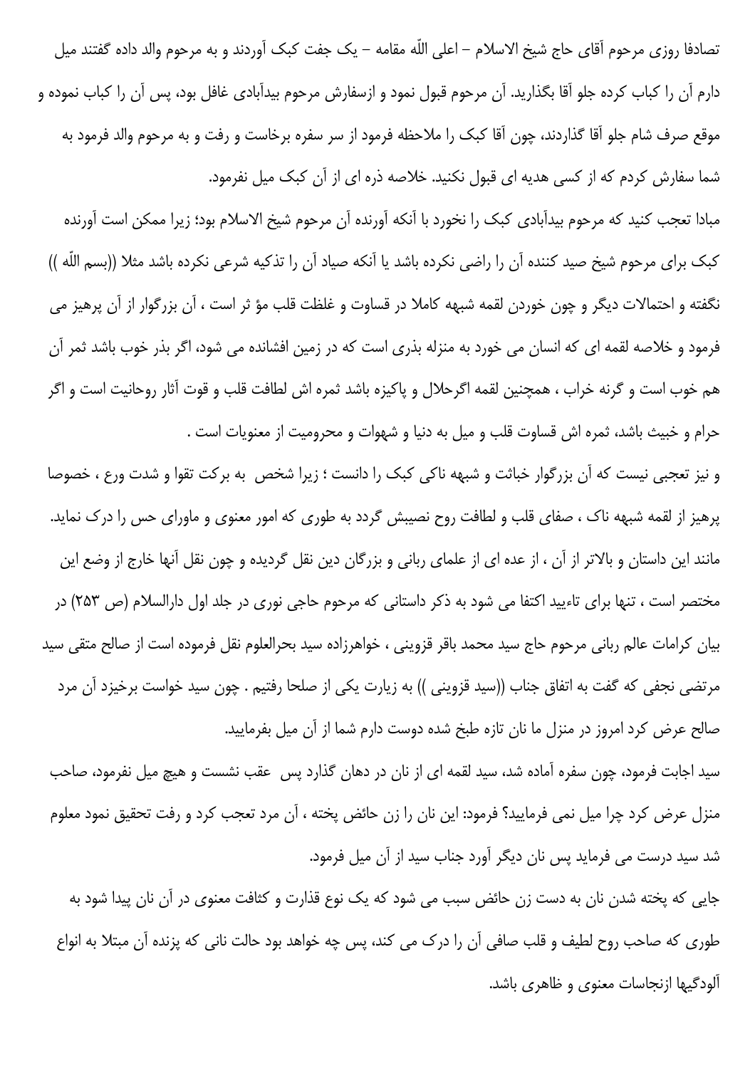تصادفا روزی مرحوم آقای حاج شیخ الاسلام – اعلی اللّه مقامه – یک جفت کبک آوردند و به مرحوم والد داده گفتند میل دارم آن را کباب کرده جلو آقا بگذارید. آن مرحوم قبول نمود و ازسفارش مرحوم بیدآبادی غافل بود، پس آن را کباب نموده و موقع صرف شام جلو آقا گذاردند، چون آقا کبک را ملاحظه فرمود از سر سفره برخاست و رفت و به مرحوم والد فرمود به شما سفارش کردم که از کسی هدیه ای قبول نکنید. خلاصه ذره ای از آن کبک میل نفرمود.

مبادا تعجب کنید که مرحوم بیدآبادی کبک را نخورد با آنکه آورنده آن مرحوم شیخ الاسلام بود؛ زیرا ممکن است آورنده کبک برای مرحوم شیخ صید کننده آن را راضی نکرده باشد یا آنکه صیاد آن را تذکیه شرعی نکرده باشد مثلا ((بسم اللّه )) نگفته و احتمالات دیگر و چون خوردن لقمه شبهه کاملا در قساوت و غلظت قلب مؤ ثر است ، آن بزرگوار از آن پرهیز می فرمود و خلاصه لقمه ای که انسان می خورد به منزله بذری است که در زمین افشانده می شود، اگر بذر خوب باشد ثمر آن هم خوب است و گرنه خراب ، همچنین لقمه اگرحلال و پاکیزه باشد ثمره اش لطافت قلب و قوت آثار روحانیت است و اگر حرام و خبیث باشد، ثمره اش قساوت قلب و میل به دنیا و شهوات و محرومیت از معنویات است .

و نیز تعجبی نیست که آن بزرگوار خباثت و شبهه ناکی کبک را دانست ؛ زیرا شخص به برکت تقوا و شدت ورع ، خصوصا پرهیز از لقمه شبهه ناک ، صفای قلب و لطافت روح نصیبش گردد به طوری که امور معنوی و ماورای حس را درک نماید.

مانند این داستان و بالاتر از آن ، از عده ای از علمای ربانی و بزرگان دین نقل گردیده و چون نقل آنها خارج از وضع این مختصر است ، تنها برای تاءیید اکتفا می شود به ذکر داستانی که مرحوم حاجی نوری در جلد اول دارالسلام (ص ۲۵۳) در بیان کرامات عالم ربانی مرحوم حاج سید محمد باقر قزوینی ، خواهرزاده سید بحرالعلوم نقل فرموده است از صالح متقی سید مرتضی نجفی که گفت به اتفاق جناب ((سید قزوینی )) به زیارت یکی از صلحا رفتیم . چون سید خواست برخیزد آن مرد صالح عرض کرد امروز در منزل ما نان تازه طبخ شده دوست دارم شما از آن میل بفرمایید.

سید اجابت فرمود، چون سفره آماده شد، سید لقمه ای از نان در دهان گذارد پس عقب نشست و هیچ میل نفرمود، صاحب منزل عرض کرد چرا میل نمی فرمایید؟ فرمود: این نان را زن حائض پخته ، آن مرد تعجب کرد و رفت تحقیق نمود معلوم شد سید درست می فرماید پس نان دیگر آورد جناب سید از آن میل فرمود.

جایی که پخته شدن نان به دست زن حائض سبب می شود که یک نوع قذارت و کثافت معنوی در آن نان پیدا شود به طوری که صاحب روح لطیف و قلب صافی آن را درک می کند، پس چه خواهد بود حالت نانی که پزنده آن مبتلا به انواع آلودگیها ازنجاسات معنوی و ظاهری باشد.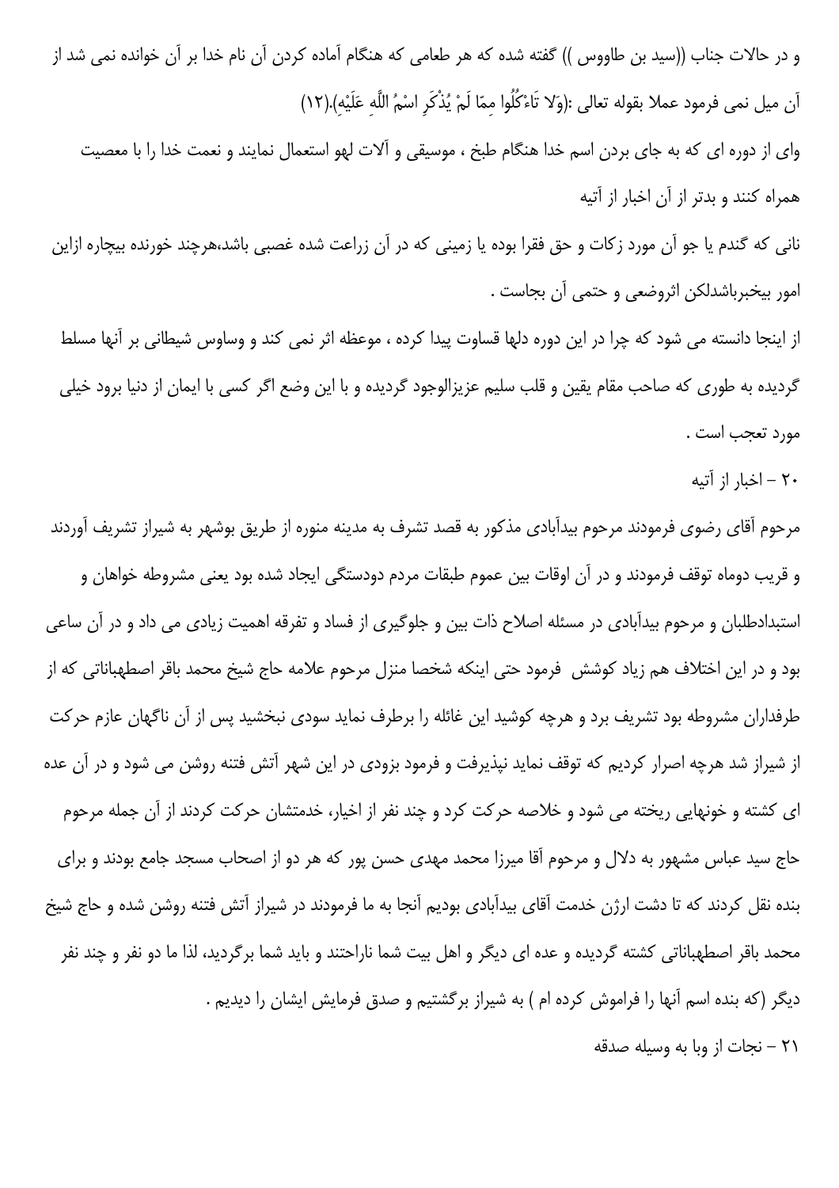و در حالات جناب ((سید بن طاووس )) گفته شده که هر طعامی که هنگام آماده کردن آن نام خدا بر آن خوانده نمی شد از آن میل نمی فرمود عملا بقوله تعالی :(وَلا تَاءْكُلُوا مِمّا لَمْ يُذْكَرِ اسْمُ اللَّهِ عَلَيْهِ).(١٢)

وای از دوره ای که به جای بردن اسم خدا هنگام طبخ ، موسیقی و آلات لهو استعمال نمایند و نعمت خدا را با معصیت همراه کنند و بدتر از آن اخبار از آتیه

نانی که گندم یا جو آن مورد زکات و حق فقرا بوده یا زمینی که در آن زراعت شده غصبی باشد،هرچند خورنده بیچاره ازاین امور بیخبرباشدلکن اثروضعی و حتمی آن بجاست .

از اینجا دانسته می شود که چرا در این دوره دلها قساوت پیدا کرده ، موعظه اثر نمی کند و وساوس شیطانی بر آنها مسلط گردیده به طوری که صاحب مقام یقین و قلب سلیم عزیزالوجود گردیده و با این وضع اگر کسی با ایمان از دنیا برود خیلی مورد تعجب است .

## ۲۰ - اخبار از آتیه

مرحوم آقای رضوی فرمودند مرحوم بیدآبادی مذکور به قصد تشرف به مدینه منوره از طریق بوشهر به شیراز تشریف آوردند و قریب دوماه توقف فرمودند و در آن اوقات بین عموم طبقات مردم دودستگی ایجاد شده بود یعنی مشروطه خواهان و استبدادطلبان و مرحوم بیدآبادی در مسئله اصلاح ذات بین و جلوگیری از فساد و تفرقه اهمیت زیادی می داد و در آن ساعی بود و در این اختلاف هم زیاد کوشش فرمود حتی اینکه شخصا منزل مرحوم علامه حاج شیخ محمد باقر اصطهباناتی که از طرفداران مشروطه بود تشریف برد و هرچه کوشید این غائله را برطرف نماید سودی نبخشید پس از آن ناگهان عازم حرکت از شیراز شد هرچه اصرار کردیم که توقف نماید نپذیرفت و فرمود بزودی در این شهر آتش فتنه روشن می شود و در آن عده ای کشته و خونهایی ریخته می شود و خلاصه حرکت کرد و چند نفر از اخیار، خدمتشان حرکت کردند از آن جمله مرحوم حاج سید عباس مشهور به دلال و مرحوم آقا میرزا محمد مهدی حسن پور که هر دو از اصحاب مسجد جامع بودند و برای بنده نقل کردند که تا دشت ارژن خدمت آقای بیدآبادی بودیم آنجا به ما فرمودند در شیراز آتش فتنه روشن شده و حاج شیخ محمد باقر اصطهباناتی کشته گردیده و عده ای دیگر و اهل بیت شما ناراحتند و باید شما برگردید، لذا ما دو نفر و چند نفر دیگر (که بنده اسم آنها را فراموش کرده ام ) به شیراز برگشتیم و صدق فرمایش ایشان را دیدیم .

## ۲۱ - نجات از وبا به وسیله صدقه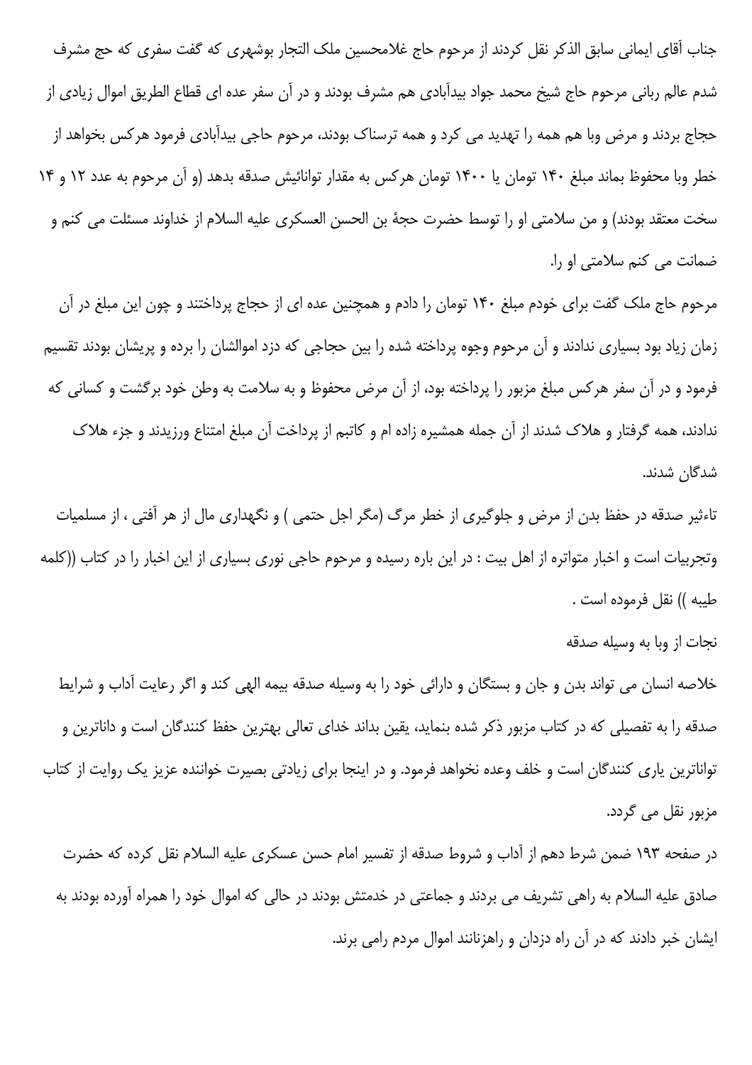جناب آقای ایمانی سابق الذکر نقل کردند از مرحوم حاج غلامحسین ملک التجار بوشهری که گفت سفری که حج مشرف شدم عالم ربانی مرحوم حاج شیخ محمد جواد بیدآبادی هم مشرف بودند و در آن سفر عده ای قطاع الطریق اموال زیادی از حجاج بردند و مرض وبا هم همه را تهدید می کرد و همه ترسناک بودند، مرحوم حاجی بیدآبادی فرمود هرکس بخواهد از خطر وبا محفوظ بماند مبلغ ۱۴۰ تومان یا ۱۴۰۰ تومان هرکس به مقدار توانائیش صدقه بدهد (و آن مرحوم به عدد ۱۲ و ۱۴ سخت معتقد بودند) و من سلامتی او را توسط حضرت حجهٔ بن الحسن العسکری علیه السلام از خداوند مسئلت می کنم و ضمانت می کنم سلامتی او را.

مرحوم حاج ملک گفت برای خودم مبلغ ۱۴۰ تومان را دادم و همچنین عده ای از حجاج پرداختند و چون این مبلغ در آن زمان زیاد بود بسیاری ندادند و آن مرحوم وجوه پرداخته شده را بین حجاجی که دزد اموالشان را برده و پریشان بودند تقسیم فرمود و در آن سفر هرکس مبلغ مزبور را پرداخته بود، از آن مرض محفوظ و به سلامت به وطن خود برگشت و کسانی که ندادند، همه گرفتار و هلاک شدند از آن جمله همشیره زاده ام و کاتبم از پرداخت آن مبلغ امتناع ورزیدند و جزء هلاک شدگان شدند.

تاءثیر صدقه در حفظ بدن از مرض و جلوگیری از خطر مرگ (مگر اجل حتمی ) و نگهداری مال از هر آفتی ، از مسلمیات وتجربیات است و اخبار متواتره از اهل بیت : در این باره رسیده و مرحوم حاجی نوری بسیاری از این اخبار را در کتاب ((کلمه طیبه )) نقل فرموده است .

نجات از وبا به وسیله صدقه

خلاصه انسان می تواند بدن و جان و بستگان و دارائی خود را به وسیله صدقه بیمه الهی کند و اگر رعایت آداب و شرایط صدقه را به تفصیلی که در کتاب مزبور ذکر شده بنماید، یقین بداند خدای تعالی بهترین حفظ کنندگان است و داناترین و تواناترین یاری کنندگان است و خلف وعده نخواهد فرمود. و در اینجا برای زیادتی بصیرت خواننده عزیز یک روایت از کتاب مزبور نقل می گردد.

در صفحه ۱۹۳ ضمن شرط دهم از آداب و شروط صدقه از تفسیر امام حسن عسکری علیه السلام نقل کرده که حضرت صادق علیه السلام به راهی تشریف می بردند و جماعتی در خدمتش بودند در حالی که اموال خود را همراه آورده بودند به ایشان خبر دادند که در آن راه دزدان و راهزنانند اموال مردم رامی برند.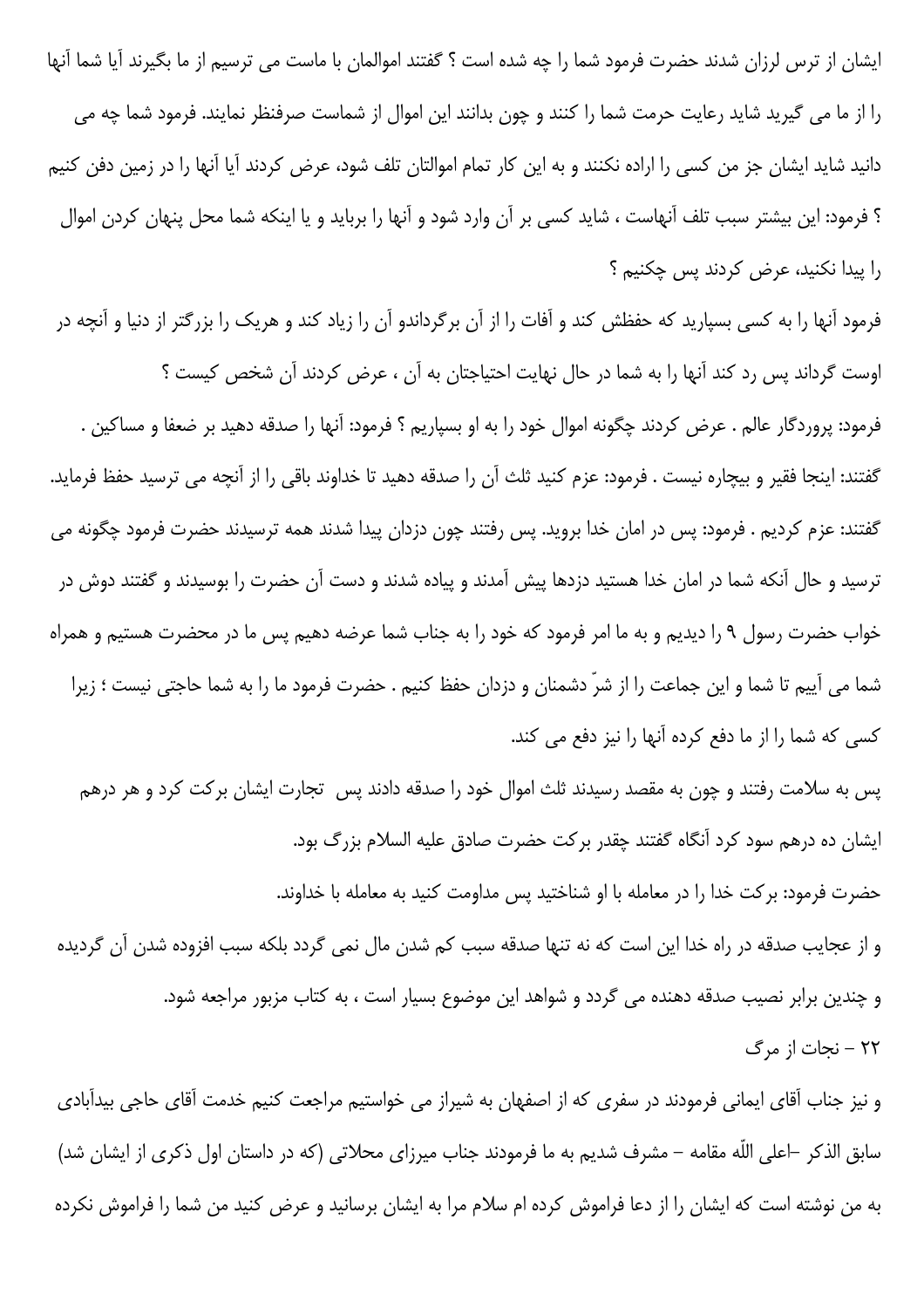ایشان از ترس لرزان شدند حضرت فرمود شما را چه شده است ؟ گفتند اموالمان با ماست می ترسیم از ما بگیرند آیا شما آنها را از ما می گیرید شاید رعایت حرمت شما را کنند و چون بدانند این اموال از شماست صرفنظر نمایند. فرمود شما چه می دانید شاید ایشان جز من کسی را اراده نکنند و به این کار تمام اموالتان تلف شود، عرض کردند آیا آنها را در زمین دفن کنیم ؟ فرمود: این بیشتر سبب تلف آنهاست ، شاید کسی بر آن وارد شود و آنها را برباید و یا اینکه شما محل پنهان کردن اموال را پیدا نکنید، عرض کردند پس چکنیم ؟

فرمود آنها را به کسی بسپارید که حفظش کند و آفات را از آن برگرداندو آن را زیاد کند و هریک را بزرگتر از دنیا و آنچه در اوست گرداند پس رد کند آنها را به شما در حال نهایت احتیاجتان به آن ، عرض کردند آن شخص کیست ؟

فرمود: پروردگار عالم . عرض کردند چگونه اموال خود را به او بسپاریم ؟ فرمود: آنها را صدقه دهید بر ضعفا و مساکین . گفتند: اینجا فقیر و بیچاره نیست . فرمود: عزم کنید ثلث آن را صدقه دهید تا خداوند باقی را از آنچه می ترسید حفظ فرماید. گفتند: عزم کردیم . فرمود: پس در امان خدا بروید. پس رفتند چون دزدان پیدا شدند همه ترسیدند حضرت فرمود چگونه می ترسید و حال آنکه شما در امان خدا هستید دزدها پیش آمدند و پیاده شدند و دست آن حضرت را بوسیدند و گفتند دوش در خواب حضرت رسول ۹ را دیدیم و به ما امر فرمود که خود را به جناب شما عرضه دهیم پس ما در محضرت هستیم و همراه شما می آییم تا شما و این جماعت را از شرّ دشمنان و دزدان حفظ کنیم . حضرت فرمود ما را به شما حاجتی نیست ؛ زیرا کسی که شما را از ما دفع کرده آنها را نیز دفع می کند.

پس به سلامت رفتند و چون به مقصد رسیدند ثلث اموال خود را صدقه دادند پس تجارت ایشان برکت کرد و هر درهم ایشان ده درهم سود کرد آنگاه گفتند چقدر برکت حضرت صادق علیه السلام بزرگ بود.

حضرت فرمود: برکت خدا را در معامله با او شناختید پس مداومت کنید به معامله با خداوند.

و از عجایب صدقه در راه خدا این است که نه تنها صدقه سبب کم شدن مال نمی گردد بلکه سبب افزوده شدن آن گردیده و چندین برابر نصیب صدقه دهنده می گردد و شواهد این موضوع بسیار است ، به کتاب مزبور مراجعه شود.

## ۲۲ – نجات از مرگ

و نیز جناب آقای ایمانی فرمودند در سفری که از اصفهان به شیراز می خواستیم مراجعت کنیم خدمت آقای حاجی بیدآبادی سابق الذکر –اعلی اللّه مقامه – مشرف شدیم به ما فرمودند جناب میرزای محلاتی (که در داستان اول ذکری از ایشان شد) به من نوشته است که ایشان را از دعا فراموش کرده ام سلام مرا به ایشان برسانید و عرض کنید من شما را فراموش نکرده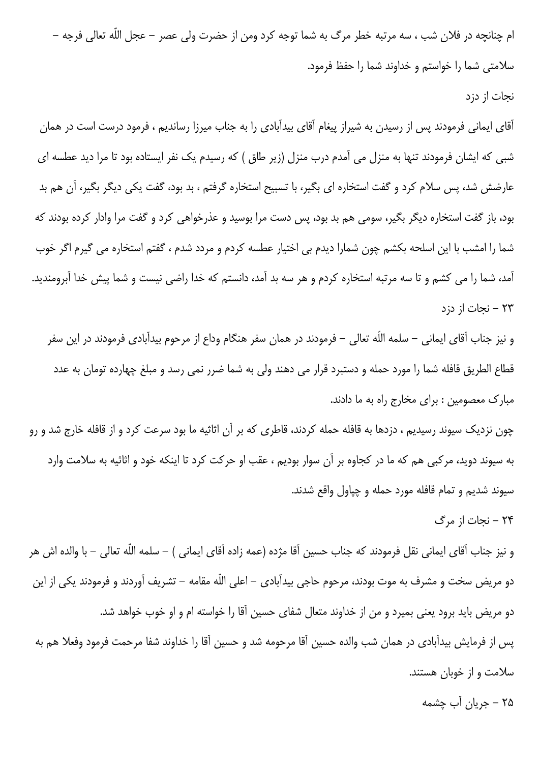ام چنانچه در فلان شب ، سه مرتبه خطر مرگ به شما توجه کرد ومن از حضرت ولی عصر – عجل اللّه تعالی فرجه – سلامتی شما را خواستم و خداوند شما را حفظ فرمود.

نجات از دزد

آقای ایمانی فرمودند پس از رسیدن به شیراز پیغام آقای بیدآبادی را به جناب میرزا رساندیم ، فرمود درست است در همان شبی که ایشان فرمودند تنها به منزل می آمدم درب منزل (زیر طاق ) که رسیدم یک نفر ایستاده بود تا مرا دید عطسه ای عارضش شد، پس سلام کرد و گفت استخاره ای بگیر، با تسبیح استخاره گرفتم ، بد بود، گفت یکی دیگر بگیر، آن هم بد بود، باز گفت استخاره دیگر بگیر، سومی هم بد بود، پس دست مرا بوسید و عذرخواهی کرد و گفت مرا وادار کرده بودند که شما را امشب با این اسلحه بکشم چون شمارا دیدم بی اختیار عطسه کردم و مردد شدم ، گفتم استخاره می گیرم اگر خوب آمد، شما را می کشم و تا سه مرتبه استخاره کردم و هر سه بد آمد، دانستم که خدا راضی نیست و شما پیش خدا آبرومندید.

## ۲۳ – نجات از دزد

و نیز جناب آقای ایمانی – سلمه اللّه تعالی – فرمودند در همان سفر هنگام وداع از مرحوم بیدآبادی فرمودند در این سفر قطاع الطریق قافله شما را مورد حمله و دستبرد قرار می دهند ولی به شما ضرر نمی رسد و مبلغ چهارده تومان به عدد مبارک معصومین : برای مخارج راه به ما دادند.

چون نزدیک سیوند رسیدیم ، دزدها به قافله حمله کردند، قاطری که بر آن اثاثیه ما بود سرعت کرد و از قافله خارج شد و رو به سیوند دوید، مرکبی هم که ما در کجاوه بر آن سوار بودیم ، عقب او حرکت کرد تا اینکه خود و اثاثیه به سلامت وارد سیوند شدیم و تمام قافله مورد حمله و چپاول واقع شدند.

## ۲۴ – نجات از مرگ

و نیز جناب آقای ایمانی نقل فرمودند که جناب حسین آقا مژده (عمه زاده آقای ایمانی ) – سلمه اللّه تعالی – با والده اش هر دو مریض سخت و مشرف به موت بودند، مرحوم حاجی بیدآبادی – اعلی اللّه مقامه – تشریف آوردند و فرمودند یکی از این دو مریض باید برود یعنی بمیرد و من از خداوند متعال شفای حسین آقا را خواسته ام و او خوب خواهد شد.

پس از فرمایش بیدآبادی در همان شب والده حسین آقا مرحومه شد و حسین آقا را خداوند شفا مرحمت فرمود وفعلا هم به سلامت و از خوبان هستند.

## ۲۵ – جریان آب چشمه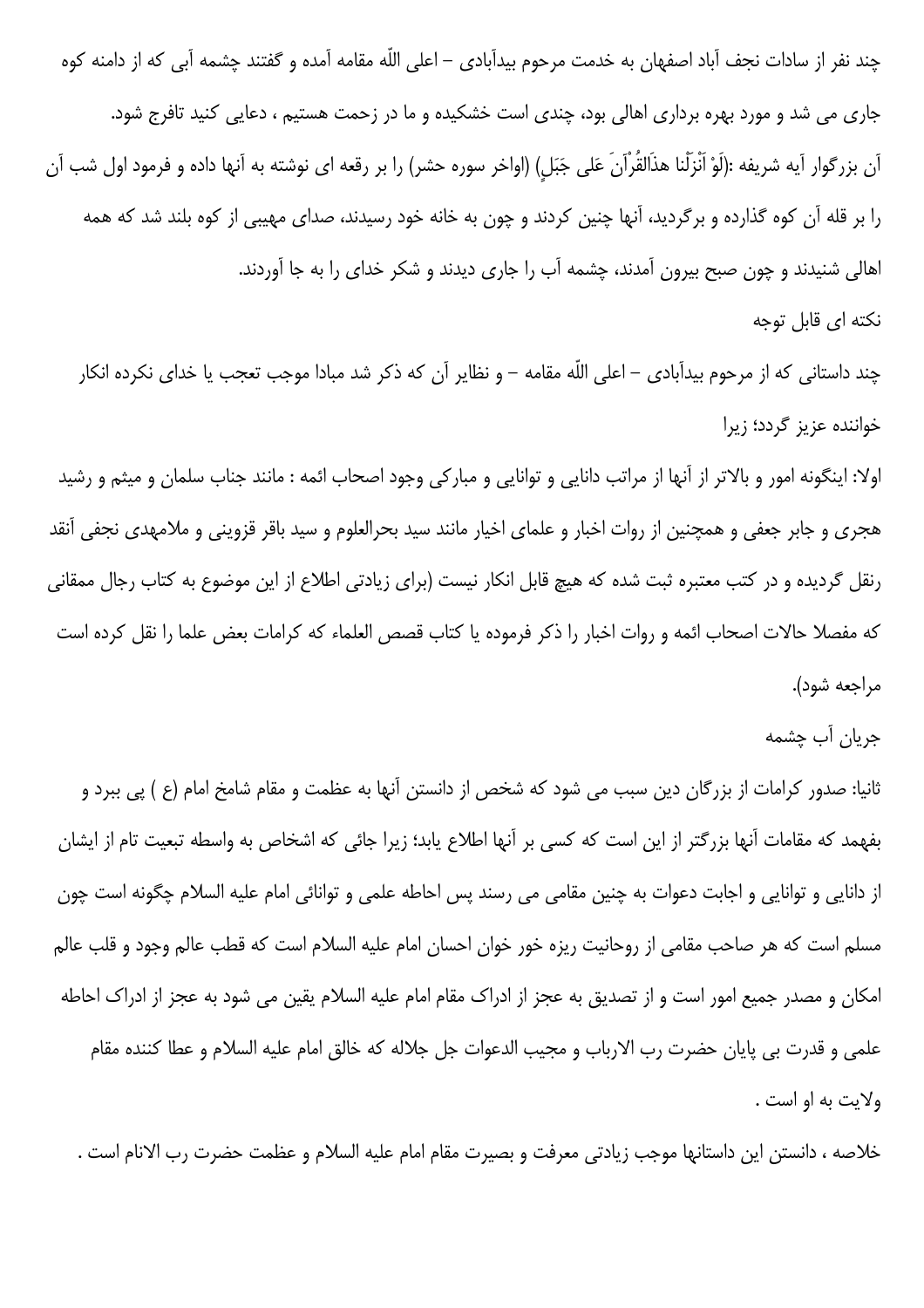چند نفر از سادات نجف آباد اصفهان به خدمت مرحوم بیدآبادی – اعلی اللّه مقامه آمده و گفتند چشمه آبی که از دامنه کوه جاری می شد و مورد بهره برداری اهالی بود، چندی است خشکیده و ما در زحمت هستیم ، دعایی کنید تافرج شود.

آن بزرگوار آیه شریفه :(لَوْ اَنْزَلْنا هذَالقُرْآنَ عَلی جَبَلٍ) (اواخر سوره حشر) را بر رقعه ای نوشته به آنها داده و فرمود اول شب آن را بر قله آن کوه گذارده و برگردید، آنها چنین کردند و چون به خانه خود رسیدند، صدای مهیبی از کوه بلند شد که همه اهالی شنیدند و چون صبح بیرون آمدند، چشمه آب را جاری دیدند و شکر خدای را به جا آوردند.

نکته ای قابل توجه

چند داستانی که از مرحوم بیدآبادی – اعلی اللّه مقامه – و نظایر آن که ذکر شد مبادا موجب تعجب یا خدای نکرده انکار خواننده عزیز گردد؛ زیرا

اولا: اینگونه امور و بالاتر از آنها از مراتب دانایی و توانایی و مبارکی وجود اصحاب ائمه : مانند جناب سلمان و میثم و رشید هجری و جابر جعفی و همچنین از رواه اخبار و علمای اخیار مانند سید بحرالعلوم و سید باقر قزوینی و ملامهدی نجفی آنقد رنقل گردیده و در کتب معتبره ثبت شده که هیچ قابل انکار نیست (برای زیادتی اطلاع از این موضوع به کتاب رجال ممقانی که مفصلا حالات اصحاب ائمه و روات اخبار را ذکر فرموده یا کتاب قصص العلماء که کرامات بعض علما را نقل کرده است مراجعه شود).

جریان آب چشمه

ثانیا: صدور کرامات از بزرگان دین سبب می شود که شخص از دانستن آنها به عظمت و مقام شامخ امام (ع ) پی ببرد و بفهمد که مقامات آنها بزرگتر از این است که کسی بر آنها اطلاع یابد؛ زیرا جائی که اشخاص به واسطه تبعیت تام از ایشان از دانایی و توانایی و اجابت دعوات به چنین مقامی می رسند پس احاطه علمی و توانائی امام علیه السلام چگونه است چون مسلم است که هر صاحب مقامی از روحانیت ریزه خور خوان احسان امام علیه السلام است که قطب عالم وجود و قلب عالم امکان و مصدر جمیع امور است و از تصدیق به عجز از ادراک مقام امام علیه السلام یقین می شود به عجز از ادراک احاطه علمی و قدرت بی پایان حضرت رب الارباب و مجیب الدعوات جل جلاله که خالق امام علیه السلام و عطا کننده مقام ولایت به او است .

خلاصه ، دانستن این داستانها موجب زیادتی معرفت و بصیرت مقام امام علیه السلام و عظمت حضرت رب الانام است .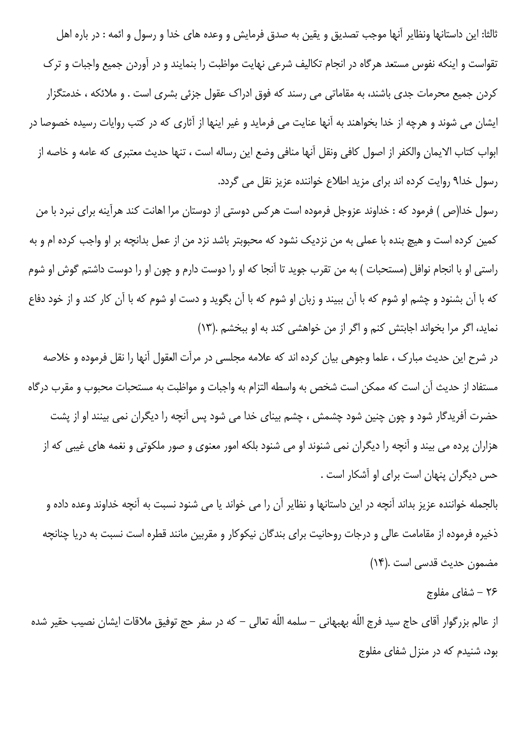ثالثا: این داستانها ونظایر آنها موجب تصدیق و یقین به صدق فرمایش و وعده های خدا و رسول و ائمه : در باره اهل تقواست و اینکه نفوس مستعد هرگاه در انجام تکالیف شرعی نهایت مواظبت را بنمایند و در آوردن جمیع واجبات و ترک کردن جمیع محرمات جدی باشند، به مقاماتی می رسند که فوق ادراک عقول جزئی بشری است . و ملائکه ، خدمتگزار ایشان می شوند و هرچه از خدا بخواهند به آنها عنایت می فرماید و غیر اینها از آثاری که در کتب روایات رسیده خصوصا در ابواب کتاب الایمان والکفر از اصول کافی ونقل آنها منافی وضع این رساله است ، تنها حدیث معتبری که عامه و خاصه از رسول خدا۹ روایت کرده اند برای مزید اطلاع خواننده عزیز نقل می گردد.

رسول خدا(ص ) فرمود که : خداوند عزوجل فرموده است هرکس دوستی از دوستان مرا اهانت کند هرآینه برای نبرد با من کمین کرده است و هیچ بنده با عملی به من نزدیک نشود که محبوبتر باشد نزد من از عمل بدانچه بر او واجب کرده ام و به راستی او با انجام نوافل (مستحبات ) به من تقرب جوید تا آنجا که او را دوست دارم و چون او را دوست داشتم گوش او شوم که با آن بشنود و چشم او شوم که با آن ببیند و زبان او شوم که با آن بگوید و دست او شوم که با آن کار کند و از خود دفاع نماید، اگر مرا بخواند اجابتش کنم و اگر از من خواهشی کند به او ببخشم .(۱۳)

در شرح این حدیث مبارک ، علما وجوهی بیان کرده اند که علامه مجلسی در مرآت العقول آنها را نقل فرموده و خلاصه مستفاد از حدیث آن است که ممکن است شخص به واسطه التزام به واجبات و مواظبت به مستحبات محبوب و مقرب درگاه حضرت آفریدگار شود و چون چنین شود چشمش ، چشم بینای خدا می شود پس آنچه را دیگران نمی بینند او از پشت هزاران پرده می بیند و آنچه را دیگران نمی شنوند او می شنود بلکه امور معنوی و صور ملکوتی و نغمه های غیبی که از حس دیگران پنهان است برای او آشکار است .

بالجمله خواننده عزیز بداند آنچه در این داستانها و نظایر آن را می خواند یا می شنود نسبت به آنچه خداوند وعده داده و ذخیره فرموده از مقامامت عالی و درجات روحانیت برای بندگان نیکوکار و مقربین مانند قطره است نسبت به دریا چنانچه مضمون حدیث قدسی است .(۱۴)

## ۲۶ - شفای مفلوج

از عالم بزرگوار آقای حاج سید فرج اللّه بهبهانی - سلمه اللّه تعالی - که در سفر حج توفیق ملاقات ایشان نصیب حقیر شده بود، شنیدم که در منزل شفای مفلوج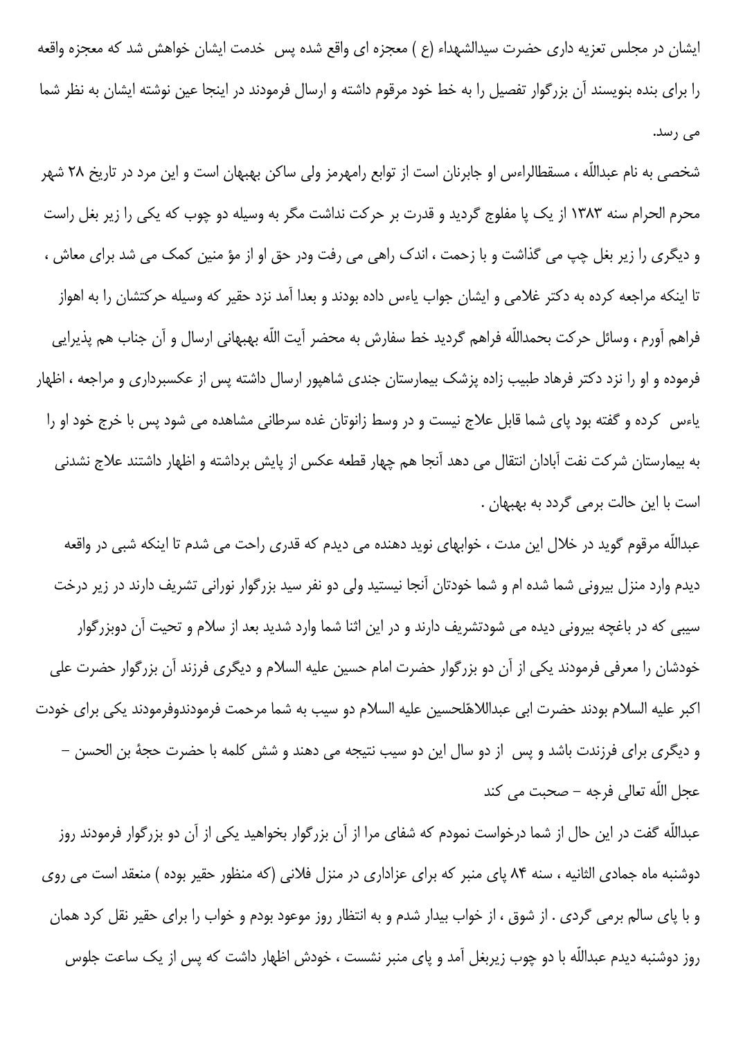ایشان در مجلس تعزیه داری حضرت سیدالشهداء (ع ) معجزه ای واقع شده پس  خدمت ایشان خواهش شد که معجزه واقعه را برای بنده بنویسند آن بزرگوار تفصیل را به خط خود مرقوم داشته و ارسال فرمودند در اینجا عین نوشته ایشان به نظر شما می رسد.

شخصی به نام عبداللّه ، مسقطالراءس او جابرنان است از توابع رامهرمز ولی ساکن بهبهان است و این مرد در تاریخ ۲۸ شهر محرم الحرام سنه ۱۳۸۳ از یک پا مفلوج گردید و قدرت بر حرکت نداشت مگر به وسیله دو چوب که یکی را زیر بغل راست و دیگری را زیر بغل چپ می گذاشت و با زحمت ، اندک راهی می رفت ودر حق او از مؤ منین کمک می شد برای معاش ، تا اینکه مراجعه کرده به دکتر غلامی و ایشان جواب یاءس داده بودند و بعدا آمد نزد حقیر که وسیله حرکتشان را به اهواز فراهم آورم ، وسائل حرکت بحمداللّه فراهم گردید خط سفارش به محضر آیت اللّه بهبهانی ارسال و آن جناب هم پذیرایی فرموده و او را نزد دکتر فرهاد طبیب زاده پزشک بیمارستان جندی شاهپور ارسال داشته پس از عکسبرداری و مراجعه ، اظهار یاءس  کرده و گفته بود پای شما قابل علاج نیست و در وسط زانوتان غده سرطانی مشاهده می شود پس با خرج خود او را به بیمارستان شرکت نفت آبادان انتقال می دهد آنجا هم چهار قطعه عکس از پایش برداشته و اظهار داشتند علاج نشدنی است با این حالت برمی گردد به بهبهان .

عبداللّه مرقوم گوید در خلال این مدت ، خوابهای نوید دهنده می دیدم که قدری راحت می شدم تا اینکه شبی در واقعه دیدم وارد منزل بیرونی شما شده ام و شما خودتان آنجا نیستید ولی دو نفر سید بزرگوار نورانی تشریف دارند در زیر درخت سیبی که در باغچه بیرونی دیده می شودتشریف دارند و در این اثنا شما وارد شدید بعد از سلام و تحیت آن دوبزرگوار خودشان را معرفی فرمودند یکی از آن دو بزرگوار حضرت امام حسین علیه السلام و دیگری فرزند آن بزرگوار حضرت علی اکبر علیه السلام بودند حضرت ابی عبداللاهّلحسین علیه السلام دو سیب به شما مرحمت فرمودندوفرمودند یکی برای خودت و دیگری برای فرزندت باشد و پس  از دو سال این دو سیب نتیجه می دهند و شش کلمه با حضرت حجهٔ بن الحسن – عجل اللّه تعالی فرجه – صحبت می کند

عبداللّه گفت در این حال از شما درخواست نمودم که شفای مرا از آن بزرگوار بخواهید یکی از آن دو بزرگوار فرمودند روز دوشنبه ماه جمادی الثانیه ، سنه ۸۴ پای منبر که برای عزاداری در منزل فلانی (که منظور حقیر بوده ) منعقد است می روی و با پای سالم برمی گردی . از شوق ، از خواب بیدار شدم و به انتظار روز موعود بودم و خواب را برای حقیر نقل کرد همان روز دوشنبه دیدم عبداللّه با دو چوب زیربغل آمد و پای منبر نشست ، خودش اظهار داشت که پس از یک ساعت جلوس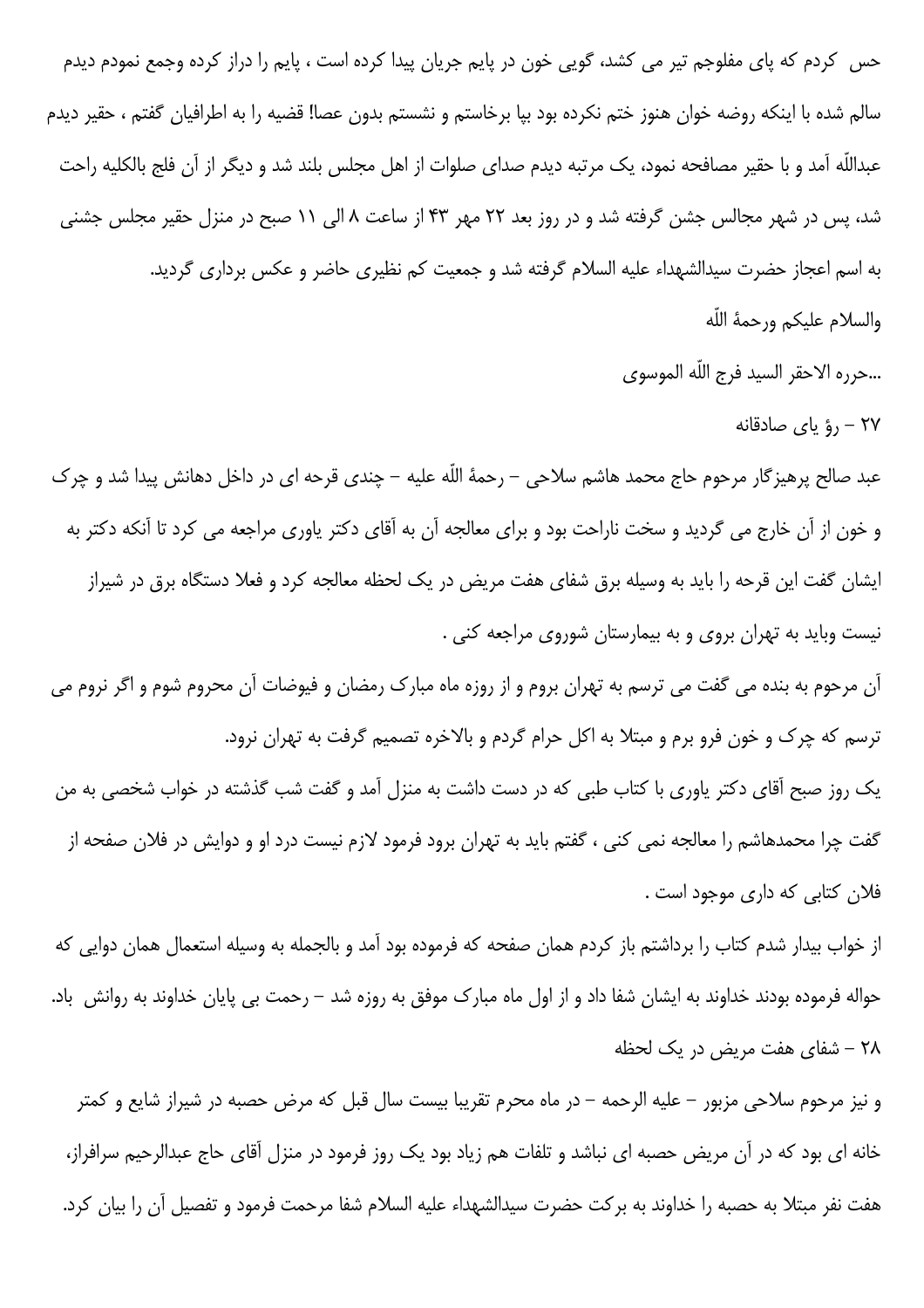حس  کردم که پای مفلوجم تیر می کشد، گویی خون در پایم جریان پیدا کرده است ، پایم را دراز کرده وجمع نمودم دیدم سالم شده با اینکه روضه خوان هنوز ختم نکرده بود بپا برخاستم و نشستم بدون عصا! قضیه را به اطرافیان گفتم ، حقیر دیدم عبداللّه آمد و با حقیر مصافحه نمود، یک مرتبه دیدم صدای صلوات از اهل مجلس بلند شد و دیگر از آن فلج بالکلیه راحت شد، پس در شهر مجالس جشن گرفته شد و در روز بعد ۲۲ مهر ۴۳ از ساعت ۸ الی ۱۱ صبح در منزل حقیر مجلس جشنی به اسم اعجاز حضرت سیدالشهداء علیه السلام گرفته شد و جمعیت کم نظیری حاضر و عکس برداری گردید.

والسلام علیکم ورحمهٔ اللّه

...حرره الاحقر السید فرج اللّه الموسوی

۲۷ – رؤ یای صادقانه

عبد صالح پرهیزگار مرحوم حاج محمد هاشم سلاحی – رحمهٔ اللّه علیه – چندی قرحه ای در داخل دهانش پیدا شد و چرک و خون از آن خارج می گردید و سخت ناراحت بود و برای معالجه آن به آقای دکتر یاوری مراجعه می کرد تا آنکه دکتر به ایشان گفت این قرحه را باید به وسیله برق شفای هفت مریض در یک لحظه معالجه کرد و فعلا دستگاه برق در شیراز نیست وباید به تهران بروی و به بیمارستان شوروی مراجعه کنی .

آن مرحوم به بنده می گفت می ترسم به تهران بروم و از روزه ماه مبارک رمضان و فیوضات آن محروم شوم و اگر نروم می ترسم که چرک و خون فرو برم و مبتلا به اکل حرام گردم و بالاخره تصمیم گرفت به تهران نرود.

یک روز صبح آقای دکتر یاوری با کتاب طبی که در دست داشت به منزل آمد و گفت شب گذشته در خواب شخصی به من گفت چرا محمدهاشم را معالجه نمی کنی ، گفتم باید به تهران برود فرمود لازم نیست درد او و دوایش در فلان صفحه از فلان کتابی که داری موجود است .

از خواب بیدار شدم کتاب را برداشتم باز کردم همان صفحه که فرموده بود آمد و بالجمله به وسیله استعمال همان دوایی که حواله فرموده بودند خداوند به ایشان شفا داد و از اول ماه مبارک موفق به روزه شد – رحمت بی پایان خداوند به روانش  باد.

۲۸ – شفای هفت مریض در یک لحظه

و نیز مرحوم سلاحی مزبور – علیه الرحمه – در ماه محرم تقریبا بیست سال قبل که مرض حصبه در شیراز شایع و کمتر خانه ای بود که در آن مریض حصبه ای نباشد و تلفات هم زیاد بود یک روز فرمود در منزل آقای حاج عبدالرحیم سرافراز، هفت نفر مبتلا به حصبه را خداوند به برکت حضرت سیدالشهداء علیه السلام شفا مرحمت فرمود و تفصیل آن را بیان کرد.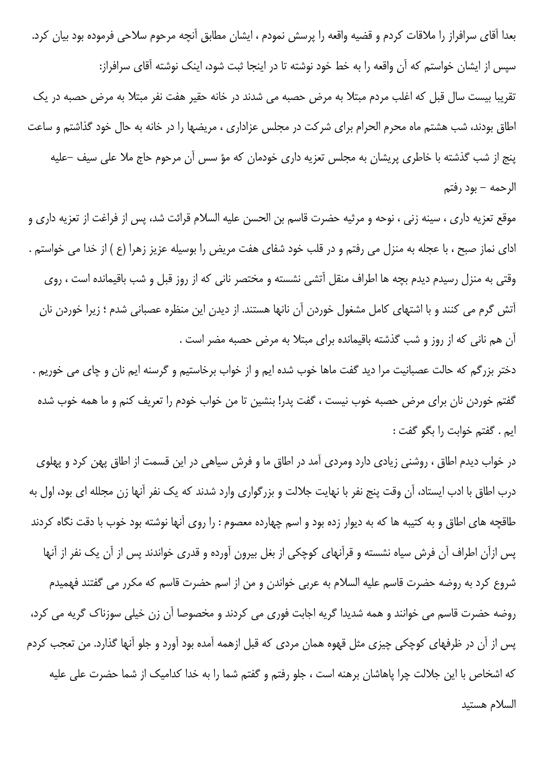بعدا آقای سرافراز را ملاقات کردم و قضیه واقعه را پرسش نمودم ، ایشان مطابق آنچه مرحوم سلاحی فرموده بود بیان کرد. سپس از ایشان خواستم که آن واقعه را به خط خود نوشته تا در اینجا ثبت شود، اینک نوشته آقای سرافراز:

تقریبا بیست سال قبل که اغلب مردم مبتلا به مرض حصبه می شدند در خانه حقیر هفت نفر مبتلا به مرض حصبه در یک اطاق بودند، شب هشتم ماه محرم الحرام برای شرکت در مجلس عزاداری ، مریضها را در خانه به حال خود گذاشتم و ساعت پنج از شب گذشته با خاطری پریشان به مجلس تعزیه داری خودمان که مؤ سس آن مرحوم حاج ملا علی سیف –علیه الرحمه – بود رفتم

موقع تعزیه داری ، سینه زنی ، نوحه و مرثیه حضرت قاسم بن الحسن علیه السلام قرائت شد، پس از فراغت از تعزیه داری و ادای نماز صبح ، با عجله به منزل می رفتم و در قلب خود شفای هفت مریض را بوسیله عزیز زهرا (ع ) از خدا می خواستم . وقتی به منزل رسیدم دیدم بچه ها اطراف منقل آتشی نشسته و مختصر نانی که از روز قبل و شب باقیمانده است ، روی آتش گرم می کنند و با اشتهای کامل مشغول خوردن آن نانها هستند. از دیدن این منظره عصبانی شدم ؛ زیرا خوردن نان آن هم نانی که از روز و شب گذشته باقیمانده برای مبتلا به مرض حصبه مضر است .

دختر بزرگم که حالت عصبانیت مرا دید گفت ماها خوب شده ایم و از خواب برخاستیم و گرسنه ایم نان و چای می خوریم . گفتم خوردن نان برای مرض حصبه خوب نیست ، گفت پدر! بنشین تا من خواب خودم را تعریف کنم و ما همه خوب شده ایم . گفتم خوابت را بگو گفت :

در خواب دیدم اطاق ، روشنی زیادی دارد ومردی آمد در اطاق ما و فرش سیاهی در این قسمت از اطاق پهن کرد و پهلوی درب اطاق با ادب ایستاد، آن وقت پنج نفر با نهایت جلالت و بزرگواری وارد شدند که یک نفر آنها زن مجلله ای بود، اول به طاقچه های اطاق و به کتیبه ها که به دیوار زده بود و اسم چهارده معصوم : را روی آنها نوشته بود خوب با دقت نگاه کردند پس ازآن اطراف آن فرش سیاه نشسته و قرآنهای کوچکی از بغل بیرون آورده و قدری خواندند پس از آن یک نفر از آنها شروع کرد به روضه حضرت قاسم علیه السلام به عربی خواندن و من از اسم حضرت قاسم که مکرر می گفتند فهمیدم روضه حضرت قاسم می خوانند و همه شدیدا گریه اجابت فوری می کردند و مخصوصا آن زن خیلی سوزناک گریه می کرد، پس از آن در ظرفهای کوچکی چیزی مثل قهوه همان مردی که قبل ازهمه آمده بود آورد و جلو آنها گذارد. من تعجب کردم که اشخاص با این جلالت چرا پاهاشان برهنه است ، جلو رفتم و گفتم شما را به خدا کدامیک از شما حضرت علی علیه السلام هستید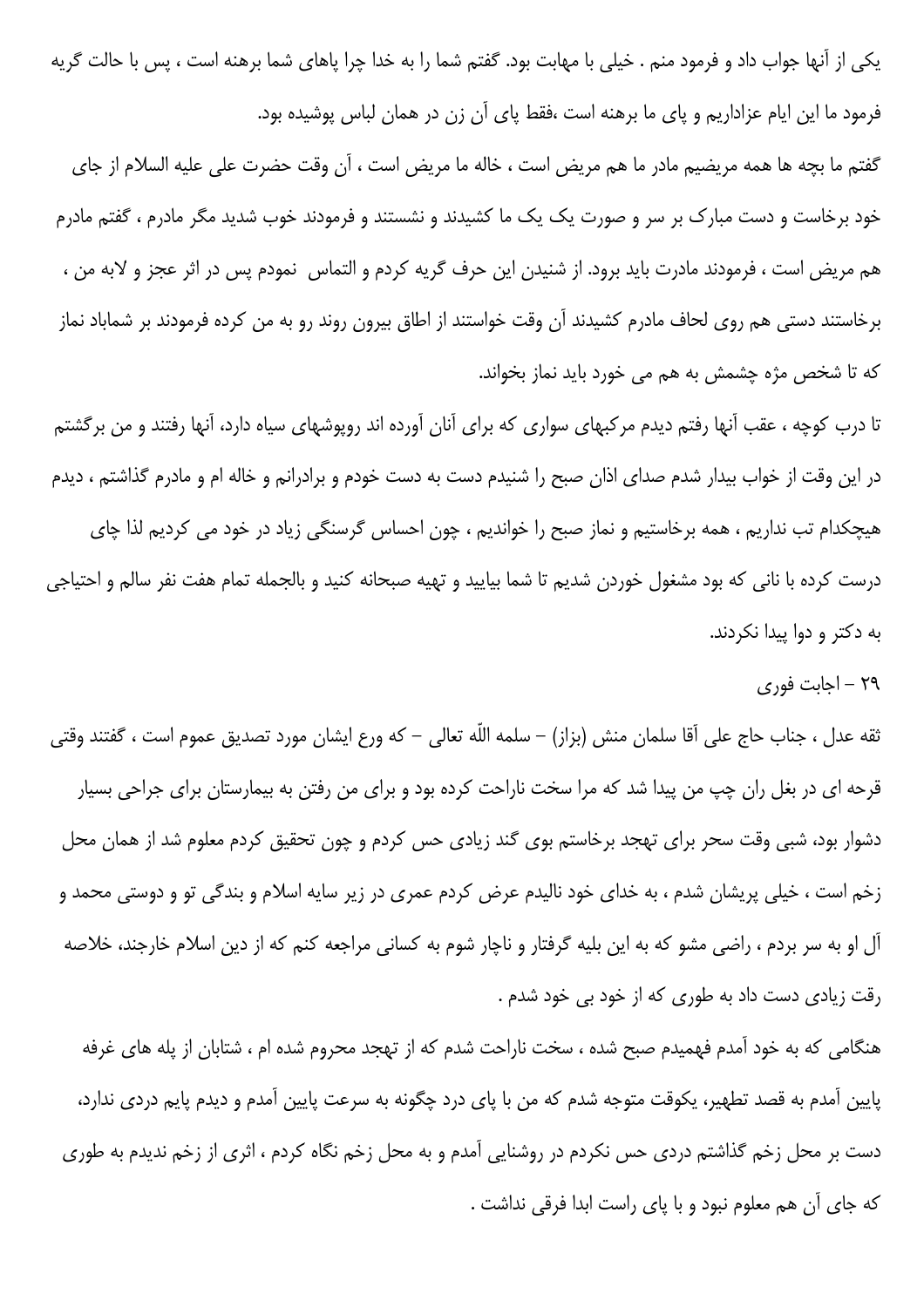یکی از آنها جواب داد و فرمود منم . خیلی با مهابت بود. گفتم شما را به خدا چرا پاهای شما برهنه است ، پس با حالت گریه فرمود ما این ایام عزاداریم و پای ما برهنه است ،فقط پای آن زن در همان لباس پوشیده بود.

گفتم ما بچه ها همه مریضیم مادر ما هم مریض است ، خاله ما مریض است ، آن وقت حضرت علی علیه السلام از جای خود برخاست و دست مبارک بر سر و صورت یک یک ما کشیدند و نشستند و فرمودند خوب شدید مگر مادرم ، گفتم مادرم هم مریض است ، فرمودند مادرت باید برود. از شنیدن این حرف گریه کردم و التماس نمودم پس در اثر عجز و لابه من ، برخاستند دستی هم روی لحاف مادرم کشیدند آن وقت خواستند از اطاق بیرون روند رو به من کرده فرمودند بر شماباد نماز که تا شخص مژه چشمش به هم می خورد باید نماز بخواند.

تا درب کوچه ، عقب آنها رفتم دیدم مرکبهای سواری که برای آنان آورده اند روپوشهای سیاه دارد، آنها رفتند و من برگشتم در این وقت از خواب بیدار شدم صدای اذان صبح را شنیدم دست به دست خودم و برادرانم و خاله ام و مادرم گذاشتم ، دیدم هیچکدام تب نداریم ، همه برخاستیم و نماز صبح را خواندیم ، چون احساس گرسنگی زیاد در خود می کردیم لذا چای درست کرده با نانی که بود مشغول خوردن شدیم تا شما بیایید و تهیه صبحانه کنید و بالجمله تمام هفت نفر سالم و احتیاجی به دکتر و دوا پیدا نکردند.

۲۹ – اجابت فوری

ثقه عدل ، جناب حاج علی آقا سلمان منش (بزاز) – سلمه اللّه تعالی – که ورع ایشان مورد تصدیق عموم است ، گفتند وقتی قرحه ای در بغل ران چپ من پیدا شد که مرا سخت ناراحت کرده بود و برای من رفتن به بیمارستان برای جراحی بسیار دشوار بود، شبی وقت سحر برای تهجد برخاستم بوی گند زیادی حس کردم و چون تحقیق کردم معلوم شد از همان محل زخم است ، خیلی پریشان شدم ، به خدای خود نالیدم عرض کردم عمری در زیر سایه اسلام و بندگی تو و دوستی محمد و آل او به سر بردم ، راضی مشو که به این بلیه گرفتار و ناچار شوم به کسانی مراجعه کنم که از دین اسلام خارجند، خلاصه رقت زیادی دست داد به طوری که از خود بی خود شدم .

هنگامی که به خود آمدم فهمیدم صبح شده ، سخت ناراحت شدم که از تهجد محروم شده ام ، شتابان از پله های غرفه پایین آمدم به قصد تطهیر، یکوقت متوجه شدم که من با پای درد چگونه به سرعت پایین آمدم و دیدم پایم دردی ندارد، دست بر محل زخم گذاشتم دردی حس نکردم در روشنایی آمدم و به محل زخم نگاه کردم ، اثری از زخم ندیدم به طوری که جای آن هم معلوم نبود و با پای راست ابدا فرقی نداشت .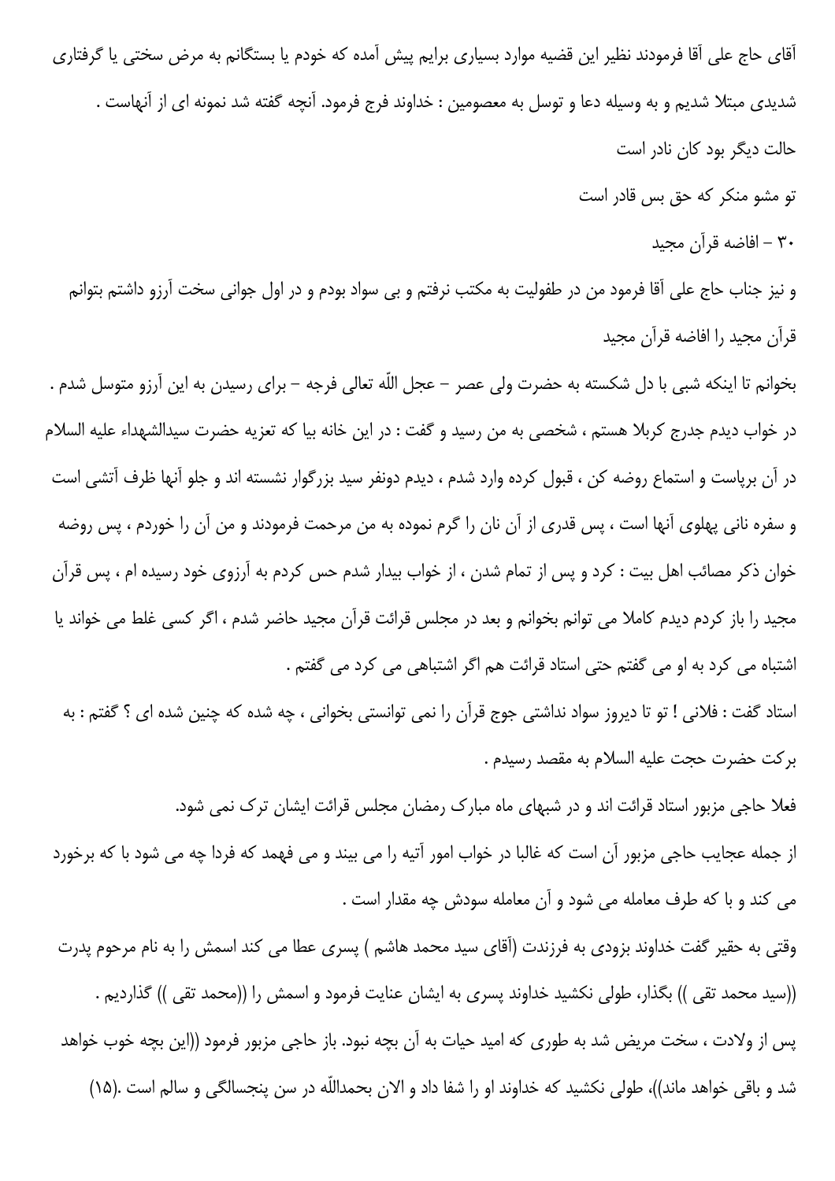آقای حاج علی آقا فرمودند نظیر این قضیه موارد بسیاری برایم پیش آمده که خودم یا بستگانم به مرض سختی یا گرفتاری شدیدی مبتلا شدیم و به وسیله دعا و توسل به معصومین : خداوند فرج فرمود. آنچه گفته شد نمونه ای از آنهاست .

حالت دیگر بود کان نادر است

تو مشو منکر که حق بس قادر است

### ۳۰ - افاضه قرآن مجید

و نیز جناب حاج علی آقا فرمود من در طفولیت به مکتب نرفتم و بی سواد بودم و در اول جوانی سخت آرزو داشتم بتوانم قرآن مجید را افاضه قرآن مجید

بخوانم تا اینکه شبی با دل شکسته به حضرت ولی عصر - عجل اللّه تعالی فرجه - برای رسیدن به این آرزو متوسل شدم . در خواب دیدم جدرج کربلا هستم ، شخصی به من رسید و گفت : در این خانه بیا که تعزیه حضرت سیدالشهداء علیه السلام در آن برپاست و استماع روضه کن ، قبول کرده وارد شدم ، دیدم دونفر سید بزرگوار نشسته اند و جلو آنها ظرف آتشی است و سفره نانی پهلوی آنها است ، پس قدری از آن نان را گرم نموده به من مرحمت فرمودند و من آن را خوردم ، پس روضه خوان ذکر مصائب اهل بیت : کرد و پس از تمام شدن ، از خواب بیدار شدم حس کردم به آرزوی خود رسیده ام ، پس قرآن مجید را باز کردم دیدم کاملا می توانم بخوانم و بعد در مجلس قرائت قرآن مجید حاضر شدم ، اگر کسی غلط می خواند یا اشتباه می کرد به او می گفتم حتی استاد قرائت هم اگر اشتباهی می کرد می گفتم .

استاد گفت : فلانی ! تو تا دیروز سواد نداشتی جوج قرآن را نمی توانستی بخوانی ، چه شده که چنین شده ای ؟ گفتم : به برکت حضرت حجت علیه السلام به مقصد رسیدم .

فعلا حاجی مزبور استاد قرائت اند و در شبهای ماه مبارک رمضان مجلس قرائت ایشان ترک نمی شود.

از جمله عجایب حاجی مزبور آن است که غالبا در خواب امور آتیه را می بیند و می فهمد که فردا چه می شود با که برخورد می کند و با که طرف معامله می شود و آن معامله سودش چه مقدار است .

وقتی به حقیر گفت خداوند بزودی به فرزندت (آقای سید محمد هاشم ) پسری عطا می کند اسمش را به نام مرحوم پدرت ((سید محمد تقی )) بگذار، طولی نکشید خداوند پسری به ایشان عنایت فرمود و اسمش را ((محمد تقی )) گذاردیم .

پس از ولادت ، سخت مریض شد به طوری که امید حیات به آن بچه نبود. باز حاجی مزبور فرمود ((این بچه خوب خواهد شد و باقی خواهد ماند))، طولی نکشید که خداوند او را شفا داد و الان بحمداللّه در سن پنجسالگی و سالم است .(۱۵)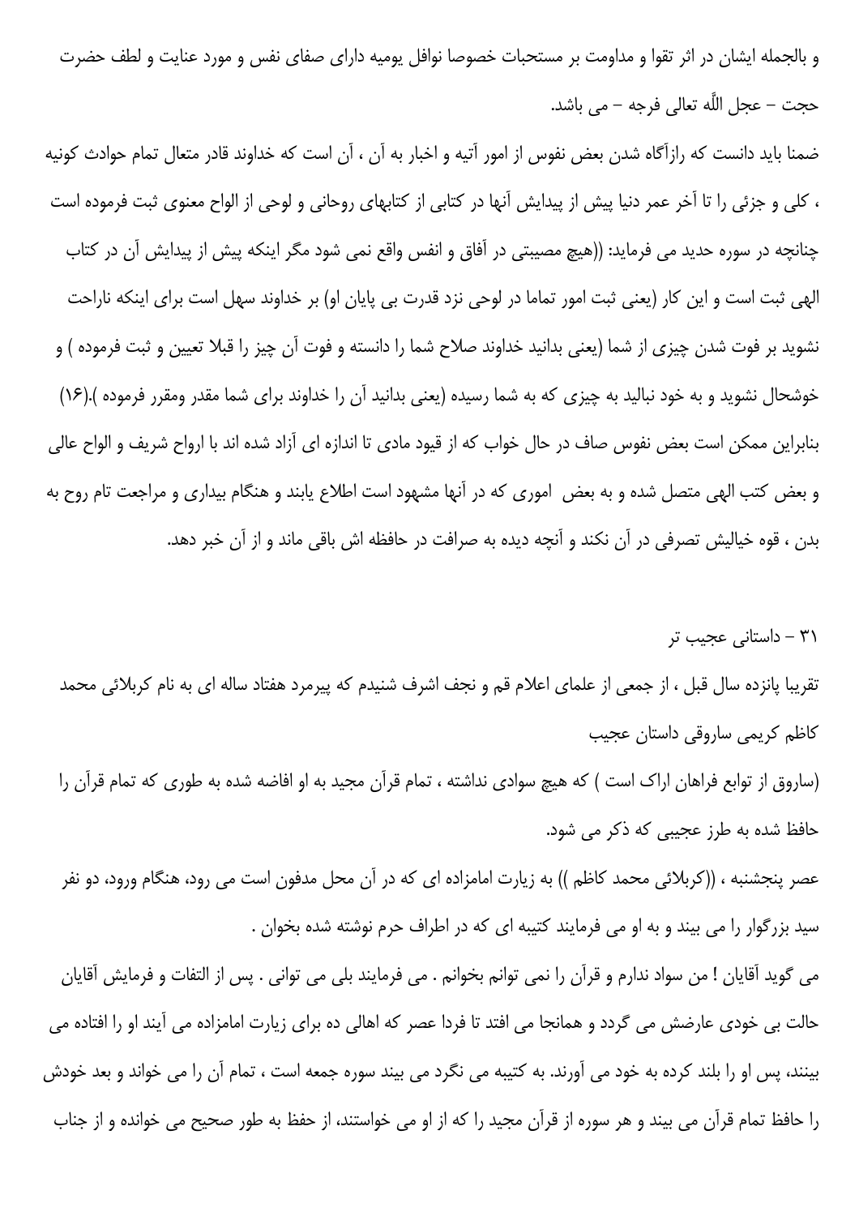و بالجمله ایشان در اثر تقوا و مداومت بر مستحبات خصوصا نوافل یومیه دارای صفای نفس و مورد عنایت و لطف حضرت حجت – عجل اللّه تعالی فرجه – می باشد.

ضمنا باید دانست که رازآگاه شدن بعض نفوس از امور آتیه و اخبار به آن ، آن است که خداوند قادر متعال تمام حوادث کونیه ، کلی و جزئی را تا آخر عمر دنیا پیش از پیدایش آنها در کتابی از کتابهای روحانی و لوحی از الواح معنوی ثبت فرموده است چنانچه در سوره حدید می فرماید: ((هیچ مصیبتی در آفاق و انفس واقع نمی شود مگر اینکه پیش از پیدایش آن در کتاب الهی ثبت است و این کار (یعنی ثبت امور تماما در لوحی نزد قدرت بی پایان او) بر خداوند سهل است برای اینکه ناراحت نشوید بر فوت شدن چیزی از شما (یعنی بدانید خداوند صلاح شما را دانسته و فوت آن چیز را قبلا تعیین و ثبت فرموده ) و خوشحال نشوید و به خود نبالید به چیزی که به شما رسیده (یعنی بدانید آن را خداوند برای شما مقدر ومقرر فرموده ).(۱۶)

بنابراین ممکن است بعض نفوس صاف در حال خواب که از قیود مادی تا اندازه ای آزاد شده اند با ارواح شریف و الواح عالی و بعض کتب الهی متصل شده و به بعض اموری که در آنها مشهود است اطلاع یابند و هنگام بیداری و مراجعت تام روح به بدن ، قوه خیالیش تصرفی در آن نکند و آنچه دیده به صرافت در حافظه اش باقی ماند و از آن خبر دهد.

## ۳۱ – داستانی عجیب تر

تقریبا پانزده سال قبل ، از جمعی از علمای اعلام قم و نجف اشرف شنیدم که پیرمرد هفتاد ساله ای به نام کربلائی محمد کاظم کریمی ساروقی داستان عجیب

(ساروق از توابع فراهان اراک است ) که هیچ سوادی نداشته ، تمام قرآن مجید به او افاضه شده به طوری که تمام قرآن را حافظ شده به طرز عجیبی که ذکر می شود.

عصر پنجشنبه ، ((کربلائی محمد کاظم )) به زیارت امامزاده ای که در آن محل مدفون است می رود، هنگام ورود، دو نفر سید بزرگوار را می بیند و به او می فرمایند کتیبه ای که در اطراف حرم نوشته شده بخوان .

می گوید آقایان ! من سواد ندارم و قرآن را نمی توانم بخوانم . می فرمایند بلی می توانی . پس از التفات و فرمایش آقایان حالت بی خودی عارضش می گردد و همانجا می افتد تا فردا عصر که اهالی ده برای زیارت امامزاده می آیند او را افتاده می بینند، پس او را بلند کرده به خود می آورند. به کتیبه می نگرد می بیند سوره جمعه است ، تمام آن را می خواند و بعد خودش را حافظ تمام قرآن می بیند و هر سوره از قرآن مجید را که از او می خواستند، از حفظ به طور صحیح می خوانده و از جناب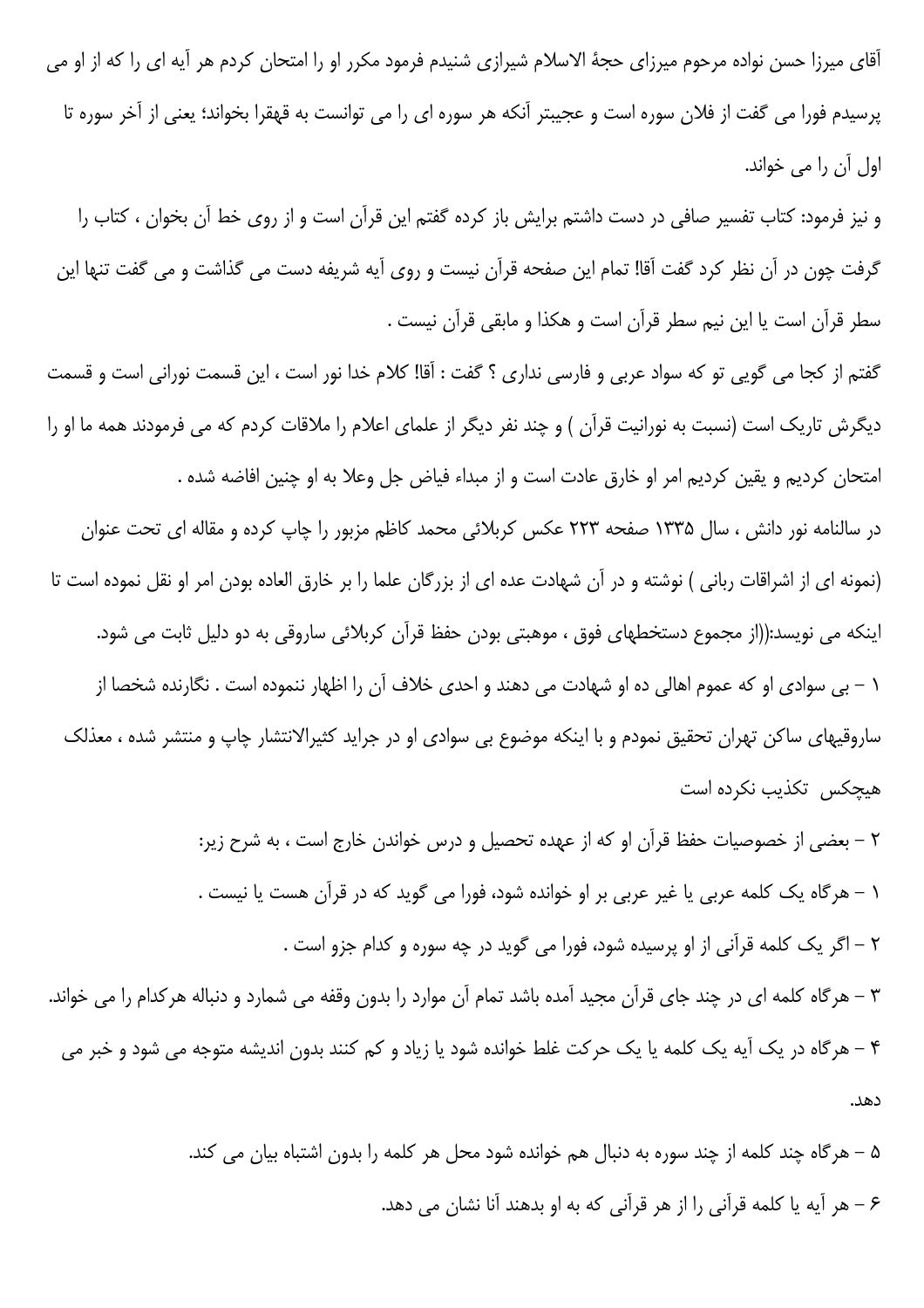آقای میرزا حسن نواده مرحوم میرزای حجة الاسلام شیرازی شنیدم فرمود مکرر او را امتحان کردم هر آیه ای را که از او می پرسیدم فورا می گفت از فلان سوره است و عجیبتر آنکه هر سوره ای را می توانست به قهقرا بخواند؛ یعنی از آخر سوره تا اول آن را می خواند.

و نیز فرمود: کتاب تفسیر صافی در دست داشتم برایش باز کرده گفتم این قرآن است و از روی خط آن بخوان ، کتاب را گرفت چون در آن نظر کرد گفت آقا! تمام این صفحه قرآن نیست و روی آیه شریفه دست می گذاشت و می گفت تنها این سطر قرآن است یا این نیم سطر قرآن است و هکذا و مابقی قرآن نیست .

گفتم از کجا می گویی تو که سواد عربی و فارسی نداری ؟ گفت : آقا! کلام خدا نور است ، این قسمت نورانی است و قسمت دیگرش تاریک است (نسبت به نورانیت قرآن ) و چند نفر دیگر از علمای اعلام را ملاقات کردم که می فرمودند همه ما او را امتحان کردیم و یقین کردیم امر او خارق عادت است و از مبداء فیاض جل وعلا به او چنین افاضه شده .

در سالنامه نور دانش ، سال ۱۳۳۵ صفحه ۲۲۳ عکس کربلائی محمد کاظم مزبور را چاپ کرده و مقاله ای تحت عنوان (نمونه ای از اشراقات ربانی ) نوشته و در آن شهادت عده ای از بزرگان علما را بر خارق العاده بودن امر او نقل نموده است تا اینکه می نویسد:((از مجموع دستخطهای فوق ، موهبتی بودن حفظ قرآن کربلائی ساروقی به دو دلیل ثابت می شود.

۱ – بی سوادی او که عموم اهالی ده او شهادت می دهند و احدی خلاف آن را اظهار ننموده است . نگارنده شخصا از ساروقیهای ساکن تهران تحقیق نمودم و با اینکه موضوع بی سوادی او در جراید کثیرالانتشار چاپ و منتشر شده ، معذلک هیچکس تکذیب نکرده است

۲ – بعضی از خصوصیات حفظ قرآن او که از عهده تحصیل و درس خواندن خارج است ، به شرح زیر:

۱ – هرگاه یک کلمه عربی یا غیر عربی بر او خوانده شود، فورا می گوید که در قرآن هست یا نیست .

۲ – اگر یک کلمه قرآنی از او پرسیده شود، فورا می گوید در چه سوره و کدام جزو است .

۳ – هرگاه کلمه ای در چند جای قرآن مجید آمده باشد تمام آن موارد را بدون وقفه می شمارد و دنباله هرکدام را می خواند.

۴ – هرگاه در یک آیه یک کلمه یا یک حرکت غلط خوانده شود یا زیاد و کم کنند بدون اندیشه متوجه می شود و خبر می دهد.

۵ – هرگاه چند کلمه از چند سوره به دنبال هم خوانده شود محل هر کلمه را بدون اشتباه بیان می کند.

۶ – هر آیه یا کلمه قرآنی را از هر قرآنی که به او بدهند آنا نشان می دهد.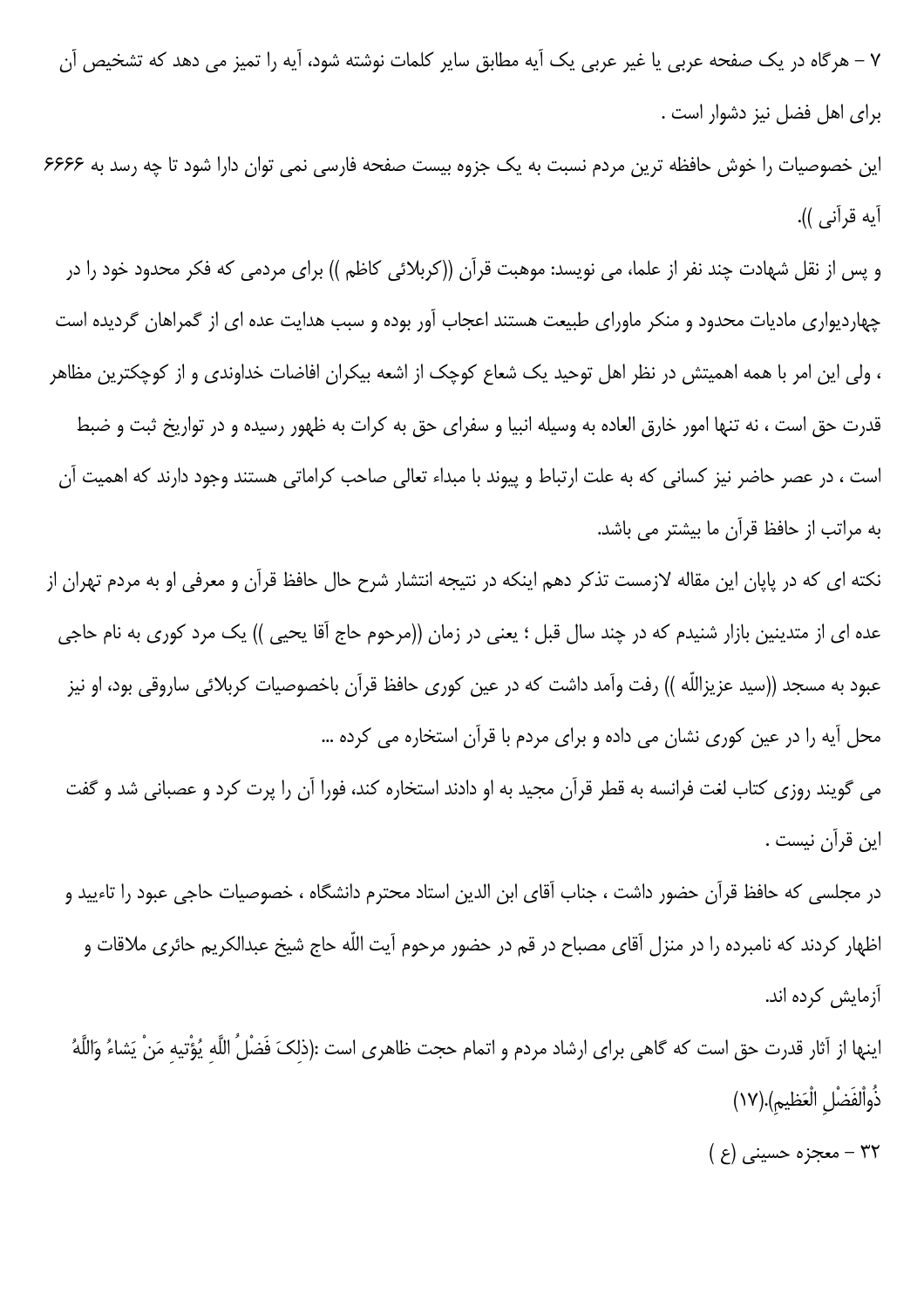۷ – هرگاه در یک صفحه عربی یا غیر عربی یک آیه مطابق سایر کلمات نوشته شود، آیه را تمیز می دهد که تشخیص آن برای اهل فضل نیز دشوار است .

این خصوصیات را خوش حافظه ترین مردم نسبت به یک جزوه بیست صفحه فارسی نمی توان دارا شود تا چه رسد به ۶۶۶۶ آیه قرآنی )).

و پس از نقل شهادت چند نفر از علما، می نویسد: موهبت قرآن ((کربلائی کاظم )) برای مردمی که فکر محدود خود را در چهاردیواری مادیات محدود و منکر ماورای طبیعت هستند اعجاب آور بوده و سبب هدایت عده ای از گمراهان گردیده است ، ولی این امر با همه اهمیتش در نظر اهل توحید یک شعاع کوچک از اشعه بیکران افاضات خداوندی و از کوچکترین مظاهر قدرت حق است ، نه تنها امور خارق العاده به وسیله انبیا و سفرای حق به کرات به ظهور رسیده و در تواریخ ثبت و ضبط است ، در عصر حاضر نیز کسانی که به علت ارتباط و پیوند با مبداء تعالی صاحب کراماتی هستند وجود دارند که اهمیت آن به مراتب از حافظ قرآن ما بیشتر می باشد.

نکته ای که در پایان این مقاله لازمست تذکر دهم اینکه در نتیجه انتشار شرح حال حافظ قرآن و معرفی او به مردم تهران از عده ای از متدینین بازار شنیدم که در چند سال قبل ؛ یعنی در زمان ((مرحوم حاج آقا یحیی )) یک مرد کوری به نام حاجی عبود به مسجد ((سید عزیزاللّه )) رفت وآمد داشت که در عین کوری حافظ قرآن باخصوصیات کربلائی ساروقی بود، او نیز محل آیه را در عین کوری نشان می داده و برای مردم با قرآن استخاره می کرده ...

می گویند روزی کتاب لغت فرانسه به قطر قرآن مجید به او دادند استخاره کند، فورا آن را پرت کرد و عصبانی شد و گفت این قرآن نیست .

در مجلسی که حافظ قرآن حضور داشت ، جناب آقای ابن الدین استاد محترم دانشگاه ، خصوصیات حاجی عبود را تاءیید و اظهار کردند که نامبرده را در منزل آقای مصباح در قم در حضور مرحوم آیت اللّه حاج شیخ عبدالکریم حائری ملاقات و آزمایش کرده اند.

اینها از آثار قدرت حق است که گاهی برای ارشاد مردم و اتمام حجت ظاهری است :(ذلِکَ فَضْلُ اللّهِ یُؤْتیهِ مَنْ یَشاءُ وَاللّهُ ذُوالْفَضْلِ الْعَظیمِ).(۱۷)

۳۲ – معجزه حسینی (ع )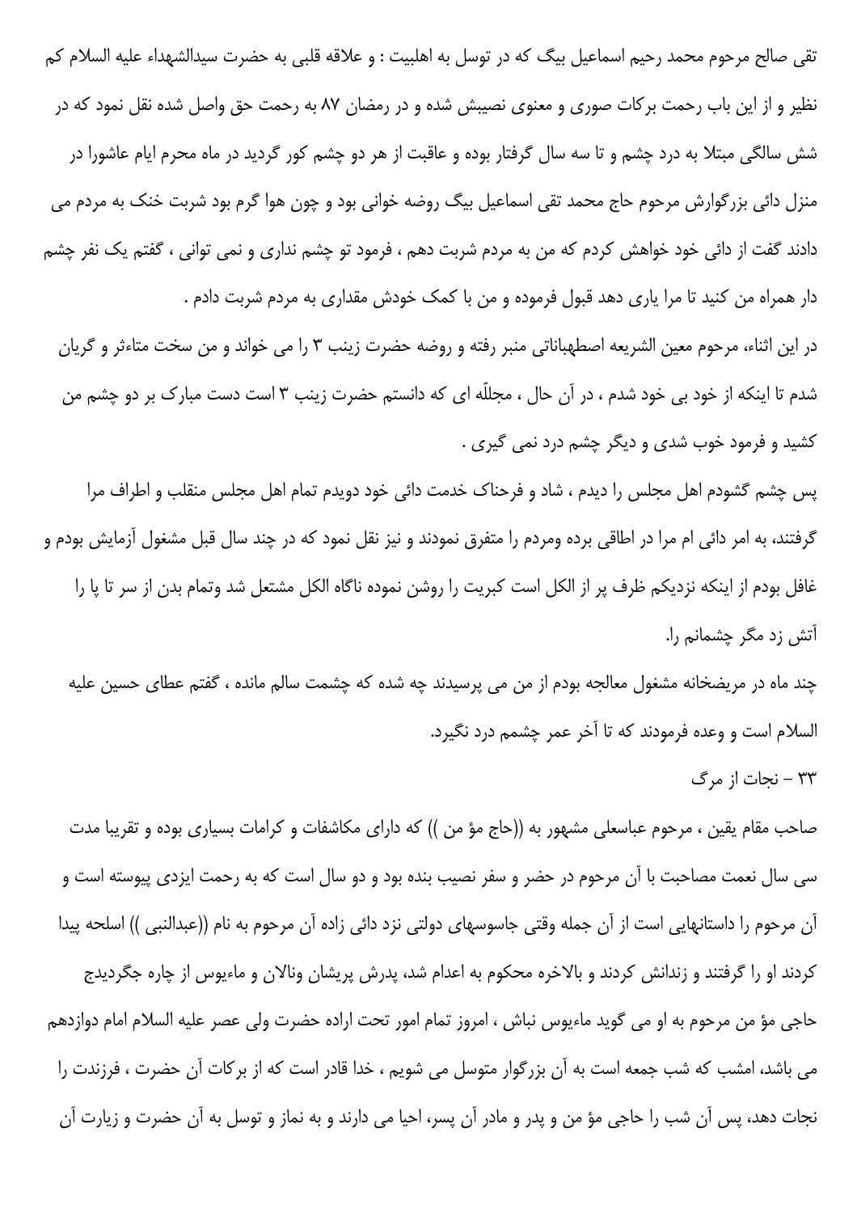تقی صالح مرحوم محمد رحیم اسماعیل بیگ که در توسل به اهلبیت : و علاقه قلبی به حضرت سیدالشهداء علیه السلام کم نظیر و از این باب رحمت برکات صوری و معنوی نصیبش شده و در رمضان ۸۷ به رحمت حق واصل شده نقل نمود که در شش سالگی مبتلا به درد چشم و تا سه سال گرفتار بوده و عاقبت از هر دو چشم کور گردید در ماه محرم ایام عاشورا در منزل دائی بزرگوارش مرحوم حاج محمد تقی اسماعیل بیگ روضه خوانی بود و چون هوا گرم بود شربت خنک به مردم می دادند گفت از دائی خود خواهش کردم که من به مردم شربت دهم ، فرمود تو چشم نداری و نمی توانی ، گفتم یک نفر چشم دار همراه من کنید تا مرا یاری دهد قبول فرموده و من با کمک خودش مقداری به مردم شربت دادم .

در این اثناء، مرحوم معین الشریعه اصطهباناتی منبر رفته و روضه حضرت زینب ۳ را می خواند و من سخت متاءثر و گریان شدم تا اینکه از خود بی خود شدم ، در آن حال ، مجلّله ای که دانستم حضرت زینب ۳ است دست مبارک بر دو چشم من کشید و فرمود خوب شدی و دیگر چشم درد نمی گیری .

پس چشم گشودم اهل مجلس را دیدم ، شاد و فرحناک خدمت دائی خود دویدم تمام اهل مجلس منقلب و اطراف مرا گرفتند، به امر دائی ام مرا در اطاقی برده ومردم را متفرق نمودند و نیز نقل نمود که در چند سال قبل مشغول آزمایش بودم و غافل بودم از اینکه نزدیکم ظرف پر از الکل است کبریت را روشن نموده ناگاه الکل مشتعل شد وتمام بدن از سر تا پا را آتش زد مگر چشمانم را.

چند ماه در مریضخانه مشغول معالجه بودم از من می پرسیدند چه شده که چشمت سالم مانده ، گفتم عطای حسین علیه السلام است و وعده فرمودند که تا آخر عمر چشمم درد نگیرد.

۳۳ - نجات از مرگ

صاحب مقام یقین ، مرحوم عباسعلی مشهور به ((حاج مؤ من )) که دارای مکاشفات و کرامات بسیاری بوده و تقریبا مدت سی سال نعمت مصاحبت با آن مرحوم در حضر و سفر نصیب بنده بود و دو سال است که به رحمت ایزدی پیوسته است و آن مرحوم را داستانهایی است از آن جمله وقتی جاسوسهای دولتی نزد دائی زاده آن مرحوم به نام ((عبدالنبی )) اسلحه پیدا کردند او را گرفتند و زندانش کردند و بالاخره محکوم به اعدام شد، پدرش پریشان ونالان و ماءیوس از چاره جگردیدج حاجی مؤ من مرحوم به او می گوید ماءیوس نباش ، امروز تمام امور تحت اراده حضرت ولی عصر علیه السلام امام دوازدهم می باشد، امشب که شب جمعه است به آن بزرگوار متوسل می شویم ، خدا قادر است که از برکات آن حضرت ، فرزندت را نجات دهد، پس آن شب را حاجی مؤ من و پدر و مادر آن پسر، احیا می دارند و به نماز و توسل به آن حضرت و زیارت آن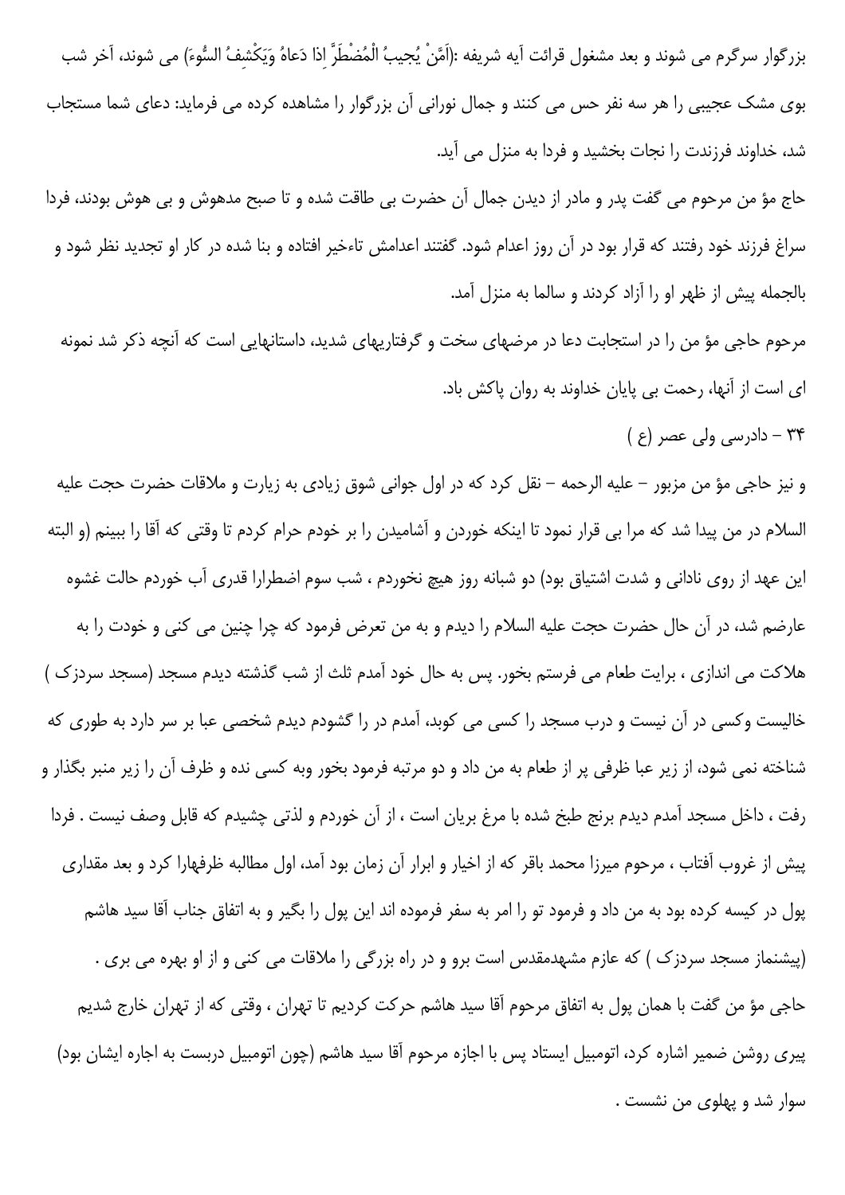بزرگوار سرگرم می شوند و بعد مشغول قرائت آیه شریفه :(اَمَّنْ یُجیبُ الْمُضْطَرَّ اِذا دَعاهُ وَیَکْشِفُ السُّوءَ) می شوند، آخر شب بوی مشک عجیبی را هر سه نفر حس می کنند و جمال نورانی آن بزرگوار را مشاهده کرده می فرماید: دعای شما مستجاب شد، خداوند فرزندت را نجات بخشید و فردا به منزل می آید.

حاج مؤ من مرحوم می گفت پدر و مادر از دیدن جمال آن حضرت بی طاقت شده و تا صبح مدهوش و بی هوش بودند، فردا سراغ فرزند خود رفتند که قرار بود در آن روز اعدام شود. گفتند اعدامش تاءخیر افتاده و بنا شده در کار او تجدید نظر شود و بالجمله پیش از ظهر او را آزاد کردند و سالما به منزل آمد.

مرحوم حاجی مؤ من را در استجابت دعا در مرضهای سخت و گرفتاریهای شدید، داستانهایی است که آنچه ذکر شد نمونه ای است از آنها، رحمت بی پایان خداوند به روان پاکش باد.

۳۴ - دادرسی ولی عصر (ع )

و نیز حاجی مؤ من مزبور - علیه الرحمه - نقل کرد که در اول جوانی شوق زیادی به زیارت و ملاقات حضرت حجت علیه السلام در من پیدا شد که مرا بی قرار نمود تا اینکه خوردن و آشامیدن را بر خودم حرام کردم تا وقتی که آقا را ببینم (و البته این عهد از روی نادانی و شدت اشتیاق بود) دو شبانه روز هیچ نخوردم ، شب سوم اضطرارا قدری آب خوردم حالت غشوه عارضم شد، در آن حال حضرت حجت علیه السلام را دیدم و به من تعرض فرمود که چرا چنین می کنی و خودت را به هلاکت می اندازی ، برایت طعام می فرستم بخور. پس به حال خود آمدم ثلث از شب گذشته دیدم مسجد (مسجد سردزک ) خالیست وکسی در آن نیست و درب مسجد را کسی می کوبد، آمدم در را گشودم دیدم شخصی عبا بر سر دارد به طوری که شناخته نمی شود، از زیر عبا ظرفی پر از طعام به من داد و دو مرتبه فرمود بخور وبه کسی نده و ظرف آن را زیر منبر بگذار و رفت ، داخل مسجد آمدم دیدم برنج طبخ شده با مرغ بریان است ، از آن خوردم و لذتی چشیدم که قابل وصف نیست . فردا پیش از غروب آفتاب ، مرحوم میرزا محمد باقر که از اخیار و ابرار آن زمان بود آمد، اول مطالبه ظرفهارا کرد و بعد مقداری پول در کیسه کرده بود به من داد و فرمود تو را امر به سفر فرموده اند این پول را بگیر و به اتفاق جناب آقا سید هاشم (پیشنماز مسجد سردزک ) که عازم مشهدمقدس است برو و در راه بزرگی را ملاقات می کنی و از او بهره می بری .

حاجی مؤ من گفت با همان پول به اتفاق مرحوم آقا سید هاشم حرکت کردیم تا تهران ، وقتی که از تهران خارج شدیم پیری روشن ضمیر اشاره کرد، اتومبیل ایستاد پس با اجازه مرحوم آقا سید هاشم (چون اتومبیل دربست به اجاره ایشان بود) سوار شد و پهلوی من نشست .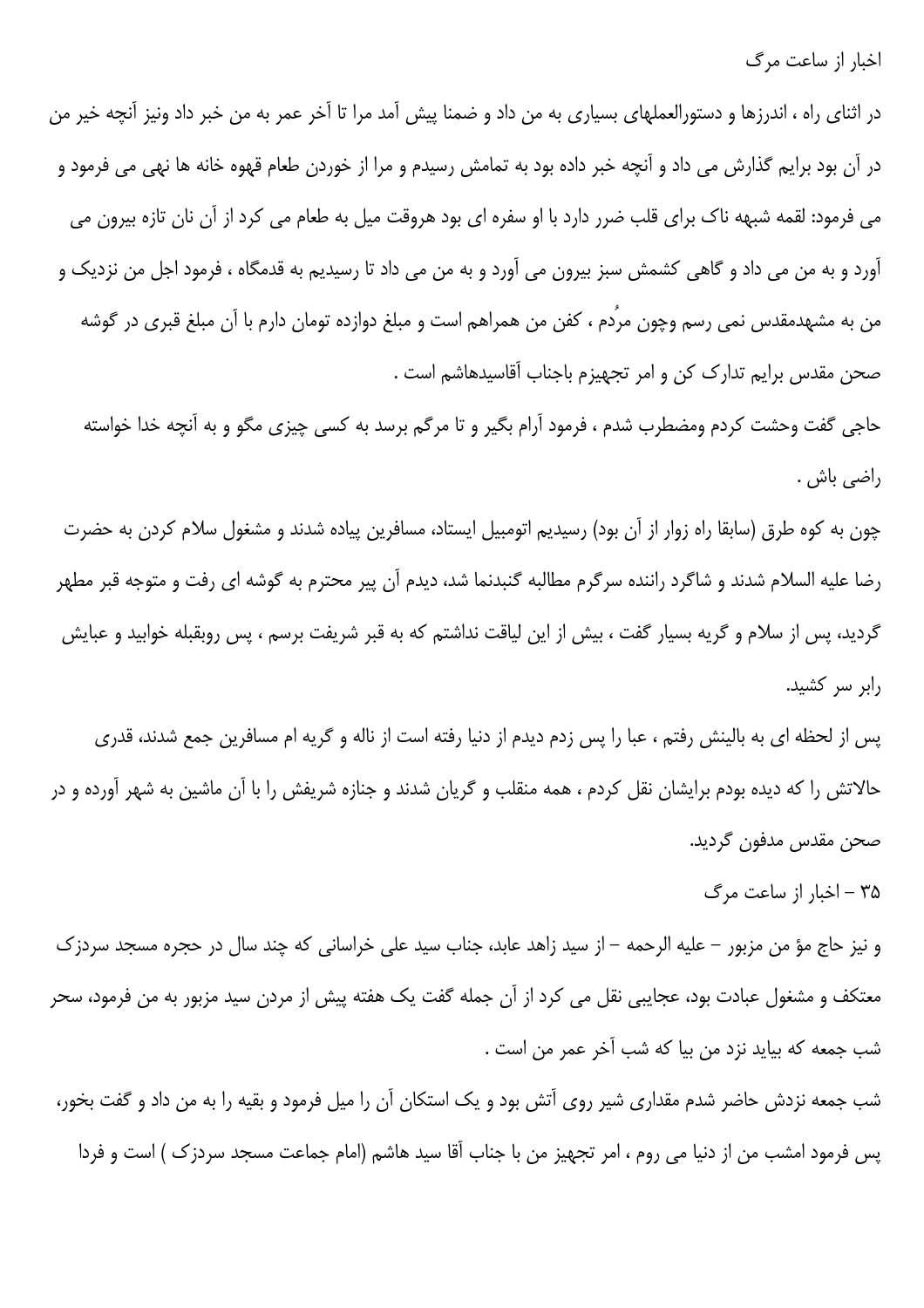اخبار از ساعت مرگ

در اثنای راه ، اندرزها و دستورالعملهای بسیاری به من داد و ضمنا پیش آمد مرا تا آخر عمر به من خبر داد ونیز آنچه خیر من در آن بود برایم گذارش می داد و آنچه خبر داده بود به تمامش رسیدم و مرا از خوردن طعام قهوه خانه ها نهی می فرمود و می فرمود: لقمه شبهه ناک برای قلب ضرر دارد با او سفره ای بود هروقت میل به طعام می کرد از آن نان تازه بیرون می آورد و به من می داد و گاهی کشمش سبز بیرون می آورد و به من می داد تا رسیدیم به قدمگاه ، فرمود اجل من نزدیک و من به مشهدمقدس نمی رسم وچون مرُدم ، کفن من همراهم است و مبلغ دوازده تومان دارم با آن مبلغ قبری در گوشه صحن مقدس برایم تدارک کن و امر تجهیزم باجناب آقاسیدهاشم است .

حاجی گفت وحشت کردم ومضطرب شدم ، فرمود آرام بگیر و تا مرگم برسد به کسی چیزی مگو و به آنچه خدا خواسته راضی باش .

چون به کوه طرق (سابقا راه زوار از آن بود) رسیدیم اتومبیل ایستاد، مسافرین پیاده شدند و مشغول سلام کردن به حضرت رضا علیه السلام شدند و شاگرد راننده سرگرم مطالبه گنبدنما شد، دیدم آن پیر محترم به گوشه ای رفت و متوجه قبر مطهر گردید، پس از سلام و گریه بسیار گفت ، بیش از این لیاقت نداشتم که به قبر شریفت برسم ، پس روبقبله خوابید و عبایش رابر سر کشید.

پس از لحظه ای به بالینش رفتم ، عبا را پس زدم دیدم از دنیا رفته است از ناله و گریه ام مسافرین جمع شدند، قدری حالاتش را که دیده بودم برایشان نقل کردم ، همه منقلب و گریان شدند و جنازه شریفش را با آن ماشین به شهر آورده و در صحن مقدس مدفون گردید.

۳۵ – اخبار از ساعت مرگ

و نیز حاج مؤ من مزبور – علیه الرحمه – از سید زاهد عابد، جناب سید علی خراسانی که چند سال در حجره مسجد سردزک معتکف و مشغول عبادت بود، عجایبی نقل می کرد از آن جمله گفت یک هفته پیش از مردن سید مزبور به من فرمود، سحر شب جمعه که بیاید نزد من بیا که شب آخر عمر من است .

شب جمعه نزدش حاضر شدم مقداری شیر روی آتش بود و یک استکان آن را میل فرمود و بقیه را به من داد و گفت بخور، پس فرمود امشب من از دنیا می روم ، امر تجهیز من با جناب آقا سید هاشم (امام جماعت مسجد سردزک ) است و فردا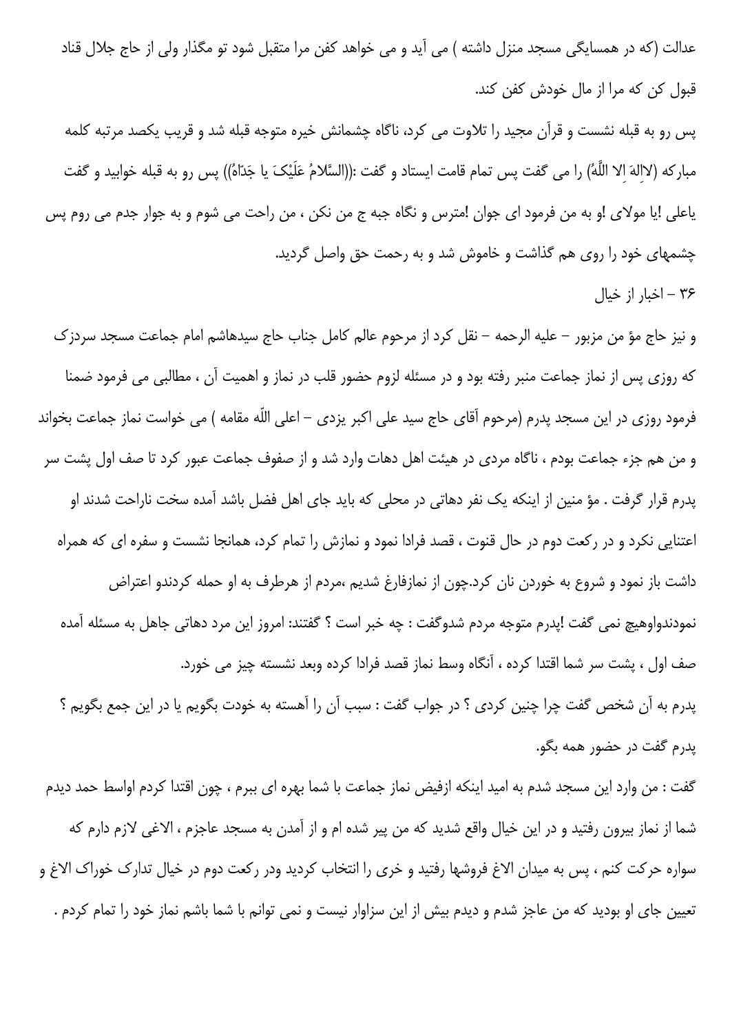عدالت (که در همسایگی مسجد منزل داشته ) می آید و می خواهد کفن مرا متقبل شود تو مگذار ولی از حاج جلال قناد قبول کن که مرا از مال خودش کفن کند.

پس رو به قبله نشست و قرآن مجید را تلاوت می کرد، ناگاه چشمانش خیره متوجه قبله شد و قریب یکصد مرتبه کلمه مبارکه (لااِلهَ اِلا اللّهُ) را می گفت پس تمام قامت ایستاد و گفت :((السَّلامُ عَلَیْکَ یا جَدّاهُ)) پس رو به قبله خوابید و گفت یاعلی !یا مولای !و به من فرمود ای جوان !مترس و نگاه جبه ج من نکن ، من راحت می شوم و به جوار جدم می روم پس چشمهای خود را روی هم گذاشت و خاموش شد و به رحمت حق واصل گردید.

۳۶ - اخبار از خیال

و نیز حاج مؤ من مزبور - علیه الرحمه - نقل کرد از مرحوم عالم کامل جناب حاج سیدهاشم امام جماعت مسجد سردزک که روزی پس از نماز جماعت منبر رفته بود و در مسئله لزوم حضور قلب در نماز و اهمیت آن ، مطالبی می فرمود ضمنا فرمود روزی در این مسجد پدرم (مرحوم آقای حاج سید علی اکبر یزدی - اعلی اللّه مقامه ) می خواست نماز جماعت بخواند و من هم جزء جماعت بودم ، ناگاه مردی در هیئت اهل دهات وارد شد و از صفوف جماعت عبور کرد تا صف اول پشت سر پدرم قرار گرفت . مؤ منین از اینکه یک نفر دهاتی در محلی که باید جای اهل فضل باشد آمده سخت ناراحت شدند او اعتنایی نکرد و در رکعت دوم در حال قنوت ، قصد فرادا نمود و نمازش را تمام کرد، همانجا نشست و سفره ای که همراه داشت باز نمود و شروع به خوردن نان کرد.چون از نمازفارغ شدیم ،مردم از هرطرف به او حمله کردندو اعتراض نمودندواوهیچ نمی گفت !پدرم متوجه مردم شدوگفت : چه خبر است ؟ گفتند: امروز این مرد دهاتی جاهل به مسئله آمده صف اول ، پشت سر شما اقتدا کرده ، آنگاه وسط نماز قصد فرادا کرده وبعد نشسته چیز می خورد.

پدرم به آن شخص گفت چرا چنین کردی ؟ در جواب گفت : سبب آن را آهسته به خودت بگویم یا در این جمع بگویم ؟ پدرم گفت در حضور همه بگو.

گفت : من وارد این مسجد شدم به امید اینکه ازفیض نماز جماعت با شما بهره ای ببرم ، چون اقتدا کردم اواسط حمد دیدم شما از نماز بیرون رفتید و در این خیال واقع شدید که من پیر شده ام و از آمدن به مسجد عاجزم ، الاغی لازم دارم که سواره حرکت کنم ، پس به میدان الاغ فروشها رفتید و خری را انتخاب کردید ودر رکعت دوم در خیال تدارک خوراک الاغ و تعیین جای او بودید که من عاجز شدم و دیدم بیش از این سزاوار نیست و نمی توانم با شما باشم نماز خود را تمام کردم .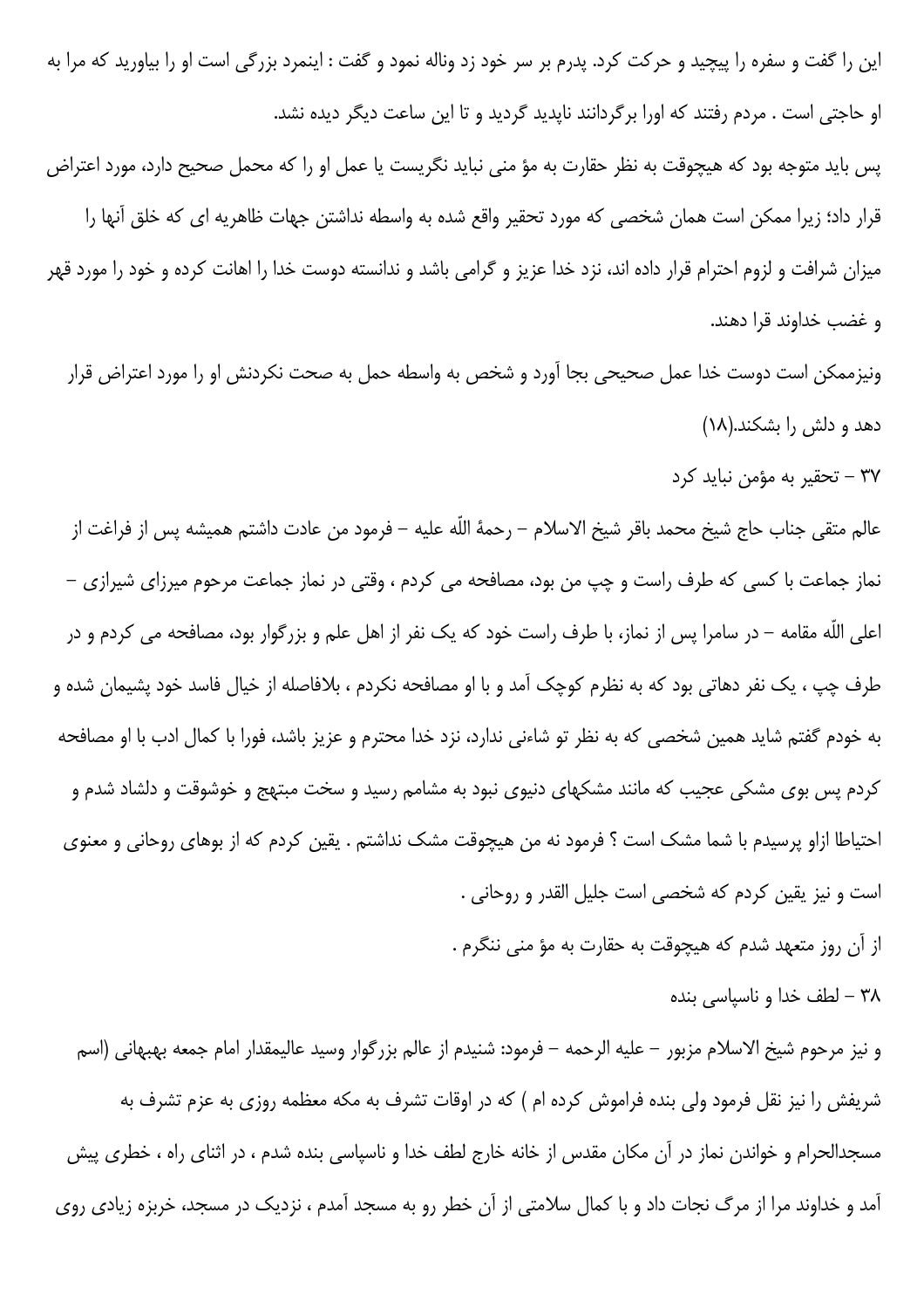این را گفت و سفره را پیچید و حرکت کرد. پدرم بر سر خود زد وناله نمود و گفت : اینمرد بزرگی است او را بیاورید که مرا به او حاجتی است . مردم رفتند که اورا برگردانند ناپدید گردید و تا این ساعت دیگر دیده نشد.

پس باید متوجه بود که هیچوقت به نظر حقارت به مؤ منی نباید نگریست یا عمل او را که محمل صحیح دارد، مورد اعتراض قرار داد؛ زیرا ممکن است همان شخصی که مورد تحقیر واقع شده به واسطه نداشتن جهات ظاهریه ای که خلق آنها را میزان شرافت و لزوم احترام قرار داده اند، نزد خدا عزیز و گرامی باشد و ندانسته دوست خدا را اهانت کرده و خود را مورد قهر و غضب خداوند قرا دهند.

ونیزممکن است دوست خدا عمل صحیحی بجا آورد و شخص به واسطه حمل به صحت نکردنش او را مورد اعتراض قرار دهد و دلش را بشکند.(۱۸)

## ۳۷ - تحقیر به مؤمن نباید کرد

عالم متقی جناب حاج شیخ محمد باقر شیخ الاسلام - رحمهٔ اللّه علیه - فرمود من عادت داشتم همیشه پس از فراغت از نماز جماعت با کسی که طرف راست و چپ من بود، مصافحه می کردم ، وقتی در نماز جماعت مرحوم میرزای شیرازی - اعلی اللّه مقامه - در سامرا پس از نماز، با طرف راست خود که یک نفر از اهل علم و بزرگوار بود، مصافحه می کردم و در طرف چپ ، یک نفر دهاتی بود که به نظرم کوچک آمد و با او مصافحه نکردم ، بلافاصله از خیال فاسد خود پشیمان شده و به خودم گفتم شاید همین شخصی که به نظر تو شاءنی ندارد، نزد خدا محترم و عزیز باشد، فورا با کمال ادب با او مصافحه کردم پس بوی مشکی عجیب که مانند مشکهای دنیوی نبود به مشامم رسید و سخت مبتهج و خوشوقت و دلشاد شدم و احتیاطا ازاو پرسیدم با شما مشک است ؟ فرمود نه من هیچوقت مشک نداشتم . یقین کردم که از بوهای روحانی و معنوی است و نیز یقین کردم که شخصی است جلیل القدر و روحانی .

از آن روز متعهد شدم که هیچوقت به حقارت به مؤ منی ننگرم .

## ۳۸ - لطف خدا و ناسپاسی بنده

و نیز مرحوم شیخ الاسلام مزبور - علیه الرحمه - فرمود: شنیدم از عالم بزرگوار وسید عالیمقدار امام جمعه بهبهانی (اسم شریفش را نیز نقل فرمود ولی بنده فراموش کرده ام ) که در اوقات تشرف به مکه معظمه روزی به عزم تشرف به مسجدالحرام و خواندن نماز در آن مکان مقدس از خانه خارج لطف خدا و ناسپاسی بنده شدم ، در اثنای راه ، خطری پیش آمد و خداوند مرا از مرگ نجات داد و با کمال سلامتی از آن خطر رو به مسجد آمدم ، نزدیک در مسجد، خربزه زیادی روی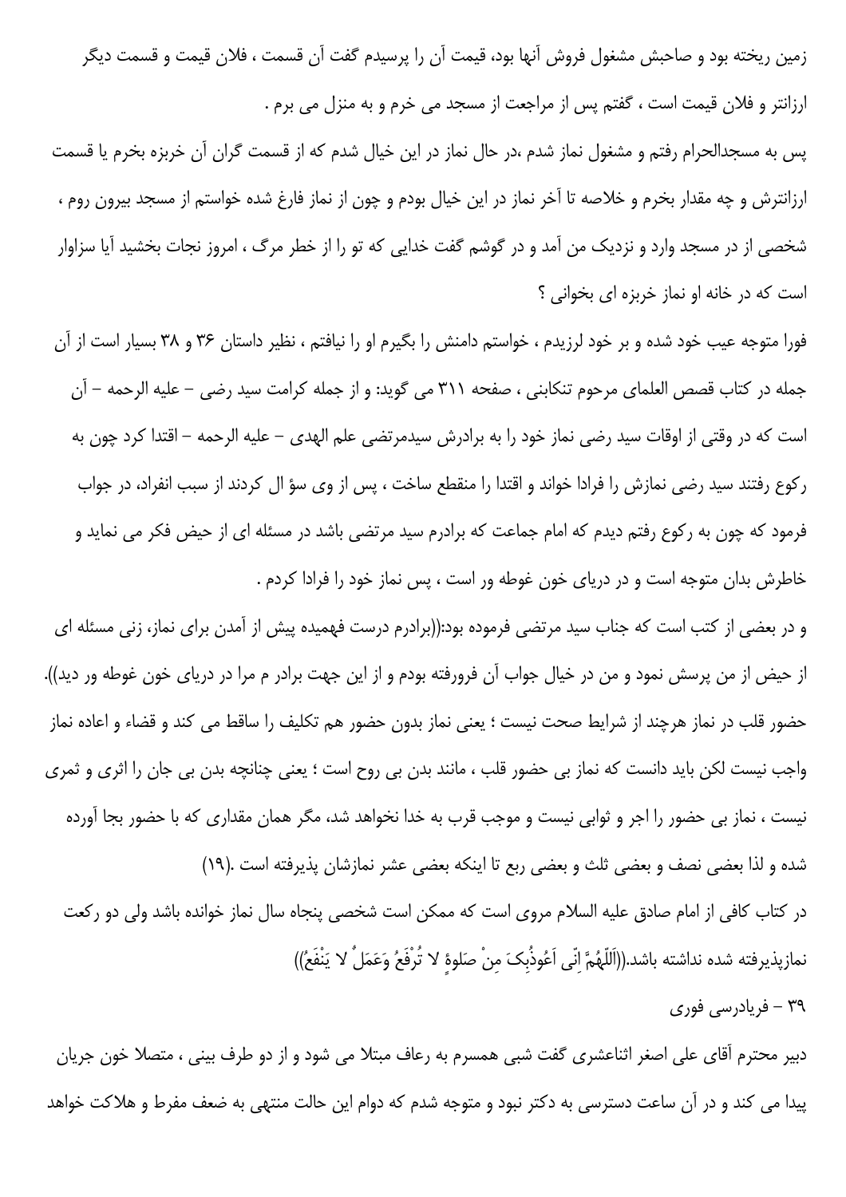زمین ریخته بود و صاحبش مشغول فروش آنها بود، قیمت آن را پرسیدم گفت آن قسمت ، فلان قیمت و قسمت دیگر ارزانتر و فلان قیمت است ، گفتم پس از مراجعت از مسجد می خرم و به منزل می برم .

پس به مسجدالحرام رفتم و مشغول نماز شدم ،در حال نماز در این خیال شدم که از قسمت گران آن خربزه بخرم یا قسمت ارزانترش و چه مقدار بخرم و خلاصه تا آخر نماز در این خیال بودم و چون از نماز فارغ شده خواستم از مسجد بیرون روم ، شخصی از در مسجد وارد و نزدیک من آمد و در گوشم گفت خدایی که تو را از خطر مرگ ، امروز نجات بخشید آیا سزاوار است که در خانه او نماز خربزه ای بخوانی ؟

فورا متوجه عیب خود شده و بر خود لرزیدم ، خواستم دامنش را بگیرم او را نیافتم ، نظیر داستان ۳۶ و ۳۸ بسیار است از آن جمله در کتاب قصص العلمای مرحوم تنکابنی ، صفحه ۳۱۱ می گوید: و از جمله کرامت سید رضی – علیه الرحمه – آن است که در وقتی از اوقات سید رضی نماز خود را به برادرش سیدمرتضی علم الهدی – علیه الرحمه – اقتدا کرد چون به رکوع رفتند سید رضی نمازش را فرادا خواند و اقتدا را منقطع ساخت ، پس از وی سؤ ال کردند از سبب انفراد، در جواب فرمود که چون به رکوع رفتم دیدم که امام جماعت که برادرم سید مرتضی باشد در مسئله ای از حیض فکر می نماید و خاطرش بدان متوجه است و در دریای خون غوطه ور است ، پس نماز خود را فرادا کردم .

و در بعضی از کتب است که جناب سید مرتضی فرموده بود:((برادرم درست فهمیده پیش از آمدن برای نماز، زنی مسئله ای از حیض از من پرسش نمود و من در خیال جواب آن فرورفته بودم و از این جهت برادر م مرا در دریای خون غوطه ور دید)).

حضور قلب در نماز هرچند از شرایط صحت نیست ؛ یعنی نماز بدون حضور هم تکلیف را ساقط می کند و قضاء و اعاده نماز واجب نیست لکن باید دانست که نماز بی حضور قلب ، مانند بدن بی روح است ؛ یعنی چنانچه بدن بی جان را اثری و ثمری نیست ، نماز بی حضور را اجر و ثوابی نیست و موجب قرب به خدا نخواهد شد، مگر همان مقداری که با حضور بجا آورده شده و لذا بعضی نصف و بعضی ثلث و بعضی ربع تا اینکه بعضی عشر نمازشان پذیرفته است .(۱۹)

در کتاب کافی از امام صادق علیه السلام مروی است که ممکن است شخصی پنجاه سال نماز خوانده باشد ولی دو رکعت نمازپذیرفته شده نداشته باشد.((اَللّهُمَّ اِنّی اَعُوذُبِکَ مِنْ صَلوةٍ لا تُرْفَعُ وَعَمَلٌ لا یَنْفَعُ))

## ۳۹ – فریادرسی فوری

دبیر محترم آقای علی اصغر اثناعشری گفت شبی همسرم به رعاف مبتلا می شود و از دو طرف بینی ، متصلا خون جریان پیدا می کند و در آن ساعت دسترسی به دکتر نبود و متوجه شدم که دوام این حالت منتهی به ضعف مفرط و هلاکت خواهد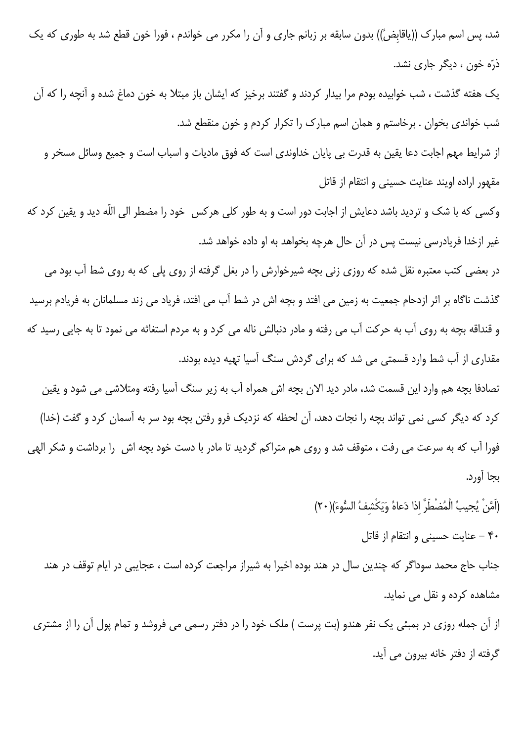شد، پس اسم مبارک ((یاقابِضُ)) بدون سابقه بر زبانم جاری و آن را مکرر می خواندم ، فورا خون قطع شد به طوری که یک ذرّه خون ، دیگر جاری نشد.

یک هفته گذشت ، شب خوابیده بودم مرا بیدار کردند و گفتند برخیز که ایشان باز مبتلا به خون دماغ شده و آنچه را که آن شب خواندی بخوان . برخاستم و همان اسم مبارک را تکرار کردم و خون منقطع شد.

از شرایط مهم اجابت دعا یقین به قدرت بی پایان خداوندی است که فوق مادیات و اسباب است و جمیع وسائل مسخر و مقهور اراده اویند عنایت حسینی و انتقام از قاتل

وکسی که با شک و تردید باشد دعایش از اجابت دور است و به طور کلی هرکس خود را مضطر الی اللّه دید و یقین کرد که غیر ازخدا فریادرسی نیست پس در آن حال هرچه بخواهد به او داده خواهد شد.

در بعضی کتب معتبره نقل شده که روزی زنی بچه شیرخوارش را در بغل گرفته از روی پلی که به روی شط آب بود می گذشت ناگاه بر اثر ازدحام جمعیت به زمین می افتد و بچه اش در شط آب می افتد، فریاد می زند مسلمانان به فریادم برسید و قنداقه بچه به روی آب به حرکت آب می رفته و مادر دنبالش ناله می کرد و به مردم استغاثه می نمود تا به جایی رسید که مقداری از آب شط وارد قسمتی می شد که برای گردش سنگ آسیا تهیه دیده بودند.

تصادفا بچه هم وارد این قسمت شد، مادر دید الان بچه اش همراه آب به زیر سنگ آسیا رفته ومتلاشی می شود و یقین کرد که دیگر کسی نمی تواند بچه را نجات دهد، آن لحظه که نزدیک فرو رفتن بچه بود سر به آسمان کرد و گفت (خدا) فورا آب که به سرعت می رفت ، متوقف شد و روی هم متراکم گردید تا مادر با دست خود بچه اش را برداشت و شکر الهی بجا آورد.

(اَمَّنْ یُجیبُ الْمُضْطَرَّ اِذا دَعاهُ وَیَکْشِفُ السُّوءَ)(۲۰)

۴۰ - عنایت حسینی و انتقام از قاتل

جناب حاج محمد سوداگر که چندین سال در هند بوده اخیرا به شیراز مراجعت کرده است ، عجایبی در ایام توقف در هند مشاهده کرده و نقل می نماید.

از آن جمله روزی در بمبئی یک نفر هندو (بت پرست ) ملک خود را در دفتر رسمی می فروشد و تمام پول آن را از مشتری گرفته از دفتر خانه بیرون می آید.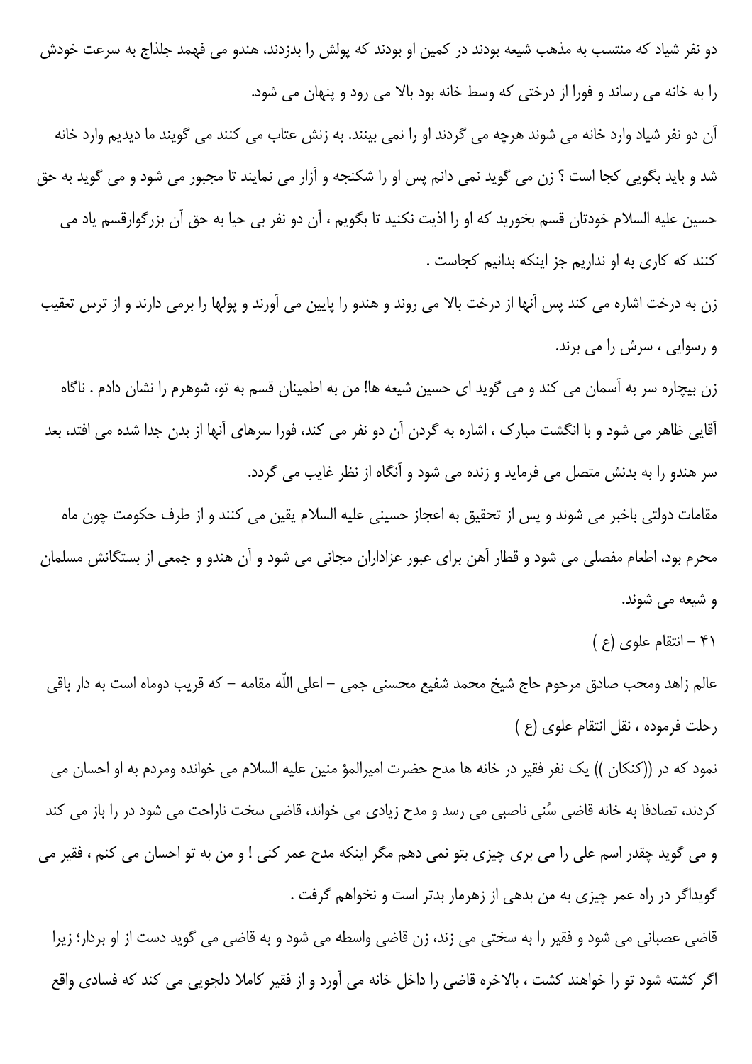دو نفر شیاد که منتسب به مذهب شیعه بودند در کمین او بودند که پولش را بدزدند، هندو می فهمد جلذاج به سرعت خودش را به خانه می رساند و فورا از درختی که وسط خانه بود بالا می رود و پنهان می شود.

آن دو نفر شیاد وارد خانه می شوند هرچه می گردند او را نمی بینند. به زنش عتاب می کنند می گویند ما دیدیم وارد خانه شد و باید بگویی کجا است ؟ زن می گوید نمی دانم پس او را شکنجه و آزار می نمایند تا مجبور می شود و می گوید به حق حسین علیه السلام خودتان قسم بخورید که او را اذیت نکنید تا بگویم ، آن دو نفر بی حیا به حق آن بزرگوارقسم یاد می کنند که کاری به او نداریم جز اینکه بدانیم کجاست .

زن به درخت اشاره می کند پس آنها از درخت بالا می روند و هندو را پایین می آورند و پولها را برمی دارند و از ترس تعقیب و رسوایی ، سرش را می برند.

زن بیچاره سر به آسمان می کند و می گوید ای حسین شیعه ها! من به اطمینان قسم به تو، شوهرم را نشان دادم . ناگاه آقایی ظاهر می شود و با انگشت مبارک ، اشاره به گردن آن دو نفر می کند، فورا سرهای آنها از بدن جدا شده می افتد، بعد سر هندو را به بدنش متصل می فرماید و زنده می شود و آنگاه از نظر غایب می گردد.

مقامات دولتی باخبر می شوند و پس از تحقیق به اعجاز حسینی علیه السلام یقین می کنند و از طرف حکومت چون ماه محرم بود، اطعام مفصلی می شود و قطار آهن برای عبور عزاداران مجانی می شود و آن هندو و جمعی از بستگانش مسلمان و شیعه می شوند.

## ۴۱ – انتقام علوی (ع )

عالم زاهد ومحب صادق مرحوم حاج شیخ محمد شفیع محسنی جمی – اعلی اللّه مقامه – که قریب دوماه است به دار باقی رحلت فرموده ، نقل انتقام علوی (ع )

نمود که در ((کنکان )) یک نفر فقیر در خانه ها مدح حضرت امیرالمؤ منین علیه السلام می خوانده ومردم به او احسان می کردند، تصادفا به خانه قاضی سُنی ناصبی می رسد و مدح زیادی می خواند، قاضی سخت ناراحت می شود در را باز می کند و می گوید چقدر اسم علی را می بری چیزی بتو نمی دهم مگر اینکه مدح عمر کنی ! و من به تو احسان می کنم ، فقیر می گویداگر در راه عمر چیزی به من بدهی از زهرمار بدتر است و نخواهم گرفت .

قاضی عصبانی می شود و فقیر را به سختی می زند، زن قاضی واسطه می شود و به قاضی می گوید دست از او بردار؛ زیرا اگر کشته شود تو را خواهند کشت ، بالاخره قاضی را داخل خانه می آورد و از فقیر کاملا دلجویی می کند که فسادی واقع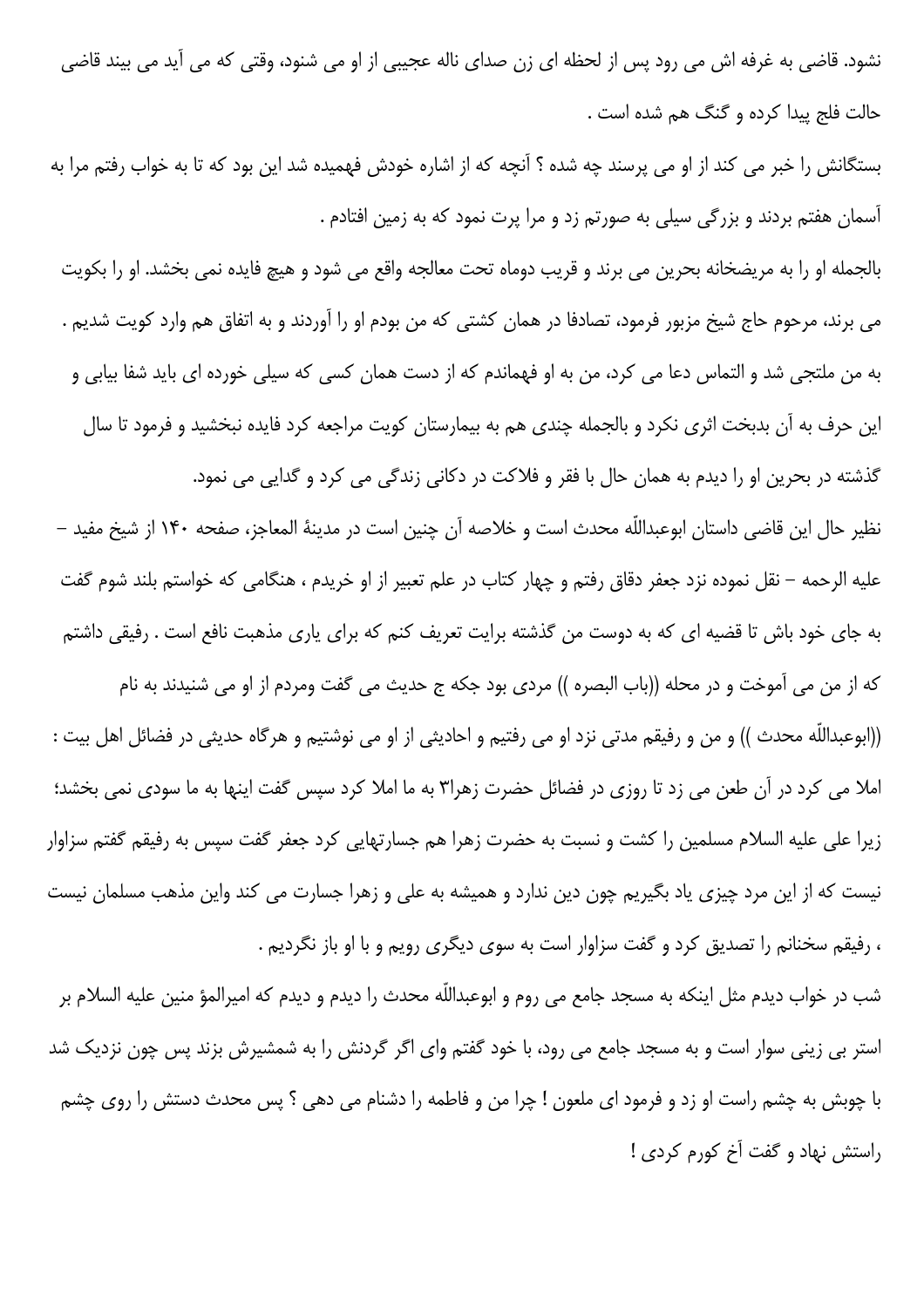نشود. قاضی به غرفه اش می رود پس از لحظه ای زن صدای ناله عجیبی از او می شنود، وقتی که می آید می بیند قاضی حالت فلج پیدا کرده و گنگ هم شده است .

بستگانش را خبر می کند از او می پرسند چه شده ؟ آنچه که از اشاره خودش فهمیده شد این بود که تا به خواب رفتم مرا به آسمان هفتم بردند و بزرگی سیلی به صورتم زد و مرا پرت نمود که به زمین افتادم .

بالجمله او را به مریضخانه بحرین می برند و قریب دوماه تحت معالجه واقع می شود و هیچ فایده نمی بخشد. او را بکویت می برند، مرحوم حاج شیخ مزبور فرمود، تصادفا در همان کشتی که من بودم او را آوردند و به اتفاق هم وارد کویت شدیم . به من ملتجی شد و التماس دعا می کرد، من به او فهماندم که از دست همان کسی که سیلی خورده ای باید شفا بیابی و این حرف به آن بدبخت اثری نکرد و بالجمله چندی هم به بیمارستان کویت مراجعه کرد فایده نبخشید و فرمود تا سال گذشته در بحرین او را دیدم به همان حال با فقر و فلاکت در دکانی زندگی می کرد و گدایی می نمود.

نظیر حال این قاضی داستان ابوعبداللّه محدث است و خلاصه آن چنین است در مدینهٔ المعاجز، صفحه ۱۴۰ از شیخ مفید – علیه الرحمه – نقل نموده نزد جعفر دقاق رفتم و چهار کتاب در علم تعبیر از او خریدم ، هنگامی که خواستم بلند شوم گفت به جای خود باش تا قضیه ای که به دوست من گذشته برایت تعریف کنم که برای یاری مذهبت نافع است . رفیقی داشتم که از من می آموخت و در محله ((باب البصره )) مردی بود جکه ج حدیث می گفت ومردم از او می شنیدند به نام ((ابوعبداللّه محدث )) و من و رفیقم مدتی نزد او می رفتیم و احادیثی از او می نوشتیم و هرگاه حدیثی در فضائل اهل بیت : املا می کرد در آن طعن می زد تا روزی در فضائل حضرت زهرا۳ به ما املا کرد سپس گفت اینها به ما سودی نمی بخشد؛ زیرا علی علیه السلام مسلمین را کشت و نسبت به حضرت زهرا هم جسارتهایی کرد جعفر گفت سپس به رفیقم گفتم سزاوار نیست که از این مرد چیزی یاد بگیریم چون دین ندارد و همیشه به علی و زهرا جسارت می کند واین مذهب مسلمان نیست ، رفیقم سخنانم را تصدیق کرد و گفت سزاوار است به سوی دیگری رویم و با او باز نگردیم .

شب در خواب دیدم مثل اینکه به مسجد جامع می روم و ابوعبداللّه محدث را دیدم و دیدم که امیرالمؤ منین علیه السلام بر استر بی زینی سوار است و به مسجد جامع می رود، با خود گفتم وای اگر گردنش را به شمشیرش بزند پس چون نزدیک شد با چوبش به چشم راست او زد و فرمود ای ملعون ! چرا من و فاطمه را دشنام می دهی ؟ پس محدث دستش را روی چشم راستش نهاد و گفت آخ کورم کردی !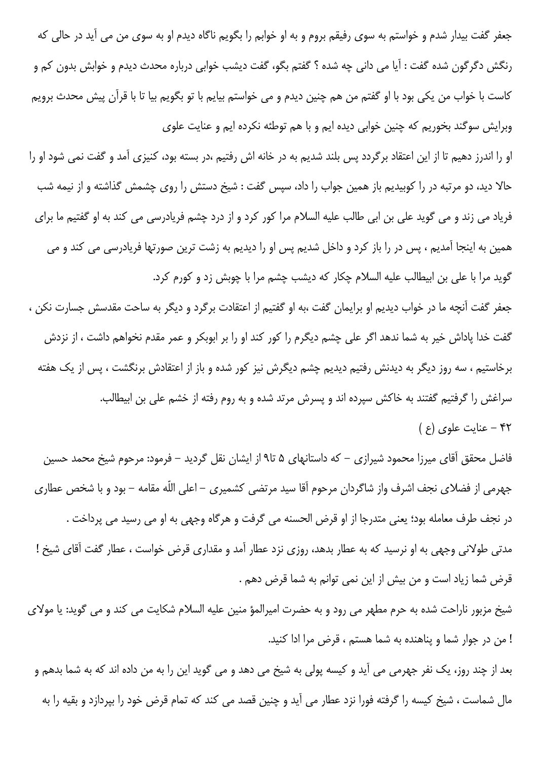جعفر گفت بیدار شدم و خواستم به سوی رفیقم بروم و به او خوابم را بگویم ناگاه دیدم او به سوی من می آید در حالی که رنگش دگرگون شده گفت : آیا می دانی چه شده ؟ گفتم بگو، گفت دیشب خوابی درباره محدث دیدم و خوابش بدون کم و کاست با خواب من یکی بود با او گفتم من هم چنین دیدم و می خواستم بیایم با تو بگویم بیا تا با قرآن پیش محدث برویم وبرایش سوگند بخوریم که چنین خوابی دیده ایم و با هم توطئه نکرده ایم و عنایت علوی

او را اندرز دهیم تا از این اعتقاد برگردد پس بلند شدیم به در خانه اش رفتیم ،در بسته بود، کنیزی آمد و گفت نمی شود او را حالا دید، دو مرتبه در را کوبیدیم باز همین جواب را داد، سپس گفت : شیخ دستش را روی چشمش گذاشته و از نیمه شب فریاد می زند و می گوید علی بن ابی طالب علیه السلام مرا کور کرد و از درد چشم فریادرسی می کند به او گفتیم ما برای همین به اینجا آمدیم ، پس در را باز کرد و داخل شدیم پس او را دیدیم به زشت ترین صورتها فریادرسی می کند و می گوید مرا با علی بن ابیطالب علیه السلام چکار که دیشب چشم مرا با چوبش زد و کورم کرد.

جعفر گفت آنچه ما در خواب دیدیم او برایمان گفت ،به او گفتیم از اعتقادت برگرد و دیگر به ساحت مقدسش جسارت نکن ، گفت خدا پاداش خیر به شما ندهد اگر علی چشم دیگرم را کور کند او را بر ابوبکر و عمر مقدم نخواهم داشت ، از نزدش برخاستیم ، سه روز دیگر به دیدنش رفتیم دیدیم چشم دیگرش نیز کور شده و باز از اعتقادش برنگشت ، پس از یک هفته سراغش را گرفتیم گفتند به خاکش سپرده اند و پسرش مرتد شده و به روم رفته از خشم علی بن ابیطالب.

## ۴۲ - عنایت علوی (ع )

فاضل محقق آقای میرزا محمود شیرازی - که داستانهای ۵ تا۹ از ایشان نقل گردید - فرمود: مرحوم شیخ محمد حسین جهرمی از فضلای نجف اشرف واز شاگردان مرحوم آقا سید مرتضی کشمیری - اعلی اللّه مقامه - بود و با شخص عطاری در نجف طرف معامله بود؛ یعنی متدرجا از او قرض الحسنه می گرفت و هرگاه وجهی به او می رسید می پرداخت .

مدتی طولانی وجهی به او نرسید که به عطار بدهد، روزی نزد عطار آمد و مقداری قرض خواست ، عطار گفت آقای شیخ ! قرض شما زیاد است و من بیش از این نمی توانم به شما قرض دهم .

شیخ مزبور ناراحت شده به حرم مطهر می رود و به حضرت امیرالمؤ منین علیه السلام شکایت می کند و می گوید: یا مولای ! من در جوار شما و پناهنده به شما هستم ، قرض مرا ادا کنید.

بعد از چند روز، یک نفر جهرمی می آید و کیسه پولی به شیخ می دهد و می گوید این را به من داده اند که به شما بدهم و مال شماست ، شیخ کیسه را گرفته فورا نزد عطار می آید و چنین قصد می کند که تمام قرض خود را بپردازد و بقیه را به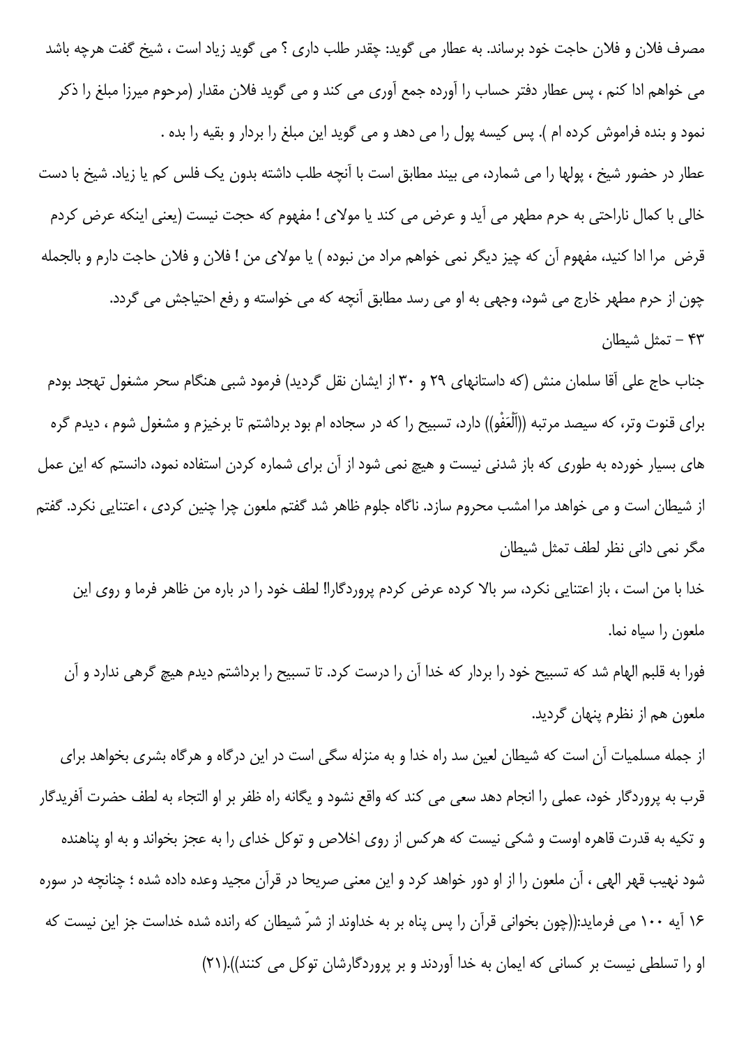مصرف فلان و فلان حاجت خود برساند. به عطار می گوید: چقدر طلب داری ؟ می گوید زیاد است ، شیخ گفت هرچه باشد می خواهم ادا کنم ، پس عطار دفتر حساب را آورده جمع آوری می کند و می گوید فلان مقدار (مرحوم میرزا مبلغ را ذکر نمود و بنده فراموش کرده ام ). پس کیسه پول را می دهد و می گوید این مبلغ را بردار و بقیه را بده .

عطار در حضور شیخ ، پولها را می شمارد، می بیند مطابق است با آنچه طلب داشته بدون یک فلس کم یا زیاد. شیخ با دست خالی با کمال ناراحتی به حرم مطهر می آید و عرض می کند یا مولای ! مفهوم که حجت نیست (یعنی اینکه عرض کردم قرض مرا ادا کنید، مفهوم آن که چیز دیگر نمی خواهم مراد من نبوده ) یا مولای من ! فلان و فلان حاجت دارم و بالجمله چون از حرم مطهر خارج می شود، وجهی به او می رسد مطابق آنچه که می خواسته و رفع احتیاجش می گردد.

۴۳ - تمثل شیطان

جناب حاج علی آقا سلمان منش (که داستانهای ۲۹ و ۳۰ از ایشان نقل گردید) فرمود شبی هنگام سحر مشغول تهجد بودم برای قنوت وتر، که سیصد مرتبه ((اَلْعَفْو)) دارد، تسبیح را که در سجاده ام بود برداشتم تا برخیزم و مشغول شوم ، دیدم گره های بسیار خورده به طوری که باز شدنی نیست و هیچ نمی شود از آن برای شماره کردن استفاده نمود، دانستم که این عمل از شیطان است و می خواهد مرا امشب محروم سازد. ناگاه جلوم ظاهر شد گفتم ملعون چرا چنین کردی ، اعتنایی نکرد. گفتم مگر نمی دانی نظر لطف تمثل شیطان

خدا با من است ، باز اعتنایی نکرد، سر بالا کرده عرض کردم پروردگارا! لطف خود را در باره من ظاهر فرما و روی این ملعون را سیاه نما.

فورا به قلبم الهام شد که تسبیح خود را بردار که خدا آن را درست کرد. تا تسبیح را برداشتم دیدم هیچ گرهی ندارد و آن ملعون هم از نظرم پنهان گردید.

از جمله مسلمیات آن است که شیطان لعین سد راه خدا و به منزله سگی است در این درگاه و هرگاه بشری بخواهد برای قرب به پروردگار خود، عملی را انجام دهد سعی می کند که واقع نشود و یگانه راه ظفر بر او التجاء به لطف حضرت آفریدگار و تکیه به قدرت قاهره اوست و شکی نیست که هرکس از روی اخلاص و توکل خدای را به عجز بخواند و به او پناهنده شود نهیب قهر الهی ، آن ملعون را از او دور خواهد کرد و این معنی صریحا در قرآن مجید وعده داده شده ؛ چنانچه در سوره ۱۶ آیه ۱۰۰ می فرماید:((چون بخوانی قرآن را پس پناه بر به خداوند از شرّ شیطان که رانده شده خداست جز این نیست که او را تسلطی نیست بر کسانی که ایمان به خدا آوردند و بر پروردگارشان توکل می کنند)).(۲۱)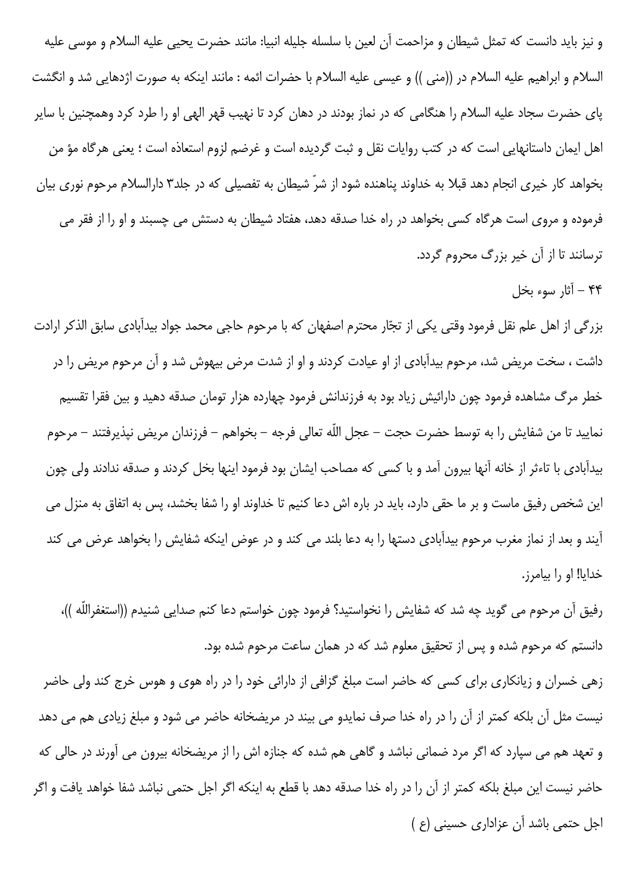و نیز باید دانست که تمثل شیطان و مزاحمت آن لعین با سلسله جلیله انبیا: مانند حضرت یحیی علیه السلام و موسی علیه السلام و ابراهیم علیه السلام در ((منی )) و عیسی علیه السلام با حضرات ائمه : مانند اینکه به صورت اژدهایی شد و انگشت پای حضرت سجاد علیه السلام را هنگامی که در نماز بودند در دهان کرد تا نهیب قهر الهی او را طرد کرد وهمچنین با سایر اهل ایمان داستانهایی است که در کتب روایات نقل و ثبت گردیده است و غرضم لزوم استعاذه است ؛ یعنی هرگاه مؤ من بخواهد کار خیری انجام دهد قبلا به خداوند پناهنده شود از شرّ شیطان به تفصیلی که در جلد۳ دارالسلام مرحوم نوری بیان فرموده و مروی است هرگاه کسی بخواهد در راه خدا صدقه دهد، هفتاد شیطان به دستش می چسبند و او را از فقر می ترسانند تا از آن خیر بزرگ محروم گردد.

۴۴ - آثار سوء بخل

بزرگی از اهل علم نقل فرمود وقتی یکی از تجّار محترم اصفهان که با مرحوم حاجی محمد جواد بیدآبادی سابق الذکر ارادت داشت ، سخت مریض شد، مرحوم بیدآبادی از او عیادت کردند و او از شدت مرض بیهوش شد و آن مرحوم مریض را در خطر مرگ مشاهده فرمود چون دارائیش زیاد بود به فرزندانش فرمود چهارده هزار تومان صدقه دهید و بین فقرا تقسیم نمایید تا من شفایش را به توسط حضرت حجت - عجل اللّه تعالی فرجه - بخواهم - فرزندان مریض نپذیرفتند - مرحوم بیدآبادی با تاءثر از خانه آنها بیرون آمد و با کسی که مصاحب ایشان بود فرمود اینها بخل کردند و صدقه ندادند ولی چون این شخص رفیق ماست و بر ما حقی دارد، باید در باره اش دعا کنیم تا خداوند او را شفا بخشد، پس به اتفاق به منزل می آیند و بعد از نماز مغرب مرحوم بیدآبادی دستها را به دعا بلند می کند و در عوض اینکه شفایش را بخواهد عرض می کند خدایا! او را بیامرز.

رفیق آن مرحوم می گوید چه شد که شفایش را نخواستید؟ فرمود چون خواستم دعا کنم صدایی شنیدم ((استغفراللّه ))، دانستم که مرحوم شده و پس از تحقیق معلوم شد که در همان ساعت مرحوم شده بود.

زهی خسران و زیانکاری برای کسی که حاضر است مبلغ گزافی از دارائی خود را در راه هوی و هوس خرج کند ولی حاضر نیست مثل آن بلکه کمتر از آن را در راه خدا صرف نمایدو می بیند در مریضخانه حاضر می شود و مبلغ زیادی هم می دهد و تعهد هم می سپارد که اگر مرد ضمانی نباشد و گاهی هم شده که جنازه اش را از مریضخانه بیرون می آورند در حالی که حاضر نیست این مبلغ بلکه کمتر از آن را در راه خدا صدقه دهد با قطع به اینکه اگر اجل حتمی نباشد شفا خواهد یافت و اگر اجل حتمی باشد آن عزاداری حسینی (ع )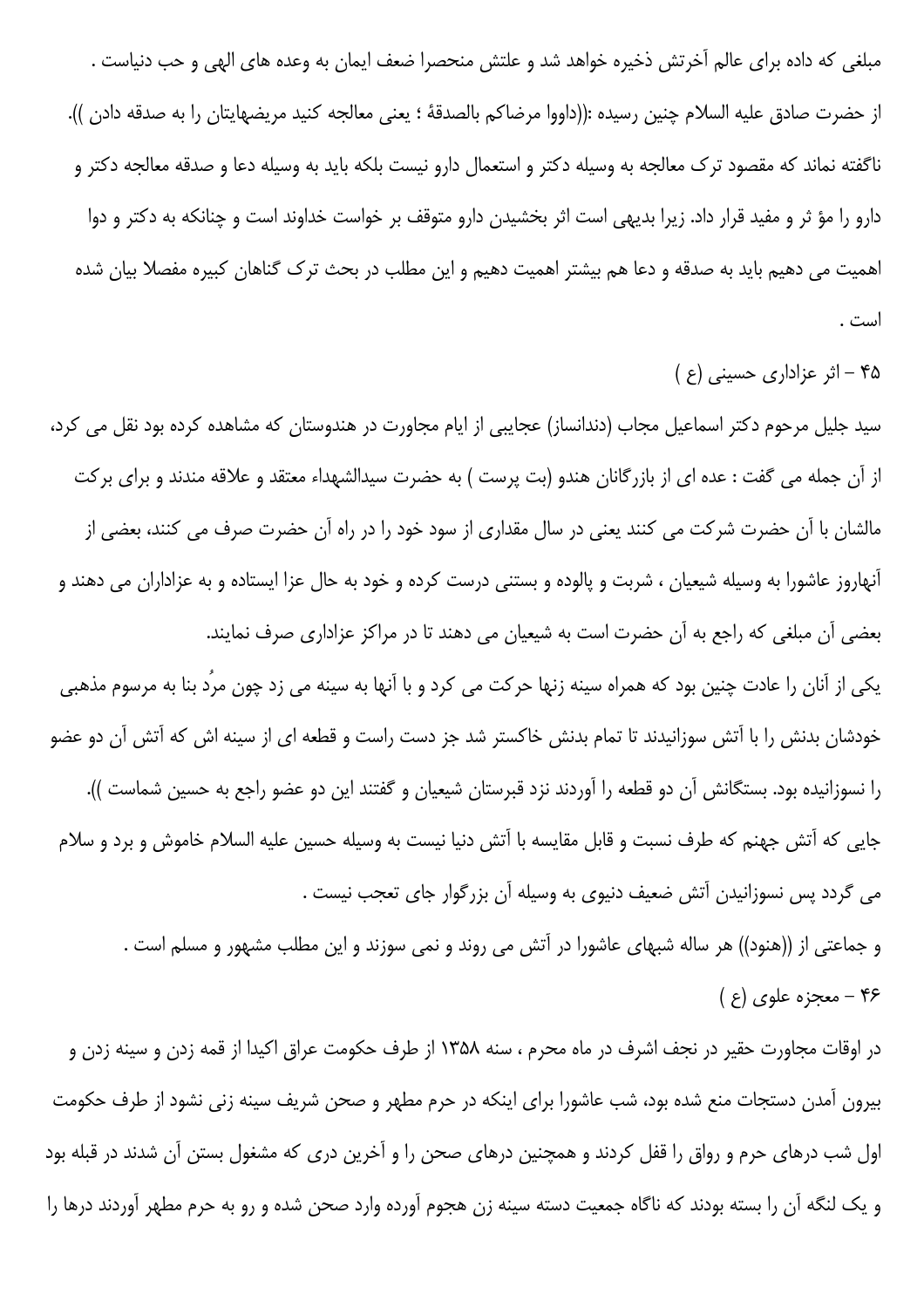مبلغی که داده برای عالم آخرتش ذخیره خواهد شد و علتش منحصرا ضعف ایمان به وعده های الهی و حب دنیاست .

از حضرت صادق علیه السلام چنین رسیده :((داووا مرضاكم بالصدقة ؛ یعنی معالجه کنید مریضهایتان را به صدقه دادن )).

ناگفته نماند که مقصود ترک معالجه به وسیله دکتر و استعمال دارو نیست بلکه باید به وسیله دعا و صدقه معالجه دکتر و دارو را مؤ ثر و مفید قرار داد. زیرا بدیهی است اثر بخشیدن دارو متوقف بر خواست خداوند است و چنانکه به دکتر و دوا اهمیت می دهیم باید به صدقه و دعا هم بیشتر اهمیت دهیم و این مطلب در بحث ترک گناهان کبیره مفصلا بیان شده است .

## ۴۵ - اثر عزاداری حسینی (ع )

سید جلیل مرحوم دکتر اسماعیل مجاب (دندانساز) عجایبی از ایام مجاورت در هندوستان که مشاهده کرده بود نقل می کرد، از آن جمله می گفت : عده ای از بازرگانان هندو (بت پرست ) به حضرت سیدالشهداء معتقد و علاقه مندند و برای برکت مالشان با آن حضرت شرکت می کنند یعنی در سال مقداری از سود خود را در راه آن حضرت صرف می کنند، بعضی از آنهاروز عاشورا به وسیله شیعیان ، شربت و پالوده و بستنی درست کرده و خود به حال عزا ایستاده و به عزاداران می دهند و بعضی آن مبلغی که راجع به آن حضرت است به شیعیان می دهند تا در مراکز عزاداری صرف نمایند.

یکی از آنان را عادت چنین بود که همراه سینه زنها حرکت می کرد و با آنها به سینه می زد چون مرُد بنا به مرسوم مذهبی خودشان بدنش را با آتش سوزانیدند تا تمام بدنش خاکستر شد جز دست راست و قطعه ای از سینه اش که آتش آن دو عضو را نسوزانیده بود. بستگانش آن دو قطعه را آوردند نزد قبرستان شیعیان و گفتند این دو عضو راجع به حسین شماست )).

جایی که آتش جهنم که طرف نسبت و قابل مقایسه با آتش دنیا نیست به وسیله حسین علیه السلام خاموش و برد و سلام می گردد پس نسوزانیدن آتش ضعیف دنیوی به وسیله آن بزرگوار جای تعجب نیست .

و جماعتی از ((هنود)) هر ساله شبهای عاشورا در آتش می روند و نمی سوزند و این مطلب مشهور و مسلم است .

## ۴۶ - معجزه علوی (ع )

در اوقات مجاورت حقیر در نجف اشرف در ماه محرم ، سنه ۱۳۵۸ از طرف حکومت عراق اکیدا از قمه زدن و سینه زدن و بیرون آمدن دستجات منع شده بود، شب عاشورا برای اینکه در حرم مطهر و صحن شریف سینه زنی نشود از طرف حکومت اول شب درهای حرم و رواق را قفل کردند و همچنین درهای صحن را و آخرین دری که مشغول بستن آن شدند در قبله بود و یک لنگه آن را بسته بودند که ناگاه جمعیت دسته سینه زن هجوم آورده وارد صحن شده و رو به حرم مطهر آوردند درها را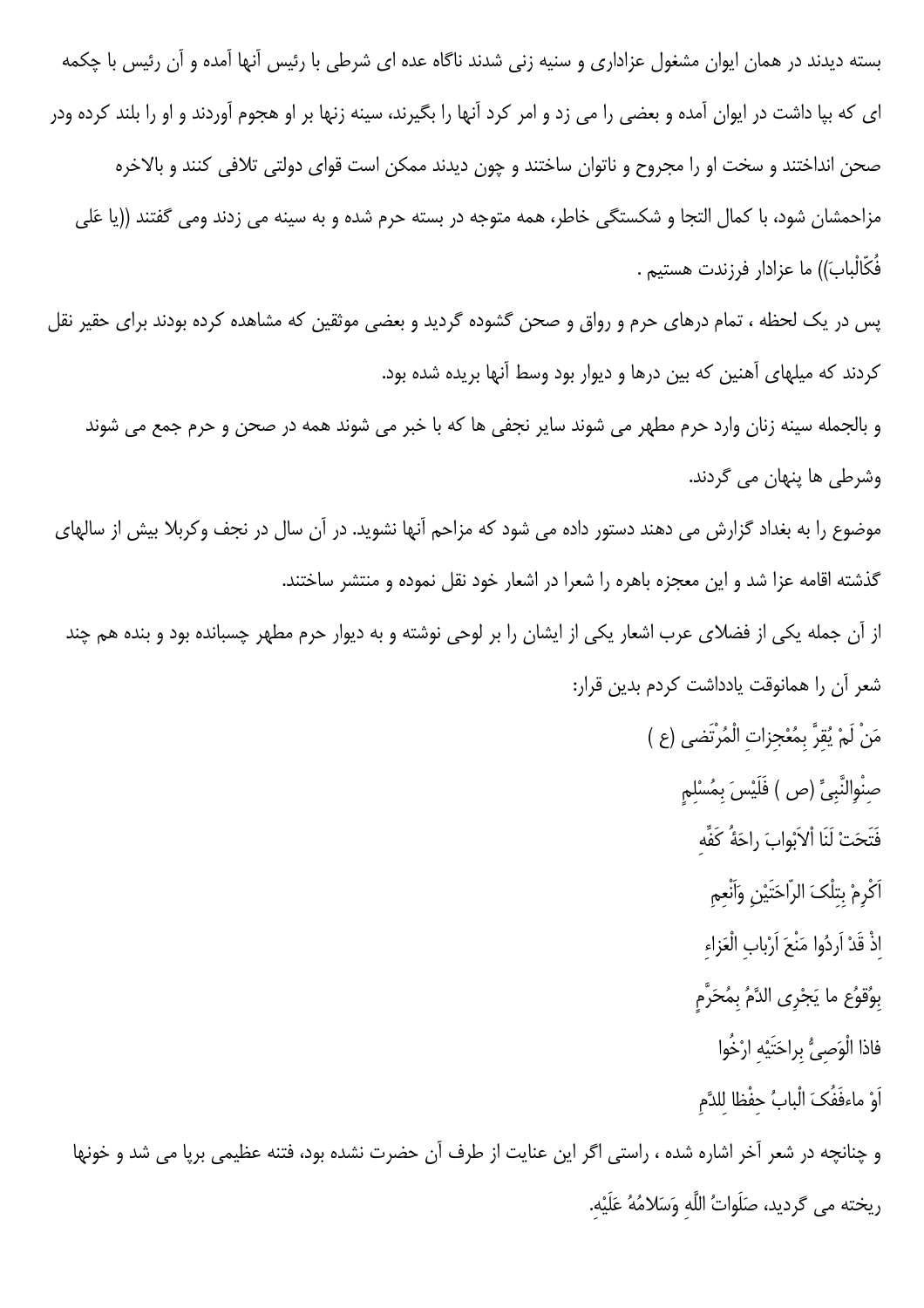بسته دیدند در همان ایوان مشغول عزاداری و سینه زنی شدند ناگاه عده ای شرطی با رئیس آنها آمده و آن رئیس با چکمه ای که بپا داشت در ایوان آمده و بعضی را می زد و امر کرد آنها را بگیرند، سینه زنها بر او هجوم آوردند و او را بلند کرده ودر صحن انداختند و سخت او را مجروح و ناتوان ساختند و چون دیدند ممکن است قوای دولتی تلافی کنند و بالاخره مزاحمشان شود، با کمال التجا و شکستگی خاطر، همه متوجه در بسته حرم شده و به سینه می زدند ومی گفتند ((یا عَلی فُکّ الْبابَ)) ما عزادار فرزندت هستیم .

پس در یک لحظه ، تمام درهای حرم و رواق و صحن گشوده گردید و بعضی موثقین که مشاهده کرده بودند برای حقیر نقل کردند که میلهای آهنین که بین درها و دیوار بود وسط آنها بریده شده بود.

و بالجمله سینه زنان وارد حرم مطهر می شوند سایر نجفی ها که با خبر می شوند همه در صحن و حرم جمع می شوند وشرطی ها پنهان می گردند.

موضوع را به بغداد گزارش می دهند دستور داده می شود که مزاحم آنها نشوید. در آن سال در نجف وکربلا بیش از سالهای گذشته اقامه عزا شد و این معجزه باهره را شعرا در اشعار خود نقل نموده و منتشر ساختند.

از آن جمله یکی از فضلای عرب اشعار یکی از ایشان را بر لوحی نوشته و به دیوار حرم مطهر چسبانده بود و بنده هم چند شعر آن را همانوقت یادداشت کردم بدین قرار:

مَنْ لَمْ یُقِرَّ بِمُعْجِزاتِ الْمُرْتَضی (ع )

صِنْوِالنَّبِیِّ (ص ) فَلَیْسَ بِمُسْلِمٍ

فَتَحَتْ لَنَا الْاَبْوابَ راحَةُ کَفِّهِ

اَکْرِمْ بِتِلْکَ الرّاحَتَیْنِ وَاَنْعِمِ

اِذْ قَدْ اَرادُوا مَنْعَ اَرْبابِ الْعَزاءِ

بِوُقوُعِ ما یَجْرِی الدَّمُ بِمُحَرَّمٍ

فاذا الْوَصِیُّ بِراحَتَیْهِ ارْخُوا

اَوْ ماءفَفُکَ الْبابُ حِفْظا لِلدَّمِ

و چنانچه در شعر آخر اشاره شده ، راستی اگر این عنایت از طرف آن حضرت نشده بود، فتنه عظیمی برپا می شد و خونها ریخته می گردید، صَلَواتُ اللّهِ وَسَلامُهُ عَلَیْهِ.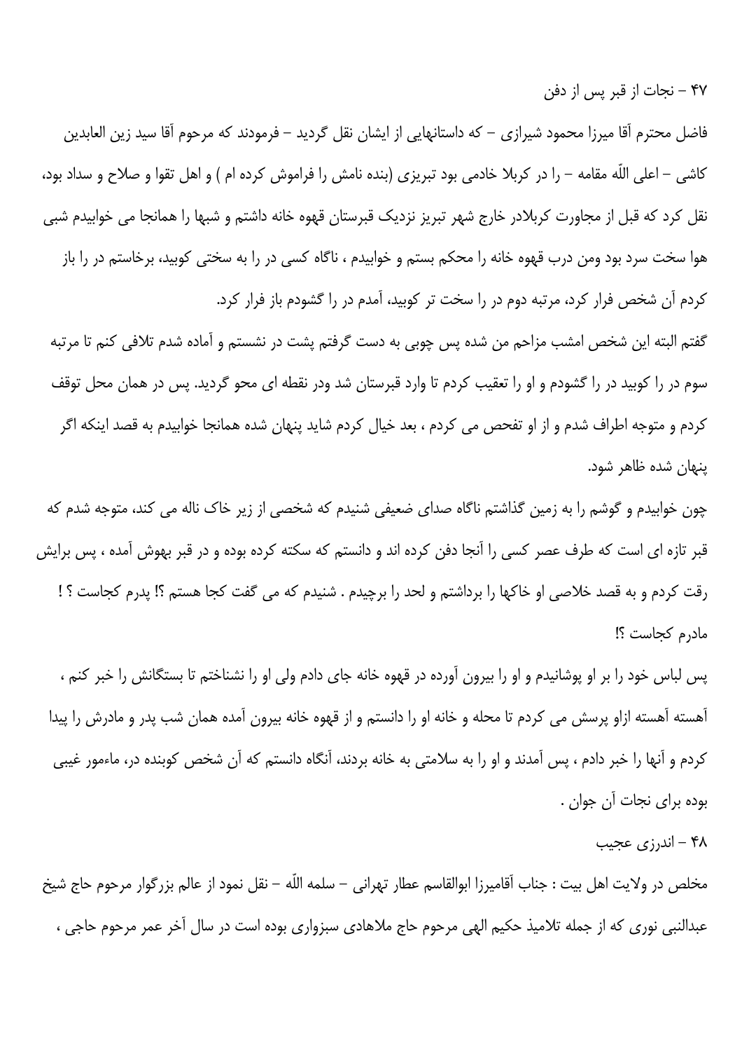۴۷ – نجات از قبر پس از دفن

فاضل محترم آقا میرزا محمود شیرازی – که داستانهایی از ایشان نقل گردید – فرمودند که مرحوم آقا سید زین العابدین کاشی – اعلی اللّه مقامه – را در کربلا خادمی بود تبریزی (بنده نامش را فراموش کرده ام ) و اهل تقوا و صلاح و سداد بود، نقل کرد که قبل از مجاورت کربلادر خارج شهر تبریز نزدیک قبرستان قهوه خانه داشتم و شبها را همانجا می خوابیدم شبی هوا سخت سرد بود ومن درب قهوه خانه را محکم بستم و خوابیدم ، ناگاه کسی در را به سختی کوبید، برخاستم در را باز کردم آن شخص فرار کرد، مرتبه دوم در را سخت تر کوبید، آمدم در را گشودم باز فرار کرد.

گفتم البته این شخص امشب مزاحم من شده پس چوبی به دست گرفتم پشت در نشستم و آماده شدم تلافی کنم تا مرتبه سوم در را کوبید در را گشودم و او را تعقیب کردم تا وارد قبرستان شد ودر نقطه ای محو گردید. پس در همان محل توقف کردم و متوجه اطراف شدم و از او تفحص می کردم ، بعد خیال کردم شاید پنهان شده همانجا خوابیدم به قصد اینکه اگر پنهان شده ظاهر شود.

چون خوابیدم و گوشم را به زمین گذاشتم ناگاه صدای ضعیفی شنیدم که شخصی از زیر خاک ناله می کند، متوجه شدم که قبر تازه ای است که طرف عصر کسی را آنجا دفن کرده اند و دانستم که سکته کرده بوده و در قبر بهوش آمده ، پس برایش رقت کردم و به قصد خلاصی او خاکها را برداشتم و لحد را برچیدم . شنیدم که می گفت کجا هستم ؟! پدرم کجاست ؟ ! مادرم کجاست ؟!

پس لباس خود را بر او پوشانیدم و او را بیرون آورده در قهوه خانه جای دادم ولی او را نشناختم تا بستگانش را خبر کنم ، آهسته آهسته ازاو پرسش می کردم تا محله و خانه او را دانستم و از قهوه خانه بیرون آمده همان شب پدر و مادرش را پیدا کردم و آنها را خبر دادم ، پس آمدند و او را به سلامتی به خانه بردند، آنگاه دانستم که آن شخص کوبنده در، ماءمور غیبی بوده برای نجات آن جوان .

۴۸ – اندرزی عجیب

مخلص در ولایت اهل بیت : جناب آقامیرزا ابوالقاسم عطار تهرانی – سلمه اللّه – نقل نمود از عالم بزرگوار مرحوم حاج شیخ عبدالنبی نوری که از جمله تلامیذ حکیم الهی مرحوم حاج ملاهادی سبزواری بوده است در سال آخر عمر مرحوم حاجی ،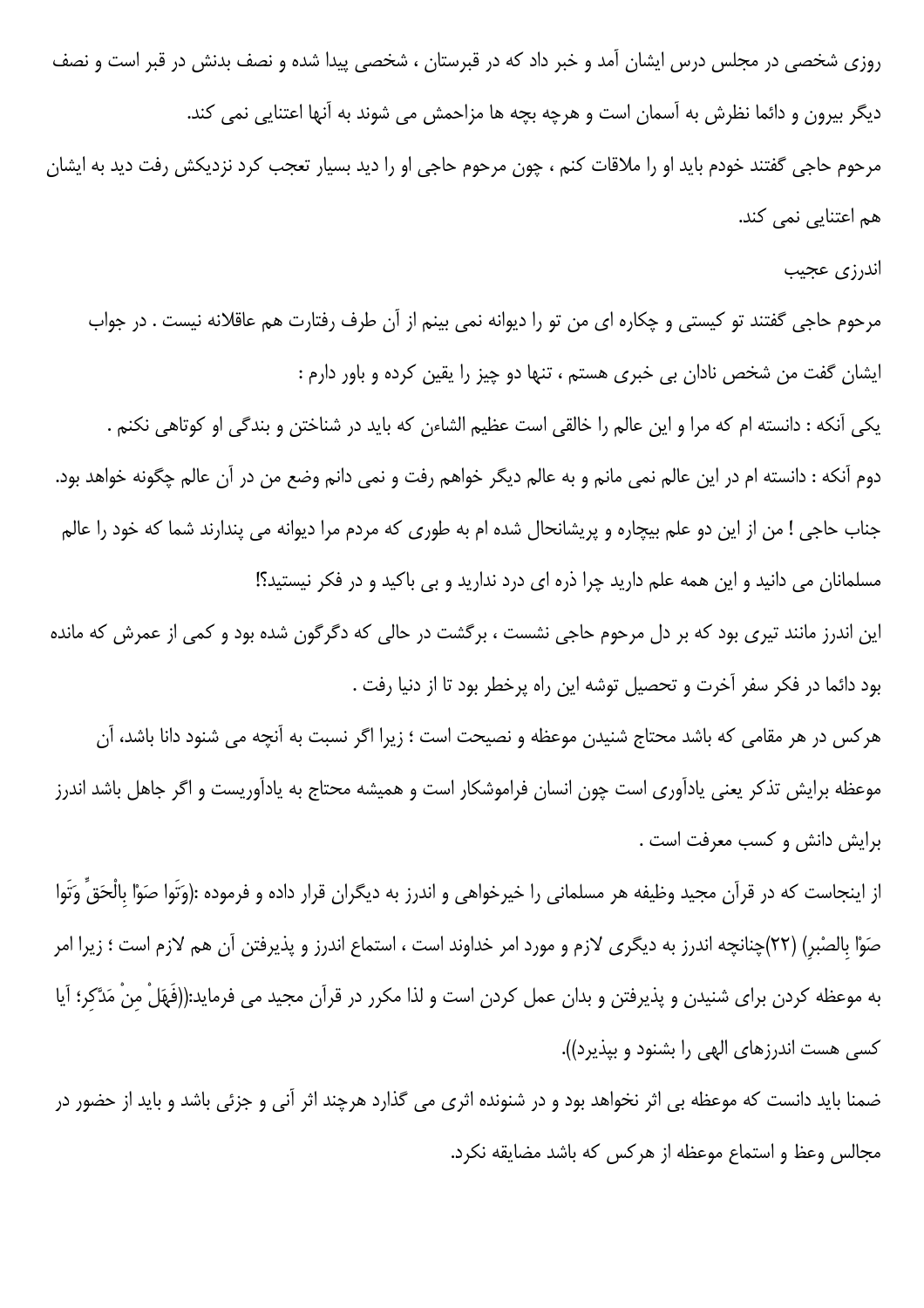روزی شخصی در مجلس درس ایشان آمد و خبر داد که در قبرستان ، شخصی پیدا شده و نصف بدنش در قبر است و نصف دیگر بیرون و دائما نظرش به آسمان است و هرچه بچه ها مزاحمش می شوند به آنها اعتنایی نمی کند.

مرحوم حاجی گفتند خودم باید او را ملاقات کنم ، چون مرحوم حاجی او را دید بسیار تعجب کرد نزدیکش رفت دید به ایشان هم اعتنایی نمی کند.

## اندرزی عجیب

مرحوم حاجی گفتند تو کیستی و چکاره ای من تو را دیوانه نمی بینم از آن طرف رفتارت هم عاقلانه نیست . در جواب ایشان گفت من شخص نادان بی خبری هستم ، تنها دو چیز را یقین کرده و باور دارم :

یکی آنکه : دانسته ام که مرا و این عالم را خالقی است عظیم الشاءن که باید در شناختن و بندگی او کوتاهی نکنم .

دوم آنکه : دانسته ام در این عالم نمی مانم و به عالم دیگر خواهم رفت و نمی دانم وضع من در آن عالم چگونه خواهد بود.

جناب حاجی ! من از این دو علم بیچاره و پریشانحال شده ام به طوری که مردم مرا دیوانه می پندارند شما که خود را عالم مسلمانان می دانید و این همه علم دارید چرا ذره ای درد ندارید و بی باکید و در فکر نیستید؟!

این اندرز مانند تیری بود که بر دل مرحوم حاجی نشست ، برگشت در حالی که دگرگون شده بود و کمی از عمرش که مانده بود دائما در فکر سفر آخرت و تحصیل توشه این راه پرخطر بود تا از دنیا رفت .

هرکس در هر مقامی که باشد محتاج شنیدن موعظه و نصیحت است ؛ زیرا اگر نسبت به آنچه می شنود دانا باشد، آن موعظه برایش تذکر یعنی یادآوری است چون انسان فراموشکار است و همیشه محتاج به یادآوریست و اگر جاهل باشد اندرز برایش دانش و کسب معرفت است .

از اینجاست که در قرآن مجید وظیفه هر مسلمانی را خیرخواهی و اندرز به دیگران قرار داده و فرموده :(وَتَوا صَوْا بِالْحَقِّ وَتَوا صَوْا بِالصّبْرِ) (۲۲)چنانچه اندرز به دیگری لازم و مورد امر خداوند است ، استماع اندرز و پذیرفتن آن هم لازم است ؛ زیرا امر به موعظه کردن برای شنیدن و پذیرفتن و بدان عمل کردن است و لذا مکرر در قرآن مجید می فرماید:((فَهَلْ مِنْ مَدَّكِرٍ؛ آیا کسی هست اندرزهای الهی را بشنود و بپذیرد)).

ضمنا باید دانست که موعظه بی اثر نخواهد بود و در شنونده اثری می گذارد هرچند اثر آنی و جزئی باشد و باید از حضور در مجالس وعظ و استماع موعظه از هرکس که باشد مضایقه نکرد.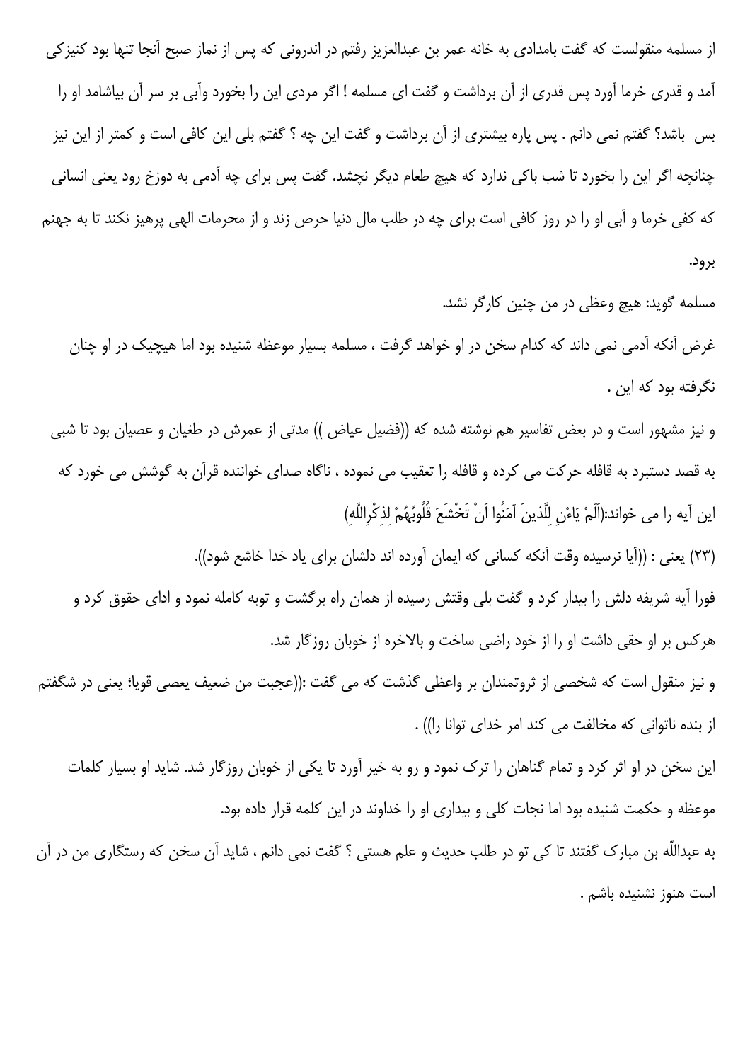از مسلمه منقولست که گفت بامدادی به خانه عمر بن عبدالعزیز رفتم در اندرونی که پس از نماز صبح آنجا تنها بود کنیزکی آمد و قدری خرما آورد پس قدری از آن برداشت و گفت ای مسلمه ! اگر مردی این را بخورد وآبی بر سر آن بیاشامد او را بس باشد؟ گفتم نمی دانم . پس پاره بیشتری از آن برداشت و گفت این چه ؟ گفتم بلی این کافی است و کمتر از این نیز چنانچه اگر این را بخورد تا شب باکی ندارد که هیچ طعام دیگر نچشد. گفت پس برای چه آدمی به دوزخ رود یعنی انسانی که کفی خرما و آبی او را در روز کافی است برای چه در طلب مال دنیا حرص زند و از محرمات الهی پرهیز نکند تا به جهنم برود.

مسلمه گوید: هیچ وعظی در من چنین کارگر نشد.

غرض آنکه آدمی نمی داند که کدام سخن در او خواهد گرفت ، مسلمه بسیار موعظه شنیده بود اما هیچیک در او چنان نگرفته بود که این .

و نیز مشهور است و در بعض تفاسیر هم نوشته شده که ((فضیل عیاض )) مدتی از عمرش در طغیان و عصیان بود تا شبی به قصد دستبرد به قافله حرکت می کرده و قافله را تعقیب می نموده ، ناگاه صدای خواننده قرآن به گوشش می خورد که این آیه را می خواند:(اَلَمْ یَاْنِ لِلَّذینَ آمَنُوا اَنْ تَخْشَعَ قُلُوبُهُمْ لِذِکْرِاللَّهِ)

(۲۳) یعنی : ((آیا نرسیده وقت آنکه کسانی که ایمان آورده اند دلشان برای یاد خدا خاشع شود)).

فورا آیه شریفه دلش را بیدار کرد و گفت بلی وقتش رسیده از همان راه برگشت و توبه کامله نمود و ادای حقوق کرد و هرکس بر او حقی داشت او را از خود راضی ساخت و بالاخره از خوبان روزگار شد.

و نیز منقول است که شخصی از ثروتمندان بر واعظی گذشت که می گفت :((عجبت من ضعیف یعصی قویا؛ یعنی در شگفتم از بنده ناتوانی که مخالفت می کند امر خدای توانا را)) .

این سخن در او اثر کرد و تمام گناهان را ترک نمود و رو به خیر آورد تا یکی از خوبان روزگار شد. شاید او بسیار کلمات موعظه و حکمت شنیده بود اما نجات کلی و بیداری او را خداوند در این کلمه قرار داده بود.

به عبداللّه بن مبارک گفتند تا کی تو در طلب حدیث و علم هستی ؟ گفت نمی دانم ، شاید آن سخن که رستگاری من در آن است هنوز نشنیده باشم .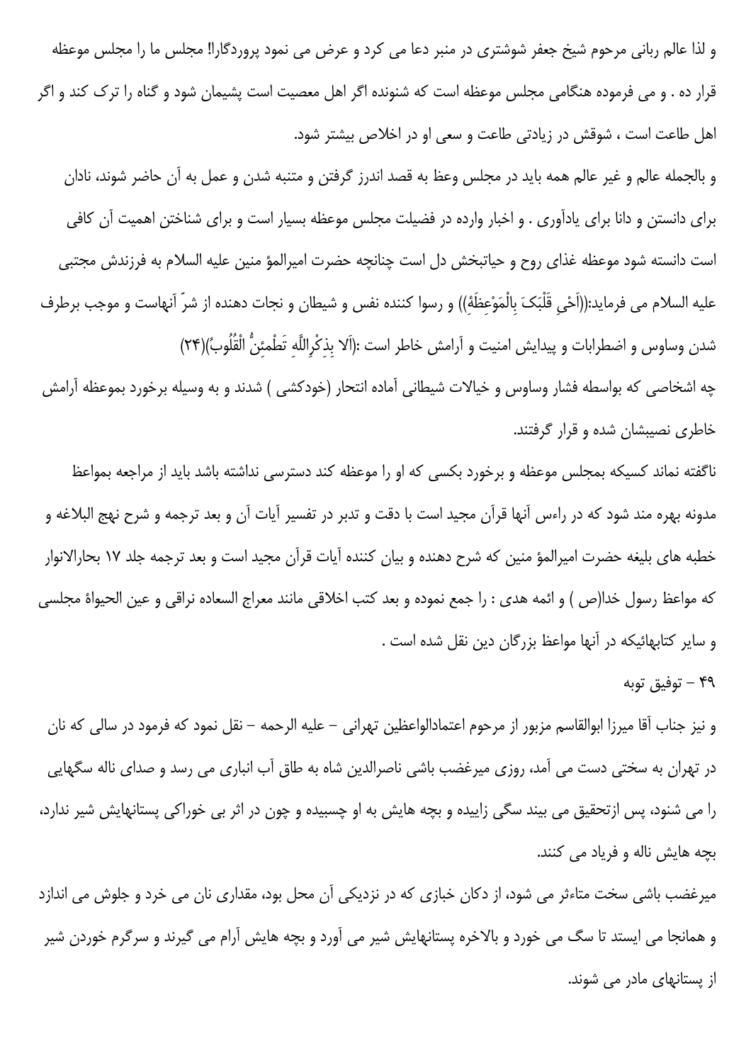و لذا عالم ربانی مرحوم شیخ جعفر شوشتری در منبر دعا می کرد و عرض می نمود پروردگارا! مجلس ما را مجلس موعظه قرار ده . و می فرموده هنگامی مجلس موعظه است که شنونده اگر اهل معصیت است پشیمان شود و گناه را ترک کند و اگر اهل طاعت است ، شوقش در زیادتی طاعت و سعی او در اخلاص بیشتر شود.

و بالجمله عالم و غیر عالم همه باید در مجلس وعظ به قصد اندرز گرفتن و متنبه شدن و عمل به آن حاضر شوند، نادان برای دانستن و دانا برای یادآوری . و اخبار وارده در فضیلت مجلس موعظه بسیار است و برای شناختن اهمیت آن کافی است دانسته شود موعظه غذای روح و حیاتبخش دل است چنانچه حضرت امیرالمؤ منین علیه السلام به فرزندش مجتبی علیه السلام می فرماید:((اَحْیِ قَلْبَکَ بِالْمَوْعِظَةِ)) و رسوا کننده نفس و شیطان و نجات دهنده از شرّ آنهاست و موجب برطرف شدن وساوس و اضطرابات و پیدایش امنیت و آرامش خاطر است :(اَلا بِذِکْرِاللَّهِ تَطْمَئِنُّ الْقُلُوبُ)(۲۴)

چه اشخاصی که بواسطه فشار وساوس و خیالات شیطانی آماده انتحار (خودکشی ) شدند و به وسیله برخورد بموعظه آرامش خاطری نصیبشان شده و قرار گرفتند.

ناگفته نماند کسیکه بمجلس موعظه و برخورد بکسی که او را موعظه کند دسترسی نداشته باشد باید از مراجعه بمواعظ مدونه بهره مند شود که در راءس آنها قرآن مجید است با دقت و تدبر در تفسیر آیات آن و بعد ترجمه و شرح نهج البلاغه و خطبه های بلیغه حضرت امیرالمؤ منین که شرح دهنده و بیان کننده آیات قرآن مجید است و بعد ترجمه جلد ۱۷ بحارالانوار که مواعظ رسول خدا(ص ) و ائمه هدی : را جمع نموده و بعد کتب اخلاقی مانند معراج السعاده نراقی و عین الحیواة مجلسی و سایر کتابهائیکه در آنها مواعظ بزرگان دین نقل شده است .

## ۴۹ - توفیق توبه

و نیز جناب آقا میرزا ابوالقاسم مزبور از مرحوم اعتمادالواعظین تهرانی - علیه الرحمه - نقل نمود که فرمود در سالی که نان در تهران به سختی دست می آمد، روزی میرغضب باشی ناصرالدین شاه به طاق آب انباری می رسد و صدای ناله سگهایی را می شنود، پس ازتحقیق می بیند سگی زاییده و بچه هایش به او چسبیده و چون در اثر بی خوراکی پستانهایش شیر ندارد، بچه هایش ناله و فریاد می کنند.

میرغضب باشی سخت متاءثر می شود، از دکان خبازی که در نزدیکی آن محل بود، مقداری نان می خرد و جلوش می اندازد و همانجا می ایستد تا سگ می خورد و بالاخره پستانهایش شیر می آورد و بچه هایش آرام می گیرند و سرگرم خوردن شیر از پستانهای مادر می شوند.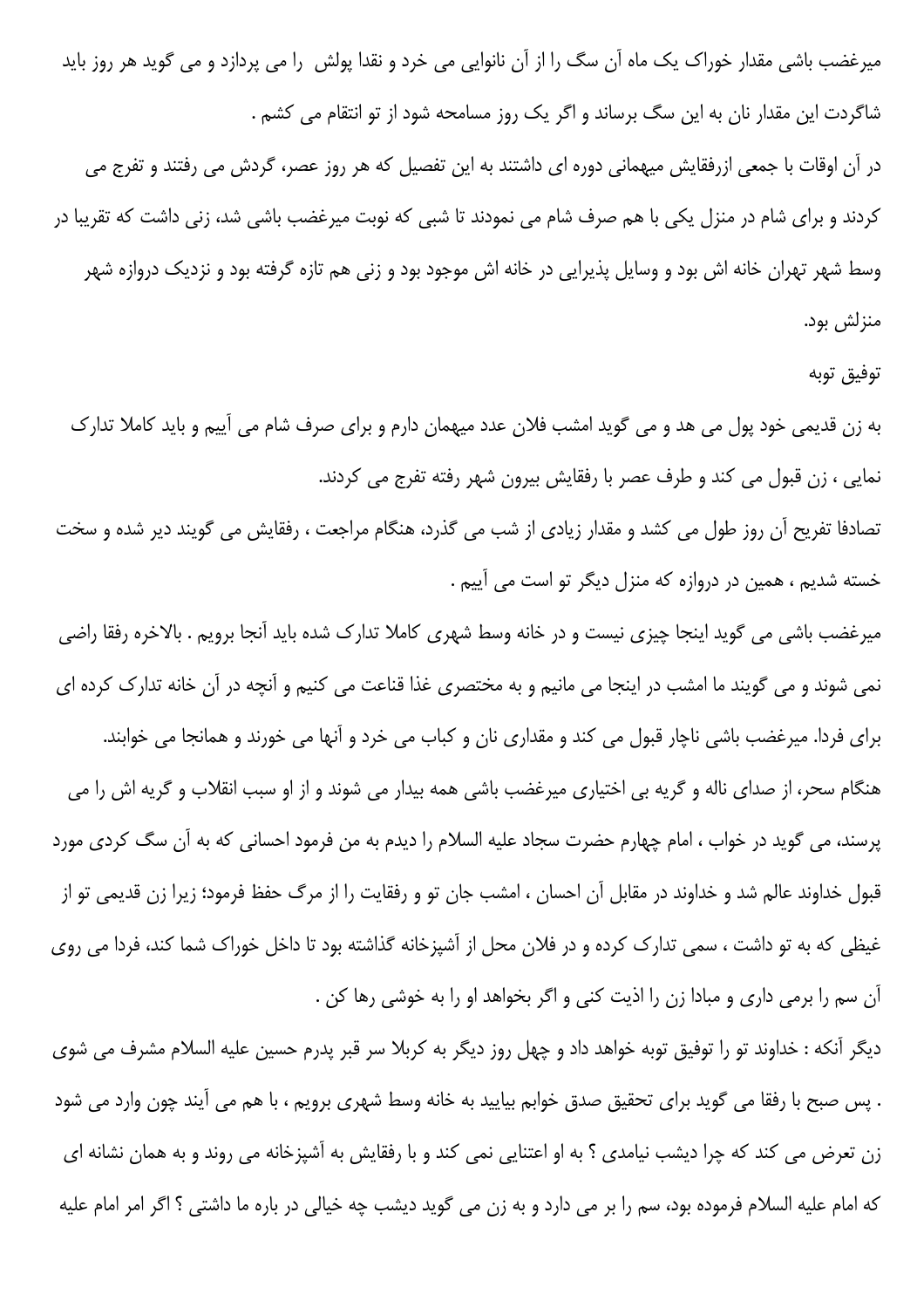میرغضب باشی مقدار خوراک یک ماه آن سگ را از آن نانوایی می خرد و نقدا پولش را می پردازد و می گوید هر روز باید شاگردت این مقدار نان به این سگ برساند و اگر یک روز مسامحه شود از تو انتقام می کشم .

در آن اوقات با جمعی ازرفقایش میهمانی دوره ای داشتند به این تفصیل که هر روز عصر، گردش می رفتند و تفرج می کردند و برای شام در منزل یکی با هم صرف شام می نمودند تا شبی که نوبت میرغضب باشی شد، زنی داشت که تقریبا در وسط شهر تهران خانه اش بود و وسایل پذیرایی در خانه اش موجود بود و زنی هم تازه گرفته بود و نزدیک دروازه شهر منزلش بود.

توفیق توبه

به زن قدیمی خود پول می هد و می گوید امشب فلان عدد میهمان دارم و برای صرف شام می آییم و باید کاملا تدارک نمایی ، زن قبول می کند و طرف عصر با رفقایش بیرون شهر رفته تفرج می کردند.

تصادفا تفریح آن روز طول می کشد و مقدار زیادی از شب می گذرد، هنگام مراجعت ، رفقایش می گویند دیر شده و سخت خسته شدیم ، همین در دروازه که منزل دیگر تو است می آییم .

میرغضب باشی می گوید اینجا چیزی نیست و در خانه وسط شهری کاملا تدارک شده باید آنجا برویم . بالاخره رفقا راضی نمی شوند و می گویند ما امشب در اینجا می مانیم و به مختصری غذا قناعت می کنیم و آنچه در آن خانه تدارک کرده ای برای فردا. میرغضب باشی ناچار قبول می کند و مقداری نان و کباب می خرد و آنها می خورند و همانجا می خوابند.

هنگام سحر، از صدای ناله و گریه بی اختیاری میرغضب باشی همه بیدار می شوند و از او سبب انقلاب و گریه اش را می پرسند، می گوید در خواب ، امام چهارم حضرت سجاد علیه السلام را دیدم به من فرمود احسانی که به آن سگ کردی مورد قبول خداوند عالم شد و خداوند در مقابل آن احسان ، امشب جان تو و رفقایت را از مرگ حفظ فرمود؛ زیرا زن قدیمی تو از غیظی که به تو داشت ، سمی تدارک کرده و در فلان محل از آشپزخانه گذاشته بود تا داخل خوراک شما کند، فردا می روی آن سم را برمی داری و مبادا زن را اذیت کنی و اگر بخواهد او را به خوشی رها کن .

دیگر آنکه : خداوند تو را توفیق توبه خواهد داد و چهل روز دیگر به کربلا سر قبر پدرم حسین علیه السلام مشرف می شوی . پس صبح با رفقا می گوید برای تحقیق صدق خوابم بیایید به خانه وسط شهری برویم ، با هم می آیند چون وارد می شود زن تعرض می کند که چرا دیشب نیامدی ؟ به او اعتنایی نمی کند و با رفقایش به آشپزخانه می روند و به همان نشانه ای که امام علیه السلام فرموده بود، سم را بر می دارد و به زن می گوید دیشب چه خیالی در باره ما داشتی ؟ اگر امر امام علیه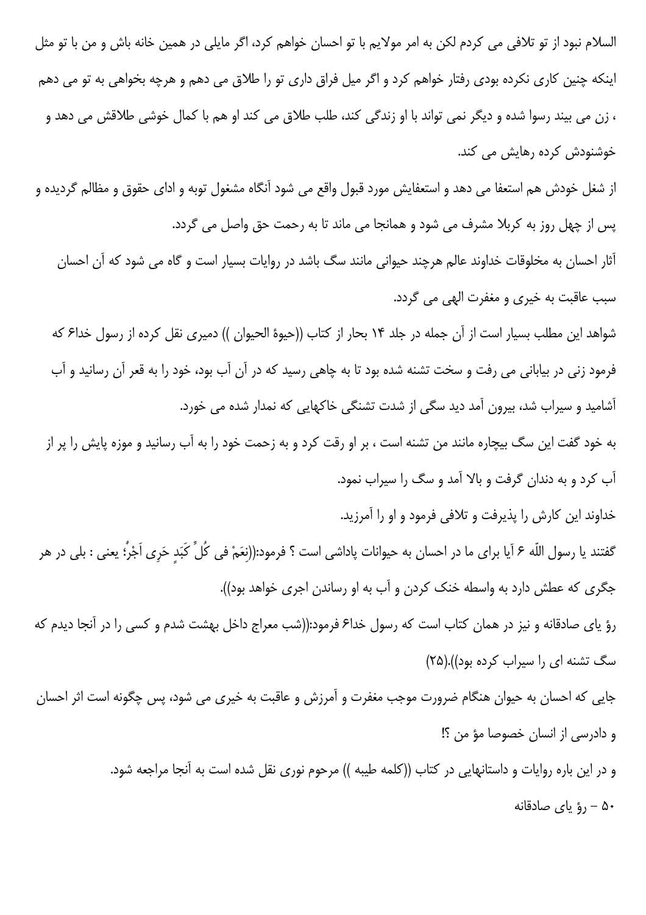السلام نبود از تو تلافی می کردم لکن به امر مولایم با تو احسان خواهم کرد، اگر مایلی در همین خانه باش و من با تو مثل اینکه چنین کاری نکرده بودی رفتار خواهم کرد و اگر میل فراق داری تو را طلاق می دهم و هرچه بخواهی به تو می دهم ، زن می بیند رسوا شده و دیگر نمی تواند با او زندگی کند، طلب طلاق می کند او هم با کمال خوشی طلاقش می دهد و خوشنودش کرده رهایش می کند.

از شغل خودش هم استعفا می دهد و استعفایش مورد قبول واقع می شود آنگاه مشغول توبه و ادای حقوق و مظالم گردیده و پس از چهل روز به کربلا مشرف می شود و همانجا می ماند تا به رحمت حق واصل می گردد.

آثار احسان به مخلوقات خداوند عالم هرچند حیوانی مانند سگ باشد در روایات بسیار است و گاه می شود که آن احسان سبب عاقبت به خیری و مغفرت الهی می گردد.

شواهد این مطلب بسیار است از آن جمله در جلد ۱۴ بحار از کتاب ((حیوة الحیوان )) دمیری نقل کرده از رسول خدا۶ که فرمود زنی در بیابانی می رفت و سخت تشنه شده بود تا به چاهی رسید که در آن آب بود، خود را به قعر آن رسانید و آب آشامید و سیراب شد، بیرون آمد دید سگی از شدت تشنگی خاکهایی که نمدار شده می خورد.

به خود گفت این سگ بیچاره مانند من تشنه است ، بر او رقت کرد و به زحمت خود را به آب رسانید و موزه پایش را پر از آب کرد و به دندان گرفت و بالا آمد و سگ را سیراب نمود.

خداوند این کارش را پذیرفت و تلافی فرمود و او را آمرزید.

گفتند یا رسول اللّه ۶ آیا برای ما در احسان به حیوانات پاداشی است ؟ فرمود:((نِعَمْ فی کُلِّ کَبَدٍ حَرِی اَجْرٌ؛ یعنی : بلی در هر جگری که عطش دارد به واسطه خنک کردن و آب به او رساندن اجری خواهد بود)).

رؤ یای صادقانه و نیز در همان کتاب است که رسول خدا۶ فرمود:((شب معراج داخل بهشت شدم و کسی را در آنجا دیدم که سگ تشنه ای را سیراب کرده بود)).(۲۵)

جایی که احسان به حیوان هنگام ضرورت موجب مغفرت و آمرزش و عاقبت به خیری می شود، پس چگونه است اثر احسان و دادرسی از انسان خصوصا مؤ من ؟!

و در این باره روایات و داستانهایی در کتاب ((کلمه طیبه )) مرحوم نوری نقل شده است به آنجا مراجعه شود.

## ۵۰ – رؤ یای صادقانه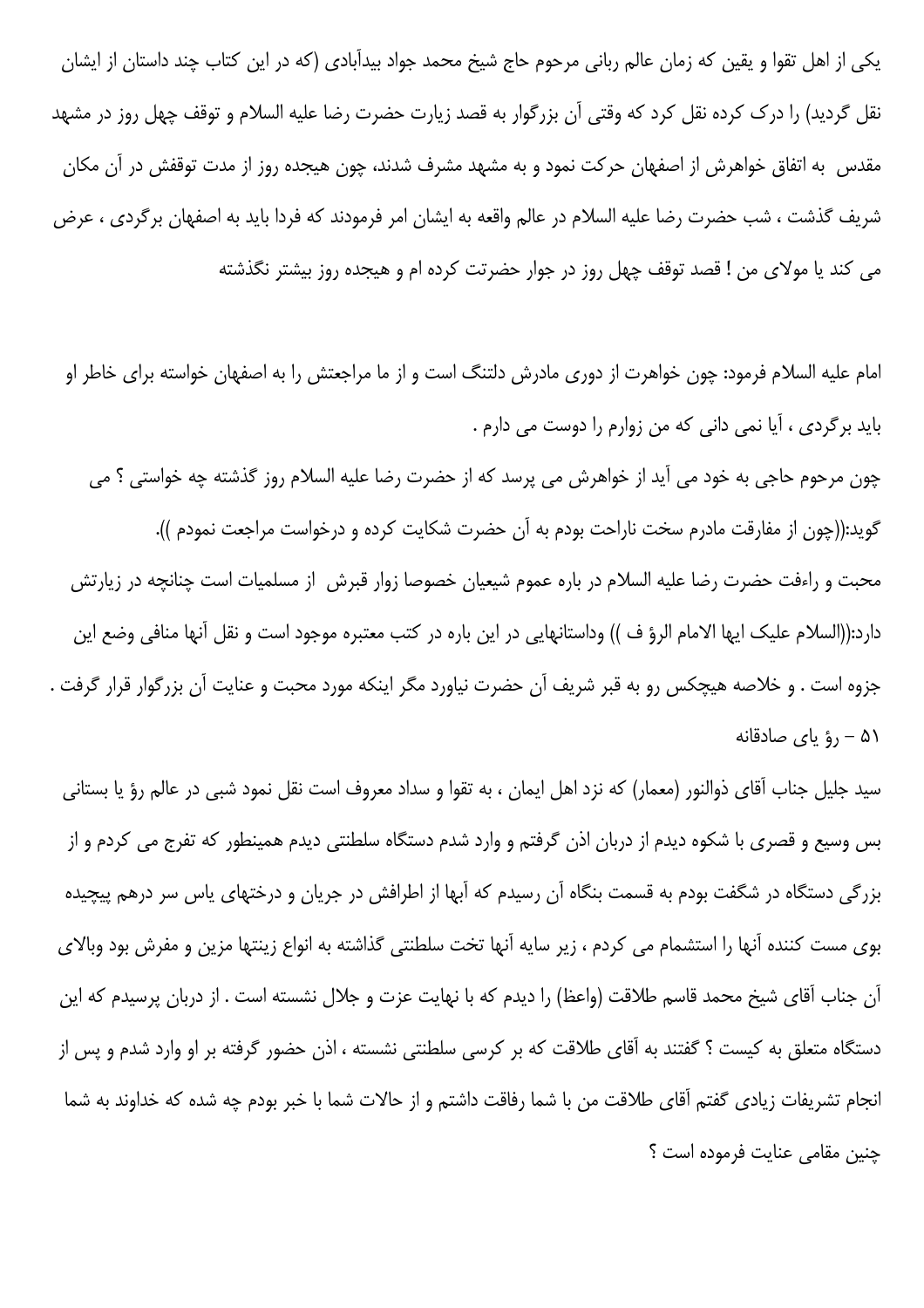یکی از اهل تقوا و یقین که زمان عالم ربانی مرحوم حاج شیخ محمد جواد بیدآبادی (که در این کتاب چند داستان از ایشان نقل گردید) را درک کرده نقل کرد که وقتی آن بزرگوار به قصد زیارت حضرت رضا علیه السلام و توقف چهل روز در مشهد مقدس به اتفاق خواهرش از اصفهان حرکت نمود و به مشهد مشرف شدند، چون هیجده روز از مدت توقفش در آن مکان شریف گذشت ، شب حضرت رضا علیه السلام در عالم واقعه به ایشان امر فرمودند که فردا باید به اصفهان برگردی ، عرض می کند یا مولای من ! قصد توقف چهل روز در جوار حضرتت کرده ام و هیجده روز بیشتر نگذشته

امام علیه السلام فرمود: چون خواهرت از دوری مادرش دلتنگ است و از ما مراجعتش را به اصفهان خواسته برای خاطر او باید برگردی ، آیا نمی دانی که من زوارم را دوست می دارم .

چون مرحوم حاجی به خود می آید از خواهرش می پرسد که از حضرت رضا علیه السلام روز گذشته چه خواستی ؟ می گوید:((چون از مفارقت مادرم سخت ناراحت بودم به آن حضرت شکایت کرده و درخواست مراجعت نمودم )).

محبت و راءفت حضرت رضا علیه السلام در باره عموم شیعیان خصوصا زوار قبرش از مسلمیات است چنانچه در زیارتش دارد:((السلام علیک ایها الامام الرؤ ف )) وداستانهایی در این باره در کتب معتبره موجود است و نقل آنها منافی وضع این جزوه است . و خلاصه هیچکس رو به قبر شریف آن حضرت نیاورد مگر اینکه مورد محبت و عنایت آن بزرگوار قرار گرفت .

۵۱ - رؤ یای صادقانه

سید جلیل جناب آقای ذوالنور (معمار) که نزد اهل ایمان ، به تقوا و سداد معروف است نقل نمود شبی در عالم رؤ یا بستانی بس وسیع و قصری با شکوه دیدم از دربان اذن گرفتم و وارد شدم دستگاه سلطنتی دیدم همینطور که تفرج می کردم و از بزرگی دستگاه در شگفت بودم به قسمت بنگاه آن رسیدم که آبها از اطرافش در جریان و درختهای یاس سر درهم پیچیده بوی مست کننده آنها را استشمام می کردم ، زیر سایه آنها تخت سلطنتی گذاشته به انواع زینتها مزین و مفرش بود وبالای آن جناب آقای شیخ محمد قاسم طلاقت (واعظ) را دیدم که با نهایت عزت و جلال نشسته است . از دربان پرسیدم که این دستگاه متعلق به کیست ؟ گفتند به آقای طلاقت که بر کرسی سلطنتی نشسته ، اذن حضور گرفته بر او وارد شدم و پس از انجام تشریفات زیادی گفتم آقای طلاقت من با شما رفاقت داشتم و از حالات شما با خبر بودم چه شده که خداوند به شما چنین مقامی عنایت فرموده است ؟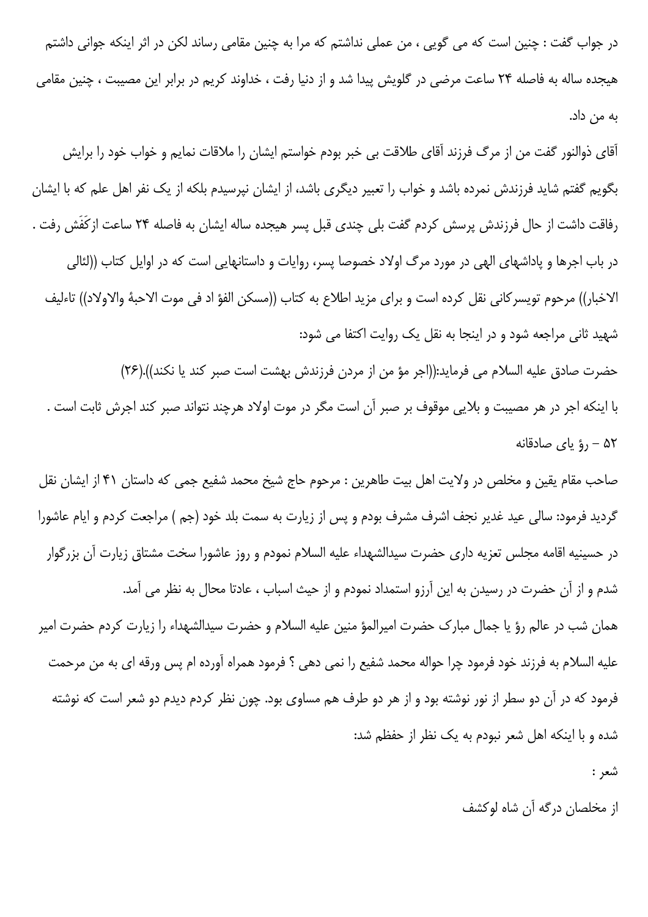در جواب گفت : چنین است که می گویی ، من عملی نداشتم که مرا به چنین مقامی رساند لکن در اثر اینکه جوانی داشتم هیجده ساله به فاصله ۲۴ ساعت مرضی در گلویش پیدا شد و از دنیا رفت ، خداوند کریم در برابر این مصیبت ، چنین مقامی به من داد.

آقای ذوالنور گفت من از مرگ فرزند آقای طلاقت بی خبر بودم خواستم ایشان را ملاقات نمایم و خواب خود را برایش بگویم گفتم شاید فرزندش نمرده باشد و خواب را تعبیر دیگری باشد، از ایشان نپرسیدم بلکه از یک نفر اهل علم که با ایشان رفاقت داشت از حال فرزندش پرسش کردم گفت بلی چندی قبل پسر هیجده ساله ایشان به فاصله ۲۴ ساعت ازکَفَش رفت .

در باب اجرها و پاداشهای الهی در مورد مرگ اولاد خصوصا پسر، روایات و داستانهایی است که در اوایل کتاب ((لئالی الاخبار)) مرحوم تویسرکانی نقل کرده است و برای مزید اطلاع به کتاب ((مسکن الفؤ اد فی موت الاحبهٔ والاولاد)) تاءلیف شهید ثانی مراجعه شود و در اینجا به نقل یک روایت اکتفا می شود:

حضرت صادق علیه السلام می فرماید:((اجر مؤ من از مردن فرزندش بهشت است صبر کند یا نکند)).(۲۶)

با اینکه اجر در هر مصیبت و بلایی موقوف بر صبر آن است مگر در موت اولاد هرچند نتواند صبر کند اجرش ثابت است .

۵۲ - رؤ یای صادقانه

صاحب مقام یقین و مخلص در ولایت اهل بیت طاهرین : مرحوم حاج شیخ محمد شفیع جمی که داستان ۴۱ از ایشان نقل گردید فرمود: سالی عید غدیر نجف اشرف مشرف بودم و پس از زیارت به سمت بلد خود (جم ) مراجعت کردم و ایام عاشورا در حسینیه اقامه مجلس تعزیه داری حضرت سیدالشهداء علیه السلام نمودم و روز عاشورا سخت مشتاق زیارت آن بزرگوار شدم و از آن حضرت در رسیدن به این آرزو استمداد نمودم و از حیث اسباب ، عادتا محال به نظر می آمد.

همان شب در عالم رؤ یا جمال مبارک حضرت امیرالمؤ منین علیه السلام و حضرت سیدالشهداء را زیارت کردم حضرت امیر علیه السلام به فرزند خود فرمود چرا حواله محمد شفیع را نمی دهی ؟ فرمود همراه آورده ام پس ورقه ای به من مرحمت فرمود که در آن دو سطر از نور نوشته بود و از هر دو طرف هم مساوی بود. چون نظر کردم دیدم دو شعر است که نوشته شده و با اینکه اهل شعر نبودم به یک نظر از حفظم شد:

شعر :

از مخلصان درگه آن شاه لوکشف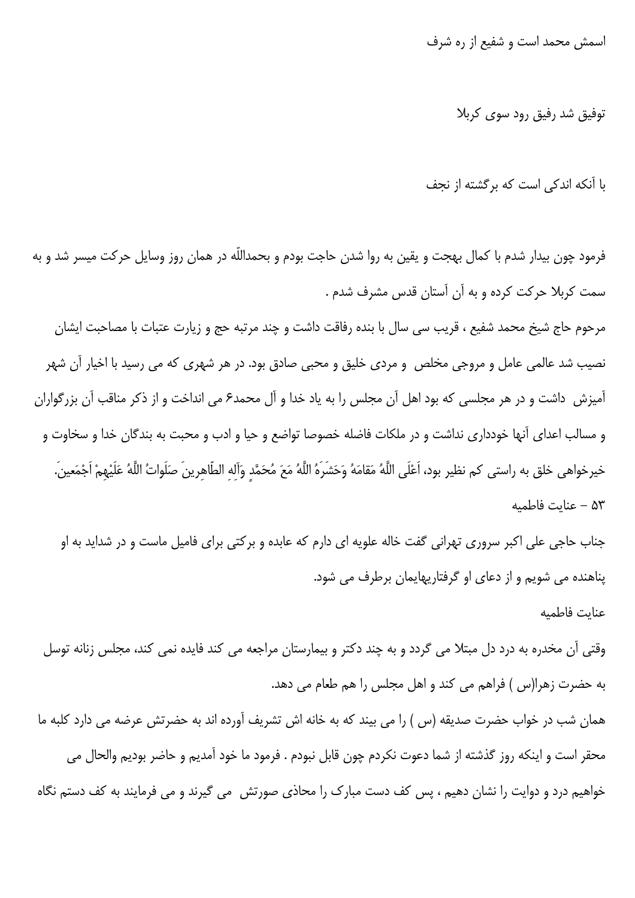اسمش محمد است و شفیع از ره شرف

توفیق شد رفیق رود سوی کربلا

با آنکه اندکی است که برگشته از نجف

فرمود چون بیدار شدم با کمال بهجت و یقین به روا شدن حاجت بودم و بحمداللّه در همان روز وسایل حرکت میسر شد و به سمت کربلا حرکت کرده و به آن آستان قدس مشرف شدم .

مرحوم حاج شیخ محمد شفیع ، قریب سی سال با بنده رفاقت داشت و چند مرتبه حج و زیارت عتبات با مصاحبت ایشان نصیب شد عالمی عامل و مروجی مخلص و مردی خلیق و محبی صادق بود. در هر شهری که می رسید با اخیار آن شهر آمیزش داشت و در هر مجلسی که بود اهل آن مجلس را به یاد خدا و آل محمد۶ می انداخت و از ذکر مناقب آن بزرگواران و مسالب اعدای آنها خودداری نداشت و در ملکات فاضله خصوصا تواضع و حیا و ادب و محبت به بندگان خدا و سخاوت و خیرخواهی خلق به راستی کم نظیر بود، اَعْلَی اللّهُ مَقامَهُ وَحَشَرَهُ اللّهُ مَعَ مُحَمَّدٍ وَآلِهِ الطّاهِرینَ صَلَواتُ اللّهُ عَلَیْهِمْ اَجْمَعینَ.

۵۳ – عنایت فاطمیه

جناب حاجی علی اکبر سروری تهرانی گفت خاله علویه ای دارم که عابده و برکتی برای فامیل ماست و در شداید به او پناهنده می شویم و از دعای او گرفتاریهایمان برطرف می شود.

عنایت فاطمیه

وقتی آن مخدره به درد دل مبتلا می گردد و به چند دکتر و بیمارستان مراجعه می کند فایده نمی کند، مجلس زنانه توسل به حضرت زهرا(س ) فراهم می کند و اهل مجلس را هم طعام می دهد.

همان شب در خواب حضرت صدیقه (س ) را می بیند که به خانه اش تشریف آورده اند به حضرتش عرضه می دارد کلبه ما محقر است و اینکه روز گذشته از شما دعوت نکردم چون قابل نبودم . فرمود ما خود آمدیم و حاضر بودیم والحال می خواهیم درد و دوایت را نشان دهیم ، پس کف دست مبارک را محاذی صورتش می گیرند و می فرمایند به کف دستم نگاه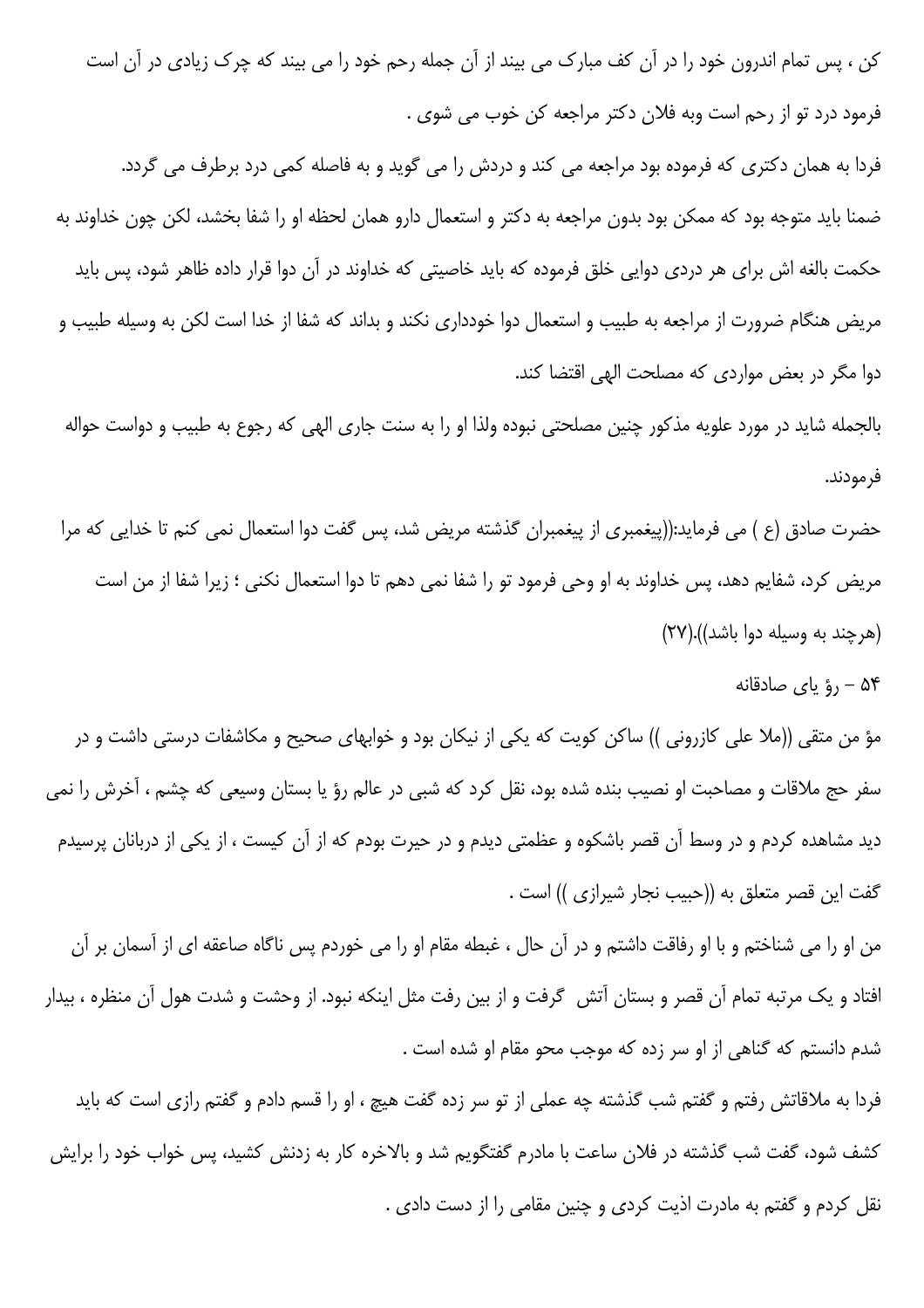کن ، پس تمام اندرون خود را در آن کف مبارک می بیند از آن جمله رحم خود را می بیند که چرک زیادی در آن است فرمود درد تو از رحم است وبه فلان دکتر مراجعه کن خوب می شوی .

فردا به همان دکتری که فرموده بود مراجعه می کند و دردش را می گوید و به فاصله کمی درد برطرف می گردد.

ضمنا باید متوجه بود که ممکن بود بدون مراجعه به دکتر و استعمال دارو همان لحظه او را شفا بخشد، لکن چون خداوند به حکمت بالغه اش برای هر دردی دوایی خلق فرموده که باید خاصیتی که خداوند در آن دوا قرار داده ظاهر شود، پس باید مریض هنگام ضرورت از مراجعه به طبیب و استعمال دوا خودداری نکند و بداند که شفا از خدا است لکن به وسیله طبیب و دوا مگر در بعض مواردی که مصلحت الهی اقتضا کند.

بالجمله شاید در مورد علویه مذکور چنین مصلحتی نبوده ولذا او را به سنت جاری الهی که رجوع به طبیب و دواست حواله فرمودند.

حضرت صادق (ع ) می فرماید:((پیغمبری از پیغمبران گذشته مریض شد، پس گفت دوا استعمال نمی کنم تا خدایی که مرا مریض کرد، شفایم دهد، پس خداوند به او وحی فرمود تو را شفا نمی دهم تا دوا استعمال نکنی ؛ زیرا شفا از من است (هرچند به وسیله دوا باشد)).(۲۷)

۵۴ – رؤ یای صادقانه

مؤ من متقی ((ملا علی کازرونی )) ساکن کویت که یکی از نیکان بود و خوابهای صحیح و مکاشفات درستی داشت و در سفر حج ملاقات و مصاحبت او نصیب بنده شده بود، نقل کرد که شبی در عالم رؤ یا بستان وسیعی که چشم ، آخرش را نمی دید مشاهده کردم و در وسط آن قصر باشکوه و عظمتی دیدم و در حیرت بودم که از آن کیست ، از یکی از دربانان پرسیدم گفت این قصر متعلق به ((حبیب نجار شیرازی )) است .

من او را می شناختم و با او رفاقت داشتم و در آن حال ، غبطه مقام او را می خوردم پس ناگاه صاعقه ای از آسمان بر آن افتاد و یک مرتبه تمام آن قصر و بستان آتش گرفت و از بین رفت مثل اینکه نبود. از وحشت و شدت هول آن منظره ، بیدار شدم دانستم که گناهی از او سر زده که موجب محو مقام او شده است .

فردا به ملاقاتش رفتم و گفتم شب گذشته چه عملی از تو سر زده گفت هیچ ، او را قسم دادم و گفتم رازی است که باید کشف شود، گفت شب گذشته در فلان ساعت با مادرم گفتگویم شد و بالاخره کار به زدنش کشید، پس خواب خود را برایش نقل کردم و گفتم به مادرت اذیت کردی و چنین مقامی را از دست دادی .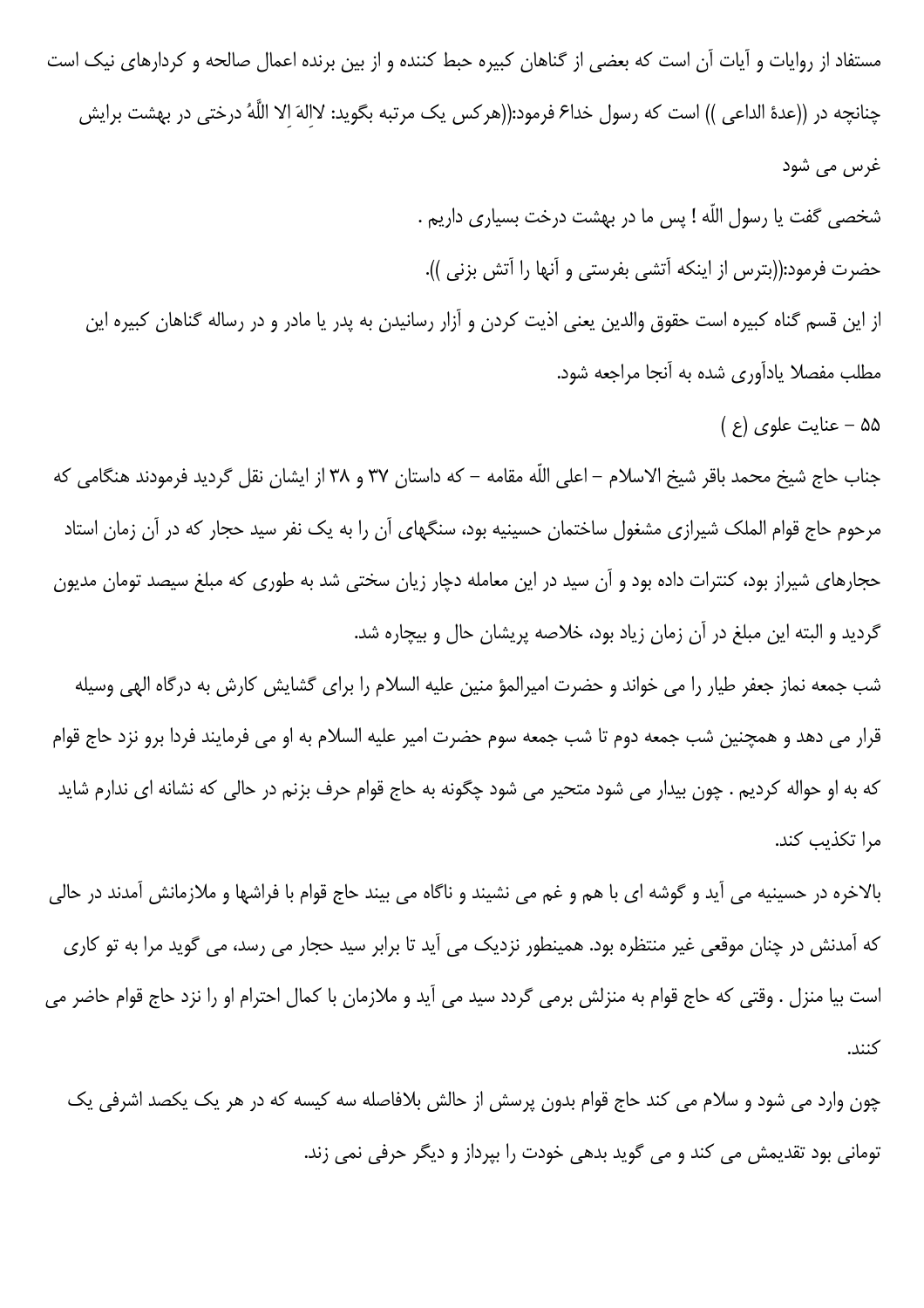مستفاد از روایات و آیات آن است که بعضی از گناهان کبیره حبط کننده و از بین برنده اعمال صالحه و کردارهای نیک است چنانچه در ((عدة الداعی )) است که رسول خداع فرمود:((هرکس یک مرتبه بگوید: لااِلهَ اِلا اللّهُ درختی در بهشت برایش غرس می شود

شخصی گفت یا رسول اللّه ! پس ما در بهشت درخت بسیاری داریم .

حضرت فرمود:((بترس از اینکه آتشی بفرستی و آنها را آتش بزنی )).

از این قسم گناه کبیره است حقوق والدین یعنی اذیت کردن و آزار رسانیدن به پدر یا مادر و در رساله گناهان کبیره این مطلب مفصلا یادآوری شده به آنجا مراجعه شود.

۵۵ - عنایت علوی (ع )

جناب حاج شیخ محمد باقر شیخ الاسلام - اعلی اللّه مقامه - که داستان ۳۷ و ۳۸ از ایشان نقل گردید فرمودند هنگامی که مرحوم حاج قوام الملک شیرازی مشغول ساختمان حسینیه بود، سنگهای آن را به یک نفر سید حجار که در آن زمان استاد حجارهای شیراز بود، کنترات داده بود و آن سید در این معامله دچار زیان سختی شد به طوری که مبلغ سیصد تومان مدیون گردید و البته این مبلغ در آن زمان زیاد بود، خلاصه پریشان حال و بیچاره شد.

شب جمعه نماز جعفر طیار را می خواند و حضرت امیرالمؤ منین علیه السلام را برای گشایش کارش به درگاه الهی وسیله قرار می دهد و همچنین شب جمعه دوم تا شب جمعه سوم حضرت امیر علیه السلام به او می فرمایند فردا برو نزد حاج قوام که به او حواله کردیم . چون بیدار می شود متحیر می شود چگونه به حاج قوام حرف بزنم در حالی که نشانه ای ندارم شاید مرا تکذیب کند.

بالاخره در حسینیه می آید و گوشه ای با هم و غم می نشیند و ناگاه می بیند حاج قوام با فراشها و ملازمانش آمدند در حالی که آمدنش در چنان موقعی غیر منتظره بود. همینطور نزدیک می آید تا برابر سید حجار می رسد، می گوید مرا به تو کاری است بیا منزل . وقتی که حاج قوام به منزلش برمی گردد سید می آید و ملازمان با کمال احترام او را نزد حاج قوام حاضر می کنند.

چون وارد می شود و سلام می کند حاج قوام بدون پرسش از حالش بلافاصله سه کیسه که در هر یک یکصد اشرفی یک تومانی بود تقدیمش می کند و می گوید بدهی خودت را بپرداز و دیگر حرفی نمی زند.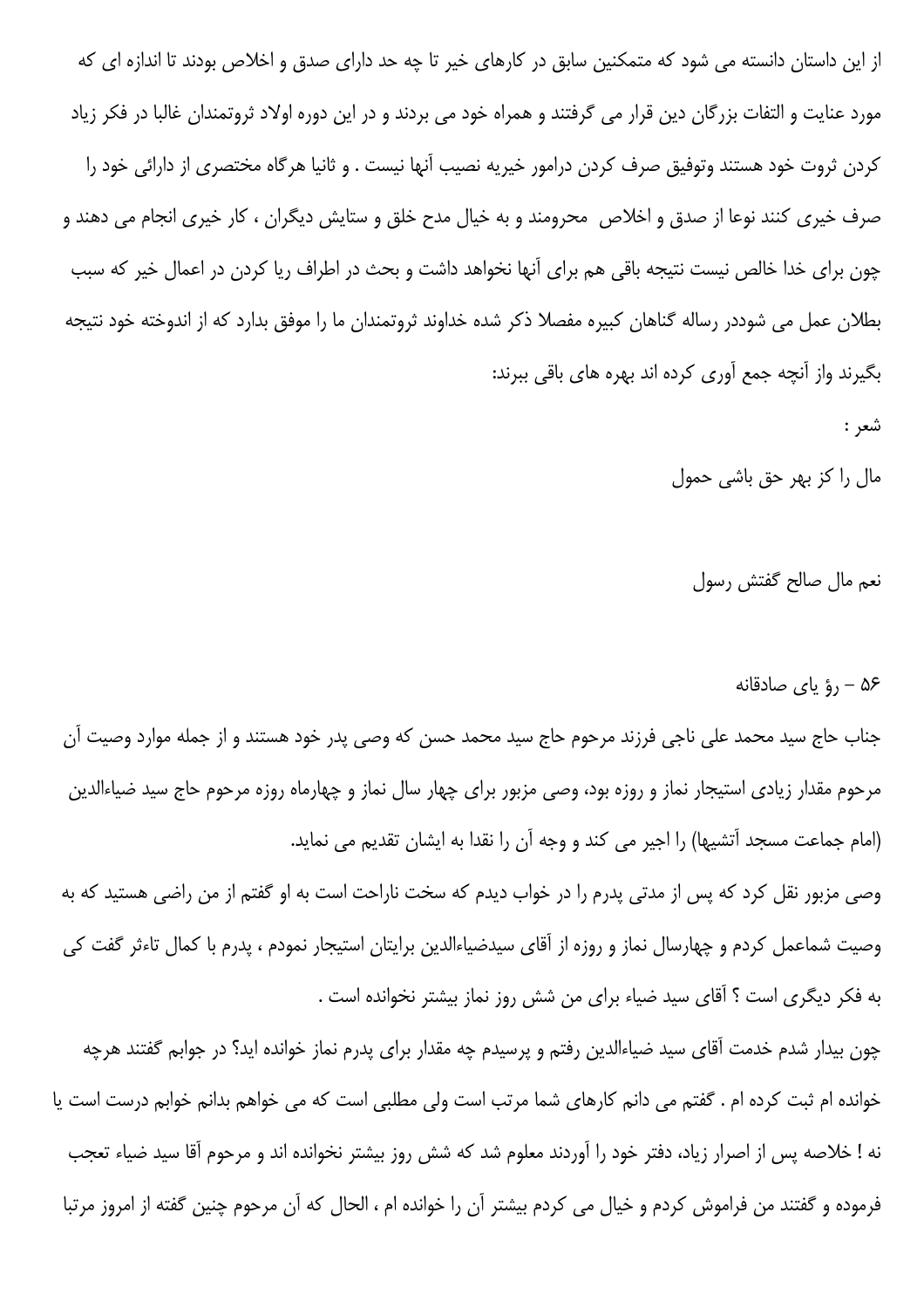از این داستان دانسته می شود که متمکنین سابق در کارهای خیر تا چه حد دارای صدق و اخلاص بودند تا اندازه ای که مورد عنایت و التفات بزرگان دین قرار می گرفتند و همراه خود می بردند و در این دوره اولاد ثروتمندان غالبا در فکر زیاد کردن ثروت خود هستند وتوفیق صرف کردن درامور خیریه نصیب آنها نیست . و ثانیا هرگاه مختصری از دارائی خود را صرف خیری کنند نوعا از صدق و اخلاص محرومند و به خیال مدح خلق و ستایش دیگران ، کار خیری انجام می دهند و چون برای خدا خالص نیست نتیجه باقی هم برای آنها نخواهد داشت و بحث در اطراف ریا کردن در اعمال خیر که سبب بطلان عمل می شوددر رساله گناهان کبیره مفصلا ذکر شده خداوند ثروتمندان ما را موفق بدارد که از اندوخته خود نتیجه بگیرند واز آنچه جمع آوری کرده اند بهره های باقی ببرند:

شعر :

مال را کز بهر حق باشی حمول

نعم مال صالح گفتش رسول

۵۶ – رؤ یای صادقانه

جناب حاج سید محمد علی ناجی فرزند مرحوم حاج سید محمد حسن که وصی پدر خود هستند و از جمله موارد وصیت آن مرحوم مقدار زیادی استیجار نماز و روزه بود، وصی مزبور برای چهار سال نماز و چهارماه روزه مرحوم حاج سید ضیاءالدین (امام جماعت مسجد آتشیها) را اجیر می کند و وجه آن را نقدا به ایشان تقدیم می نماید.

وصی مزبور نقل کرد که پس از مدتی پدرم را در خواب دیدم که سخت ناراحت است به او گفتم از من راضی هستید که به وصیت شماعمل کردم و چهارسال نماز و روزه از آقای سیدضیاءالدین برایتان استیجار نمودم ، پدرم با کمال تاءثر گفت کی به فکر دیگری است ؟ آقای سید ضیاء برای من شش روز نماز بیشتر نخوانده است .

چون بیدار شدم خدمت آقای سید ضیاءالدین رفتم و پرسیدم چه مقدار برای پدرم نماز خوانده اید؟ در جوابم گفتند هرچه خوانده ام ثبت کرده ام . گفتم می دانم کارهای شما مرتب است ولی مطلبی است که می خواهم بدانم خوابم درست است یا نه ! خلاصه پس از اصرار زیاد، دفتر خود را آوردند معلوم شد که شش روز بیشتر نخوانده اند و مرحوم آقا سید ضیاء تعجب فرموده و گفتند من فراموش کردم و خیال می کردم بیشتر آن را خوانده ام ، الحال که آن مرحوم چنین گفته از امروز مرتبا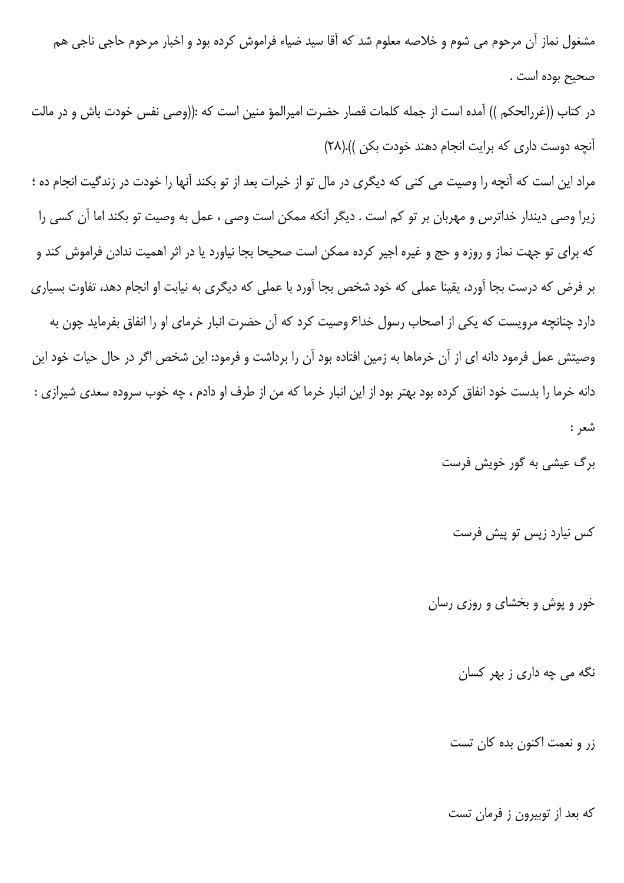مشغول نماز آن مرحوم می شوم و خلاصه معلوم شد که آقا سید ضیاء فراموش کرده بود و اخبار مرحوم حاجی ناجی هم صحیح بوده است .

در کتاب ((غررالحکم )) آمده است از جمله کلمات قصار حضرت امیرالمؤ منین است که :((وصی نفس خودت باش و در مالت آنچه دوست داری که برایت انجام دهند خودت بکن )).(۲۸)

مراد این است که آنچه را وصیت می کنی که دیگری در مال تو از خیرات بعد از تو بکند آنها را خودت در زندگیت انجام ده ؛ زیرا وصی دیندار خداترس و مهربان بر تو کم است . دیگر آنکه ممکن است وصی ، عمل به وصیت تو بکند اما آن کسی را که برای تو جهت نماز و روزه و حج و غیره اجیر کرده ممکن است صحیحا بجا نیاورد یا در اثر اهمیت ندادن فراموش کند و بر فرض که درست بجا آورد، یقینا عملی که خود شخص بجا آورد با عملی که دیگری به نیابت او انجام دهد، تفاوت بسیاری دارد چنانچه مرویست که یکی از اصحاب رسول خداع وصیت کرد که آن حضرت انبار خرمای او را انفاق بفرماید چون به وصیتش عمل فرمود دانه ای از آن خرماها به زمین افتاده بود آن را برداشت و فرمود: این شخص اگر در حال حیات خود این دانه خرما را بدست خود انفاق کرده بود بهتر بود از این انبار خرما که من از طرف او دادم ، چه خوب سروده سعدی شیرازی : شعر :

برگ عیشی به گور خویش فرست

کس نیارد زپس تو پیش فرست

خور و پوش و بخشای و روزی رسان

نگه می چه داری ز بهر کسان

زر و نعمت اکنون بده کان تست

که بعد از توبیرون ز فرمان تست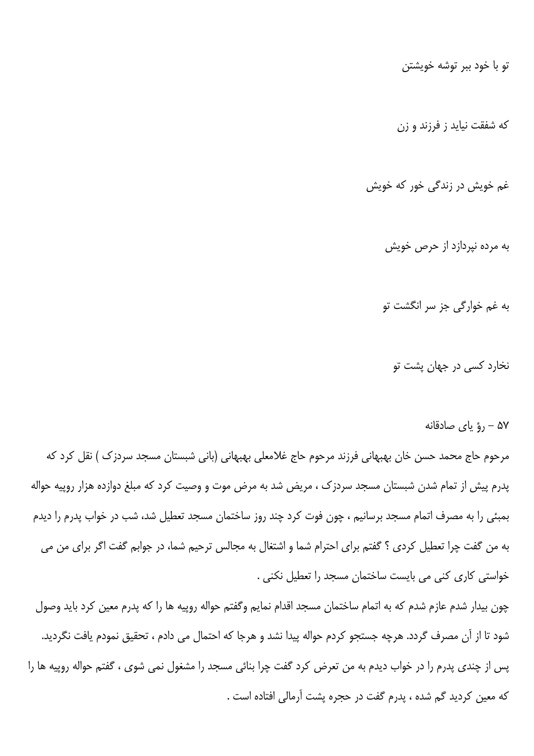تو با خود ببر توشه خویشتن

که شفقت نیاید ز فرزند و زن

غم خویش در زندگی خور که خویش

به مرده نپردازد از حرص خویش

به غم خوارگی جز سر انگشت تو

نخارد کسی در جهان پشت تو

۵۷ – رؤ یای صادقانه

مرحوم حاج محمد حسن خان بهبهانی فرزند مرحوم حاج غلامعلی بهبهانی (بانی شبستان مسجد سردزک ) نقل کرد که پدرم پیش از تمام شدن شبستان مسجد سردزک ، مریض شد به مرض موت و وصیت کرد که مبلغ دوازده هزار روپیه حواله بمبئی را به مصرف اتمام مسجد برسانیم ، چون فوت کرد چند روز ساختمان مسجد تعطیل شد، شب در خواب پدرم را دیدم به من گفت چرا تعطیل کردی ؟ گفتم برای احترام شما و اشتغال به مجالس ترحیم شما، در جوابم گفت اگر برای من می خواستی کاری کنی می بایست ساختمان مسجد را تعطیل نکنی .

چون بیدار شدم عازم شدم که به اتمام ساختمان مسجد اقدام نمایم وگفتم حواله روپیه ها را که پدرم معین کرد باید وصول شود تا از آن مصرف گردد. هرچه جستجو کردم حواله پیدا نشد و هرجا که احتمال می دادم ، تحقیق نمودم یافت نگردید. پس از چندی پدرم را در خواب دیدم به من تعرض کرد گفت چرا بنائی مسجد را مشغول نمی شوی ، گفتم حواله روپیه ها را که معین کردید گم شده ، پدرم گفت در حجره پشت آرمالی افتاده است .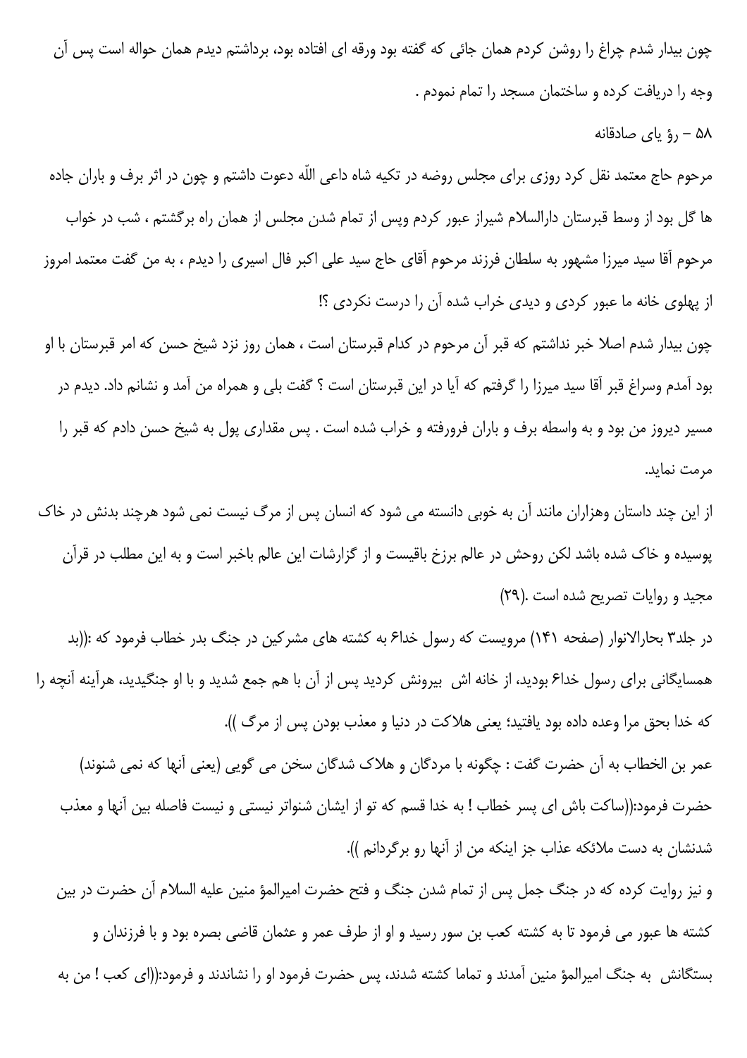چون بیدار شدم چراغ را روشن کردم همان جائی که گفته بود ورقه ای افتاده بود، برداشتم دیدم همان حواله است پس آن وجه را دریافت کرده و ساختمان مسجد را تمام نمودم .

۵۸ – رؤ یای صادقانه

مرحوم حاج معتمد نقل کرد روزی برای مجلس روضه در تکیه شاه داعی اللّه دعوت داشتم و چون در اثر برف و باران جاده ها گل بود از وسط قبرستان دارالسلام شیراز عبور کردم وپس از تمام شدن مجلس از همان راه برگشتم ، شب در خواب مرحوم آقا سید میرزا مشهور به سلطان فرزند مرحوم آقای حاج سید علی اکبر فال اسیری را دیدم ، به من گفت معتمد امروز از پهلوی خانه ما عبور کردی و دیدی خراب شده آن را درست نکردی ؟!

چون بیدار شدم اصلا خبر نداشتم که قبر آن مرحوم در کدام قبرستان است ، همان روز نزد شیخ حسن که امر قبرستان با او بود آمدم وسراغ قبر آقا سید میرزا را گرفتم که آیا در این قبرستان است ؟ گفت بلی و همراه من آمد و نشانم داد. دیدم در مسیر دیروز من بود و به واسطه برف و باران فرورفته و خراب شده است . پس مقداری پول به شیخ حسن دادم که قبر را مرمت نماید.

از این چند داستان وهزاران مانند آن به خوبی دانسته می شود که انسان پس از مرگ نیست نمی شود هرچند بدنش در خاک پوسیده و خاک شده باشد لکن روحش در عالم برزخ باقیست و از گزارشات این عالم باخبر است و به این مطلب در قرآن مجید و روایات تصریح شده است .(۲۹)

در جلد۳ بحارالانوار (صفحه ۱۴۱) مرویست که رسول خدا۶ به کشته های مشرکین در جنگ بدر خطاب فرمود که :((بد همسایگانی برای رسول خدا۶ بودید، از خانه اش بیرونش کردید پس از آن با هم جمع شدید و با او جنگیدید، هرآینه آنچه را که خدا بحق مرا وعده داده بود یافتید؛ یعنی هلاکت در دنیا و معذب بودن پس از مرگ )).

عمر بن الخطاب به آن حضرت گفت : چگونه با مردگان و هلاک شدگان سخن می گویی (یعنی آنها که نمی شنوند) حضرت فرمود:((ساکت باش ای پسر خطاب ! به خدا قسم که تو از ایشان شنواتر نیستی و نیست فاصله بین آنها و معذب شدنشان به دست ملائکه عذاب جز اینکه من از آنها رو برگردانم )).

و نیز روایت کرده که در جنگ جمل پس از تمام شدن جنگ و فتح حضرت امیرالمؤ منین علیه السلام آن حضرت در بین کشته ها عبور می فرمود تا به کشته کعب بن سور رسید و او از طرف عمر و عثمان قاضی بصره بود و با فرزندان و بستگانش به جنگ امیرالمؤ منین آمدند و تماما کشته شدند، پس حضرت فرمود او را نشاندند و فرمود:((ای کعب ! من به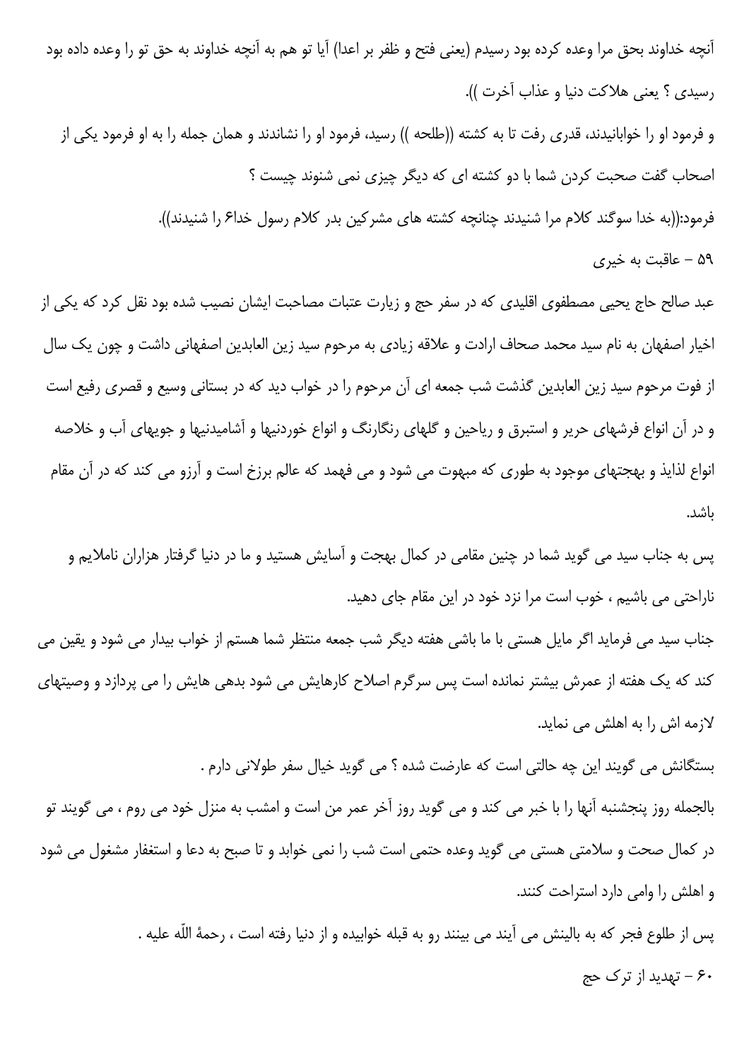آنچه خداوند بحق مرا وعده کرده بود رسیدم (یعنی فتح و ظفر بر اعدا) آیا تو هم به آنچه خداوند به حق تو را وعده داده بود رسیدی ؟ یعنی هلاکت دنیا و عذاب آخرت )).

و فرمود او را خوابانیدند، قدری رفت تا به کشته ((طلحه )) رسید، فرمود او را نشاندند و همان جمله را به او فرمود یکی از اصحاب گفت صحبت کردن شما با دو کشته ای که دیگر چیزی نمی شنوند چیست ؟

فرمود:((به خدا سوگند کلام مرا شنیدند چنانچه کشته های مشرکین بدر کلام رسول خداع را شنیدند)).

۵۹ – عاقبت به خیری

عبد صالح حاج یحیی مصطفوی اقلیدی که در سفر حج و زیارت عتبات مصاحبت ایشان نصیب شده بود نقل کرد که یکی از اخیار اصفهان به نام سید محمد صحاف ارادت و علاقه زیادی به مرحوم سید زین العابدین اصفهانی داشت و چون یک سال از فوت مرحوم سید زین العابدین گذشت شب جمعه ای آن مرحوم را در خواب دید که در بستانی وسیع و قصری رفیع است و در آن انواع فرشهای حریر و استبرق و ریاحین و گلهای رنگارنگ و انواع خوردنیها و آشامیدنیها و جویهای آب و خلاصه انواع لذایذ و بهجتهای موجود به طوری که مبهوت می شود و می فهمد که عالم برزخ است و آرزو می کند که در آن مقام باشد.

پس به جناب سید می گوید شما در چنین مقامی در کمال بهجت و آسایش هستید و ما در دنیا گرفتار هزاران ناملایم و ناراحتی می باشیم ، خوب است مرا نزد خود در این مقام جای دهید.

جناب سید می فرماید اگر مایل هستی با ما باشی هفته دیگر شب جمعه منتظر شما هستم از خواب بیدار می شود و یقین می کند که یک هفته از عمرش بیشتر نمانده است پس سرگرم اصلاح کارهایش می شود بدهی هایش را می پردازد و وصیتهای لازمه اش را به اهلش می نماید.

بستگانش می گویند این چه حالتی است که عارضت شده ؟ می گوید خیال سفر طولانی دارم .

بالجمله روز پنجشنبه آنها را با خبر می کند و می گوید روز آخر عمر من است و امشب به منزل خود می روم ، می گویند تو در کمال صحت و سلامتی هستی می گوید وعده حتمی است شب را نمی خوابد و تا صبح به دعا و استغفار مشغول می شود و اهلش را وامی دارد استراحت کنند.

پس از طلوع فجر که به بالینش می آیند می بینند رو به قبله خوابیده و از دنیا رفته است ، رحمهٔ اللّه علیه .

۶۰ – تهدید از ترک حج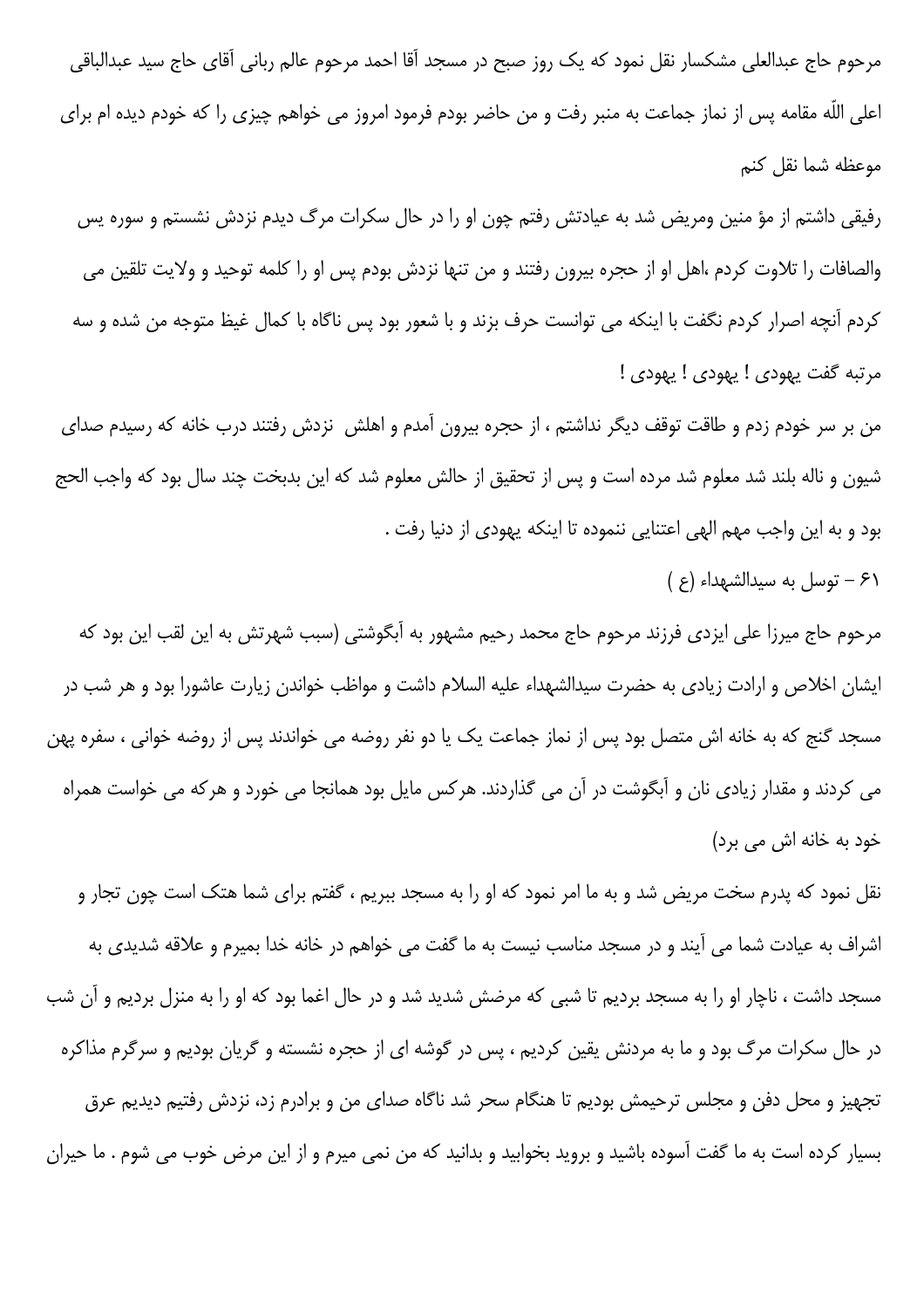مرحوم حاج عبدالعلی مشکسار نقل نمود که یک روز صبح در مسجد آقا احمد مرحوم عالم ربانی آقای حاج سید عبدالباقی اعلی اللّه مقامه پس از نماز جماعت به منبر رفت و من حاضر بودم فرمود امروز می خواهم چیزی را که خودم دیده ام برای موعظه شما نقل کنم

رفیقی داشتم از مؤ منین ومریض شد به عیادتش رفتم چون او را در حال سکرات مرگ دیدم نزدش نشستم و سوره یس والصافات را تلاوت کردم ،اهل او از حجره بیرون رفتند و من تنها نزدش بودم پس او را کلمه توحید و ولایت تلقین می کردم آنچه اصرار کردم نگفت با اینکه می توانست حرف بزند و با شعور بود پس ناگاه با کمال غیظ متوجه من شده و سه مرتبه گفت یهودی ! یهودی ! یهودی !

من بر سر خودم زدم و طاقت توقف دیگر نداشتم ، از حجره بیرون آمدم و اهلش نزدش رفتند درب خانه که رسیدم صدای شیون و ناله بلند شد معلوم شد مرده است و پس از تحقیق از حالش معلوم شد که این بدبخت چند سال بود که واجب الحج بود و به این واجب مهم الهی اعتنایی ننموده تا اینکه یهودی از دنیا رفت .

۶۱ – توسل به سیدالشهداء (ع )

مرحوم حاج میرزا علی ایزدی فرزند مرحوم حاج محمد رحیم مشهور به آبگوشتی (سبب شهرتش به این لقب این بود که ایشان اخلاص و ارادت زیادی به حضرت سیدالشهداء علیه السلام داشت و مواظب خواندن زیارت عاشورا بود و هر شب در مسجد گنج که به خانه اش متصل بود پس از نماز جماعت یک یا دو نفر روضه می خواندند پس از روضه خوانی ، سفره پهن می کردند و مقدار زیادی نان و آبگوشت در آن می گذاردند. هرکس مایل بود همانجا می خورد و هرکه می خواست همراه خود به خانه اش می برد)

نقل نمود که پدرم سخت مریض شد و به ما امر نمود که او را به مسجد ببریم ، گفتم برای شما هتک است چون تجار و اشراف به عیادت شما می آیند و در مسجد مناسب نیست به ما گفت می خواهم در خانه خدا بمیرم و علاقه شدیدی به مسجد داشت ، ناچار او را به مسجد بردیم تا شبی که مرضش شدید شد و در حال اغما بود که او را به منزل بردیم و آن شب در حال سکرات مرگ بود و ما به مردنش یقین کردیم ، پس در گوشه ای از حجره نشسته و گریان بودیم و سرگرم مذاکره تجهیز و محل دفن و مجلس ترحیمش بودیم تا هنگام سحر شد ناگاه صدای من و برادرم زد، نزدش رفتیم دیدیم عرق بسیار کرده است به ما گفت آسوده باشید و بروید بخوابید و بدانید که من نمی میرم و از این مرض خوب می شوم . ما حیران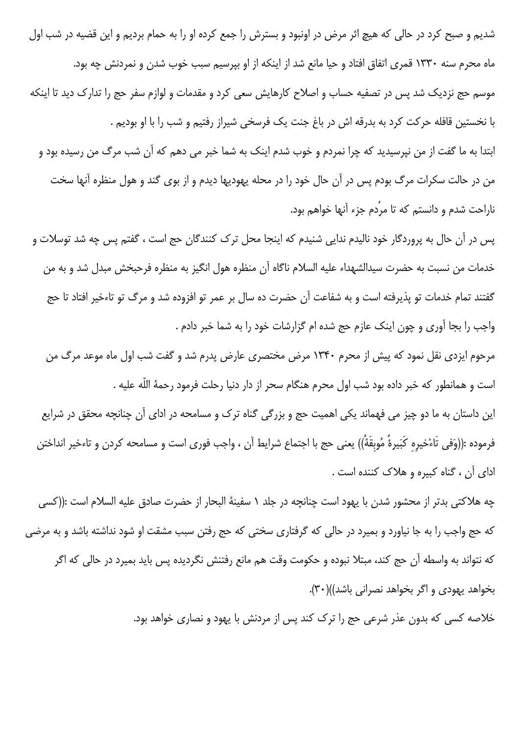شدیم و صبح کرد در حالی که هیچ اثر مرض در اونبود و بسترش را جمع کرده او را به حمام بردیم و این قضیه در شب اول ماه محرم سنه ۱۳۳۰ قمری اتفاق افتاد و حیا مانع شد از اینکه از او بپرسیم سبب خوب شدن و نمردنش چه بود.

موسم حج نزدیک شد پس در تصفیه حساب و اصلاح کارهایش سعی کرد و مقدمات و لوازم سفر حج را تدارک دید تا اینکه با نخستین قافله حرکت کرد به بدرقه اش در باغ جنت یک فرسخی شیراز رفتیم و شب را با او بودیم .

ابتدا به ما گفت از من نپرسیدید که چرا نمردم و خوب شدم اینک به شما خبر می دهم که آن شب مرگ من رسیده بود و من در حالت سکرات مرگ بودم پس در آن حال خود را در محله یهودیها دیدم و از بوی گند و هول منظره آنها سخت ناراحت شدم و دانستم که تا مرُدم جزء آنها خواهم بود.

پس در آن حال به پروردگار خود نالیدم ندایی شنیدم که اینجا محل ترک کنندگان حج است ، گفتم پس چه شد توسلات و خدمات من نسبت به حضرت سیدالشهداء علیه السلام ناگاه آن منظره هول انگیز به منظره فرحبخش مبدل شد و به من گفتند تمام خدمات تو پذیرفته است و به شفاعت آن حضرت ده سال بر عمر تو افزوده شد و مرگ تو تاءخیر افتاد تا حج واجب را بجا آوری و چون اینک عازم حج شده ام گزارشات خود را به شما خبر دادم .

مرحوم ایزدی نقل نمود که پیش از محرم ۱۳۴۰ مرض مختصری عارض پدرم شد و گفت شب اول ماه موعد مرگ من است و همانطور که خبر داده بود شب اول محرم هنگام سحر از دار دنیا رحلت فرمود رحمهُ اللّه علیه .

این داستان به ما دو چیز می فهماند یکی اهمیت حج و بزرگی گناه ترک و مسامحه در ادای آن چنانچه محقق در شرایع فرموده :((وَفی تَاءْخیرِهِ کَبیرهٌ مُوبِقَهٌ)) یعنی حج با اجتماع شرایط آن ، واجب فوری است و مسامحه کردن و تاءخیر انداختن ادای آن ، گناه کبیره و هلاک کننده است .

چه هلاکتی بدتر از محشور شدن با یهود است چنانچه در جلد ۱ سفینهٔ البحار از حضرت صادق علیه السلام است :((کسی که حج واجب را به جا نیاورد و بمیرد در حالی که گرفتاری سختی که حج رفتن سبب مشقت او شود نداشته باشد و به مرضی که نتواند به واسطه آن حج کند، مبتلا نبوده و حکومت وقت هم مانع رفتنش نگردیده پس باید بمیرد در حالی که اگر بخواهد یهودی و اگر بخواهد نصرانی باشد))(۳۰).

خلاصه کسی که بدون عذر شرعی حج را ترک کند پس از مردنش با یهود و نصاری خواهد بود.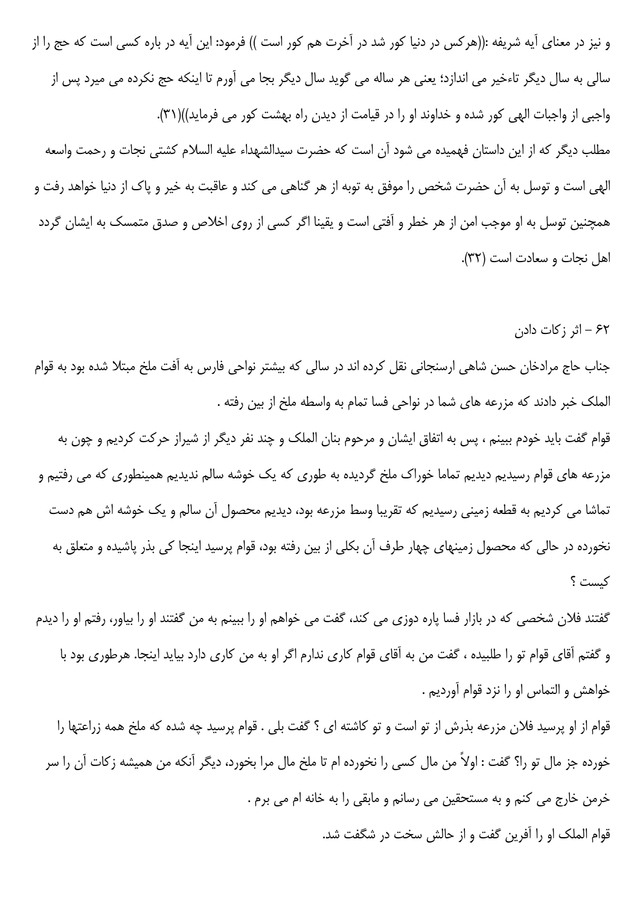و نیز در معنای آیه شریفه :((هرکس در دنیا کور شد در آخرت هم کور است )) فرمود: این آیه در باره کسی است که حج را از سالی به سال دیگر تاءخیر می اندازد؛ یعنی هر ساله می گوید سال دیگر بجا می آورم تا اینکه حج نکرده می میرد پس از واجبی از واجبات الهی کور شده و خداوند او را در قیامت از دیدن راه بهشت کور می فرماید))(۳۱).

مطلب دیگر که از این داستان فهمیده می شود آن است که حضرت سیدالشهداء علیه السلام کشتی نجات و رحمت واسعه الهی است و توسل به آن حضرت شخص را موفق به توبه از هر گناهی می کند و عاقبت به خیر و پاک از دنیا خواهد رفت و همچنین توسل به او موجب امن از هر خطر و آفتی است و یقینا اگر کسی از روی اخلاص و صدق متمسک به ایشان گردد اهل نجات و سعادت است (۳۲).

## ۶۲ - اثر زکات دادن

جناب حاج مرادخان حسن شاهی ارسنجانی نقل کرده اند در سالی که بیشتر نواحی فارس به آفت ملخ مبتلا شده بود به قوام الملک خبر دادند که مزرعه های شما در نواحی فسا تمام به واسطه ملخ از بین رفته .

قوام گفت باید خودم ببینم ، پس به اتفاق ایشان و مرحوم بنان الملک و چند نفر دیگر از شیراز حرکت کردیم و چون به مزرعه های قوام رسیدیم دیدیم تماما خوراک ملخ گردیده به طوری که یک خوشه سالم ندیدیم همینطوری که می رفتیم و تماشا می کردیم به قطعه زمینی رسیدیم که تقریبا وسط مزرعه بود، دیدیم محصول آن سالم و یک خوشه اش هم دست نخورده در حالی که محصول زمینهای چهار طرف آن بکلی از بین رفته بود، قوام پرسید اینجا کی بذر پاشیده و متعلق به کیست ؟

گفتند فلان شخصی که در بازار فسا پاره دوزی می کند، گفت می خواهم او را ببینم به من گفتند او را بیاور، رفتم او را دیدم و گفتم آقای قوام تو را طلبیده ، گفت من به آقای قوام کاری ندارم اگر او به من کاری دارد بیاید اینجا. هرطوری بود با خواهش و التماس او را نزد قوام آوردیم .

قوام از او پرسید فلان مزرعه بذرش از تو است و تو کاشته ای ؟ گفت بلی . قوام پرسید چه شده که ملخ همه زراعتها را خورده جز مال تو را؟ گفت : اولاً من مال کسی را نخورده ام تا ملخ مال مرا بخورد، دیگر آنکه من همیشه زکات آن را سر خرمن خارج می کنم و به مستحقین می رسانم و مابقی را به خانه ام می برم .

قوام الملک او را آفرین گفت و از حالش سخت در شگفت شد.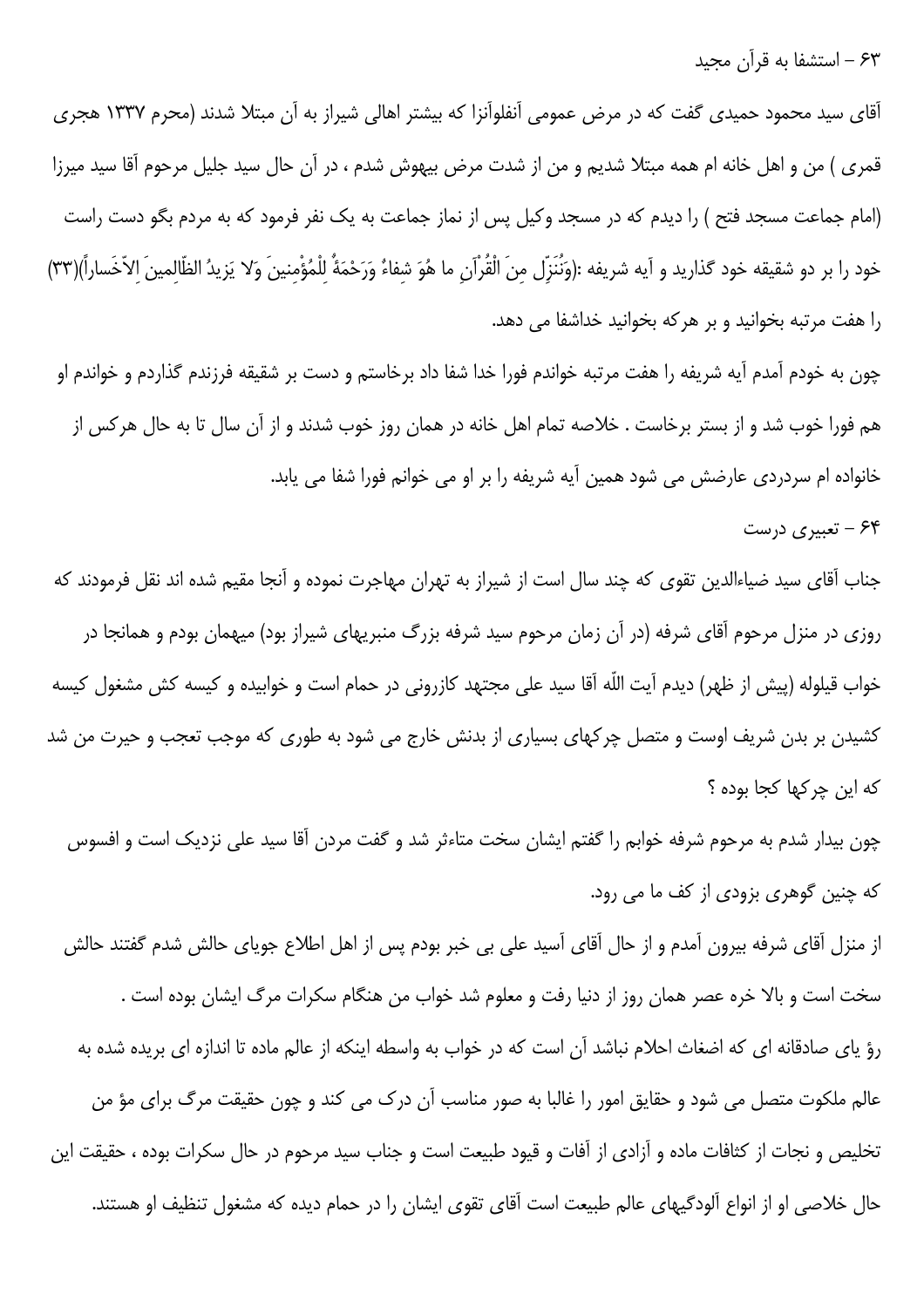۶۳ – استشفا به قرآن مجید

آقای سید محمود حمیدی گفت که در مرض عمومی آنفلوآنزا که بیشتر اهالی شیراز به آن مبتلا شدند (محرم ۱۳۳۷ هجری قمری ) من و اهل خانه ام همه مبتلا شدیم و من از شدت مرض بیهوش شدم ، در آن حال سید جلیل مرحوم آقا سید میرزا (امام جماعت مسجد فتح ) را دیدم که در مسجد وکیل پس از نماز جماعت به یک نفر فرمود که به مردم بگو دست راست خود را بر دو شقیقه خود گذارید و آیه شریفه :(وَنُنَزِّلُ مِنَ الْقُرْآنِ ما هُوَ شِفاءٌ وَرَحْمَةٌ لِلْمُؤْمِنینَ وَلا یَزیدُ الظّالِمینَ اِلاّخَساراً)(۳۳) را هفت مرتبه بخوانید و بر هرکه بخوانید خداشفا می دهد.

چون به خودم آمدم آیه شریفه را هفت مرتبه خواندم فورا خدا شفا داد برخاستم و دست بر شقیقه فرزندم گذاردم و خواندم او هم فورا خوب شد و از بستر برخاست . خلاصه تمام اهل خانه در همان روز خوب شدند و از آن سال تا به حال هرکس از خانواده ام سردردی عارضش می شود همین آیه شریفه را بر او می خوانم فورا شفا می یابد.

۶۴ – تعبیری درست

جناب آقای سید ضیاءالدین تقوی که چند سال است از شیراز به تهران مهاجرت نموده و آنجا مقیم شده اند نقل فرمودند که روزی در منزل مرحوم آقای شرفه (در آن زمان مرحوم سید شرفه بزرگ منبریهای شیراز بود) میهمان بودم و همانجا در خواب قیلوله (پیش از ظهر) دیدم آیت اللّه آقا سید علی مجتهد کازرونی در حمام است و خوابیده و کیسه کش مشغول کیسه کشیدن بر بدن شریف اوست و متصل چرکهای بسیاری از بدنش خارج می شود به طوری که موجب تعجب و حیرت من شد که این چرکها کجا بوده ؟

چون بیدار شدم به مرحوم شرفه خوابم را گفتم ایشان سخت متاءثر شد و گفت مردن آقا سید علی نزدیک است و افسوس که چنین گوهری بزودی از کف ما می رود.

از منزل آقای شرفه بیرون آمدم و از حال آقای آسید علی بی خبر بودم پس از اهل اطلاع جویای حالش شدم گفتند حالش سخت است و بالا خره عصر همان روز از دنیا رفت و معلوم شد خواب من هنگام سکرات مرگ ایشان بوده است .

رؤ یای صادقانه ای که اضغاث احلام نباشد آن است که در خواب به واسطه اینکه از عالم ماده تا اندازه ای بریده شده به عالم ملکوت متصل می شود و حقایق امور را غالبا به صور مناسب آن درک می کند و چون حقیقت مرگ برای مؤ من تخلیص و نجات از کثافات ماده و آزادی از آفات و قیود طبیعت است و جناب سید مرحوم در حال سکرات بوده ، حقیقت این حال خلاصی او از انواع آلودگیهای عالم طبیعت است آقای تقوی ایشان را در حمام دیده که مشغول تنظیف او هستند.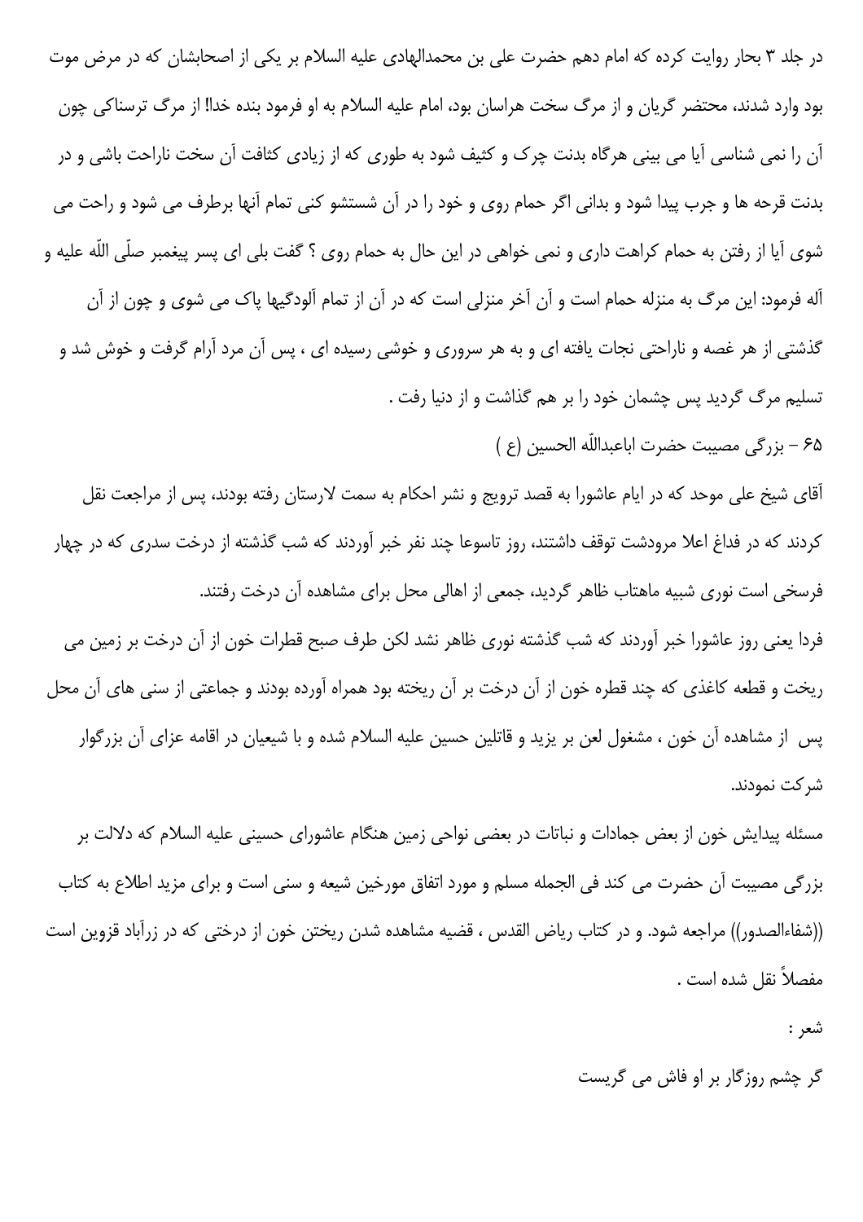در جلد ۳ بحار روایت کرده که امام دهم حضرت علی بن محمدالهادی علیه السلام بر یکی از اصحابشان که در مرض موت بود وارد شدند، محتضر گریان و از مرگ سخت هراسان بود، امام علیه السلام به او فرمود بنده خدا! از مرگ ترسناکی چون آن را نمی شناسی آیا می بینی هرگاه بدنت چرک و کثیف شود به طوری که از زیادی کثافت آن سخت ناراحت باشی و در بدنت قرحه ها و جرب پیدا شود و بدانی اگر حمام روی و خود را در آن شستشو کنی تمام آنها برطرف می شود و راحت می شوی آیا از رفتن به حمام کراهت داری و نمی خواهی در این حال به حمام روی ؟ گفت بلی ای پسر پیغمبر صلّی اللّه علیه و آله فرمود: این مرگ به منزله حمام است و آن آخر منزلی است که در آن از تمام آلودگیها پاک می شوی و چون از آن گذشتی از هر غصه و ناراحتی نجات یافته ای و به هر سروری و خوشی رسیده ای ، پس آن مرد آرام گرفت و خوش شد و تسلیم مرگ گردید پس چشمان خود را بر هم گذاشت و از دنیا رفت .

## ۶۵ - بزرگی مصیبت حضرت اباعبداللّه الحسین (ع )

آقای شیخ علی موحد که در ایام عاشورا به قصد ترویج و نشر احکام به سمت لارستان رفته بودند، پس از مراجعت نقل کردند که در فداغ اعلا مرودشت توقف داشتند، روز تاسوعا چند نفر خبر آوردند که شب گذشته از درخت سدری که در چهار فرسخی است نوری شبیه ماهتاب ظاهر گردید، جمعی از اهالی محل برای مشاهده آن درخت رفتند.

فردا یعنی روز عاشورا خبر آوردند که شب گذشته نوری ظاهر نشد لکن طرف صبح قطرات خون از آن درخت بر زمین می ریخت و قطعه کاغذی که چند قطره خون از آن درخت بر آن ریخته بود همراه آورده بودند و جماعتی از سنی های آن محل پس از مشاهده آن خون ، مشغول لعن بر یزید و قاتلین حسین علیه السلام شده و با شیعیان در اقامه عزای آن بزرگوار شرکت نمودند.

مسئله پیدایش خون از بعض جمادات و نباتات در بعضی نواحی زمین هنگام عاشورای حسینی علیه السلام که دلالت بر بزرگی مصیبت آن حضرت می کند فی الجمله مسلم و مورد اتفاق مورخین شیعه و سنی است و برای مزید اطلاع به کتاب ((شفاءالصدور)) مراجعه شود. و در کتاب ریاض القدس ، قضیه مشاهده شدن ریختن خون از درختی که در زرآباد قزوین است مفصلاً نقل شده است .

شعر :

گر چشم روزگار بر او فاش می گریست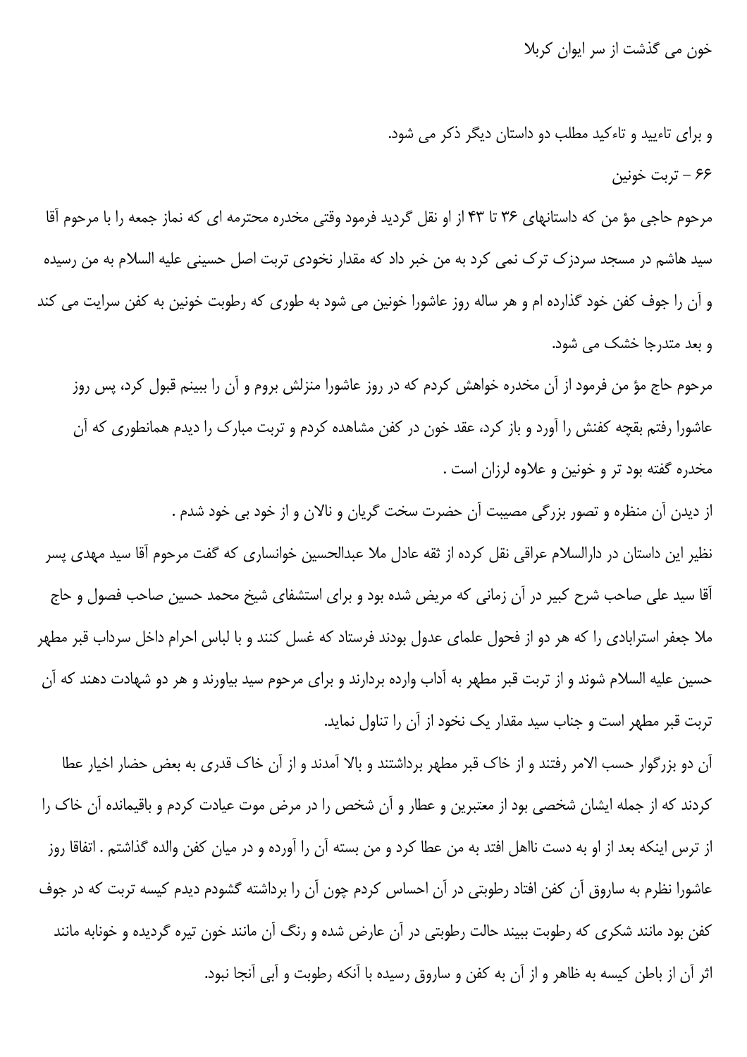خون می گذشت از سر ایوان کربلا

و برای تاءیید و تاءکید مطلب دو داستان دیگر ذکر می شود.

۶۶ - تربت خونین

مرحوم حاجی مؤ من که داستانهای ۳۶ تا ۴۳ از او نقل گردید فرمود وقتی مخدره محترمه ای که نماز جمعه را با مرحوم آقا سید هاشم در مسجد سردزک ترک نمی کرد به من خبر داد که مقدار نخودی تربت اصل حسینی علیه السلام به من رسیده و آن را جوف کفن خود گذارده ام و هر ساله روز عاشورا خونین می شود به طوری که رطوبت خونین به کفن سرایت می کند و بعد متدرجا خشک می شود.

مرحوم حاج مؤ من فرمود از آن مخدره خواهش کردم که در روز عاشورا منزلش بروم و آن را ببینم قبول کرد، پس روز عاشورا رفتم بقچه کفنش را آورد و باز کرد، عقد خون در کفن مشاهده کردم و تربت مبارک را دیدم همانطوری که آن مخدره گفته بود تر و خونین و علاوه لرزان است .

از دیدن آن منظره و تصور بزرگی مصیبت آن حضرت سخت گریان و نالان و از خود بی خود شدم .

نظیر این داستان در دارالسلام عراقی نقل کرده از ثقه عادل ملا عبدالحسین خوانساری که گفت مرحوم آقا سید مهدی پسر آقا سید علی صاحب شرح کبیر در آن زمانی که مریض شده بود و برای استشفای شیخ محمد حسین صاحب فصول و حاج ملا جعفر استرابادی را که هر دو از فحول علمای عدول بودند فرستاد که غسل کنند و با لباس احرام داخل سرداب قبر مطهر حسین علیه السلام شوند و از تربت قبر مطهر به آداب وارده بردارند و برای مرحوم سید بیاورند و هر دو شهادت دهند که آن تربت قبر مطهر است و جناب سید مقدار یک نخود از آن را تناول نماید.

آن دو بزرگوار حسب الامر رفتند و از خاک قبر مطهر برداشتند و بالا آمدند و از آن خاک قدری به بعض حضار اخیار عطا کردند که از جمله ایشان شخصی بود از معتبرین و عطار و آن شخص را در مرض موت عیادت کردم و باقیمانده آن خاک را از ترس اینکه بعد از او به دست نااهل افتد به من عطا کرد و من بسته آن را آورده و در میان کفن والده گذاشتم . اتفاقا روز عاشورا نظرم به ساروق آن کفن افتاد رطوبتی در آن احساس کردم چون آن را برداشته گشودم دیدم کیسه تربت که در جوف کفن بود مانند شکری که رطوبت ببیند حالت رطوبتی در آن عارض شده و رنگ آن مانند خون تیره گردیده و خونابه مانند اثر آن از باطن کیسه به ظاهر و از آن به کفن و ساروق رسیده با آنکه رطوبت و آبی آنجا نبود.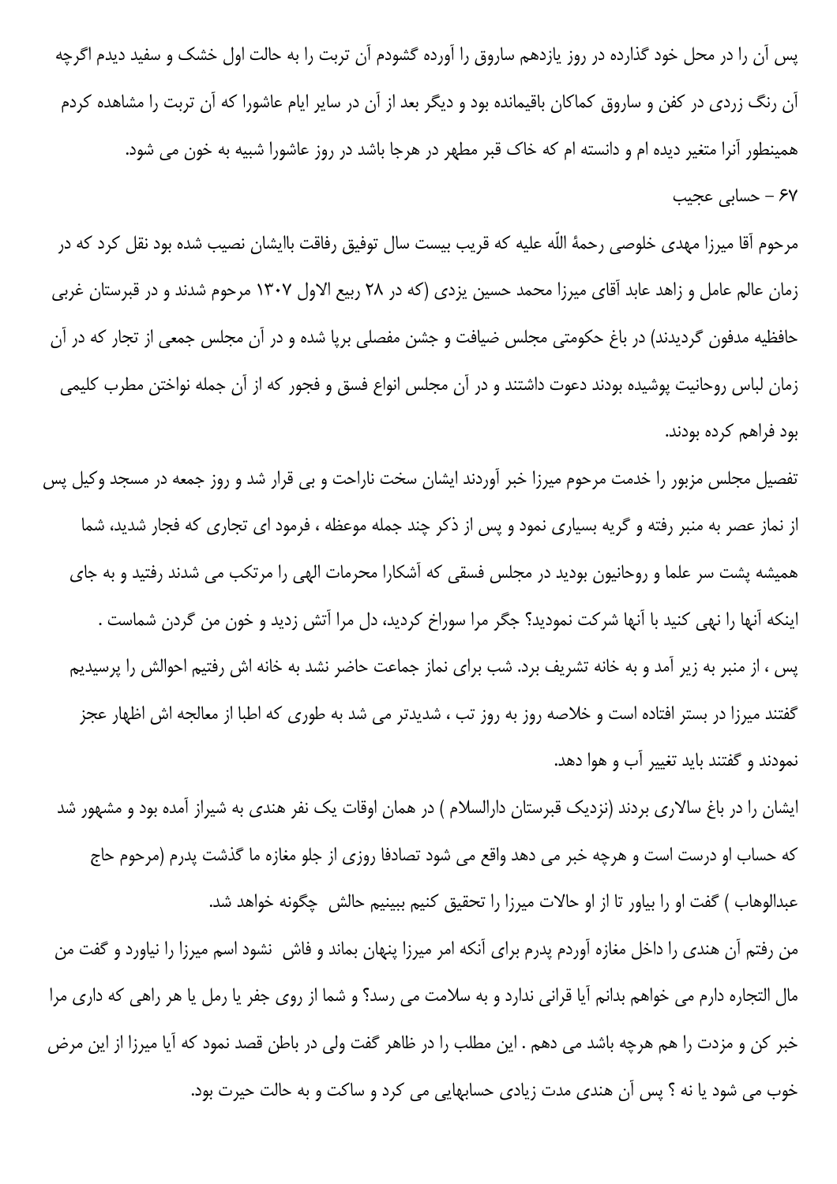پس آن را در محل خود گذارده در روز یازدهم ساروق را آورده گشودم آن تربت را به حالت اول خشک و سفید دیدم اگرچه آن رنگ زردی در کفن و ساروق کماکان باقیمانده بود و دیگر بعد از آن در سایر ایام عاشورا که آن تربت را مشاهده کردم همینطور آنرا متغیر دیده ام و دانسته ام که خاک قبر مطهر در هرجا باشد در روز عاشورا شبیه به خون می شود.

### ۶۷ – حسابی عجیب

مرحوم آقا میرزا مهدی خلوصی رحمهٔ اللّه علیه که قریب بیست سال توفیق رفاقت باایشان نصیب شده بود نقل کرد که در زمان عالم عامل و زاهد عابد آقای میرزا محمد حسین یزدی (که در ۲۸ ربیع الاول ۱۳۰۷ مرحوم شدند و در قبرستان غربی حافظیه مدفون گردیدند) در باغ حکومتی مجلس ضیافت و جشن مفصلی برپا شده و در آن مجلس جمعی از تجار که در آن زمان لباس روحانیت پوشیده بودند دعوت داشتند و در آن مجلس انواع فسق و فجور که از آن جمله نواختن مطرب کلیمی بود فراهم کرده بودند.

تفصیل مجلس مزبور را خدمت مرحوم میرزا خبر آوردند ایشان سخت ناراحت و بی قرار شد و روز جمعه در مسجد وکیل پس از نماز عصر به منبر رفته و گریه بسیاری نمود و پس از ذکر چند جمله موعظه ، فرمود ای تجاری که فجار شدید، شما همیشه پشت سر علما و روحانیون بودید در مجلس فسقی که آشکارا محرمات الهی را مرتکب می شدند رفتید و به جای اینکه آنها را نهی کنید با آنها شرکت نمودید؟ جگر مرا سوراخ کردید، دل مرا آتش زدید و خون من گردن شماست .

پس ، از منبر به زیر آمد و به خانه تشریف برد. شب برای نماز جماعت حاضر نشد به خانه اش رفتیم احوالش را پرسیدیم گفتند میرزا در بستر افتاده است و خلاصه روز به روز تب ، شدیدتر می شد به طوری که اطبا از معالجه اش اظهار عجز نمودند و گفتند باید تغییر آب و هوا دهد.

ایشان را در باغ سالاری بردند (نزدیک قبرستان دارالسلام ) در همان اوقات یک نفر هندی به شیراز آمده بود و مشهور شد که حساب او درست است و هرچه خبر می دهد واقع می شود تصادفا روزی از جلو مغازه ما گذشت پدرم (مرحوم حاج عبدالوهاب ) گفت او را بیاور تا از او حالات میرزا را تحقیق کنیم ببینیم حالش چگونه خواهد شد.

من رفتم آن هندی را داخل مغازه آوردم پدرم برای آنکه امر میرزا پنهان بماند و فاش نشود اسم میرزا را نیاورد و گفت من مال التجاره دارم می خواهم بدانم آیا قرانی ندارد و به سلامت می رسد؟ و شما از روی جفر یا رمل یا هر راهی که داری مرا خبر کن و مزدت را هم هرچه باشد می دهم . این مطلب را در ظاهر گفت ولی در باطن قصد نمود که آیا میرزا از این مرض خوب می شود یا نه ؟ پس آن هندی مدت زیادی حسابهایی می کرد و ساکت و به حالت حیرت بود.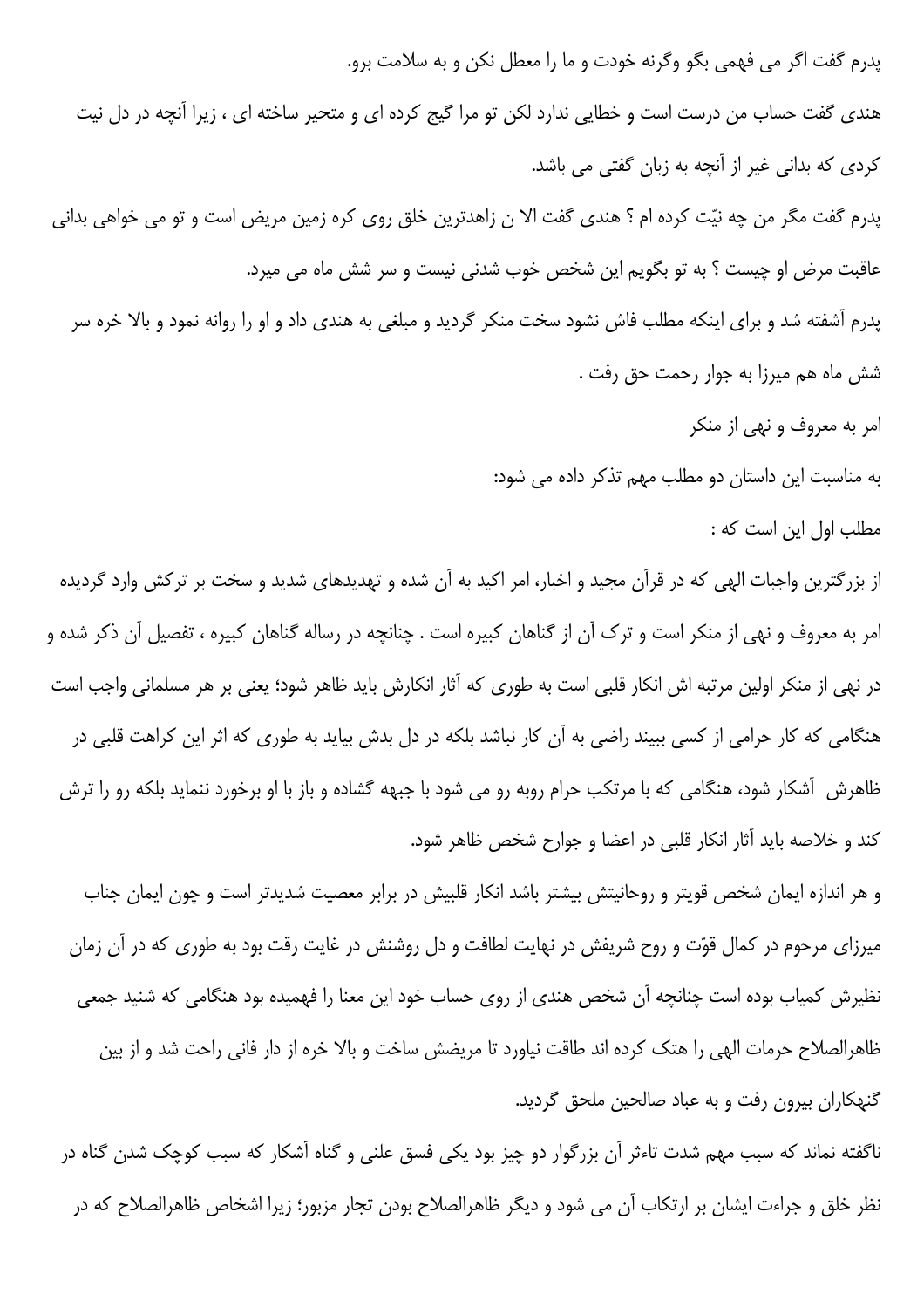پدرم گفت اگر می فهمی بگو وگرنه خودت و ما را معطل نکن و به سلامت برو.

هندی گفت حساب من درست است و خطایی ندارد لکن تو مرا گیج کرده ای و متحیر ساخته ای ، زیرا آنچه در دل نیت کردی که بدانی غیر از آنچه به زبان گفتی می باشد.

پدرم گفت مگر من چه نیّت کرده ام ؟ هندی گفت الا ن زاهدترین خلق روی کره زمین مریض است و تو می خواهی بدانی عاقبت مرض او چیست ؟ به تو بگویم این شخص خوب شدنی نیست و سر شش ماه می میرد.

پدرم آشفته شد و برای اینکه مطلب فاش نشود سخت منکر گردید و مبلغی به هندی داد و او را روانه نمود و بالا خره سر شش ماه هم میرزا به جوار رحمت حق رفت .

امر به معروف و نهی از منکر

به مناسبت این داستان دو مطلب مهم تذکر داده می شود:

مطلب اول این است که :

از بزرگترین واجبات الهی که در قرآن مجید و اخبار، امر اکید به آن شده و تهدیدهای شدید و سخت بر ترکش وارد گردیده امر به معروف و نهی از منکر است و ترک آن از گناهان کبیره است . چنانچه در رساله گناهان کبیره ، تفصیل آن ذکر شده و در نهی از منکر اولین مرتبه اش انکار قلبی است به طوری که آثار انکارش باید ظاهر شود؛ یعنی بر هر مسلمانی واجب است هنگامی که کار حرامی از کسی ببیند راضی به آن کار نباشد بلکه در دل بدش بیاید به طوری که اثر این کراهت قلبی در ظاهرش آشکار شود، هنگامی که با مرتکب حرام روبه رو می شود با جبهه گشاده و باز با او برخورد ننماید بلکه رو را ترش کند و خلاصه باید آثار انکار قلبی در اعضا و جوارح شخص ظاهر شود.

و هر اندازه ایمان شخص قویتر و روحانیتش بیشتر باشد انکار قلبیش در برابر معصیت شدیدتر است و چون ایمان جناب میرزای مرحوم در کمال قوّت و روح شریفش در نهایت لطافت و دل روشنش در غایت رقت بود به طوری که در آن زمان نظیرش کمیاب بوده است چنانچه آن شخص هندی از روی حساب خود این معنا را فهمیده بود هنگامی که شنید جمعی ظاهرالصلاح حرمات الهی را هتک کرده اند طاقت نیاورد تا مریضش ساخت و بالا خره از دار فانی راحت شد و از بین گنهکاران بیرون رفت و به عباد صالحین ملحق گردید.

ناگفته نماند که سبب مهم شدت تاءثر آن بزرگوار دو چیز بود یکی فسق علنی و گناه آشکار که سبب کوچک شدن گناه در نظر خلق و جراءت ایشان بر ارتکاب آن می شود و دیگر ظاهرالصلاح بودن تجار مزبور؛ زیرا اشخاص ظاهرالصلاح که در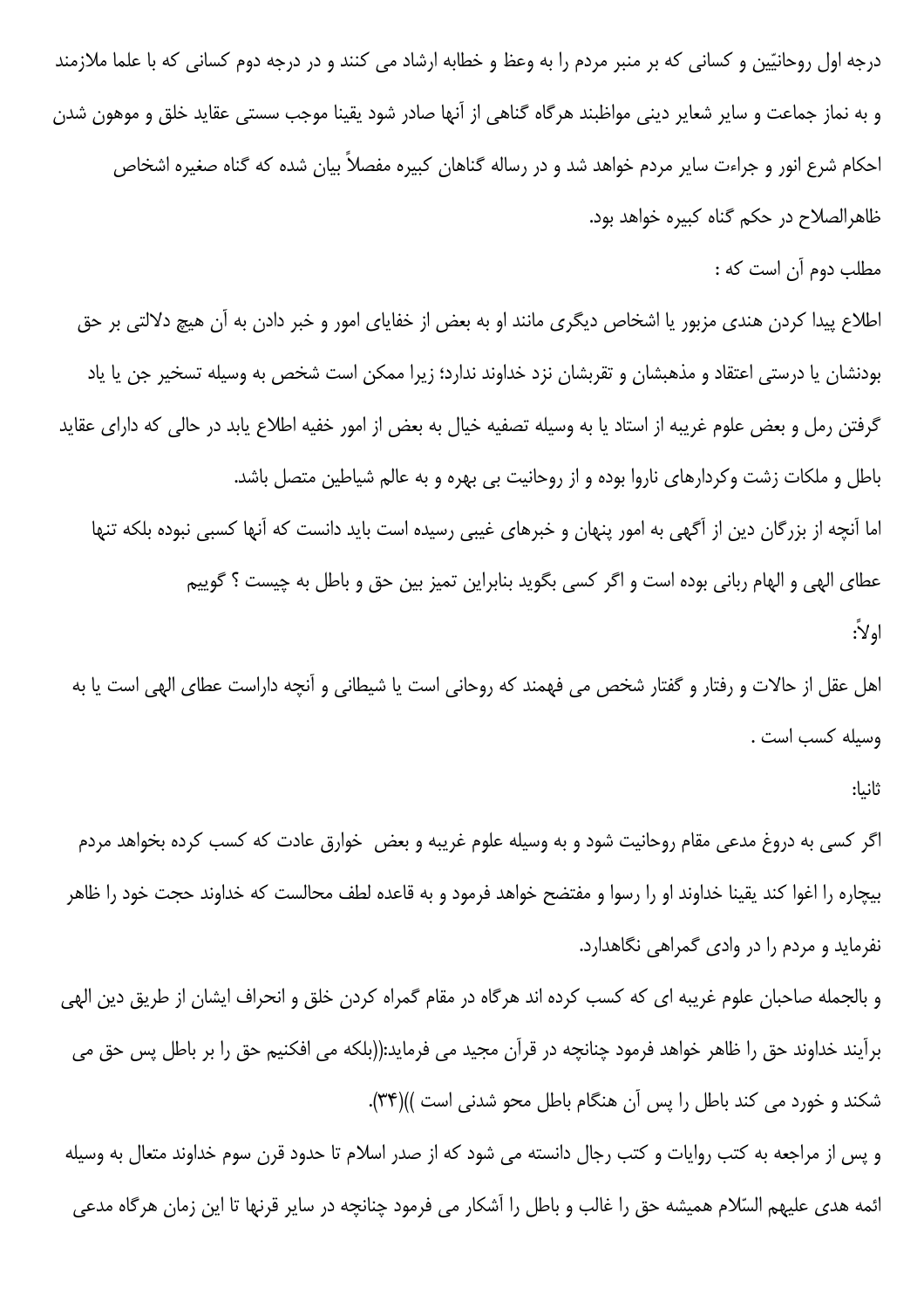درجه اول روحانیّین و کسانی که بر منبر مردم را به وعظ و خطابه ارشاد می کنند و در درجه دوم کسانی که با علما ملازمند و به نماز جماعت و سایر شعایر دینی مواظبند هرگاه گناهی از آنها صادر شود یقینا موجب سستی عقاید خلق و موهون شدن احکام شرع انور و جراءت سایر مردم خواهد شد و در رساله گناهان کبیره مفصلاً بیان شده که گناه صغیره اشخاص ظاهرالصلاح در حکم گناه کبیره خواهد بود.

مطلب دوم آن است که :

اطلاع پیدا کردن هندی مزبور یا اشخاص دیگری مانند او به بعض از خفایای امور و خبر دادن به آن هیچ دلالتی بر حق بودنشان یا درستی اعتقاد و مذهبشان و تقربشان نزد خداوند ندارد؛ زیرا ممکن است شخص به وسیله تسخیر جن یا یاد گرفتن رمل و بعض علوم غریبه از استاد یا به وسیله تصفیه خیال به بعض از امور خفیه اطلاع یابد در حالی که دارای عقاید باطل و ملکات زشت وکردارهای ناروا بوده و از روحانیت بی بهره و به عالم شیاطین متصل باشد.

اما آنچه از بزرگان دین از آگهی به امور پنهان و خبرهای غیبی رسیده است باید دانست که آنها کسبی نبوده بلکه تنها عطای الهی و الهام ربانی بوده است و اگر کسی بگوید بنابراین تمیز بین حق و باطل به چیست ؟ گوییم

اولاً:

اهل عقل از حالات و رفتار و گفتار شخص می فهمند که روحانی است یا شیطانی و آنچه داراست عطای الهی است یا به وسیله کسب است .

ثانیا:

اگر کسی به دروغ مدعی مقام روحانیت شود و به وسیله علوم غریبه و بعض خوارق عادت که کسب کرده بخواهد مردم بیچاره را اغوا کند یقینا خداوند او را رسوا و مفتضح خواهد فرمود و به قاعده لطف محالست که خداوند حجت خود را ظاهر نفرماید و مردم را در وادی گمراهی نگاهدارد.

و بالجمله صاحبان علوم غریبه ای که کسب کرده اند هرگاه در مقام گمراه کردن خلق و انحراف ایشان از طریق دین الهی برآیند خداوند حق را ظاهر خواهد فرمود چنانچه در قرآن مجید می فرماید:((بلکه می افکنیم حق را بر باطل پس حق می شکند و خورد می کند باطل را پس آن هنگام باطل محو شدنی است ))(۳۴).

و پس از مراجعه به کتب روایات و کتب رجال دانسته می شود که از صدر اسلام تا حدود قرن سوم خداوند متعال به وسیله ائمه هدی علیهم السّلام همیشه حق را غالب و باطل را آشکار می فرمود چنانچه در سایر قرنها تا این زمان هرگاه مدعی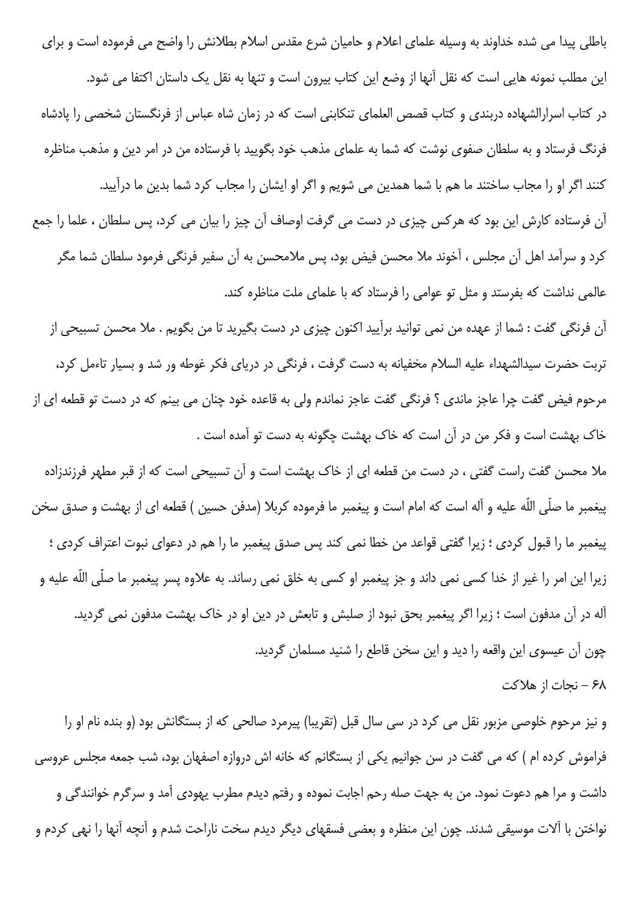باطلی پیدا می شده خداوند به وسیله علمای اعلام و حامیان شرع مقدس اسلام بطلانش را واضح می فرموده است و برای این مطلب نمونه هایی است که نقل آنها از وضع این کتاب بیرون است و تنها به نقل یک داستان اکتفا می شود.

در کتاب اسرارالشهاده دربندی و کتاب قصص العلمای تنکابنی است که در زمان شاه عباس از فرنگستان شخصی را پادشاه فرنگ فرستاد و به سلطان صفوی نوشت که شما به علمای مذهب خود بگویید با فرستاده من در امر دین و مذهب مناظره کنند اگر او را مجاب ساختند ما هم با شما همدین می شویم و اگر او ایشان را مجاب کرد شما بدین ما درآیید.

آن فرستاده کارش این بود که هرکس چیزی در دست می گرفت اوصاف آن چیز را بیان می کرد، پس سلطان ، علما را جمع کرد و سرآمد اهل آن مجلس ، آخوند ملا محسن فیض بود، پس ملامحسن به آن سفیر فرنگی فرمود سلطان شما مگر عالمی نداشت که بفرستد و مثل تو عوامی را فرستاد که با علمای ملت مناظره کند.

آن فرنگی گفت : شما از عهده من نمی توانید برآیید اکنون چیزی در دست بگیرید تا من بگویم . ملا محسن تسبیحی از تربت حضرت سیدالشهداء علیه السلام مخفیانه به دست گرفت ، فرنگی در دریای فکر غوطه ور شد و بسیار تاءمل کرد، مرحوم فیض گفت چرا عاجز ماندی ؟ فرنگی گفت عاجز نماندم ولی به قاعده خود چنان می بینم که در دست تو قطعه ای از خاک بهشت است و فکر من در آن است که خاک بهشت چگونه به دست تو آمده است .

ملا محسن گفت راست گفتی ، در دست من قطعه ای از خاک بهشت است و آن تسبیحی است که از قبر مطهر فرزندزاده پیغمبر ما صلّی اللّه علیه و آله است که امام است و پیغمبر ما فرموده کربلا (مدفن حسین ) قطعه ای از بهشت و صدق سخن پیغمبر ما را قبول کردی ؛ زیرا گفتی قواعد من خطا نمی کند پس صدق پیغمبر ما را هم در دعوای نبوت اعتراف کردی ؛ زیرا این امر را غیر از خدا کسی نمی داند و جز پیغمبر او کسی به خلق نمی رساند. به علاوه پسر پیغمبر ما صلّی اللّه علیه و آله در آن مدفون است ؛ زیرا اگر پیغمبر بحق نبود از صلبش و تابعش در دین او در خاک بهشت مدفون نمی گردید.

چون آن عیسوی این واقعه را دید و این سخن قاطع را شنید مسلمان گردید.

## ۶۸ - نجات از هلاکت

و نیز مرحوم خلوصی مزبور نقل می کرد در سی سال قبل (تقریبا) پیرمرد صالحی که از بستگانش بود (و بنده نام او را فراموش کرده ام ) که می گفت در سن جوانیم یکی از بستگانم که خانه اش دروازه اصفهان بود، شب جمعه مجلس عروسی داشت و مرا هم دعوت نمود. من به جهت صله رحم اجابت نموده و رفتم دیدم مطرب یهودی آمد و سرگرم خوانندگی و نواختن با آلات موسیقی شدند. چون این منظره و بعضی فسقهای دیگر دیدم سخت ناراحت شدم و آنچه آنها را نهی کردم و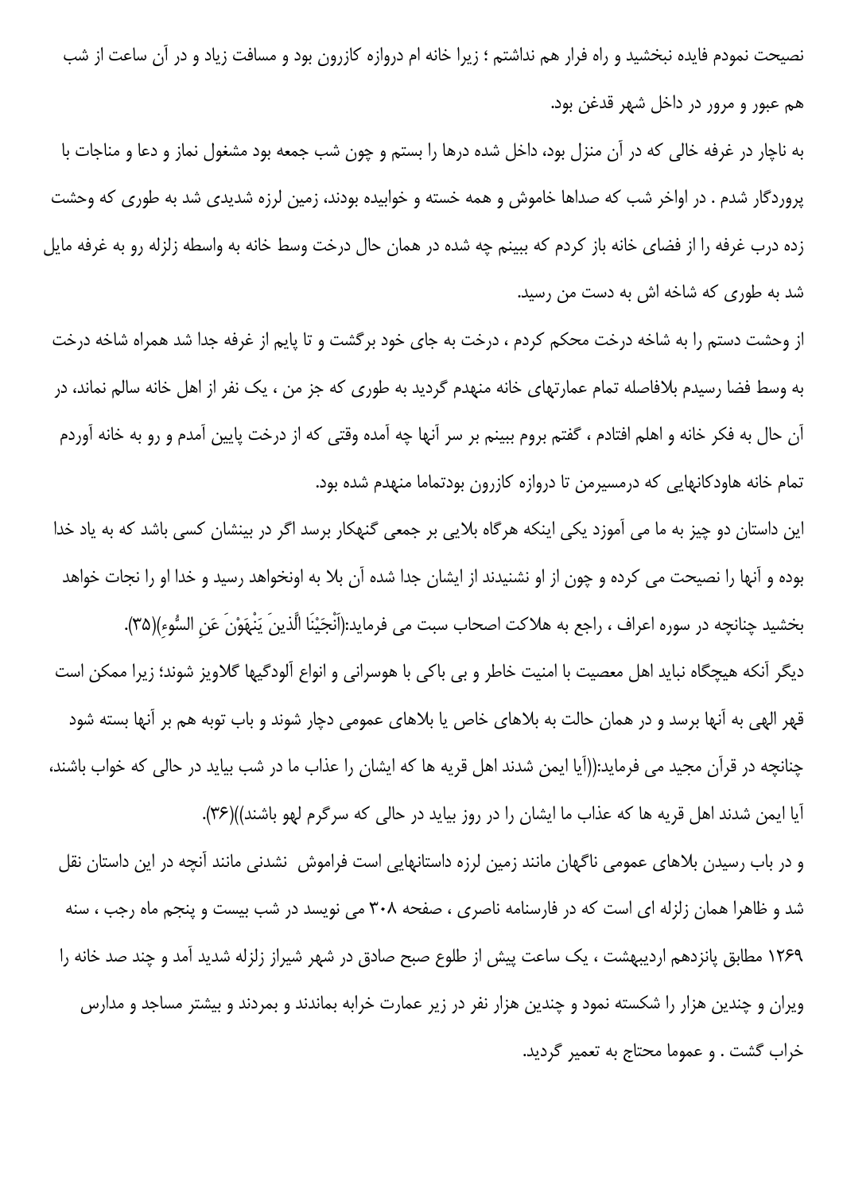نصیحت نمودم فایده نبخشید و راه فرار هم نداشتم ؛ زیرا خانه ام دروازه کازرون بود و مسافت زیاد و در آن ساعت از شب هم عبور و مرور در داخل شهر قدغن بود.

به ناچار در غرفه خالی که در آن منزل بود، داخل شده درها را بستم و چون شب جمعه بود مشغول نماز و دعا و مناجات با پروردگار شدم . در اواخر شب که صداها خاموش و همه خسته و خوابیده بودند، زمین لرزه شدیدی شد به طوری که وحشت زده درب غرفه را از فضای خانه باز کردم که ببینم چه شده در همان حال درخت وسط خانه به واسطه زلزله رو به غرفه مایل شد به طوری که شاخه اش به دست من رسید.

از وحشت دستم را به شاخه درخت محکم کردم ، درخت به جای خود برگشت و تا پایم از غرفه جدا شد همراه شاخه درخت به وسط فضا رسیدم بلافاصله تمام عمارتهای خانه منهدم گردید به طوری که جز من ، یک نفر از اهل خانه سالم نماند، در آن حال به فکر خانه و اهلم افتادم ، گفتم بروم ببینم بر سر آنها چه آمده وقتی که از درخت پایین آمدم و رو به خانه آوردم تمام خانه هاودکانهایی که درمسیرمن تا دروازه کازرون بودتماما منهدم شده بود.

این داستان دو چیز به ما می آموزد یکی اینکه هرگاه بلایی بر جمعی گنهکار برسد اگر در بینشان کسی باشد که به یاد خدا بوده و آنها را نصیحت می کرده و چون از او نشنیدند از ایشان جدا شده آن بلا به اونخواهد رسید و خدا او را نجات خواهد بخشید چنانچه در سوره اعراف ، راجع به هلاکت اصحاب سبت می فرماید:(أَنْجَيْنَا الَّذينَ يَنْهَوْنَ عَنِ السُّوءِ)(۳۵).

دیگر آنکه هیچگاه نباید اهل معصیت با امنیت خاطر و بی باکی با هوسرانی و انواع آلودگیها گلاویز شوند؛ زیرا ممکن است قهر الهی به آنها برسد و در همان حالت به بلاهای خاص یا بلاهای عمومی دچار شوند و باب توبه هم بر آنها بسته شود چنانچه در قرآن مجید می فرماید:((آیا ایمن شدند اهل قریه ها که ایشان را عذاب ما در شب بیاید در حالی که خواب باشند، آیا ایمن شدند اهل قریه ها که عذاب ما ایشان را در روز بیاید در حالی که سرگرم لهو باشند))(۳۶).

و در باب رسیدن بلاهای عمومی ناگهان مانند زمین لرزه داستانهایی است فراموش نشدنی مانند آنچه در این داستان نقل شد و ظاهرا همان زلزله ای است که در فارسنامه ناصری ، صفحه ۳۰۸ می نویسد در شب بیست و پنجم ماه رجب ، سنه ۱۲۶۹ مطابق پانزدهم اردیبهشت ، یک ساعت پیش از طلوع صبح صادق در شهر شیراز زلزله شدید آمد و چند صد خانه را ویران و چندین هزار را شکسته نمود و چندین هزار نفر در زیر عمارت خرابه بماندند و بمردند و بیشتر مساجد و مدارس خراب گشت . و عموما محتاج به تعمیر گردید.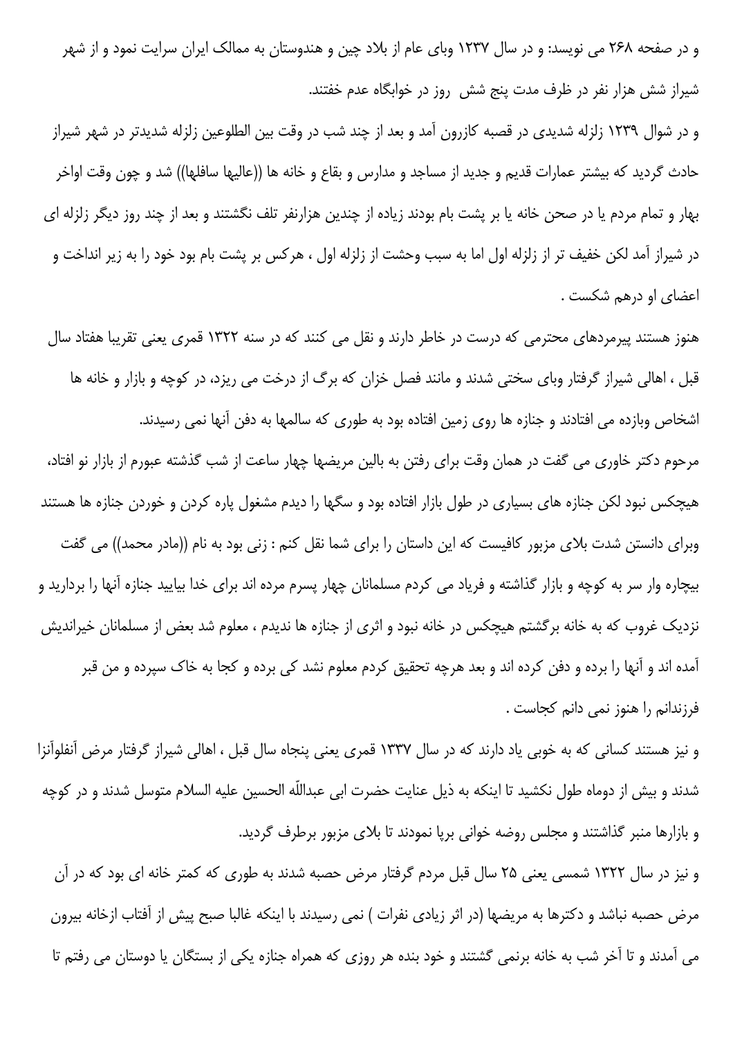و در صفحه ۲۶۸ می نویسد: و در سال ۱۲۳۷ وبای عام از بلاد چین و هندوستان به ممالک ایران سرایت نمود و از شهر شیراز شش هزار نفر در ظرف مدت پنج شش  روز در خوابگاه عدم خفتند.

و در شوال ۱۲۳۹ زلزله شدیدی در قصبه کازرون آمد و بعد از چند شب در وقت بین الطلوعین زلزله شدیدتر در شهر شیراز حادث گردید که بیشتر عمارات قدیم و جدید از مساجد و مدارس و بقاع و خانه ها ((عالیها سافلها)) شد و چون وقت اواخر بهار و تمام مردم یا در صحن خانه یا بر پشت بام بودند زیاده از چندین هزارنفر تلف نگشتند و بعد از چند روز دیگر زلزله ای در شیراز آمد لکن خفیف تر از زلزله اول اما به سبب وحشت از زلزله اول ، هرکس بر پشت بام بود خود را به زیر انداخت و اعضای او درهم شکست .

هنوز هستند پیرمردهای محترمی که درست در خاطر دارند و نقل می کنند که در سنه ۱۳۲۲ قمری یعنی تقریبا هفتاد سال قبل ، اهالی شیراز گرفتار وبای سختی شدند و مانند فصل خزان که برگ از درخت می ریزد، در کوچه و بازار و خانه ها اشخاص وبازده می افتادند و جنازه ها روی زمین افتاده بود به طوری که سالمها به دفن آنها نمی رسیدند.

مرحوم دکتر خاوری می گفت در همان وقت برای رفتن به بالین مریضها چهار ساعت از شب گذشته عبورم از بازار نو افتاد، هیچکس نبود لکن جنازه های بسیاری در طول بازار افتاده بود و سگها را دیدم مشغول پاره کردن و خوردن جنازه ها هستند وبرای دانستن شدت بلای مزبور کافیست که این داستان را برای شما نقل کنم : زنی بود به نام ((مادر محمد)) می گفت بیچاره وار سر به کوچه و بازار گذاشته و فریاد می کردم مسلمانان چهار پسرم مرده اند برای خدا بیایید جنازه آنها را بردارید و نزدیک غروب که به خانه برگشتم هیچکس در خانه نبود و اثری از جنازه ها ندیدم ، معلوم شد بعض از مسلمانان خیراندیش آمده اند و آنها را برده و دفن کرده اند و بعد هرچه تحقیق کردم معلوم نشد کی برده و کجا به خاک سپرده و من قبر فرزندانم را هنوز نمی دانم کجاست .

و نیز هستند کسانی که به خوبی یاد دارند که در سال ۱۳۳۷ قمری یعنی پنجاه سال قبل ، اهالی شیراز گرفتار مرض آنفلوآنزا شدند و بیش از دوماه طول نکشید تا اینکه به ذیل عنایت حضرت ابی عبداللّه الحسین علیه السلام متوسل شدند و در کوچه و بازارها منبر گذاشتند و مجلس روضه خوانی برپا نمودند تا بلای مزبور برطرف گردید.

و نیز در سال ۱۳۲۲ شمسی یعنی ۲۵ سال قبل مردم گرفتار مرض حصبه شدند به طوری که کمتر خانه ای بود که در آن مرض حصبه نباشد و دکترها به مریضها (در اثر زیادی نفرات ) نمی رسیدند با اینکه غالبا صبح پیش از آفتاب ازخانه بیرون می آمدند و تا آخر شب به خانه برنمی گشتند و خود بنده هر روزی که همراه جنازه یکی از بستگان یا دوستان می رفتم تا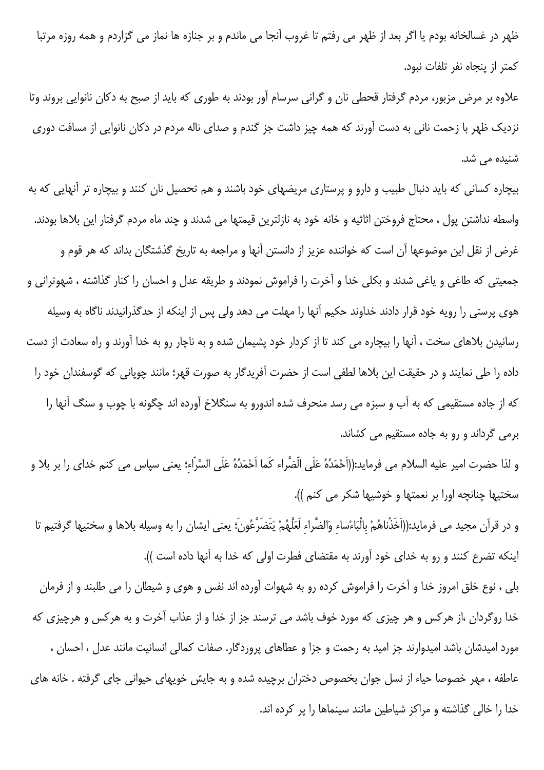ظهر در غسالخانه بودم یا اگر بعد از ظهر می رفتم تا غروب آنجا می ماندم و بر جنازه ها نماز می گزاردم و همه روزه مرتبا کمتر از پنجاه نفر تلفات نبود.

علاوه بر مرض مزبور، مردم گرفتار قحطی نان و گرانی سرسام آور بودند به طوری که باید از صبح به دکان نانوایی بروند وتا نزدیک ظهر با زحمت نانی به دست آورند که همه چیز داشت جز گندم و صدای ناله مردم در دکان نانوایی از مسافت دوری شنیده می شد.

بیچاره کسانی که باید دنبال طبیب و دارو و پرستاری مریضهای خود باشند و هم تحصیل نان کنند و بیچاره تر آنهایی که به واسطه نداشتن پول ، محتاج فروختن اثاثیه و خانه خود به نازلترین قیمتها می شدند و چند ماه مردم گرفتار این بلاها بودند.

غرض از نقل این موضوعها آن است که خواننده عزیز از دانستن آنها و مراجعه به تاریخ گذشتگان بداند که هر قوم و جمعیتی که طاغی و یاغی شدند و بکلی خدا و آخرت را فراموش نمودند و طریقه عدل و احسان را کنار گذاشته ، شهوترانی و هوی پرستی را رویه خود قرار دادند خداوند حکیم آنها را مهلت می دهد ولی پس از اینکه از حدگذرانیدند ناگاه به وسیله رسانیدن بلاهای سخت ، آنها را بیچاره می کند تا از کردار خود پشیمان شده و به ناچار رو به خدا آورند و راه سعادت از دست داده را طی نمایند و در حقیقت این بلاها لطفی است از حضرت آفریدگار به صورت قهر؛ مانند چوپانی که گوسفندان خود را که از جاده مستقیمی که به آب و سبزه می رسد منحرف شده اندورو به سنگلاخ آورده اند چگونه با چوب و سنگ آنها را برمی گرداند و رو به جاده مستقیم می کشاند.

و لذا حضرت امیر علیه السلام می فرماید:((اَحْمَدُهُ عَلَى الْضَّراء كَما اَحْمَدُهُ عَلَى السَّرّاءِ؛ یعنی سپاس می کنم خدای را بر بلا و سختیها چنانچه اورا بر نعمتها و خوشیها شکر می کنم )).

و در قرآن مجید می فرماید:((اَخَذْناهُمْ بِالْبَاْساءِ وَالضَّراءِ لَعَلَّهُمْ يَتَضَرَّعُونَ؛ یعنی ایشان را به وسیله بلاها و سختیها گرفتیم تا اینکه تضرع کنند و رو به خدای خود آورند به مقتضای فطرت اولی که خدا به آنها داده است )).

بلی ، نوع خلق امروز خدا و آخرت را فراموش کرده رو به شهوات آورده اند نفس و هوی و شیطان را می طلبند و از فرمان خدا روگردان ،از هرکس و هر چیزی که مورد خوف باشد می ترسند جز از خدا و از عذاب آخرت و به هرکس و هرچیزی که مورد امیدشان باشد امیدوارند جز امید به رحمت و جزا و عطاهای پروردگار. صفات کمالی انسانیت مانند عدل ، احسان ، عاطفه ، مهر خصوصا حیاء از نسل جوان بخصوص دختران برچیده شده و به جایش خویهای حیوانی جای گرفته . خانه های خدا را خالی گذاشته و مراکز شیاطین مانند سینماها را پر کرده اند.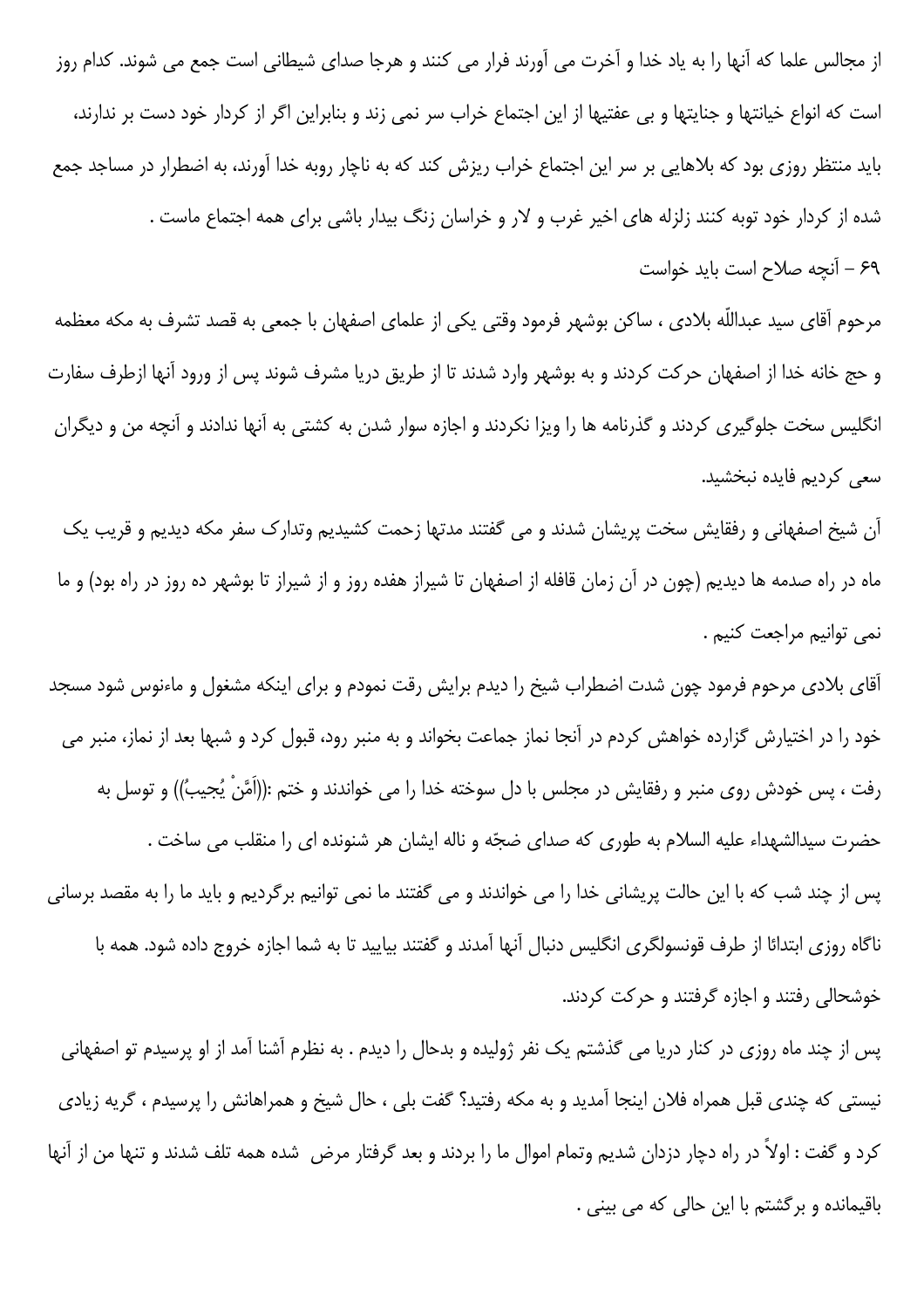از مجالس علما که آنها را به یاد خدا و آخرت می آورند فرار می کنند و هرجا صدای شیطانی است جمع می شوند. کدام روز است که انواع خیانتها و جنایتها و بی عفتیها از این اجتماع خراب سر نمی زند و بنابراین اگر از کردار خود دست بر ندارند، باید منتظر روزی بود که بلاهایی بر سر این اجتماع خراب ریزش کند که به ناچار روبه خدا آورند، به اضطرار در مساجد جمع شده از کردار خود توبه کنند زلزله های اخیر غرب و لار و خراسان زنگ بیدار باشی برای همه اجتماع ماست .

۶۹ – آنچه صلاح است باید خواست

مرحوم آقای سید عبداللّه بلادی ، ساکن بوشهر فرمود وقتی یکی از علمای اصفهان با جمعی به قصد تشرف به مکه معظمه و حج خانه خدا از اصفهان حرکت کردند و به بوشهر وارد شدند تا از طریق دریا مشرف شوند پس از ورود آنها ازطرف سفارت انگلیس سخت جلوگیری کردند و گذرنامه ها را ویزا نکردند و اجازه سوار شدن به کشتی به آنها ندادند و آنچه من و دیگران سعی کردیم فایده نبخشید.

آن شیخ اصفهانی و رفقایش سخت پریشان شدند و می گفتند مدتها زحمت کشیدیم وتدارک سفر مکه دیدیم و قریب یک ماه در راه صدمه ها دیدیم (چون در آن زمان قافله از اصفهان تا شیراز هفده روز و از شیراز تا بوشهر ده روز در راه بود) و ما نمی توانیم مراجعت کنیم .

آقای بلادی مرحوم فرمود چون شدت اضطراب شیخ را دیدم برایش رقت نمودم و برای اینکه مشغول و ماءنوس شود مسجد خود را در اختیارش گزارده خواهش کردم در آنجا نماز جماعت بخواند و به منبر رود، قبول کرد و شبها بعد از نماز، منبر می رفت ، پس خودش روی منبر و رفقایش در مجلس با دل سوخته خدا را می خواندند و ختم :((أمَّنْ یُجیبُ)) و توسل به حضرت سیدالشهداء علیه السلام به طوری که صدای ضجّه و ناله ایشان هر شنونده ای را منقلب می ساخت .

پس از چند شب که با این حالت پریشانی خدا را می خواندند و می گفتند ما نمی توانیم برگردیم و باید ما را به مقصد برسانی ناگاه روزی ابتدائا از طرف قونسولگری انگلیس دنبال آنها آمدند و گفتند بیایید تا به شما اجازه خروج داده شود. همه با خوشحالی رفتند و اجازه گرفتند و حرکت کردند.

پس از چند ماه روزی در کنار دریا می گذشتم یک نفر ژولیده و بدحال را دیدم . به نظرم آشنا آمد از او پرسیدم تو اصفهانی نیستی که چندی قبل همراه فلان اینجا آمدید و به مکه رفتید؟ گفت بلی ، حال شیخ و همراهانش را پرسیدم ، گریه زیادی کرد و گفت : اولاً در راه دچار دزدان شدیم وتمام اموال ما را بردند و بعد گرفتار مرض شده همه تلف شدند و تنها من از آنها باقیمانده و برگشتم با این حالی که می بینی .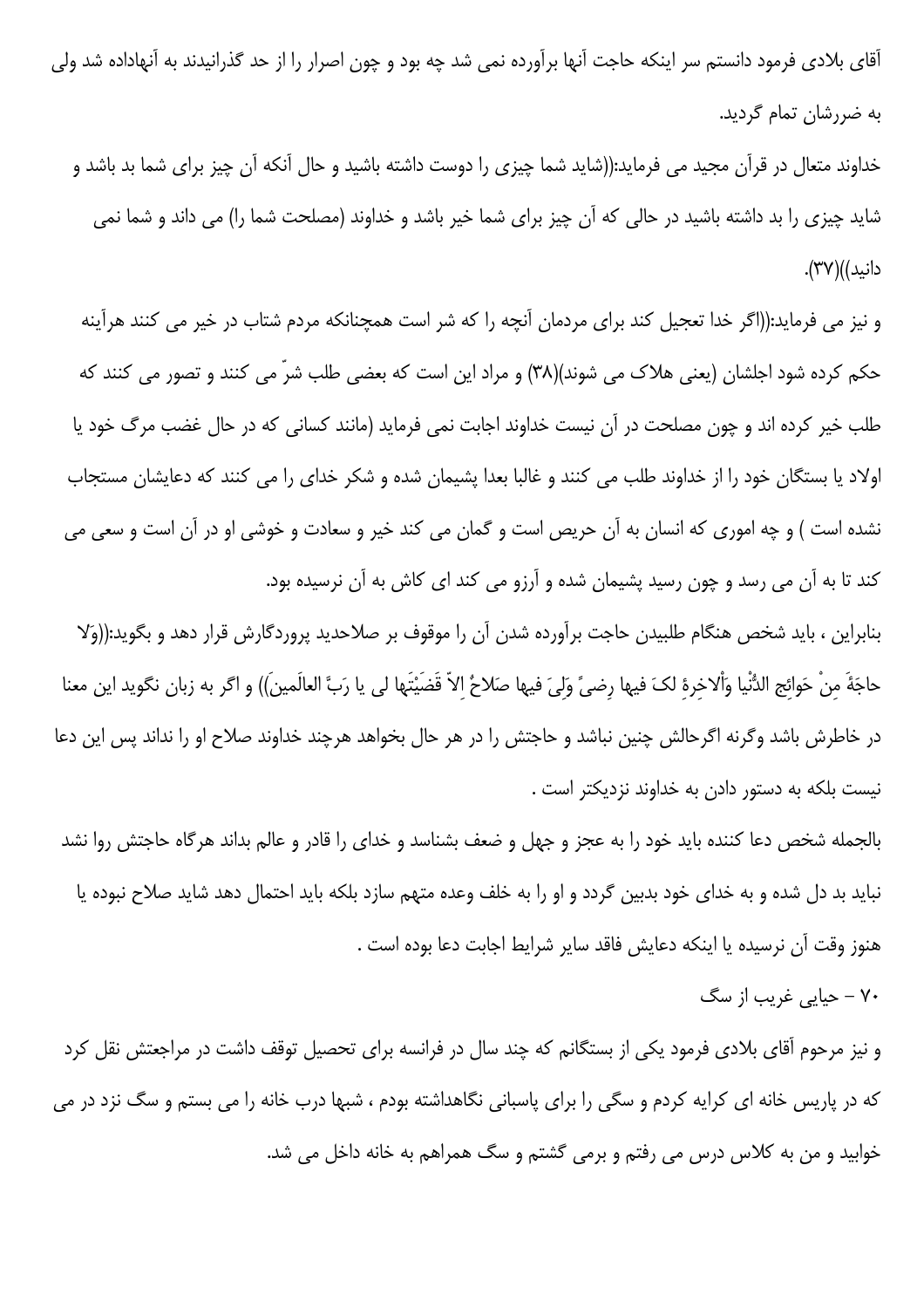آقای بلادی فرمود دانستم سر اینکه حاجت آنها برآورده نمی شد چه بود و چون اصرار را از حد گذرانیدند به آنهاداده شد ولی به ضررشان تمام گردید.

خداوند متعال در قرآن مجید می فرماید:((شاید شما چیزی را دوست داشته باشید و حال آنکه آن چیز برای شما بد باشد و شاید چیزی را بد داشته باشید در حالی که آن چیز برای شما خیر باشد و خداوند (مصلحت شما را) می داند و شما نمی دانید))(۳۷).

و نیز می فرماید:((اگر خدا تعجیل کند برای مردمان آنچه را که شر است همچنانکه مردم شتاب در خیر می کنند هرآینه حکم کرده شود اجلشان (یعنی هلاک می شوند)(۳۸) و مراد این است که بعضی طلب شرّ می کنند و تصور می کنند که طلب خیر کرده اند و چون مصلحت در آن نیست خداوند اجابت نمی فرماید (مانند کسانی که در حال غضب مرگ خود یا اولاد یا بستگان خود را از خداوند طلب می کنند و غالبا بعدا پشیمان شده و شکر خدای را می کنند که دعایشان مستجاب نشده است ) و چه اموری که انسان به آن حریص است و گمان می کند خیر و سعادت و خوشی او در آن است و سعی می کند تا به آن می رسد و چون رسید پشیمان شده و آرزو می کند ای کاش به آن نرسیده بود.

بنابراین ، باید شخص هنگام طلبیدن حاجت برآورده شدن آن را موقوف بر صلاحدید پروردگارش قرار دهد و بگوید:((وَلا حاجَةَ مِنْ حَوائِجِ الدُّنْیا وَأْلاخِرِةِ لکَ فیها رِضیً وَلِیَ فیها صَلاحٌ اِلاّ قَضَیْتَها لی یا رَبَّ العالَمین)) و اگر به زبان نگوید این معنا در خاطرش باشد وگرنه اگرحالش چنین نباشد و حاجتش را در هر حال بخواهد هرچند خداوند صلاح او را نداند پس این دعا نیست بلکه به دستور دادن به خداوند نزدیکتر است .

بالجمله شخص دعا کننده باید خود را به عجز و جهل و ضعف بشناسد و خدای را قادر و عالم بداند هرگاه حاجتش روا نشد نباید بد دل شده و به خدای خود بدبین گردد و او را به خلف وعده متهم سازد بلکه باید احتمال دهد شاید صلاح نبوده یا هنوز وقت آن نرسیده یا اینکه دعایش فاقد سایر شرایط اجابت دعا بوده است .

### ۷۰ - حیایی غریب از سگ

و نیز مرحوم آقای بلادی فرمود یکی از بستگانم که چند سال در فرانسه برای تحصیل توقف داشت در مراجعتش نقل کرد که در پاریس خانه ای کرایه کردم و سگی را برای پاسبانی نگاهداشته بودم ، شبها درب خانه را می بستم و سگ نزد در می خوابید و من به کلاس درس می رفتم و برمی گشتم و سگ همراهم به خانه داخل می شد.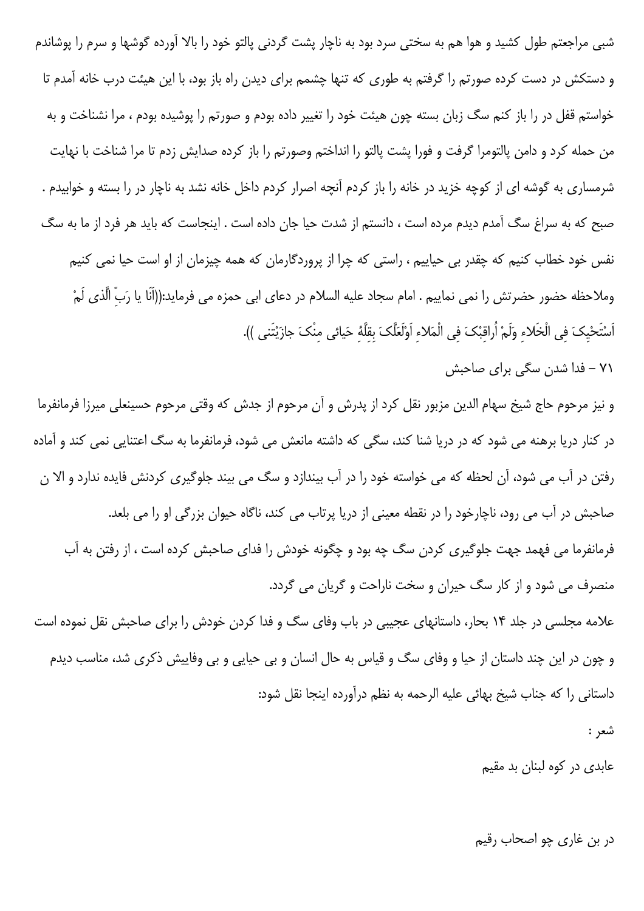شبی مراجعتم طول کشید و هوا هم به سختی سرد بود به ناچار پشت گردنی پالتو خود را بالا آورده گوشها و سرم را پوشاندم و دستکش در دست کرده صورتم را گرفتم به طوری که تنها چشمم برای دیدن راه باز بود، با این هیئت درب خانه آمدم تا خواستم قفل در را باز کنم سگ زبان بسته چون هیئت خود را تغییر داده بودم و صورتم را پوشیده بودم ، مرا نشناخت و به من حمله کرد و دامن پالتومرا گرفت و فورا پشت پالتو را انداختم وصورتم را باز کرده صدایش زدم تا مرا شناخت با نهایت شرمساری به گوشه ای از کوچه خزید در خانه را باز کردم آنچه اصرار کردم داخل خانه نشد به ناچار در را بسته و خوابیدم . صبح که به سراغ سگ آمدم دیدم مرده است ، دانستم از شدت حیا جان داده است . اینجاست که باید هر فرد از ما به سگ نفس خود خطاب کنیم که چقدر بی حیاییم ، راستی که چرا از پروردگارمان که همه چیزمان از او است حیا نمی کنیم وملاحظه حضور حضرتش را نمی نماییم . امام سجاد علیه السلام در دعای ابی حمزه می فرماید:((اَنَا یا رَبِّ الَّذی لَمْ اَسْتَحْیِکَ فِی الْخَلاءِ وَلَمْ اُراقِبْکَ فِی الْمَلاءِ اَوْلَعَلَّکَ بِقِلَّةِ حَیائی مِنْکَ جازَیْتَنی )).

۷۱ – فدا شدن سگی برای صاحبش

و نیز مرحوم حاج شیخ سهام الدین مزبور نقل کرد از پدرش و آن مرحوم از جدش که وقتی مرحوم حسینعلی میرزا فرمانفرما در کنار دریا برهنه می شود که در دریا شنا کند، سگی که داشته مانعش می شود، فرمانفرما به سگ اعتنایی نمی کند و آماده رفتن در آب می شود، آن لحظه که می خواسته خود را در آب بیندازد و سگ می بیند جلوگیری کردنش فایده ندارد و الا ن صاحبش در آب می رود، ناچارخود را در نقطه معینی از دریا پرتاب می کند، ناگاه حیوان بزرگی او را می بلعد.

فرمانفرما می فهمد جهت جلوگیری کردن سگ چه بود و چگونه خودش را فدای صاحبش کرده است ، از رفتن به آب منصرف می شود و از کار سگ حیران و سخت ناراحت و گریان می گردد.

علامه مجلسی در جلد ۱۴ بحار، داستانهای عجیبی در باب وفای سگ و فدا کردن خودش را برای صاحبش نقل نموده است و چون در این چند داستان از حیا و وفای سگ و قیاس به حال انسان و بی حیایی و بی وفاییش ذکری شد، مناسب دیدم داستانی را که جناب شیخ بهائی علیه الرحمه به نظم درآورده اینجا نقل شود:

شعر :

عابدی در کوه لبنان بد مقیم

در بن غاری چو اصحاب رقیم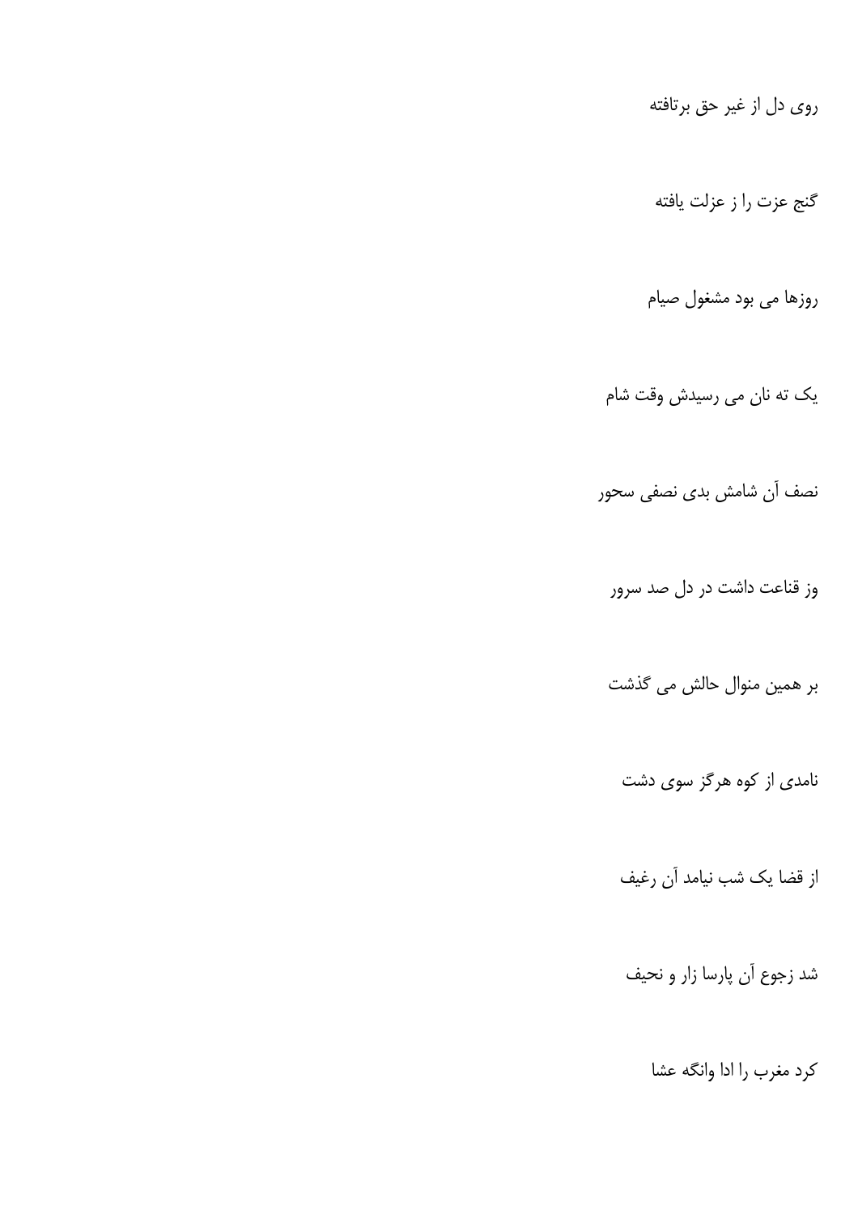روی دل از غیر حق برتافته

گنج عزت را ز عزلت یافته

روزها می بود مشغول صیام

یک ته نان می رسیدش وقت شام

نصف آن شامش بدی نصفی سحور

وز قناعت داشت در دل صد سرور

بر همین منوال حالش می گذشت

نامدی از کوه هرگز سوی دشت

از قضا یک شب نیامد آن رغیف

شد زجوع آن پارسا زار و نحیف

کرد مغرب را ادا وانگه عشا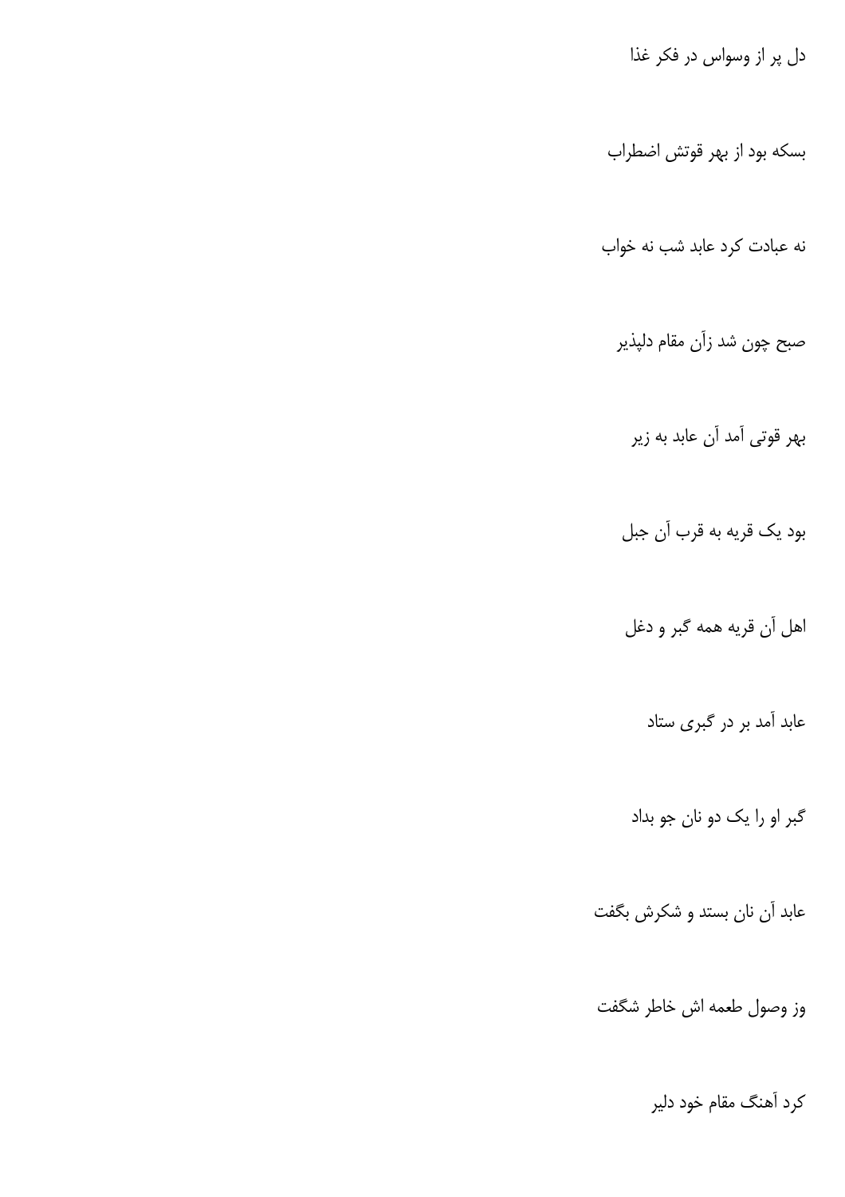دل پر از وسواس در فکر غذا

بسکه بود از بهر قوتش اضطراب

نه عبادت کرد عابد شب نه خواب

صبح چون شد زآن مقام دلپذیر

بهر قوتی آمد آن عابد به زیر

بود یک قریه به قرب آن جبل

اهل آن قریه همه گبر و دغل

عابد آمد بر در گبری ستاد

گبر او را یک دو نان جو بداد

عابد آن نان بستد و شکرش بگفت

وز وصول طعمه اش خاطر شگفت

کرد آهنگ مقام خود دلیر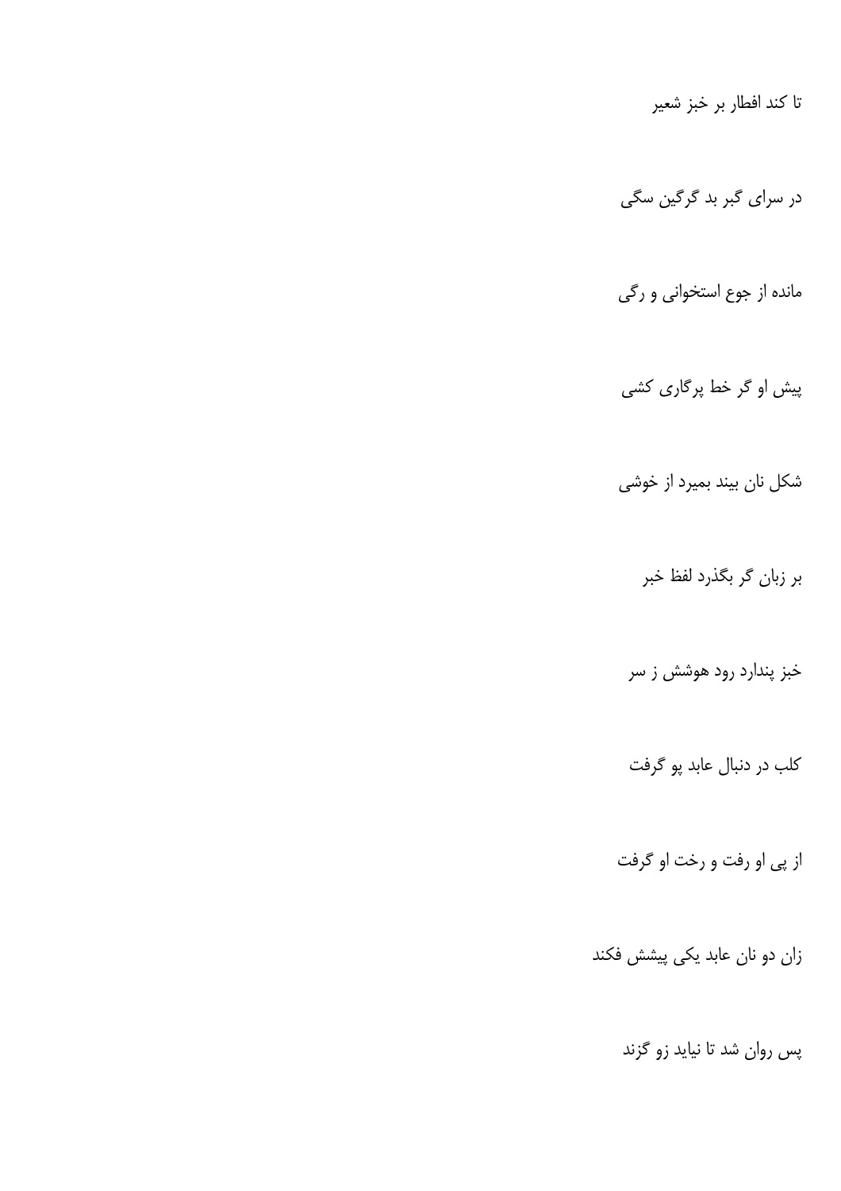تا کند افطار بر خبز شعیر

در سرای گبر بد گرگین سگی

مانده از جوع استخوانی و رگی

پیش او گر خط پرگاری کشی

شکل نان بیند بمیرد از خوشی

بر زبان گر بگذرد لفظ خبر

خبز پندارد رود هوشش ز سر

کلب در دنبال عابد پو گرفت

از پی او رفت و رخت او گرفت

زان دو نان عابد یکی پیشش فکند

پس روان شد تا نیاید زو گزند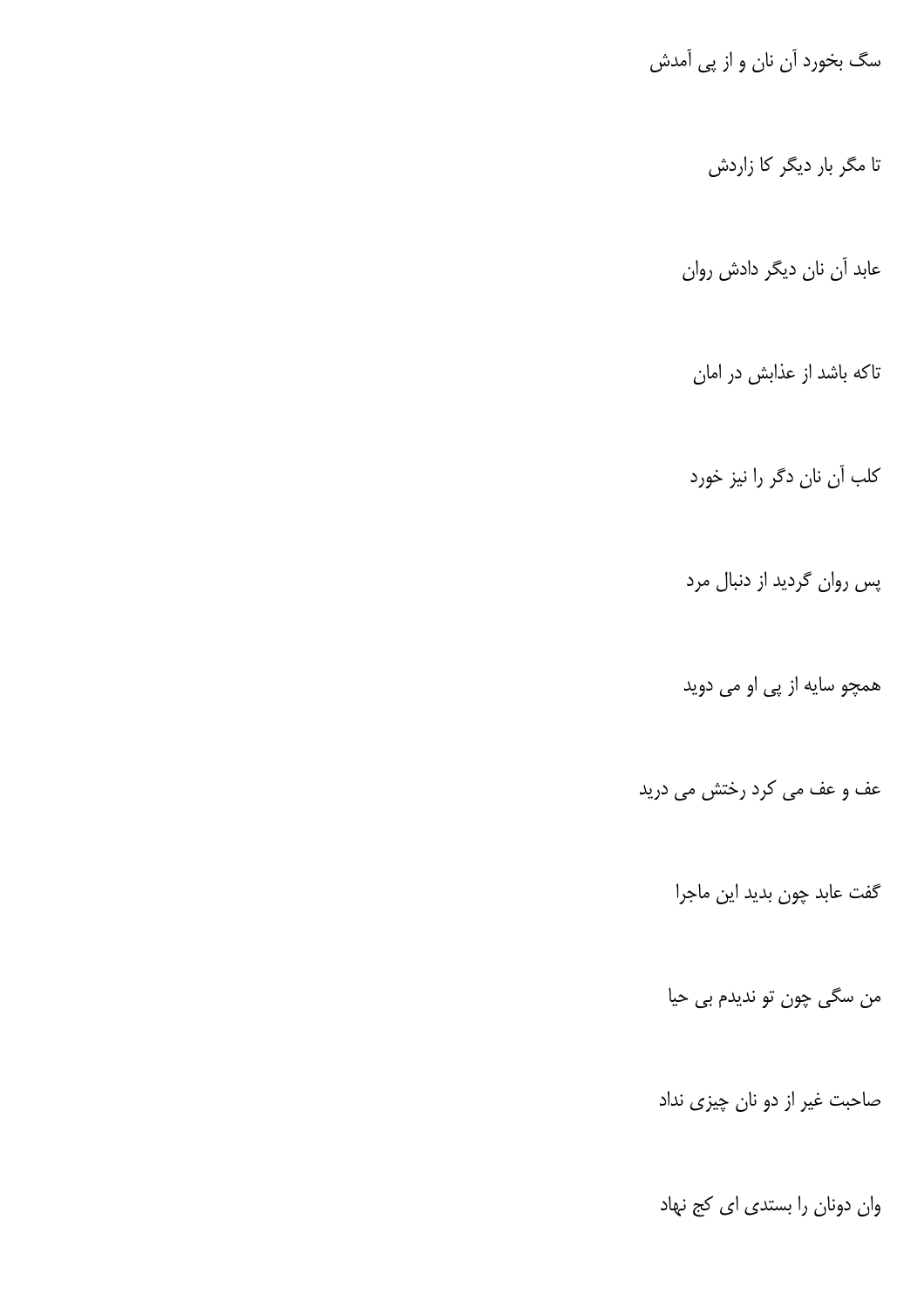سگ بخورد آن نان و از پی آمدش

تا مگر بار دیگر کا زاردش

عابد آن نان دیگر دادش روان

تاکه باشد از عذابش در امان

کلب آن نان دگر را نیز خورد

پس روان گردید از دنبال مرد

همچو سایه از پی او می دوید

عف و عف می کرد رختش می درید

گفت عابد چون بدید این ماجرا

من سگی چون تو ندیدم بی حیا

صاحبت غیر از دو نان چیزی نداد

وان دونان را بستدی ای کج نهاد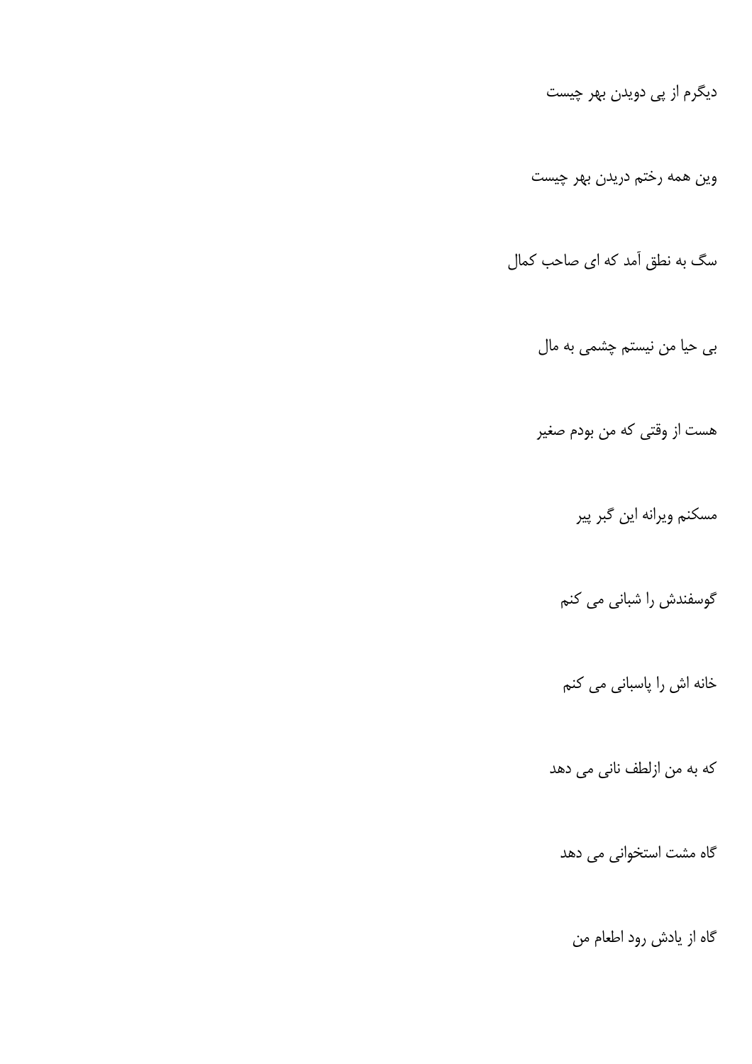دیگرم از پی دویدن بهر چیست

وین همه رختم دریدن بهر چیست

سگ به نطق آمد که ای صاحب کمال

بی حیا من نیستم چشمی به مال

هست از وقتی که من بودم صغیر

مسکنم ویرانه این گبر پیر

گوسفندش را شبانی می کنم

خانه اش را پاسبانی می کنم

که به من ازلطف نانی می دهد

گاه مشت استخوانی می دهد

گاه از یادش رود اطعام من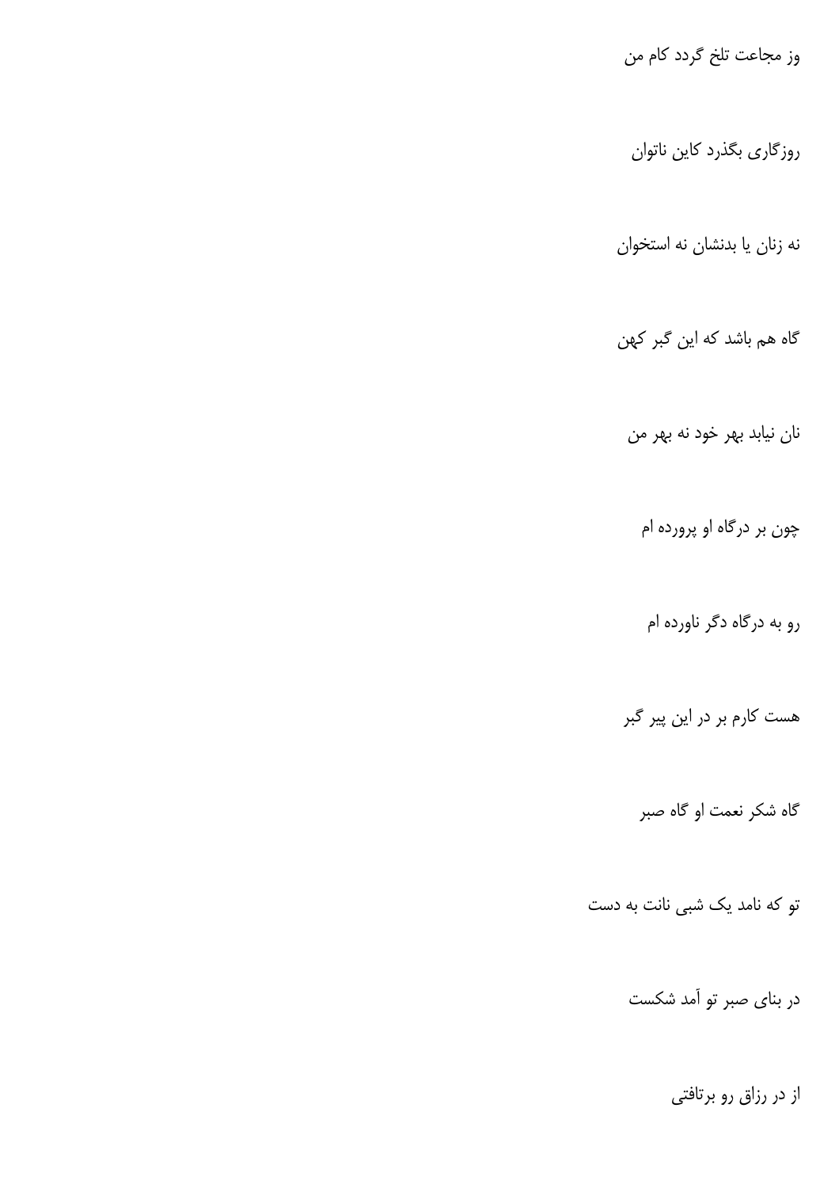وز مجاعت تلخ گردد کام من

روزگاری بگذرد کاین ناتوان

نه زنان یا بدنشان نه استخوان

گاه هم باشد که این گبر کهن

نان نیابد بهر خود نه بهر من

چون بر درگاه او پرورده ام

رو به درگاه دگر ناورده ام

هست کارم بر در این پیر گبر

گاه شکر نعمت او گاه صبر

تو که نامد یک شبی نانت به دست

در بنای صبر تو آمد شکست

از در رزاق رو برتافتی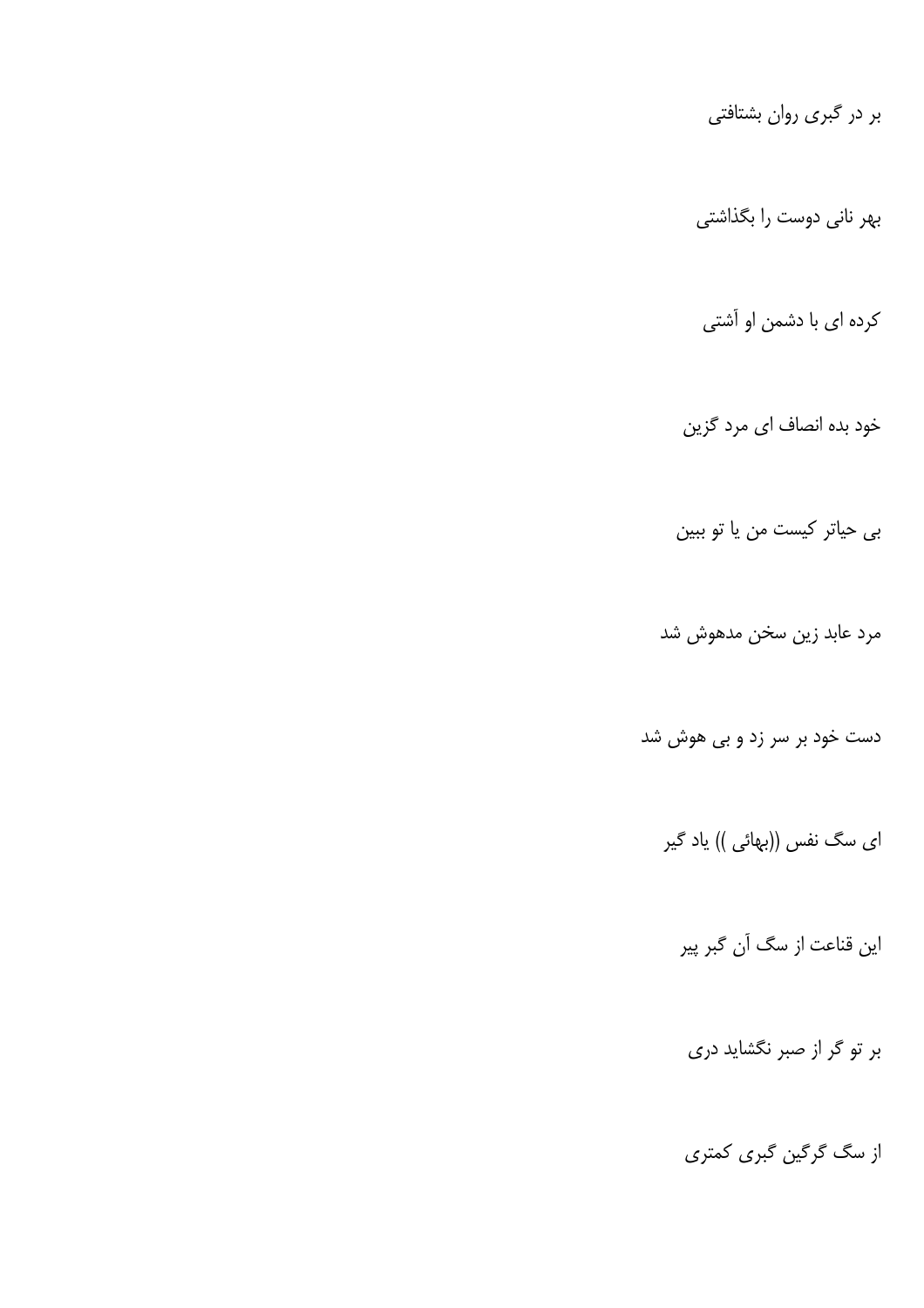بر در گبری روان بشتافتی

بهر نانی دوست را بگذاشتی

کرده ای با دشمن او آشتی

خود بده انصاف ای مرد گزین

بی حیاتر کیست من یا تو ببین

مرد عابد زین سخن مدهوش شد

دست خود بر سر زد و بی هوش شد

ای سگ نفس ((بهائی )) یاد گیر

این قناعت از سگ آن گبر پیر

بر تو گر از صبر نگشاید دری

از سگ گرگین گبری کمتری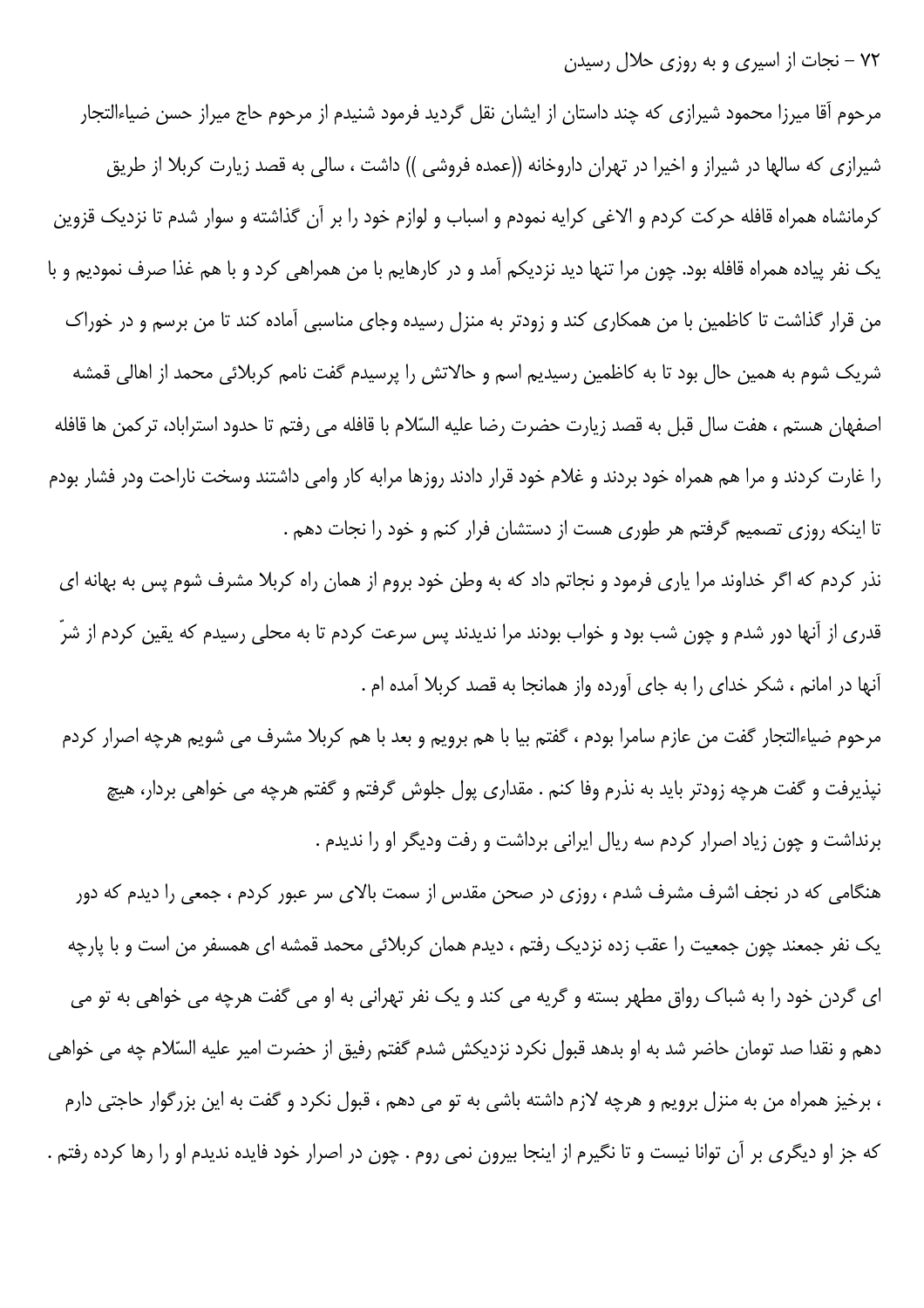## ۷۲ – نجات از اسیری و به روزی حلال رسیدن

مرحوم آقا میرزا محمود شیرازی که چند داستان از ایشان نقل گردید فرمود شنیدم از مرحوم حاج میراز حسن ضیاءالتجار شیرازی که سالها در شیراز و اخیرا در تهران داروخانه ((عمده فروشی )) داشت ، سالی به قصد زیارت کربلا از طریق کرمانشاه همراه قافله حرکت کردم و الاغی کرایه نمودم و اسباب و لوازم خود را بر آن گذاشته و سوار شدم تا نزدیک قزوین یک نفر پیاده همراه قافله بود. چون مرا تنها دید نزدیکم آمد و در کارهایم با من همراهی کرد و با هم غذا صرف نمودیم و با من قرار گذاشت تا کاظمین با من همکاری کند و زودتر به منزل رسیده وجای مناسبی آماده کند تا من برسم و در خوراک شریک شوم به همین حال بود تا به کاظمین رسیدیم اسم و حالاتش را پرسیدم گفت نامم کربلائی محمد از اهالی قمشه اصفهان هستم ، هفت سال قبل به قصد زیارت حضرت رضا علیه السّلام با قافله می رفتم تا حدود استراباد، ترکمن ها قافله را غارت کردند و مرا هم همراه خود بردند و غلام خود قرار دادند روزها مرابه کار وامی داشتند وسخت ناراحت ودر فشار بودم تا اینکه روزی تصمیم گرفتم هر طوری هست از دستشان فرار کنم و خود را نجات دهم .

نذر کردم که اگر خداوند مرا یاری فرمود و نجاتم داد که به وطن خود بروم از همان راه کربلا مشرف شوم پس به بهانه ای قدری از آنها دور شدم و چون شب بود و خواب بودند مرا ندیدند پس سرعت کردم تا به محلی رسیدم که یقین کردم از شرّ آنها در امانم ، شکر خدای را به جای آورده واز همانجا به قصد کربلا آمده ام .

مرحوم ضیاءالتجار گفت من عازم سامرا بودم ، گفتم بیا با هم برویم و بعد با هم کربلا مشرف می شویم هرچه اصرار کردم نپذیرفت و گفت هرچه زودتر باید به نذرم وفا کنم . مقداری پول جلوش گرفتم و گفتم هرچه می خواهی بردار، هیچ برنداشت و چون زیاد اصرار کردم سه ریال ایرانی برداشت و رفت ودیگر او را ندیدم .

هنگامی که در نجف اشرف مشرف شدم ، روزی در صحن مقدس از سمت بالای سر عبور کردم ، جمعی را دیدم که دور یک نفر جمعند چون جمعیت را عقب زده نزدیک رفتم ، دیدم همان کربلائی محمد قمشه ای همسفر من است و با پارچه ای گردن خود را به شباک رواق مطهر بسته و گریه می کند و یک نفر تهرانی به او می گفت هرچه می خواهی به تو می دهم و نقدا صد تومان حاضر شد به او بدهد قبول نکرد نزدیکش شدم گفتم رفیق از حضرت امیر علیه السّلام چه می خواهی ، برخیز همراه من به منزل برویم و هرچه لازم داشته باشی به تو می دهم ، قبول نکرد و گفت به این بزرگوار حاجتی دارم که جز او دیگری بر آن توانا نیست و تا نگیرم از اینجا بیرون نمی روم . چون در اصرار خود فایده ندیدم او را رها کرده رفتم .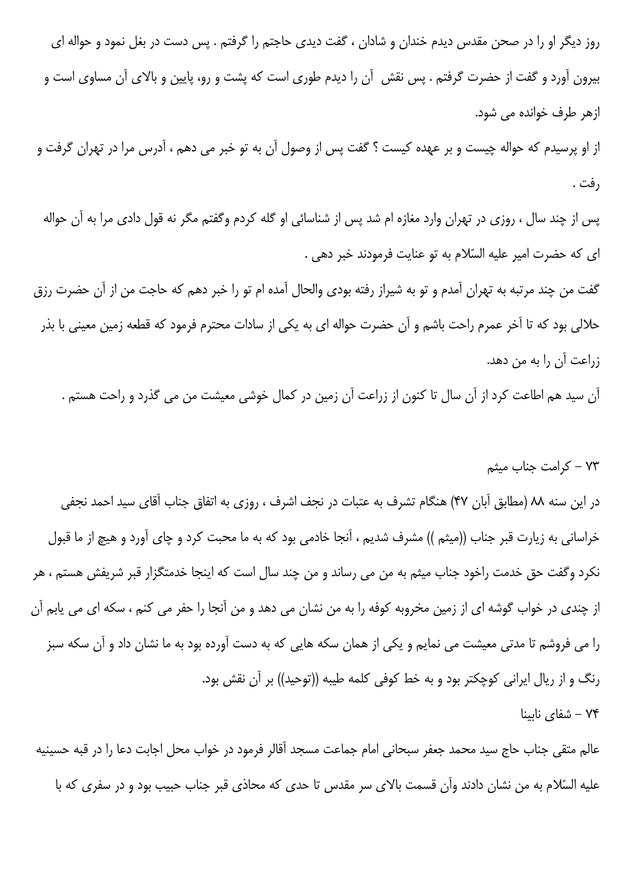روز دیگر او را در صحن مقدس دیدم خندان و شادان ، گفت دیدی حاجتم را گرفتم . پس دست در بغل نمود و حواله ای بیرون آورد و گفت از حضرت گرفتم . پس نقش آن را دیدم طوری است که پشت و رو، پایین و بالای آن مساوی است و ازهر طرف خوانده می شود.

از او پرسیدم که حواله چیست و بر عهده کیست ؟ گفت پس از وصول آن به تو خبر می دهم ، آدرس مرا در تهران گرفت و رفت .

پس از چند سال ، روزی در تهران وارد مغازه ام شد پس از شناسائی او گله کردم وگفتم مگر نه قول دادی مرا به آن حواله ای که حضرت امیر علیه السّلام به تو عنایت فرمودند خبر دهی .

گفت من چند مرتبه به تهران آمدم و تو به شیراز رفته بودی والحال آمده ام تو را خبر دهم که حاجت من از آن حضرت رزق حلالی بود که تا آخر عمرم راحت باشم و آن حضرت حواله ای به یکی از سادات محترم فرمود که قطعه زمین معینی با بذر زراعت آن را به من دهد.

آن سید هم اطاعت کرد از آن سال تا کنون از زراعت آن زمین در کمال خوشی معیشت من می گذرد و راحت هستم .

## ۷۳ – کرامت جناب میثم

در این سنه ۸۸ (مطابق آبان ۴۷) هنگام تشرف به عتبات در نجف اشرف ، روزی به اتفاق جناب آقای سید احمد نجفی خراسانی به زیارت قبر جناب ((میثم )) مشرف شدیم ، آنجا خادمی بود که به ما محبت کرد و چای آورد و هیچ از ما قبول نکرد وگفت حق خدمت راخود جناب میثم به من می رساند و من چند سال است که اینجا خدمتگزار قبر شریفش هستم ، هر از چندی در خواب گوشه ای از زمین مخروبه کوفه را به من نشان می دهد و من آنجا را حفر می کنم ، سکه ای می یابم آن را می فروشم تا مدتی معیشت می نمایم و یکی از همان سکه هایی که به دست آورده بود به ما نشان داد و آن سکه سبز رنگ و از ریال ایرانی کوچکتر بود و به خط کوفی کلمه طیبه ((توحید)) بر آن نقش بود.

## ۷۴ – شفای نابینا

عالم متقی جناب حاج سید محمد جعفر سبحانی امام جماعت مسجد آقالر فرمود در خواب محل اجابت دعا را در قبه حسینیه علیه السّلام به من نشان دادند وآن قسمت بالای سر مقدس تا حدی که محاذی قبر جناب حبیب بود و در سفری که با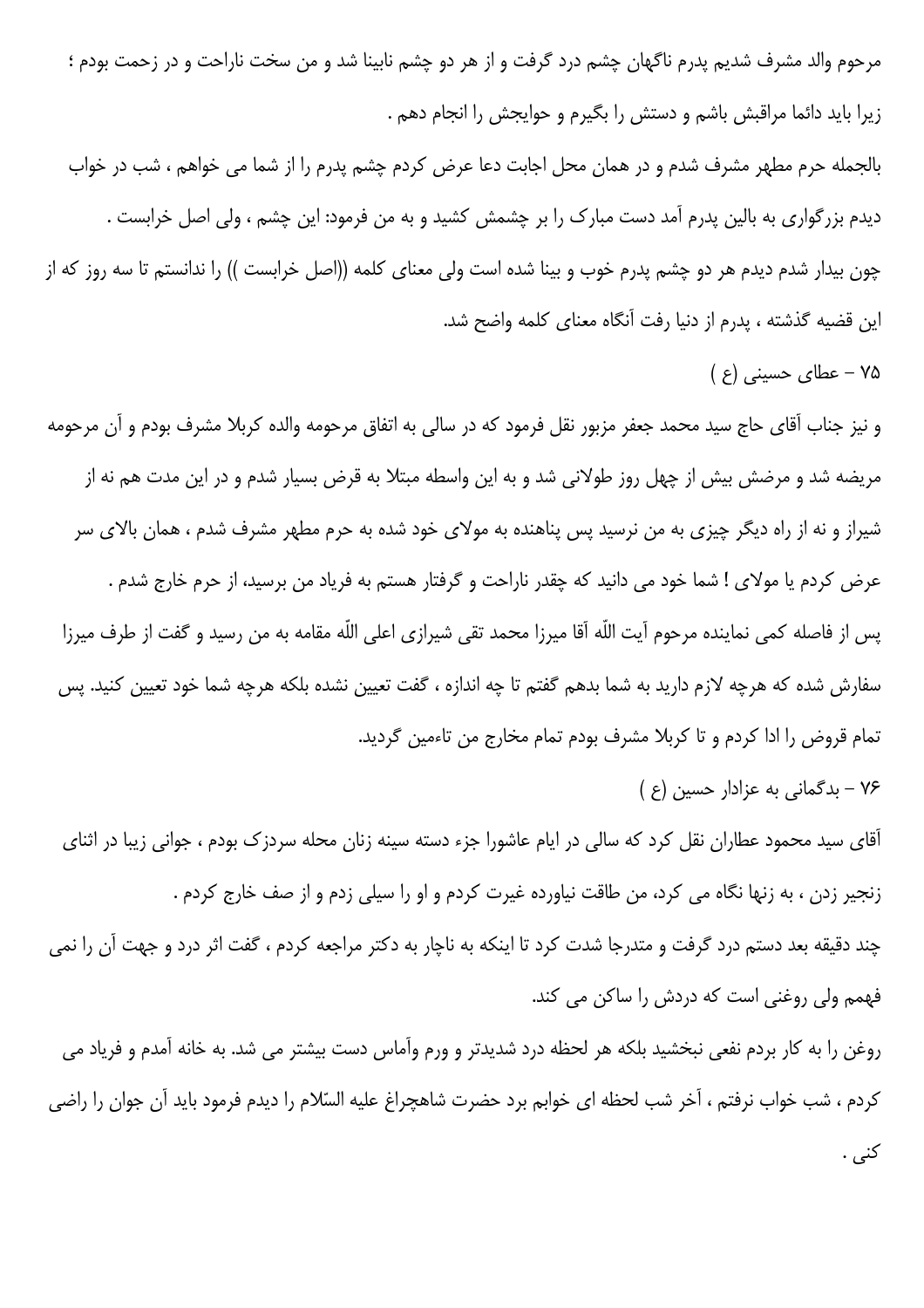مرحوم والد مشرف شدیم پدرم ناگهان چشم درد گرفت و از هر دو چشم نابینا شد و من سخت ناراحت و در زحمت بودم ؛ زیرا باید دائما مراقبش باشم و دستش را بگیرم و حوایجش را انجام دهم .

بالجمله حرم مطهر مشرف شدم و در همان محل اجابت دعا عرض کردم چشم پدرم را از شما می خواهم ، شب در خواب دیدم بزرگواری به بالین پدرم آمد دست مبارک را بر چشمش کشید و به من فرمود: این چشم ، ولی اصل خرابست .

چون بیدار شدم دیدم هر دو چشم پدرم خوب و بینا شده است ولی معنای کلمه ((اصل خرابست )) را ندانستم تا سه روز که از این قضیه گذشته ، پدرم از دنیا رفت آنگاه معنای کلمه واضح شد.

### ۷۵ - عطای حسینی (ع )

و نیز جناب آقای حاج سید محمد جعفر مزبور نقل فرمود که در سالی به اتفاق مرحومه والده کربلا مشرف بودم و آن مرحومه مریضه شد و مرضش بیش از چهل روز طولانی شد و به این واسطه مبتلا به قرض بسیار شدم و در این مدت هم نه از شیراز و نه از راه دیگر چیزی به من نرسید پس پناهنده به مولای خود شده به حرم مطهر مشرف شدم ، همان بالای سر عرض کردم یا مولای ! شما خود می دانید که چقدر ناراحت و گرفتار هستم به فریاد من برسید، از حرم خارج شدم .

پس از فاصله کمی نماینده مرحوم آیت اللّه آقا میرزا محمد تقی شیرازی اعلی اللّه مقامه به من رسید و گفت از طرف میرزا سفارش شده که هرچه لازم دارید به شما بدهم گفتم تا چه اندازه ، گفت تعیین نشده بلکه هرچه شما خود تعیین کنید. پس تمام قروض را ادا کردم و تا کربلا مشرف بودم تمام مخارج من تاءمین گردید.

### ۷۶ - بدگمانی به عزادار حسین (ع )

آقای سید محمود عطاران نقل کرد که سالی در ایام عاشورا جزء دسته سینه زنان محله سردزک بودم ، جوانی زیبا در اثنای زنجیر زدن ، به زنها نگاه می کرد، من طاقت نیاورده غیرت کردم و او را سیلی زدم و از صف خارج کردم .

چند دقیقه بعد دستم درد گرفت و متدرجا شدت کرد تا اینکه به ناچار به دکتر مراجعه کردم ، گفت اثر درد و جهت آن را نمی فهمم ولی روغنی است که دردش را ساکن می کند.

روغن را به کار بردم نفعی نبخشید بلکه هر لحظه درد شدیدتر و ورم وآماس دست بیشتر می شد. به خانه آمدم و فریاد می کردم ، شب خواب نرفتم ، آخر شب لحظه ای خوابم برد حضرت شاهچراغ علیه السّلام را دیدم فرمود باید آن جوان را راضی کنی .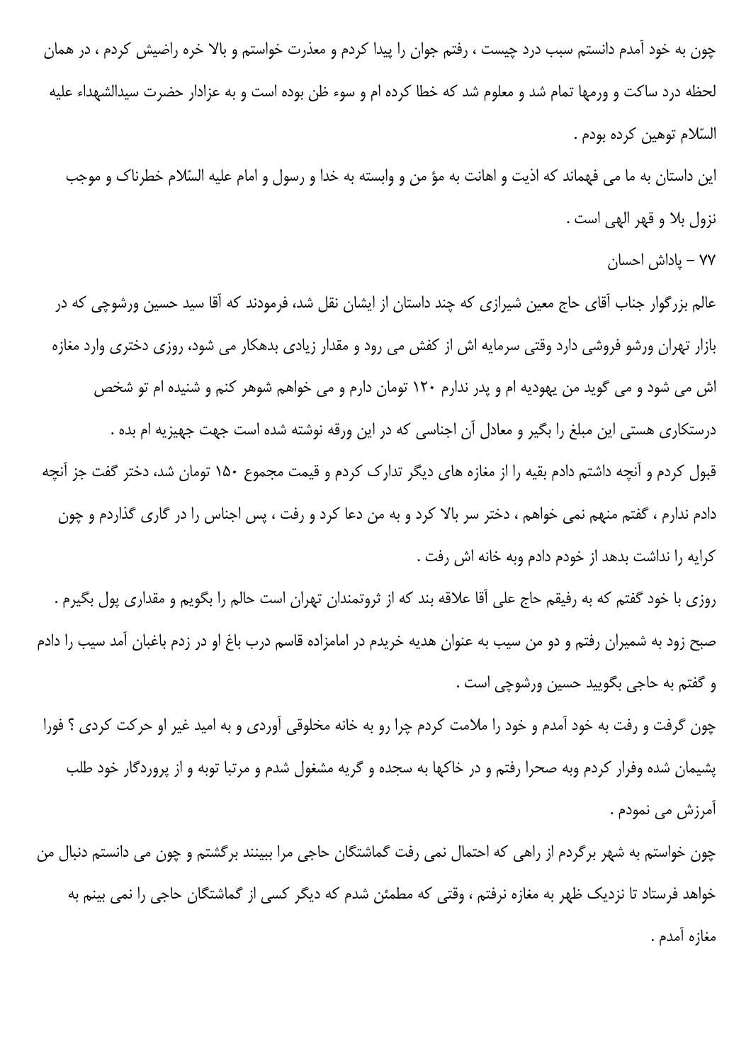چون به خود آمدم دانستم سبب درد چیست ، رفتم جوان را پیدا کردم و معذرت خواستم و بالا خره راضیش کردم ، در همان لحظه درد ساکت و ورمها تمام شد و معلوم شد که خطا کرده ام و سوء ظن بوده است و به عزادار حضرت سیدالشهداء علیه السّلام توهین کرده بودم .

این داستان به ما می فهماند که اذیت و اهانت به مؤ من و وابسته به خدا و رسول و امام علیه السّلام خطرناک و موجب نزول بلا و قهر الهی است .

## ۷۷ - پاداش احسان

عالم بزرگوار جناب آقای حاج معین شیرازی که چند داستان از ایشان نقل شد، فرمودند که آقا سید حسین ورشوچی که در بازار تهران ورشو فروشی دارد وقتی سرمایه اش از کفش می رود و مقدار زیادی بدهکار می شود، روزی دختری وارد مغازه اش می شود و می گوید من یهودیه ام و پدر ندارم ۱۲۰ تومان دارم و می خواهم شوهر کنم و شنیده ام تو شخص درستکاری هستی این مبلغ را بگیر و معادل آن اجناسی که در این ورقه نوشته شده است جهت جهیزیه ام بده .

قبول کردم و آنچه داشتم دادم بقیه را از مغازه های دیگر تدارک کردم و قیمت مجموع ۱۵۰ تومان شد، دختر گفت جز آنچه دادم ندارم ، گفتم منهم نمی خواهم ، دختر سر بالا کرد و به من دعا کرد و رفت ، پس اجناس را در گاری گذاردم و چون کرایه را نداشت بدهد از خودم دادم وبه خانه اش رفت .

روزی با خود گفتم که به رفیقم حاج علی آقا علاقه بند که از ثروتمندان تهران است حالم را بگویم و مقداری پول بگیرم .

صبح زود به شمیران رفتم و دو من سیب به عنوان هدیه خریدم در امامزاده قاسم درب باغ او در زدم باغبان آمد سیب را دادم و گفتم به حاجی بگویید حسین ورشوچی است .

چون گرفت و رفت به خود آمدم و خود را ملامت کردم چرا رو به خانه مخلوقی آوردی و به امید غیر او حرکت کردی ؟ فورا پشیمان شده وفرار کردم وبه صحرا رفتم و در خاکها به سجده و گریه مشغول شدم و مرتبا توبه و از پروردگار خود طلب آمرزش می نمودم .

چون خواستم به شهر برگردم از راهی که احتمال نمی رفت گماشتگان حاجی مرا ببینند برگشتم و چون می دانستم دنبال من خواهد فرستاد تا نزدیک ظهر به مغازه نرفتم ، وقتی که مطمئن شدم که دیگر کسی از گماشتگان حاجی را نمی بینم به مغازه آمدم .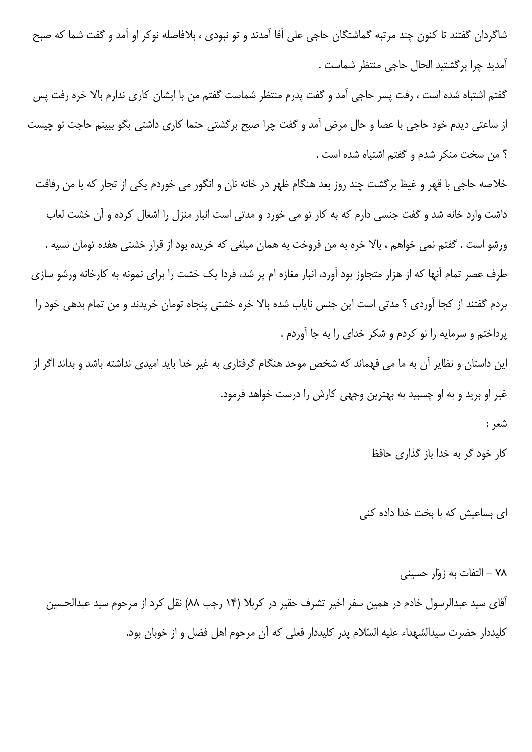شاگردان گفتند تا کنون چند مرتبه گماشتگان حاجی علی آقا آمدند و تو نبودی ، بلافاصله نوکر او آمد و گفت شما که صبح آمدید چرا برگشتید الحال حاجی منتظر شماست .

گفتم اشتباه شده است ، رفت پسر حاجی آمد و گفت پدرم منتظر شماست گفتم من با ایشان کاری ندارم بالا خره رفت پس از ساعتی دیدم خود حاجی با عصا و حال مرض آمد و گفت چرا صبح برگشتی حتما کاری داشتی بگو ببینم حاجت تو چیست ؟ من سخت منکر شدم و گفتم اشتباه شده است .

خلاصه حاجی با قهر و غیظ برگشت چند روز بعد هنگام ظهر در خانه نان و انگور می خوردم یکی از تجار که با من رفاقت داشت وارد خانه شد و گفت جنسی دارم که به کار تو می خورد و مدتی است انبار منزل را اشغال کرده و آن خشت لعاب ورشو است . گفتم نمی خواهم ، بالا خره به من فروخت به همان مبلغی که خریده بود از قرار خشتی هفده تومان نسیه .

طرف عصر تمام آنها که از هزار متجاوز بود آورد، انبار مغازه ام پر شد، فردا یک خشت را برای نمونه به کارخانه ورشو سازی بردم گفتند از کجا آوردی ؟ مدتی است این جنس نایاب شده بالا خره خشتی پنجاه تومان خریدند و من تمام بدهی خود را پرداختم و سرمایه را نو کردم و شکر خدای را به جا آوردم .

این داستان و نظایر آن به ما می فهماند که شخص موحد هنگام گرفتاری به غیر خدا باید امیدی نداشته باشد و بداند اگر از غیر او برید و به او چسبید به بهترین وجهی کارش را درست خواهد فرمود.

شعر :

کار خود گر به خدا باز گذاری حافظ

ای بساعیش که با بخت خدا داده کنی

۷۸ – التفات به زوّار حسینی

آقای سید عبدالرسول خادم در همین سفر اخیر تشرف حقیر در کربلا (۱۴ رجب ۸۸) نقل کرد از مرحوم سید عبدالحسین کلیددار حضرت سیدالشهداء علیه السّلام پدر کلیددار فعلی که آن مرحوم اهل فضل و از خوبان بود.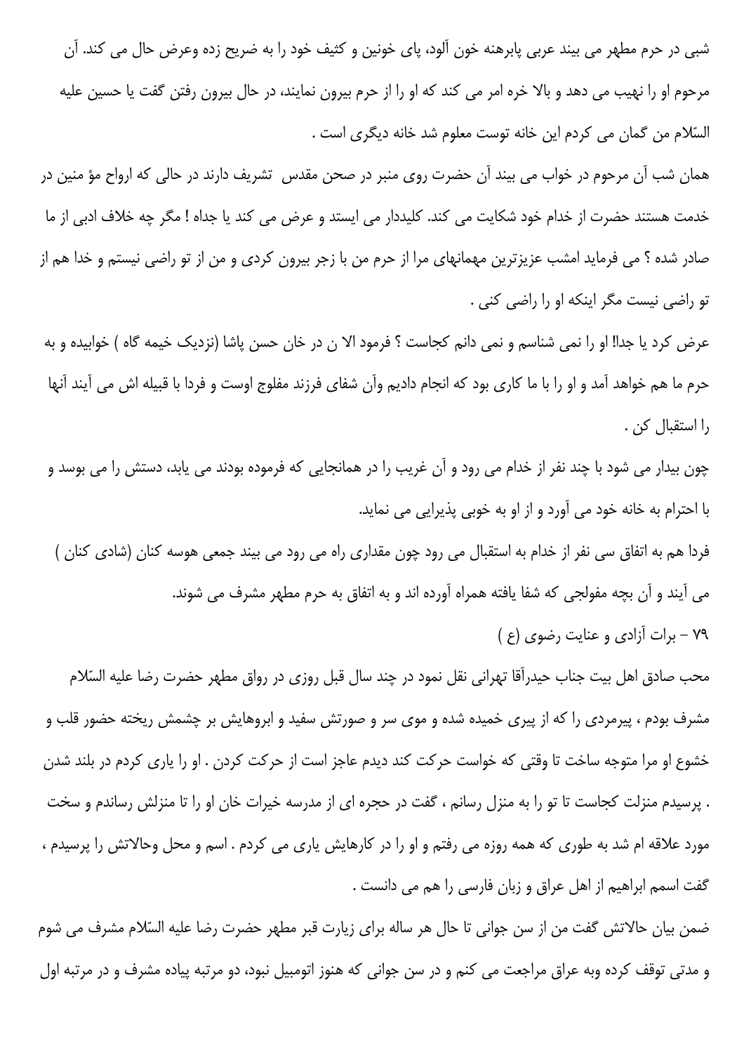شبی در حرم مطهر می بیند عربی پابرهنه خون آلود، پای خونین و کثیف خود را به ضریح زده وعرض حال می کند. آن مرحوم او را نهیب می دهد و بالا خره امر می کند که او را از حرم بیرون نمایند، در حال بیرون رفتن گفت یا حسین علیه السّلام من گمان می کردم این خانه توست معلوم شد خانه دیگری است .

همان شب آن مرحوم در خواب می بیند آن حضرت روی منبر در صحن مقدس تشریف دارند در حالی که ارواح مؤ منین در خدمت هستند حضرت از خدام خود شکایت می کند. کلیددار می ایستد و عرض می کند یا جداه ! مگر چه خلاف ادبی از ما صادر شده ؟ می فرماید امشب عزیزترین مهمانهای مرا از حرم من با زجر بیرون کردی و من از تو راضی نیستم و خدا هم از تو راضی نیست مگر اینکه او را راضی کنی .

عرض کرد یا جدا! او را نمی شناسم و نمی دانم کجاست ؟ فرمود الا ن در خان حسن پاشا (نزدیک خیمه گاه ) خوابیده و به حرم ما هم خواهد آمد و او را با ما کاری بود که انجام دادیم وآن شفای فرزند مفلوج اوست و فردا با قبیله اش می آیند آنها را استقبال کن .

چون بیدار می شود با چند نفر از خدام می رود و آن غریب را در همانجایی که فرموده بودند می یابد، دستش را می بوسد و با احترام به خانه خود می آورد و از او به خوبی پذیرایی می نماید.

فردا هم به اتفاق سی نفر از خدام به استقبال می رود چون مقداری راه می رود می بیند جمعی هوسه کنان (شادی کنان ) می آیند و آن بچه مفولجی که شفا یافته همراه آورده اند و به اتفاق به حرم مطهر مشرف می شوند.

۷۹ - برات آزادی و عنایت رضوی (ع )

محب صادق اهل بیت جناب حیدرآقا تهرانی نقل نمود در چند سال قبل روزی در رواق مطهر حضرت رضا علیه السّلام مشرف بودم ، پیرمردی را که از پیری خمیده شده و موی سر و صورتش سفید و ابروهایش بر چشمش ریخته حضور قلب و خشوع او مرا متوجه ساخت تا وقتی که خواست حرکت کند دیدم عاجز است از حرکت کردن . او را یاری کردم در بلند شدن . پرسیدم منزلت کجاست تا تو را به منزل رسانم ، گفت در حجره ای از مدرسه خیرات خان او را تا منزلش رساندم و سخت مورد علاقه ام شد به طوری که همه روزه می رفتم و او را در کارهایش یاری می کردم . اسم و محل وحالاتش را پرسیدم ، گفت اسمم ابراهیم از اهل عراق و زبان فارسی را هم می دانست .

ضمن بیان حالاتش گفت من از سن جوانی تا حال هر ساله برای زیارت قبر مطهر حضرت رضا علیه السّلام مشرف می شوم و مدتی توقف کرده وبه عراق مراجعت می کنم و در سن جوانی که هنوز اتومبیل نبود، دو مرتبه پیاده مشرف و در مرتبه اول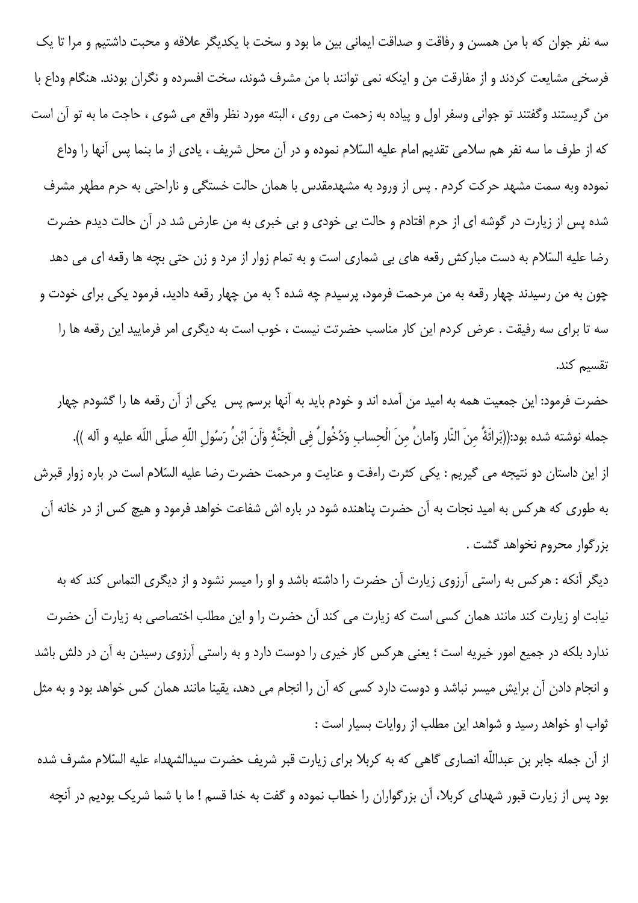سه نفر جوان که با من همسن و رفاقت و صداقت ایمانی بین ما بود و سخت با یکدیگر علاقه و محبت داشتیم و مرا تا یک فرسخی مشایعت کردند و از مفارقت من و اینکه نمی توانند با من مشرف شوند، سخت افسرده و نگران بودند. هنگام وداع با من گریستند وگفتند تو جوانی وسفر اول و پیاده به زحمت می روی ، البته مورد نظر واقع می شوی ، حاجت ما به تو آن است که از طرف ما سه نفر هم سلامی تقدیم امام علیه السّلام نموده و در آن محل شریف ، یادی از ما بنما پس آنها را وداع نموده وبه سمت مشهد حرکت کردم . پس از ورود به مشهدمقدس با همان حالت خستگی و ناراحتی به حرم مطهر مشرف شده پس از زیارت در گوشه ای از حرم افتادم و حالت بی خودی و بی خبری به من عارض شد در آن حالت دیدم حضرت رضا علیه السّلام به دست مبارکش رقعه های بی شماری است و به تمام زوار از مرد و زن حتی بچه ها رقعه ای می دهد چون به من رسیدند چهار رقعه به من مرحمت فرمود، پرسیدم چه شده ؟ به من چهار رقعه دادید، فرمود یکی برای خودت و سه تا برای سه رفیقت . عرض کردم این کار مناسب حضرتت نیست ، خوب است به دیگری امر فرمایید این رقعه ها را تقسیم کند.

حضرت فرمود: این جمعیت همه به امید من آمده اند و خودم باید به آنها برسم پس یکی از آن رقعه ها را گشودم چهار جمله نوشته شده بود:((بَرائَةٌ مِنَ النّار وَامانٌ مِنَ الْحِسابِ وَدُخُولٌ فِی الْجَنَّةِ وَاَنَ ابْنُ رَسُولِ اللّهِ صلّی اللّه علیه و آله )).

از این داستان دو نتیجه می گیریم : یکی کثرت راءفت و عنایت و مرحمت حضرت رضا علیه السّلام است در باره زوار قبرش به طوری که هرکس به امید نجات به آن حضرت پناهنده شود در باره اش شفاعت خواهد فرمود و هیچ کس از در خانه آن بزرگوار محروم نخواهد گشت .

دیگر آنکه : هرکس به راستی آرزوی زیارت آن حضرت را داشته باشد و او را میسر نشود و از دیگری التماس کند که به نیابت او زیارت کند مانند همان کسی است که زیارت می کند آن حضرت را و این مطلب اختصاصی به زیارت آن حضرت ندارد بلکه در جمیع امور خیریه است ؛ یعنی هرکس کار خیری را دوست دارد و به راستی آرزوی رسیدن به آن در دلش باشد و انجام دادن آن برایش میسر نباشد و دوست دارد کسی که آن را انجام می دهد، یقینا مانند همان کس خواهد بود و به مثل ثواب او خواهد رسید و شواهد این مطلب از روایات بسیار است :

از آن جمله جابر بن عبداللّه انصاری گاهی که به کربلا برای زیارت قبر شریف حضرت سیدالشهداء علیه السّلام مشرف شده بود پس از زیارت قبور شهدای کربلا، آن بزرگواران را خطاب نموده و گفت به خدا قسم ! ما با شما شریک بودیم در آنچه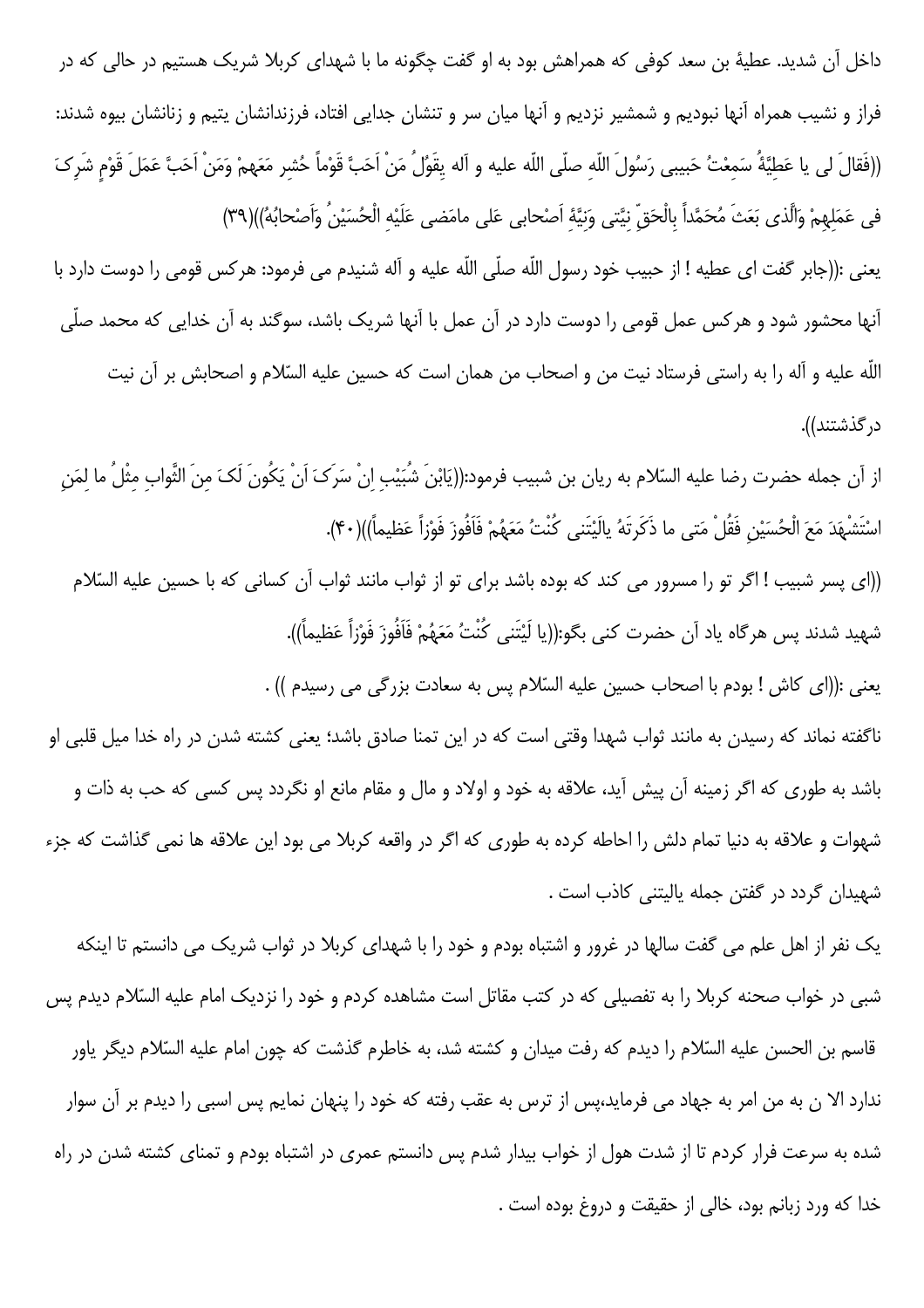داخل آن شدید. عطیهٔ بن سعد کوفی که همراهش بود به او گفت چگونه ما با شهدای کربلا شریک هستیم در حالی که در فراز و نشیب همراه آنها نبودیم و شمشیر نزدیم و آنها میان سر و تنشان جدایی افتاد، فرزندانشان یتیم و زنانشان بیوه شدند: ((فَقالَ لی یا عَطِیَّةُ سَمِعْتُ حَبیبی رَسُولَ اللّهِ صلّی اللّه علیه و آله یِقَوُلُ مَنْ اَحَبَّ قَوْماً حُشِر مَعَهمْ وَمَنْ اَحَبَّ عَمَلَ قَوْمٍ شَرِکَ فی عَمَلِهِمْ وَالَّذی بَعَثَ مُحَمَّداً بِالْحَقِّ نِیَّتی وَنِیَّةَ اَصْحابی عَلی مامَضی عَلَیْهِ الْحُسَیْنُ وَاَصْحابُهُ))(۳۹)

یعنی :((جابر گفت ای عطیه ! از حبیب خود رسول اللّه صلّی اللّه علیه و آله شنیدم می فرمود: هرکس قومی را دوست دارد با آنها محشور شود و هرکس عمل قومی را دوست دارد در آن عمل با آنها شریک باشد، سوگند به آن خدایی که محمد صلّی اللّه علیه و آله را به راستی فرستاد نیت من و اصحاب من همان است که حسین علیه السّلام و اصحابش بر آن نیت درگذشتند)).

از آن جمله حضرت رضا علیه السّلام به ریان بن شبیب فرمود:((یَابْنَ شُبَیْبِ اِنْ سَرَکَ اَنْ یَکُونَ لَکَ مِنَ الثَّوابِ مِثْلُ ما لِمَنِ اسْتَشْهَدَ مَعَ الْحُسَیْنِ فَقُلْ مَتی ما ذَکَرتَهُ یالَیْتَنی کُنْتُ مَعَهُمْ فَاَفُوزَ فَوْزاً عَظیماً))(۴۰).

((ای پسر شبیب ! اگر تو را مسرور می کند که بوده باشد برای تو از ثواب مانند ثواب آن کسانی که با حسین علیه السّلام شهید شدند پس هرگاه یاد آن حضرت کنی بگو:((یا لَیْتَنی کُنْتُ مَعَهُمْ فَاَفُوزَ فَوْزاً عَظیماً)).

یعنی :((ای کاش ! بودم با اصحاب حسین علیه السّلام پس به سعادت بزرگی می رسیدم )) .

ناگفته نماند که رسیدن به مانند ثواب شهدا وقتی است که در این تمنا صادق باشد؛ یعنی کشته شدن در راه خدا میل قلبی او باشد به طوری که اگر زمینه آن پیش آید، علاقه به خود و اولاد و مال و مقام مانع او نگردد پس کسی که حب به ذات و شهوات و علاقه به دنیا تمام دلش را احاطه کرده به طوری که اگر در واقعه کربلا می بود این علاقه ها نمی گذاشت که جزء شهیدان گردد در گفتن جمله یالیتنی کاذب است .

یک نفر از اهل علم می گفت سالها در غرور و اشتباه بودم و خود را با شهدای کربلا در ثواب شریک می دانستم تا اینکه شبی در خواب صحنه کربلا را به تفصیلی که در کتب مقاتل است مشاهده کردم و خود را نزدیک امام علیه السّلام دیدم پس قاسم بن الحسن علیه السّلام را دیدم که رفت میدان و کشته شد، به خاطرم گذشت که چون امام علیه السّلام دیگر یاور ندارد الا ن به من امر به جهاد می فرماید،پس از ترس به عقب رفته که خود را پنهان نمایم پس اسبی را دیدم بر آن سوار شده به سرعت فرار کردم تا از شدت هول از خواب بیدار شدم پس دانستم عمری در اشتباه بودم و تمنای کشته شدن در راه خدا که ورد زبانم بود، خالی از حقیقت و دروغ بوده است .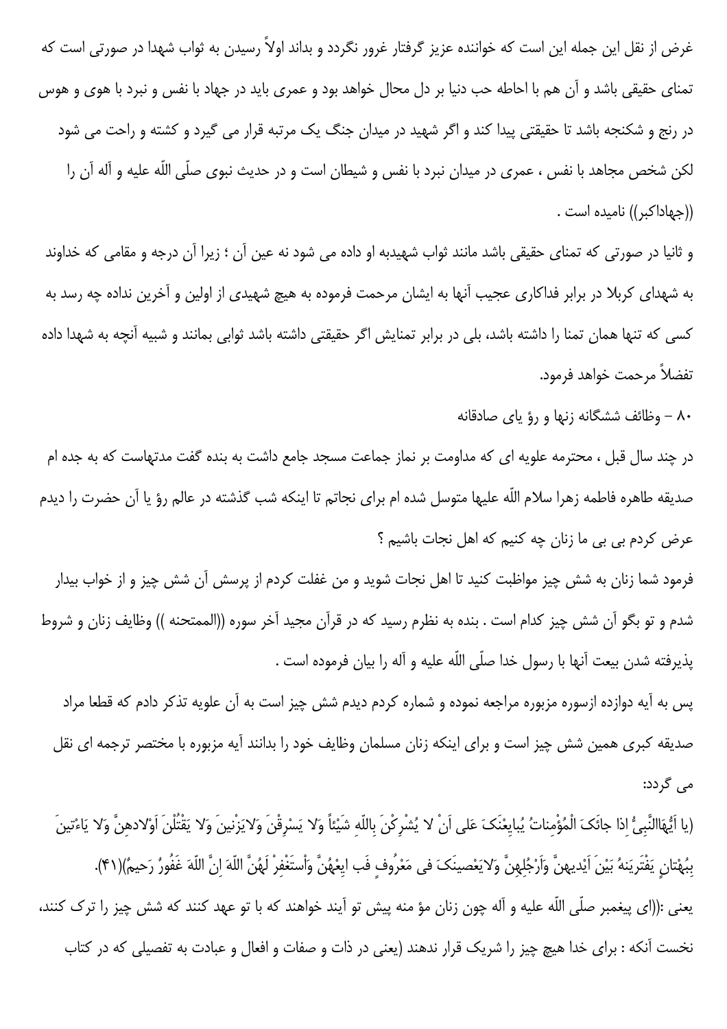غرض از نقل این جمله این است که خواننده عزیز گرفتار غرور نگردد و بداند اولاً رسیدن به ثواب شهدا در صورتی است که تمنای حقیقی باشد و آن هم با احاطه حب دنیا بر دل محال خواهد بود و عمری باید در جهاد با نفس و نبرد با هوی و هوس در رنج و شکنجه باشد تا حقیقتی پیدا کند و اگر شهید در میدان جنگ یک مرتبه قرار می گیرد و کشته و راحت می شود لکن شخص مجاهد با نفس ، عمری در میدان نبرد با نفس و شیطان است و در حدیث نبوی صلّی اللّه علیه و آله آن را ((جهاداکبر)) نامیده است .

و ثانیا در صورتی که تمنای حقیقی باشد مانند ثواب شهیدبه او داده می شود نه عین آن ؛ زیرا آن درجه و مقامی که خداوند به شهدای کربلا در برابر فداکاری عجیب آنها به ایشان مرحمت فرموده به هیچ شهیدی از اولین و آخرین نداده چه رسد به کسی که تنها همان تمنا را داشته باشد، بلی در برابر تمنایش اگر حقیقتی داشته باشد ثوابی بمانند و شبیه آنچه به شهدا داده تفضلاً مرحمت خواهد فرمود.

۸۰ - وظائف ششگانه زنها و رؤ یای صادقانه

در چند سال قبل ، محترمه علویه ای که مداومت بر نماز جماعت مسجد جامع داشت به بنده گفت مدتهاست که به جده ام صدیقه طاهره فاطمه زهرا سلام اللّه علیها متوسل شده ام برای نجاتم تا اینکه شب گذشته در عالم رؤ یا آن حضرت را دیدم عرض کردم بی بی ما زنان چه کنیم که اهل نجات باشیم ؟

فرمود شما زنان به شش چیز مواظبت کنید تا اهل نجات شوید و من غفلت کردم از پرسش آن شش چیز و از خواب بیدار شدم و تو بگو آن شش چیز کدام است . بنده به نظرم رسید که در قرآن مجید آخر سوره ((الممتحنه )) وظایف زنان و شروط پذیرفته شدن بیعت آنها با رسول خدا صلّی اللّه علیه و آله را بیان فرموده است .

پس به آیه دوازده ازسوره مزبوره مراجعه نموده و شماره کردم دیدم شش چیز است به آن علویه تذکر دادم که قطعا مراد صدیقه کبری همین شش چیز است و برای اینکه زنان مسلمان وظایف خود را بدانند آیه مزبوره با مختصر ترجمه ای نقل می گردد:

(یا اَیُّهَاالنَّبِیُّ اِذا جائَکَ الْمُؤْمِناتُ یُبایِعْنَکَ عَلی اَنْ لا یُشْرِکْنَ بِاللّهِ شَیْئاً وَلا یَسْرِقْنَ وَلایَزْنینَ وَلا یَقْتُلْنَ اَوْلادهنَّ وَلا یَاءْتینَ بِبُهْتانٍ یَفْتَرینَهُ بَیْنَ اَیْدیهنَّ وَاَرْجُلِهِنَّ وَلایَعْصینَکَ فی مَعْرُوفٍ فَب ایِعْهُنَّ وَاْستَغْفِرْ لَهُنَّ اللّهَ اِنَّ اللّهَ غَفُورٌ رَحیمٌ)(۴۱).

یعنی :((ای پیغمبر صلّی اللّه علیه و آله چون زنان مؤ منه پیش تو آیند خواهند که با تو عهد کنند که شش چیز را ترک کنند، نخست آنکه : برای خدا هیچ چیز را شریک قرار ندهند (یعنی در ذات و صفات و افعال و عبادت به تفصیلی که در کتاب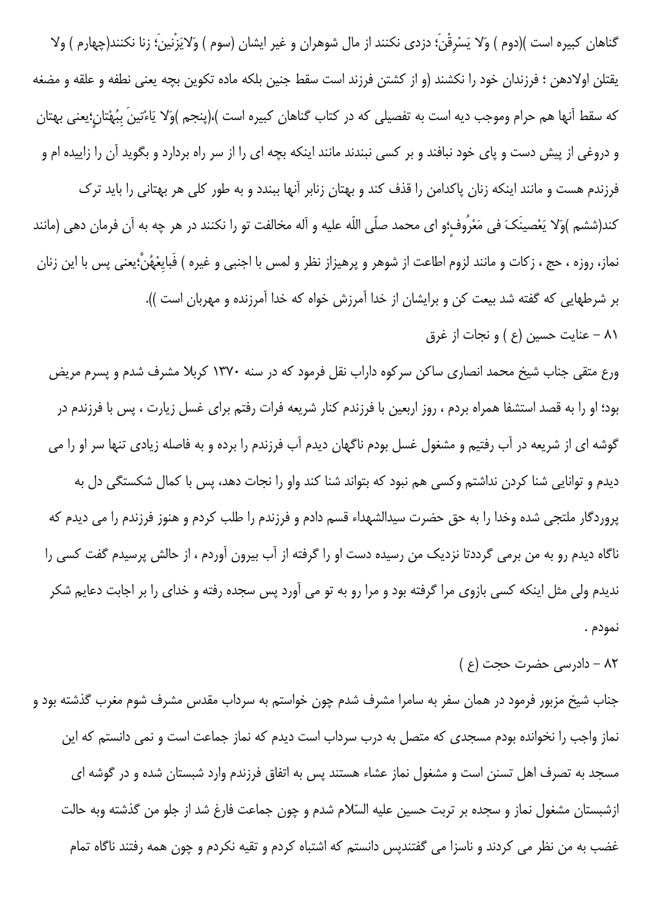گناهان کبیره است )(دوم ) وَلا یَسْرِقْنَ؛ دزدی نکنند از مال شوهران و غیر ایشان (سوم ) وَلایَزْنینَ؛ زنا نکنند(چهارم ) ولا یقتلن اولادهن ؛ فرزندان خود را نکشند (و از کشتن فرزند است سقط جنین بلکه ماده تکوین بچه یعنی نطفه و علقه و مضغه که سقط آنها هم حرام وموجب دیه است به تفصیلی که در کتاب گناهان کبیره است )،(پنجم )وَلا یَاءْتینَ بِبُهْتانٍ؛یعنی بهتان و دروغی از پیش دست و پای خود نبافند و بر کسی نبندند مانند اینکه بچه ای را از سر راه بردارد و بگوید آن را زاییده ام و فرزندم هست و مانند اینکه زنان پاکدامن را قذف کند و بهتان زنابر آنها ببندد و به طور کلی هر بهتانی را باید ترک کند(ششم )وَلا یَعْصینَکَ فی مَعْرُوفٍ؛و ای محمد صلّی اللّه علیه و آله مخالفت تو را نکنند در هر چه به آن فرمان دهی (مانند نماز، روزه ، حج ، زکات و مانند لزوم اطاعت از شوهر و پرهیزاز نظر و لمس با اجنبی و غیره ) فَبایِعْهُنَّ؛یعنی پس با این زنان بر شرطهایی که گفته شد بیعت کن و برایشان از خدا آمرزش خواه که خدا آمرزنده و مهربان است )).

۸۱ – عنایت حسین (ع ) و نجات از غرق

ورع متقی جناب شیخ محمد انصاری ساکن سرکوه داراب نقل فرمود که در سنه ۱۳۷۰ کربلا مشرف شدم و پسرم مریض بود؛ او را به قصد استشفا همراه بردم ، روز اربعین با فرزندم کنار شریعه فرات رفتم برای غسل زیارت ، پس با فرزندم در گوشه ای از شریعه در آب رفتیم و مشغول غسل بودم ناگهان دیدم آب فرزندم را برده و به فاصله زیادی تنها سر او را می دیدم و توانایی شنا کردن نداشتم وکسی هم نبود که بتواند شنا کند واو را نجات دهد، پس با کمال شکستگی دل به پروردگار ملتجی شده وخدا را به حق حضرت سیدالشهداء قسم دادم و فرزندم را طلب کردم و هنوز فرزندم را می دیدم که ناگاه دیدم رو به من برمی گرددتا نزدیک من رسیده دست او را گرفته از آب بیرون آوردم ، از حالش پرسیدم گفت کسی را ندیدم ولی مثل اینکه کسی بازوی مرا گرفته بود و مرا رو به تو می آورد پس سجده رفته و خدای را بر اجابت دعایم شکر نمودم .

۸۲ – دادرسی حضرت حجت (ع )

جناب شیخ مزبور فرمود در همان سفر به سامرا مشرف شدم چون خواستم به سرداب مقدس مشرف شوم مغرب گذشته بود و نماز واجب را نخوانده بودم مسجدی که متصل به درب سرداب است دیدم که نماز جماعت است و نمی دانستم که این مسجد به تصرف اهل تسنن است و مشغول نماز عشاء هستند پس به اتفاق فرزندم وارد شبستان شده و در گوشه ای ازشبستان مشغول نماز و سجده بر تربت حسین علیه السّلام شدم و چون جماعت فارغ شد از جلو من گذشته وبه حالت غضب به من نظر می کردند و ناسزا می گفتندپس دانستم که اشتباه کردم و تقیه نکردم و چون همه رفتند ناگاه تمام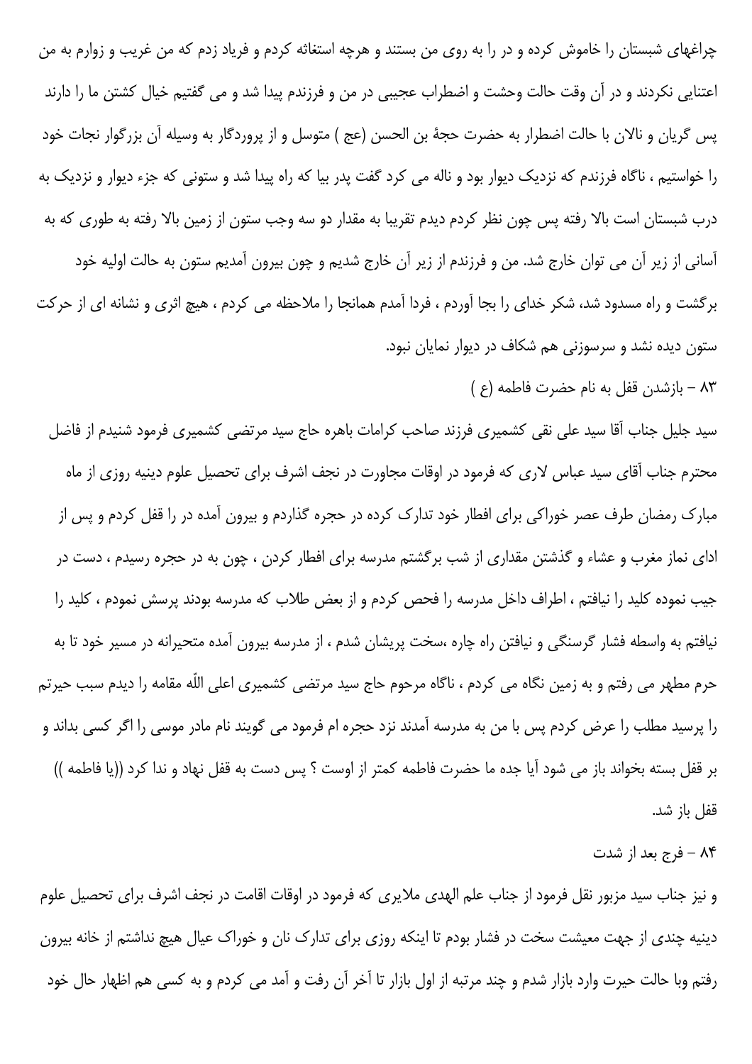چراغهای شبستان را خاموش کرده و در را به روی من بستند و هرچه استغاثه کردم و فریاد زدم که من غریب و زوارم به من اعتنایی نکردند و در آن وقت حالت وحشت و اضطراب عجیبی در من و فرزندم پیدا شد و می گفتیم خیال کشتن ما را دارند پس گریان و نالان با حالت اضطرار به حضرت حجهٔ بن الحسن (عج ) متوسل و از پروردگار به وسیله آن بزرگوار نجات خود را خواستیم ، ناگاه فرزندم که نزدیک دیوار بود و ناله می کرد گفت پدر بیا که راه پیدا شد و ستونی که جزء دیوار و نزدیک به درب شبستان است بالا رفته پس چون نظر کردم دیدم تقریبا به مقدار دو سه وجب ستون از زمین بالا رفته به طوری که به آسانی از زیر آن می توان خارج شد. من و فرزندم از زیر آن خارج شدیم و چون بیرون آمدیم ستون به حالت اولیه خود برگشت و راه مسدود شد، شکر خدای را بجا آوردم ، فردا آمدم همانجا را ملاحظه می کردم ، هیچ اثری و نشانه ای از حرکت ستون دیده نشد و سرسوزنی هم شکاف در دیوار نمایان نبود.

### ۸۳ - بازشدن قفل به نام حضرت فاطمه (ع )

سید جلیل جناب آقا سید علی نقی کشمیری فرزند صاحب کرامات باهره حاج سید مرتضی کشمیری فرمود شنیدم از فاضل محترم جناب آقای سید عباس لاری که فرمود در اوقات مجاورت در نجف اشرف برای تحصیل علوم دینیه روزی از ماه مبارک رمضان طرف عصر خوراکی برای افطار خود تدارک کرده در حجره گذاردم و بیرون آمده در را قفل کردم و پس از ادای نماز مغرب و عشاء و گذشتن مقداری از شب برگشتم مدرسه برای افطار کردن ، چون به در حجره رسیدم ، دست در جیب نموده کلید را نیافتم ، اطراف داخل مدرسه را فحص کردم و از بعض طلاب که مدرسه بودند پرسش نمودم ، کلید را نیافتم به واسطه فشار گرسنگی و نیافتن راه چاره ،سخت پریشان شدم ، از مدرسه بیرون آمده متحیرانه در مسیر خود تا به حرم مطهر می رفتم و به زمین نگاه می کردم ، ناگاه مرحوم حاج سید مرتضی کشمیری اعلی اللّه مقامه را دیدم سبب حیرتم را پرسید مطلب را عرض کردم پس با من به مدرسه آمدند نزد حجره ام فرمود می گویند نام مادر موسی را اگر کسی بداند و بر قفل بسته بخواند باز می شود آیا جده ما حضرت فاطمه کمتر از اوست ؟ پس دست به قفل نهاد و ندا کرد ((یا فاطمه )) قفل باز شد.

### ۸۴ - فرج بعد از شدت

و نیز جناب سید مزبور نقل فرمود از جناب علم الهدی ملایری که فرمود در اوقات اقامت در نجف اشرف برای تحصیل علوم دینیه چندی از جهت معیشت سخت در فشار بودم تا اینکه روزی برای تدارک نان و خوراک عیال هیچ نداشتم از خانه بیرون رفتم وبا حالت حیرت وارد بازار شدم و چند مرتبه از اول بازار تا آخر آن رفت و آمد می کردم و به کسی هم اظهار حال خود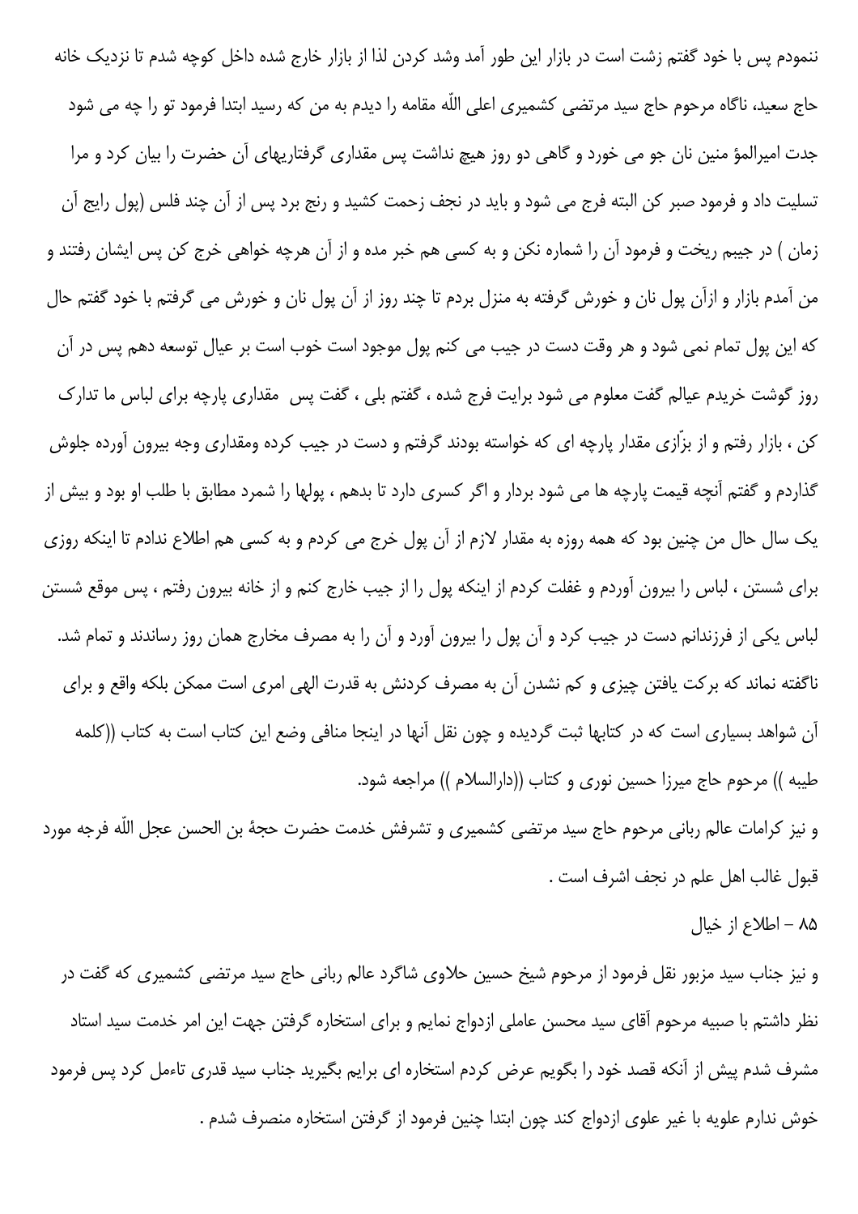ننمودم پس با خود گفتم زشت است در بازار این طور آمد وشد کردن لذا از بازار خارج شده داخل کوچه شدم تا نزدیک خانه حاج سعید، ناگاه مرحوم حاج سید مرتضی کشمیری اعلی اللّه مقامه را دیدم به من که رسید ابتدا فرمود تو را چه می شود جدت امیرالمؤ منین نان جو می خورد و گاهی دو روز هیچ نداشت پس مقداری گرفتاریهای آن حضرت را بیان کرد و مرا تسلیت داد و فرمود صبر کن البته فرج می شود و باید در نجف زحمت کشید و رنج برد پس از آن چند فلس (پول رایج آن زمان ) در جیبم ریخت و فرمود آن را شماره نکن و به کسی هم خبر مده و از آن هرچه خواهی خرج کن پس ایشان رفتند و من آمدم بازار و ازآن پول نان و خورش گرفته به منزل بردم تا چند روز از آن پول نان و خورش می گرفتم با خود گفتم حال که این پول تمام نمی شود و هر وقت دست در جیب می کنم پول موجود است خوب است بر عیال توسعه دهم پس در آن روز گوشت خریدم عیالم گفت معلوم می شود برایت فرج شده ، گفتم بلی ، گفت پس مقداری پارچه برای لباس ما تدارک کن ، بازار رفتم و از بزّازی مقدار پارچه ای که خواسته بودند گرفتم و دست در جیب کرده ومقداری وجه بیرون آورده جلوش گذاردم و گفتم آنچه قیمت پارچه ها می شود بردار و اگر کسری دارد تا بدهم ، پولها را شمرد مطابق با طلب او بود و بیش از یک سال حال من چنین بود که همه روزه به مقدار لازم از آن پول خرج می کردم و به کسی هم اطلاع ندادم تا اینکه روزی برای شستن ، لباس را بیرون آوردم و غفلت کردم از اینکه پول را از جیب خارج کنم و از خانه بیرون رفتم ، پس موقع شستن لباس یکی از فرزندانم دست در جیب کرد و آن پول را بیرون آورد و آن را به مصرف مخارج همان روز رساندند و تمام شد.

ناگفته نماند که برکت یافتن چیزی و کم نشدن آن به مصرف کردنش به قدرت الهی امری است ممکن بلکه واقع و برای آن شواهد بسیاری است که در کتابها ثبت گردیده و چون نقل آنها در اینجا منافی وضع این کتاب است به کتاب ((کلمه طیبه )) مرحوم حاج میرزا حسین نوری و کتاب ((دارالسلام )) مراجعه شود.

و نیز کرامات عالم ربانی مرحوم حاج سید مرتضی کشمیری و تشرفش خدمت حضرت حجهٔ بن الحسن عجل اللّه فرجه مورد قبول غالب اهل علم در نجف اشرف است .

۸۵ - اطلاع از خیال

و نیز جناب سید مزبور نقل فرمود از مرحوم شیخ حسین حلاوی شاگرد عالم ربانی حاج سید مرتضی کشمیری که گفت در نظر داشتم با صبیه مرحوم آقای سید محسن عاملی ازدواج نمایم و برای استخاره گرفتن جهت این امر خدمت سید استاد مشرف شدم پیش از آنکه قصد خود را بگویم عرض کردم استخاره ای برایم بگیرید جناب سید قدری تاءمل کرد پس فرمود خوش ندارم علویه با غیر علوی ازدواج کند چون ابتدا چنین فرمود از گرفتن استخاره منصرف شدم .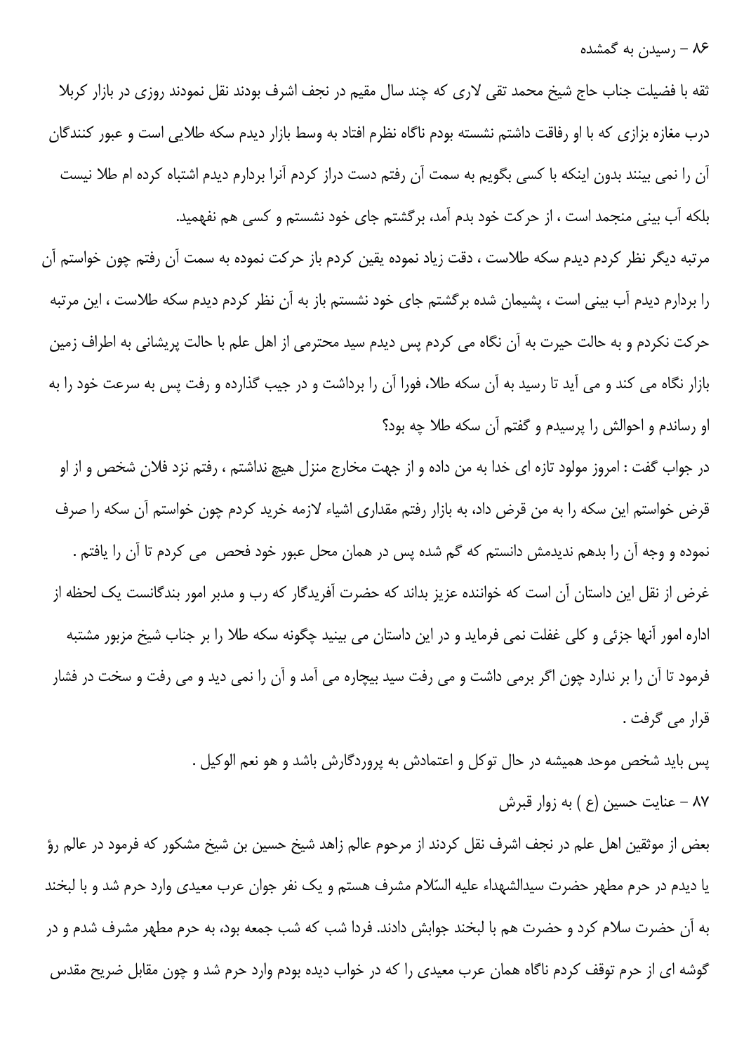## ۸۶ – رسیدن به گمشده

ثقه با فضیلت جناب حاج شیخ محمد تقی لاری که چند سال مقیم در نجف اشرف بودند نقل نمودند روزی در بازار کربلا درب مغازه بزازی که با او رفاقت داشتم نشسته بودم ناگاه نظرم افتاد به وسط بازار دیدم سکه طلایی است و عبور کنندگان آن را نمی بینند بدون اینکه با کسی بگویم به سمت آن رفتم دست دراز کردم آنرا بردارم دیدم اشتباه کرده ام طلا نیست بلکه آب بینی منجمد است ، از حرکت خود بدم آمد، برگشتم جای خود نشستم و کسی هم نفهمید.

مرتبه دیگر نظر کردم دیدم سکه طلاست ، دقت زیاد نموده یقین کردم باز حرکت نموده به سمت آن رفتم چون خواستم آن را بردارم دیدم آب بینی است ، پشیمان شده برگشتم جای خود نشستم باز به آن نظر کردم دیدم سکه طلاست ، این مرتبه حرکت نکردم و به حالت حیرت به آن نگاه می کردم پس دیدم سید محترمی از اهل علم با حالت پریشانی به اطراف زمین بازار نگاه می کند و می آید تا رسید به آن سکه طلا، فورا آن را برداشت و در جیب گذارده و رفت پس به سرعت خود را به او رساندم و احوالش را پرسیدم و گفتم آن سکه طلا چه بود؟

در جواب گفت : امروز مولود تازه ای خدا به من داده و از جهت مخارج منزل هیچ نداشتم ، رفتم نزد فلان شخص و از او قرض خواستم این سکه را به من قرض داد، به بازار رفتم مقداری اشیاء لازمه خرید کردم چون خواستم آن سکه را صرف نموده و وجه آن را بدهم ندیدمش دانستم که گم شده پس در همان محل عبور خود فحص می کردم تا آن را یافتم .

غرض از نقل این داستان آن است که خواننده عزیز بداند که حضرت آفریدگار که رب و مدبر امور بندگانست یک لحظه از اداره امور آنها جزئی و کلی غفلت نمی فرماید و در این داستان می بینید چگونه سکه طلا را بر جناب شیخ مزبور مشتبه فرمود تا آن را بر ندارد چون اگر برمی داشت و می رفت سید بیچاره می آمد و آن را نمی دید و می رفت و سخت در فشار قرار می گرفت .

پس باید شخص موحد همیشه در حال توکل و اعتمادش به پروردگارش باشد و هو نعم الوکیل .

## ۸۷ – عنایت حسین (ع ) به زوار قبرش

بعض از موثقین اهل علم در نجف اشرف نقل کردند از مرحوم عالم زاهد شیخ حسین بن شیخ مشکور که فرمود در عالم رؤ یا دیدم در حرم مطهر حضرت سیدالشهداء علیه السّلام مشرف هستم و یک نفر جوان عرب معیدی وارد حرم شد و با لبخند به آن حضرت سلام کرد و حضرت هم با لبخند جوابش دادند. فردا شب که شب جمعه بود، به حرم مطهر مشرف شدم و در گوشه ای از حرم توقف کردم ناگاه همان عرب معیدی را که در خواب دیده بودم وارد حرم شد و چون مقابل ضریح مقدس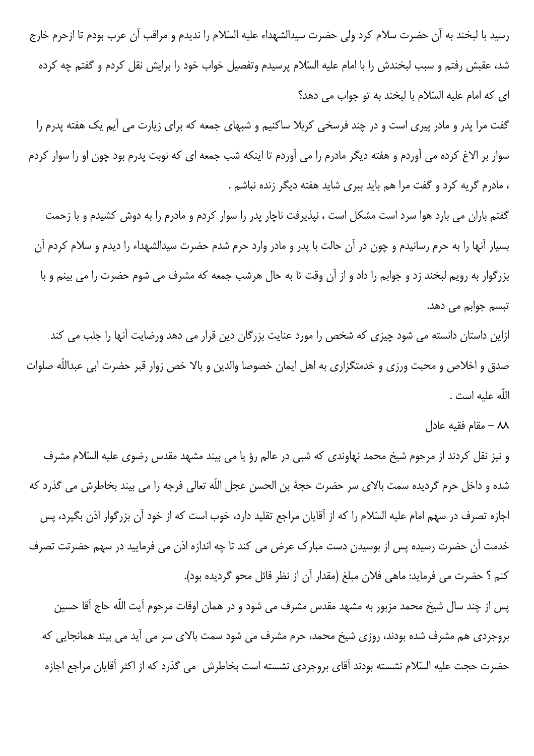رسید با لبخند به آن حضرت سلام کرد ولی حضرت سیدالشهداء علیه السّلام را ندیدم و مراقب آن عرب بودم تا ازحرم خارج شد، عقبش رفتم و سبب لبخندش را با امام علیه السّلام پرسیدم وتفصیل خواب خود را برایش نقل کردم و گفتم چه کرده ای که امام علیه السّلام با لبخند به تو جواب می دهد؟

گفت مرا پدر و مادر پیری است و در چند فرسخی کربلا ساکنیم و شبهای جمعه که برای زیارت می آیم یک هفته پدرم را سوار بر الاغ کرده می آوردم و هفته دیگر مادرم را می آوردم تا اینکه شب جمعه ای که نوبت پدرم بود چون او را سوار کردم ، مادرم گریه کرد و گفت مرا هم باید ببری شاید هفته دیگر زنده نباشم .

گفتم باران می بارد هوا سرد است مشکل است ، نپذیرفت ناچار پدر را سوار کردم و مادرم را به دوش کشیدم و با زحمت بسیار آنها را به حرم رسانیدم و چون در آن حالت با پدر و مادر وارد حرم شدم حضرت سیدالشهداء را دیدم و سلام کردم آن بزرگوار به رویم لبخند زد و جوابم را داد و از آن وقت تا به حال هرشب جمعه که مشرف می شوم حضرت را می بینم و با تبسم جوابم می دهد.

ازاین داستان دانسته می شود چیزی که شخص را مورد عنایت بزرگان دین قرار می دهد ورضایت آنها را جلب می کند صدق و اخلاص و محبت ورزی و خدمتگزاری به اهل ایمان خصوصا والدین و بالا خص زوار قبر حضرت ابی عبداللّه صلوات اللّه علیه است .

۸۸ – مقام فقیه عادل

و نیز نقل کردند از مرحوم شیخ محمد نهاوندی که شبی در عالم رؤ یا می بیند مشهد مقدس رضوی علیه السّلام مشرف شده و داخل حرم گردیده سمت بالای سر حضرت حجهٔ بن الحسن عجل اللّه تعالی فرجه را می بیند بخاطرش می گذرد که اجازه تصرف در سهم امام علیه السّلام را که از آقایان مراجع تقلید دارد، خوب است که از خود آن بزرگوار اذن بگیرد، پس خدمت آن حضرت رسیده پس از بوسیدن دست مبارک عرض می کند تا چه اندازه اذن می فرمایید در سهم حضرتت تصرف کنم ؟ حضرت می فرماید: ماهی فلان مبلغ (مقدار آن از نظر قائل محو گردیده بود).

پس از چند سال شیخ محمد مزبور به مشهد مقدس مشرف می شود و در همان اوقات مرحوم آیت اللّه حاج آقا حسین بروجردی هم مشرف شده بودند، روزی شیخ محمد، حرم مشرف می شود سمت بالای سر می آید می بیند همانجایی که حضرت حجت علیه السّلام نشسته بودند آقای بروجردی نشسته است بخاطرش می گذرد که از اکثر آقایان مراجع اجازه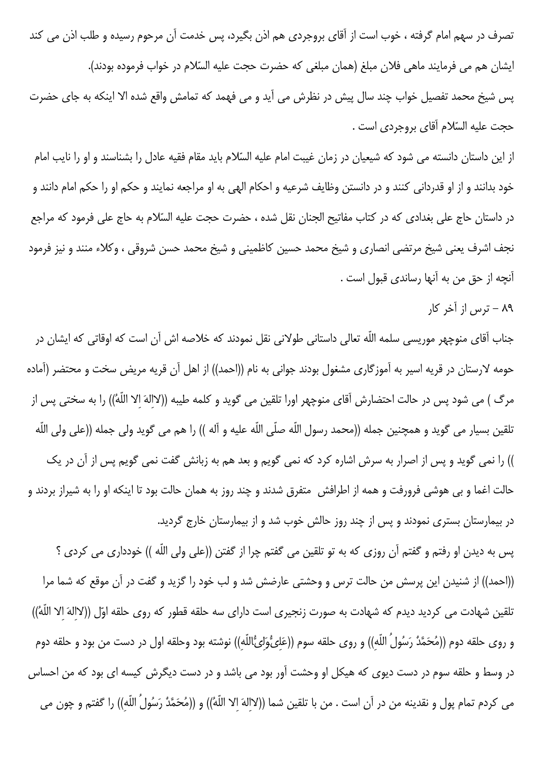تصرف در سهم امام گرفته ، خوب است از آقای بروجردی هم اذن بگیرد، پس خدمت آن مرحوم رسیده و طلب اذن می کند ایشان هم می فرمایند ماهی فلان مبلغ (همان مبلغی که حضرت حجت علیه السّلام در خواب فرموده بودند).

پس شیخ محمد تفصیل خواب چند سال پیش در نظرش می آید و می فهمد که تمامش واقع شده الا اینکه به جای حضرت حجت علیه السّلام آقای بروجردی است .

از این داستان دانسته می شود که شیعیان در زمان غیبت امام علیه السّلام باید مقام فقیه عادل را بشناسند و او را نایب امام خود بدانند و از او قدردانی کنند و در دانستن وظایف شرعیه و احکام الهی به او مراجعه نمایند و حکم او را حکم امام دانند و در داستان حاج علی بغدادی که در کتاب مفاتیح الجنان نقل شده ، حضرت حجت علیه السّلام به حاج علی فرمود که مراجع نجف اشرف یعنی شیخ مرتضی انصاری و شیخ محمد حسین کاظمینی و شیخ محمد حسن شروقی ، وکلاء منند و نیز فرمود آنچه از حق من به آنها رساندی قبول است .

## ۸۹ – ترس از آخر کار

جناب آقای منوچهر موریسی سلمه اللّه تعالی داستانی طولانی نقل نمودند که خلاصه اش آن است که ایشان در اوقاتی که ایشان در حومه لارستان در قریه اسیر به آموزگاری مشغول بودند جوانی به نام ((احمد)) از اهل آن قریه مریض سخت و محتضر (آماده مرگ ) می شود پس در حالت احتضارش آقای منوچهر اورا تلقین می گوید و کلمه طیبه ((لااِلهَ اِلا اللّهُ)) را به سختی پس از تلقین بسیار می گوید و همچنین جمله ((محمد رسول اللّه صلّی اللّه علیه و آله )) را هم می گوید ولی جمله ((علی ولی اللّه )) را نمی گوید و پس از اصرار به سرش اشاره کرد که نمی گویم و بعد هم به زبانش گفت نمی گویم پس از آن در یک حالت اغما و بی هوشی فرورفت و همه از اطرافش متفرق شدند و چند روز به همان حالت بود تا اینکه او را به شیراز بردند و در بیمارستان بستری نمودند و پس از چند روز حالش خوب شد و از بیمارستان خارج گردید.

پس به دیدن او رفتم و گفتم آن روزی که به تو تلقین می گفتم چرا از گفتن ((علی ولی اللّه )) خودداری می کردی ؟ ((احمد)) از شنیدن این پرسش من حالت ترس و وحشتی عارضش شد و لب خود را گزید و گفت در آن موقع که شما مرا تلقین شهادت می کردید دیدم که شهادت به صورت زنجیری است دارای سه حلقه قطور که روی حلقه اوّل ((لااِلهَ اِلا اللّهُ)) و روی حلقه دوم ((مُحَمَّدٌ رَسُولُ اللّهِ)) و روی حلقه سوم ((عَلِیٌّوَلِیُّاللّهِ)) نوشته بود وحلقه اول در دست من بود و حلقه دوم در وسط و حلقه سوم در دست دیوی که هیکل او وحشت آور بود می باشد و در دست دیگرش کیسه ای بود که من احساس می کردم تمام پول و نقدینه من در آن است . من با تلقین شما ((لااِلهَ اِلا اللّهُ)) و ((مُحَمَّدٌ رَسُولُ اللّهِ)) را گفتم و چون می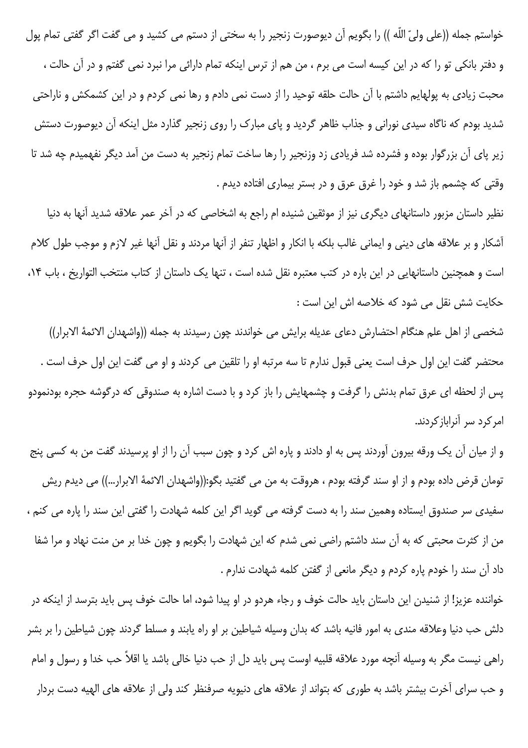خواستم جمله ((علی ولیّ اللّه )) را بگویم آن دیوصورت زنجیر را به سختی از دستم می کشید و می گفت اگر گفتی تمام پول و دفتر بانکی تو را که در این کیسه است می برم ، من هم از ترس اینکه تمام دارائی مرا نبرد نمی گفتم و در آن حالت ، محبت زیادی به پولهایم داشتم با آن حالت حلقه توحید را از دست نمی دادم و رها نمی کردم و در این کشمکش و ناراحتی شدید بودم که ناگاه سیدی نورانی و جذاب ظاهر گردید و پای مبارک را روی زنجیر گذارد مثل اینکه آن دیوصورت دستش زیر پای آن بزرگوار بوده و فشرده شد فریادی زد وزنجیر را رها ساخت تمام زنجیر به دست من آمد دیگر نفهمیدم چه شد تا وقتی که چشمم باز شد و خود را غرق عرق و در بستر بیماری افتاده دیدم .

نظیر داستان مزبور داستانهای دیگری نیز از موثقین شنیده ام راجع به اشخاصی که در آخر عمر علاقه شدید آنها به دنیا آشکار و بر علاقه های دینی و ایمانی غالب بلکه با انکار و اظهار تنفر از آنها مردند و نقل آنها غیر لازم و موجب طول کلام است و همچنین داستانهایی در این باره در کتب معتبره نقل شده است ، تنها یک داستان از کتاب منتخب التواریخ ، باب ۱۴، حکایت شش نقل می شود که خلاصه اش این است :

شخصی از اهل علم هنگام احتضارش دعای عدیله برایش می خواندند چون رسیدند به جمله ((واشهدان الائمهٔ الابرار)) محتضر گفت این اول حرف است یعنی قبول ندارم تا سه مرتبه او را تلقین می کردند و او می گفت این اول حرف است . پس از لحظه ای عرق تمام بدنش را گرفت و چشمهایش را باز کرد و با دست اشاره به صندوقی که درگوشه حجره بودنمودو امرکرد سر آنرابازکردند.

و از میان آن یک ورقه بیرون آوردند پس به او دادند و پاره اش کرد و چون سبب آن را از او پرسیدند گفت من به کسی پنج تومان قرض داده بودم و از او سند گرفته بودم ، هروقت به من می گفتید بگو:((واشهدان الائمهٔ الابرار...)) می دیدم ریش سفیدی سر صندوق ایستاده وهمین سند را به دست گرفته می گوید اگر این کلمه شهادت را گفتی این سند را پاره می کنم ، من از کثرت محبتی که به آن سند داشتم راضی نمی شدم که این شهادت را بگویم و چون خدا بر من منت نهاد و مرا شفا داد آن سند را خودم پاره کردم و دیگر مانعی از گفتن کلمه شهادت ندارم .

خواننده عزیز! از شنیدن این داستان باید حالت خوف و رجاء هردو در او پیدا شود، اما حالت خوف پس باید بترسد از اینکه در دلش حب دنیا وعلاقه مندی به امور فانیه باشد که بدان وسیله شیاطین بر او راه یابند و مسلط گردند چون شیاطین را بر بشر راهی نیست مگر به وسیله آنچه مورد علاقه قلبیه اوست پس باید دل از حب دنیا خالی باشد یا اقلاً حب خدا و رسول و امام و حب سرای آخرت بیشتر باشد به طوری که بتواند از علاقه های دنیویه صرفنظر کند ولی از علاقه های الهیه دست بردار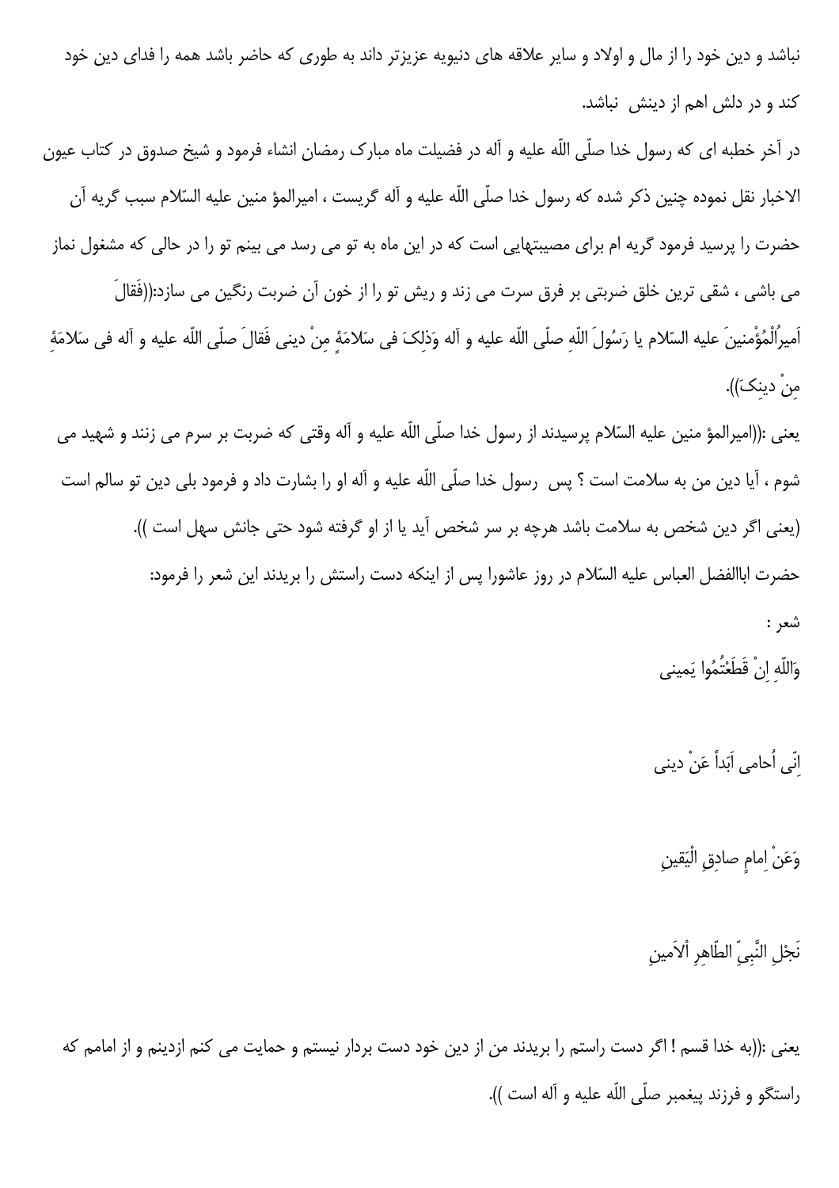نباشد و دین خود را از مال و اولاد و سایر علاقه های دنیویه عزیزتر داند به طوری که حاضر باشد همه را فدای دین خود کند و در دلش اهم از دینش نباشد.

در آخر خطبه ای که رسول خدا صلّی اللّه علیه و آله در فضیلت ماه مبارک رمضان انشاء فرمود و شیخ صدوق در کتاب عیون الاخبار نقل نموده چنین ذکر شده که رسول خدا صلّی اللّه علیه و آله گریست ، امیرالمؤ منین علیه السّلام سبب گریه آن حضرت را پرسید فرمود گریه ام برای مصیبتهایی است که در این ماه به تو می رسد می بینم تو را در حالی که مشغول نماز می باشی ، شقی ترین خلق ضربتی بر فرق سرت می زند و ریش تو را از خون آن ضربت رنگین می سازد:((فَقالَ اَمیرُالْمُؤْمنینَ علیه السّلام یا رَسُولَ اللّهِ صلّی اللّه علیه و آله وَذلِکَ فی سَلامَةٍ مِنْ دینی فَقالَ صلّی اللّه علیه و آله فی سَلامَةٍ مِنْ دینِکَ)).

یعنی :((امیرالمؤ منین علیه السّلام پرسیدند از رسول خدا صلّی اللّه علیه و آله وقتی که ضربت بر سرم می زنند و شهید می شوم ، آیا دین من به سلامت است ؟ پس رسول خدا صلّی اللّه علیه و آله او را بشارت داد و فرمود بلی دین تو سالم است (یعنی اگر دین شخص به سلامت باشد هرچه بر سر شخص آید یا از او گرفته شود حتی جانش سهل است )).

حضرت اباالفضل العباس علیه السّلام در روز عاشورا پس از اینکه دست راستش را بریدند این شعر را فرمود:

شعر :

وَاللّهِ اِنْ قَطَعْتُمُوا یَمینی

اِنّی اُحامی اَبَداً عَنْ دینی

وَعَنْ اِمامٍ صادِقِ الْیَقینِ

نَجْلِ النَّبِیّ الطّاهِرِ اْلاَمینِ

یعنی :((به خدا قسم ! اگر دست راستم را بریدند من از دین خود دست بردار نیستم و حمایت می کنم ازدینم و از امامم که راستگو و فرزند پیغمبر صلّی اللّه علیه و آله است )).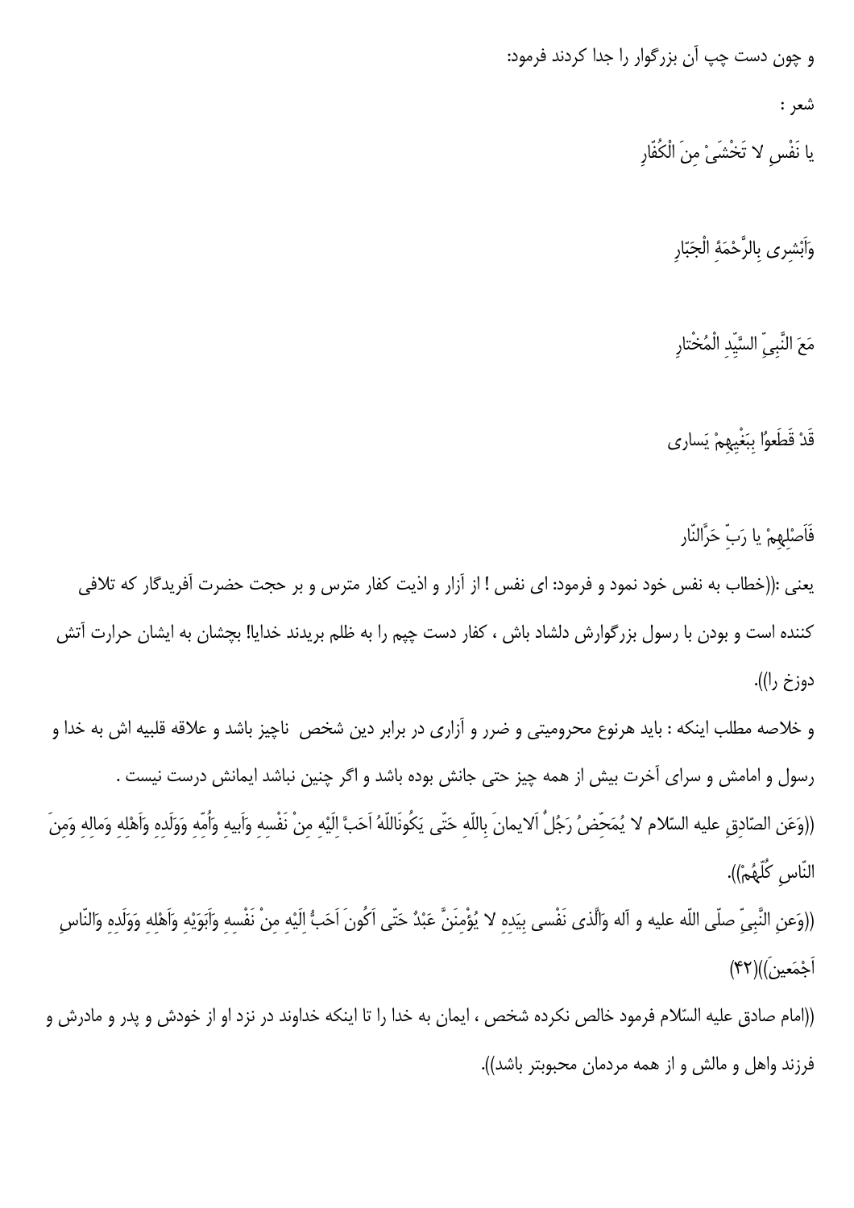و چون دست چپ آن بزرگوار را جدا کردند فرمود:

شعر :

یا نَفْسِ لا تَخْشَیْ مِنَ الْکُفّارِ

وَاَبْشِری بِالرَّحْمَةِ الْجَبّارِ

مَعَ النَّبِیِّ السَّیِّدِ الْمُخْتارِ

قَدْ قَطَعوُا بِبَغْیِهِمْ یَساری

فَاَصْلِهِمْ یا رَبِّ حَرَّالنّار

یعنی :((خطاب به نفس خود نمود و فرمود: ای نفس ! از آزار و اذیت کفار مترس و بر حجت حضرت آفریدگار که تلافی کننده است و بودن با رسول بزرگوارش دلشاد باش ، کفار دست چپم را به ظلم بریدند خدایا! بچشان به ایشان حرارت آتش دوزخ را)).

و خلاصه مطلب اینکه : باید هرنوع محرومیتی و ضرر و آزاری در برابر دین شخص ناچیز باشد و علاقه قلبیه اش به خدا و رسول و امامش و سرای آخرت بیش از همه چیز حتی جانش بوده باشد و اگر چنین نباشد ایمانش درست نیست .

((وَعَن الصّادِقِ علیه السّلام لا یُمَحِّضُ رَجُلٌ اَلایمانَ بِاللّهِ حَتّی یَکُونَاللّهُ اَحَبَّ اِلَیْهِ مِنْ نَفْسِهِ وَاَبیهِ وَاُمِّهِ وَوَلَدِهِ وَاَهْلِهِ وَمالِهِ وَمِنَ النّاسِ کُلِّهُمْ)).

((وَعنِ النَّبِیِّ صلّی اللّه علیه و آله وَالَّذی نَفْسی بِیَدِهِ لا یُؤْمِنَنَّ عَبْدٌ حَتّی اَکُونَ اَحَبُّ اِلَیْهِ مِنْ نَفْسِهِ وَاَبَوَیْهِ وَاَهْلِهِ وَوَلَدِهِ وَالنّاسِ اَجْمَعین))(۴۲)

((امام صادق علیه السّلام فرمود خالص نکرده شخص ، ایمان به خدا را تا اینکه خداوند در نزد او از خودش و پدر و مادرش و فرزند واهل و مالش و از همه مردمان محبوبتر باشد)).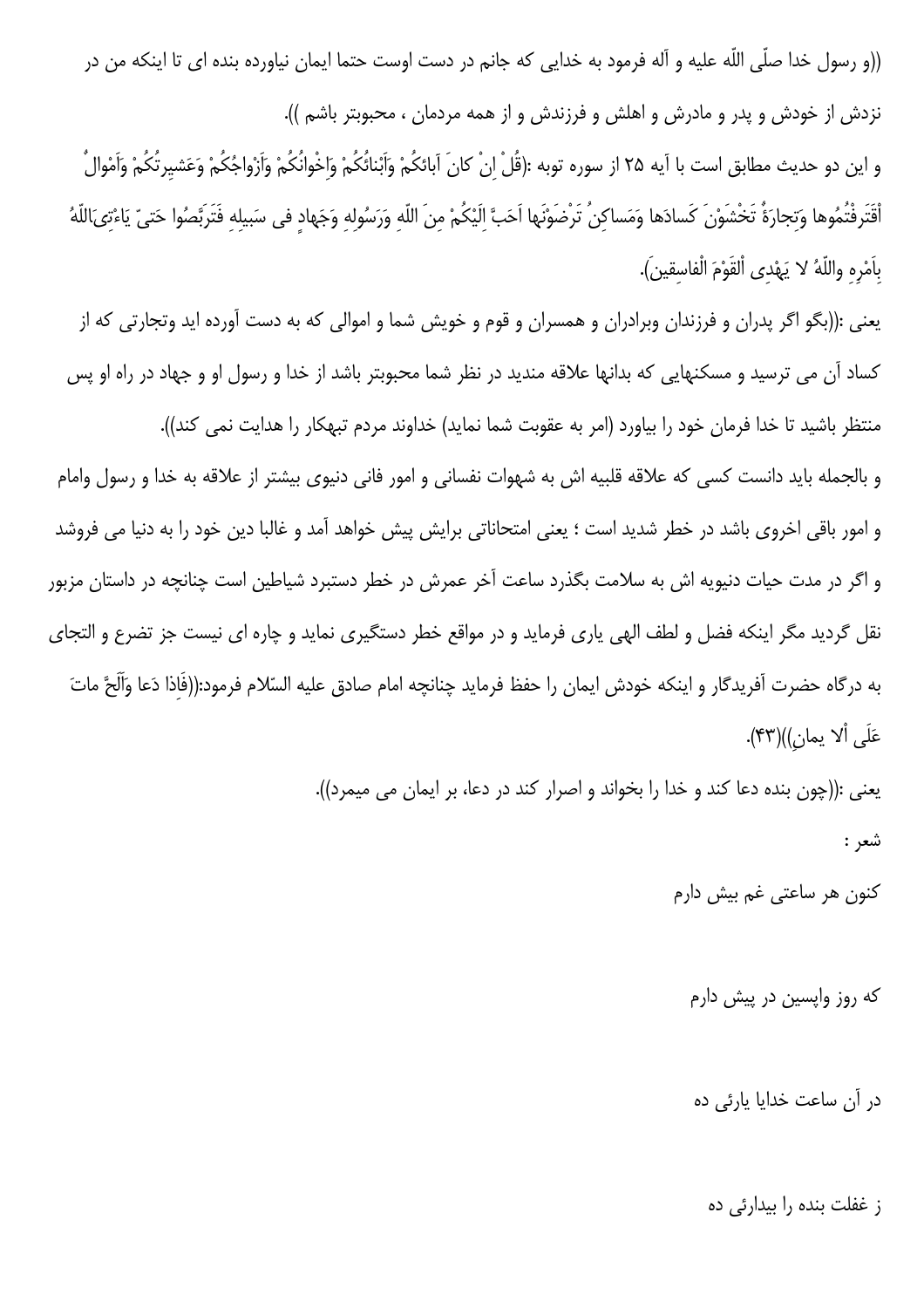((و رسول خدا صلّی اللّه علیه و آله فرمود به خدایی که جانم در دست اوست حتما ایمان نیاورده بنده ای تا اینکه من در نزدش از خودش و پدر و مادرش و اهلش و فرزندش و از همه مردمان ، محبوبتر باشم )).

و این دو حدیث مطابق است با آیه ۲۵ از سوره توبه :(قُلْ اِنْ كانَ آبائُكُمْ وَاَبْنائُكُمْ وَاِخْوانُكُمْ وَاَزْواجُكُمْ وَعَشيرَتُكُمْ وَاَمْوالٌ اَقْتَرَفْتُمُوها وَتِجارَةٌ تَخْشَوْنَ كَسادَها وَمَساكِنُ تَرْضَوْنَها اَحَبَّ اِلَيْكُمْ مِنَ اللّهِ وَرَسُولِهِ وَجَهادٍ فى سَبيلِهِ فَتَرَبَّصُوا حَتىّ يَاءْتِىَ اللّهُ بِاَمْرِهِ واللّهُ لا يَهْدِى اَلقَوْمَ الْفاسِقين).

یعنی :((بگو اگر پدران و فرزندان وبرادران و همسران و قوم و خویش شما و اموالی که به دست آورده اید وتجارتی که از کساد آن می ترسید و مسکنهایی که بدانها علاقه مندید در نظر شما محبوبتر باشد از خدا و رسول او و جهاد در راه او پس منتظر باشید تا خدا فرمان خود را بیاورد (امر به عقوبت شما نماید) خداوند مردم تبهکار را هدایت نمی کند)).

و بالجمله باید دانست کسی که علاقه قلبیه اش به شهوات نفسانی و امور فانی دنیوی بیشتر از علاقه به خدا و رسول وامام و امور باقی اخروی باشد در خطر شدید است ؛ یعنی امتحاناتی برایش پیش خواهد آمد و غالبا دین خود را به دنیا می فروشد و اگر در مدت حیات دنیویه اش به سلامت بگذرد ساعت آخر عمرش در خطر دستبرد شیاطین است چنانچه در داستان مزبور نقل گردید مگر اینکه فضل و لطف الهی یاری فرماید و در مواقع خطر دستگیری نماید و چاره ای نیست جز تضرع و التجای به درگاه حضرت آفریدگار و اینکه خودش ایمان را حفظ فرماید چنانچه امام صادق علیه السّلام فرمود:((فَاِذا دَعا وَاَلَحَّ ماتَ عَلَى اَلا يمانِ))(۴۳).

یعنی :((چون بنده دعا کند و خدا را بخواند و اصرار کند در دعا، بر ایمان می میرد)).

شعر :

کنون هر ساعتی غم بیش دارم

که روز واپسین در پیش دارم

در آن ساعت خدایا یارئی ده

ز غفلت بنده را بیدارئی ده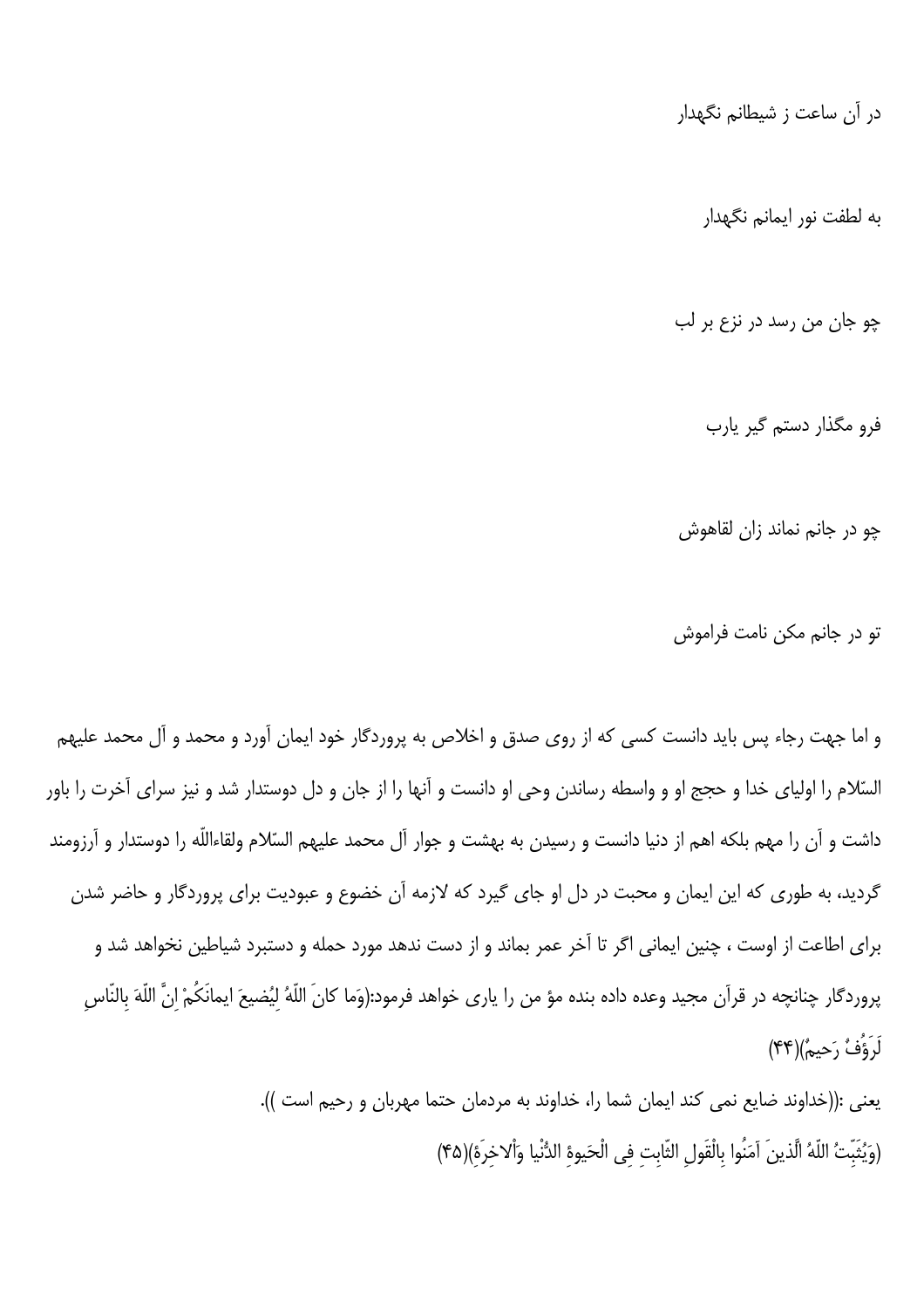در آن ساعت ز شیطانم نگهدار

به لطفت نور ایمانم نگهدار

چو جان من رسد در نزع بر لب

فرو مگذار دستم گیر یارب

چو در جانم نماند زان لقاهوش

تو در جانم مکن نامت فراموش

و اما جهت رجاء پس باید دانست کسی که از روی صدق و اخلاص به پروردگار خود ایمان آورد و محمد و آل محمد علیهم السّلام را اولیای خدا و حجج او و واسطه رساندن وحی او دانست و آنها را از جان و دل دوستدار شد و نیز سرای آخرت را باور داشت و آن را مهم بلکه اهم از دنیا دانست و رسیدن به بهشت و جوار آل محمد علیهم السّلام ولقاءاللّه را دوستدار و آرزومند گردید، به طوری که این ایمان و محبت در دل او جای گیرد که لازمه آن خضوع و عبودیت برای پروردگار و حاضر شدن برای اطاعت از اوست ، چنین ایمانی اگر تا آخر عمر بماند و از دست ندهد مورد حمله و دستبرد شیاطین نخواهد شد و پروردگار چنانچه در قرآن مجید وعده داده بنده مؤ من را یاری خواهد فرمود:(وَما کانَ اللّهُ لِیُضیعَ ایمانَکُمْ اِنَّ اللّهَ بِالنّاسِ لَرَؤُفٌ رَحیمٌ)(۴۴)

یعنی :((خداوند ضایع نمی کند ایمان شما را، خداوند به مردمان حتما مهربان و رحیم است )).

(وَیُثَبِّتُ اللّهُ الَّذینَ آمَنُوا بِالْقَولِ الثّابِتِ فِی الْحَیوةِ الدُّنْیا وَاْلاخِرَةِ)(۴۵)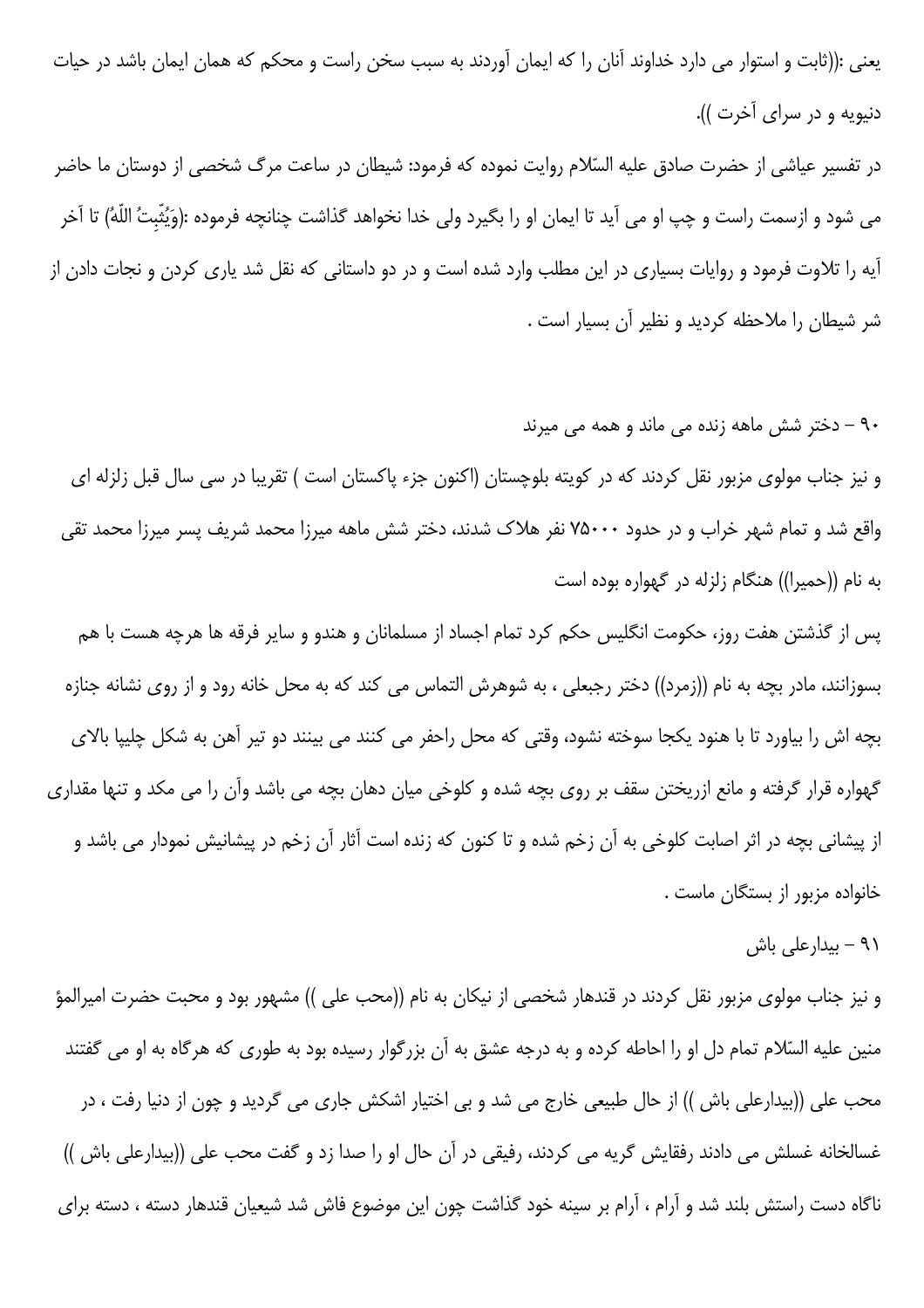یعنی :((ثابت و استوار می دارد خداوند آنان را که ایمان آوردند به سبب سخن راست و محکم که همان ایمان باشد در حیات دنیویه و در سرای آخرت )).

در تفسیر عیاشی از حضرت صادق علیه السّلام روایت نموده که فرمود: شیطان در ساعت مرگ شخصی از دوستان ما حاضر می شود و ازسمت راست و چپ او می آید تا ایمان او را بگیرد ولی خدا نخواهد گذاشت چنانچه فرموده :(وَيُثَبِّتُ اللّهُ) تا آخر آیه را تلاوت فرمود و روایات بسیاری در این مطلب وارد شده است و در دو داستانی که نقل شد یاری کردن و نجات دادن از شر شیطان را ملاحظه کردید و نظیر آن بسیار است .

۹۰ – دختر شش ماهه زنده می ماند و همه می میرند

و نیز جناب مولوی مزبور نقل کردند که در کویته بلوچستان (اکنون جزء پاکستان است ) تقریبا در سی سال قبل زلزله ای واقع شد و تمام شهر خراب و در حدود ۷۵۰۰۰ نفر هلاک شدند، دختر شش ماهه میرزا محمد شریف پسر میرزا محمد تقی به نام ((حمیرا)) هنگام زلزله در گهواره بوده است

پس از گذشتن هفت روز، حکومت انگلیس حکم کرد تمام اجساد از مسلمانان و هندو و سایر فرقه ها هرچه هست با هم بسوزانند، مادر بچه به نام ((زمرد)) دختر رجبعلی ، به شوهرش التماس می کند که به محل خانه رود و از روی نشانه جنازه بچه اش را بیاورد تا با هنود یکجا سوخته نشود، وقتی که محل راحفر می کنند می بینند دو تیر آهن به شکل چلیپا بالای گهواره قرار گرفته و مانع ازریختن سقف بر روی بچه شده و کلوخی میان دهان بچه می باشد وآن را می مکد و تنها مقداری از پیشانی بچه در اثر اصابت کلوخی به آن زخم شده و تا کنون که زنده است آثار آن زخم در پیشانیش نمودار می باشد و خانواده مزبور از بستگان ماست .

۹۱ – بیدارعلی باش

و نیز جناب مولوی مزبور نقل کردند در قندهار شخصی از نیکان به نام ((محب علی )) مشهور بود و محبت حضرت امیرالمؤ منین علیه السّلام تمام دل او را احاطه کرده و به درجه عشق به آن بزرگوار رسیده بود به طوری که هرگاه به او می گفتند محب علی ((بیدارعلی باش )) از حال طبیعی خارج می شد و بی اختیار اشکش جاری می گردید و چون از دنیا رفت ، در غسالخانه غسلش می دادند رفقایش گریه می کردند، رفیقی در آن حال او را صدا زد و گفت محب علی ((بیدارعلی باش )) ناگاه دست راستش بلند شد و آرام ، آرام بر سینه خود گذاشت چون این موضوع فاش شد شیعیان قندهار دسته ، دسته برای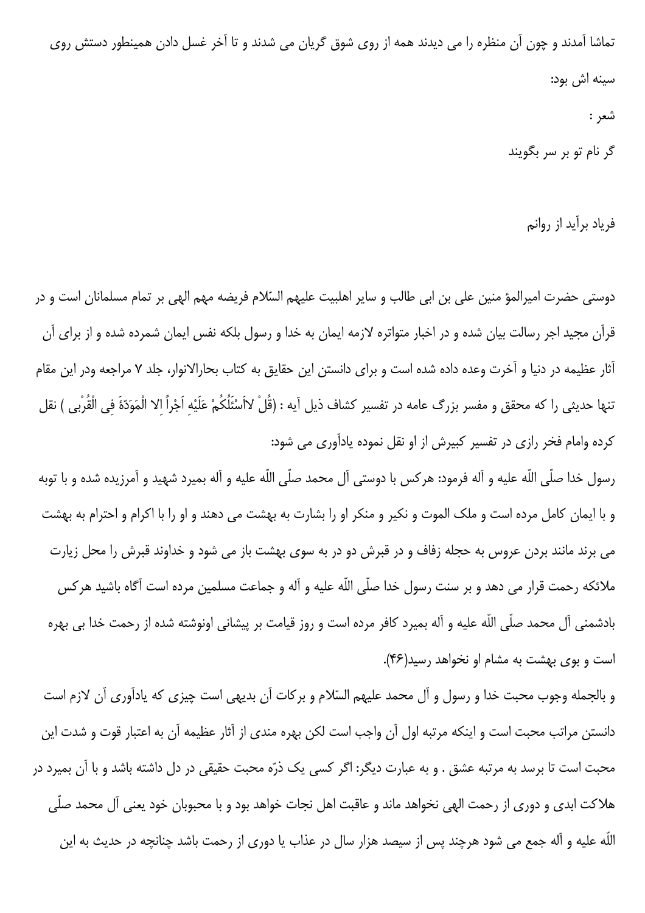تماشا آمدند و چون آن منظره را می دیدند همه از روی شوق گریان می شدند و تا آخر غسل دادن همینطور دستش روی سینه اش بود:

شعر :

گر نام تو بر سر بگویند

فریاد برآید از روانم

دوستی حضرت امیرالمؤ منین علی بن ابی طالب و سایر اهلبیت علیهم السّلام فریضه مهم الهی بر تمام مسلمانان است و در قرآن مجید اجر رسالت بیان شده و در اخبار متواتره لازمه ایمان به خدا و رسول بلکه نفس ایمان شمرده شده و از برای آن آثار عظیمه در دنیا و آخرت وعده داده شده است و برای دانستن این حقایق به کتاب بحارالانوار، جلد ۷ مراجعه ودر این مقام تنها حدیثی را که محقق و مفسر بزرگ عامه در تفسیر کشاف ذیل آیه : (قُلْ لااَسْئَلُکُمْ عَلَیْهِ اَجْراً اِلا الْمَوَدَّةَ فِی الْقُرْبی ) نقل کرده وامام فخر رازی در تفسیر کبیرش از او نقل نموده یادآوری می شود:

رسول خدا صلّی اللّه علیه و آله فرمود: هرکس با دوستی آل محمد صلّی اللّه علیه و آله بمیرد شهید و آمرزیده شده و با توبه و با ایمان کامل مرده است و ملک الموت و نکیر و منکر او را بشارت به بهشت می دهند و او را با اکرام و احترام به بهشت می برند مانند بردن عروس به حجله زفاف و در قبرش دو در به سوی بهشت باز می شود و خداوند قبرش را محل زیارت ملائکه رحمت قرار می دهد و بر سنت رسول خدا صلّی اللّه علیه و آله و جماعت مسلمین مرده است آگاه باشید هرکس بادشمنی آل محمد صلّی اللّه علیه و آله بمیرد کافر مرده است و روز قیامت بر پیشانی اونوشته شده از رحمت خدا بی بهره است و بوی بهشت به مشام او نخواهد رسید(۴۶).

و بالجمله وجوب محبت خدا و رسول و آل محمد علیهم السّلام و برکات آن بدیهی است چیزی که یادآوری آن لازم است دانستن مراتب محبت است و اینکه مرتبه اول آن واجب است لکن بهره مندی از آثار عظیمه آن به اعتبار قوت و شدت این محبت است تا برسد به مرتبه عشق . و به عبارت دیگر: اگر کسی یک ذرّه محبت حقیقی در دل داشته باشد و با آن بمیرد در هلاکت ابدی و دوری از رحمت الهی نخواهد ماند و عاقبت اهل نجات خواهد بود و با محبوبان خود یعنی آل محمد صلّی اللّه علیه و آله جمع می شود هرچند پس از سیصد هزار سال در عذاب یا دوری از رحمت باشد چنانچه در حدیث به این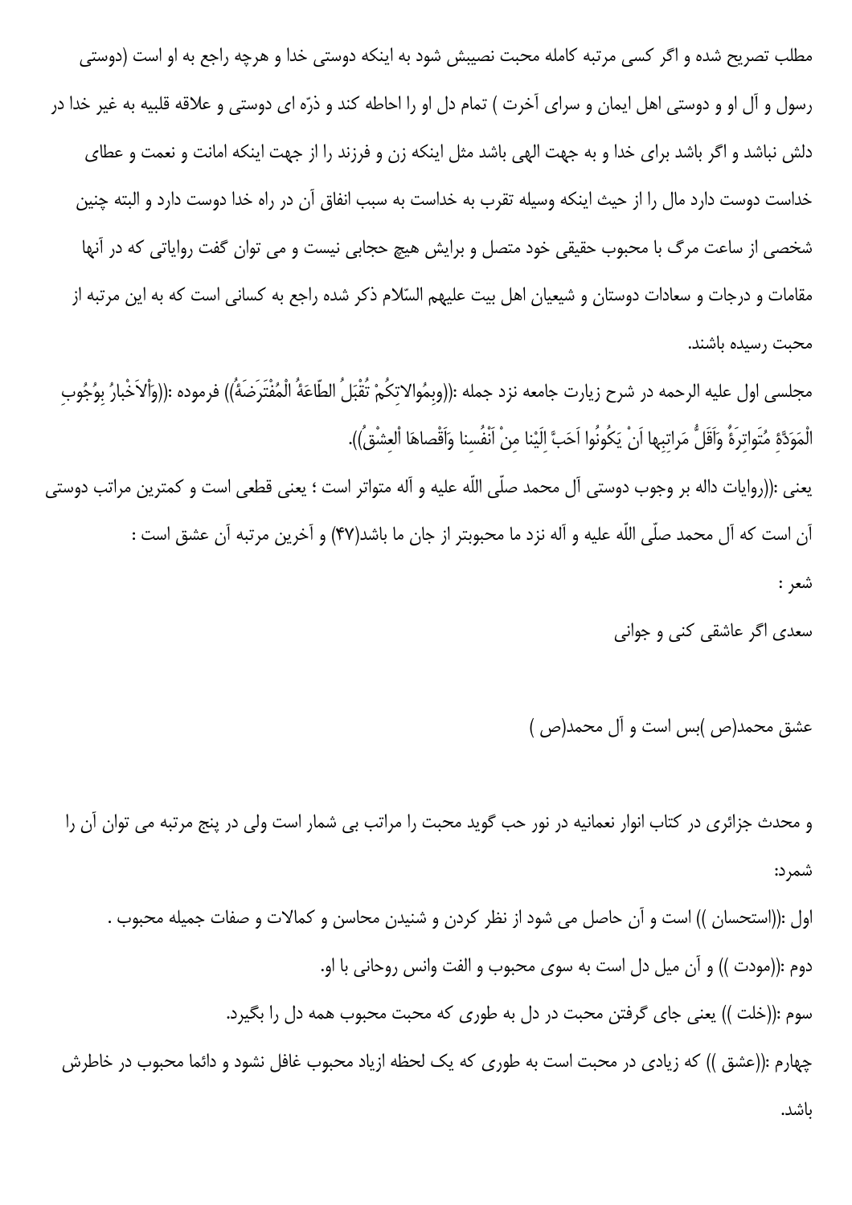مطلب تصریح شده و اگر کسی مرتبه کامله محبت نصیبش شود به اینکه دوستی خدا و هرچه راجع به او است (دوستی رسول و آل او و دوستی اهل ایمان و سرای آخرت ) تمام دل او را احاطه کند و ذرّه ای دوستی و علاقه قلبیه به غیر خدا در دلش نباشد و اگر باشد برای خدا و به جهت الهی باشد مثل اینکه زن و فرزند را از جهت اینکه امانت و نعمت و عطای خداست دوست دارد مال را از حیث اینکه وسیله تقرب به خداست به سبب انفاق آن در راه خدا دوست دارد و البته چنین شخصی از ساعت مرگ با محبوب حقیقی خود متصل و برایش هیچ حجابی نیست و می توان گفت روایاتی که در آنها مقامات و درجات و سعادات دوستان و شیعیان اهل بیت علیهم السّلام ذکر شده راجع به کسانی است که به این مرتبه از محبت رسیده باشند.

مجلسی اول علیه الرحمه در شرح زیارت جامعه نزد جمله :((وبِمُوالاتِکُمْ تُقْبَلُ الطّاعَةُ الْمُفْتَرَضَةُ)) فرموده :((وَالاَخْبارُ بِوُجُوبِ الْمَوَدَّةِ مُتَواتِرَةٌ وَاَقَلُّ مَراتِبِها اَنْ یَکُونُوا اَحَبَّ اِلَیْنا مِنْ اَنْفُسِنا وَاَقْصاهَا الْعِشْقُ)).

یعنی :((روایات داله بر وجوب دوستی آل محمد صلّی اللّه علیه و آله متواتر است ؛ یعنی قطعی است و کمترین مراتب دوستی آن است که آل محمد صلّی اللّه علیه و آله نزد ما محبوبتر از جان ما باشد(۴۷) و آخرین مرتبه آن عشق است :

شعر :

سعدی اگر عاشقی کنی و جوانی

عشق محمد(ص )بس است و آل محمد(ص )

و محدث جزائری در کتاب انوار نعمانیه در نور حب گوید محبت را مراتب بی شمار است ولی در پنج مرتبه می توان آن را شمرد:

اول :((استحسان )) است و آن حاصل می شود از نظر کردن و شنیدن محاسن و کمالات و صفات جمیله محبوب .

دوم :((مودت )) و آن میل دل است به سوی محبوب و الفت وانس روحانی با او.

سوم :((خلت )) یعنی جای گرفتن محبت در دل به طوری که محبت محبوب همه دل را بگیرد.

چهارم :((عشق )) که زیادی در محبت است به طوری که یک لحظه ازیاد محبوب غافل نشود و دائما محبوب در خاطرش باشد.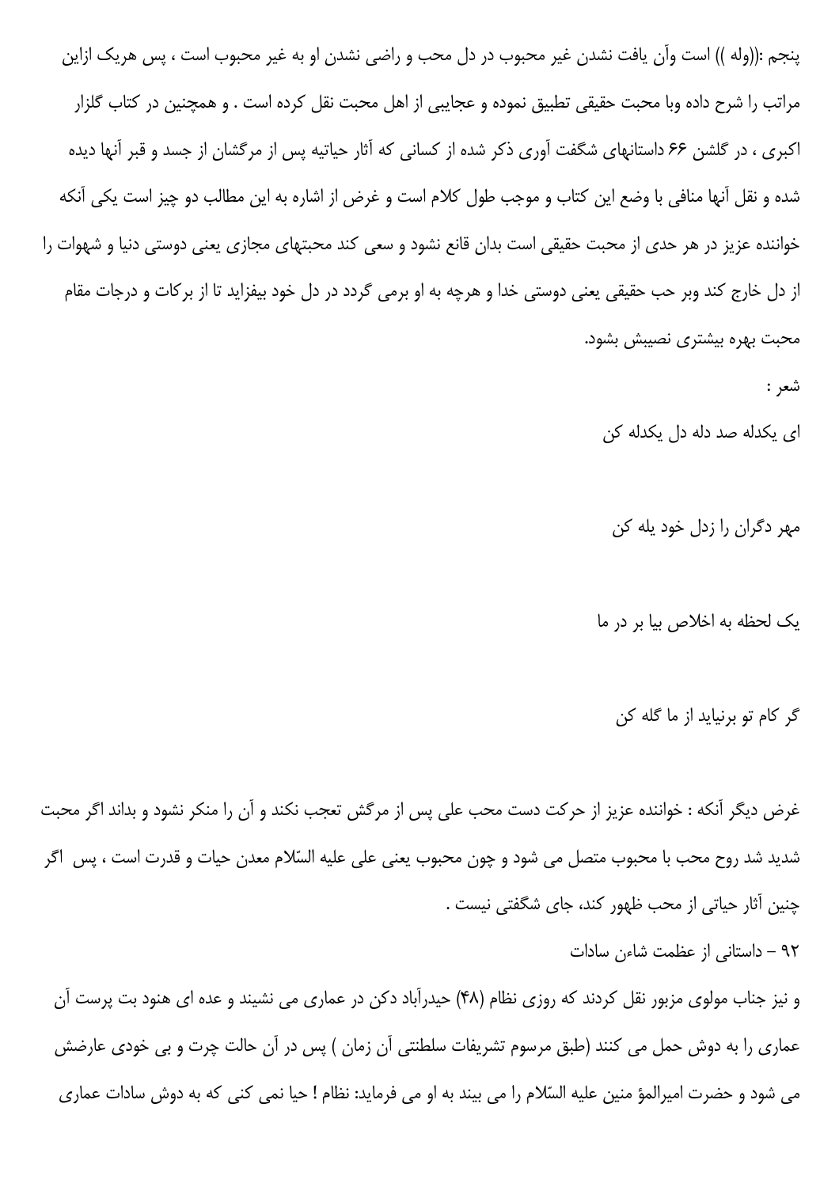پنجم :((وله )) است وآن یافت نشدن غیر محبوب در دل محب و راضی نشدن او به غیر محبوب است ، پس هریک ازاین مراتب را شرح داده وبا محبت حقیقی تطبیق نموده و عجایبی از اهل محبت نقل کرده است . و همچنین در کتاب گلزار اکبری ، در گلشن ۶۶ داستانهای شگفت آوری ذکر شده از کسانی که آثار حیاتیه پس از مرگشان از جسد و قبر آنها دیده شده و نقل آنها منافی با وضع این کتاب و موجب طول کلام است و غرض از اشاره به این مطالب دو چیز است یکی آنکه خواننده عزیز در هر حدی از محبت حقیقی است بدان قانع نشود و سعی کند محبتهای مجازی یعنی دوستی دنیا و شهوات را از دل خارج کند وبر حب حقیقی یعنی دوستی خدا و هرچه به او برمی گردد در دل خود بیفزاید تا از برکات و درجات مقام محبت بهره بیشتری نصیبش بشود.

شعر :

ای یکدله صد دله دل یکدله کن

مهر دگران را زدل خود یله کن

یک لحظه به اخلاص بیا بر در ما

گر کام تو برنیاید از ما گله کن

غرض دیگر آنکه : خواننده عزیز از حرکت دست محب علی پس از مرگش تعجب نکند و آن را منکر نشود و بداند اگر محبت شدید شد روح محب با محبوب متصل می شود و چون محبوب یعنی علی علیه السّلام معدن حیات و قدرت است ، پس اگر چنین آثار حیاتی از محب ظهور کند، جای شگفتی نیست .

۹۲ – داستانی از عظمت شاءن سادات

و نیز جناب مولوی مزبور نقل کردند که روزی نظام (۴۸) حیدرآباد دکن در عماری می نشیند و عده ای هنود بت پرست آن عماری را به دوش حمل می کنند (طبق مرسوم تشریفات سلطنتی آن زمان ) پس در آن حالت چرت و بی خودی عارضش می شود و حضرت امیرالمؤ منین علیه السّلام را می بیند به او می فرماید: نظام ! حیا نمی کنی که به دوش سادات عماری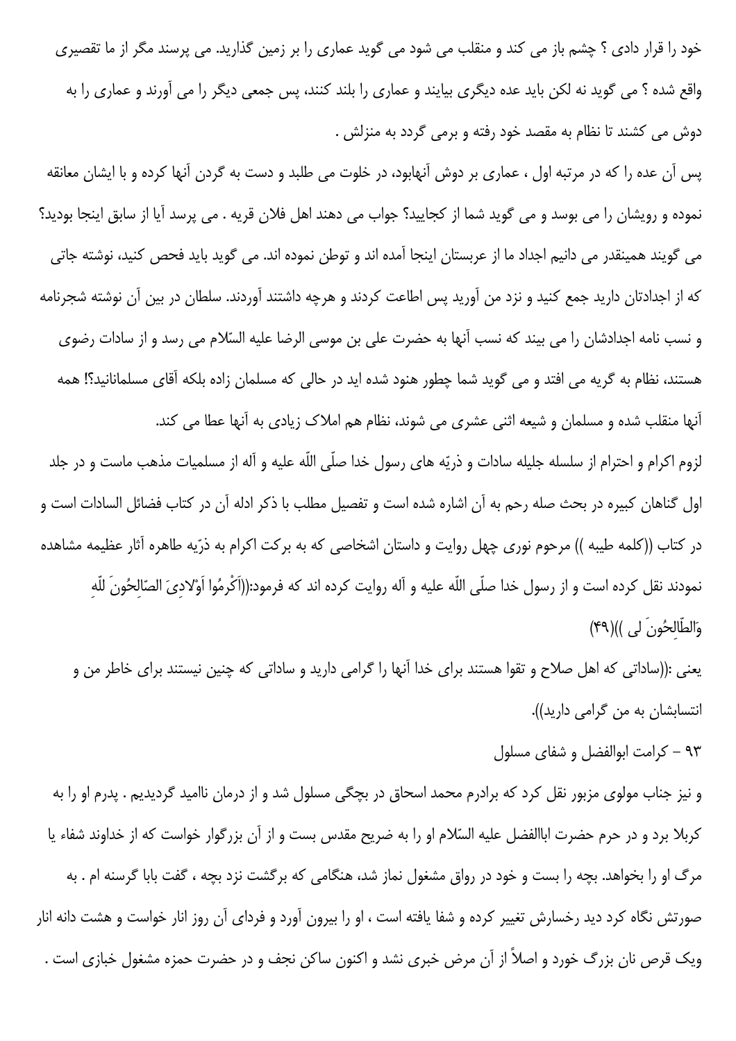خود را قرار دادی ؟ چشم باز می کند و منقلب می شود می گوید عماری را بر زمین گذارید. می پرسند مگر از ما تقصیری واقع شده ؟ می گوید نه لکن باید عده دیگری بیایند و عماری را بلند کنند، پس جمعی دیگر را می آورند و عماری را به دوش می کشند تا نظام به مقصد خود رفته و برمی گردد به منزلش .

پس آن عده را که در مرتبه اول ، عماری بر دوش آنهابود، در خلوت می طلبد و دست به گردن آنها کرده و با ایشان معانقه نموده و رویشان را می بوسد و می گوید شما از کجایید؟ جواب می دهند اهل فلان قریه . می پرسد آیا از سابق اینجا بودید؟ می گویند همینقدر می دانیم اجداد ما از عربستان اینجا آمده اند و توطن نموده اند. می گوید باید فحص کنید، نوشته جاتی که از اجدادتان دارید جمع کنید و نزد من آورید پس اطاعت کردند و هرچه داشتند آوردند. سلطان در بین آن نوشته شجرنامه و نسب نامه اجدادشان را می بیند که نسب آنها به حضرت علی بن موسی الرضا علیه السّلام می رسد و از سادات رضوی هستند، نظام به گریه می افتد و می گوید شما چطور هنود شده اید در حالی که مسلمان زاده بلکه آقای مسلمانانید؟! همه آنها منقلب شده و مسلمان و شیعه اثنی عشری می شوند، نظام هم املاک زیادی به آنها عطا می کند.

لزوم اکرام و احترام از سلسله جلیله سادات و ذرّیه های رسول خدا صلّی اللّه علیه و آله از مسلمیات مذهب ماست و در جلد اول گناهان کبیره در بحث صله رحم به آن اشاره شده است و تفصیل مطلب با ذکر ادله آن در کتاب فضائل السادات است و در کتاب ((کلمه طیبه )) مرحوم نوری چهل روایت و داستان اشخاصی که به برکت اکرام به ذرّیه طاهره آثار عظیمه مشاهده نمودند نقل کرده است و از رسول خدا صلّی اللّه علیه و آله روایت کرده اند که فرمود:((اَکْرِمُوا اَوْلادِیَ الصّالِحُونَ لِلّهِ وَالطّالِحُونَ لی ))(۴۹)

یعنی :((ساداتی که اهل صلاح و تقوا هستند برای خدا آنها را گرامی دارید و ساداتی که چنین نیستند برای خاطر من و انتسابشان به من گرامی دارید)).

۹۳ - کرامت ابوالفضل و شفای مسلول

و نیز جناب مولوی مزبور نقل کرد که برادرم محمد اسحاق در بچگی مسلول شد و از درمان ناامید گردیدیم . پدرم او را به کربلا برد و در حرم حضرت اباالفضل علیه السّلام او را به ضریح مقدس بست و از آن بزرگوار خواست که از خداوند شفاء یا مرگ او را بخواهد. بچه را بست و خود در رواق مشغول نماز شد، هنگامی که برگشت نزد بچه ، گفت بابا گرسنه ام . به صورتش نگاه کرد دید رخسارش تغییر کرده و شفا یافته است ، او را بیرون آورد و فردای آن روز انار خواست و هشت دانه انار ویک قرص نان بزرگ خورد و اصلاً از آن مرض خبری نشد و اکنون ساکن نجف و در حضرت حمزه مشغول خبازی است .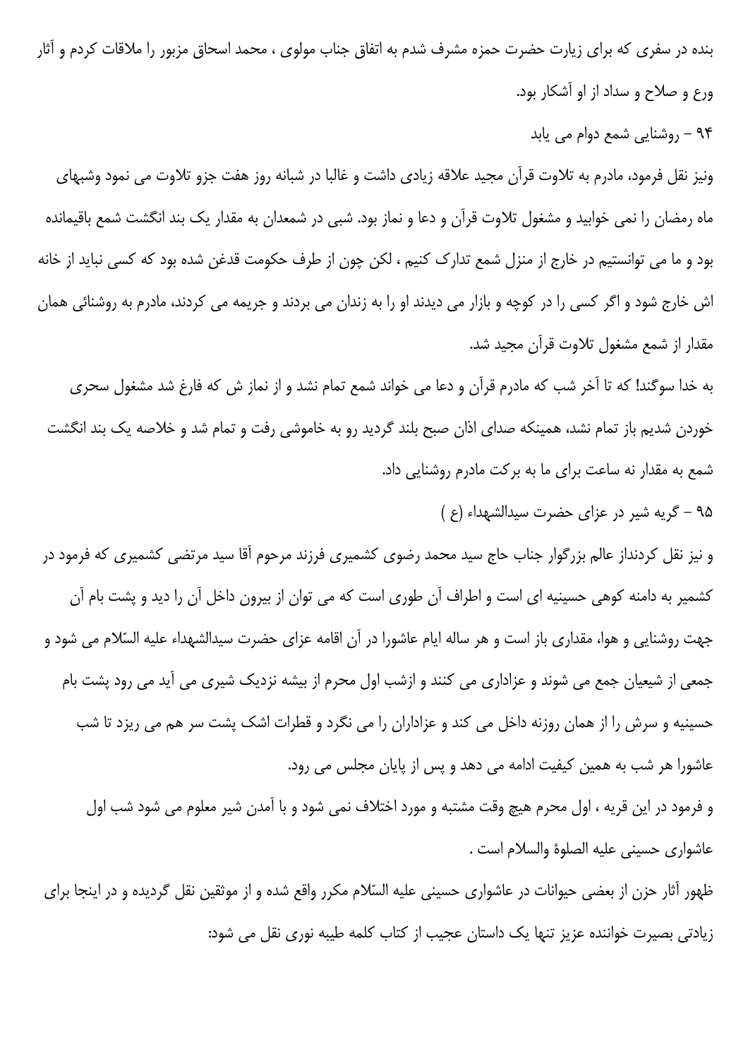بنده در سفری که برای زیارت حضرت حمزه مشرف شدم به اتفاق جناب مولوی ، محمد اسحاق مزبور را ملاقات کردم و آثار ورع و صلاح و سداد از او آشکار بود.

### ۹۴ – روشنایی شمع دوام می یابد

ونیز نقل فرمود، مادرم به تلاوت قرآن مجید علاقه زیادی داشت و غالبا در شبانه روز هفت جزو تلاوت می نمود وشبهای ماه رمضان را نمی خوابید و مشغول تلاوت قرآن و دعا و نماز بود. شبی در شمعدان به مقدار یک بند انگشت شمع باقیمانده بود و ما می توانستیم در خارج از منزل شمع تدارک کنیم ، لکن چون از طرف حکومت قدغن شده بود که کسی نباید از خانه اش خارج شود و اگر کسی را در کوچه و بازار می دیدند او را به زندان می بردند و جریمه می کردند، مادرم به روشنائی همان مقدار از شمع مشغول تلاوت قرآن مجید شد.

به خدا سوگند! که تا آخر شب که مادرم قرآن و دعا می خواند شمع تمام نشد و از نماز ش که فارغ شد مشغول سحری خوردن شدیم باز تمام نشد، همینکه صدای اذان صبح بلند گردید رو به خاموشی رفت و تمام شد و خلاصه یک بند انگشت شمع به مقدار نه ساعت برای ما به برکت مادرم روشنایی داد.

### ۹۵ – گریه شیر در عزای حضرت سیدالشهداء (ع )

و نیز نقل کردنداز عالم بزرگوار جناب حاج سید محمد رضوی کشمیری فرزند مرحوم آقا سید مرتضی کشمیری که فرمود در کشمیر به دامنه کوهی حسینیه ای است و اطراف آن طوری است که می توان از بیرون داخل آن را دید و پشت بام آن جهت روشنایی و هوا، مقداری باز است و هر ساله ایام عاشورا در آن اقامه عزای حضرت سیدالشهداء علیه السّلام می شود و جمعی از شیعیان جمع می شوند و عزاداری می کنند و ازشب اول محرم از بیشه نزدیک شیری می آید می رود پشت بام حسینیه و سرش را از همان روزنه داخل می کند و عزاداران را می نگرد و قطرات اشک پشت سر هم می ریزد تا شب عاشورا هر شب به همین کیفیت ادامه می دهد و پس از پایان مجلس می رود.

و فرمود در این قریه ، اول محرم هیچ وقت مشتبه و مورد اختلاف نمی شود و با آمدن شیر معلوم می شود شب اول عاشواری حسینی علیه الصلوة والسلام است .

ظهور آثار حزن از بعضی حیوانات در عاشواری حسینی علیه السّلام مکرر واقع شده و از موثقین نقل گردیده و در اینجا برای زیادتی بصیرت خواننده عزیز تنها یک داستان عجیب از کتاب کلمه طیبه نوری نقل می شود: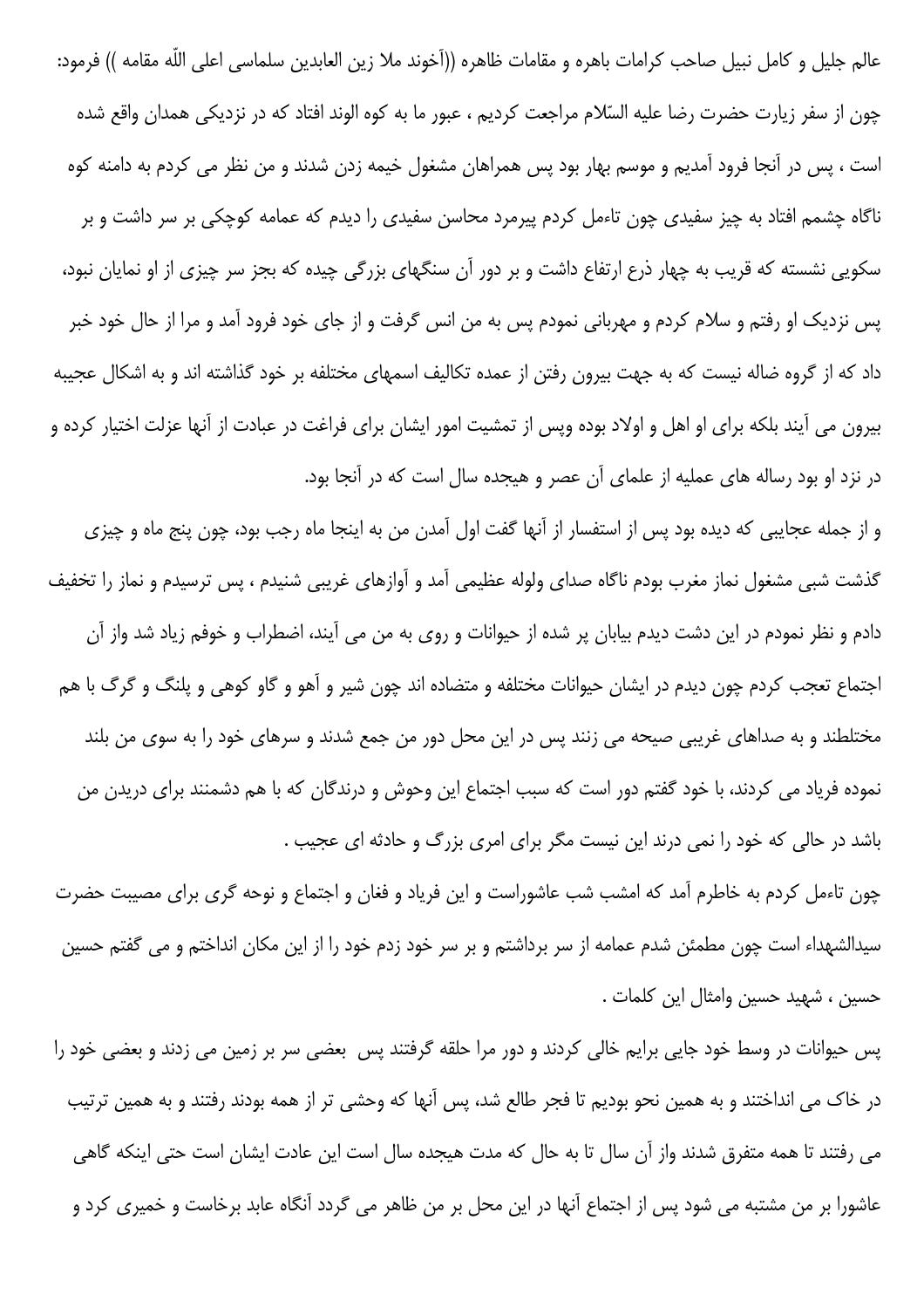عالم جلیل و کامل نبیل صاحب کرامات باهره و مقامات ظاهره ((آخوند ملا زین العابدین سلماسی اعلی اللّه مقامه )) فرمود: چون از سفر زیارت حضرت رضا علیه السّلام مراجعت کردیم ، عبور ما به کوه الوند افتاد که در نزدیکی همدان واقع شده است ، پس در آنجا فرود آمدیم و موسم بهار بود پس همراهان مشغول خیمه زدن شدند و من نظر می کردم به دامنه کوه ناگاه چشمم افتاد به چیز سفیدی چون تاءمل کردم پیرمرد محاسن سفیدی را دیدم که عمامه کوچکی بر سر داشت و بر سکویی نشسته که قریب به چهار ذرع ارتفاع داشت و بر دور آن سنگهای بزرگی چیده که بجز سر چیزی از او نمایان نبود، پس نزدیک او رفتم و سلام کردم و مهربانی نمودم پس به من انس گرفت و از جای خود فرود آمد و مرا از حال خود خبر داد که از گروه ضاله نیست که به جهت بیرون رفتن از عمده تکالیف اسمهای مختلفه بر خود گذاشته اند و به اشکال عجیبه بیرون می آیند بلکه برای او اهل و اولاد بوده وپس از تمشیت امور ایشان برای فراغت در عبادت از آنها عزلت اختیار کرده و در نزد او بود رساله های عملیه از علمای آن عصر و هیجده سال است که در آنجا بود.

و از جمله عجایبی که دیده بود پس از استفسار از آنها گفت اول آمدن من به اینجا ماه رجب بود، چون پنج ماه و چیزی گذشت شبی مشغول نماز مغرب بودم ناگاه صدای ولوله عظیمی آمد و آوازهای غریبی شنیدم ، پس ترسیدم و نماز را تخفیف دادم و نظر نمودم در این دشت دیدم بیابان پر شده از حیوانات و روی به من می آیند، اضطراب و خوفم زیاد شد واز آن اجتماع تعجب کردم چون دیدم در ایشان حیوانات مختلفه و متضاده اند چون شیر و آهو و گاو کوهی و پلنگ و گرگ با هم مختلطند و به صداهای غریبی صیحه می زنند پس در این محل دور من جمع شدند و سرهای خود را به سوی من بلند نموده فریاد می کردند، با خود گفتم دور است که سبب اجتماع این وحوش و درندگان که با هم دشمنند برای دریدن من باشد در حالی که خود را نمی درند این نیست مگر برای امری بزرگ و حادثه ای عجیب .

چون تاءمل کردم به خاطرم آمد که امشب شب عاشوراست و این فریاد و فغان و اجتماع و نوحه گری برای مصیبت حضرت سیدالشهداء است چون مطمئن شدم عمامه از سر برداشتم و بر سر خود زدم خود را از این مکان انداختم و می گفتم حسین حسین ، شهید حسین وامثال این کلمات .

پس حیوانات در وسط خود جایی برایم خالی کردند و دور مرا حلقه گرفتند پس  بعضی سر بر زمین می زدند و بعضی خود را در خاک می انداختند و به همین نحو بودیم تا فجر طالع شد، پس آنها که وحشی تر از همه بودند رفتند و به همین ترتیب می رفتند تا همه متفرق شدند واز آن سال تا به حال که مدت هیجده سال است این عادت ایشان است حتی اینکه گاهی عاشورا بر من مشتبه می شود پس از اجتماع آنها در این محل بر من ظاهر می گردد آنگاه عابد برخاست و خمیری کرد و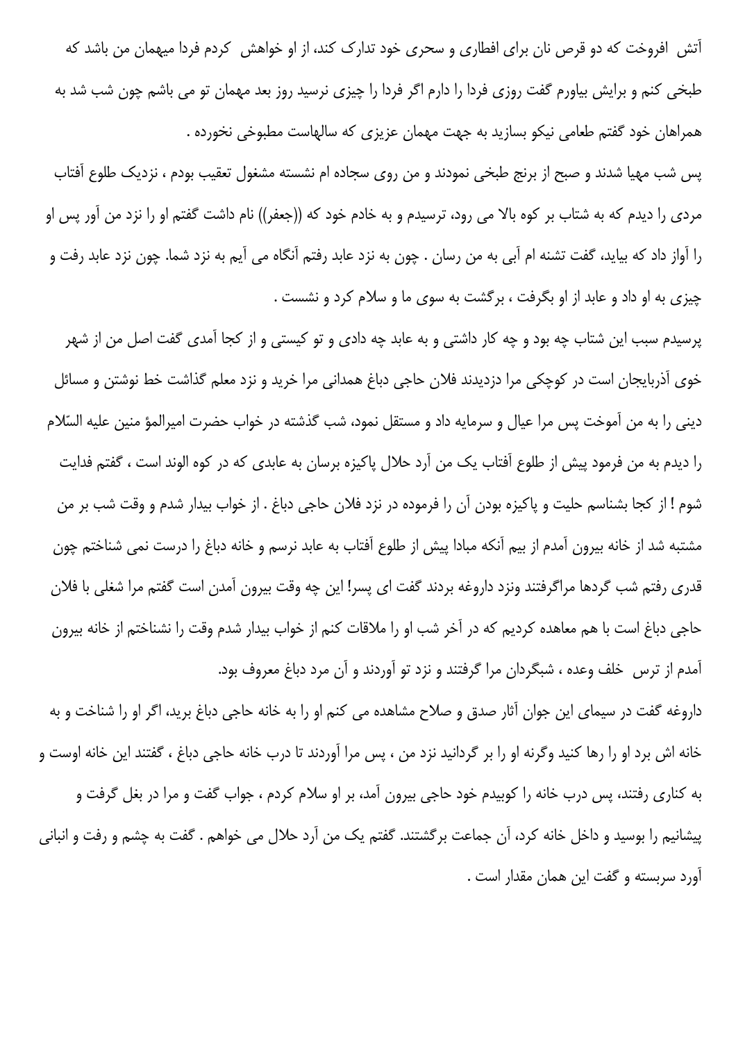آتش افروخت که دو قرص نان برای افطاری و سحری خود تدارک کند، از او خواهش کردم فردا میهمان من باشد که طبخی کنم و برایش بیاورم گفت روزی فردا را دارم اگر فردا را چیزی نرسید روز بعد مهمان تو می باشم چون شب شد به همراهان خود گفتم طعامی نیکو بسازید به جهت مهمان عزیزی که سالهاست مطبوخی نخورده .

پس شب مهیا شدند و صبح از برنج طبخی نمودند و من روی سجاده ام نشسته مشغول تعقیب بودم ، نزدیک طلوع آفتاب مردی را دیدم که به شتاب بر کوه بالا می رود، ترسیدم و به خادم خود که ((جعفر)) نام داشت گفتم او را نزد من آور پس او را آواز داد که بیاید، گفت تشنه ام آبی به من رسان . چون به نزد عابد رفتم آنگاه می آیم به نزد شما. چون نزد عابد رفت و چیزی به او داد و عابد از او بگرفت ، برگشت به سوی ما و سلام کرد و نشست .

پرسیدم سبب این شتاب چه بود و چه کار داشتی و به عابد چه دادی و تو کیستی و از کجا آمدی گفت اصل من از شهر خوی آذربایجان است در کوچکی مرا دزدیدند فلان حاجی دباغ همدانی مرا خرید و نزد معلم گذاشت خط نوشتن و مسائل دینی را به من آموخت پس مرا عیال و سرمایه داد و مستقل نمود، شب گذشته در خواب حضرت امیرالمؤ منین علیه السّلام را دیدم به من فرمود پیش از طلوع آفتاب یک من آرد حلال پاکیزه برسان به عابدی که در کوه الوند است ، گفتم فدایت شوم ! از کجا بشناسم حلیت و پاکیزه بودن آن را فرموده در نزد فلان حاجی دباغ . از خواب بیدار شدم و وقت شب بر من مشتبه شد از خانه بیرون آمدم از بیم آنکه مبادا پیش از طلوع آفتاب به عابد نرسم و خانه دباغ را درست نمی شناختم چون قدری رفتم شب گردها مراگرفتند ونزد داروغه بردند گفت ای پسر! این چه وقت بیرون آمدن است گفتم مرا شغلی با فلان حاجی دباغ است با هم معاهده کردیم که در آخر شب او را ملاقات کنم از خواب بیدار شدم وقت را نشناختم از خانه بیرون آمدم از ترس خلف وعده ، شبگردان مرا گرفتند و نزد تو آوردند و آن مرد دباغ معروف بود.

داروغه گفت در سیمای این جوان آثار صدق و صلاح مشاهده می کنم او را به خانه حاجی دباغ برید، اگر او را شناخت و به خانه اش برد او را رها کنید وگرنه او را بر گردانید نزد من ، پس مرا آوردند تا درب خانه حاجی دباغ ، گفتند این خانه اوست و به کناری رفتند، پس درب خانه را کوبیدم خود حاجی بیرون آمد، بر او سلام کردم ، جواب گفت و مرا در بغل گرفت و پیشانیم را بوسید و داخل خانه کرد، آن جماعت برگشتند. گفتم یک من آرد حلال می خواهم . گفت به چشم و رفت و انبانی آورد سربسته و گفت این همان مقدار است .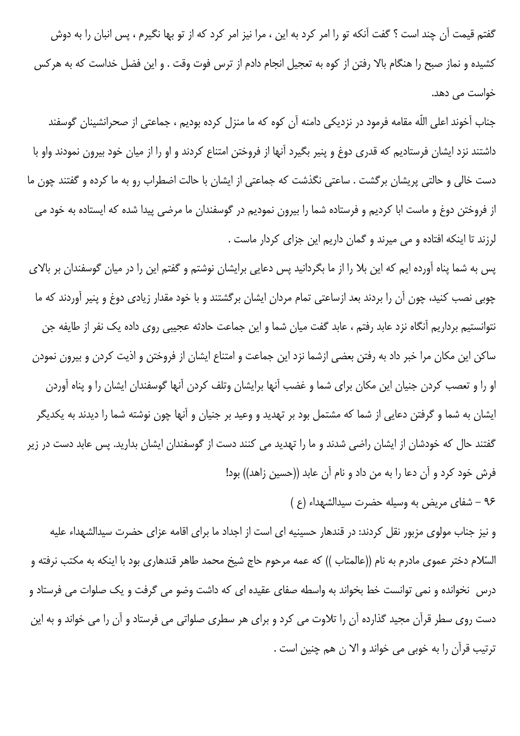گفتم قیمت آن چند است ؟ گفت آنکه تو را امر کرد به این ، مرا نیز امر کرد که از تو بها نگیرم ، پس انبان را به دوش کشیده و نماز صبح را هنگام بالا رفتن از کوه به تعجیل انجام دادم از ترس فوت وقت . و این فضل خداست که به هرکس خواست می دهد.

جناب آخوند اعلی اللّه مقامه فرمود در نزدیکی دامنه آن کوه که ما منزل کرده بودیم ، جماعتی از صحرانشینان گوسفند داشتند نزد ایشان فرستادیم که قدری دوغ و پنیر بگیرد آنها از فروختن امتناع کردند و او را از میان خود بیرون نمودند واو با دست خالی و حالتی پریشان برگشت . ساعتی نگذشت که جماعتی از ایشان با حالت اضطراب رو به ما کرده و گفتند چون ما از فروختن دوغ و ماست ابا کردیم و فرستاده شما را بیرون نمودیم در گوسفندان ما مرضی پیدا شده که ایستاده به خود می لرزند تا اینکه افتاده و می میرند و گمان داریم این جزای کردار ماست .

پس به شما پناه آورده ایم که این بلا را از ما بگردانید پس دعایی برایشان نوشتم و گفتم این را در میان گوسفندان بر بالای چوبی نصب کنید، چون آن را بردند بعد ازساعتی تمام مردان ایشان برگشتند و با خود مقدار زیادی دوغ و پنیر آوردند که ما نتوانستیم برداریم آنگاه نزد عابد رفتم ، عابد گفت میان شما و این جماعت حادثه عجیبی روی داده یک نفر از طایفه جن ساکن این مکان مرا خبر داد به رفتن بعضی ازشما نزد این جماعت و امتناع ایشان از فروختن و اذیت کردن و بیرون نمودن او را و تعصب کردن جنیان این مکان برای شما و غضب آنها برایشان وتلف کردن آنها گوسفندان ایشان را و پناه آوردن ایشان به شما و گرفتن دعایی از شما که مشتمل بود بر تهدید و وعید بر جنیان و آنها چون نوشته شما را دیدند به یکدیگر گفتند حال که خودشان از ایشان راضی شدند و ما را تهدید می کنند دست از گوسفندان ایشان بدارید. پس عابد دست در زیر فرش خود کرد و آن دعا را به من داد و نام آن عابد ((حسین زاهد)) بود!

۹۶ – شفای مریض به وسیله حضرت سیدالشهداء (ع )

و نیز جناب مولوی مزبور نقل کردند: در قندهار حسینیه ای است از اجداد ما برای اقامه عزای حضرت سیدالشهداء علیه السّلام دختر عموی مادرم به نام ((عالمتاب )) که عمه مرحوم حاج شیخ محمد طاهر قندهاری بود با اینکه به مکتب نرفته و درس نخوانده و نمی توانست خط بخواند به واسطه صفای عقیده ای که داشت وضو می گرفت و یک صلوات می فرستاد و دست روی سطر قرآن مجید گذارده آن را تلاوت می کرد و برای هر سطری صلواتی می فرستاد و آن را می خواند و به این ترتیب قرآن را به خوبی می خواند و الا ن هم چنین است .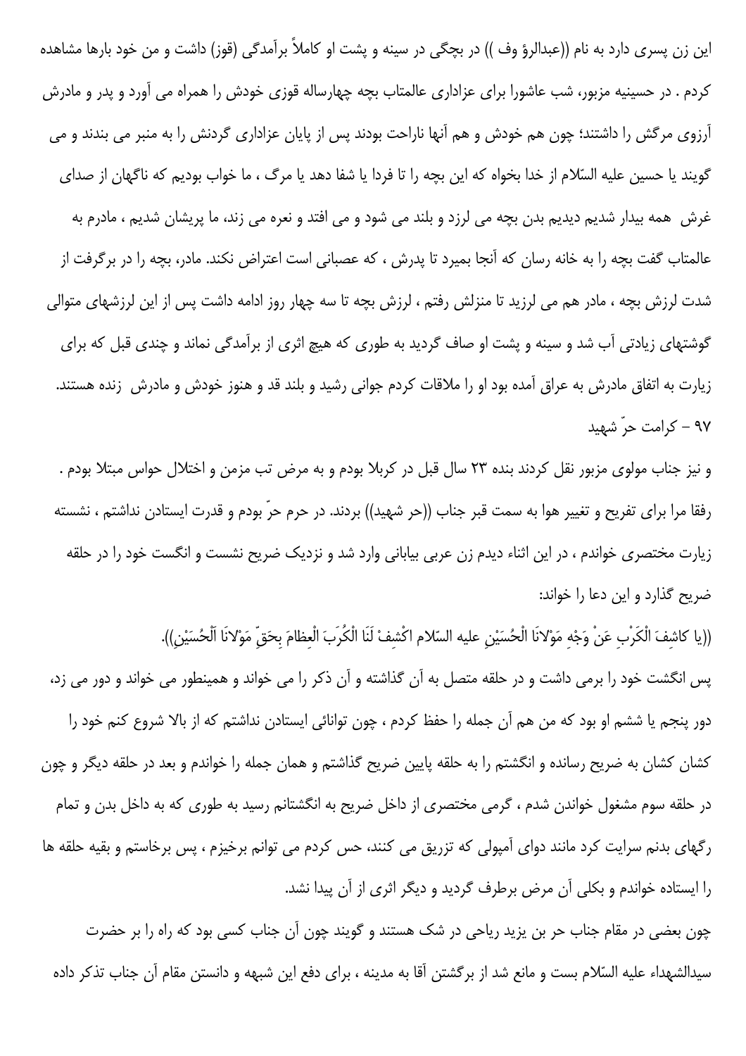این زن پسری دارد به نام ((عبدالرؤ وف )) در بچگی در سینه و پشت او کاملاً برآمدگی (قوز) داشت و من خود بارها مشاهده کردم . در حسینیه مزبور، شب عاشورا برای عزاداری عالمتاب بچه چهارساله قوزی خودش را همراه می آورد و پدر و مادرش آرزوی مرگش را داشتند؛ چون هم خودش و هم آنها ناراحت بودند پس از پایان عزاداری گردنش را به منبر می بندند و می گویند یا حسین علیه السّلام از خدا بخواه که این بچه را تا فردا یا شفا دهد یا مرگ ، ما خواب بودیم که ناگهان از صدای غرش همه بیدار شدیم دیدیم بدن بچه می لرزد و بلند می شود و می افتد و نعره می زند، ما پریشان شدیم ، مادرم به عالمتاب گفت بچه را به خانه رسان که آنجا بمیرد تا پدرش ، که عصبانی است اعتراض نکند. مادر، بچه را در برگرفت از شدت لرزش بچه ، مادر هم می لرزید تا منزلش رفتم ، لرزش بچه تا سه چهار روز ادامه داشت پس از این لرزشهای متوالی گوشتهای زیادتی آب شد و سینه و پشت او صاف گردید به طوری که هیچ اثری از برآمدگی نماند و چندی قبل که برای زیارت به اتفاق مادرش به عراق آمده بود او را ملاقات کردم جوانی رشید و بلند قد و هنوز خودش و مادرش زنده هستند.

۹۷ - کرامت حرّ شهید

و نیز جناب مولوی مزبور نقل کردند بنده ۲۳ سال قبل در کربلا بودم و به مرض تب مزمن و اختلال حواس مبتلا بودم . رفقا مرا برای تفریح و تغییر هوا به سمت قبر جناب ((حر شهید)) بردند. در حرم حرّ بودم و قدرت ایستادن نداشتم ، نشسته زیارت مختصری خواندم ، در این اثناء دیدم زن عربی بیابانی وارد شد و نزدیک ضریح نشست و انگشت خود را در حلقه ضریح گذارد و این دعا را خواند:

((يا كاشِفَ الْكَرْبِ عَنْ وَجْهِ مَوْلانَا الْحُسَيْنِ عليه السّلام اكْشِفْ لَنَا الْكُرَبَ الْعِظامَ بِحَقِّ مَوْلانَا اَلْحُسَيْنِ)).

پس انگشت خود را برمی داشت و در حلقه متصل به آن گذاشته و آن ذکر را می خواند و همینطور می خواند و دور می زد، دور پنجم یا ششم او بود که من هم آن جمله را حفظ کردم ، چون توانائی ایستادن نداشتم که از بالا شروع کنم خود را کشان کشان به ضریح رسانده و انگشتم را به حلقه پایین ضریح گذاشتم و همان جمله را خواندم و بعد در حلقه دیگر و چون در حلقه سوم مشغول خواندن شدم ، گرمی مختصری از داخل ضریح به انگشتانم رسید به طوری که به داخل بدن و تمام رگهای بدنم سرایت کرد مانند دوای آمپولی که تزریق می کنند، حس کردم می توانم برخیزم ، پس برخاستم و بقیه حلقه ها را ایستاده خواندم و بکلی آن مرض برطرف گردید و دیگر اثری از آن پیدا نشد.

چون بعضی در مقام جناب حر بن یزید ریاحی در شک هستند و گویند چون آن جناب کسی بود که راه را بر حضرت سیدالشهداء علیه السّلام بست و مانع شد از برگشتن آقا به مدینه ، برای دفع این شبهه و دانستن مقام آن جناب تذکر داده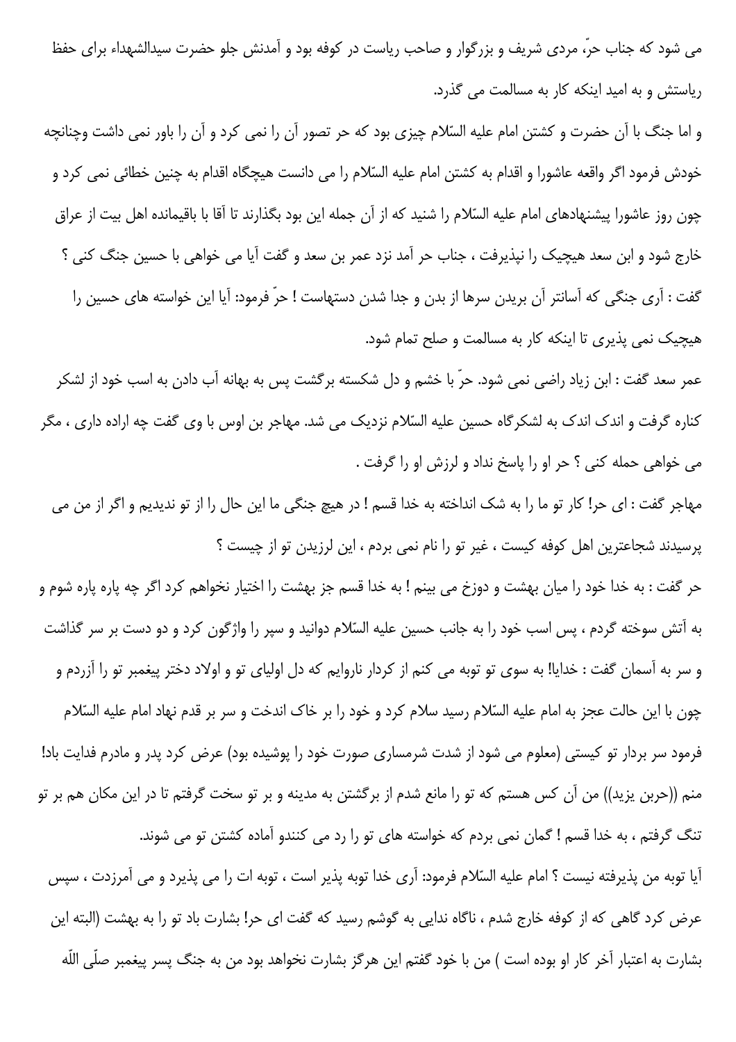می شود که جناب حرّ، مردی شریف و بزرگوار و صاحب ریاست در کوفه بود و آمدنش جلو حضرت سیدالشهداء برای حفظ ریاستش و به امید اینکه کار به مسالمت می گذرد.

و اما جنگ با آن حضرت و کشتن امام علیه السّلام چیزی بود که حر تصور آن را نمی کرد و آن را باور نمی داشت وچنانچه خودش فرمود اگر واقعه عاشورا و اقدام به کشتن امام علیه السّلام را می دانست هیچگاه اقدام به چنین خطائی نمی کرد و چون روز عاشورا پیشنهادهای امام علیه السّلام را شنید که از آن جمله این بود بگذارند تا آقا با باقیمانده اهل بیت از عراق خارج شود و ابن سعد هیچیک را نپذیرفت ، جناب حر آمد نزد عمر بن سعد و گفت آیا می خواهی با حسین جنگ کنی ؟ گفت : آری جنگی که آسانتر آن بریدن سرها از بدن و جدا شدن دستهاست ! حرّ فرمود: آیا این خواسته های حسین را هیچیک نمی پذیری تا اینکه کار به مسالمت و صلح تمام شود.

عمر سعد گفت : ابن زیاد راضی نمی شود. حرّ با خشم و دل شکسته برگشت پس به بهانه آب دادن به اسب خود از لشکر کناره گرفت و اندک اندک به لشکرگاه حسین علیه السّلام نزدیک می شد. مهاجر بن اوس با وی گفت چه اراده داری ، مگر می خواهی حمله کنی ؟ حر او را پاسخ نداد و لرزش او را گرفت .

مهاجر گفت : ای حر! کار تو ما را به شک انداخته به خدا قسم ! در هیچ جنگی ما این حال را از تو ندیدیم و اگر از من می پرسیدند شجاعترین اهل کوفه کیست ، غیر تو را نام نمی بردم ، این لرزیدن تو از چیست ؟

حر گفت : به خدا خود را میان بهشت و دوزخ می بینم ! به خدا قسم جز بهشت را اختیار نخواهم کرد اگر چه پاره پاره شوم و به آتش سوخته گردم ، پس اسب خود را به جانب حسین علیه السّلام دوانید و سپر را واژگون کرد و دو دست بر سر گذاشت و سر به آسمان گفت : خدایا! به سوی تو توبه می کنم از کردار ناروایم که دل اولیای تو و اولاد دختر پیغمبر تو را آزردم و چون با این حالت عجز به امام علیه السّلام رسید سلام کرد و خود را بر خاک اندخت و سر بر قدم نهاد امام علیه السّلام فرمود سر بردار تو کیستی (معلوم می شود از شدت شرمساری صورت خود را پوشیده بود) عرض کرد پدر و مادرم فدایت باد! منم ((حربن یزید)) من آن کس هستم که تو را مانع شدم از برگشتن به مدینه و بر تو سخت گرفتم تا در این مکان هم بر تو تنگ گرفتم ، به خدا قسم ! گمان نمی بردم که خواسته های تو را رد می کنندو آماده کشتن تو می شوند.

آیا توبه من پذیرفته نیست ؟ امام علیه السّلام فرمود: آری خدا توبه پذیر است ، توبه ات را می پذیرد و می آمرزدت ، سپس عرض کرد گاهی که از کوفه خارج شدم ، ناگاه ندایی به گوشم رسید که گفت ای حر! بشارت باد تو را به بهشت (البته این بشارت به اعتبار آخر کار او بوده است ) من با خود گفتم این هرگز بشارت نخواهد بود من به جنگ پسر پیغمبر صلّی اللّه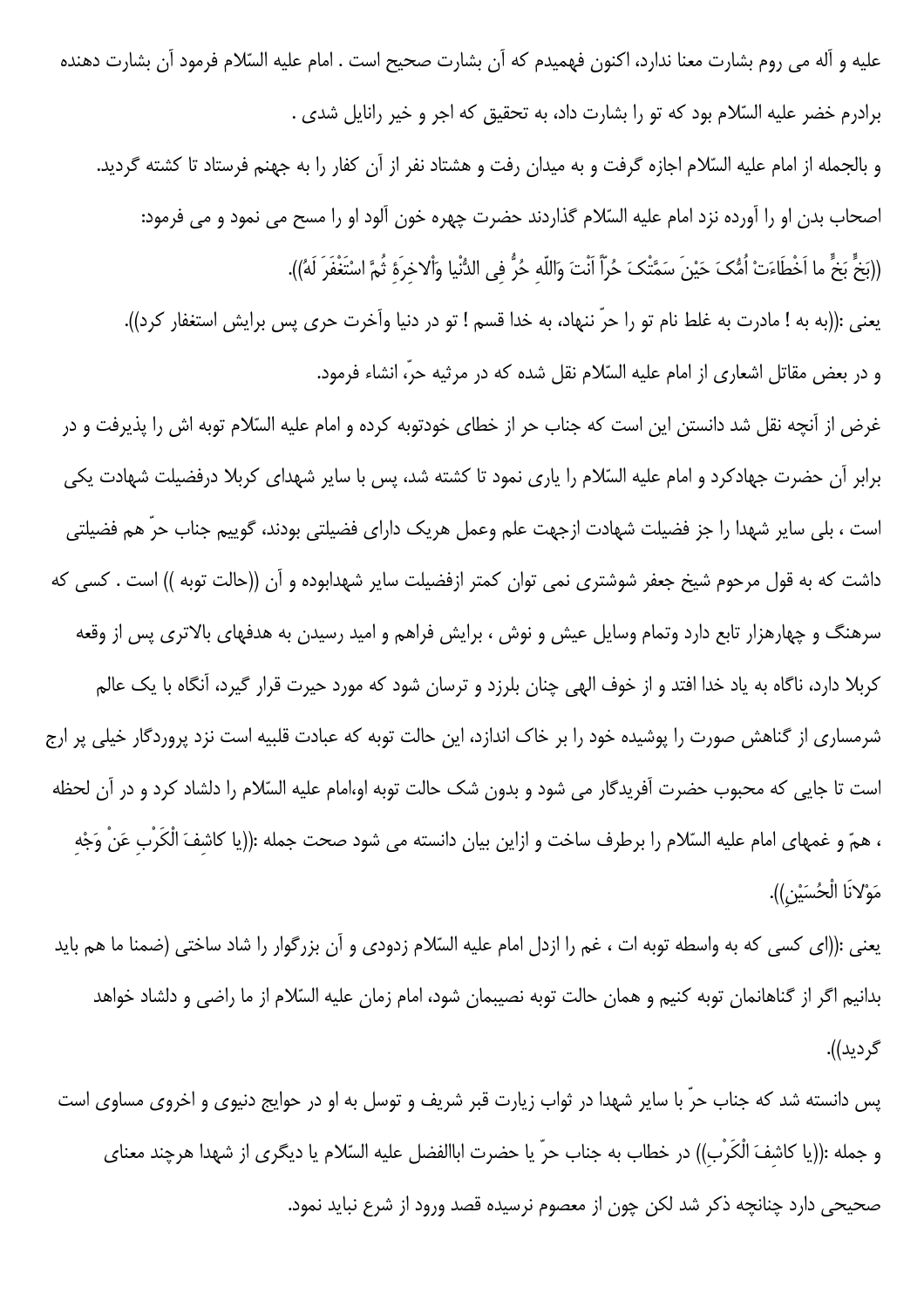علیه و آله می روم بشارت معنا ندارد، اکنون فهمیدم که آن بشارت صحیح است . امام علیه السّلام فرمود آن بشارت دهنده برادرم خضر علیه السّلام بود که تو را بشارت داد، به تحقیق که اجر و خیر رانایل شدی .

و بالجمله از امام علیه السّلام اجازه گرفت و به میدان رفت و هشتاد نفر از آن کفار را به جهنم فرستاد تا کشته گردید.

اصحاب بدن او را آورده نزد امام علیه السّلام گذاردند حضرت چهره خون آلود او را مسح می نمود و می فرمود:

((بَخٍّ بَخٍّ ما اَخْطَاءَتْ اُمُّکَ حَیْنَ سَمَّتْکَ حُرّاً اَنْتَ وَاللّهِ حُرٌّ فِی الدُّنْیا وَاْلاخِرَةِ ثُمَّ اسْتَغْفَرَ لَهُ)).

یعنی :((به به ! مادرت به غلط نام تو را حرّ ننهاد، به خدا قسم ! تو در دنیا وآخرت حری پس برایش استغفار کرد)).

و در بعض مقاتل اشعاری از امام علیه السّلام نقل شده که در مرثیه حرّ، انشاء فرمود.

غرض از آنچه نقل شد دانستن این است که جناب حر از خطای خودتوبه کرده و امام علیه السّلام توبه اش را پذیرفت و در برابر آن حضرت جهادکرد و امام علیه السّلام را یاری نمود تا کشته شد، پس با سایر شهدای کربلا درفضیلت شهادت یکی است ، بلی سایر شهدا را جز فضیلت شهادت ازجهت علم وعمل هریک دارای فضیلتی بودند، گوییم جناب حرّ هم فضیلتی داشت که به قول مرحوم شیخ جعفر شوشتری نمی توان کمتر ازفضیلت سایر شهدابوده و آن ((حالت توبه )) است . کسی که سرهنگ و چهارهزار تابع دارد وتمام وسایل عیش و نوش ، برایش فراهم و امید رسیدن به هدفهای بالاتری پس از وقعه کربلا دارد، ناگاه به یاد خدا افتد و از خوف الهی چنان بلرزد و ترسان شود که مورد حیرت قرار گیرد، آنگاه با یک عالم شرمساری از گناهش صورت را پوشیده خود را بر خاک اندازد، این حالت توبه که عبادت قلبیه است نزد پروردگار خیلی پر ارج است تا جایی که محبوب حضرت آفریدگار می شود و بدون شک حالت توبه او،امام علیه السّلام را دلشاد کرد و در آن لحظه ، همّ و غمهای امام علیه السّلام را برطرف ساخت و ازاین بیان دانسته می شود صحت جمله :((یا کاشِفَ الْکَرْبِ عَنْ وَجْهِ مَوْلانَا الْحُسَیْنِ)).

یعنی :((ای کسی که به واسطه توبه ات ، غم را ازدل امام علیه السّلام زدودی و آن بزرگوار را شاد ساختی (ضمنا ما هم باید بدانیم اگر از گناهانمان توبه کنیم و همان حالت توبه نصیبمان شود، امام زمان علیه السّلام از ما راضی و دلشاد خواهد گردید)).

پس دانسته شد که جناب حرّ با سایر شهدا در ثواب زیارت قبر شریف و توسل به او در حوایج دنیوی و اخروی مساوی است و جمله :((یا کاشِفَ الْکَرْبِ)) در خطاب به جناب حرّ یا حضرت اباالفضل علیه السّلام یا دیگری از شهدا هرچند معنای صحیحی دارد چنانچه ذکر شد لکن چون از معصوم نرسیده قصد ورود از شرع نباید نمود.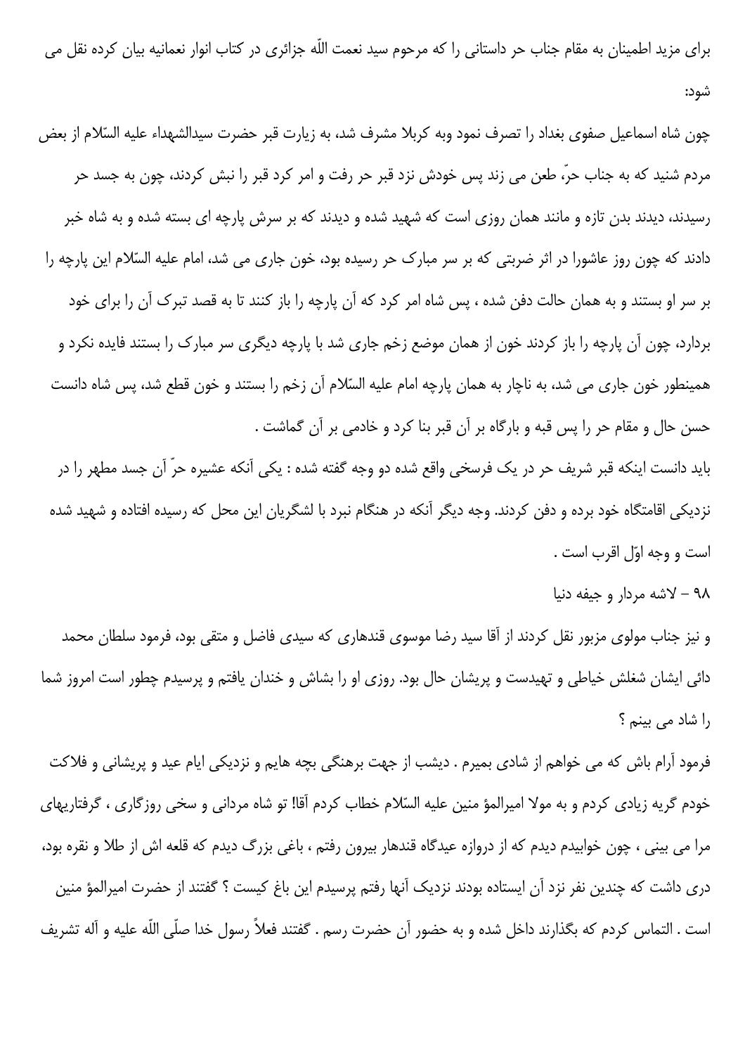برای مزید اطمینان به مقام جناب حر داستانی را که مرحوم سید نعمت اللّه جزائری در کتاب انوار نعمانیه بیان کرده نقل می شود:

چون شاه اسماعیل صفوی بغداد را تصرف نمود وبه کربلا مشرف شد، به زیارت قبر حضرت سیدالشهداء علیه السّلام از بعض مردم شنید که به جناب حرّ، طعن می زند پس خودش نزد قبر حر رفت و امر کرد قبر را نبش کردند، چون به جسد حر رسیدند، دیدند بدن تازه و مانند همان روزی است که شهید شده و دیدند که بر سرش پارچه ای بسته شده و به شاه خبر دادند که چون روز عاشورا در اثر ضربتی که بر سر مبارک حر رسیده بود، خون جاری می شد، امام علیه السّلام این پارچه را بر سر او بستند و به همان حالت دفن شده ، پس شاه امر کرد که آن پارچه را باز کنند تا به قصد تبرک آن را برای خود بردارد، چون آن پارچه را باز کردند خون از همان موضع زخم جاری شد با پارچه دیگری سر مبارک را بستند فایده نکرد و همینطور خون جاری می شد، به ناچار به همان پارچه امام علیه السّلام آن زخم را بستند و خون قطع شد، پس شاه دانست حسن حال و مقام حر را پس قبه و بارگاه بر آن قبر بنا کرد و خادمی بر آن گماشت .

باید دانست اینکه قبر شریف حر در یک فرسخی واقع شده دو وجه گفته شده : یکی آنکه عشیره حرّ آن جسد مطهر را در نزدیکی اقامتگاه خود برده و دفن کردند. وجه دیگر آنکه در هنگام نبرد با لشگریان این محل که رسیده افتاده و شهید شده است و وجه اوّل اقرب است .

۹۸ - لاشه مردار و جیفه دنیا

و نیز جناب مولوی مزبور نقل کردند از آقا سید رضا موسوی قندهاری که سیدی فاضل و متقی بود، فرمود سلطان محمد دائی ایشان شغلش خیاطی و تهیدست و پریشان حال بود. روزی او را بشاش و خندان یافتم و پرسیدم چطور است امروز شما را شاد می بینم ؟

فرمود آرام باش که می خواهم از شادی بمیرم . دیشب از جهت برهنگی بچه هایم و نزدیکی ایام عید و پریشانی و فلاکت خودم گریه زیادی کردم و به مولا امیرالمؤ منین علیه السّلام خطاب کردم آقا! تو شاه مردانی و سخی روزگاری ، گرفتاریهای مرا می بینی ، چون خوابیدم دیدم که از دروازه عیدگاه قندهار بیرون رفتم ، باغی بزرگ دیدم که قلعه اش از طلا و نقره بود، دری داشت که چندین نفر نزد آن ایستاده بودند نزدیک آنها رفتم پرسیدم این باغ کیست ؟ گفتند از حضرت امیرالمؤ منین است . التماس کردم که بگذارند داخل شده و به حضور آن حضرت رسم . گفتند فعلاً رسول خدا صلّی اللّه علیه و آله تشریف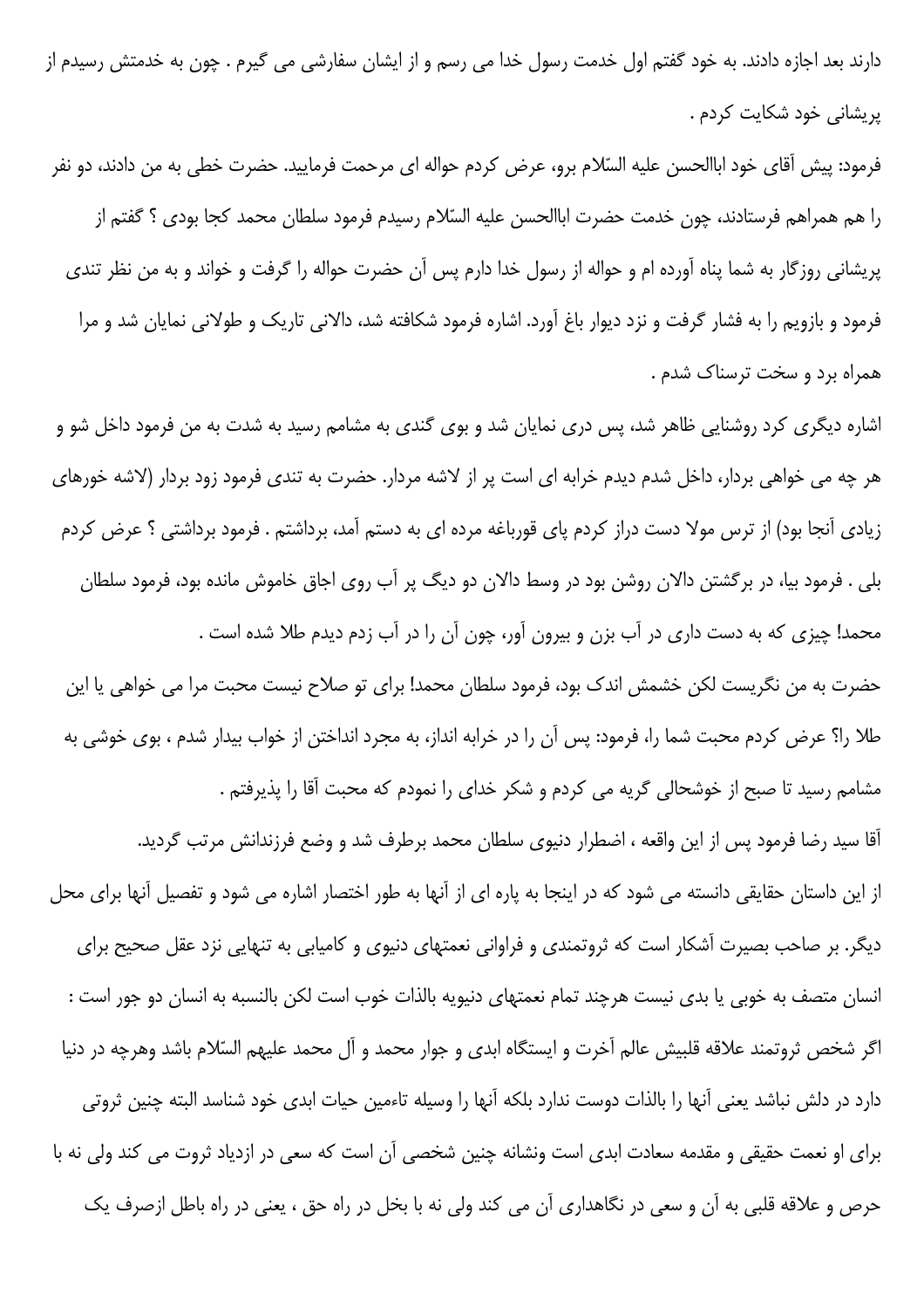دارند بعد اجازه دادند. به خود گفتم اول خدمت رسول خدا می رسم و از ایشان سفارشی می گیرم . چون به خدمتش رسیدم از پریشانی خود شکایت کردم .

فرمود: پیش آقای خود اباالحسن علیه السّلام برو، عرض کردم حواله ای مرحمت فرمایید. حضرت خطی به من دادند، دو نفر را هم همراهم فرستادند، چون خدمت حضرت اباالحسن علیه السّلام رسیدم فرمود سلطان محمد کجا بودی ؟ گفتم از پریشانی روزگار به شما پناه آورده ام و حواله از رسول خدا دارم پس آن حضرت حواله را گرفت و خواند و به من نظر تندی فرمود و بازویم را به فشار گرفت و نزد دیوار باغ آورد. اشاره فرمود شکافته شد، دالانی تاریک و طولانی نمایان شد و مرا همراه برد و سخت ترسناک شدم .

اشاره دیگری کرد روشنایی ظاهر شد، پس دری نمایان شد و بوی گندی به مشامم رسید به شدت به من فرمود داخل شو و هر چه می خواهی بردار، داخل شدم دیدم خرابه ای است پر از لاشه مردار. حضرت به تندی فرمود زود بردار (لاشه خورهای زیادی آنجا بود) از ترس مولا دست دراز کردم پای قورباغه مرده ای به دستم آمد، برداشتم . فرمود برداشتی ؟ عرض کردم بلی . فرمود بیا، در برگشتن دالان روشن بود در وسط دالان دو دیگ پر آب روی اجاق خاموش مانده بود، فرمود سلطان محمد! چیزی که به دست داری در آب بزن و بیرون آور، چون آن را در آب زدم دیدم طلا شده است .

حضرت به من نگریست لکن خشمش اندک بود، فرمود سلطان محمد! برای تو صلاح نیست محبت مرا می خواهی یا این طلا را؟ عرض کردم محبت شما را، فرمود: پس آن را در خرابه انداز، به مجرد انداختن از خواب بیدار شدم ، بوی خوشی به مشامم رسید تا صبح از خوشحالی گریه می کردم و شکر خدای را نمودم که محبت آقا را پذیرفتم .

آقا سید رضا فرمود پس از این واقعه ، اضطرار دنیوی سلطان محمد برطرف شد و وضع فرزندانش مرتب گردید.

از این داستان حقایقی دانسته می شود که در اینجا به پاره ای از آنها به طور اختصار اشاره می شود و تفصیل آنها برای محل دیگر. بر صاحب بصیرت آشکار است که ثروتمندی و فراوانی نعمتهای دنیوی و کامیابی به تنهایی نزد عقل صحیح برای انسان متصف به خوبی یا بدی نیست هرچند تمام نعمتهای دنیویه بالذات خوب است لکن بالنسبه به انسان دو جور است : اگر شخص ثروتمند علاقه قلبیش عالم آخرت و ایستگاه ابدی و جوار محمد و آل محمد علیهم السّلام باشد وهرچه در دنیا دارد در دلش نباشد یعنی آنها را بالذات دوست ندارد بلکه آنها را وسیله تاءمین حیات ابدی خود شناسد البته چنین ثروتی برای او نعمت حقیقی و مقدمه سعادت ابدی است ونشانه چنین شخصی آن است که سعی در ازدیاد ثروت می کند ولی نه با حرص و علاقه قلبی به آن و سعی در نگاهداری آن می کند ولی نه با بخل در راه حق ، یعنی در راه باطل ازصرف یک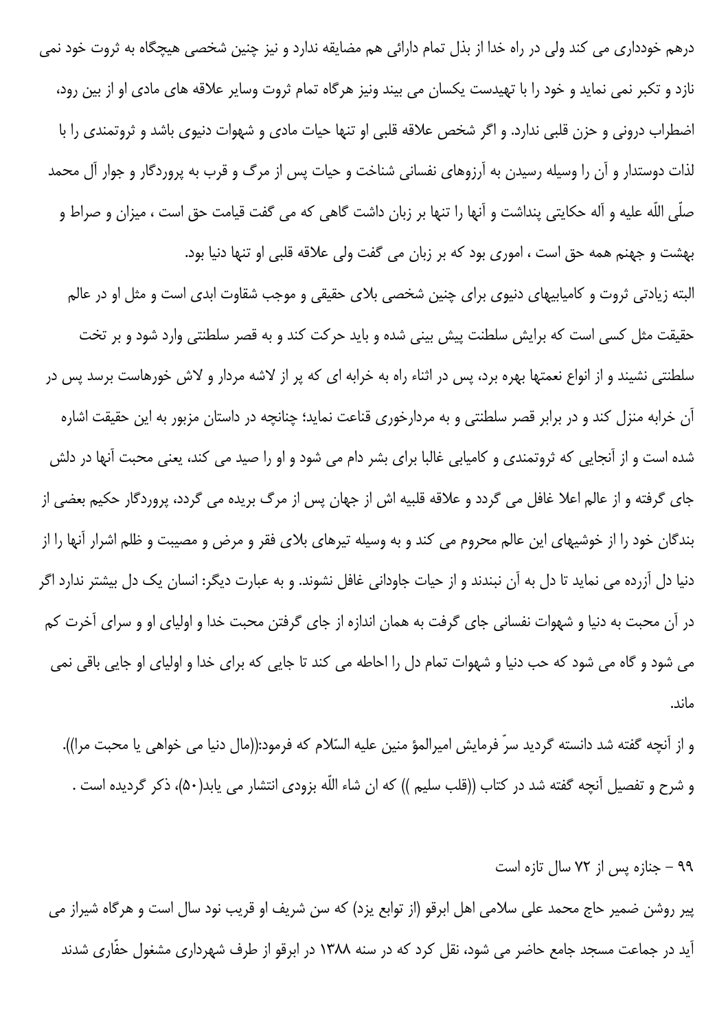درهم خودداری می کند ولی در راه خدا از بذل تمام دارائی هم مضایقه ندارد و نیز چنین شخصی هیچگاه به ثروت خود نمی نازد و تکبر نمی نماید و خود را با تهیدست یکسان می بیند ونیز هرگاه تمام ثروت وسایر علاقه های مادی او از بین رود، اضطراب درونی و حزن قلبی ندارد. و اگر شخص علاقه قلبی او تنها حیات مادی و شهوات دنیوی باشد و ثروتمندی را با لذات دوستدار و آن را وسیله رسیدن به آرزوهای نفسانی شناخت و حیات پس از مرگ و قرب به پروردگار و جوار آل محمد صلّی اللّه علیه و آله حکایتی پنداشت و آنها را تنها بر زبان داشت گاهی که می گفت قیامت حق است ، میزان و صراط و بهشت و جهنم همه حق است ، اموری بود که بر زبان می گفت ولی علاقه قلبی او تنها دنیا بود.

البته زیادتی ثروت و کامیابیهای دنیوی برای چنین شخصی بلای حقیقی و موجب شقاوت ابدی است و مثل او در عالم حقیقت مثل کسی است که برایش سلطنت پیش بینی شده و باید حرکت کند و به قصر سلطنتی وارد شود و بر تخت سلطنتی نشیند و از انواع نعمتها بهره برد، پس در اثناء راه به خرابه ای که پر از لاشه مردار و لاش خورهاست برسد پس در آن خرابه منزل کند و در برابر قصر سلطنتی و به مردارخوری قناعت نماید؛ چنانچه در داستان مزبور به این حقیقت اشاره شده است و از آنجایی که ثروتمندی و کامیابی غالبا برای بشر دام می شود و او را صید می کند، یعنی محبت آنها در دلش جای گرفته و از عالم اعلا غافل می گردد و علاقه قلبیه اش از جهان پس از مرگ بریده می گردد، پروردگار حکیم بعضی از بندگان خود را از خوشیهای این عالم محروم می کند و به وسیله تیرهای بلای فقر و مرض و مصیبت و ظلم اشرار آنها را از دنیا دل آزرده می نماید تا دل به آن نبندند و از حیات جاودانی غافل نشوند. و به عبارت دیگر: انسان یک دل بیشتر ندارد اگر در آن محبت به دنیا و شهوات نفسانی جای گرفت به همان اندازه از جای گرفتن محبت خدا و اولیای او و سرای آخرت کم می شود و گاه می شود که حب دنیا و شهوات تمام دل را احاطه می کند تا جایی که برای خدا و اولیای او جایی باقی نمی ماند.

و از آنچه گفته شد دانسته گردید سرّ فرمایش امیرالمؤ منین علیه السّلام که فرمود:((مال دنیا می خواهی یا محبت مرا)). و شرح و تفصیل آنچه گفته شد در کتاب ((قلب سلیم )) که ان شاء اللّه بزودی انتشار می یابد(۵۰)، ذکر گردیده است .

۹۹ - جنازه پس از ۷۲ سال تازه است

پیر روشن ضمیر حاج محمد علی سلامی اهل ابرقو (از توابع یزد) که سن شریف او قریب نود سال است و هرگاه شیراز می آید در جماعت مسجد جامع حاضر می شود، نقل کرد که در سنه ۱۳۸۸ در ابرقو از طرف شهرداری مشغول حفّاری شدند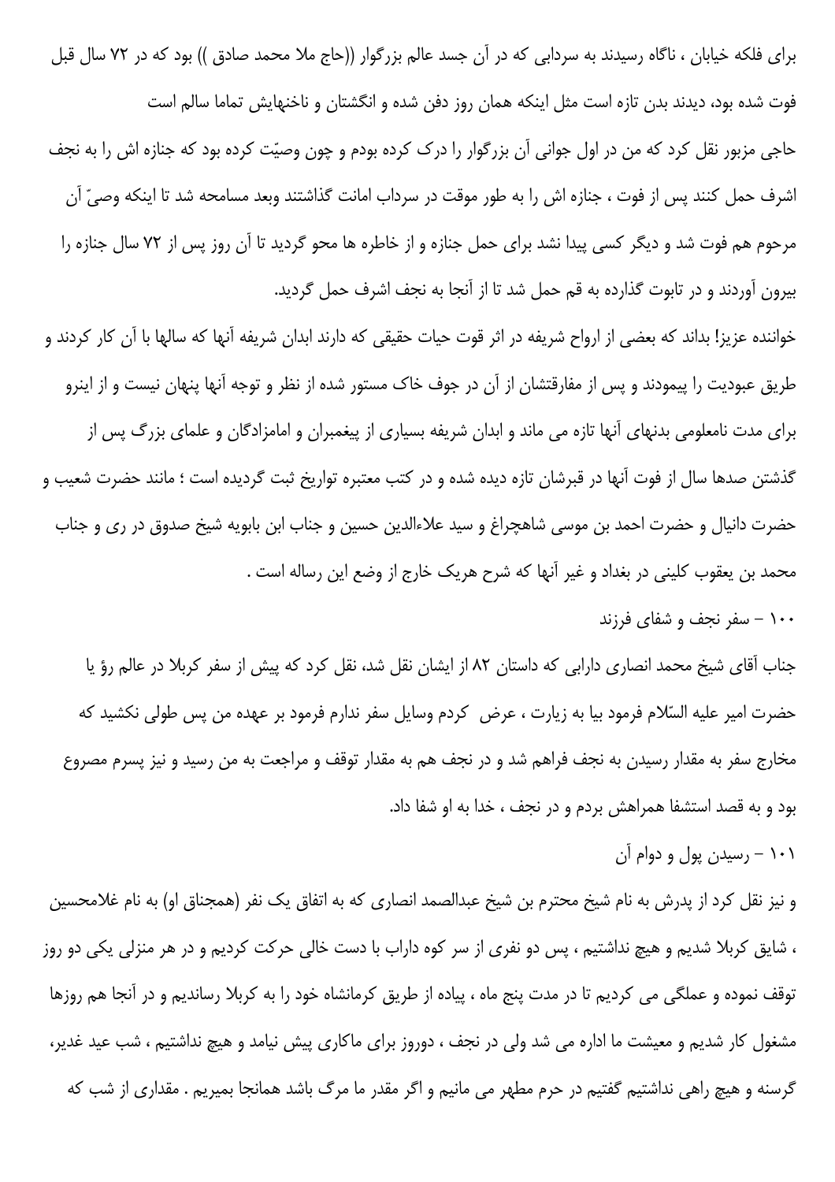برای فلکه خیابان ، ناگاه رسیدند به سردابی که در آن جسد عالم بزرگوار ((حاج ملا محمد صادق )) بود که در ۷۲ سال قبل فوت شده بود، دیدند بدن تازه است مثل اینکه همان روز دفن شده و انگشتان و ناخنهایش تماما سالم است

حاجی مزبور نقل کرد که من در اول جوانی آن بزرگوار را درک کرده بودم و چون وصیّت کرده بود که جنازه اش را به نجف اشرف حمل کنند پس از فوت ، جنازه اش را به طور موقت در سرداب امانت گذاشتند وبعد مسامحه شد تا اینکه وصیّ آن مرحوم هم فوت شد و دیگر کسی پیدا نشد برای حمل جنازه و از خاطره ها محو گردید تا آن روز پس از ۷۲ سال جنازه را بیرون آوردند و در تابوت گذارده به قم حمل شد تا از آنجا به نجف اشرف حمل گردید.

خواننده عزیز! بداند که بعضی از ارواح شریفه در اثر قوت حیات حقیقی که دارند ابدان شریفه آنها که سالها با آن کار کردند و طریق عبودیت را پیمودند و پس از مفارقتشان از آن در جوف خاک مستور شده از نظر و توجه آنها پنهان نیست و از اینرو برای مدت نامعلومی بدنهای آنها تازه می ماند و ابدان شریفه بسیاری از پیغمبران و امامزادگان و علمای بزرگ پس از گذشتن صدها سال از فوت آنها در قبرشان تازه دیده شده و در کتب معتبره تواریخ ثبت گردیده است ؛ مانند حضرت شعیب و حضرت دانیال و حضرت احمد بن موسی شاهچراغ و سید علاءالدین حسین و جناب ابن بابویه شیخ صدوق در ری و جناب محمد بن یعقوب کلینی در بغداد و غیر آنها که شرح هریک خارج از وضع این رساله است .

## ۱۰۰ - سفر نجف و شفای فرزند

جناب آقای شیخ محمد انصاری دارابی که داستان ۸۲ از ایشان نقل شد، نقل کرد که پیش از سفر کربلا در عالم رؤ یا حضرت امیر علیه السّلام فرمود بیا به زیارت ، عرض کردم وسایل سفر ندارم فرمود بر عهده من پس طولی نکشید که مخارج سفر به مقدار رسیدن به نجف فراهم شد و در نجف هم به مقدار توقف و مراجعت به من رسید و نیز پسرم مصروع بود و به قصد استشفا همراهش بردم و در نجف ، خدا به او شفا داد.

## ۱۰۱ - رسیدن پول و دوام آن

و نیز نقل کرد از پدرش به نام شیخ محترم بن شیخ عبدالصمد انصاری که به اتفاق یک نفر (همجناق او) به نام غلامحسین ، شایق کربلا شدیم و هیچ نداشتیم ، پس دو نفری از سر کوه داراب با دست خالی حرکت کردیم و در هر منزلی یکی دو روز توقف نموده و عملگی می کردیم تا در مدت پنج ماه ، پیاده از طریق کرمانشاه خود را به کربلا رساندیم و در آنجا هم روزها مشغول کار شدیم و معیشت ما اداره می شد ولی در نجف ، دوروز برای ماکاری پیش نیامد و هیچ نداشتیم ، شب عید غدیر، گرسنه و هیچ راهی نداشتیم گفتیم در حرم مطهر می مانیم و اگر مقدر ما مرگ باشد همانجا بمیریم . مقداری از شب که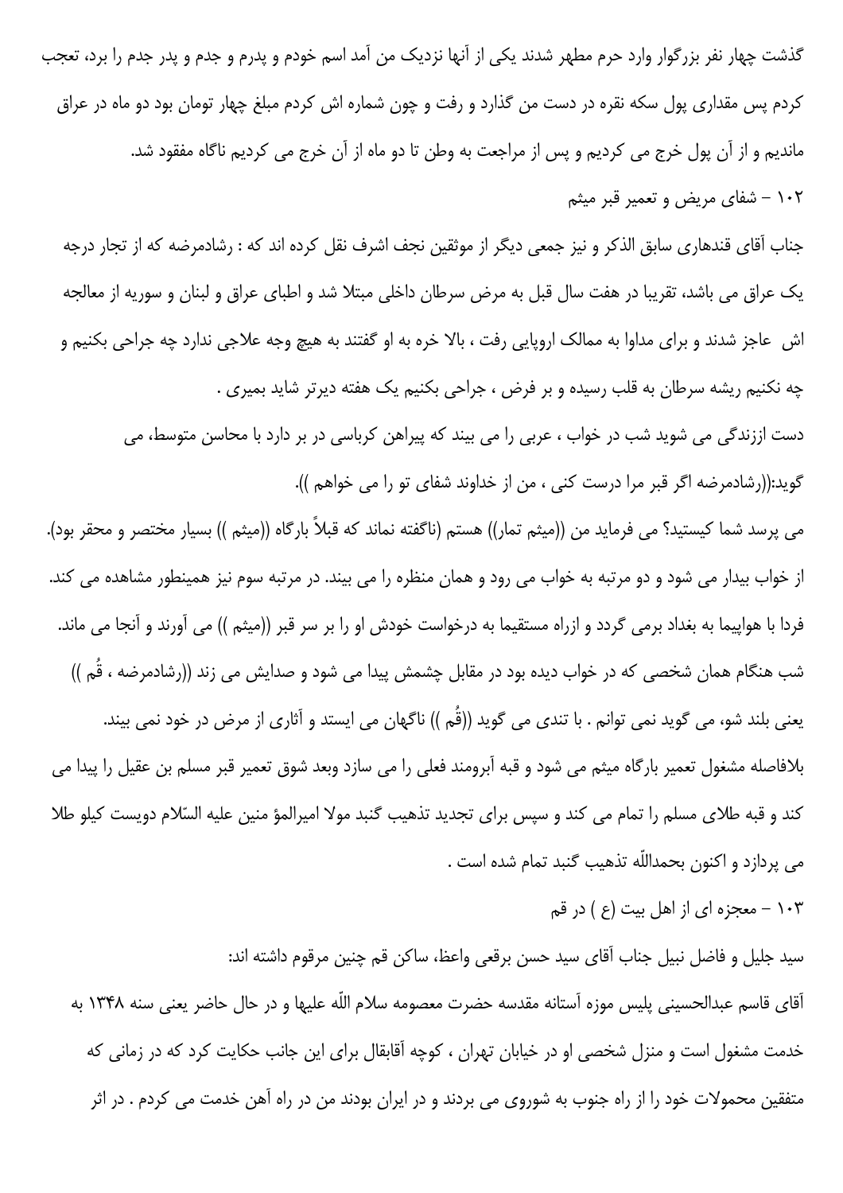گذشت چهار نفر بزرگوار وارد حرم مطهر شدند یکی از آنها نزدیک من آمد اسم خودم و پدرم و جدم و پدر جدم را برد، تعجب کردم پس مقداری پول سکه نقره در دست من گذارد و رفت و چون شماره اش کردم مبلغ چهار تومان بود دو ماه در عراق ماندیم و از آن پول خرج می کردیم و پس از مراجعت به وطن تا دو ماه از آن خرج می کردیم ناگاه مفقود شد.

## ۱۰۲ - شفای مریض و تعمیر قبر میثم

جناب آقای قندهاری سابق الذکر و نیز جمعی دیگر از موثقین نجف اشرف نقل کرده اند که : رشادمرضه که از تجار درجه یک عراق می باشد، تقریبا در هفت سال قبل به مرض سرطان داخلی مبتلا شد و اطبای عراق و لبنان و سوریه از معالجه اش عاجز شدند و برای مداوا به ممالک اروپایی رفت ، بالا خره به او گفتند به هیچ وجه علاجی ندارد چه جراحی بکنیم و چه نکنیم ریشه سرطان به قلب رسیده و بر فرض ، جراحی بکنیم یک هفته دیرتر شاید بمیری .

دست اززندگی می شوید شب در خواب ، عربی را می بیند که پیراهن کرباسی در بر دارد با محاسن متوسط، می گوید:((رشادمرضه اگر قبر مرا درست کنی ، من از خداوند شفای تو را می خواهم )).

می پرسد شما کیستید؟ می فرماید من ((میثم تمار)) هستم (ناگفته نماند که قبلاً بارگاه ((میثم )) بسیار مختصر و محقر بود). از خواب بیدار می شود و دو مرتبه به خواب می رود و همان منظره را می بیند. در مرتبه سوم نیز همینطور مشاهده می کند. فردا با هواپیما به بغداد برمی گردد و ازراه مستقیما به درخواست خودش او را بر سر قبر ((میثم )) می آورند و آنجا می ماند. شب هنگام همان شخصی که در خواب دیده بود در مقابل چشمش پیدا می شود و صدایش می زند ((رشادمرضه ، قُم )) یعنی بلند شو، می گوید نمی توانم . با تندی می گوید ((قُم )) ناگهان می ایستد و آثاری از مرض در خود نمی بیند. بلافاصله مشغول تعمیر بارگاه میثم می شود و قبه آبرومند فعلی را می سازد وبعد شوق تعمیر قبر مسلم بن عقیل را پیدا می کند و قبه طلای مسلم را تمام می کند و سپس برای تجدید تذهیب گنبد مولا امیرالمؤ منین علیه السّلام دویست کیلو طلا می پردازد و اکنون بحمداللّه تذهیب گنبد تمام شده است .

## ۱۰۳ - معجزه ای از اهل بیت (ع ) در قم

سید جلیل و فاضل نبیل جناب آقای سید حسن برقعی واعظ، ساکن قم چنین مرقوم داشته اند:

آقای قاسم عبدالحسینی پلیس موزه آستانه مقدسه حضرت معصومه سلام اللّه علیها و در حال حاضر یعنی سنه ۱۳۴۸ به خدمت مشغول است و منزل شخصی او در خیابان تهران ، کوچه آقابقال برای این جانب حکایت کرد که در زمانی که متفقین محمولات خود را از راه جنوب به شوروی می بردند و در ایران بودند من در راه آهن خدمت می کردم . در اثر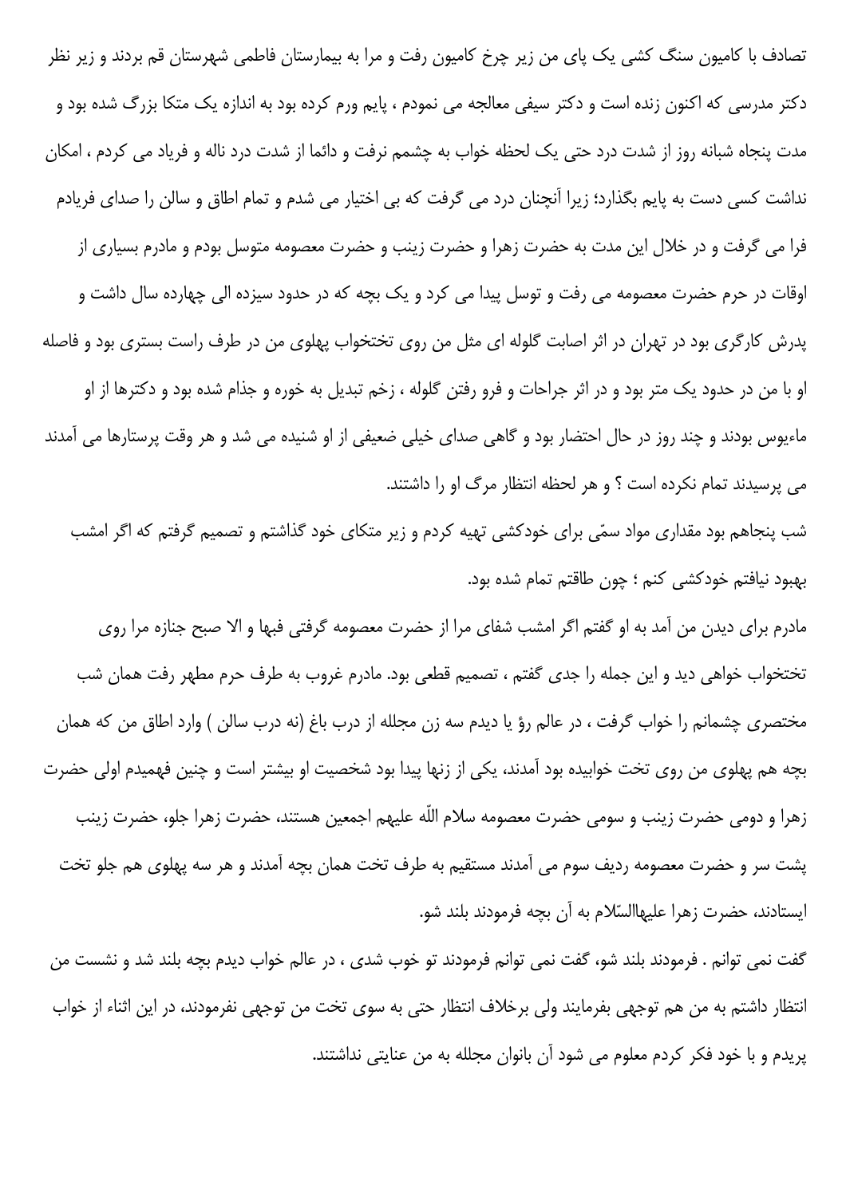تصادف با کامیون سنگ کشی یک پای من زیر چرخ کامیون رفت و مرا به بیمارستان فاطمی شهرستان قم بردند و زیر نظر دکتر مدرسی که اکنون زنده است و دکتر سیفی معالجه می نمودم ، پایم ورم کرده بود به اندازه یک متکا بزرگ شده بود و مدت پنجاه شبانه روز از شدت درد حتی یک لحظه خواب به چشمم نرفت و دائما از شدت درد ناله و فریاد می کردم ، امکان نداشت کسی دست به پایم بگذارد؛ زیرا آنچنان درد می گرفت که بی اختیار می شدم و تمام اطاق و سالن را صدای فریادم فرا می گرفت و در خلال این مدت به حضرت زهرا و حضرت زینب و حضرت معصومه متوسل بودم و مادرم بسیاری از اوقات در حرم حضرت معصومه می رفت و توسل پیدا می کرد و یک بچه که در حدود سیزده الی چهارده سال داشت و پدرش کارگری بود در تهران در اثر اصابت گلوله ای مثل من روی تختخواب پهلوی من در طرف راست بستری بود و فاصله او با من در حدود یک متر بود و در اثر جراحات و فرو رفتن گلوله ، زخم تبدیل به خوره و جذام شده بود و دکترها از او ماءیوس بودند و چند روز در حال احتضار بود و گاهی صدای خیلی ضعیفی از او شنیده می شد و هر وقت پرستارها می آمدند می پرسیدند تمام نکرده است ؟ و هر لحظه انتظار مرگ او را داشتند.

شب پنجاهم بود مقداری مواد سمّی برای خودکشی تهیه کردم و زیر متکای خود گذاشتم و تصمیم گرفتم که اگر امشب بهبود نیافتم خودکشی کنم ؛ چون طاقتم تمام شده بود.

مادرم برای دیدن من آمد به او گفتم اگر امشب شفای مرا از حضرت معصومه گرفتی فبها و الا صبح جنازه مرا روی تختخواب خواهی دید و این جمله را جدی گفتم ، تصمیم قطعی بود. مادرم غروب به طرف حرم مطهر رفت همان شب مختصری چشمانم را خواب گرفت ، در عالم رؤ یا دیدم سه زن مجلله از درب باغ (نه درب سالن ) وارد اطاق من که همان بچه هم پهلوی من روی تخت خوابیده بود آمدند، یکی از زنها پیدا بود شخصیت او بیشتر است و چنین فهمیدم اولی حضرت زهرا و دومی حضرت زینب و سومی حضرت معصومه سلام اللّه علیهم اجمعین هستند، حضرت زهرا جلو، حضرت زینب پشت سر و حضرت معصومه ردیف سوم می آمدند مستقیم به طرف تخت همان بچه آمدند و هر سه پهلوی هم جلو تخت ایستادند، حضرت زهرا علیهاالسّلام به آن بچه فرمودند بلند شو.

گفت نمی توانم . فرمودند بلند شو، گفت نمی توانم فرمودند تو خوب شدی ، در عالم خواب دیدم بچه بلند شد و نشست من انتظار داشتم به من هم توجهی بفرمایند ولی برخلاف انتظار حتی به سوی تخت من توجهی نفرمودند، در این اثناء از خواب پریدم و با خود فکر کردم معلوم می شود آن بانوان مجلله به من عنایتی نداشتند.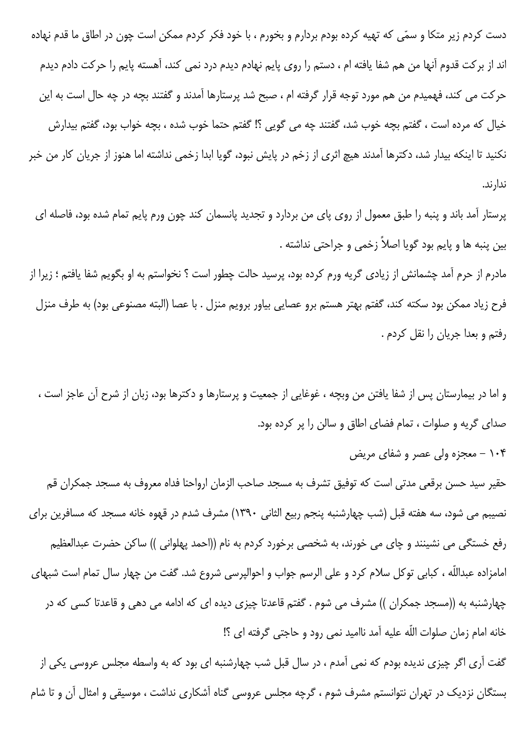دست کردم زیر متکا و سمّی که تهیه کرده بودم بردارم و بخورم ، با خود فکر کردم ممکن است چون در اطاق ما قدم نهاده اند از برکت قدوم آنها من هم شفا یافته ام ، دستم را روی پایم نهادم دیدم درد نمی کند، آهسته پایم را حرکت دادم دیدم حرکت می کند، فهمیدم من هم مورد توجه قرار گرفته ام ، صبح شد پرستارها آمدند و گفتند بچه در چه حال است به این خیال که مرده است ، گفتم بچه خوب شد، گفتند چه می گویی ؟! گفتم حتما خوب شده ، بچه خواب بود، گفتم بیدارش نکنید تا اینکه بیدار شد، دکترها آمدند هیچ اثری از زخم در پایش نبود، گویا ابدا زخمی نداشته اما هنوز از جریان کار من خبر ندارند.

پرستار آمد باند و پنبه را طبق معمول از روی پای من بردارد و تجدید پانسمان کند چون ورم پایم تمام شده بود، فاصله ای بین پنبه ها و پایم بود گویا اصلاً زخمی و جراحتی نداشته .

مادرم از حرم آمد چشمانش از زیادی گریه ورم کرده بود، پرسید حالت چطور است ؟ نخواستم به او بگویم شفا یافتم ؛ زیرا از فرح زیاد ممکن بود سکته کند، گفتم بهتر هستم برو عصایی بیاور برویم منزل . با عصا (البته مصنوعی بود) به طرف منزل رفتم و بعدا جریان را نقل کردم .

و اما در بیمارستان پس از شفا یافتن من وبچه ، غوغایی از جمعیت و پرستارها و دکترها بود، زبان از شرح آن عاجز است ، صدای گریه و صلوات ، تمام فضای اطاق و سالن را پر کرده بود.

۱۰۴ - معجزه ولی عصر و شفای مریض

حقیر سید حسن برقعی مدتی است که توفیق تشرف به مسجد صاحب الزمان ارواحنا فداه معروف به مسجد جمکران قم نصیبم می شود، سه هفته قبل (شب چهارشنبه پنجم ربیع الثانی ۱۳۹۰) مشرف شدم در قهوه خانه مسجد که مسافرین برای رفع خستگی می نشینند و چای می خورند، به شخصی برخورد کردم به نام ((احمد پهلوانی )) ساکن حضرت عبدالعظیم امامزاده عبداللّه ، کبابی توکل سلام کرد و علی الرسم جواب و احوالپرسی شروع شد. گفت من چهار سال تمام است شبهای چهارشنبه به ((مسجد جمکران )) مشرف می شوم . گفتم قاعدتا چیزی دیده ای که ادامه می دهی و قاعدتا کسی که در خانه امام زمان صلوات اللّه علیه آمد ناامید نمی رود و حاجتی گرفته ای ؟!

گفت آری اگر چیزی ندیده بودم که نمی آمدم ، در سال قبل شب چهارشنبه ای بود که به واسطه مجلس عروسی یکی از بستگان نزدیک در تهران نتوانستم مشرف شوم ، گرچه مجلس عروسی گناه آشکاری نداشت ، موسیقی و امثال آن و تا شام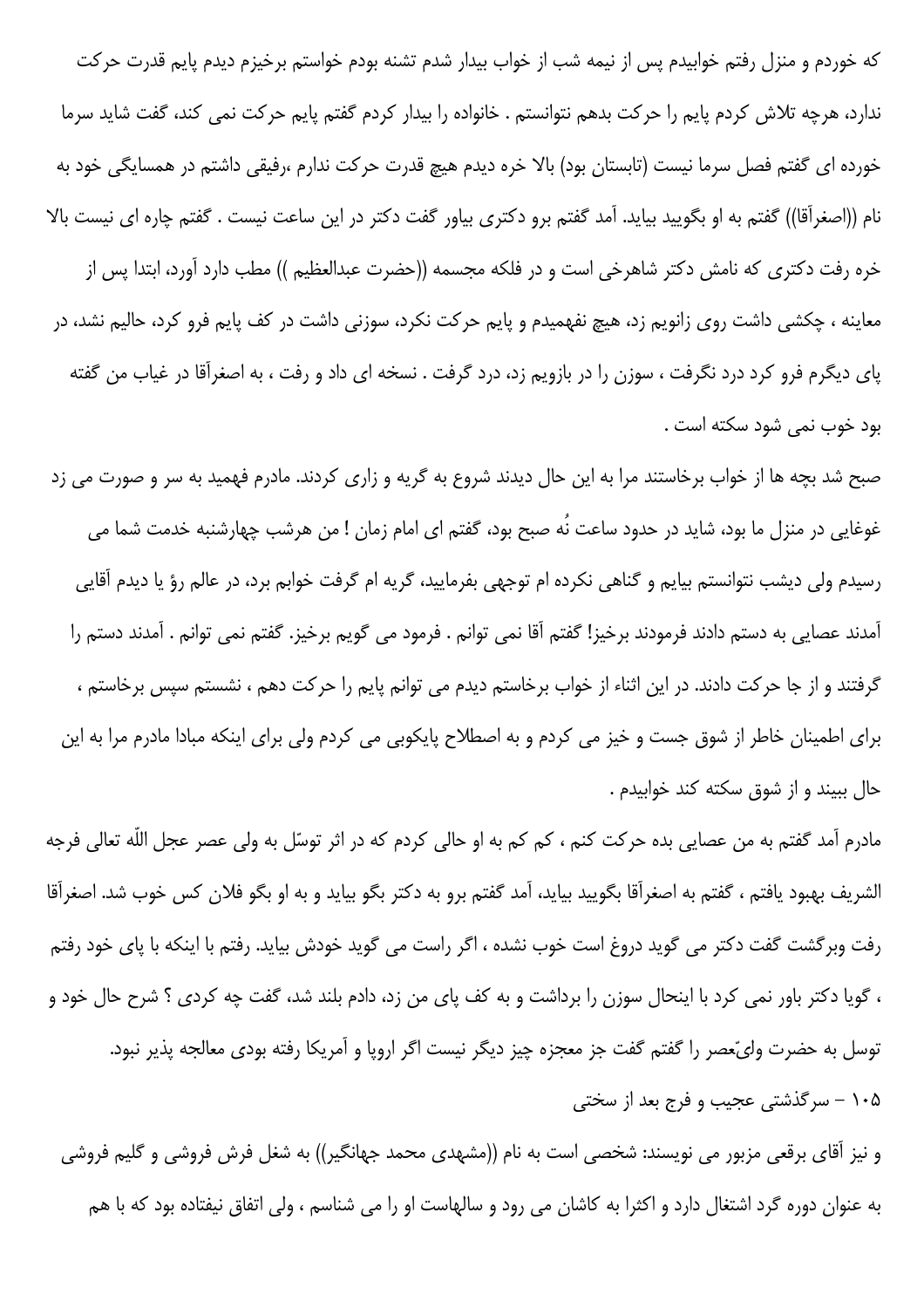که خوردم و منزل رفتم خوابیدم پس از نیمه شب از خواب بیدار شدم تشنه بودم خواستم برخیزم دیدم پایم قدرت حرکت ندارد، هرچه تلاش کردم پایم را حرکت بدهم نتوانستم . خانواده را بیدار کردم گفتم پایم حرکت نمی کند، گفت شاید سرما خورده ای گفتم فصل سرما نیست (تابستان بود) بالا خره دیدم هیچ قدرت حرکت ندارم ،رفیقی داشتم در همسایگی خود به نام ((اصغرآقا)) گفتم به او بگویید بیاید. آمد گفتم برو دکتری بیاور گفت دکتر در این ساعت نیست . گفتم چاره ای نیست بالا خره رفت دکتری که نامش دکتر شاهرخی است و در فلکه مجسمه ((حضرت عبدالعظیم )) مطب دارد آورد، ابتدا پس از معاینه ، چکشی داشت روی زانویم زد، هیچ نفهمیدم و پایم حرکت نکرد، سوزنی داشت در کف پایم فرو کرد، حالیم نشد، در پای دیگرم فرو کرد درد نگرفت ، سوزن را در بازویم زد، درد گرفت . نسخه ای داد و رفت ، به اصغرآقا در غیاب من گفته بود خوب نمی شود سکته است .

صبح شد بچه ها از خواب برخاستند مرا به این حال دیدند شروع به گریه و زاری کردند. مادرم فهمید به سر و صورت می زد غوغایی در منزل ما بود، شاید در حدود ساعت نُه صبح بود، گفتم ای امام زمان ! من هرشب چهارشنبه خدمت شما می رسیدم ولی دیشب نتوانستم بیایم و گناهی نکرده ام توجهی بفرمایید، گریه ام گرفت خوابم برد، در عالم رؤ یا دیدم آقایی آمدند عصایی به دستم دادند فرمودند برخیز! گفتم آقا نمی توانم . فرمود می گویم برخیز. گفتم نمی توانم . آمدند دستم را گرفتند و از جا حرکت دادند. در این اثناء از خواب برخاستم دیدم می توانم پایم را حرکت دهم ، نشستم سپس برخاستم ، برای اطمینان خاطر از شوق جست و خیز می کردم و به اصطلاح پایکوبی می کردم ولی برای اینکه مبادا مادرم مرا به این حال ببیند و از شوق سکته کند خوابیدم .

مادرم آمد گفتم به من عصایی بده حرکت کنم ، کم کم به او حالی کردم که در اثر توسّل به ولی عصر عجل اللّه تعالی فرجه الشریف بهبود یافتم ، گفتم به اصغرآقا بگویید بیاید، آمد گفتم برو به دکتر بگو بیاید و به او بگو فلان کس خوب شد. اصغرآقا رفت وبرگشت گفت دکتر می گوید دروغ است خوب نشده ، اگر راست می گوید خودش بیاید. رفتم با اینکه با پای خود رفتم ، گویا دکتر باور نمی کرد با اینحال سوزن را برداشت و به کف پای من زد، دادم بلند شد، گفت چه کردی ؟ شرح حال خود و توسل به حضرت ولیّعصر را گفتم گفت جز معجزه چیز دیگر نیست اگر اروپا و آمریکا رفته بودی معالجه پذیر نبود.

۱۰۵ - سرگذشتی عجیب و فرج بعد از سختی

و نیز آقای برقعی مزبور می نویسند: شخصی است به نام ((مشهدی محمد جهانگیر)) به شغل فرش فروشی و گلیم فروشی به عنوان دوره گرد اشتغال دارد و اکثرا به کاشان می رود و سالهاست او را می شناسم ، ولی اتفاق نیفتاده بود که با هم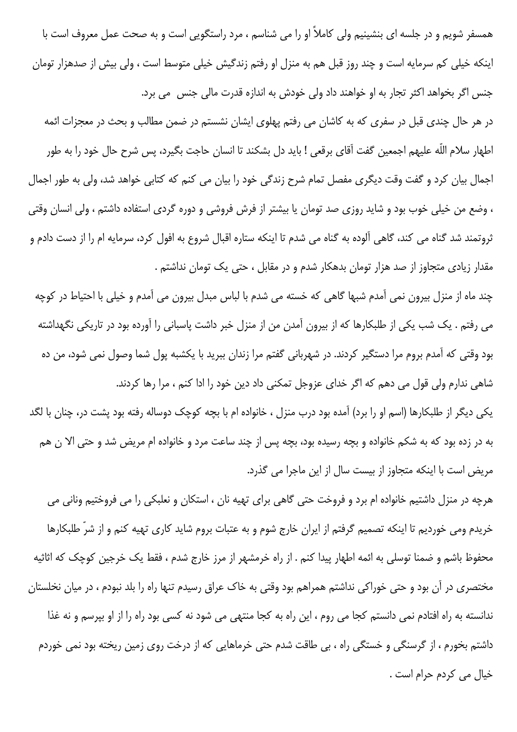همسفر شویم و در جلسه ای بنشینیم ولی کاملاً او را می شناسم ، مرد راستگویی است و به صحت عمل معروف است با اینکه خیلی کم سرمایه است و چند روز قبل هم به منزل او رفتم زندگیش خیلی متوسط است ، ولی بیش از صدهزار تومان جنس اگر بخواهد اکثر تجار به او خواهند داد ولی خودش به اندازه قدرت مالی جنس می برد.

در هر حال چندی قبل در سفری که به کاشان می رفتم پهلوی ایشان نشستم در ضمن مطالب و بحث در معجزات ائمه اطهار سلام اللّه علیهم اجمعین گفت آقای برقعی ! باید دل بشکند تا انسان حاجت بگیرد، پس شرح حال خود را به طور اجمال بیان کرد و گفت وقت دیگری مفصل تمام شرح زندگی خود را بیان می کنم که کتابی خواهد شد، ولی به طور اجمال ، وضع من خیلی خوب بود و شاید روزی صد تومان یا بیشتر از فرش فروشی و دوره گردی استفاده داشتم ، ولی انسان وقتی ثروتمند شد گناه می کند، گاهی آلوده به گناه می شدم تا اینکه ستاره اقبال شروع به افول کرد، سرمایه ام را از دست دادم و مقدار زیادی متجاوز از صد هزار تومان بدهکار شدم و در مقابل ، حتی یک تومان نداشتم .

چند ماه از منزل بیرون نمی آمدم شبها گاهی که خسته می شدم با لباس مبدل بیرون می آمدم و خیلی با احتیاط در کوچه می رفتم . یک شب یکی از طلبکارها که از بیرون آمدن من از منزل خبر داشت پاسبانی را آورده بود در تاریکی نگهداشته بود وقتی که آمدم بروم مرا دستگیر کردند. در شهربانی گفتم مرا زندان ببرید با یکشبه پول شما وصول نمی شود، من ده شاهی ندارم ولی قول می دهم که اگر خدای عزوجل تمکنی داد دین خود را ادا کنم ، مرا رها کردند.

یکی دیگر از طلبکارها (اسم او را برد) آمده بود درب منزل ، خانواده ام با بچه کوچک دوساله رفته بود پشت در، چنان با لگد به در زده بود که به شکم خانواده و بچه رسیده بود، بچه پس از چند ساعت مرد و خانواده ام مریض شد و حتی الا ن هم مریض است با اینکه متجاوز از بیست سال از این ماجرا می گذرد.

هرچه در منزل داشتیم خانواده ام برد و فروخت حتی گاهی برای تهیه نان ، استکان و نعلبکی را می فروختیم ونانی می خریدم ومی خوردیم تا اینکه تصمیم گرفتم از ایران خارج شوم و به عتبات بروم شاید کاری تهیه کنم و از شرّ طلبکارها محفوظ باشم و ضمنا توسلی به ائمه اطهار پیدا کنم . از راه خرمشهر از مرز خارج شدم ، فقط یک خرجین کوچک که اثاثیه مختصری در آن بود و حتی خوراکی نداشتم همراهم بود وقتی به خاک عراق رسیدم تنها راه را بلد نبودم ، در میان نخلستان ندانسته به راه افتادم نمی دانستم کجا می روم ، این راه به کجا منتهی می شود نه کسی بود راه را از او بپرسم و نه غذا داشتم بخورم ، از گرسنگی و خستگی راه ، بی طاقت شدم حتی خرماهایی که از درخت روی زمین ریخته بود نمی خوردم خیال می کردم حرام است .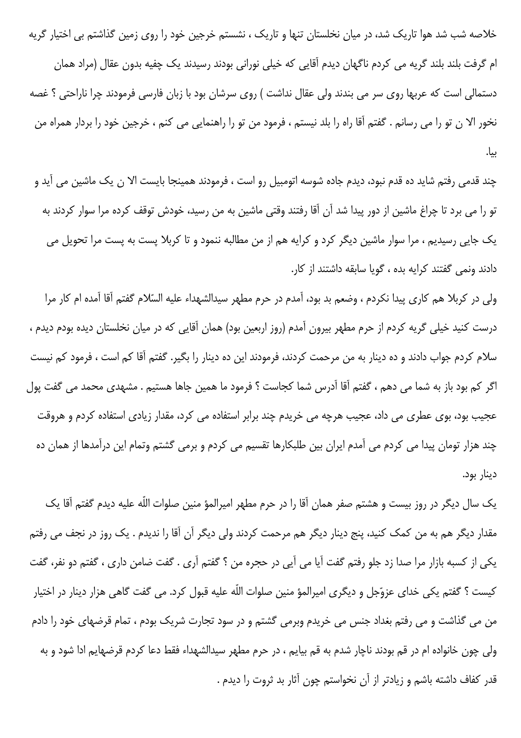خلاصه شب شد هوا تاریک شد، در میان نخلستان تنها و تاریک ، نشستم خرجین خود را روی زمین گذاشتم بی اختیار گریه ام گرفت بلند بلند گریه می کردم ناگهان دیدم آقایی که خیلی نورانی بودند رسیدند یک چفیه بدون عقال (مراد همان دستمالی است که عربها روی سر می بندند ولی عقال نداشت ) روی سرشان بود با زبان فارسی فرمودند چرا ناراحتی ؟ غصه نخور الا ن تو را می رسانم . گفتم آقا راه را بلد نیستم ، فرمود من تو را راهنمایی می کنم ، خرجین خود را بردار همراه من بیا.

چند قدمی رفتم شاید ده قدم نبود، دیدم جاده شوسه اتومبیل رو است ، فرمودند همینجا بایست الا ن یک ماشین می آید و تو را می برد تا چراغ ماشین از دور پیدا شد آن آقا رفتند وقتی ماشین به من رسید، خودش توقف کرده مرا سوار کردند به یک جایی رسیدیم ، مرا سوار ماشین دیگر کرد و کرایه هم از من مطالبه ننمود و تا کربلا پست به پست مرا تحویل می دادند ونمی گفتند کرایه بده ، گویا سابقه داشتند از کار.

ولی در کربلا هم کاری پیدا نکردم ، وضعم بد بود، آمدم در حرم مطهر سیدالشهداء علیه السّلام گفتم آقا آمده ام کار مرا درست کنید خیلی گریه کردم از حرم مطهر بیرون آمدم (روز اربعین بود) همان آقایی که در میان نخلستان دیده بودم دیدم ، سلام کردم جواب دادند و ده دینار به من مرحمت کردند، فرمودند این ده دینار را بگیر. گفتم آقا کم است ، فرمود کم نیست اگر کم بود باز به شما می دهم ، گفتم آقا آدرس شما کجاست ؟ فرمود ما همین جاها هستیم . مشهدی محمد می گفت پول عجیب بود، بوی عطری می داد، عجیب هرچه می خریدم چند برابر استفاده می کرد، مقدار زیادی استفاده کردم و هروقت چند هزار تومان پیدا می کردم می آمدم ایران بین طلبکارها تقسیم می کردم و برمی گشتم وتمام این درآمدها از همان ده دینار بود.

یک سال دیگر در روز بیست و هشتم صفر همان آقا را در حرم مطهر امیرالمؤ منین صلوات اللّه علیه دیدم گفتم آقا یک مقدار دیگر هم به من کمک کنید، پنج دینار دیگر هم مرحمت کردند ولی دیگر آن آقا را ندیدم . یک روز در نجف می رفتم یکی از کسبه بازار مرا صدا زد جلو رفتم گفت آیا می آیی در حجره من ؟ گفتم آری . گفت ضامن داری ، گفتم دو نفر، گفت کیست ؟ گفتم یکی خدای عزوّجل و دیگری امیرالمؤ منین صلوات اللّه علیه قبول کرد. می گفت گاهی هزار دینار در اختیار من می گذاشت و می رفتم بغداد جنس می خریدم وبرمی گشتم و در سود تجارت شریک بودم ، تمام قرضهای خود را دادم ولی چون خانواده ام در قم بودند ناچار شدم به قم بیایم ، در حرم مطهر سیدالشهداء فقط دعا کردم قرضهایم ادا شود و به قدر کفاف داشته باشم و زیادتر از آن نخواستم چون آثار بد ثروت را دیدم .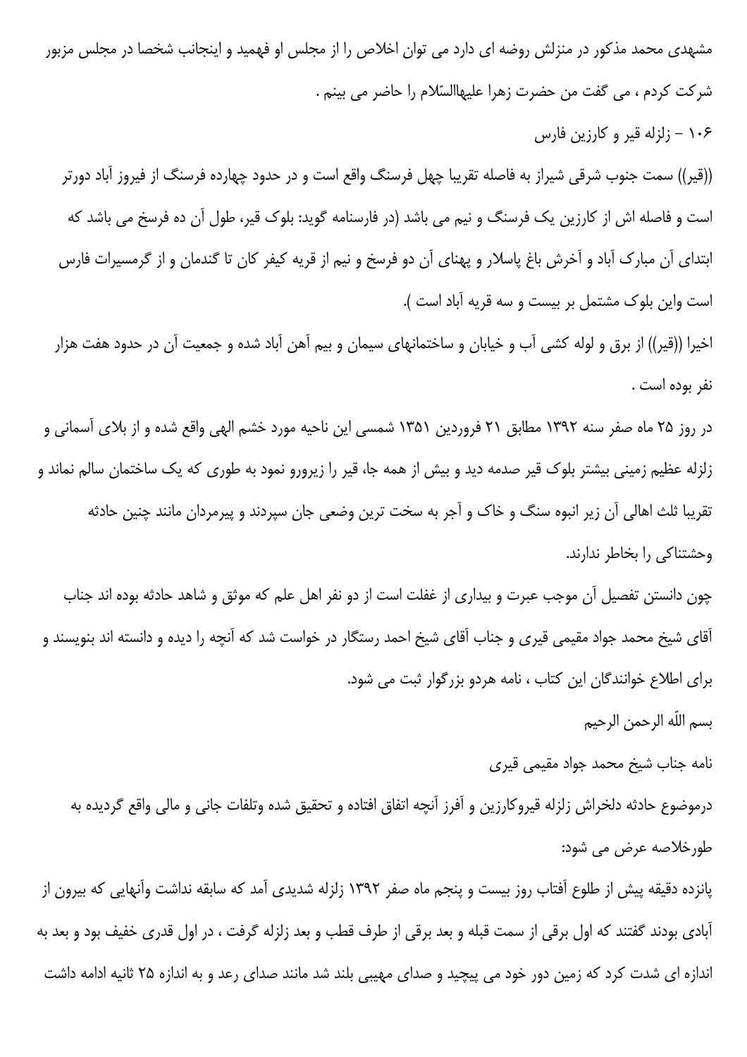مشهدی محمد مذکور در منزلش روضه ای دارد می توان اخلاص را از مجلس او فهمید و اینجانب شخصا در مجلس مزبور شرکت کردم ، می گفت من حضرت زهرا علیهاالسّلام را حاضر می بینم .

### ۱۰۶ – زلزله قیر و کارزین فارس

((قیر)) سمت جنوب شرقی شیراز به فاصله تقریبا چهل فرسنگ واقع است و در حدود چهارده فرسنگ از فیروز آباد دورتر است و فاصله اش از کارزین یک فرسنگ و نیم می باشد (در فارسنامه گوید: بلوک قیر، طول آن ده فرسخ می باشد که ابتدای آن مبارک آباد و آخرش باغ پاسلار و پهنای آن دو فرسخ و نیم از قریه کیفر کان تا گندمان و از گرمسیرات فارس است واین بلوک مشتمل بر بیست و سه قریه آباد است ).

اخیرا ((قیر)) از برق و لوله کشی آب و خیابان و ساختمانهای سیمان و بیم آهن آباد شده و جمعیت آن در حدود هفت هزار نفر بوده است .

در روز ۲۵ ماه صفر سنه ۱۳۹۲ مطابق ۲۱ فروردین ۱۳۵۱ شمسی این ناحیه مورد خشم الهی واقع شده و از بلای آسمانی و زلزله عظیم زمینی بیشتر بلوک قیر صدمه دید و بیش از همه جا، قیر را زیرورو نمود به طوری که یک ساختمان سالم نماند و تقریبا ثلث اهالی آن زیر انبوه سنگ و خاک و آجر به سخت ترین وضعی جان سپردند و پیرمردان مانند چنین حادثه وحشتناکی را بخاطر ندارند.

چون دانستن تفصیل آن موجب عبرت و بیداری از غفلت است از دو نفر اهل علم که موثق و شاهد حادثه بوده اند جناب آقای شیخ محمد جواد مقیمی قیری و جناب آقای شیخ احمد رستگار در خواست شد که آنچه را دیده و دانسته اند بنویسند و برای اطلاع خوانندگان این کتاب ، نامه هردو بزرگوار ثبت می شود.

بسم اللّه الرحمن الرحیم

نامه جناب شیخ محمد جواد مقیمی قیری

درموضوع حادثه دلخراش زلزله قیروکارزین و آفرز آنچه اتفاق افتاده و تحقیق شده وتلفات جانی و مالی واقع گردیده به طورخلاصه عرض می شود:

پانزده دقیقه پیش از طلوع آفتاب روز بیست و پنجم ماه صفر ۱۳۹۲ زلزله شدیدی آمد که سابقه نداشت وآنهایی که بیرون از آبادی بودند گفتند که اول برقی از سمت قبله و بعد برقی از طرف قطب و بعد زلزله گرفت ، در اول قدری خفیف بود و بعد به اندازه ای شدت کرد که زمین دور خود می پیچید و صدای مهیبی بلند شد مانند صدای رعد و به اندازه ۲۵ ثانیه ادامه داشت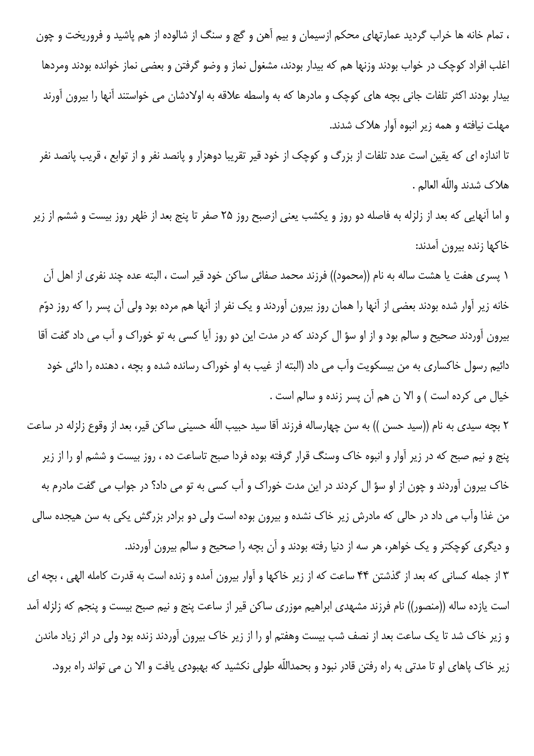، تمام خانه ها خراب گردید عمارتهای محکم ازسیمان و بیم آهن و گچ و سنگ از شالوده از هم پاشید و فروریخت و چون اغلب افراد کوچک در خواب بودند وزنها هم که بیدار بودند، مشغول نماز و وضو گرفتن و بعضی نماز خوانده بودند ومردها بیدار بودند اکثر تلفات جانی بچه های کوچک و مادرها که به واسطه علاقه به اولادشان می خواستند آنها را بیرون آورند مهلت نیافته و همه زیر انبوه آوار هلاک شدند.

تا اندازه ای که یقین است عدد تلفات از بزرگ و کوچک از خود قیر تقریبا دوهزار و پانصد نفر و از توابع ، قریب پانصد نفر هلاک شدند واللّه العالم .

و اما آنهایی که بعد از زلزله به فاصله دو روز و یکشب یعنی ازصبح روز ۲۵ صفر تا پنج بعد از ظهر روز بیست و ششم از زیر خاکها زنده بیرون آمدند:

۱ پسری هفت یا هشت ساله به نام ((محمود)) فرزند محمد صفائی ساکن خود قیر است ، البته عده چند نفری از اهل آن خانه زیر آوار شده بودند بعضی از آنها را همان روز بیرون آوردند و یک نفر از آنها هم مرده بود ولی آن پسر را که روز دوّم بیرون آوردند صحیح و سالم بود و از او سؤ ال کردند که در مدت این دو روز آیا کسی به تو خوراک و آب می داد گفت آقا دائیم رسول خاکساری به من بیسکویت وآب می داد (البته از غیب به او خوراک رسانده شده و بچه ، دهنده را دائی خود خیال می کرده است ) و الا ن هم آن پسر زنده و سالم است .

۲ بچه سیدی به نام ((سید حسن )) به سن چهارساله فرزند آقا سید حبیب اللّه حسینی ساکن قیر، بعد از وقوع زلزله در ساعت پنج و نیم صبح که در زیر آوار و انبوه خاک وسنگ قرار گرفته بوده فردا صبح تاساعت ده ، روز بیست و ششم او را از زیر خاک بیرون آوردند و چون از او سؤ ال کردند در این مدت خوراک و آب کسی به تو می داد؟ در جواب می گفت مادرم به من غذا وآب می داد در حالی که مادرش زیر خاک نشده و بیرون بوده است ولی دو برادر بزرگش یکی به سن هیجده سالی و دیگری کوچکتر و یک خواهر، هر سه از دنیا رفته بودند و آن بچه را صحیح و سالم بیرون آوردند.

۳ از جمله کسانی که بعد از گذشتن ۴۴ ساعت که از زیر خاکها و آوار بیرون آمده و زنده است به قدرت کامله الهی ، بچه ای است یازده ساله ((منصور)) نام فرزند مشهدی ابراهیم موزری ساکن قیر از ساعت پنج و نیم صبح بیست و پنجم که زلزله آمد و زیر خاک شد تا یک ساعت بعد از نصف شب بیست وهفتم او را از زیر خاک بیرون آوردند زنده بود ولی در اثر زیاد ماندن زیر خاک پاهای او تا مدتی به راه رفتن قادر نبود و بحمداللّه طولی نکشید که بهبودی یافت و الا ن می تواند راه برود.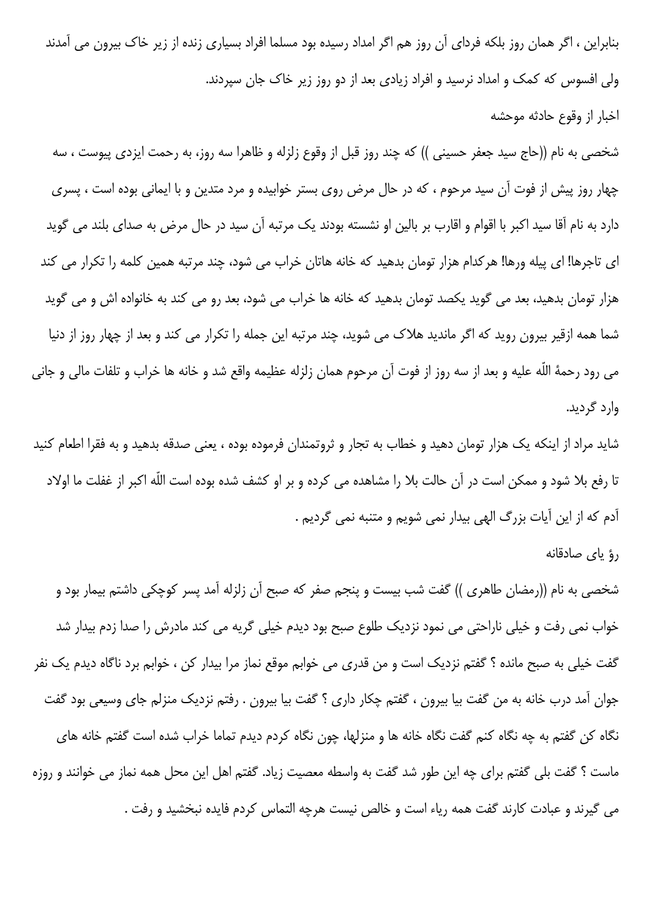بنابراین ، اگر همان روز بلکه فردای آن روز هم اگر امداد رسیده بود مسلما افراد بسیاری زنده از زیر خاک بیرون می آمدند ولی افسوس که کمک و امداد نرسید و افراد زیادی بعد از دو روز زیر خاک جان سپردند.

### اخبار از وقوع حادثه موحشه

شخصی به نام ((حاج سید جعفر حسینی )) که چند روز قبل از وقوع زلزله و ظاهرا سه روز، به رحمت ایزدی پیوست ، سه چهار روز پیش از فوت آن سید مرحوم ، که در حال مرض روی بستر خوابیده و مرد متدین و با ایمانی بوده است ، پسری دارد به نام آقا سید اکبر با اقوام و اقارب بر بالین او نشسته بودند یک مرتبه آن سید در حال مرض به صدای بلند می گوید ای تاجرها! ای پیله ورها! هرکدام هزار تومان بدهید که خانه هاتان خراب می شود، چند مرتبه همین کلمه را تکرار می کند هزار تومان بدهید، بعد می گوید یکصد تومان بدهید که خانه ها خراب می شود، بعد رو می کند به خانواده اش و می گوید شما همه ازقیر بیرون روید که اگر ماندید هلاک می شوید، چند مرتبه این جمله را تکرار می کند و بعد از چهار روز از دنیا می رود رحمهٔ اللّه علیه و بعد از سه روز از فوت آن مرحوم همان زلزله عظیمه واقع شد و خانه ها خراب و تلفات مالی و جانی وارد گردید.

شاید مراد از اینکه یک هزار تومان دهید و خطاب به تجار و ثروتمندان فرموده بوده ، یعنی صدقه بدهید و به فقرا اطعام کنید تا رفع بلا شود و ممکن است در آن حالت بلا را مشاهده می کرده و بر او کشف شده بوده است اللّه اکبر از غفلت ما اولاد آدم که از این آیات بزرگ الهی بیدار نمی شویم و متنبه نمی گردیم .

### رؤ یای صادقانه

شخصی به نام ((رمضان طاهری )) گفت شب بیست و پنجم صفر که صبح آن زلزله آمد پسر کوچکی داشتم بیمار بود و خواب نمی رفت و خیلی ناراحتی می نمود نزدیک طلوع صبح بود دیدم خیلی گریه می کند مادرش را صدا زدم بیدار شد گفت خیلی به صبح مانده ؟ گفتم نزدیک است و من قدری می خوابم موقع نماز مرا بیدار کن ، خوابم برد ناگاه دیدم یک نفر جوان آمد درب خانه به من گفت بیا بیرون ، گفتم چکار داری ؟ گفت بیا بیرون . رفتم نزدیک منزلم جای وسیعی بود گفت نگاه کن گفتم به چه نگاه کنم گفت نگاه خانه ها و منزلها، چون نگاه کردم دیدم تماما خراب شده است گفتم خانه های ماست ؟ گفت بلی گفتم برای چه این طور شد گفت به واسطه معصیت زیاد. گفتم اهل این محل همه نماز می خوانند و روزه می گیرند و عبادت کارند گفت همه ریاء است و خالص نیست هرچه التماس کردم فایده نبخشید و رفت .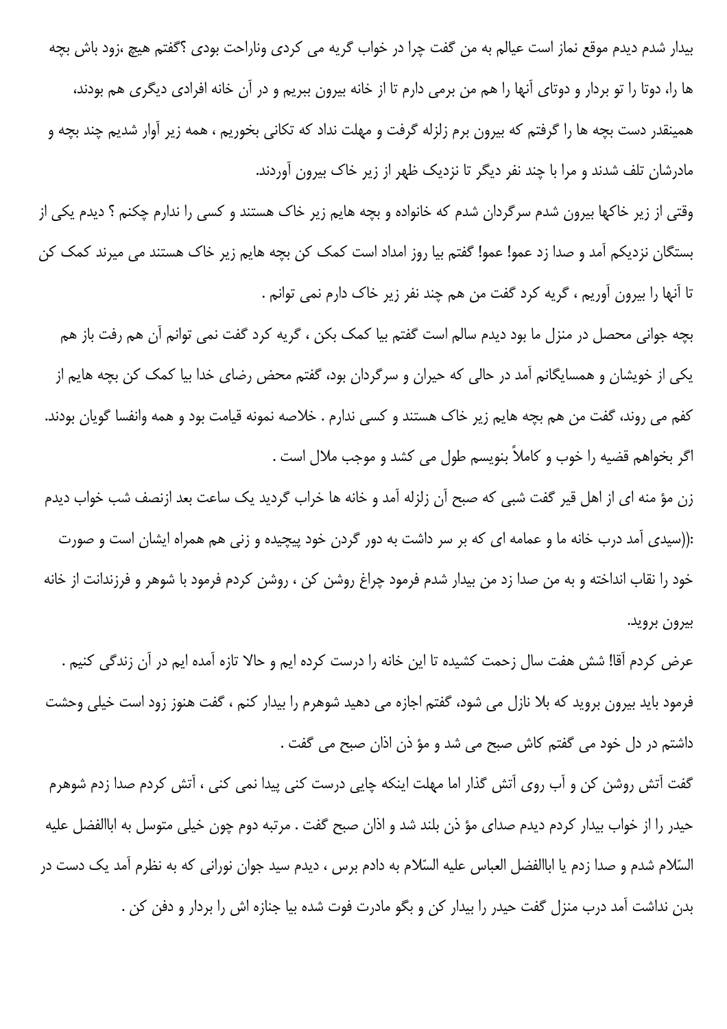بیدار شدم دیدم موقع نماز است عیالم به من گفت چرا در خواب گریه می کردی وناراحت بودی ؟گفتم هیچ ،زود باش بچه ها را، دوتا را تو بردار و دوتای آنها را هم من برمی دارم تا از خانه بیرون ببریم و در آن خانه افرادی دیگری هم بودند، همینقدر دست بچه ها را گرفتم که بیرون برم زلزله گرفت و مهلت نداد که تکانی بخوریم ، همه زیر آوار شدیم چند بچه و مادرشان تلف شدند و مرا با چند نفر دیگر تا نزدیک ظهر از زیر خاک بیرون آوردند.

وقتی از زیر خاکها بیرون شدم سرگردان شدم که خانواده و بچه هایم زیر خاک هستند و کسی را ندارم چکنم ؟ دیدم یکی از بستگان نزدیکم آمد و صدا زد عمو! عمو! گفتم بیا روز امداد است کمک کن بچه هایم زیر خاک هستند می میرند کمک کن تا آنها را بیرون آوریم ، گریه کرد گفت من هم چند نفر زیر خاک دارم نمی توانم .

بچه جوانی محصل در منزل ما بود دیدم سالم است گفتم بیا کمک بکن ، گریه کرد گفت نمی توانم آن هم رفت باز هم یکی از خویشان و همسایگانم آمد در حالی که حیران و سرگردان بود، گفتم محض رضای خدا بیا کمک کن بچه هایم از کفم می روند، گفت من هم بچه هایم زیر خاک هستند و کسی ندارم . خلاصه نمونه قیامت بود و همه وانفسا گویان بودند. اگر بخواهم قضیه را خوب و کاملاً بنویسم طول می کشد و موجب ملال است .

زن مؤ منه ای از اهل قیر گفت شبی که صبح آن زلزله آمد و خانه ها خراب گردید یک ساعت بعد ازنصف شب خواب دیدم :((سیدی آمد درب خانه ما و عمامه ای که بر سر داشت به دور گردن خود پیچیده و زنی هم همراه ایشان است و صورت خود را نقاب انداخته و به من صدا زد من بیدار شدم فرمود چراغ روشن کن ، روشن کردم فرمود با شوهر و فرزندانت از خانه بیرون بروید.

عرض کردم آقا! شش هفت سال زحمت کشیده تا این خانه را درست کرده ایم و حالا تازه آمده ایم در آن زندگی کنیم . فرمود باید بیرون بروید که بلا نازل می شود، گفتم اجازه می دهید شوهرم را بیدار کنم ، گفت هنوز زود است خیلی وحشت داشتم در دل خود می گفتم کاش صبح می شد و مؤ ذن اذان صبح می گفت .

گفت آتش روشن کن و آب روی آتش گذار اما مهلت اینکه چایی درست کنی پیدا نمی کنی ، آتش کردم صدا زدم شوهرم حیدر را از خواب بیدار کردم دیدم صدای مؤ ذن بلند شد و اذان صبح گفت . مرتبه دوم چون خیلی متوسل به اباالفضل علیه السّلام شدم و صدا زدم یا اباالفضل العباس علیه السّلام به دادم برس ، دیدم سید جوان نورانی که به نظرم آمد یک دست در بدن نداشت آمد درب منزل گفت حیدر را بیدار کن و بگو مادرت فوت شده بیا جنازه اش را بردار و دفن کن .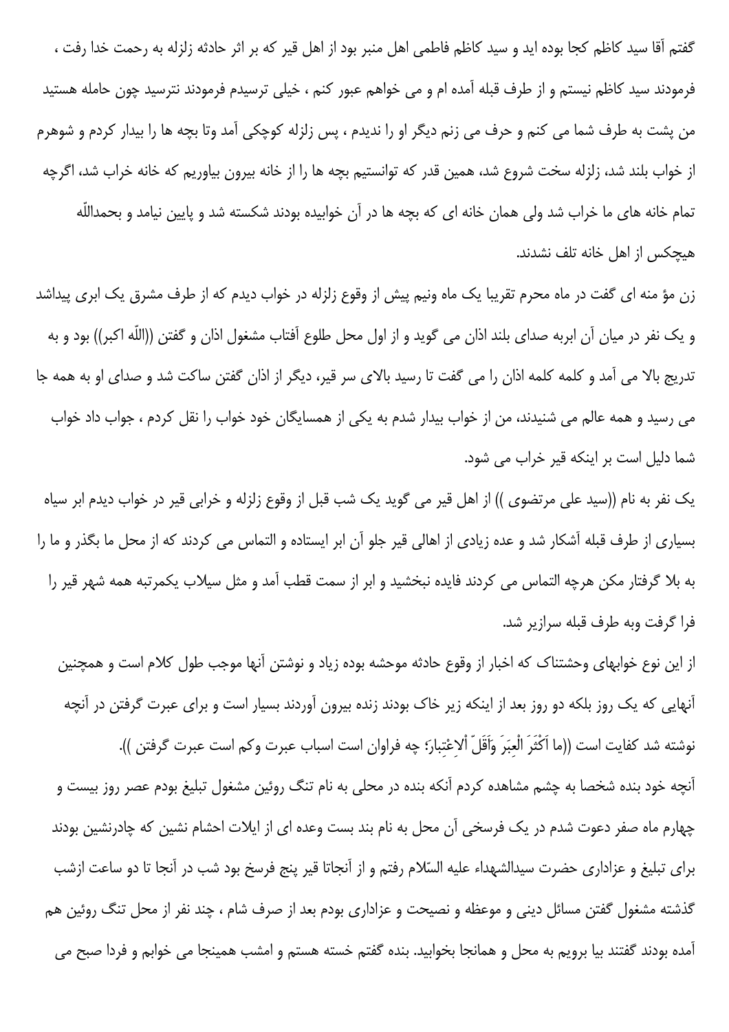گفتم آقا سید کاظم کجا بوده اید و سید کاظم فاطمی اهل منبر بود از اهل قیر که بر اثر حادثه زلزله به رحمت خدا رفت ، فرمودند سید کاظم نیستم و از طرف قبله آمده ام و می خواهم عبور کنم ، خیلی ترسیدم فرمودند نترسید چون حامله هستید من پشت به طرف شما می کنم و حرف می زنم دیگر او را ندیدم ، پس زلزله کوچکی آمد وتا بچه ها را بیدار کردم و شوهرم از خواب بلند شد، زلزله سخت شروع شد، همین قدر که توانستیم بچه ها را از خانه بیرون بیاوریم که خانه خراب شد، اگرچه تمام خانه های ما خراب شد ولی همان خانه ای که بچه ها در آن خوابیده بودند شکسته شد و پایین نیامد و بحمداللّه هیچکس از اهل خانه تلف نشدند.

زن مؤ منه ای گفت در ماه محرم تقریبا یک ماه ونیم پیش از وقوع زلزله در خواب دیدم که از طرف مشرق یک ابری پیداشد و یک نفر در میان آن ابربه صدای بلند اذان می گوید و از اول محل طلوع آفتاب مشغول اذان و گفتن ((اللّه اکبر)) بود و به تدریج بالا می آمد و کلمه کلمه اذان را می گفت تا رسید بالای سر قیر، دیگر از اذان گفتن ساکت شد و صدای او به همه جا می رسید و همه عالم می شنیدند، من از خواب بیدار شدم به یکی از همسایگان خود خواب را نقل کردم ، جواب داد خواب شما دلیل است بر اینکه قیر خراب می شود.

یک نفر به نام ((سید علی مرتضوی )) از اهل قیر می گوید یک شب قبل از وقوع زلزله و خرابی قیر در خواب دیدم ابر سیاه بسیاری از طرف قبله آشکار شد و عده زیادی از اهالی قیر جلو آن ابر ایستاده و التماس می کردند که از محل ما بگذر و ما را به بلا گرفتار مکن هرچه التماس می کردند فایده نبخشید و ابر از سمت قطب آمد و مثل سیلاب یکمرتبه همه شهر قیر را فرا گرفت وبه طرف قبله سرازیر شد.

از این نوع خوابهای وحشتناک که اخبار از وقوع حادثه موحشه بوده زیاد و نوشتن آنها موجب طول کلام است و همچنین آنهایی که یک روز بلکه دو روز بعد از اینکه زیر خاک بودند زنده بیرون آوردند بسیار است و برای عبرت گرفتن در آنچه نوشته شد کفایت است ((ما اَكْثَرَ الْعِبَرَ وَاَقَلّ اْلاِعْتِبار؛ چه فراوان است اسباب عبرت وكم است عبرت گرفتن )).

آنچه خود بنده شخصا به چشم مشاهده کردم آنکه بنده در محلی به نام تنگ روئین مشغول تبلیغ بودم عصر روز بیست و چهارم ماه صفر دعوت شدم در یک فرسخی آن محل به نام بند بست وعده ای از ایلات احشام نشین که چادرنشین بودند برای تبلیغ و عزاداری حضرت سیدالشهداء علیه السّلام رفتم و از آنجاتا قیر پنج فرسخ بود شب در آنجا تا دو ساعت ازشب گذشته مشغول گفتن مسائل دینی و موعظه و نصیحت و عزاداری بودم بعد از صرف شام ، چند نفر از محل تنگ روئین هم آمده بودند گفتند بیا برویم به محل و همانجا بخوابید. بنده گفتم خسته هستم و امشب همینجا می خوابم و فردا صبح می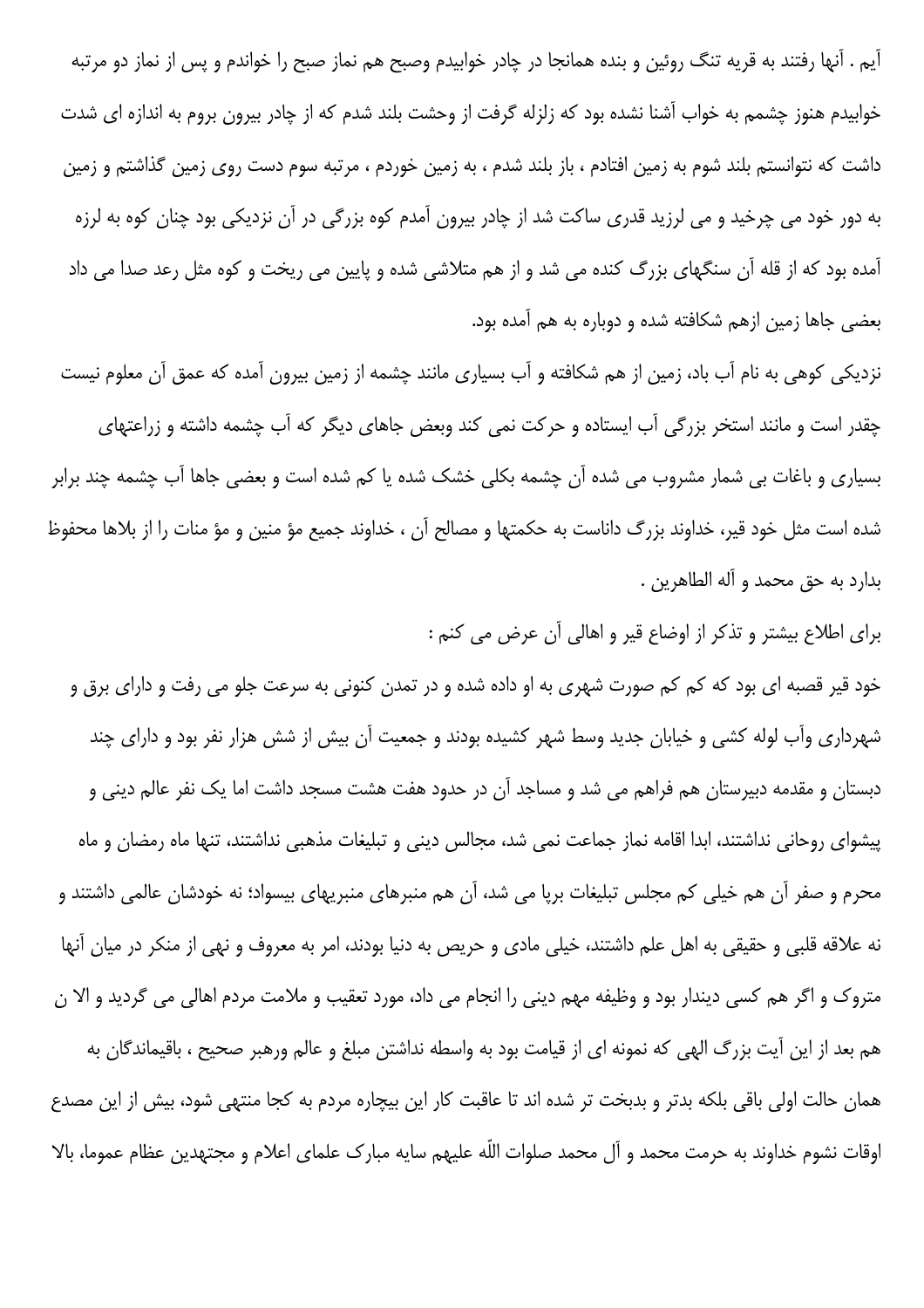آیم . آنها رفتند به قریه تنگ روئین و بنده همانجا در چادر خوابیدم وصبح هم نماز صبح را خواندم و پس از نماز دو مرتبه خوابیدم هنوز چشمم به خواب آشنا نشده بود که زلزله گرفت از وحشت بلند شدم که از چادر بیرون بروم به اندازه ای شدت داشت که نتوانستم بلند شوم به زمین افتادم ، باز بلند شدم ، به زمین خوردم ، مرتبه سوم دست روی زمین گذاشتم و زمین به دور خود می چرخید و می لرزید قدری ساکت شد از چادر بیرون آمدم کوه بزرگی در آن نزدیکی بود چنان کوه به لرزه آمده بود که از قله آن سنگهای بزرگ کنده می شد و از هم متلاشی شده و پایین می ریخت و کوه مثل رعد صدا می داد بعضی جاها زمین ازهم شکافته شده و دوباره به هم آمده بود.

نزدیکی کوهی به نام آب باد، زمین از هم شکافته و آب بسیاری مانند چشمه از زمین بیرون آمده که عمق آن معلوم نیست چقدر است و مانند استخر بزرگی آب ایستاده و حرکت نمی کند وبعض جاهای دیگر که آب چشمه داشته و زراعتهای بسیاری و باغات بی شمار مشروب می شده آن چشمه بکلی خشک شده یا کم شده است و بعضی جاها آب چشمه چند برابر شده است مثل خود قیر، خداوند بزرگ داناست به حکمتها و مصالح آن ، خداوند جمیع مؤ منین و مؤ منات را از بلاها محفوظ بدارد به حق محمد و آله الطاهرین .

برای اطلاع بیشتر و تذکر از اوضاع قیر و اهالی آن عرض می کنم :

خود قیر قصبه ای بود که کم کم صورت شهری به او داده شده و در تمدن کنونی به سرعت جلو می رفت و دارای برق و شهرداری وآب لوله کشی و خیابان جدید وسط شهر کشیده بودند و جمعیت آن بیش از شش هزار نفر بود و دارای چند دبستان و مقدمه دبیرستان هم فراهم می شد و مساجد آن در حدود هفت هشت مسجد داشت اما یک نفر عالم دینی و پیشوای روحانی نداشتند، ابدا اقامه نماز جماعت نمی شد، مجالس دینی و تبلیغات مذهبی نداشتند، تنها ماه رمضان و ماه محرم و صفر آن هم خیلی کم مجلس تبلیغات برپا می شد، آن هم منبرهای منبریهای بیسواد؛ نه خودشان عالمی داشتند و نه علاقه قلبی و حقیقی به اهل علم داشتند، خیلی مادی و حریص به دنیا بودند، امر به معروف و نهی از منکر در میان آنها متروک و اگر هم کسی دیندار بود و وظیفه مهم دینی را انجام می داد، مورد تعقیب و ملامت مردم اهالی می گردید و الا ن هم بعد از این آیت بزرگ الهی که نمونه ای از قیامت بود به واسطه نداشتن مبلغ و عالم ورهبر صحیح ، باقیماندگان به همان حالت اولی باقی بلکه بدتر و بدبخت تر شده اند تا عاقبت کار این بیچاره مردم به کجا منتهی شود، بیش از این مصدع اوقات نشوم خداوند به حرمت محمد و آل محمد صلوات اللّه علیهم سایه مبارک علمای اعلام و مجتهدین عظام عموما، بالا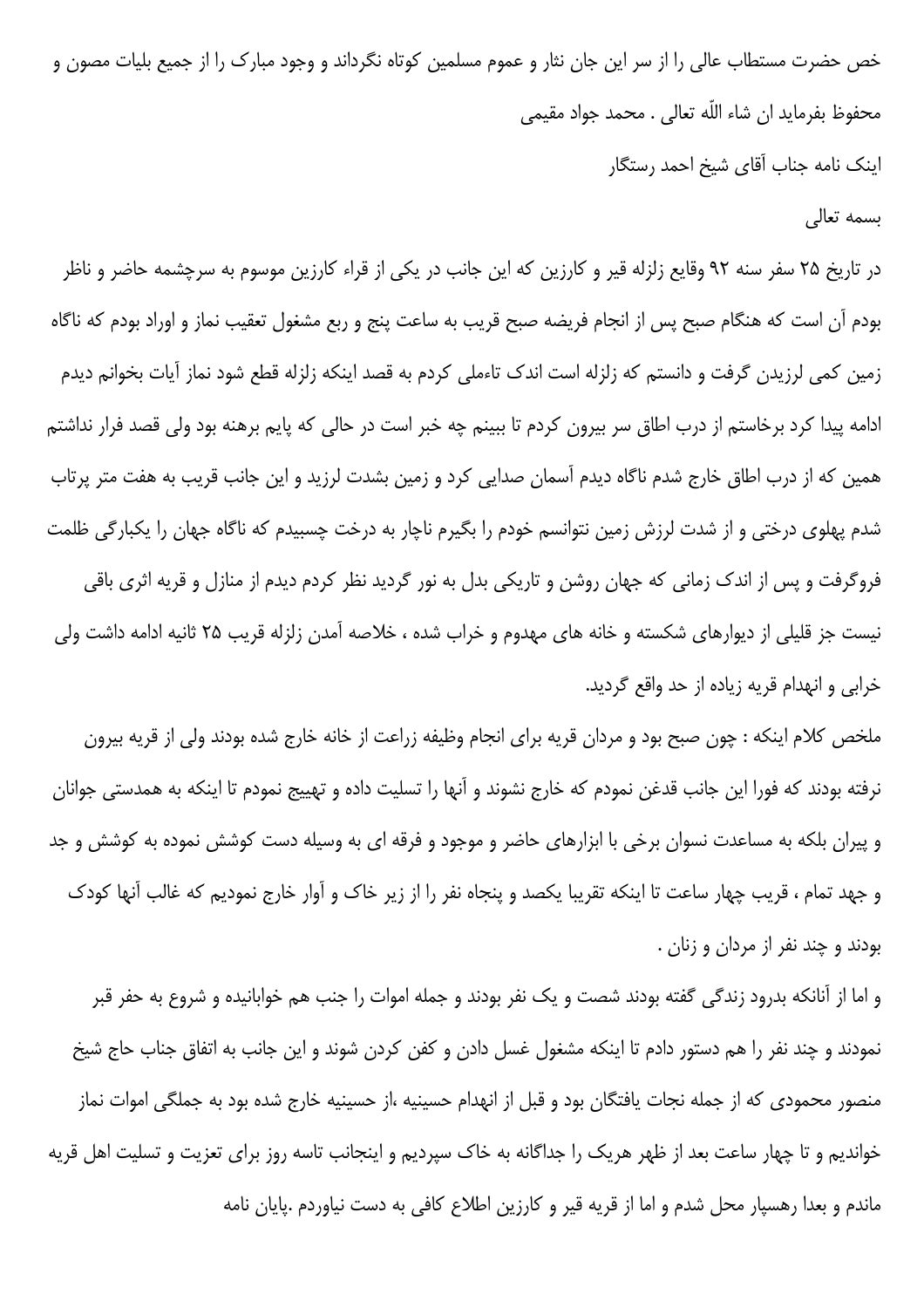خص حضرت مستطاب عالی را از سر این جان نثار و عموم مسلمین کوتاه نگرداند و وجود مبارک را از جمیع بلیات مصون و محفوظ بفرماید ان شاء اللّه تعالی . محمد جواد مقیمی

اینک نامه جناب آقای شیخ احمد رستگار

بسمه تعالی

در تاریخ ۲۵ سفر سنه ۹۲ وقایع زلزله قیر و کارزین که این جانب در یکی از قراء کارزین موسوم به سرچشمه حاضر و ناظر بودم آن است که هنگام صبح پس از انجام فریضه صبح قریب به ساعت پنج و ربع مشغول تعقیب نماز و اوراد بودم که ناگاه زمین کمی لرزیدن گرفت و دانستم که زلزله است اندک تاءملی کردم به قصد اینکه زلزله قطع شود نماز آیات بخوانم دیدم ادامه پیدا کرد برخاستم از درب اطاق سر بیرون کردم تا ببینم چه خبر است در حالی که پایم برهنه بود ولی قصد فرار نداشتم همین که از درب اطاق خارج شدم ناگاه دیدم آسمان صدایی کرد و زمین بشدت لرزید و این جانب قریب به هفت متر پرتاب شدم پهلوی درختی و از شدت لرزش زمین نتوانستم خودم را بگیرم ناچار به درخت چسبیدم که ناگاه جهان را یکبارگی ظلمت فروگرفت و پس از اندک زمانی که جهان روشن و تاریکی بدل به نور گردید نظر کردم دیدم از منازل و قریه اثری باقی نیست جز قلیلی از دیوارهای شکسته و خانه های مهدوم و خراب شده ، خلاصه آمدن زلزله قریب ۲۵ ثانیه ادامه داشت ولی خرابی و انهدام قریه زیاده از حد واقع گردید.

ملخص کلام اینکه : چون صبح بود و مردان قریه برای انجام وظیفه زراعت از خانه خارج شده بودند ولی از قریه بیرون نرفته بودند که فورا این جانب قدغن نمودم که خارج نشوند و آنها را تسلیت داده و تهییج نمودم تا اینکه به همدستی جوانان و پیران بلکه به مساعدت نسوان برخی با ابزارهای حاضر و موجود و فرقه ای به وسیله دست کوشش نموده به کوشش و جد و جهد تمام ، قریب چهار ساعت تا اینکه تقریبا یکصد و پنجاه نفر را از زیر خاک و آوار خارج نمودیم که غالب آنها کودک بودند و چند نفر از مردان و زنان .

و اما از آنانکه بدرود زندگی گفته بودند شصت و یک نفر بودند و جمله اموات را جنب هم خوابانیده و شروع به حفر قبر نمودند و چند نفر را هم دستور دادم تا اینکه مشغول غسل دادن و کفن کردن شوند و این جانب به اتفاق جناب حاج شیخ منصور محمودی که از جمله نجات یافتگان بود و قبل از انهدام حسینیه ،از حسینیه خارج شده بود به جملگی اموات نماز خواندیم و تا چهار ساعت بعد از ظهر هریک را جداگانه به خاک سپردیم و اینجانب تاسه روز برای تعزیت و تسلیت اهل قریه ماندم و بعدا رهسپار محل شدم و اما از قریه قیر و کارزین اطلاع کافی به دست نیاوردم .پایان نامه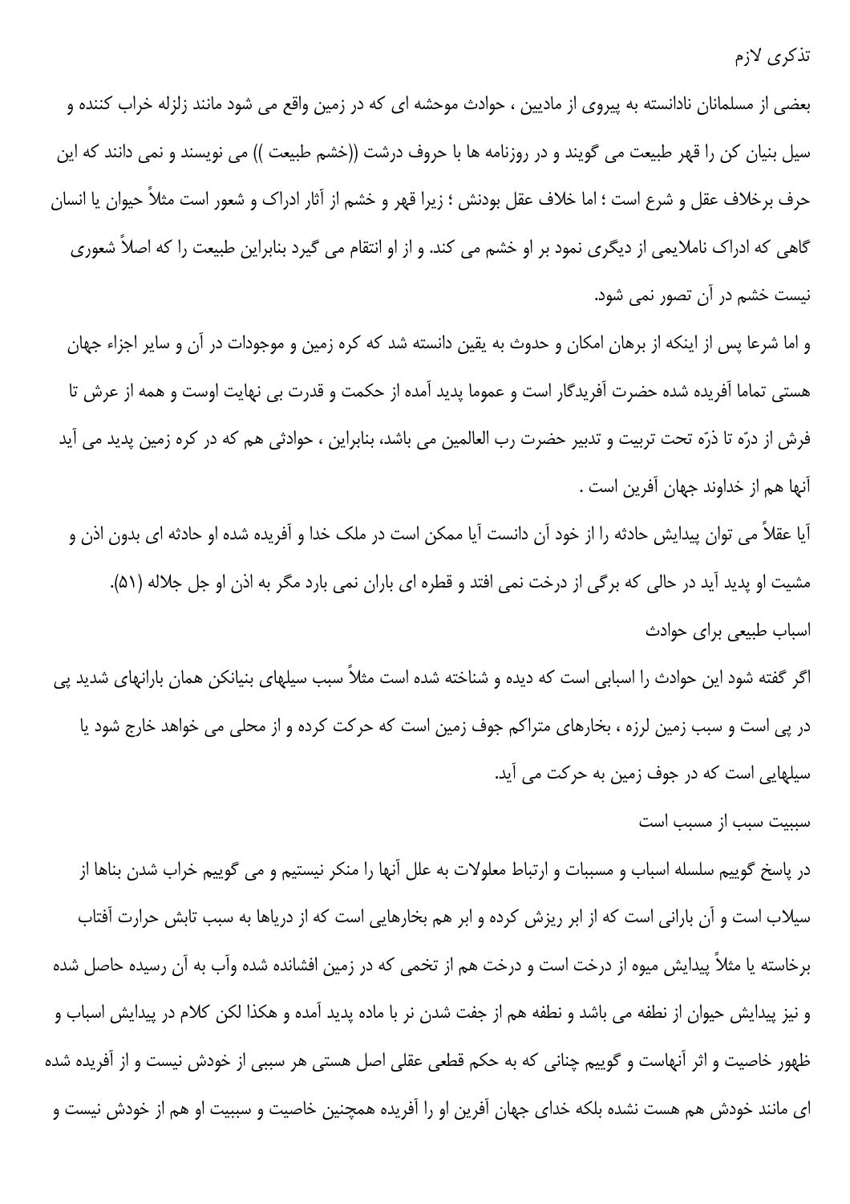### تذکری لازم

بعضی از مسلمانان نادانسته به پیروی از مادیین ، حوادث موحشه ای که در زمین واقع می شود مانند زلزله خراب کننده و سیل بنیان کن را قهر طبیعت می گویند و در روزنامه ها با حروف درشت ((خشم طبیعت )) می نویسند و نمی دانند که این حرف برخلاف عقل و شرع است ؛ اما خلاف عقل بودنش ؛ زیرا قهر و خشم از آثار ادراک و شعور است مثلاً حیوان یا انسان گاهی که ادراک ناملایمی از دیگری نمود بر او خشم می کند. و از او انتقام می گیرد بنابراین طبیعت را که اصلاً شعوری نیست خشم در آن تصور نمی شود.

و اما شرعا پس از اینکه از برهان امکان و حدوث به یقین دانسته شد که کره زمین و موجودات در آن و سایر اجزاء جهان هستی تماما آفریده شده حضرت آفریدگار است و عموما پدید آمده از حکمت و قدرت بی نهایت اوست و همه از عرش تا فرش از درّه تا ذرّه تحت تربیت و تدبیر حضرت رب العالمین می باشد، بنابراین ، حوادثی هم که در کره زمین پدید می آید آنها هم از خداوند جهان آفرین است .

آیا عقلاً می توان پیدایش حادثه را از خود آن دانست آیا ممکن است در ملک خدا و آفریده شده او حادثه ای بدون اذن و مشیت او پدید آید در حالی که برگی از درخت نمی افتد و قطره ای باران نمی بارد مگر به اذن او جل جلاله (۵۱).

### اسباب طبیعی برای حوادث

اگر گفته شود این حوادث را اسبابی است که دیده و شناخته شده است مثلاً سبب سیلهای بنیانکن همان بارانهای شدید پی در پی است و سبب زمین لرزه ، بخارهای متراکم جوف زمین است که حرکت کرده و از محلی می خواهد خارج شود یا سیلهایی است که در جوف زمین به حرکت می آید.

### سببیت سبب از مسبب است

در پاسخ گوییم سلسله اسباب و مسببات و ارتباط معلولات به علل آنها را منکر نیستیم و می گوییم خراب شدن بناها از سیلاب است و آن بارانی است که از ابر ریزش کرده و ابر هم بخارهایی است که از دریاها به سبب تابش حرارت آفتاب برخاسته یا مثلاً پیدایش میوه از درخت است و درخت هم از تخمی که در زمین افشانده شده وآب به آن رسیده حاصل شده و نیز پیدایش حیوان از نطفه می باشد و نطفه هم از جفت شدن نر با ماده پدید آمده و هکذا لکن کلام در پیدایش اسباب و ظهور خاصیت و اثر آنهاست و گوییم چنانی که به حکم قطعی عقلی اصل هستی هر سببی از خودش نیست و از آفریده شده ای مانند خودش هم هست نشده بلکه خدای جهان آفرین او را آفریده همچنین خاصیت و سببیت او هم از خودش نیست و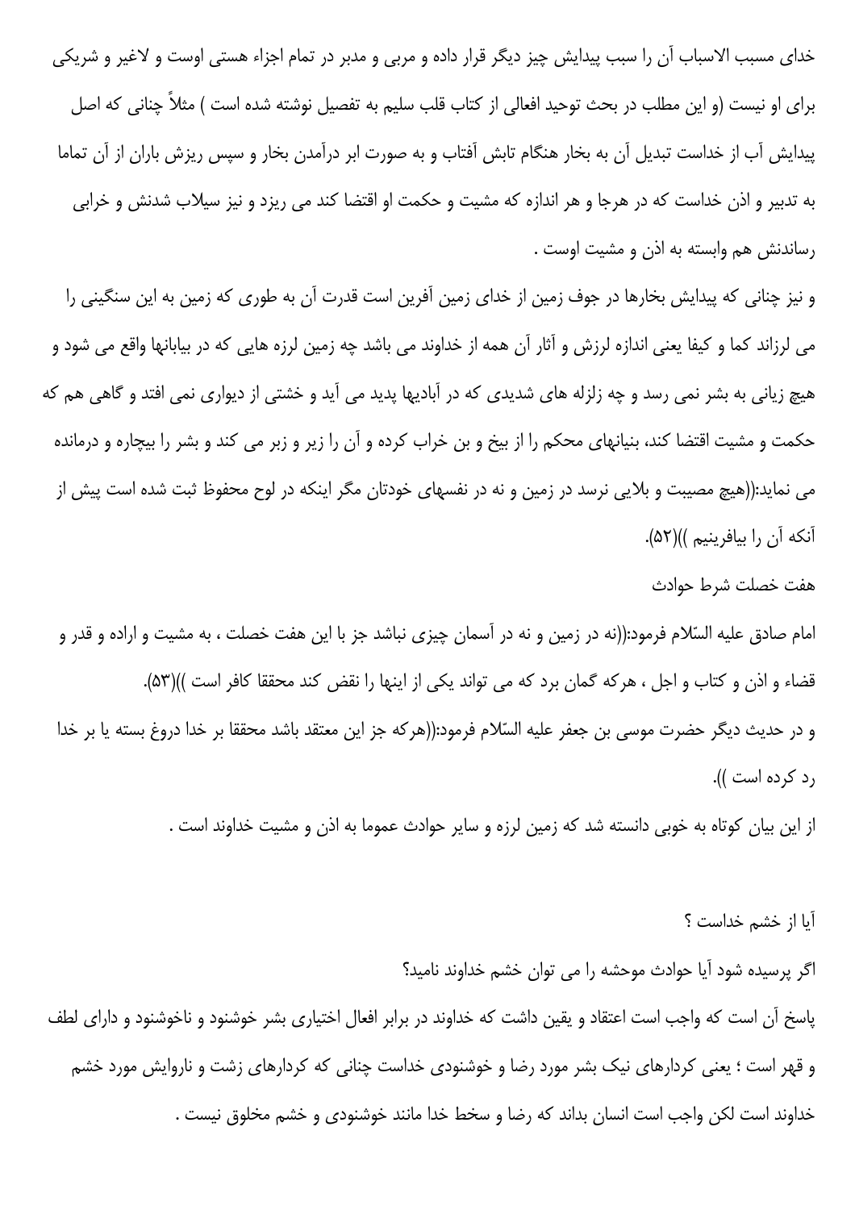خدای مسبب الاسباب آن را سبب پیدایش چیز دیگر قرار داده و مربی و مدبر در تمام اجزاء هستی اوست و لاغیر و شریکی برای او نیست (و این مطلب در بحث توحید افعالی از کتاب قلب سلیم به تفصیل نوشته شده است ) مثلاً چنانی که اصل پیدایش آب از خداست تبدیل آن به بخار هنگام تابش آفتاب و به صورت ابر درآمدن بخار و سپس ریزش باران از آن تماما به تدبیر و اذن خداست که در هرجا و هر اندازه که مشیت و حکمت او اقتضا کند می ریزد و نیز سیلاب شدنش و خرابی رساندنش هم وابسته به اذن و مشیت اوست .

و نیز چنانی که پیدایش بخارها در جوف زمین از خدای زمین آفرین است قدرت آن به طوری که زمین به این سنگینی را می لرزاند کما و کیفا یعنی اندازه لرزش و آثار آن همه از خداوند می باشد چه زمین لرزه هایی که در بیابانها واقع می شود و هیچ زیانی به بشر نمی رسد و چه زلزله های شدیدی که در آبادیها پدید می آید و خشتی از دیواری نمی افتد و گاهی هم که حکمت و مشیت اقتضا کند، بنیانهای محکم را از بیخ و بن خراب کرده و آن را زیر و زبر می کند و بشر را بیچاره و درمانده می نماید:((هیچ مصیبت و بلایی نرسد در زمین و نه در نفسهای خودتان مگر اینکه در لوح محفوظ ثبت شده است پیش از آنکه آن را بیافرینیم ))(۵۲).

هفت خصلت شرط حوادث

امام صادق علیه السّلام فرمود:((نه در زمین و نه در آسمان چیزی نباشد جز با این هفت خصلت ، به مشیت و اراده و قدر و قضاء و اذن و کتاب و اجل ، هرکه گمان برد که می تواند یکی از اینها را نقض کند محققا کافر است ))(۵۳).

و در حدیث دیگر حضرت موسی بن جعفر علیه السّلام فرمود:((هرکه جز این معتقد باشد محققا بر خدا دروغ بسته یا بر خدا رد کرده است )).

از این بیان کوتاه به خوبی دانسته شد که زمین لرزه و سایر حوادث عموما به اذن و مشیت خداوند است .

آیا از خشم خداست ؟

اگر پرسیده شود آیا حوادث موحشه را می توان خشم خداوند نامید؟

پاسخ آن است که واجب است اعتقاد و یقین داشت که خداوند در برابر افعال اختیاری بشر خوشنود و ناخوشنود و دارای لطف و قهر است ؛ یعنی کردارهای نیک بشر مورد رضا و خوشنودی خداست چنانی که کردارهای زشت و ناروایش مورد خشم خداوند است لکن واجب است انسان بداند که رضا و سخط خدا مانند خوشنودی و خشم مخلوق نیست .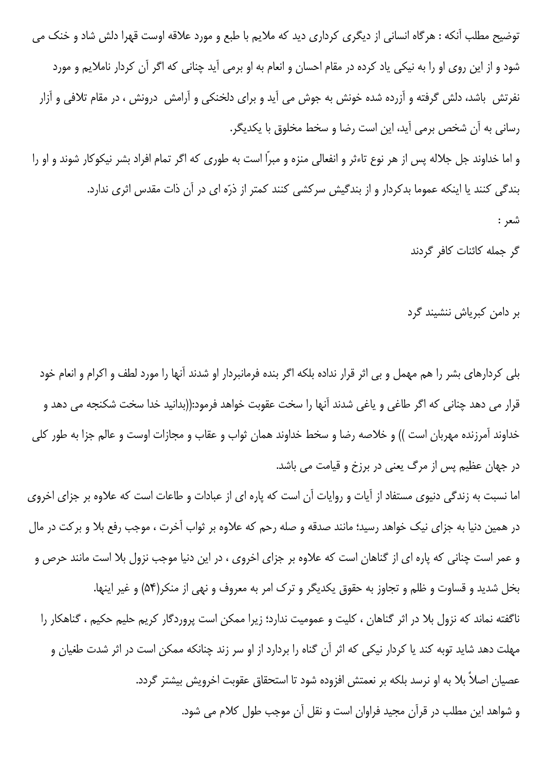توضیح مطلب آنکه : هرگاه انسانی از دیگری کرداری دید که ملایم با طبع و مورد علاقه اوست قهرا دلش شاد و خنک می شود و از این روی او را به نیکی یاد کرده در مقام احسان و انعام به او برمی آید چنانی که اگر آن کردار ناملایم و مورد نفرتش باشد، دلش گرفته و آزرده شده خونش به جوش می آید و برای دلخنکی و آرامش درونش ، در مقام تلافی و آزار رسانی به آن شخص برمی آید، این است رضا و سخط مخلوق با یکدیگر.

و اما خداوند جل جلاله پس از هر نوع تاءثر و انفعالی منزه و مبرّا است به طوری که اگر تمام افراد بشر نیکوکار شوند و او را بندگی کنند یا اینکه عموما بدکردار و از بندگیش سرکشی کنند کمتر از ذرّه ای در آن ذات مقدس اثری ندارد.

شعر :

گر جمله کائنات کافر گردند

بر دامن کبریاش ننشیند گرد

بلی کردارهای بشر را هم مهمل و بی اثر قرار نداده بلکه اگر بنده فرمانبردار او شدند آنها را مورد لطف و اکرام و انعام خود قرار می دهد چنانی که اگر طاغی و یاغی شدند آنها را سخت عقوبت خواهد فرمود:((بدانید خدا سخت شکنجه می دهد و خداوند آمرزنده مهربان است )) و خلاصه رضا و سخط خداوند همان ثواب و عقاب و مجازات اوست و عالم جزا به طور کلی در جهان عظیم پس از مرگ یعنی در برزخ و قیامت می باشد.

اما نسبت به زندگی دنیوی مستفاد از آیات و روایات آن است که پاره ای از عبادات و طاعات است که علاوه بر جزای اخروی در همین دنیا به جزای نیک خواهد رسید؛ مانند صدقه و صله رحم که علاوه بر ثواب آخرت ، موجب رفع بلا و برکت در مال و عمر است چنانی که پاره ای از گناهان است که علاوه بر جزای اخروی ، در این دنیا موجب نزول بلا است مانند حرص و بخل شدید و قساوت و ظلم و تجاوز به حقوق یکدیگر و ترک امر به معروف و نهی از منکر(۵۴) و غیر اینها.

ناگفته نماند که نزول بلا در اثر گناهان ، کلیت و عمومیت ندارد؛ زیرا ممکن است پروردگار کریم حلیم حکیم ، گناهکار را مهلت دهد شاید توبه کند یا کردار نیکی که اثر آن گناه را بردارد از او سر زند چنانکه ممکن است در اثر شدت طغیان و عصیان اصلاً بلا به او نرسد بلکه بر نعمتش افزوده شود تا استحقاق عقوبت اخرویش بیشتر گردد.

و شواهد این مطلب در قرآن مجید فراوان است و نقل آن موجب طول کلام می شود.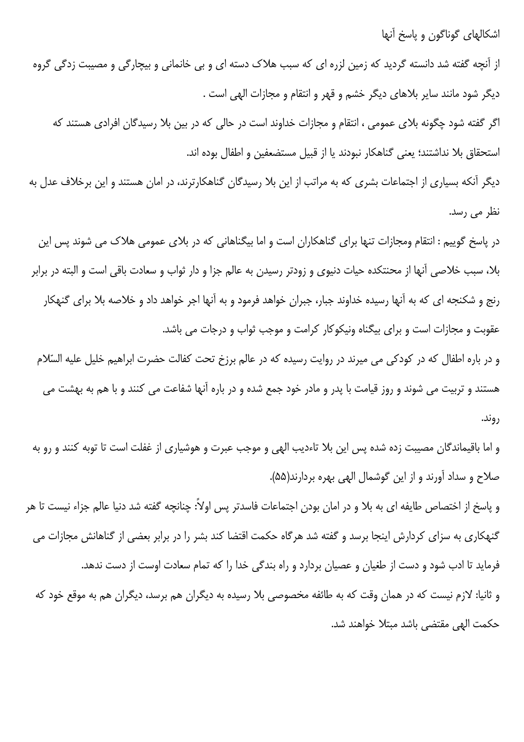## اشکالهای گوناگون و پاسخ آنها

از آنچه گفته شد دانسته گردید که زمین لزره ای که سبب هلاک دسته ای و بی خانمانی و بیچارگی و مصیبت زدگی گروه دیگر شود مانند سایر بلاهای دیگر خشم و قهر و انتقام و مجازات الهی است .

اگر گفته شود چگونه بلای عمومی ، انتقام و مجازات خداوند است در حالی که در بین بلا رسیدگان افرادی هستند که استحقاق بلا نداشتند؛ یعنی گناهکار نبودند یا از قبیل مستضعفین و اطفال بوده اند.

دیگر آنکه بسیاری از اجتماعات بشری که به مراتب از این بلا رسیدگان گناهکارترند، در امان هستند و این برخلاف عدل به نظر می رسد.

در پاسخ گوییم : انتقام ومجازات تنها برای گناهکاران است و اما بیگناهانی که در بلای عمومی هلاک می شوند پس این بلا، سبب خلاصی آنها از محنتکده حیات دنیوی و زودتر رسیدن به عالم جزا و دار ثواب و سعادت باقی است و البته در برابر رنج و شکنجه ای که به آنها رسیده خداوند جبار، جبران خواهد فرمود و به آنها اجر خواهد داد و خلاصه بلا برای گنهکار عقوبت و مجازات است و برای بیگناه ونیکوکار کرامت و موجب ثواب و درجات می باشد.

و در باره اطفال که در کودکی می میرند در روایت رسیده که در عالم برزخ تحت کفالت حضرت ابراهیم خلیل علیه السّلام هستند و تربیت می شوند و روز قیامت با پدر و مادر خود جمع شده و در باره آنها شفاعت می کنند و با هم به بهشت می روند.

و اما باقیماندگان مصیبت زده شده پس این بلا تاءدیب الهی و موجب عبرت و هوشیاری از غفلت است تا توبه کنند و رو به صلاح و سداد آورند و از این گوشمال الهی بهره بردارند(۵۵).

و پاسخ از اختصاص طایفه ای به بلا و در امان بودن اجتماعات فاسدتر پس اولاً: چنانچه گفته شد دنیا عالم جزاء نیست تا هر گنهکاری به سزای کردارش اینجا برسد و گفته شد هرگاه حکمت اقتضا کند بشر را در برابر بعضی از گناهانش مجازات می فرماید تا ادب شود و دست از طغیان و عصیان بردارد و راه بندگی خدا را که تمام سعادت اوست از دست ندهد.

و ثانیا: لازم نیست که در همان وقت که به طائفه مخصوصی بلا رسیده به دیگران هم برسد، دیگران هم به موقع خود که حکمت الهی مقتضی باشد مبتلا خواهند شد.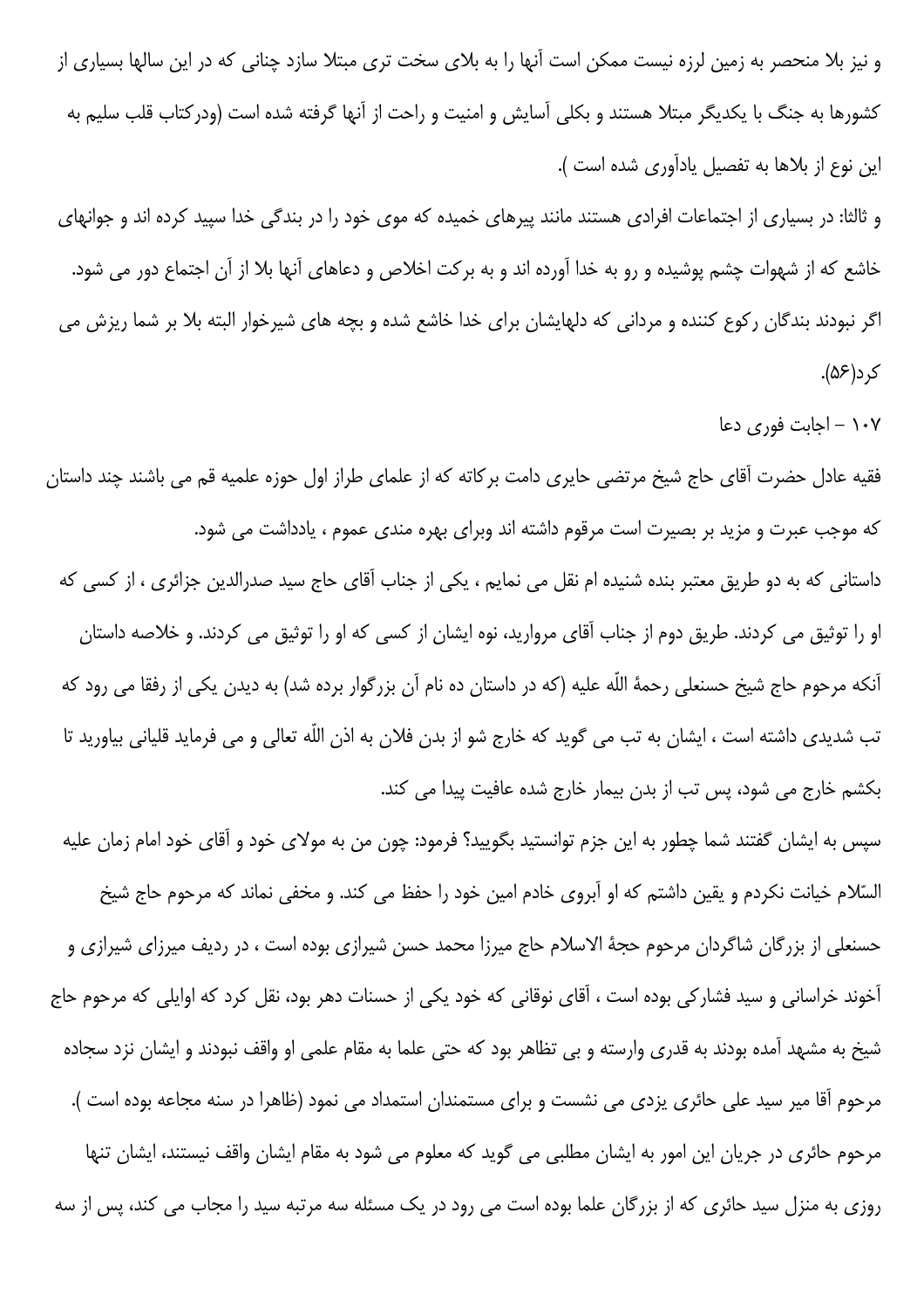و نیز بلا منحصر به زمین لرزه نیست ممکن است آنها را به بلای سخت تری مبتلا سازد چنانی که در این سالها بسیاری از کشورها به جنگ با یکدیگر مبتلا هستند و بکلی آسایش و امنیت و راحت از آنها گرفته شده است (ودرکتاب قلب سلیم به این نوع از بلاها به تفصیل یادآوری شده است ).

و ثالثا: در بسیاری از اجتماعات افرادی هستند مانند پیرهای خمیده که موی خود را در بندگی خدا سپید کرده اند و جوانهای خاشع که از شهوات چشم پوشیده و رو به خدا آورده اند و به برکت اخلاص و دعاهای آنها بلا از آن اجتماع دور می شود.

اگر نبودند بندگان رکوع کننده و مردانی که دلهایشان برای خدا خاشع شده و بچه های شیرخوار البته بلا بر شما ریزش می کرد(۵۶).

۱۰۷ - اجابت فوری دعا

فقیه عادل حضرت آقای حاج شیخ مرتضی حایری دامت برکاته که از علمای طراز اول حوزه علمیه قم می باشند چند داستان که موجب عبرت و مزید بر بصیرت است مرقوم داشته اند وبرای بهره مندی عموم ، یادداشت می شود.

داستانی که به دو طریق معتبر بنده شنیده ام نقل می نمایم ، یکی از جناب آقای حاج سید صدرالدین جزائری ، از کسی که او را توثیق می کردند. طریق دوم از جناب آقای مروارید، نوه ایشان از کسی که او را توثیق می کردند. و خلاصه داستان آنکه مرحوم حاج شیخ حسنعلی رحمهٔ اللّه علیه (که در داستان ده نام آن بزرگوار برده شد) به دیدن یکی از رفقا می رود که تب شدیدی داشته است ، ایشان به تب می گوید که خارج شو از بدن فلان به اذن اللّه تعالی و می فرماید قلیانی بیاورید تا بکشم خارج می شود، پس تب از بدن بیمار خارج شده عافیت پیدا می کند.

سپس به ایشان گفتند شما چطور به این جزم توانستید بگویید؟ فرمود: چون من به مولای خود و آقای خود امام زمان علیه السّلام خیانت نکردم و یقین داشتم که او آبروی خادم امین خود را حفظ می کند. و مخفی نماند که مرحوم حاج شیخ حسنعلی از بزرگان شاگردان مرحوم حجهٔ الاسلام حاج میرزا محمد حسن شیرازی بوده است ، در ردیف میرزای شیرازی و آخوند خراسانی و سید فشارکی بوده است ، آقای نوقانی که خود یکی از حسنات دهر بود، نقل کرد که اوایلی که مرحوم حاج شیخ به مشهد آمده بودند به قدری وارسته و بی تظاهر بود که حتی علما به مقام علمی او واقف نبودند و ایشان نزد سجاده مرحوم آقا میر سید علی حائری یزدی می نشست و برای مستمندان استمداد می نمود (ظاهرا در سنه مجاعه بوده است ).

مرحوم حائری در جریان این امور به ایشان مطلبی می گوید که معلوم می شود به مقام ایشان واقف نیستند، ایشان تنها روزی به منزل سید حائری که از بزرگان علما بوده است می رود در یک مسئله سه مرتبه سید را مجاب می کند، پس از سه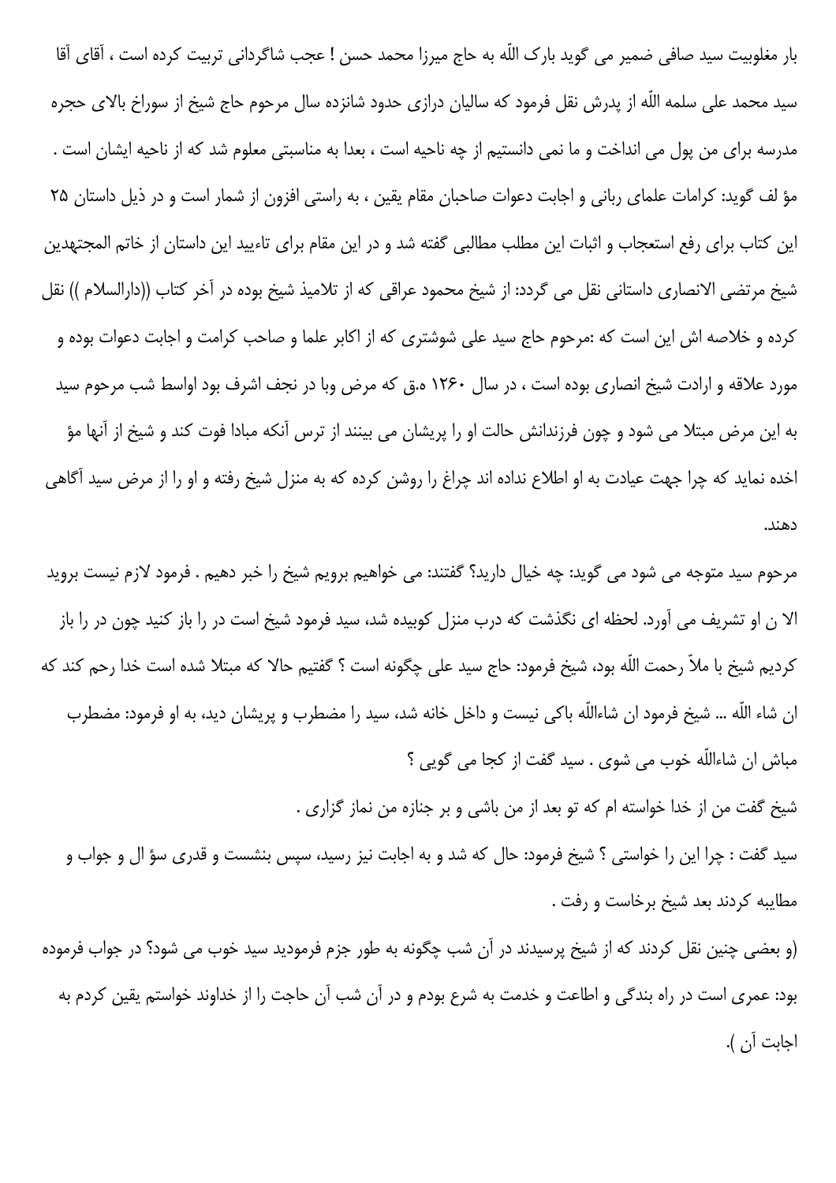بار مغلوبیت سید صافی ضمیر می گوید بارک اللّه به حاج میرزا محمد حسن ! عجب شاگردانی تربیت کرده است ، آقای آقا سید محمد علی سلمه اللّه از پدرش نقل فرمود که سالیان درازی حدود شانزده سال مرحوم حاج شیخ از سوراخ بالای حجره مدرسه برای من پول می انداخت و ما نمی دانستیم از چه ناحیه است ، بعدا به مناسبتی معلوم شد که از ناحیه ایشان است .

مؤ لف گوید: کرامات علمای ربانی و اجابت دعوات صاحبان مقام یقین ، به راستی افزون از شمار است و در ذیل داستان ۲۵ این کتاب برای رفع استعجاب و اثبات این مطلب مطالبی گفته شد و در این مقام برای تاءیید این داستان از خاتم المجتهدین شیخ مرتضی الانصاری داستانی نقل می گردد: از شیخ محمود عراقی که از تلامیذ شیخ بوده در آخر کتاب ((دارالسلام )) نقل کرده و خلاصه اش این است که :مرحوم حاج سید علی شوشتری که از اکابر علما و صاحب کرامت و اجابت دعوات بوده و مورد علاقه و ارادت شیخ انصاری بوده است ، در سال ۱۲۶۰ ه.ق که مرض وبا در نجف اشرف بود اواسط شب مرحوم سید به این مرض مبتلا می شود و چون فرزندانش حالت او را پریشان می بینند از ترس آنکه مبادا فوت کند و شیخ از آنها مؤ اخده نماید که چرا جهت عیادت به او اطلاع نداده اند چراغ را روشن کرده که به منزل شیخ رفته و او را از مرض سید آگاهی دهند.

مرحوم سید متوجه می شود می گوید: چه خیال دارید؟ گفتند: می خواهیم برویم شیخ را خبر دهیم . فرمود لازم نیست بروید الا ن او تشریف می آورد. لحظه ای نگذشت که درب منزل کوبیده شد، سید فرمود شیخ است در را باز کنید چون در را باز کردیم شیخ با ملاّ رحمت اللّه بود، شیخ فرمود: حاج سید علی چگونه است ؟ گفتیم حالا که مبتلا شده است خدا رحم کند که ان شاء اللّه ... شیخ فرمود ان شاءاللّه باکی نیست و داخل خانه شد، سید را مضطرب و پریشان دید، به او فرمود: مضطرب مباش ان شاءاللّه خوب می شوی . سید گفت از کجا می گویی ؟

شیخ گفت من از خدا خواسته ام که تو بعد از من باشی و بر جنازه من نماز گزاری .

سید گفت : چرا این را خواستی ؟ شیخ فرمود: حال که شد و به اجابت نیز رسید، سپس بنشست و قدری سؤ ال و جواب و مطایبه کردند بعد شیخ برخاست و رفت .

(و بعضی چنین نقل کردند که از شیخ پرسیدند در آن شب چگونه به طور جزم فرمودید سید خوب می شود؟ در جواب فرموده بود: عمری است در راه بندگی و اطاعت و خدمت به شرع بودم و در آن شب آن حاجت را از خداوند خواستم یقین کردم به اجابت آن ).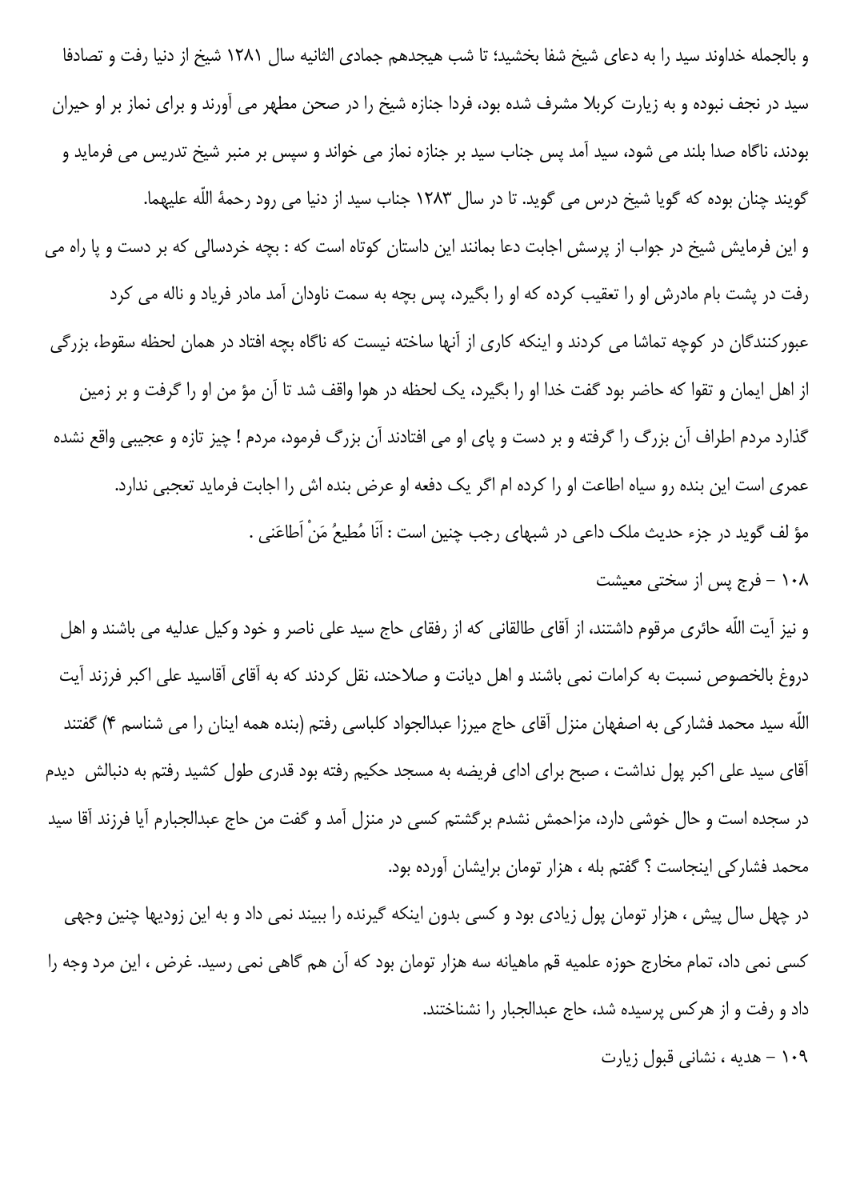و بالجمله خداوند سید را به دعای شیخ شفا بخشید؛ تا شب هیجدهم جمادی الثانیه سال ۱۲۸۱ شیخ از دنیا رفت و تصادفا سید در نجف نبوده و به زیارت کربلا مشرف شده بود، فردا جنازه شیخ را در صحن مطهر می آورند و برای نماز بر او حیران بودند، ناگاه صدا بلند می شود، سید آمد پس جناب سید بر جنازه نماز می خواند و سپس بر منبر شیخ تدریس می فرماید و گویند چنان بوده که گویا شیخ درس می گوید. تا در سال ۱۲۸۳ جناب سید از دنیا می رود رحمهٔ اللّه علیهما.

و این فرمایش شیخ در جواب از پرسش اجابت دعا بمانند این داستان کوتاه است که : بچه خردسالی که بر دست و پا راه می رفت در پشت بام مادرش او را تعقیب کرده که او را بگیرد، پس بچه به سمت ناودان آمد مادر فریاد و ناله می کرد عبورکنندگان در کوچه تماشا می کردند و اینکه کاری از آنها ساخته نیست که ناگاه بچه افتاد در همان لحظه سقوط، بزرگی از اهل ایمان و تقوا که حاضر بود گفت خدا او را بگیرد، یک لحظه در هوا واقف شد تا آن مؤ من او را گرفت و بر زمین گذارد مردم اطراف آن بزرگ را گرفته و بر دست و پای او می افتادند آن بزرگ فرمود، مردم ! چیز تازه و عجیبی واقع نشده عمری است این بنده رو سیاه اطاعت او را کرده ام اگر یک دفعه او عرض بنده اش را اجابت فرماید تعجبی ندارد.

مؤ لف گوید در جزء حدیث ملک داعی در شبهای رجب چنین است : اَنَا مُطیعُ مَنْ اَطاعَنی .

۱۰۸ – فرج پس از سختی معیشت

و نیز آیت اللّه حائری مرقوم داشتند، از آقای طالقانی که از رفقای حاج سید علی ناصر و خود وکیل عدلیه می باشند و اهل دروغ بالخصوص نسبت به کرامات نمی باشند و اهل دیانت و صلاحند، نقل کردند که به آقای آقاسید علی اکبر فرزند آیت اللّه سید محمد فشارکی به اصفهان منزل آقای حاج میرزا عبدالجواد کلباسی رفتم (بنده همه اینان را می شناسم ۴) گفتند آقای سید علی اکبر پول نداشت ، صبح برای ادای فریضه به مسجد حکیم رفته بود قدری طول کشید رفتم به دنبالش دیدم در سجده است و حال خوشی دارد، مزاحمش نشدم برگشتم کسی در منزل آمد و گفت من حاج عبدالجبارم آیا فرزند آقا سید محمد فشارکی اینجاست ؟ گفتم بله ، هزار تومان برایشان آورده بود.

در چهل سال پیش ، هزار تومان پول زیادی بود و کسی بدون اینکه گیرنده را ببیند نمی داد و به این زودیها چنین وجهی کسی نمی داد، تمام مخارج حوزه علمیه قم ماهیانه سه هزار تومان بود که آن هم گاهی نمی رسید. غرض ، این مرد وجه را داد و رفت و از هرکس پرسیده شد، حاج عبدالجبار را نشناختند.

۱۰۹ – هدیه ، نشانی قبول زیارت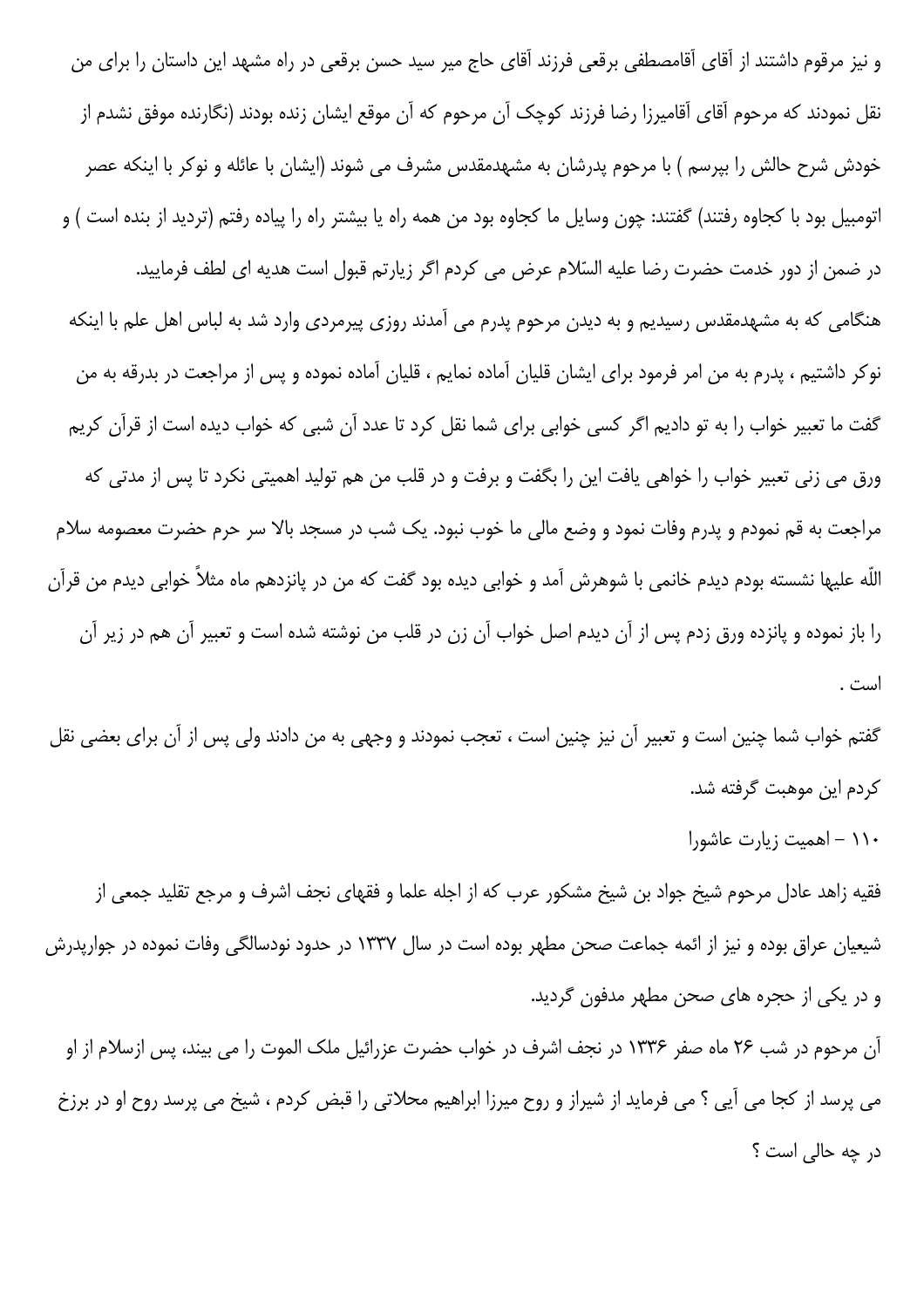و نیز مرقوم داشتند از آقای آقامصطفی برقعی فرزند آقای حاج میر سید حسن برقعی در راه مشهد این داستان را برای من نقل نمودند که مرحوم آقای آقامیرزا رضا فرزند کوچک آن مرحوم که آن موقع ایشان زنده بودند (نگارنده موفق نشدم از خودش شرح حالش را بپرسم ) با مرحوم پدرشان به مشهدمقدس مشرف می شوند (ایشان با عائله و نوکر با اینکه عصر اتومبیل بود با کجاوه رفتند) گفتند: چون وسایل ما کجاوه بود من همه راه یا بیشتر راه را پیاده رفتم (تردید از بنده است ) و در ضمن از دور خدمت حضرت رضا علیه السّلام عرض می کردم اگر زیارتم قبول است هدیه ای لطف فرمایید.

هنگامی که به مشهدمقدس رسیدیم و به دیدن مرحوم پدرم می آمدند روزی پیرمردی وارد شد به لباس اهل علم با اینکه نوکر داشتیم ، پدرم به من امر فرمود برای ایشان قلیان آماده نمایم ، قلیان آماده نموده و پس از مراجعت در بدرقه به من گفت ما تعبیر خواب را به تو دادیم اگر کسی خوابی برای شما نقل کرد تا عدد آن شبی که خواب دیده است از قرآن کریم ورق می زنی تعبیر خواب را خواهی یافت این را بگفت و برفت و در قلب من هم تولید اهمیتی نکرد تا پس از مدتی که مراجعت به قم نمودم و پدرم وفات نمود و وضع مالی ما خوب نبود. یک شب در مسجد بالا سر حرم حضرت معصومه سلام اللّه علیها نشسته بودم دیدم خانمی با شوهرش آمد و خوابی دیده بود گفت که من در پانزدهم ماه مثلاً خوابی دیدم من قرآن را باز نموده و پانزده ورق زدم پس از آن دیدم اصل خواب آن زن در قلب من نوشته شده است و تعبیر آن هم در زیر آن است .

گفتم خواب شما چنین است و تعبیر آن نیز چنین است ، تعجب نمودند و وجهی به من دادند ولی پس از آن برای بعضی نقل کردم این موهبت گرفته شد.

۱۱۰ – اهمیت زیارت عاشورا

فقیه زاهد عادل مرحوم شیخ جواد بن شیخ مشکور عرب که از اجله علما و فقهای نجف اشرف و مرجع تقلید جمعی از شیعیان عراق بوده و نیز از ائمه جماعت صحن مطهر بوده است در سال ۱۳۳۷ در حدود نودسالگی وفات نموده در جوارپدرش و در یکی از حجره های صحن مطهر مدفون گردید.

آن مرحوم در شب ۲۶ ماه صفر ۱۳۳۶ در نجف اشرف در خواب حضرت عزرائیل ملک الموت را می بیند، پس ازسلام از او می پرسد از کجا می آیی ؟ می فرماید از شیراز و روح میرزا ابراهیم محلاتی را قبض کردم ، شیخ می پرسد روح او در برزخ در چه حالی است ؟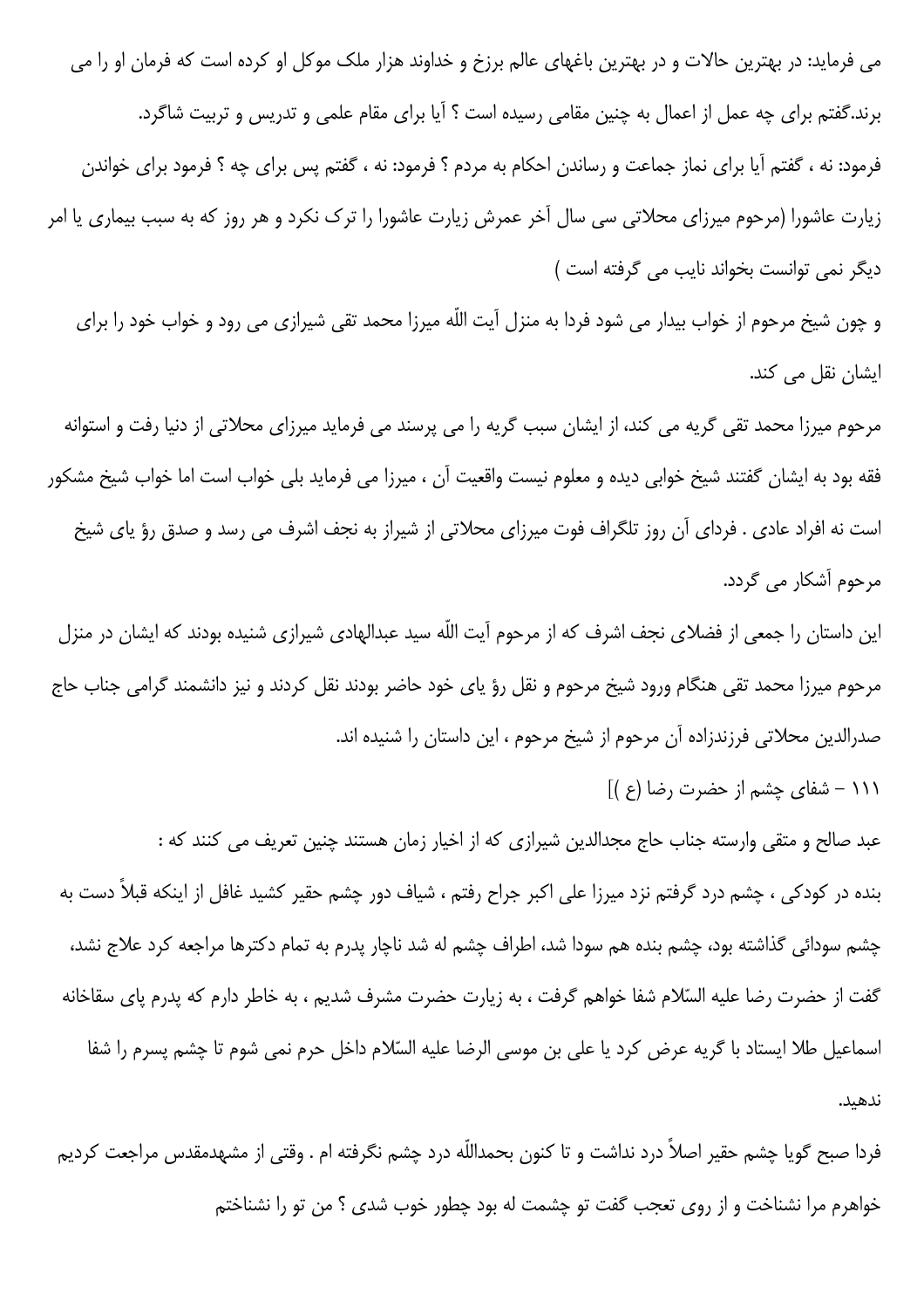می فرماید: در بهترین حالات و در بهترین باغهای عالم برزخ و خداوند هزار ملک موکل او کرده است که فرمان او را می برند.گفتم برای چه عمل از اعمال به چنین مقامی رسیده است ؟ آیا برای مقام علمی و تدریس و تربیت شاگرد.

فرمود: نه ، گفتم آیا برای نماز جماعت و رساندن احکام به مردم ؟ فرمود: نه ، گفتم پس برای چه ؟ فرمود برای خواندن زیارت عاشورا (مرحوم میرزای محلاتی سی سال آخر عمرش زیارت عاشورا را ترک نکرد و هر روز که به سبب بیماری یا امر دیگر نمی توانست بخواند نایب می گرفته است )

و چون شیخ مرحوم از خواب بیدار می شود فردا به منزل آیت اللّه میرزا محمد تقی شیرازی می رود و خواب خود را برای ایشان نقل می کند.

مرحوم میرزا محمد تقی گریه می کند، از ایشان سبب گریه را می پرسند می فرماید میرزای محلاتی از دنیا رفت و استوانه فقه بود به ایشان گفتند شیخ خوابی دیده و معلوم نیست واقعیت آن ، میرزا می فرماید بلی خواب است اما خواب شیخ مشکور است نه افراد عادی . فردای آن روز تلگراف فوت میرزای محلاتی از شیراز به نجف اشرف می رسد و صدق رؤ یای شیخ مرحوم آشکار می گردد.

این داستان را جمعی از فضلای نجف اشرف که از مرحوم آیت اللّه سید عبدالهادی شیرازی شنیده بودند که ایشان در منزل مرحوم میرزا محمد تقی هنگام ورود شیخ مرحوم و نقل رؤ یای خود حاضر بودند نقل کردند و نیز دانشمند گرامی جناب حاج صدرالدین محلاتی فرزندزاده آن مرحوم از شیخ مرحوم ، این داستان را شنیده اند.

۱۱۱ - شفای چشم از حضرت رضا (ع )]

عبد صالح و متقی وارسته جناب حاج مجدالدین شیرازی که از اخیار زمان هستند چنین تعریف می کنند که :

بنده در کودکی ، چشم درد گرفتم نزد میرزا علی اکبر جراح رفتم ، شیاف دور چشم حقیر کشید غافل از اینکه قبلاً دست به چشم سودائی گذاشته بود، چشم بنده هم سودا شد، اطراف چشم له شد ناچار پدرم به تمام دکترها مراجعه کرد علاج نشد، گفت از حضرت رضا علیه السّلام شفا خواهم گرفت ، به زیارت حضرت مشرف شدیم ، به خاطر دارم که پدرم پای سقاخانه اسماعیل طلا ایستاد با گریه عرض کرد یا علی بن موسی الرضا علیه السّلام داخل حرم نمی شوم تا چشم پسرم را شفا ندهید.

فردا صبح گویا چشم حقیر اصلاً درد نداشت و تا کنون بحمداللّه درد چشم نگرفته ام . وقتی از مشهدمقدس مراجعت کردیم خواهرم مرا نشناخت و از روی تعجب گفت تو چشمت له بود چطور خوب شدی ؟ من تو را نشناختم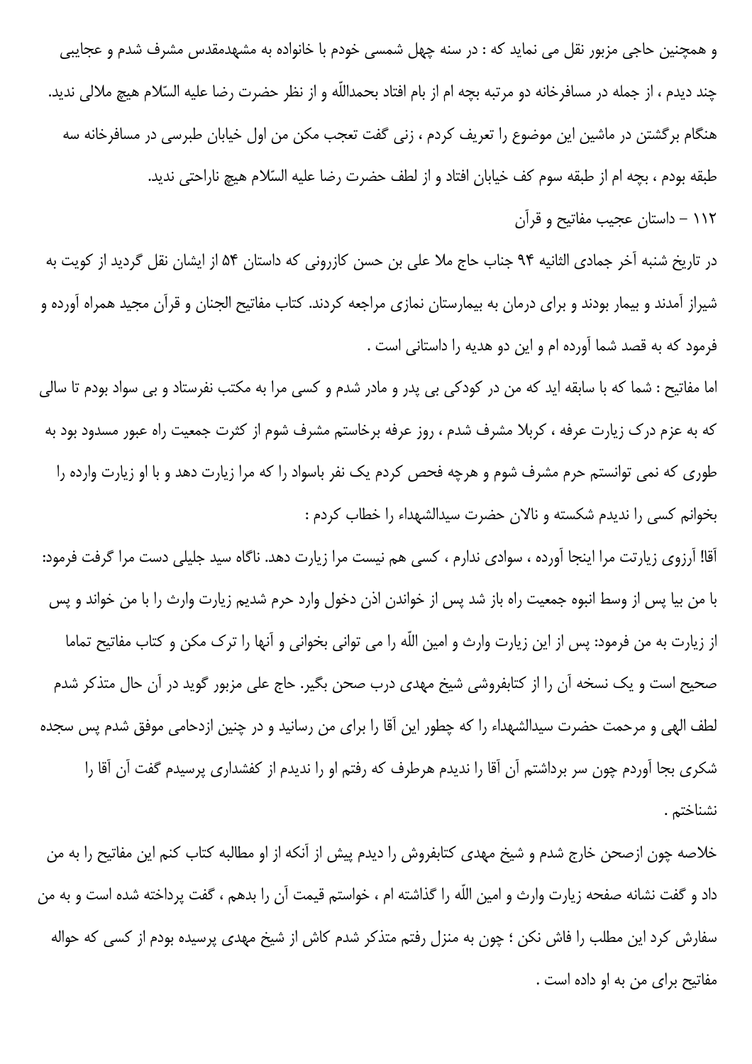و همچنین حاجی مزبور نقل می نماید که : در سنه چهل شمسی خودم با خانواده به مشهدمقدس مشرف شدم و عجایبی چند دیدم ، از جمله در مسافرخانه دو مرتبه بچه ام از بام افتاد بحمدالله و از نظر حضرت رضا علیه السّلام هیچ ملالی ندید. هنگام برگشتن در ماشین این موضوع را تعریف کردم ، زنی گفت تعجب مکن من اول خیابان طبرسی در مسافرخانه سه طبقه بودم ، بچه ام از طبقه سوم کف خیابان افتاد و از لطف حضرت رضا علیه السّلام هیچ ناراحتی ندید.

## ۱۱۲ – داستان عجیب مفاتیح و قرآن

در تاریخ شنبه آخر جمادی الثانیه ۹۴ جناب حاج ملا علی بن حسن کازرونی که داستان ۵۴ از ایشان نقل گردید از کویت به شیراز آمدند و بیمار بودند و برای درمان به بیمارستان نمازی مراجعه کردند. کتاب مفاتیح الجنان و قرآن مجید همراه آورده و فرمود که به قصد شما آورده ام و این دو هدیه را داستانی است .

اما مفاتیح : شما که با سابقه اید که من در کودکی بی پدر و مادر شدم و کسی مرا به مکتب نفرستاد و بی سواد بودم تا سالی که به عزم درک زیارت عرفه ، کربلا مشرف شدم ، روز عرفه برخاستم مشرف شوم از کثرت جمعیت راه عبور مسدود بود به طوری که نمی توانستم حرم مشرف شوم و هرچه فحص کردم یک نفر باسواد را که مرا زیارت دهد و با او زیارت وارده را بخوانم کسی را ندیدم شکسته و نالان حضرت سیدالشهداء را خطاب کردم :

آقا! آرزوی زیارتت مرا اینجا آورده ، سوادی ندارم ، کسی هم نیست مرا زیارت دهد. ناگاه سید جلیلی دست مرا گرفت فرمود: با من بیا پس از وسط انبوه جمعیت راه باز شد پس از خواندن اذن دخول وارد حرم شدیم زیارت وارث را با من خواند و پس از زیارت به من فرمود: پس از این زیارت وارث و امین اللّه را می توانی بخوانی و آنها را ترک مکن و کتاب مفاتیح تماما صحیح است و یک نسخه آن را از کتابفروشی شیخ مهدی درب صحن بگیر. حاج علی مزبور گوید در آن حال متذکر شدم لطف الهی و مرحمت حضرت سیدالشهداء را که چطور این آقا را برای من رسانید و در چنین ازدحامی موفق شدم پس سجده شکری بجا آوردم چون سر برداشتم آن آقا را ندیدم هرطرف که رفتم او را ندیدم از کفشداری پرسیدم گفت آن آقا را نشناختم .

خلاصه چون ازصحن خارج شدم و شیخ مهدی کتابفروش را دیدم پیش از آنکه از او مطالبه کتاب کنم این مفاتیح را به من داد و گفت نشانه صفحه زیارت وارث و امین اللّه را گذاشته ام ، خواستم قیمت آن را بدهم ، گفت پرداخته شده است و به من سفارش کرد این مطلب را فاش نکن ؛ چون به منزل رفتم متذکر شدم کاش از شیخ مهدی پرسیده بودم از کسی که حواله مفاتیح برای من به او داده است .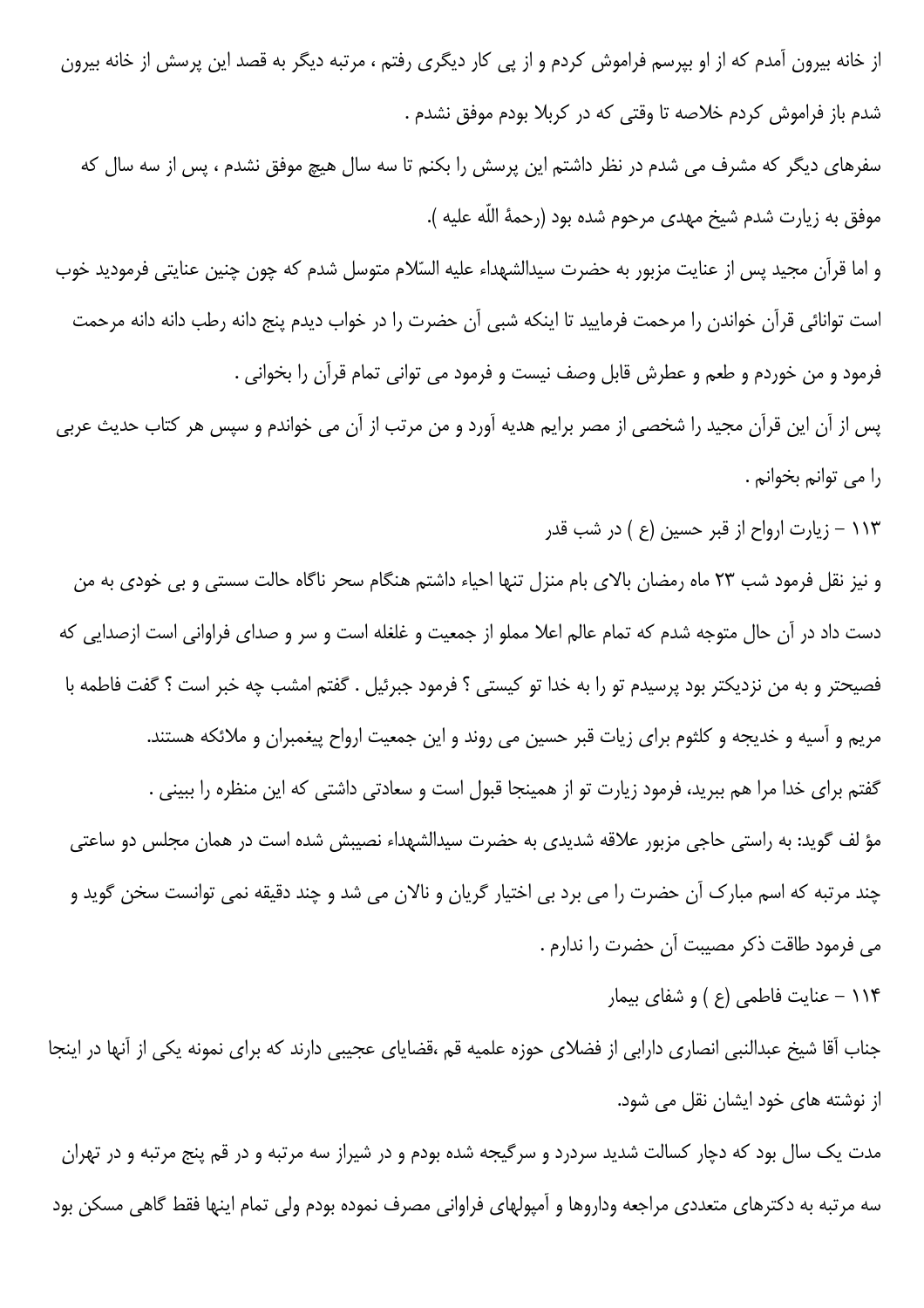از خانه بیرون آمدم که از او بپرسم فراموش کردم و از پی کار دیگری رفتم ، مرتبه دیگر به قصد این پرسش از خانه بیرون شدم باز فراموش کردم خلاصه تا وقتی که در کربلا بودم موفق نشدم .

سفرهای دیگر که مشرف می شدم در نظر داشتم این پرسش را بکنم تا سه سال هیچ موفق نشدم ، پس از سه سال که موفق به زیارت شدم شیخ مهدی مرحوم شده بود (رحمةُ اللّه علیه ).

و اما قرآن مجید پس از عنایت مزبور به حضرت سیدالشهداء علیه السّلام متوسل شدم که چون چنین عنایتی فرمودید خوب است توانائی قرآن خواندن را مرحمت فرمایید تا اینکه شبی آن حضرت را در خواب دیدم پنج دانه رطب دانه دانه مرحمت فرمود و من خوردم و طعم و عطرش قابل وصف نیست و فرمود می توانی تمام قرآن را بخوانی .

پس از آن این قرآن مجید را شخصی از مصر برایم هدیه آورد و من مرتب از آن می خواندم و سپس هر کتاب حدیث عربی را می توانم بخوانم .

۱۱۳ - زیارت ارواح از قبر حسین (ع ) در شب قدر

و نیز نقل فرمود شب ۲۳ ماه رمضان بالای بام منزل تنها احیاء داشتم هنگام سحر ناگاه حالت سستی و بی خودی به من دست داد در آن حال متوجه شدم که تمام عالم اعلا مملو از جمعیت و غلغله است و سر و صدای فراوانی است ازصدایی که فصیحتر و به من نزدیکتر بود پرسیدم تو را به خدا تو کیستی ؟ فرمود جبرئیل . گفتم امشب چه خبر است ؟ گفت فاطمه با مریم و آسیه و خدیجه و کلثوم برای زیات قبر حسین می روند و این جمعیت ارواح پیغمبران و ملائکه هستند.

گفتم برای خدا مرا هم ببرید، فرمود زیارت تو از همینجا قبول است و سعادتی داشتی که این منظره را ببینی .

مؤ لف گوید: به راستی حاجی مزبور علاقه شدیدی به حضرت سیدالشهداء نصیبش شده است در همان مجلس دو ساعتی چند مرتبه که اسم مبارک آن حضرت را می برد بی اختیار گریان و نالان می شد و چند دقیقه نمی توانست سخن گوید و می فرمود طاقت ذکر مصیبت آن حضرت را ندارم .

۱۱۴ - عنایت فاطمی (ع ) و شفای بیمار

جناب آقا شیخ عبدالنبی انصاری دارابی از فضلای حوزه علمیه قم ،قضایای عجیبی دارند که برای نمونه یکی از آنها در اینجا از نوشته های خود ایشان نقل می شود.

مدت یک سال بود که دچار کسالت شدید سردرد و سرگیجه شده بودم و در شیراز سه مرتبه و در قم پنج مرتبه و در تهران سه مرتبه به دکترهای متعددی مراجعه وداروها و آمپولهای فراوانی مصرف نموده بودم ولی تمام اینها فقط گاهی مسکن بود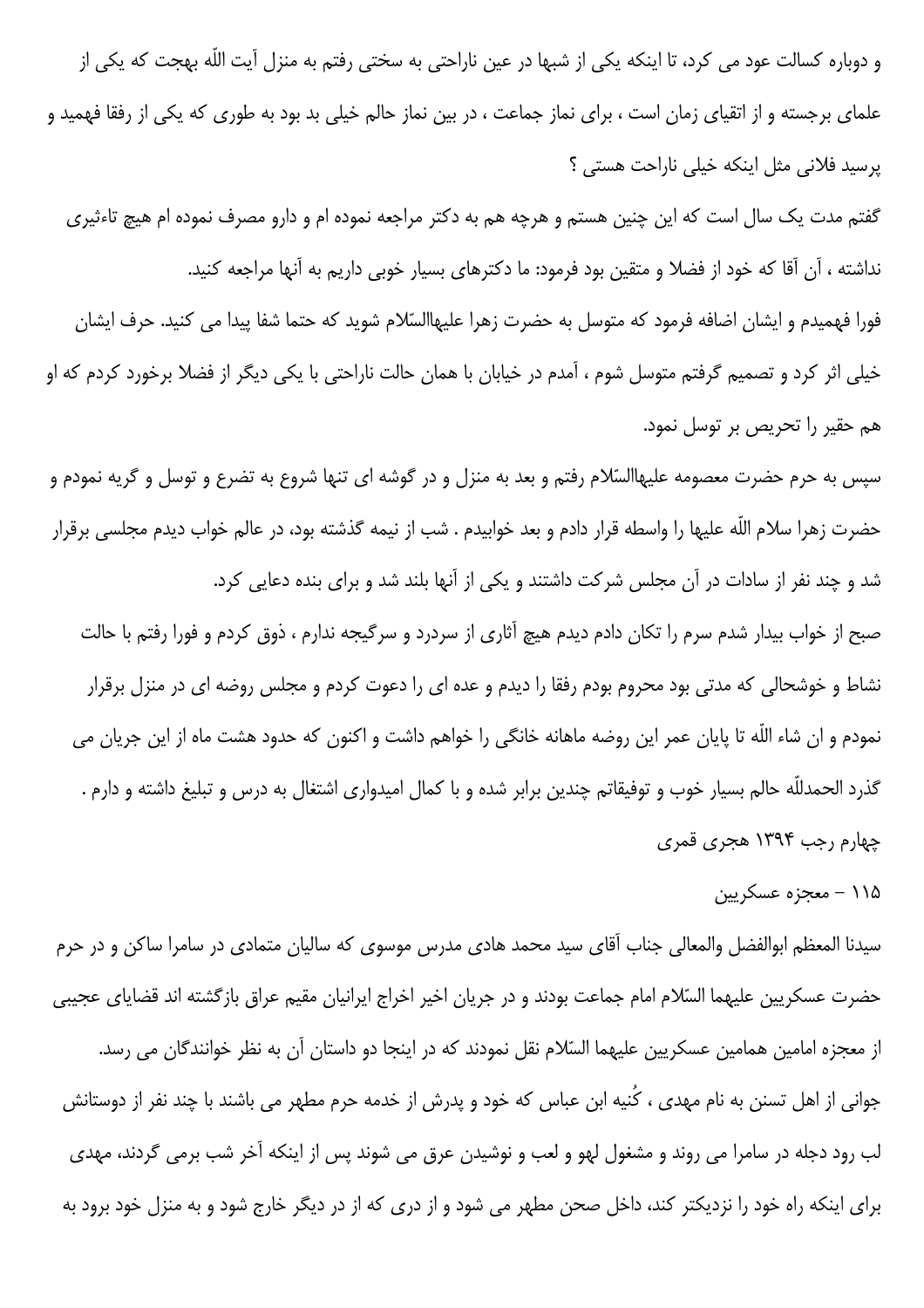و دوباره کسالت عود می کرد، تا اینکه یکی از شبها در عین ناراحتی به سختی رفتم به منزل آیت اللّه بهجت که یکی از علمای برجسته و از اتقیای زمان است ، برای نماز جماعت ، در بین نماز حالم خیلی بد بود به طوری که یکی از رفقا فهمید و پرسید فلانی مثل اینکه خیلی ناراحت هستی ؟

گفتم مدت یک سال است که این چنین هستم و هرچه هم به دکتر مراجعه نموده ام و دارو مصرف نموده ام هیچ تاءثیری نداشته ، آن آقا که خود از فضلا و متقین بود فرمود: ما دکترهای بسیار خوبی داریم به آنها مراجعه کنید.

فورا فهمیدم و ایشان اضافه فرمود که متوسل به حضرت زهرا علیهاالسّلام شوید که حتما شفا پیدا می کنید. حرف ایشان خیلی اثر کرد و تصمیم گرفتم متوسل شوم ، آمدم در خیابان با همان حالت ناراحتی با یکی دیگر از فضلا برخورد کردم که او هم حقیر را تحریص بر توسل نمود.

سپس به حرم حضرت معصومه علیهاالسّلام رفتم و بعد به منزل و در گوشه ای تنها شروع به تضرع و توسل و گریه نمودم و حضرت زهرا سلام اللّه علیها را واسطه قرار دادم و بعد خوابیدم . شب از نیمه گذشته بود، در عالم خواب دیدم مجلسی برقرار شد و چند نفر از سادات در آن مجلس شرکت داشتند و یکی از آنها بلند شد و برای بنده دعایی کرد.

صبح از خواب بیدار شدم سرم را تکان دادم دیدم هیچ آثاری از سردرد و سرگیجه ندارم ، ذوق کردم و فورا رفتم با حالت نشاط و خوشحالی که مدتی بود محروم بودم رفقا را دیدم و عده ای را دعوت کردم و مجلس روضه ای در منزل برقرار نمودم و ان شاء اللّه تا پایان عمر این روضه ماهانه خانگی را خواهم داشت و اکنون که حدود هشت ماه از این جریان می گذرد الحمدللّه حالم بسیار خوب و توفیقاتم چندین برابر شده و با کمال امیدواری اشتغال به درس و تبلیغ داشته و دارم .

چهارم رجب ۱۳۹۴ هجری قمری

## ۱۱۵ - معجزه عسکریین

سیدنا المعظم ابوالفضل والمعالی جناب آقای سید محمد هادی مدرس موسوی که سالیان متمادی در سامرا ساکن و در حرم حضرت عسکریین علیهما السّلام امام جماعت بودند و در جریان اخیر اخراج ایرانیان مقیم عراق بازگشته اند قضایای عجیبی از معجزه امامین همامین عسکریین علیهما السّلام نقل نمودند که در اینجا دو داستان آن به نظر خوانندگان می رسد.

جوانی از اهل تسنن به نام مهدی ، کُنیه ابن عباس که خود و پدرش از خدمه حرم مطهر می باشند با چند نفر از دوستانش لب رود دجله در سامرا می روند و مشغول لهو و لعب و نوشیدن عرق می شوند پس از اینکه آخر شب برمی گردند، مهدی برای اینکه راه خود را نزدیکتر کند، داخل صحن مطهر می شود و از دری که از در دیگر خارج شود و به منزل خود برود به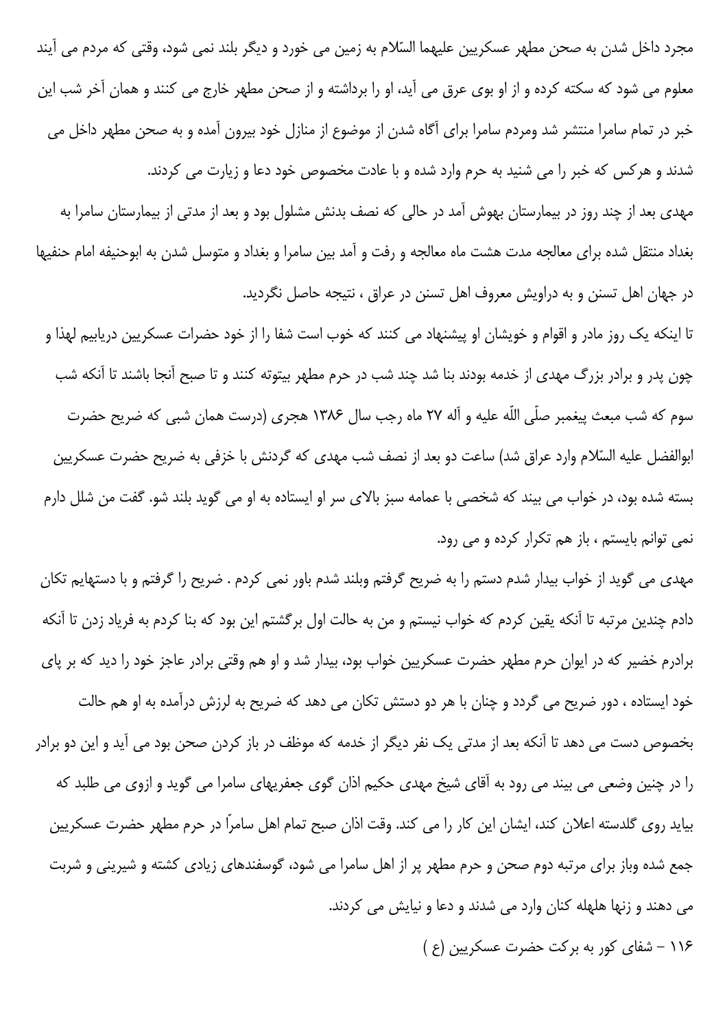مجرد داخل شدن به صحن مطهر عسکریین علیهما السّلام به زمین می خورد و دیگر بلند نمی شود، وقتی که مردم می آیند معلوم می شود که سکته کرده و از او بوی عرق می آید، او را برداشته و از صحن مطهر خارج می کنند و همان آخر شب این خبر در تمام سامرا منتشر شد ومردم سامرا برای آگاه شدن از موضوع از منازل خود بیرون آمده و به صحن مطهر داخل می شدند و هرکس که خبر را می شنید به حرم وارد شده و با عادت مخصوص خود دعا و زیارت می کردند.

مهدی بعد از چند روز در بیمارستان بهوش آمد در حالی که نصف بدنش مشلول بود و بعد از مدتی از بیمارستان سامرا به بغداد منتقل شده برای معالجه مدت هشت ماه معالجه و رفت و آمد بین سامرا و بغداد و متوسل شدن به ابوحنیفه امام حنفیها در جهان اهل تسنن و به دراویش معروف اهل تسنن در عراق ، نتیجه حاصل نگردید.

تا اینکه یک روز مادر و اقوام و خویشان او پیشنهاد می کنند که خوب است شفا را از خود حضرات عسکریین دریابیم لهذا و چون پدر و برادر بزرگ مهدی از خدمه بودند بنا شد چند شب در حرم مطهر بیتوته کنند و تا صبح آنجا باشند تا آنکه شب سوم که شب مبعث پیغمبر صلّی اللّه علیه و آله ۲۷ ماه رجب سال ۱۳۸۶ هجری (درست همان شبی که ضریح حضرت ابوالفضل علیه السّلام وارد عراق شد) ساعت دو بعد از نصف شب مهدی که گردنش با خزفی به ضریح حضرت عسکریین بسته شده بود، در خواب می بیند که شخصی با عمامه سبز بالای سر او ایستاده به او می گوید بلند شو. گفت من شلل دارم نمی توانم بایستم ، باز هم تکرار کرده و می رود.

مهدی می گوید از خواب بیدار شدم دستم را به ضریح گرفتم وبلند شدم باور نمی کردم . ضریح را گرفتم و با دستهایم تکان دادم چندین مرتبه تا آنکه یقین کردم که خواب نیستم و من به حالت اول برگشتم این بود که بنا کردم به فریاد زدن تا آنکه برادرم خضیر که در ایوان حرم مطهر حضرت عسکریین خواب بود، بیدار شد و او هم وقتی برادر عاجز خود را دید که بر پای خود ایستاده ، دور ضریح می گردد و چنان با هر دو دستش تکان می دهد که ضریح به لرزش درآمده به او هم حالت بخصوص دست می دهد تا آنکه بعد از مدتی یک نفر دیگر از خدمه که موظف در باز کردن صحن بود می آید و این دو برادر را در چنین وضعی می بیند می رود به آقای شیخ مهدی حکیم اذان گوی جعفریهای سامرا می گوید و ازوی می طلبد که بیاید روی گلدسته اعلان کند، ایشان این کار را می کند. وقت اذان صبح تمام اهل سامرّا در حرم مطهر حضرت عسکریین جمع شده وباز برای مرتبه دوم صحن و حرم مطهر پر از اهل سامرا می شود، گوسفندهای زیادی کشته و شیرینی و شربت می دهند و زنها هلهله کنان وارد می شدند و دعا و نیایش می کردند.

۱۱۶ – شفای کور به برکت حضرت عسکریین (ع )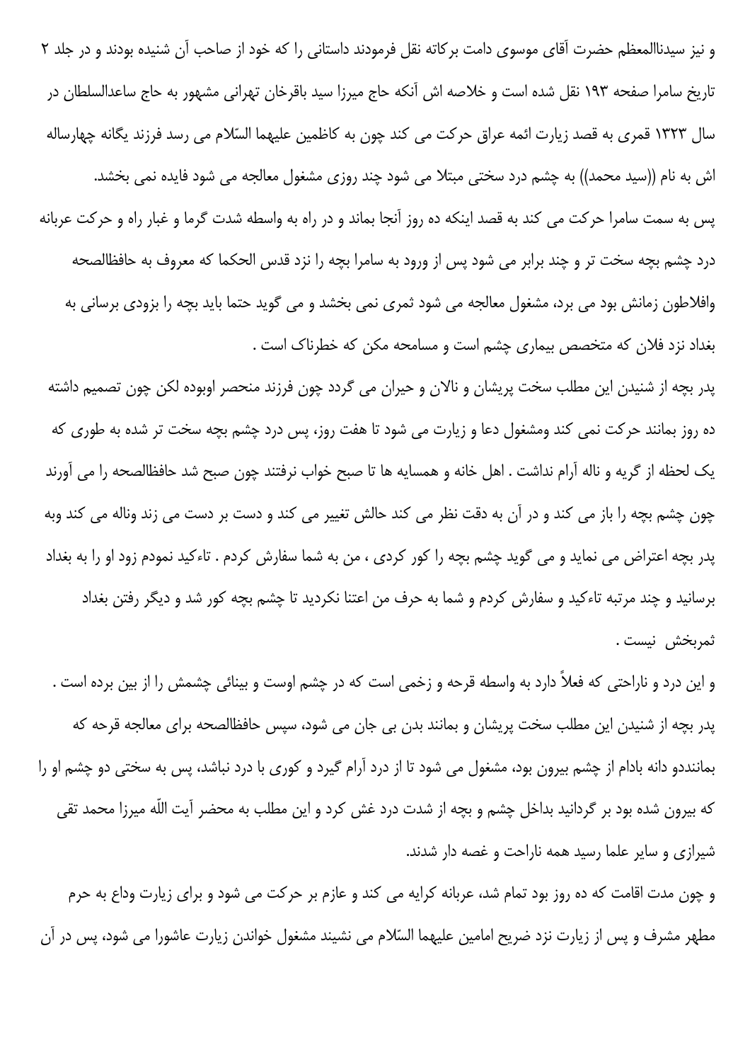و نیز سیدناالمعظم حضرت آقای موسوی دامت برکاته نقل فرمودند داستانی را که خود از صاحب آن شنیده بودند و در جلد ۲ تاریخ سامرا صفحه ۱۹۳ نقل شده است و خلاصه اش آنکه حاج میرزا سید باقرخان تهرانی مشهور به حاج ساعدالسلطان در سال ۱۳۲۳ قمری به قصد زیارت ائمه عراق حرکت می کند چون به کاظمین علیهما السّلام می رسد فرزند یگانه چهارساله اش به نام ((سید محمد)) به چشم درد سختی مبتلا می شود چند روزی مشغول معالجه می شود فایده نمی بخشد.

پس به سمت سامرا حرکت می کند به قصد اینکه ده روز آنجا بماند و در راه به واسطه شدت گرما و غبار راه و حرکت عربانه درد چشم بچه سخت تر و چند برابر می شود پس از ورود به سامرا بچه را نزد قدس الحکما که معروف به حافظالصحه وافلاطون زمانش بود می برد، مشغول معالجه می شود ثمری نمی بخشد و می گوید حتما باید بچه را بزودی برسانی به بغداد نزد فلان که متخصص بیماری چشم است و مسامحه مکن که خطرناک است .

پدر بچه از شنیدن این مطلب سخت پریشان و نالان و حیران می گردد چون فرزند منحصر اوبوده لکن چون تصمیم داشته ده روز بماند حرکت نمی کند ومشغول دعا و زیارت می شود تا هفت روز، پس درد چشم بچه سخت تر شده به طوری که یک لحظه از گریه و ناله آرام نداشت . اهل خانه و همسایه ها تا صبح خواب نرفتند چون صبح شد حافظالصحه را می آورند چون چشم بچه را باز می کند و در آن به دقت نظر می کند حالش تغییر می کند و دست بر دست می زند وناله می کند وبه پدر بچه اعتراض می نماید و می گوید چشم بچه را کور کردی ، من به شما سفارش کردم . تاءکید نمودم زود او را به بغداد برسانید و چند مرتبه تاءکید و سفارش کردم و شما به حرف من اعتنا نکردید تا چشم بچه کور شد و دیگر رفتن بغداد ثمربخش نیست .

و این درد و ناراحتی که فعلاً دارد به واسطه قرحه و زخمی است که در چشم اوست و بینائی چشمش را از بین برده است .

پدر بچه از شنیدن این مطلب سخت پریشان و بمانند بدن بی جان می شود، سپس حافظالصحه برای معالجه قرحه که بمانندو دانه بادام از چشم بیرون بود، مشغول می شود تا از درد آرام گیرد و کوری با درد نباشد، پس به سختی دو چشم او را که بیرون شده بود بر گردانید بداخل چشم و بچه از شدت درد غش کرد و این مطلب به محضر آیت اللّه میرزا محمد تقی شیرازی و سایر علما رسید همه ناراحت و غصه دار شدند.

و چون مدت اقامت که ده روز بود تمام شد، عربانه کرایه می کند و عازم بر حرکت می شود و برای زیارت وداع به حرم مطهر مشرف و پس از زیارت نزد ضریح امامین علیهما السّلام می نشیند مشغول خواندن زیارت عاشورا می شود، پس در آن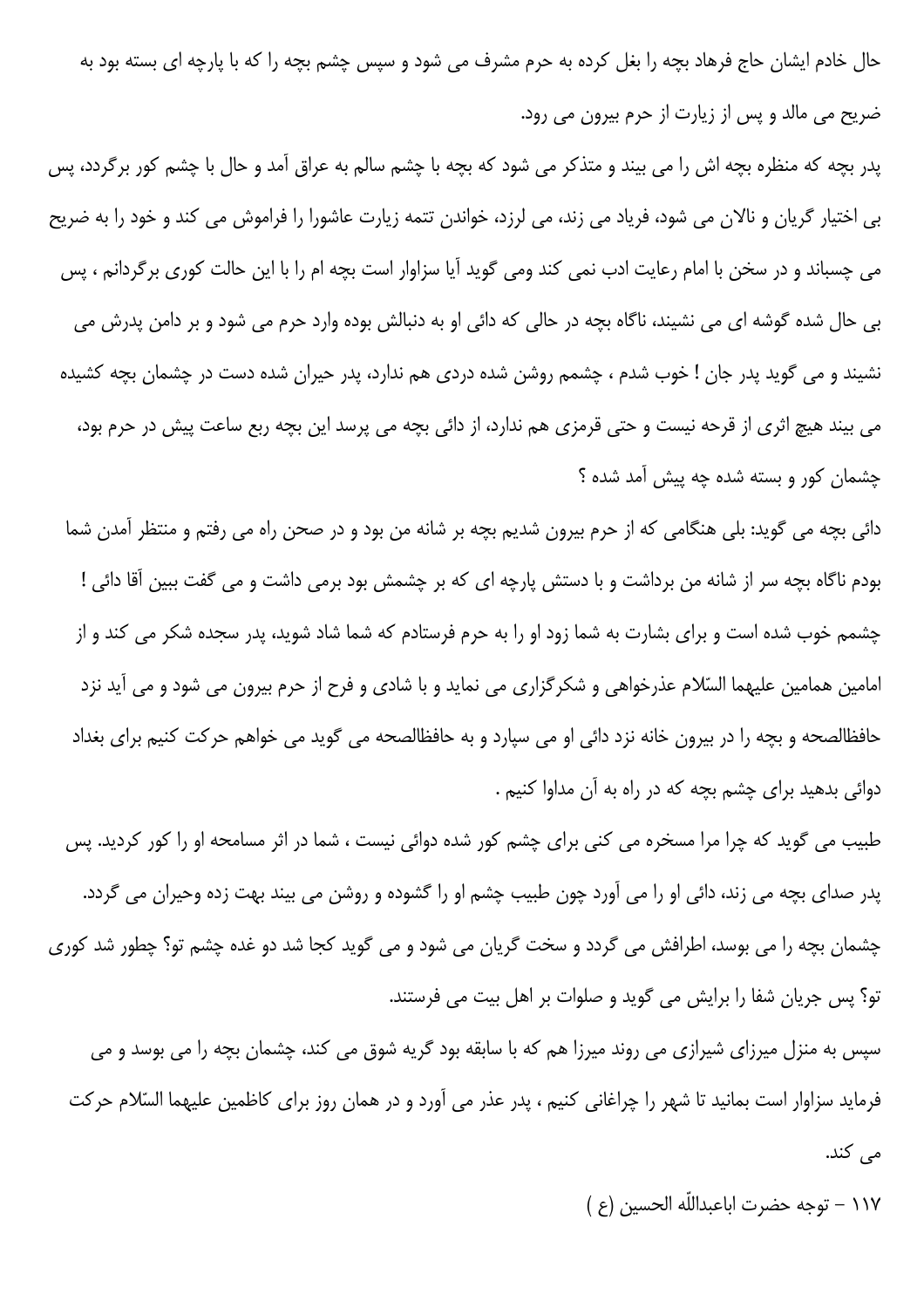حال خادم ایشان حاج فرهاد بچه را بغل کرده به حرم مشرف می شود و سپس چشم بچه را که با پارچه ای بسته بود به ضریح می مالد و پس از زیارت از حرم بیرون می رود.

پدر بچه که منظره بچه اش را می بیند و متذکر می شود که بچه با چشم سالم به عراق آمد و حال با چشم کور برگردد، پس بی اختیار گریان و نالان می شود، فریاد می زند، می لرزد، خواندن تتمه زیارت عاشورا را فراموش می کند و خود را به ضریح می چسباند و در سخن با امام رعایت ادب نمی کند ومی گوید آیا سزاوار است بچه ام را با این حالت کوری برگردانم ، پس بی حال شده گوشه ای می نشیند، ناگاه بچه در حالی که دائی او به دنبالش بوده وارد حرم می شود و بر دامن پدرش می نشیند و می گوید پدر جان ! خوب شدم ، چشمم روشن شده دردی هم ندارد، پدر حیران شده دست در چشمان بچه کشیده می بیند هیچ اثری از قرحه نیست و حتی قرمزی هم ندارد، از دائی بچه می پرسد این بچه ربع ساعت پیش در حرم بود، چشمان کور و بسته شده چه پیش آمد شده ؟

دائی بچه می گوید: بلی هنگامی که از حرم بیرون شدیم بچه بر شانه من بود و در صحن راه می رفتم و منتظر آمدن شما بودم ناگاه بچه سر از شانه من برداشت و با دستش پارچه ای که بر چشمش بود برمی داشت و می گفت ببین آقا دائی ! چشمم خوب شده است و برای بشارت به شما زود او را به حرم فرستادم که شما شاد شوید، پدر سجده شکر می کند و از امامین همامین علیهما السّلام عذرخواهی و شکرگزاری می نماید و با شادی و فرح از حرم بیرون می شود و می آید نزد حافظالصحه و بچه را در بیرون خانه نزد دائی او می سپارد و به حافظالصحه می گوید می خواهم حرکت کنیم برای بغداد دوائی بدهید برای چشم بچه که در راه به آن مداوا کنیم .

طبیب می گوید که چرا مرا مسخره می کنی برای چشم کور شده دوائی نیست ، شما در اثر مسامحه او را کور کردید. پس پدر صدای بچه می زند، دائی او را می آورد چون طبیب چشم او را گشوده و روشن می بیند بهت زده وحیران می گردد. چشمان بچه را می بوسد، اطرافش می گردد و سخت گریان می شود و می گوید کجا شد دو غده چشم تو؟ چطور شد کوری تو؟ پس جریان شفا را برایش می گوید و صلوات بر اهل بیت می فرستند.

سپس به منزل میرزای شیرازی می روند میرزا هم که با سابقه بود گریه شوق می کند، چشمان بچه را می بوسد و می فرماید سزاوار است بمانید تا شهر را چراغانی کنیم ، پدر عذر می آورد و در همان روز برای کاظمین علیهما السّلام حرکت می کند.

### ۱۱۷ – توجه حضرت اباعبداللّه الحسین (ع )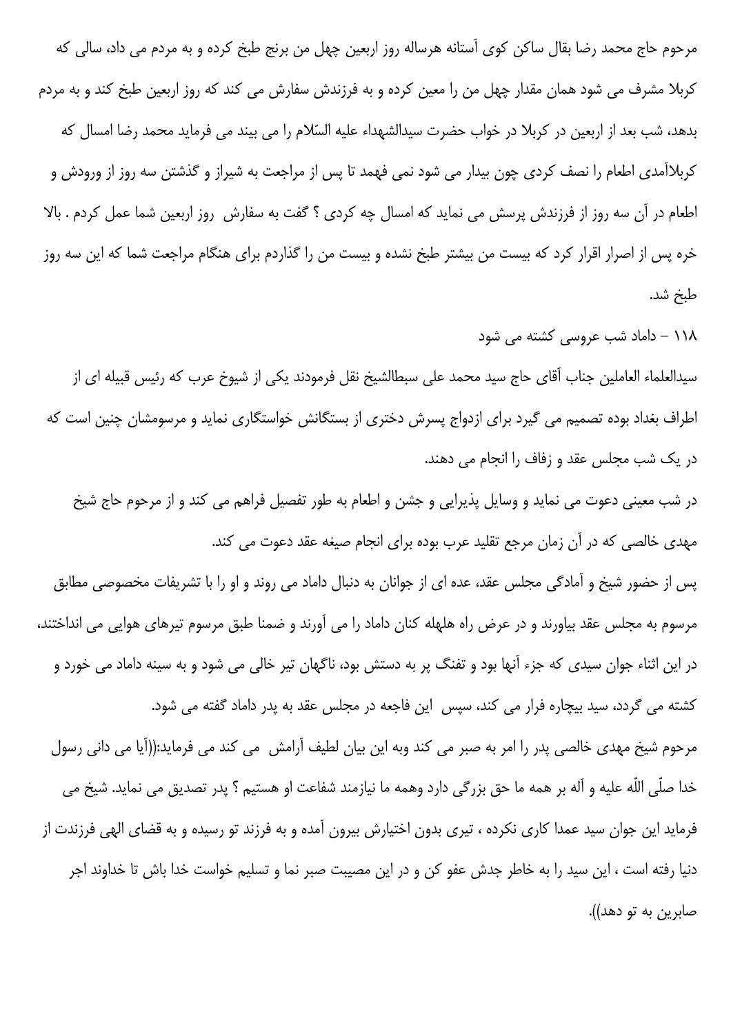مرحوم حاج محمد رضا بقال ساکن کوی آستانه هرساله روز اربعین چهل من برنج طبخ کرده و به مردم می داد، سالی که کربلا مشرف می شود همان مقدار چهل من را معین کرده و به فرزندش سفارش می کند که روز اربعین طبخ کند و به مردم بدهد، شب بعد از اربعین در کربلا در خواب حضرت سیدالشهداء علیه السّلام را می بیند می فرماید محمد رضا امسال که کربلاآمدی اطعام را نصف کردی چون بیدار می شود نمی فهمد تا پس از مراجعت به شیراز و گذشتن سه روز از ورودش و اطعام در آن سه روز از فرزندش پرسش می نماید که امسال چه کردی ؟ گفت به سفارش روز اربعین شما عمل کردم . بالا خره پس از اصرار اقرار کرد که بیست من بیشتر طبخ نشده و بیست من را گذاردم برای هنگام مراجعت شما که این سه روز طبخ شد.

۱۱۸ – داماد شب عروسی کشته می شود

سیدالعلماء العاملین جناب آقای حاج سید محمد علی سبطالشیخ نقل فرمودند یکی از شیوخ عرب که رئیس قبیله ای از اطراف بغداد بوده تصمیم می گیرد برای ازدواج پسرش دختری از بستگانش خواستگاری نماید و مرسومشان چنین است که در یک شب مجلس عقد و زفاف را انجام می دهند.

در شب معینی دعوت می نماید و وسایل پذیرایی و جشن و اطعام به طور تفصیل فراهم می کند و از مرحوم حاج شیخ مهدی خالصی که در آن زمان مرجع تقلید عرب بوده برای انجام صیغه عقد دعوت می کند.

پس از حضور شیخ و آمادگی مجلس عقد، عده ای از جوانان به دنبال داماد می روند و او را با تشریفات مخصوصی مطابق مرسوم به مجلس عقد بیاورند و در عرض راه هلهله کنان داماد را می آورند و ضمنا طبق مرسوم تیرهای هوایی می انداختند، در این اثناء جوان سیدی که جزء آنها بود و تفنگ پر به دستش بود، ناگهان تیر خالی می شود و به سینه داماد می خورد و کشته می گردد، سید بیچاره فرار می کند، سپس این فاجعه در مجلس عقد به پدر داماد گفته می شود.

مرحوم شیخ مهدی خالصی پدر را امر به صبر می کند وبه این بیان لطیف آرامش می کند می فرماید:((آیا می دانی رسول خدا صلّی اللّه علیه و آله بر همه ما حق بزرگی دارد وهمه ما نیازمند شفاعت او هستیم ؟ پدر تصدیق می نماید. شیخ می فرماید این جوان سید عمدا کاری نکرده ، تیری بدون اختیارش بیرون آمده و به فرزند تو رسیده و به قضای الهی فرزندت از دنیا رفته است ، این سید را به خاطر جدش عفو کن و در این مصیبت صبر نما و تسلیم خواست خدا باش تا خداوند اجر صابرین به تو دهد)).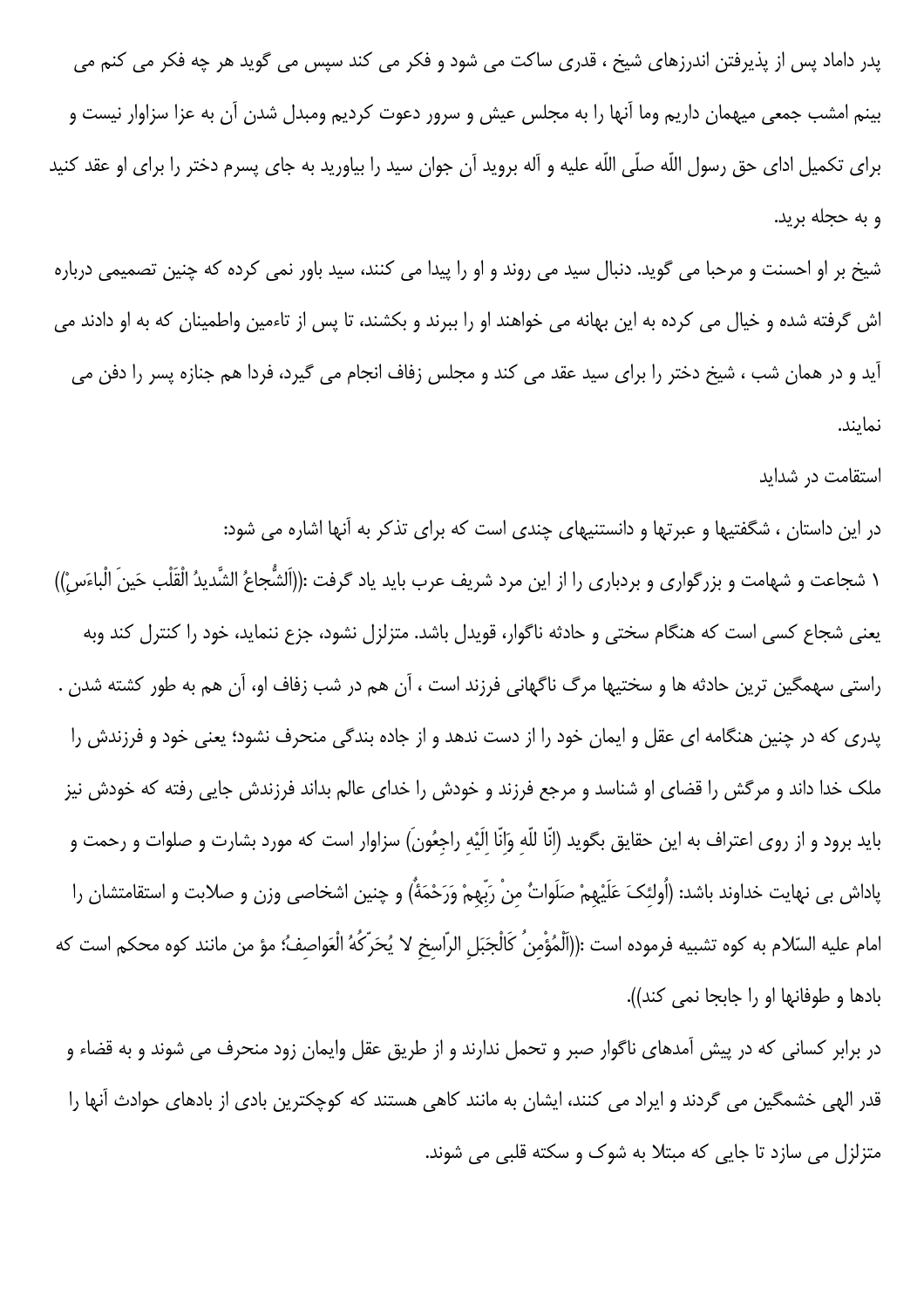پدر داماد پس از پذیرفتن اندرزهای شیخ ، قدری ساکت می شود و فکر می کند سپس می گوید هر چه فکر می کنم می بینم امشب جمعی میهمان داریم وما آنها را به مجلس عیش و سرور دعوت کردیم ومبدل شدن آن به عزا سزاوار نیست و برای تکمیل ادای حق رسول اللّه صلّی اللّه علیه و آله بروید آن جوان سید را بیاورید به جای پسرم دختر را برای او عقد کنید و به حجله برید.

شیخ بر او احسنت و مرحبا می گوید. دنبال سید می روند و او را پیدا می کنند، سید باور نمی کرده که چنین تصمیمی درباره اش گرفته شده و خیال می کرده به این بهانه می خواهند او را ببرند و بکشند، تا پس از تاءمین واطمینان که به او دادند می آید و در همان شب ، شیخ دختر را برای سید عقد می کند و مجلس زفاف انجام می گیرد، فردا هم جنازه پسر را دفن می نمایند.

## استقامت در شداید

در این داستان ، شگفتیها و عبرتها و دانستنیهای چندی است که برای تذکر به آنها اشاره می شود:

۱ شجاعت و شهامت و بزرگواری و بردباری را از این مرد شریف عرب باید یاد گرفت :((اَلشُّجاعُ الشَّدیدُ الْقَلْب حینَ الْباءَسِ)) یعنی شجاع کسی است که هنگام سختی و حادثه ناگوار، قویدل باشد. متزلزل نشود، جزع ننماید، خود را کنترل کند وبه راستی سهمگین ترین حادثه ها و سختیها مرگ ناگهانی فرزند است ، آن هم در شب زفاف او، آن هم به طور کشته شدن . پدری که در چنین هنگامه ای عقل و ایمان خود را از دست ندهد و از جاده بندگی منحرف نشود؛ یعنی خود و فرزندش را ملک خدا داند و مرگش را قضای او شناسد و مرجع فرزند و خودش را خدای عالم بداند فرزندش جایی رفته که خودش نیز باید برود و از روی اعتراف به این حقایق بگوید (اِنّا لِلّهِ وَاِنّا اِلَیْهِ راجِعُونَ) سزاوار است که مورد بشارت و صلوات و رحمت و پاداش بی نهایت خداوند باشد: (اُولئِکَ عَلَیْهِمْ صَلَواتٌ مِنْ رَبِّهِمْ وَرَحْمَةٌ) و چنین اشخاصی وزن و صلابت و استقامتشان را امام علیه السّلام به کوه تشبیه فرموده است :((اَلْمُؤْمِنُ کَالْجَبَلِ الرّاسِخِ لا یُحَرِّکُهُ الْعَواصِفُ؛ مؤ من مانند کوه محکم است که بادها و طوفانها او را جابجا نمی کند)).

در برابر کسانی که در پیش آمدهای ناگوار صبر و تحمل ندارند و از طریق عقل وایمان زود منحرف می شوند و به قضاء و قدر الهی خشمگین می گردند و ایراد می کنند، ایشان به مانند کاهی هستند که کوچکترین بادی از بادهای حوادث آنها را متزلزل می سازد تا جایی که مبتلا به شوک و سکته قلبی می شوند.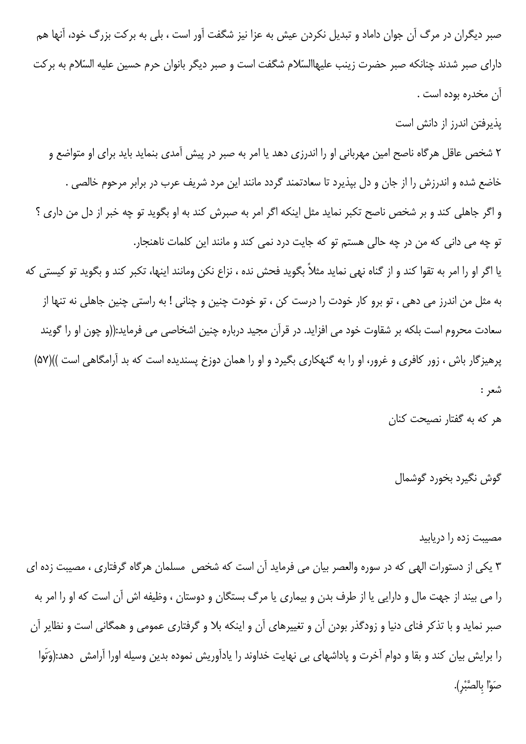صبر دیگران در مرگ آن جوان داماد و تبدیل نکردن عیش به عزا نیز شگفت آور است ، بلی به برکت بزرگ خود، آنها هم دارای صبر شدند چنانکه صبر حضرت زینب علیهاالسّلام شگفت است و صبر دیگر بانوان حرم حسین علیه السّلام به برکت آن مخدره بوده است .

### پذیرفتن اندرز از دانش است

۲ شخص عاقل هرگاه ناصح امین مهربانی او را اندرزی دهد یا امر به صبر در پیش آمدی بنماید باید برای او متواضع و خاضع شده و اندرزش را از جان و دل بپذیرد تا سعادتمند گردد مانند این مرد شریف عرب در برابر مرحوم خالصی .

و اگر جاهلی کند و بر شخص ناصح تکبر نماید مثل اینکه اگر امر به صبرش کند به او بگوید تو چه خبر از دل من داری ؟ تو چه می دانی که من در چه حالی هستم تو که جایت درد نمی کند و مانند این کلمات ناهنجار.

یا اگر او را امر به تقوا کند و از گناه نهی نماید مثلاً بگوید فحش نده ، نزاع نکن ومانند اینها، تکبر کند و بگوید تو کیستی که به مثل من اندرز می دهی ، تو برو کار خودت را درست کن ، تو خودت چنین و چنانی ! به راستی چنین جاهلی نه تنها از سعادت محروم است بلکه بر شقاوت خود می افزاید. در قرآن مجید درباره چنین اشخاصی می فرماید:((و چون او را گویند پرهیزگار باش ، زور کافری و غرور، او را به گنهکاری بگیرد و او را همان دوزخ پسندیده است که بد آرامگاهی است ))(۵۷)

شعر :

هر که به گفتار نصیحت کنان

گوش نگیرد بخورد گوشمال

### مصیبت زده را دریابید

۳ یکی از دستورات الهی که در سوره والعصر بیان می فرماید آن است که شخص مسلمان هرگاه گرفتاری ، مصیبت زده ای را می بیند از جهت مال و دارایی یا از طرف بدن و بیماری یا مرگ بستگان و دوستان ، وظیفه اش آن است که او را امر به صبر نماید و با تذکر فنای دنیا و زودگذر بودن آن و تغییرهای آن و اینکه بلا و گرفتاری عمومی و همگانی است و نظایر آن را برایش بیان کند و بقا و دوام آخرت و پاداشهای بی نهایت خداوند را یادآوریش نموده بدین وسیله اورا آرامش دهد:(وَتَوا صَوْا بِالصَّبْرِ).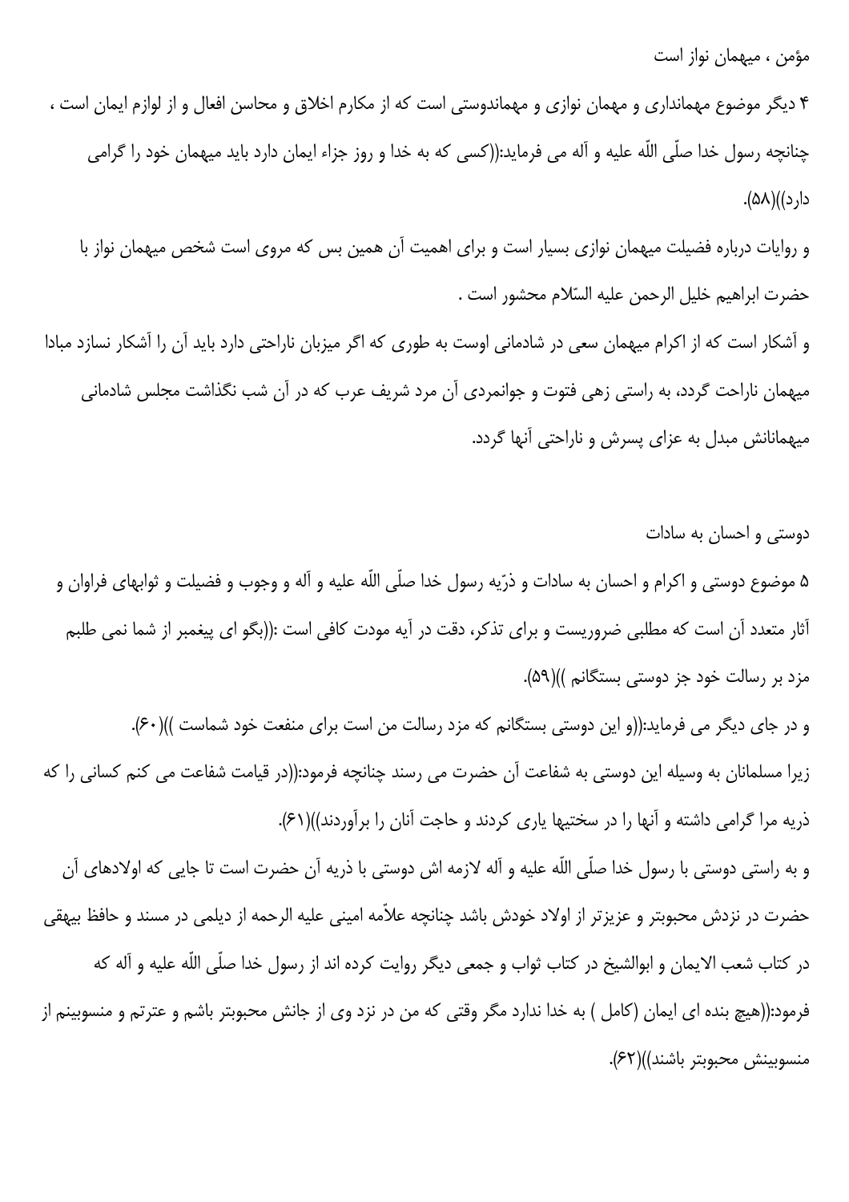## مؤمن ، میهمان نواز است

۴ دیگر موضوع مهمانداری و مهمان نوازی و مهماندوستی است که از مکارم اخلاق و محاسن افعال و از لوازم ایمان است ، چنانچه رسول خدا صلّی اللّه علیه و آله می فرماید:((کسی که به خدا و روز جزاء ایمان دارد باید میهمان خود را گرامی دارد))(۵۸).

و روایات درباره فضیلت میهمان نوازی بسیار است و برای اهمیت آن همین بس که مروی است شخص میهمان نواز با حضرت ابراهیم خلیل الرحمن علیه السّلام محشور است .

و آشکار است که از اکرام میهمان سعی در شادمانی اوست به طوری که اگر میزبان ناراحتی دارد باید آن را آشکار نسازد مبادا میهمان ناراحت گردد، به راستی زهی فتوت و جوانمردی آن مرد شریف عرب که در آن شب نگذاشت مجلس شادمانی میهمانانش مبدل به عزای پسرش و ناراحتی آنها گردد.

## دوستی و احسان به سادات

۵ موضوع دوستی و اکرام و احسان به سادات و ذرّیه رسول خدا صلّی اللّه علیه و آله و وجوب و فضیلت و ثوابهای فراوان و آثار متعدد آن است که مطلبی ضروریست و برای تذکر، دقت در آیه مودت کافی است :((بگو ای پیغمبر از شما نمی طلبم مزد بر رسالت خود جز دوستی بستگانم ))(۵۹).

و در جای دیگر می فرماید:((و این دوستی بستگانم که مزد رسالت من است برای منفعت خود شماست ))(۶۰).

زیرا مسلمانان به وسیله این دوستی به شفاعت آن حضرت می رسند چنانچه فرمود:((در قیامت شفاعت می کنم کسانی را که ذریه مرا گرامی داشته و آنها را در سختیها یاری کردند و حاجت آنان را برآوردند))(۶۱).

و به راستی دوستی با رسول خدا صلّی اللّه علیه و آله لازمه اش دوستی با ذریه آن حضرت است تا جایی که اولادهای آن حضرت در نزدش محبوبتر و عزیزتر از اولاد خودش باشد چنانچه علاّمه امینی علیه الرحمه از دیلمی در مسند و حافظ بیهقی در کتاب شعب الایمان و ابوالشیخ در کتاب ثواب و جمعی دیگر روایت کرده اند از رسول خدا صلّی اللّه علیه و آله که فرمود:((هیچ بنده ای ایمان (کامل ) به خدا ندارد مگر وقتی که من در نزد وی از جانش محبوبتر باشم و عترتم و منسوبینم از منسوبینش محبوبتر باشند))(۶۲).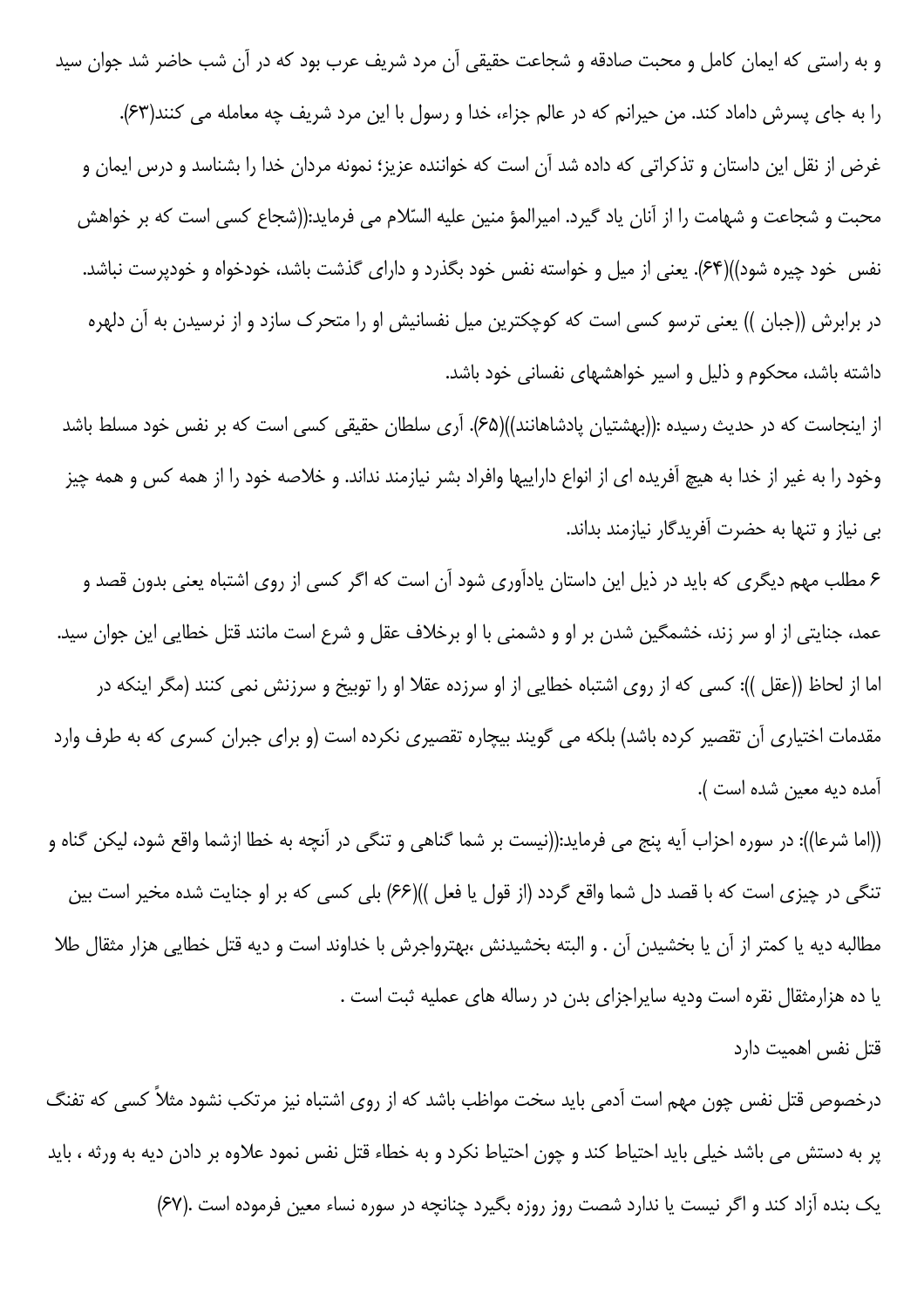و به راستی که ایمان کامل و محبت صادقه و شجاعت حقیقی آن مرد شریف عرب بود که در آن شب حاضر شد جوان سید را به جای پسرش داماد کند. من حیرانم که در عالم جزاء، خدا و رسول با این مرد شریف چه معامله می کنند(۶۳).

غرض از نقل این داستان و تذکراتی که داده شد آن است که خواننده عزیز؛ نمونه مردان خدا را بشناسد و درس ایمان و محبت و شجاعت و شهامت را از آنان یاد گیرد. امیرالمؤ منین علیه السّلام می فرماید:((شجاع کسی است که بر خواهش نفس خود چیره شود))(۶۴). یعنی از میل و خواسته نفس خود بگذرد و دارای گذشت باشد، خودخواه و خودپرست نباشد. در برابرش ((جبان )) یعنی ترسو کسی است که کوچکترین میل نفسانیش او را متحرک سازد و از نرسیدن به آن دلهره داشته باشد، محکوم و ذلیل و اسیر خواهشهای نفسانی خود باشد.

از اینجاست که در حدیث رسیده :((بهشتیان پادشاهانند))(۶۵). آری سلطان حقیقی کسی است که بر نفس خود مسلط باشد وخود را به غیر از خدا به هیچ آفریده ای از انواع داراییها وافراد بشر نیازمند نداند. و خلاصه خود را از همه کس و همه چیز بی نیاز و تنها به حضرت آفریدگار نیازمند بداند.

۶ مطلب مهم دیگری که باید در ذیل این داستان یادآوری شود آن است که اگر کسی از روی اشتباه یعنی بدون قصد و عمد، جنایتی از او سر زند، خشمگین شدن بر او و دشمنی با او برخلاف عقل و شرع است مانند قتل خطایی این جوان سید.

اما از لحاظ ((عقل )): کسی که از روی اشتباه خطایی از او سرزده عقلا او را توبیخ و سرزنش نمی کنند (مگر اینکه در مقدمات اختیاری آن تقصیر کرده باشد) بلکه می گویند بیچاره تقصیری نکرده است (و برای جبران کسری که به طرف وارد آمده دیه معین شده است ).

((اما شرعا)): در سوره احزاب آیه پنج می فرماید:((نیست بر شما گناهی و تنگی در آنچه به خطا ازشما واقع شود، لیکن گناه و تنگی در چیزی است که با قصد دل شما واقع گردد (از قول یا فعل ))(۶۶) بلی کسی که بر او جنایت شده مخیر است بین مطالبه دیه یا کمتر از آن یا بخشیدن آن . و البته بخشیدنش ،بهترواجرش با خداوند است و دیه قتل خطایی هزار مثقال طلا یا ده هزارمثقال نقره است ودیه سایراجزای بدن در رساله های عملیه ثبت است .

قتل نفس اهمیت دارد

درخصوص قتل نفس چون مهم است آدمی باید سخت مواظب باشد که از روی اشتباه نیز مرتکب نشود مثلاً کسی که تفنگ پر به دستش می باشد خیلی باید احتیاط کند و چون احتیاط نکرد و به خطاء قتل نفس نمود علاوه بر دادن دیه به ورثه ، باید یک بنده آزاد کند و اگر نیست یا ندارد شصت روز روزه بگیرد چنانچه در سوره نساء معین فرموده است .(۶۷)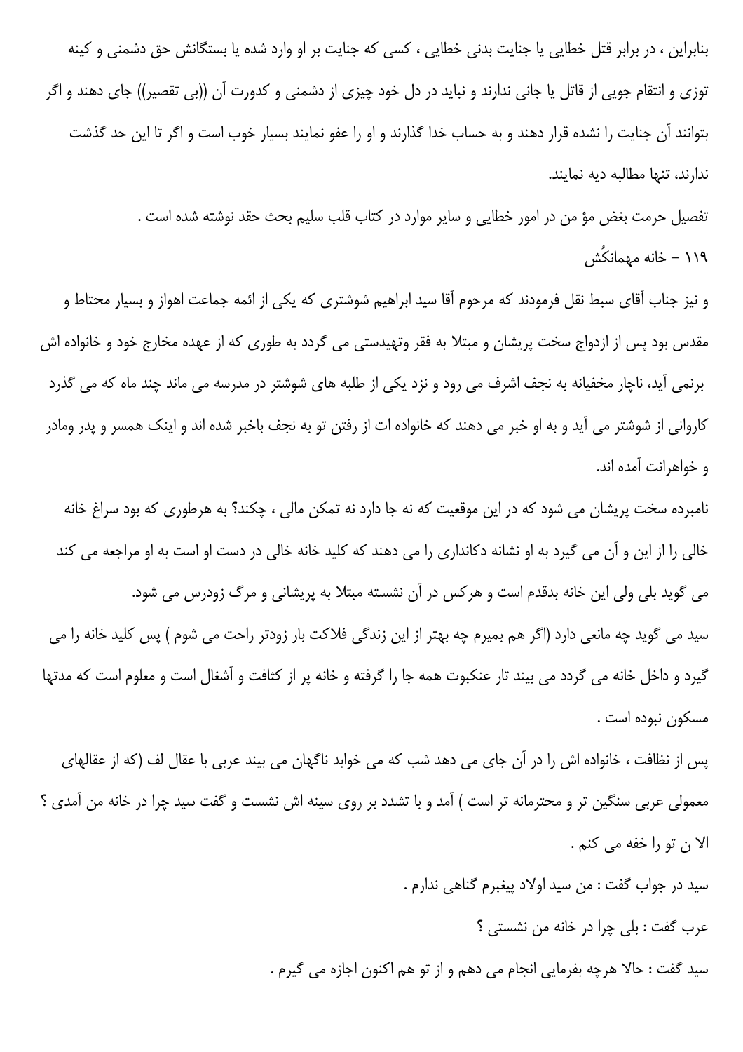بنابراین ، در برابر قتل خطایی یا جنایت بدنی خطایی ، کسی که جنایت بر او وارد شده یا بستگانش حق دشمنی و کینه توزی و انتقام جویی از قاتل یا جانی ندارند و نباید در دل خود چیزی از دشمنی و کدورت آن ((بی تقصیر)) جای دهند و اگر بتوانند آن جنایت را نشده قرار دهند و به حساب خدا گذارند و او را عفو نمایند بسیار خوب است و اگر تا این حد گذشت ندارند، تنها مطالبه دیه نمایند.

تفصیل حرمت بغض مؤ من در امور خطایی و سایر موارد در کتاب قلب سلیم بحث حقد نوشته شده است .

## ۱۱۹ - خانه مهمانکُش

و نیز جناب آقای سبط نقل فرمودند که مرحوم آقا سید ابراهیم شوشتری که یکی از ائمه جماعت اهواز و بسیار محتاط و مقدس بود پس از ازدواج سخت پریشان و مبتلا به فقر وتهیدستی می گردد به طوری که از عهده مخارج خود و خانواده اش برنمی آید، ناچار مخفیانه به نجف اشرف می رود و نزد یکی از طلبه های شوشتر در مدرسه می ماند چند ماه که می گذرد کاروانی از شوشتر می آید و به او خبر می دهند که خانواده ات از رفتن تو به نجف باخبر شده اند و اینک همسر و پدر ومادر و خواهرانت آمده اند.

نامبرده سخت پریشان می شود که در این موقعیت که نه جا دارد نه تمکن مالی ، چکند؟ به هرطوری که بود سراغ خانه خالی را از این و آن می گیرد به او نشانه دکانداری را می دهند که کلید خانه خالی در دست او است به او مراجعه می کند می گوید بلی ولی این خانه بدقدم است و هرکس در آن نشسته مبتلا به پریشانی و مرگ زودرس می شود.

سید می گوید چه مانعی دارد (اگر هم بمیرم چه بهتر از این زندگی فلاکت بار زودتر راحت می شوم ) پس کلید خانه را می گیرد و داخل خانه می گردد می بیند تار عنکبوت همه جا را گرفته و خانه پر از کثافت و آشغال است و معلوم است که مدتها مسکون نبوده است .

پس از نظافت ، خانواده اش را در آن جای می دهد شب که می خوابد ناگهان می بیند عربی با عقال لف (که از عقالهای معمولی عربی سنگین تر و محترمانه تر است ) آمد و با تشدد بر روی سینه اش نشست و گفت سید چرا در خانه من آمدی ؟ الا ن تو را خفه می کنم .

سید در جواب گفت : من سید اولاد پیغبرم گناهی ندارم .

عرب گفت : بلی چرا در خانه من نشستی ؟

سید گفت : حالا هرچه بفرمایی انجام می دهم و از تو هم اکنون اجازه می گیرم .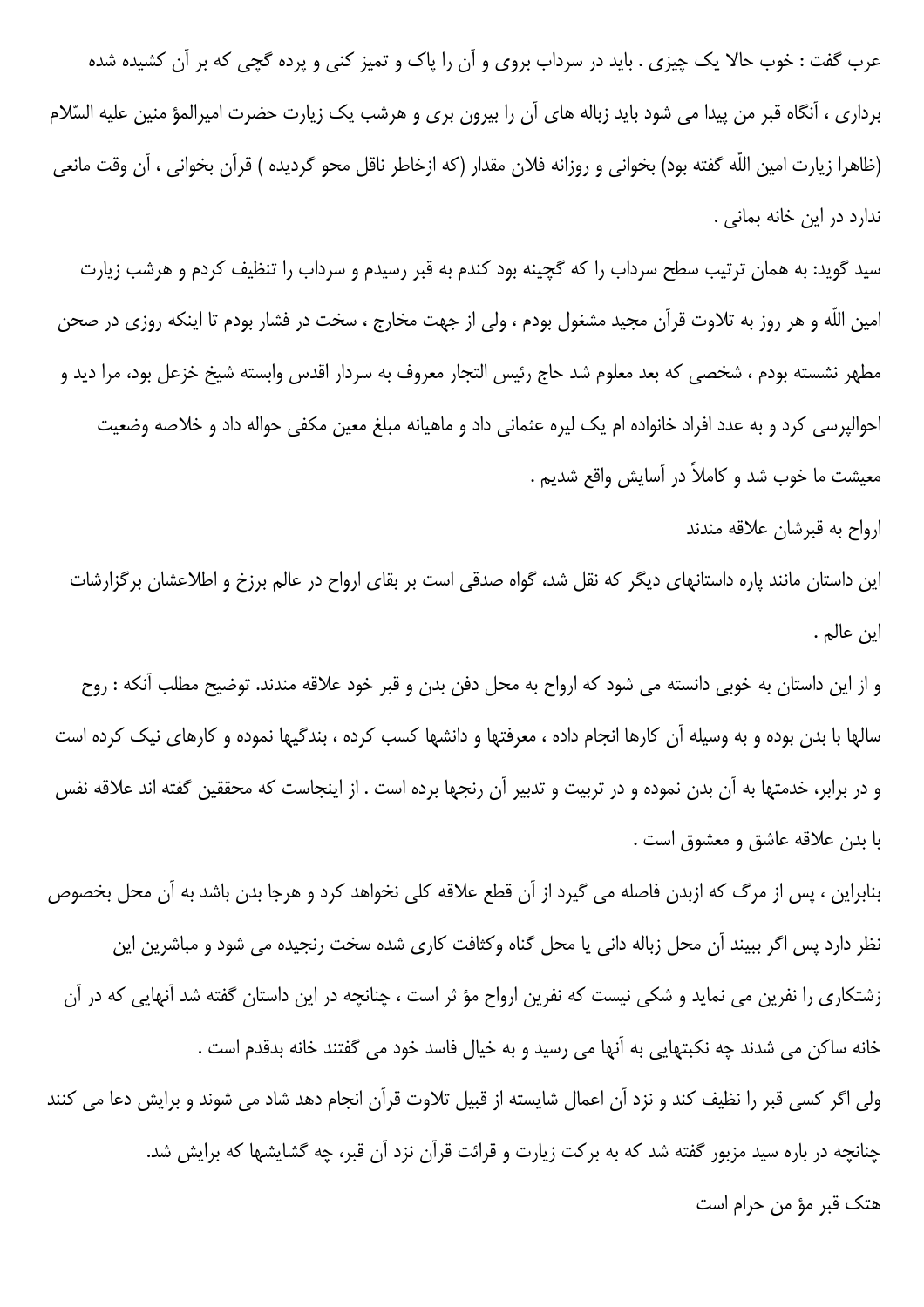عرب گفت : خوب حالا یک چیزی . باید در سرداب بروی و آن را پاک و تمیز کنی و پرده گچی که بر آن کشیده شده برداری ، آنگاه قبر من پیدا می شود باید زباله های آن را بیرون بری و هرشب یک زیارت حضرت امیرالمؤ منین علیه السّلام (ظاهرا زیارت امین اللّه گفته بود) بخوانی و روزانه فلان مقدار (که ازخاطر ناقل محو گردیده ) قرآن بخوانی ، آن وقت مانعی ندارد در این خانه بمانی .

سید گوید: به همان ترتیب سطح سرداب را که گچینه بود کندم به قبر رسیدم و سرداب را تنظیف کردم و هرشب زیارت امین اللّه و هر روز به تلاوت قرآن مجید مشغول بودم ، ولی از جهت مخارج ، سخت در فشار بودم تا اینکه روزی در صحن مطهر نشسته بودم ، شخصی که بعد معلوم شد حاج رئیس التجار معروف به سردار اقدس وابسته شیخ خزعل بود، مرا دید و احوالپرسی کرد و به عدد افراد خانواده ام یک لیره عثمانی داد و ماهیانه مبلغ معین مکفی حواله داد و خلاصه وضعیت معیشت ما خوب شد و کاملاً در آسایش واقع شدیم .

## ارواح به قبرشان علاقه مندند

این داستان مانند پاره داستانهای دیگر که نقل شد، گواه صدقی است بر بقای ارواح در عالم برزخ و اطلاعشان برگزارشات این عالم .

و از این داستان به خوبی دانسته می شود که ارواح به محل دفن بدن و قبر خود علاقه مندند. توضیح مطلب آنکه : روح سالها با بدن بوده و به وسیله آن کارها انجام داده ، معرفتها و دانشها کسب کرده ، بندگیها نموده و کارهای نیک کرده است و در برابر، خدمتها به آن بدن نموده و در تربیت و تدبیر آن رنجها برده است . از اینجاست که محققین گفته اند علاقه نفس با بدن علاقه عاشق و معشوق است .

بنابراین ، پس از مرگ که ازبدن فاصله می گیرد از آن قطع علاقه کلی نخواهد کرد و هرجا بدن باشد به آن محل بخصوص نظر دارد پس اگر ببیند آن محل زباله دانی یا محل گناه وکثافت کاری شده سخت رنجیده می شود و مباشرین این زشتکاری را نفرین می نماید و شکی نیست که نفرین ارواح مؤ ثر است ، چنانچه در این داستان گفته شد آنهایی که در آن خانه ساکن می شدند چه نکبتهایی به آنها می رسید و به خیال فاسد خود می گفتند خانه بدقدم است .

ولی اگر کسی قبر را نظیف کند و نزد آن اعمال شایسته از قبیل تلاوت قرآن انجام دهد شاد می شوند و برایش دعا می کنند چنانچه در باره سید مزبور گفته شد که به برکت زیارت و قرائت قرآن نزد آن قبر، چه گشایشها که برایش شد.

## هتک قبر مؤ من حرام است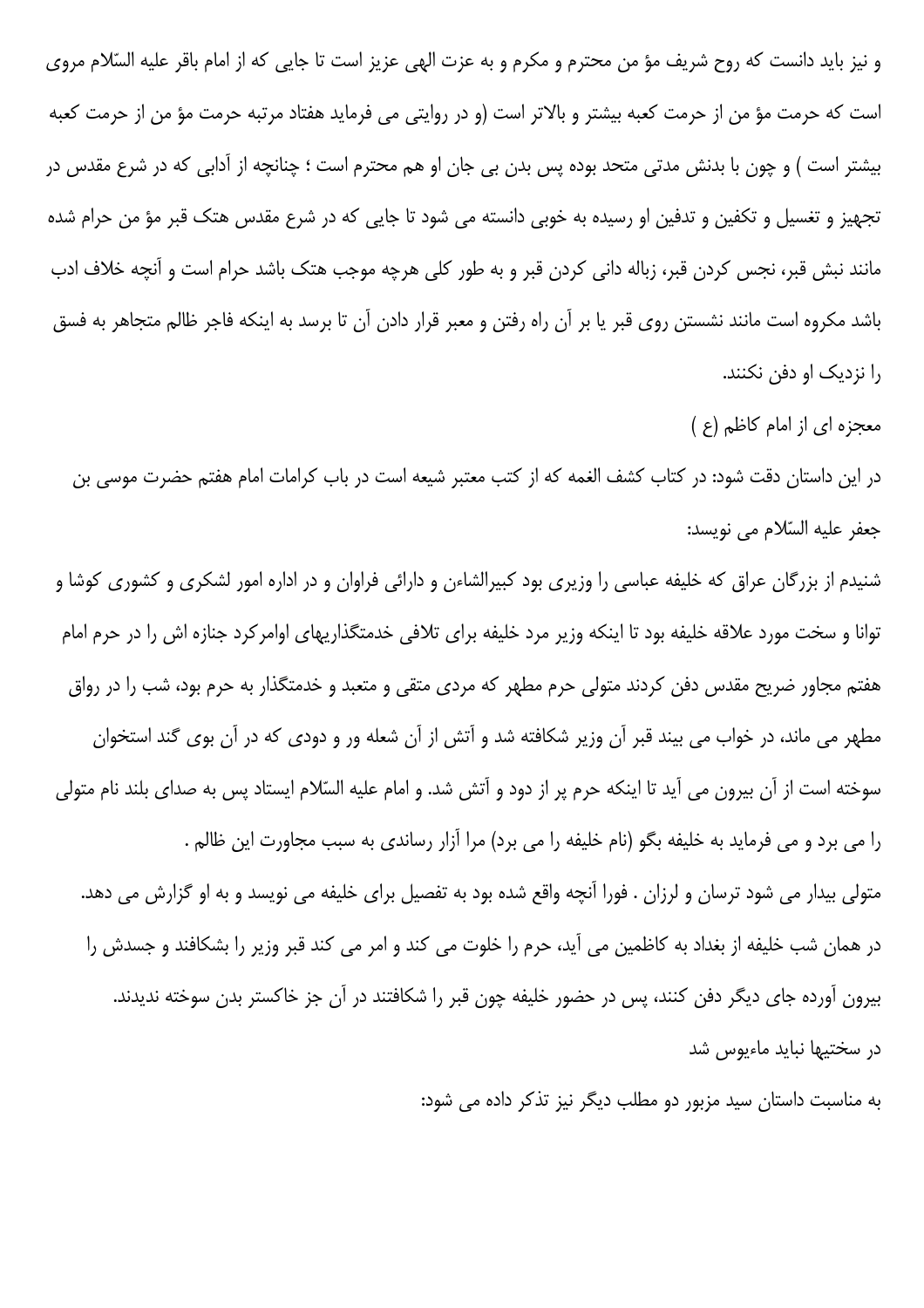و نیز باید دانست که روح شریف مؤ من محترم و مکرم و به عزت الهی عزیز است تا جایی که از امام باقر علیه السّلام مروی است که حرمت مؤ من از حرمت کعبه بیشتر و بالاتر است (و در روایتی می فرماید هفتاد مرتبه حرمت مؤ من از حرمت کعبه بیشتر است ) و چون با بدنش مدتی متحد بوده پس بدن بی جان او هم محترم است ؛ چنانچه از آدابی که در شرع مقدس در تجهیز و تغسیل و تکفین و تدفین او رسیده به خوبی دانسته می شود تا جایی که در شرع مقدس هتک قبر مؤ من حرام شده مانند نبش قبر، نجس کردن قبر، زباله دانی کردن قبر و به طور کلی هرچه موجب هتک باشد حرام است و آنچه خلاف ادب باشد مکروه است مانند نشستن روی قبر یا بر آن راه رفتن و معبر قرار دادن آن تا برسد به اینکه فاجر ظالم متجاهر به فسق را نزدیک او دفن نکنند.

معجزه ای از امام کاظم (ع )

در این داستان دقت شود: در کتاب کشف الغمه که از کتب معتبر شیعه است در باب کرامات امام هفتم حضرت موسی بن جعفر علیه السّلام می نویسد:

شنیدم از بزرگان عراق که خلیفه عباسی را وزیری بود کبیرالشاءن و دارائی فراوان و در اداره امور لشکری و کشوری کوشا و توانا و سخت مورد علاقه خلیفه بود تا اینکه وزیر مرد خلیفه برای تلافی خدمتگذاریهای اوامرکرد جنازه اش را در حرم امام هفتم مجاور ضریح مقدس دفن کردند متولی حرم مطهر که مردی متقی و متعبد و خدمتگذار به حرم بود، شب را در رواق مطهر می ماند، در خواب می بیند قبر آن وزیر شکافته شد و آتش از آن شعله ور و دودی که در آن بوی گند استخوان سوخته است از آن بیرون می آید تا اینکه حرم پر از دود و آتش شد. و امام علیه السّلام ایستاد پس به صدای بلند نام متولی را می برد و می فرماید به خلیفه بگو (نام خلیفه را می برد) مرا آزار رساندی به سبب مجاورت این ظالم .

متولی بیدار می شود ترسان و لرزان . فورا آنچه واقع شده بود به تفصیل برای خلیفه می نویسد و به او گزارش می دهد. در همان شب خلیفه از بغداد به کاظمین می آید، حرم را خلوت می کند و امر می کند قبر وزیر را بشکافند و جسدش را بیرون آورده جای دیگر دفن کنند، پس در حضور خلیفه چون قبر را شکافتند در آن جز خاکستر بدن سوخته ندیدند.

در سختیها نباید ماءیوس شد

به مناسبت داستان سید مزبور دو مطلب دیگر نیز تذکر داده می شود: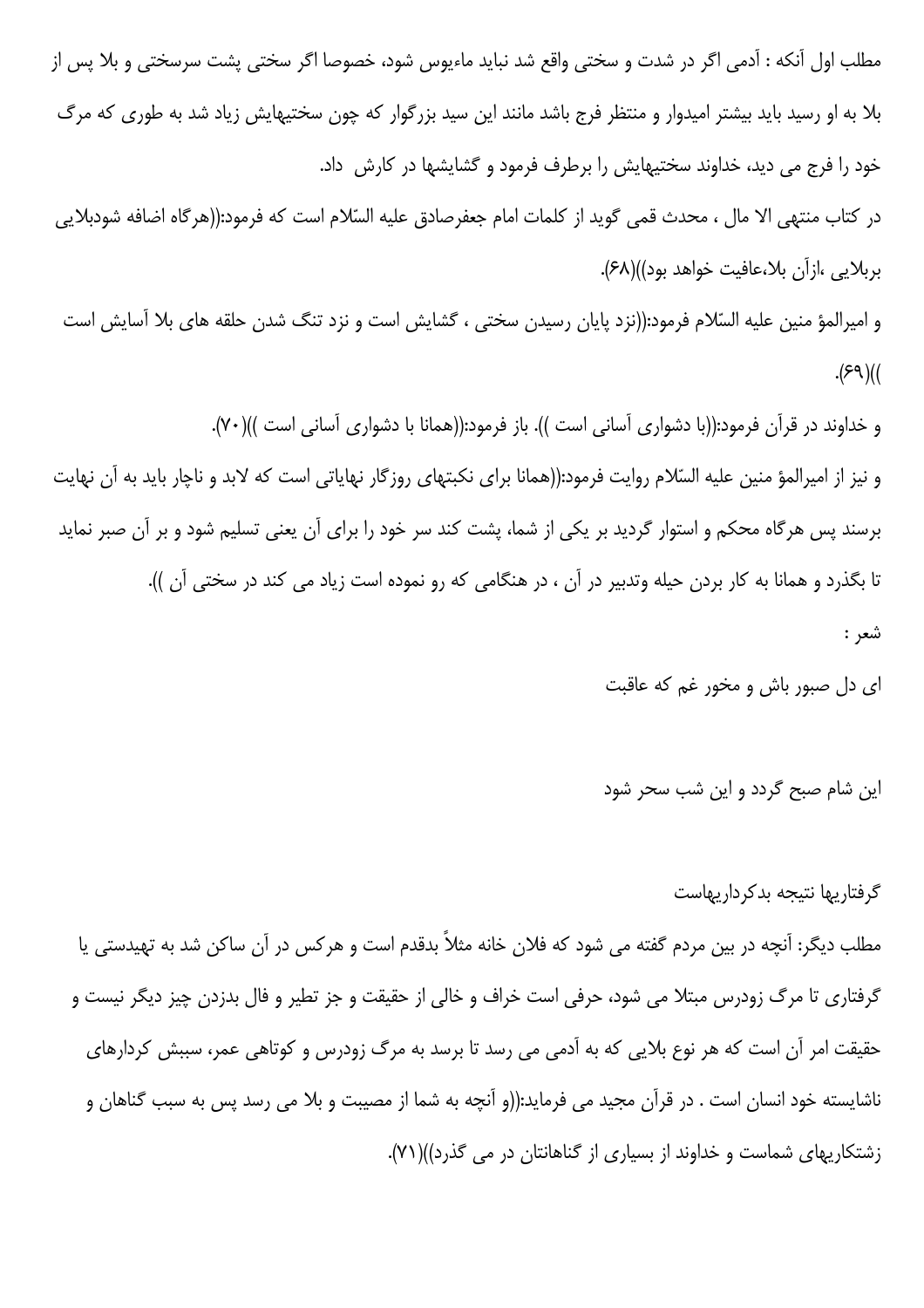مطلب اول آنکه : آدمی اگر در شدت و سختی واقع شد نباید ماءیوس شود، خصوصا اگر سختی پشت سرسختی و بلا پس از بلا به او رسید باید بیشتر امیدوار و منتظر فرج باشد مانند این سید بزرگوار که چون سختیهایش زیاد شد به طوری که مرگ خود را فرج می دید، خداوند سختیهایش را برطرف فرمود و گشایشها در کارش داد.

در کتاب منتهی الا مال ، محدث قمی گوید از کلمات امام جعفرصادق علیه السّلام است که فرمود:((هرگاه اضافه شودبلایی بربلایی ،ازآن بلا،عافیت خواهد بود))(۶۸).

و امیرالمؤ منین علیه السّلام فرمود:((نزد پایان رسیدن سختی ، گشایش است و نزد تنگ شدن حلقه های بلا آسایش است ))(۶۹).

و خداوند در قرآن فرمود:((با دشواری آسانی است )). باز فرمود:((همانا با دشواری آسانی است ))(۷۰).

و نیز از امیرالمؤ منین علیه السّلام روایت فرمود:((همانا برای نکبتهای روزگار نهایاتی است که لابد و ناچار باید به آن نهایت برسند پس هرگاه محکم و استوار گردید بر یکی از شما، پشت کند سر خود را برای آن یعنی تسلیم شود و بر آن صبر نماید تا بگذرد و همانا به کار بردن حیله وتدبیر در آن ، در هنگامی که رو نموده است زیاد می کند در سختی آن )).

شعر :

ای دل صبور باش و مخور غم که عاقبت

این شام صبح گردد و این شب سحر شود

گرفتاریها نتیجه بدکرداریهاست

مطلب دیگر: آنچه در بین مردم گفته می شود که فلان خانه مثلاً بدقدم است و هرکس در آن ساکن شد به تهیدستی یا گرفتاری تا مرگ زودرس مبتلا می شود، حرفی است خراف و خالی از حقیقت و جز تطیر و فال بدزدن چیز دیگر نیست و حقیقت امر آن است که هر نوع بلایی که به آدمی می رسد تا برسد به مرگ زودرس و کوتاهی عمر، سببش کردارهای ناشایسته خود انسان است . در قرآن مجید می فرماید:((و آنچه به شما از مصیبت و بلا می رسد پس به سبب گناهان و زشتکاریهای شماست و خداوند از بسیاری از گناهانتان در می گذرد))(۷۱).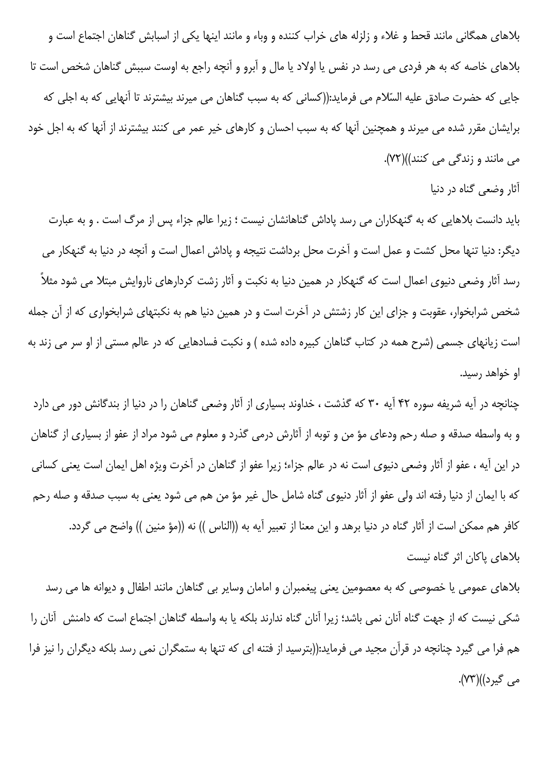بلاهای همگانی مانند قحط و غلاء و زلزله های خراب کننده و وباء و مانند اینها یکی از اسبابش گناهان اجتماع است و بلاهای خاصه که به هر فردی می رسد در نفس یا اولاد یا مال و آبرو و آنچه راجع به اوست سببش گناهان شخص است تا جایی که حضرت صادق علیه السّلام می فرماید:((کسانی که به سبب گناهان می میرند بیشترند تا آنهایی که به اجلی که برایشان مقرر شده می میرند و همچنین آنها که به سبب احسان و کارهای خیر عمر می کنند بیشترند از آنها که به اجل خود می مانند و زندگی می کنند))(۷۲).

## آثار وضعی گناه در دنیا

باید دانست بلاهایی که به گنهکاران می رسد پاداش گناهانشان نیست ؛ زیرا عالم جزاء پس از مرگ است . و به عبارت دیگر: دنیا تنها محل کشت و عمل است و آخرت محل برداشت نتیجه و پاداش اعمال است و آنچه در دنیا به گنهکار می رسد آثار وضعی دنیوی اعمال است که گنهکار در همین دنیا به نکبت و آثار زشت کردارهای ناروایش مبتلا می شود مثلاً شخص شرابخوار، عقوبت و جزای این کار زشتش در آخرت است و در همین دنیا هم به نکبتهای شرابخواری که از آن جمله است زیانهای جسمی (شرح همه در کتاب گناهان کبیره داده شده ) و نکبت فسادهایی که در عالم مستی از او سر می زند به او خواهد رسید.

چنانچه در آیه شریفه سوره ۴۲ آیه ۳۰ که گذشت ، خداوند بسیاری از آثار وضعی گناهان را در دنیا از بندگانش دور می دارد و به واسطه صدقه و صله رحم ودعای مؤ من و توبه از آثارش درمی گذرد و معلوم می شود مراد از عفو از بسیاری از گناهان در این آیه ، عفو از آثار وضعی دنیوی است نه در عالم جزاء؛ زیرا عفو از گناهان در آخرت ویژه اهل ایمان است یعنی کسانی که با ایمان از دنیا رفته اند ولی عفو از آثار دنیوی گناه شامل حال غیر مؤ من هم می شود یعنی به سبب صدقه و صله رحم کافر هم ممکن است از آثار گناه در دنیا برهد و این معنا از تعبیر آیه به ((الناس )) نه ((مؤ منین )) واضح می گردد.

## بلاهای پاکان اثر گناه نیست

بلاهای عمومی یا خصوصی که به معصومین یعنی پیغمبران و امامان وسایر بی گناهان مانند اطفال و دیوانه ها می رسد شکی نیست که از جهت گناه آنان نمی باشد؛ زیرا آنان گناه ندارند بلکه یا به واسطه گناهان اجتماع است که دامنش آنان را هم فرا می گیرد چنانچه در قرآن مجید می فرماید:((بترسید از فتنه ای که تنها به ستمگران نمی رسد بلکه دیگران را نیز فرا می گیرد))(۷۳).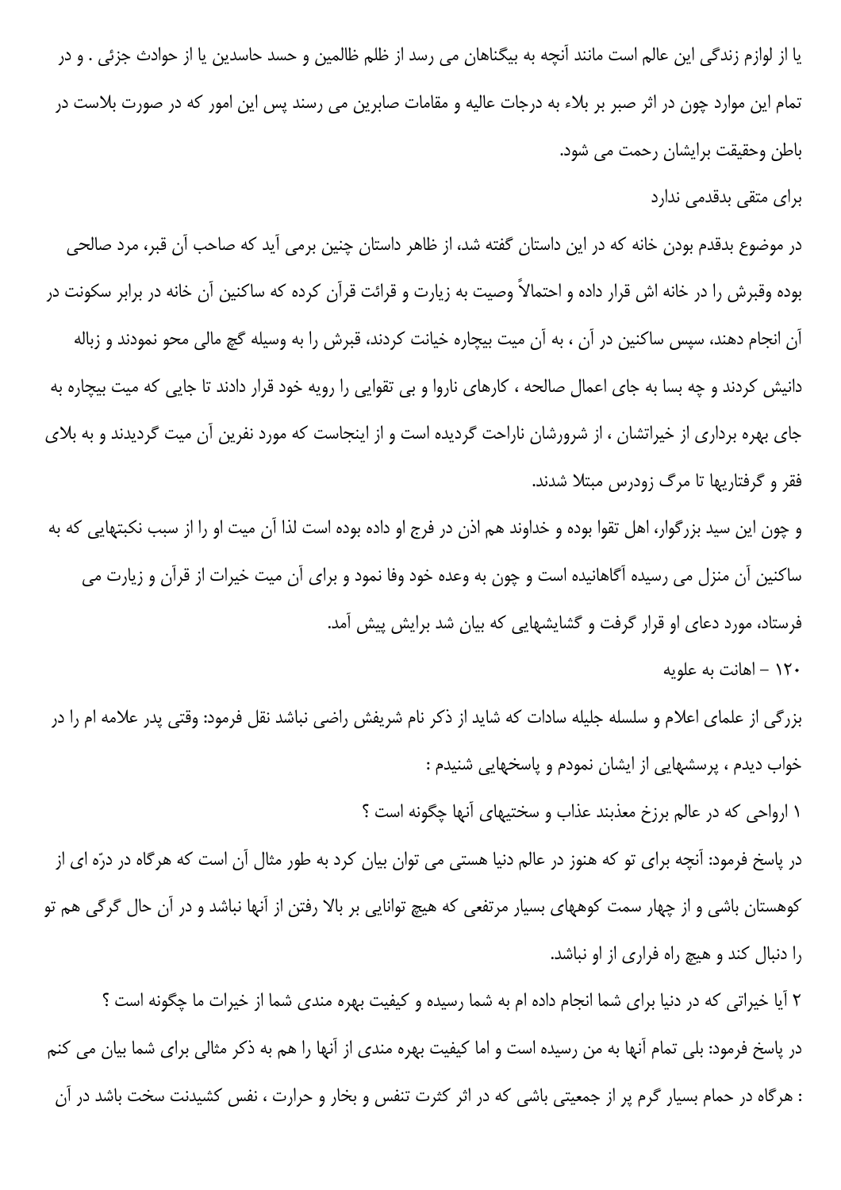یا از لوازم زندگی این عالم است مانند آنچه به بیگناهان می رسد از ظلم ظالمین و حسد حاسدین یا از حوادث جزئی . و در تمام این موارد چون در اثر صبر بر بلاء به درجات عالیه و مقامات صابرین می رسند پس این امور که در صورت بلاست در باطن وحقیقت برایشان رحمت می شود.

### برای متقی بدقدمی ندارد

در موضوع بدقدم بودن خانه که در این داستان گفته شد، از ظاهر داستان چنین برمی آید که صاحب آن قبر، مرد صالحی بوده وقبرش را در خانه اش قرار داده و احتمالاً وصیت به زیارت و قرائت قرآن کرده که ساکنین آن خانه در برابر سکونت در آن انجام دهند، سپس ساکنین در آن ، به آن میت بیچاره خیانت کردند، قبرش را به وسیله گچ مالی محو نمودند و زباله دانیش کردند و چه بسا به جای اعمال صالحه ، کارهای ناروا و بی تقوایی را رویه خود قرار دادند تا جایی که میت بیچاره به جای بهره برداری از خیراتشان ، از شرورشان ناراحت گردیده است و از اینجاست که مورد نفرین آن میت گردیدند و به بلای فقر و گرفتاریها تا مرگ زودرس مبتلا شدند.

و چون این سید بزرگوار، اهل تقوا بوده و خداوند هم اذن در فرج او داده بوده است لذا آن میت او را از سبب نکبتهایی که به ساکنین آن منزل می رسیده آگاهانیده است و چون به وعده خود وفا نمود و برای آن میت خیرات از قرآن و زیارت می فرستاد، مورد دعای او قرار گرفت و گشایشهایی که بیان شد برایش پیش آمد.

### ۱۲۰ - اهانت به علویه

بزرگی از علمای اعلام و سلسله جلیله سادات که شاید از ذکر نام شریفش راضی نباشد نقل فرمود: وقتی پدر علامه ام را در خواب دیدم ، پرسشهایی از ایشان نمودم و پاسخهایی شنیدم :

۱ ارواحی که در عالم برزخ معذبند عذاب و سختیهای آنها چگونه است ؟

در پاسخ فرمود: آنچه برای تو که هنوز در عالم دنیا هستی می توان بیان کرد به طور مثال آن است که هرگاه در درّه ای از کوهستان باشی و از چهار سمت کوههای بسیار مرتفعی که هیچ توانایی بر بالا رفتن از آنها نباشد و در آن حال گرگی هم تو را دنبال کند و هیچ راه فراری از او نباشد.

۲ آیا خیراتی که در دنیا برای شما انجام داده ام به شما رسیده و کیفیت بهره مندی شما از خیرات ما چگونه است ؟

در پاسخ فرمود: بلی تمام آنها به من رسیده است و اما کیفیت بهره مندی از آنها را هم به ذکر مثالی برای شما بیان می کنم : هرگاه در حمام بسیار گرم پر از جمعیتی باشی که در اثر کثرت تنفس و بخار و حرارت ، نفس کشیدنت سخت باشد در آن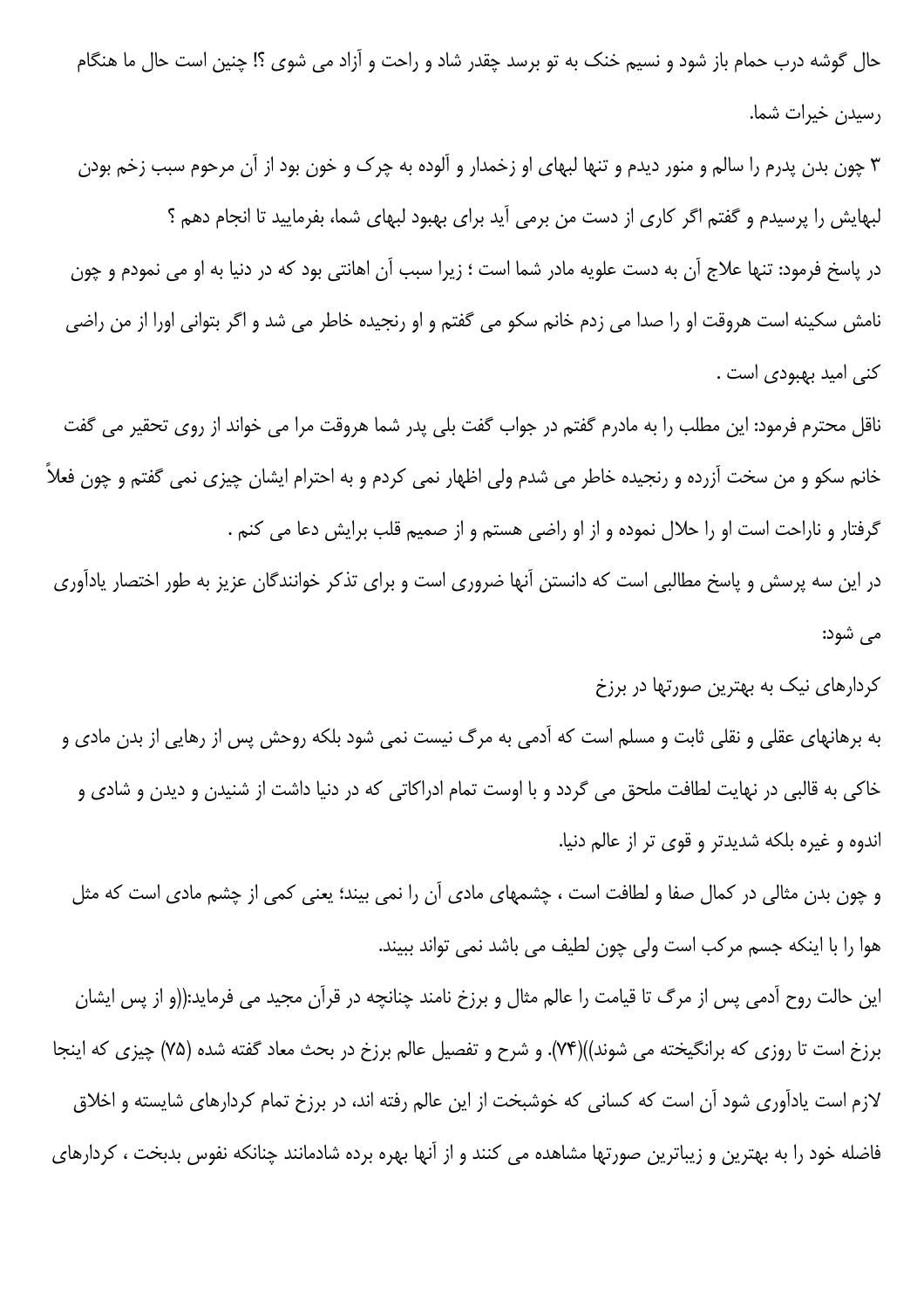حال گوشه درب حمام باز شود و نسیم خنک به تو برسد چقدر شاد و راحت و آزاد می شوی ؟! چنین است حال ما هنگام رسیدن خیرات شما.

۳ چون بدن پدرم را سالم و منور دیدم و تنها لبهای او زخمدار و آلوده به چرک و خون بود از آن مرحوم سبب زخم بودن لبهایش را پرسیدم و گفتم اگر کاری از دست من برمی آید برای بهبود لبهای شما، بفرمایید تا انجام دهم ؟

در پاسخ فرمود: تنها علاج آن به دست علویه مادر شما است ؛ زیرا سبب آن اهانتی بود که در دنیا به او می نمودم و چون نامش سکینه است هروقت او را صدا می زدم خانم سکو می گفتم و او رنجیده خاطر می شد و اگر بتوانی اورا از من راضی کنی امید بهبودی است .

ناقل محترم فرمود: این مطلب را به مادرم گفتم در جواب گفت بلی پدر شما هروقت مرا می خواند از روی تحقیر می گفت خانم سکو و من سخت آزرده و رنجیده خاطر می شدم ولی اظهار نمی کردم و به احترام ایشان چیزی نمی گفتم و چون فعلاً گرفتار و ناراحت است او را حلال نموده و از او راضی هستم و از صمیم قلب برایش دعا می کنم .

در این سه پرسش و پاسخ مطالبی است که دانستن آنها ضروری است و برای تذکر خوانندگان عزیز به طور اختصار یادآوری می شود:

کردارهای نیک به بهترین صورتها در برزخ

به برهانهای عقلی و نقلی ثابت و مسلم است که آدمی به مرگ نیست نمی شود بلکه روحش پس از رهایی از بدن مادی و خاکی به قالبی در نهایت لطافت ملحق می گردد و با اوست تمام ادراکاتی که در دنیا داشت از شنیدن و دیدن و شادی و اندوه و غیره بلکه شدیدتر و قوی تر از عالم دنیا.

و چون بدن مثالی در کمال صفا و لطافت است ، چشمهای مادی آن را نمی بیند؛ یعنی کمی از چشم مادی است که مثل هوا را با اینکه جسم مرکب است ولی چون لطیف می باشد نمی تواند ببیند.

این حالت روح آدمی پس از مرگ تا قیامت را عالم مثال و برزخ نامند چنانچه در قرآن مجید می فرماید:((و از پس ایشان برزخ است تا روزی که برانگیخته می شوند))(۷۴). و شرح و تفصیل عالم برزخ در بحث معاد گفته شده (۷۵) چیزی که اینجا لازم است یادآوری شود آن است که کسانی که خوشبخت از این عالم رفته اند، در برزخ تمام کردارهای شایسته و اخلاق فاضله خود را به بهترین و زیباترین صورتها مشاهده می کنند و از آنها بهره برده شادمانند چنانکه نفوس بدبخت ، کردارهای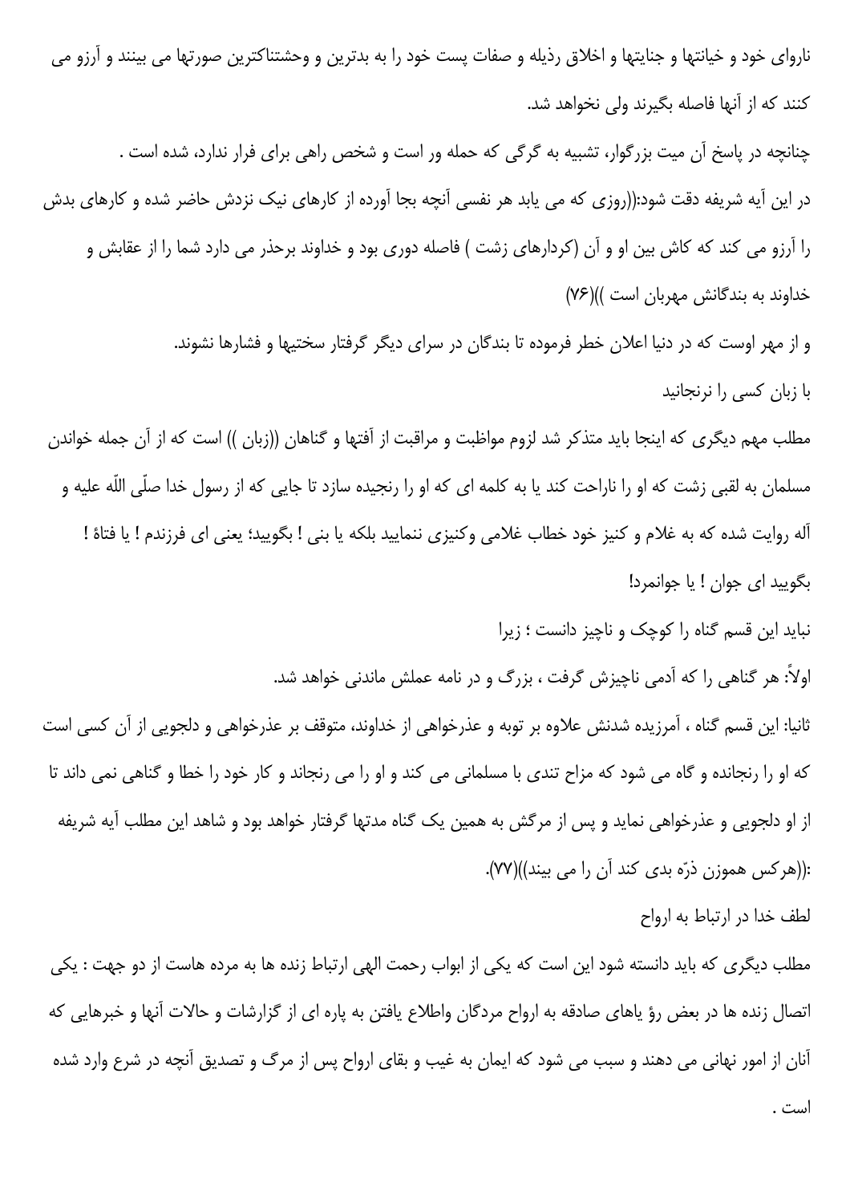ناروای خود و خیانتها و جنایتها و اخلاق رذیله و صفات پست خود را به بدترین و وحشتناکترین صورتها می بینند و آرزو می کنند که از آنها فاصله بگیرند ولی نخواهد شد.

چنانچه در پاسخ آن میت بزرگوار، تشبیه به گرگی که حمله ور است و شخص راهی برای فرار ندارد، شده است .

در این آیه شریفه دقت شود:((روزی که می یابد هر نفسی آنچه بجا آورده از کارهای نیک نزدش حاضر شده و کارهای بدش را آرزو می کند که کاش بین او و آن (کردارهای زشت ) فاصله دوری بود و خداوند برحذر می دارد شما را از عقابش و خداوند به بندگانش مهربان است ))(۷۶)

و از مهر اوست که در دنیا اعلان خطر فرموده تا بندگان در سرای دیگر گرفتار سختیها و فشارها نشوند.

## با زبان کسی را نرنجانید

مطلب مهم دیگری که اینجا باید متذکر شد لزوم مواظبت و مراقبت از آفتها و گناهان ((زبان )) است که از آن جمله خواندن مسلمان به لقبی زشت که او را ناراحت کند یا به کلمه ای که او را رنجیده سازد تا جایی که از رسول خدا صلّی اللّه علیه و آله روایت شده که به غلام و کنیز خود خطاب غلامی وکنیزی ننمایید بلکه یا بنی ! بگویید؛ یعنی ای فرزندم ! یا فتاهٔ ! بگویید ای جوان ! یا جوانمرد!

نباید این قسم گناه را کوچک و ناچیز دانست ؛ زیرا

اولاً: هر گناهی را که آدمی ناچیزش گرفت ، بزرگ و در نامه عملش ماندنی خواهد شد.

ثانیا: این قسم گناه ، آمرزیده شدنش علاوه بر توبه و عذرخواهی از خداوند، متوقف بر عذرخواهی و دلجویی از آن کسی است که او را رنجانده و گاه می شود که مزاح تندی با مسلمانی می کند و او را می رنجاند و کار خود را خطا و گناهی نمی داند تا از او دلجویی و عذرخواهی نماید و پس از مرگش به همین یک گناه مدتها گرفتار خواهد بود و شاهد این مطلب آیه شریفه :((هرکس هموزن ذرّه بدی کند آن را می بیند))(۷۷).

## لطف خدا در ارتباط به ارواح

مطلب دیگری که باید دانسته شود این است که یکی از ابواب رحمت الهی ارتباط زنده ها به مرده هاست از دو جهت : یکی اتصال زنده ها در بعض رؤ یاهای صادقه به ارواح مردگان واطلاع یافتن به پاره ای از گزارشات و حالات آنها و خبرهایی که آنان از امور نهانی می دهند و سبب می شود که ایمان به غیب و بقای ارواح پس از مرگ و تصدیق آنچه در شرع وارد شده است .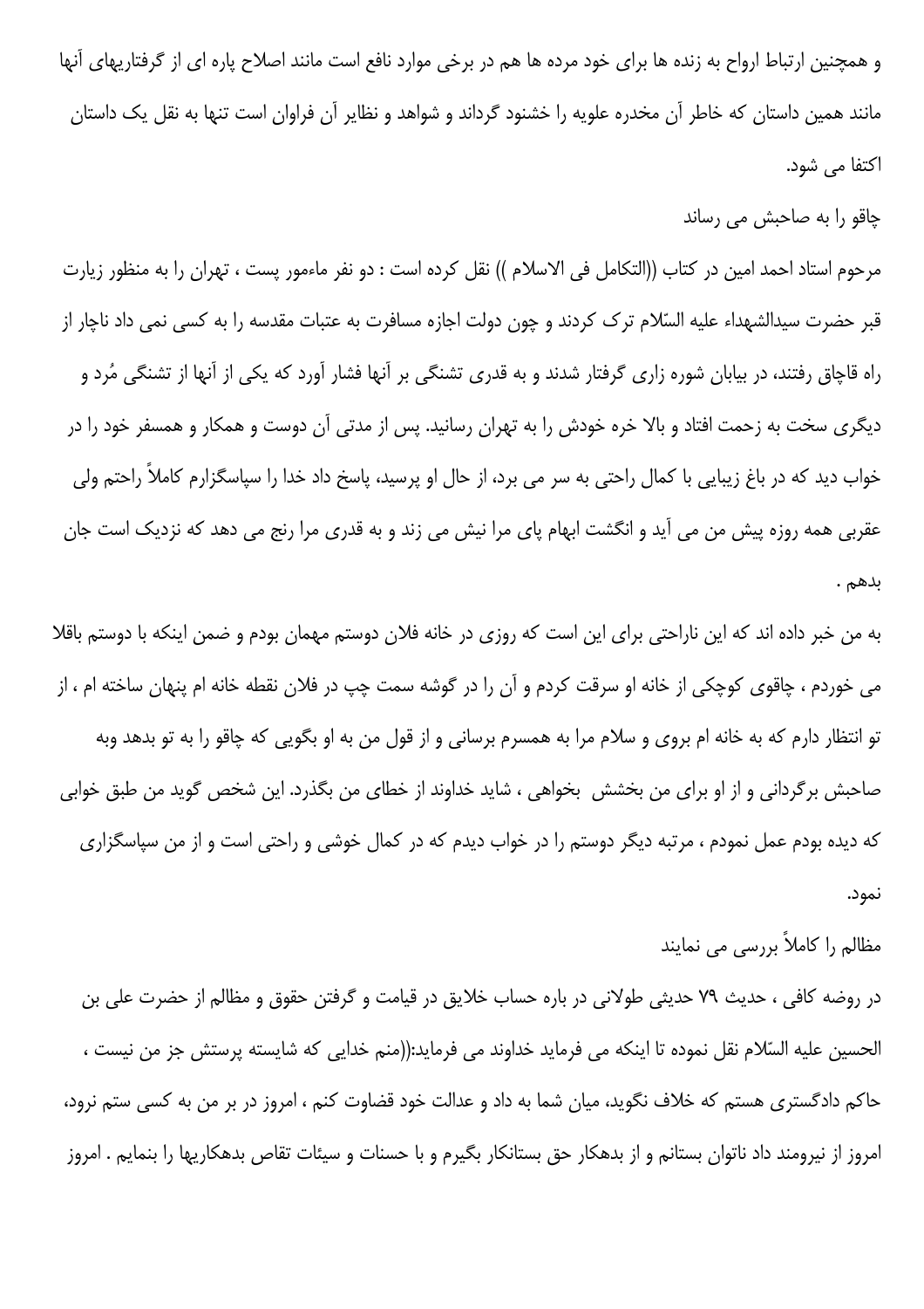و همچنین ارتباط ارواح به زنده ها برای خود مرده ها هم در برخی موارد نافع است مانند اصلاح پاره ای از گرفتاریهای آنها مانند همین داستان که خاطر آن مخدره علویه را خشنود گرداند و شواهد و نظایر آن فراوان است تنها به نقل یک داستان اکتفا می شود.

## چاقو را به صاحبش می رساند

مرحوم استاد احمد امین در کتاب ((التکامل فی الاسلام )) نقل کرده است : دو نفر ماءمور پست ، تهران را به منظور زیارت قبر حضرت سیدالشهداء علیه السّلام ترک کردند و چون دولت اجازه مسافرت به عتبات مقدسه را به کسی نمی داد ناچار از راه قاچاق رفتند، در بیابان شوره زاری گرفتار شدند و به قدری تشنگی بر آنها فشار آورد که یکی از آنها از تشنگی مُرد و دیگری سخت به زحمت افتاد و بالا خره خودش را به تهران رسانید. پس از مدتی آن دوست و همکار و همسفر خود را در خواب دید که در باغ زیبایی با کمال راحتی به سر می برد، از حال او پرسید، پاسخ داد خدا را سپاسگزارم کاملاً راحتم ولی عقربی همه روزه پیش من می آید و انگشت ابهام پای مرا نیش می زند و به قدری مرا رنج می دهد که نزدیک است جان بدهم .

به من خبر داده اند که این ناراحتی برای این است که روزی در خانه فلان دوستم مهمان بودم و ضمن اینکه با دوستم باقلا می خوردم ، چاقوی کوچکی از خانه او سرقت کردم و آن را در گوشه سمت چپ در فلان نقطه خانه ام پنهان ساخته ام ، از تو انتظار دارم که به خانه ام بروی و سلام مرا به همسرم برسانی و از قول من به او بگویی که چاقو را به تو بدهد وبه صاحبش برگردانی و از او برای من بخشش  بخواهی ، شاید خداوند از خطای من بگذرد. این شخص گوید من طبق خوابی که دیده بودم عمل نمودم ، مرتبه دیگر دوستم را در خواب دیدم که در کمال خوشی و راحتی است و از من سپاسگزاری نمود.

## مظالم را کاملاً بررسی می نمایند

در روضه کافی ، حدیث ۷۹ حدیثی طولانی در باره حساب خلایق در قیامت و گرفتن حقوق و مظالم از حضرت علی بن الحسین علیه السّلام نقل نموده تا اینکه می فرماید خداوند می فرماید:((منم خدایی که شایسته پرستش جز من نیست ، حاکم دادگستری هستم که خلاف نگوید، میان شما به داد و عدالت خود قضاوت کنم ، امروز در بر من به کسی ستم نرود، امروز از نیرومند داد ناتوان بستانم و از بدهکار حق بستانکار بگیرم و با حسنات و سیئات تقاص بدهکاریها را بنمایم . امروز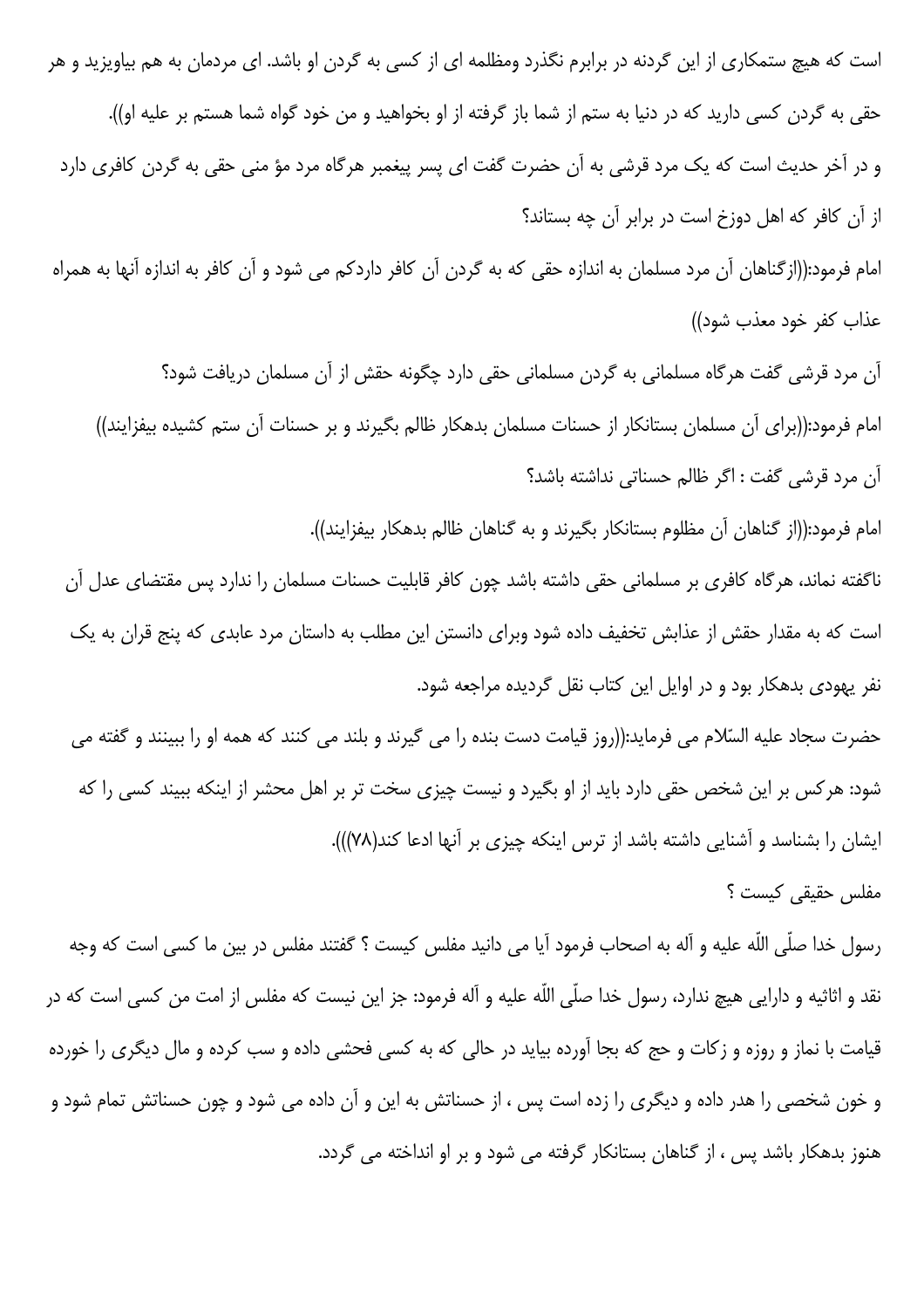است که هیچ ستمکاری از این گردنه در برابرم نگذرد ومظلمه ای از کسی به گردن او باشد. ای مردمان به هم بیاویزید و هر حقی به گردن کسی دارید که در دنیا به ستم از شما باز گرفته از او بخواهید و من خود گواه شما هستم بر علیه او)).

و در آخر حدیث است که یک مرد قرشی به آن حضرت گفت ای پسر پیغمبر هرگاه مرد مؤ منی حقی به گردن کافری دارد از آن کافر که اهل دوزخ است در برابر آن چه بستاند؟

امام فرمود:((ازگناهان آن مرد مسلمان به اندازه حقی که به گردن آن کافر داردکم می شود و آن کافر به اندازه آنها به همراه عذاب کفر خود معذب شود))

آن مرد قرشی گفت هرگاه مسلمانی به گردن مسلمانی حقی دارد چگونه حقش از آن مسلمان دریافت شود؟

امام فرمود:((برای آن مسلمان بستانکار از حسنات مسلمان بدهکار ظالم بگیرند و بر حسنات آن ستم کشیده بیفزایند))

آن مرد قرشی گفت : اگر ظالم حسناتی نداشته باشد؟

امام فرمود:((از گناهان آن مظلوم بستانکار بگیرند و به گناهان ظالم بدهکار بیفزایند)).

ناگفته نماند، هرگاه کافری بر مسلمانی حقی داشته باشد چون کافر قابلیت حسنات مسلمان را ندارد پس مقتضای عدل آن است که به مقدار حقش از عذابش تخفیف داده شود وبرای دانستن این مطلب به داستان مرد عابدی که پنج قران به یک نفر یهودی بدهکار بود و در اوایل این کتاب نقل گردیده مراجعه شود.

حضرت سجاد علیه السّلام می فرماید:((روز قیامت دست بنده را می گیرند و بلند می کنند که همه او را ببینند و گفته می شود: هرکس بر این شخص حقی دارد باید از او بگیرد و نیست چیزی سخت تر بر اهل محشر از اینکه ببیند کسی را که ایشان را بشناسد و آشنایی داشته باشد از ترس اینکه چیزی بر آنها ادعا کند(۷۸))).

## مفلس حقیقی کیست ؟

رسول خدا صلّی اللّه علیه و آله به اصحاب فرمود آیا می دانید مفلس کیست ؟ گفتند مفلس در بین ما کسی است که وجه نقد و اثاثیه و دارایی هیچ ندارد، رسول خدا صلّی اللّه علیه و آله فرمود: جز این نیست که مفلس از امت من کسی است که در قیامت با نماز و روزه و زکات و حج که بجا آورده بیاید در حالی که به کسی فحشی داده و سب کرده و مال دیگری را خورده و خون شخصی را هدر داده و دیگری را زده است پس ، از حسناتش به این و آن داده می شود و چون حسناتش تمام شود و هنوز بدهکار باشد پس ، از گناهان بستانکار گرفته می شود و بر او انداخته می گردد.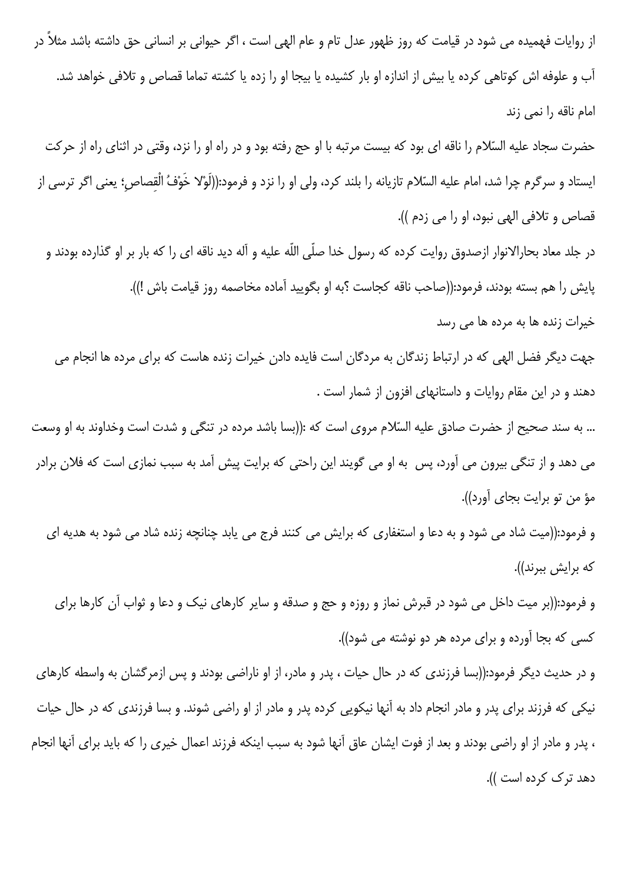از روایات فهمیده می شود در قیامت که روز ظهور عدل تام و عام الهی است ، اگر حیوانی بر انسانی حق داشته باشد مثلاً در آب و علوفه اش کوتاهی کرده یا بیش از اندازه او بار کشیده یا بیجا او را زده یا کشته تماما قصاص و تلافی خواهد شد.

### امام ناقه را نمی زند

حضرت سجاد علیه السّلام را ناقه ای بود که بیست مرتبه با او حج رفته بود و در راه او را نزد، وقتی در اثنای راه از حرکت ایستاد و سرگرم چرا شد، امام علیه السّلام تازیانه را بلند کرد، ولی او را نزد و فرمود:((لَوْلا خَوْفُ الْقِصاصِ؛ یعنی اگر ترسی از قصاص و تلافی الهی نبود، او را می زدم )).

در جلد معاد بحارالانوار ازصدوق روایت کرده که رسول خدا صلّی اللّه علیه و آله دید ناقه ای را که بار بر او گذارده بودند و پایش را هم بسته بودند، فرمود:((صاحب ناقه کجاست ؟به او بگویید آماده مخاصمه روز قیامت باش !)).

### خیرات زنده ها به مرده ها می رسد

جهت دیگر فضل الهی که در ارتباط زندگان به مردگان است فایده دادن خیرات زنده هاست که برای مرده ها انجام می دهند و در این مقام روایات و داستانهای افزون از شمار است .

... به سند صحیح از حضرت صادق علیه السّلام مروی است که :((بسا باشد مرده در تنگی و شدت است وخداوند به او وسعت می دهد و از تنگی بیرون می آورد، پس به او می گویند این راحتی که برایت پیش آمد به سبب نمازی است که فلان برادر مؤ من تو برایت بجای آورد)).

و فرمود:((میت شاد می شود و به دعا و استغفاری که برایش می کنند فرج می یابد چنانچه زنده شاد می شود به هدیه ای که برایش ببرند)).

و فرمود:((بر میت داخل می شود در قبرش نماز و روزه و حج و صدقه و سایر کارهای نیک و دعا و ثواب آن کارها برای کسی که بجا آورده و برای مرده هر دو نوشته می شود)).

و در حدیث دیگر فرمود:((بسا فرزندی که در حال حیات ، پدر و مادر، از او ناراضی بودند و پس ازمرگشان به واسطه کارهای نیکی که فرزند برای پدر و مادر انجام داد به آنها نیکویی کرده پدر و مادر از او راضی شوند. و بسا فرزندی که در حال حیات ، پدر و مادر از او راضی بودند و بعد از فوت ایشان عاق آنها شود به سبب اینکه فرزند اعمال خیری را که باید برای آنها انجام دهد ترک کرده است )).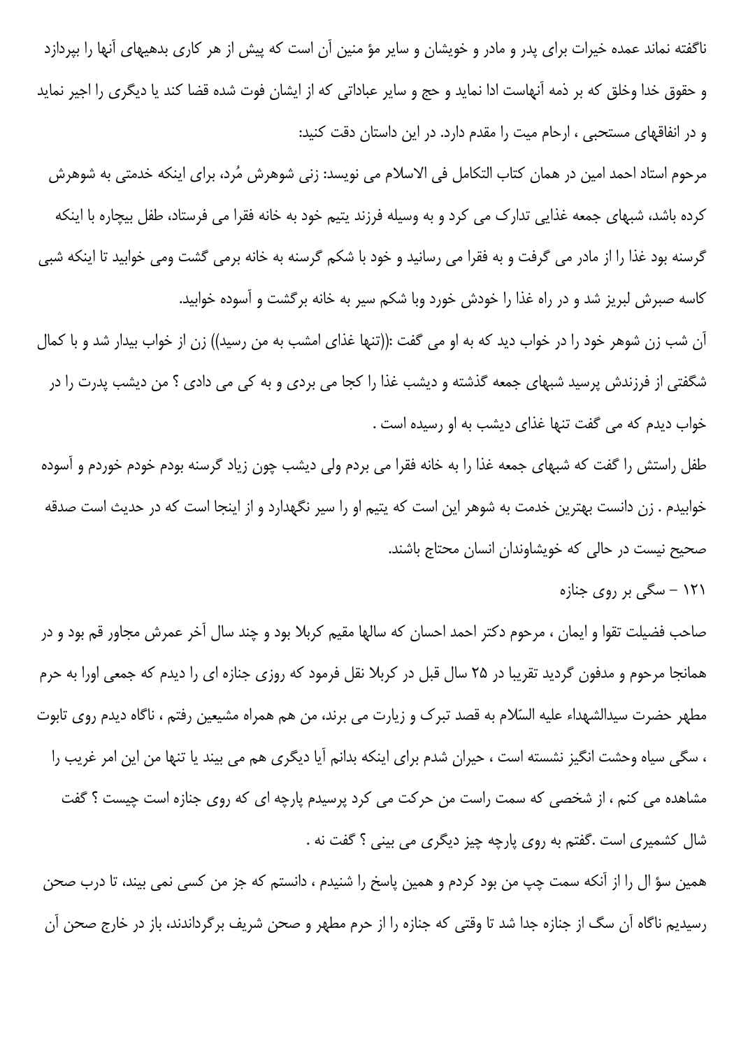ناگفته نماند عمده خیرات برای پدر و مادر و خویشان و سایر مؤ منین آن است که پیش از هر کاری بدهیهای آنها را بپردازد و حقوق خدا وخلق که بر ذمه آنهاست ادا نماید و حج و سایر عباداتی که از ایشان فوت شده قضا کند یا دیگری را اجیر نماید و در انفاقهای مستحبی ، ارحام میت را مقدم دارد. در این داستان دقت کنید:

مرحوم استاد احمد امین در همان کتاب التکامل فی الاسلام می نویسد: زنی شوهرش مُرد، برای اینکه خدمتی به شوهرش کرده باشد، شبهای جمعه غذایی تدارک می کرد و به وسیله فرزند یتیم خود به خانه فقرا می فرستاد، طفل بیچاره با اینکه گرسنه بود غذا را از مادر می گرفت و به فقرا می رسانید و خود با شکم گرسنه به خانه برمی گشت ومی خوابید تا اینکه شبی کاسه صبرش لبریز شد و در راه غذا را خودش خورد وبا شکم سیر به خانه برگشت و آسوده خوابید.

آن شب زن شوهر خود را در خواب دید که به او می گفت :((تنها غذای امشب به من رسید)) زن از خواب بیدار شد و با کمال شگفتی از فرزندش پرسید شبهای جمعه گذشته و دیشب غذا را کجا می بردی و به کی می دادی ؟ من دیشب پدرت را در خواب دیدم که می گفت تنها غذای دیشب به او رسیده است .

طفل راستش را گفت که شبهای جمعه غذا را به خانه فقرا می بردم ولی دیشب چون زیاد گرسنه بودم خودم خوردم و آسوده خوابیدم . زن دانست بهترین خدمت به شوهر این است که یتیم او را سیر نگهدارد و از اینجا است که در حدیث است که صدقه صحیح نیست در حالی که خویشاوندان انسان محتاج باشند.

## ۱۲۱ - سگی بر روی جنازه

صاحب فضیلت تقوا و ایمان ، مرحوم دکتر احمد احسان که سالها مقیم کربلا بود و چند سال آخر عمرش مجاور قم بود و در همانجا مرحوم و مدفون گردید تقریبا در ۲۵ سال قبل در کربلا نقل فرمود که روزی جنازه ای را دیدم که جمعی اورا به حرم مطهر حضرت سیدالشهداء علیه السّلام به قصد تبرک و زیارت می برند، من هم همراه مشیعین رفتم ، ناگاه دیدم روی تابوت ، سگی سیاه وحشت انگیز نشسته است ، حیران شدم برای اینکه بدانم آیا دیگری هم می بیند یا تنها من این امر غریب را مشاهده می کنم ، از شخصی که سمت راست من حرکت می کرد پرسیدم پارچه ای که روی جنازه است چیست ؟ گفت شال کشمیری است .گفتم به روی پارچه چیز دیگری می بینی ؟ گفت نه .

همین سؤ ال را از آنکه سمت چپ من بود کردم و همین پاسخ را شنیدم ، دانستم که جز من کسی نمی بیند، تا درب صحن رسیدیم ناگاه آن سگ از جنازه جدا شد تا وقتی که جنازه را از حرم مطهر و صحن شریف برگرداندند، باز در خارج صحن آن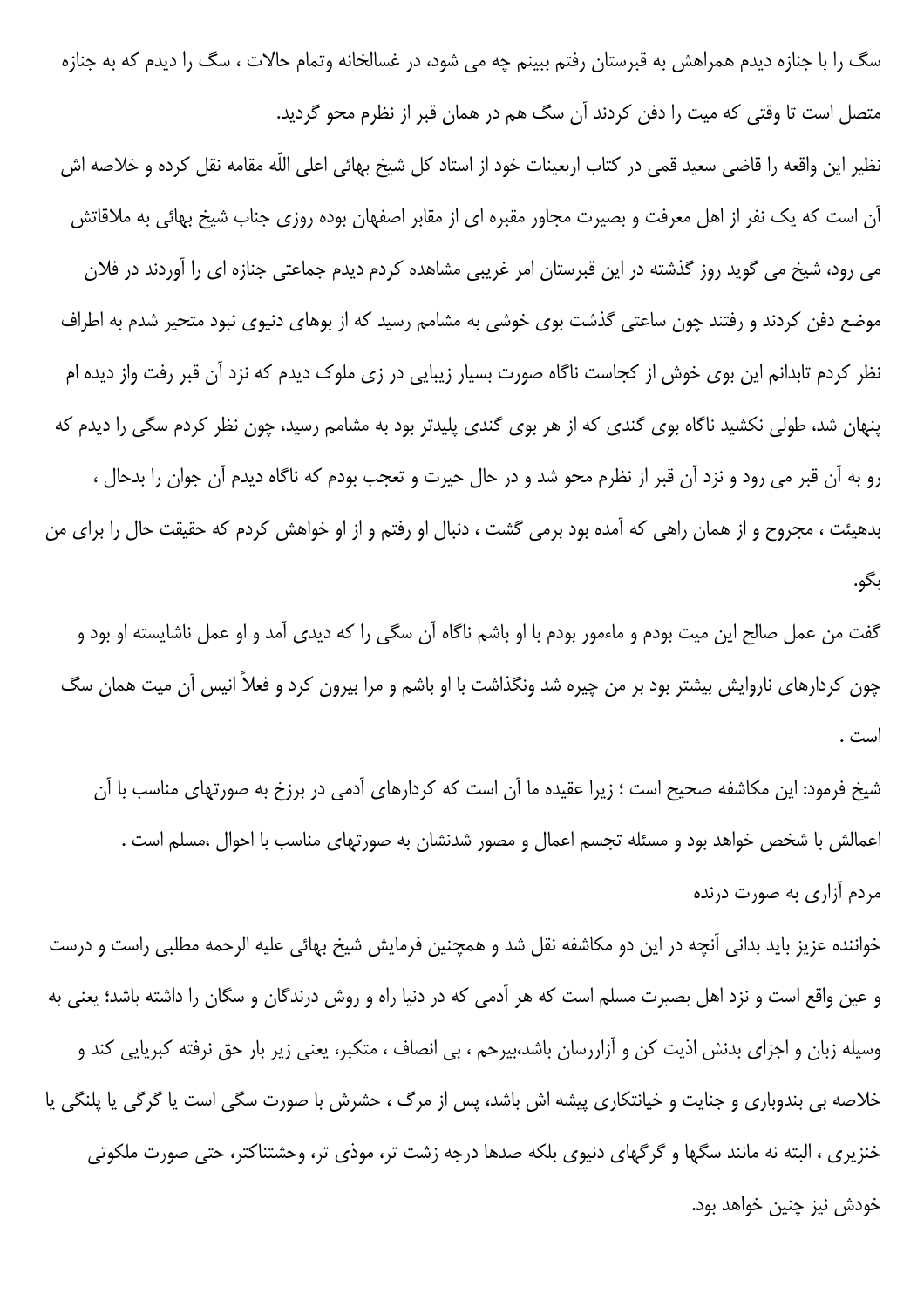سگ را با جنازه دیدم همراهش به قبرستان رفتم ببینم چه می شود، در غسالخانه وتمام حالات ، سگ را دیدم که به جنازه متصل است تا وقتی که میت را دفن کردند آن سگ هم در همان قبر از نظرم محو گردید.

نظیر این واقعه را قاضی سعید قمی در کتاب اربعینات خود از استاد کل شیخ بهائی اعلی اللّه مقامه نقل کرده و خلاصه اش آن است که یک نفر از اهل معرفت و بصیرت مجاور مقبره ای از مقابر اصفهان بوده روزی جناب شیخ بهائی به ملاقاتش می رود، شیخ می گوید روز گذشته در این قبرستان امر غریبی مشاهده کردم دیدم جماعتی جنازه ای را آوردند در فلان موضع دفن کردند و رفتند چون ساعتی گذشت بوی خوشی به مشامم رسید که از بوهای دنیوی نبود متحیر شدم به اطراف نظر کردم تابدانم این بوی خوش از کجاست ناگاه صورت بسیار زیبایی در زی ملوک دیدم که نزد آن قبر رفت واز دیده ام پنهان شد، طولی نکشید ناگاه بوی گندی که از هر بوی گندی پلیدتر بود به مشامم رسید، چون نظر کردم سگی را دیدم که رو به آن قبر می رود و نزد آن قبر از نظرم محو شد و در حال حیرت و تعجب بودم که ناگاه دیدم آن جوان را بدحال ، بدهیئت ، مجروح و از همان راهی که آمده بود برمی گشت ، دنبال او رفتم و از او خواهش کردم که حقیقت حال را برای من بگو.

گفت من عمل صالح این میت بودم و ماءمور بودم با او باشم ناگاه آن سگی را که دیدی آمد و او عمل ناشایسته او بود و چون کردارهای ناروایش بیشتر بود بر من چیره شد ونگذاشت با او باشم و مرا بیرون کرد و فعلاً انیس آن میت همان سگ است .

شیخ فرمود: این مکاشفه صحیح است ؛ زیرا عقیده ما آن است که کردارهای آدمی در برزخ به صورتهای مناسب با آن اعمالش با شخص خواهد بود و مسئله تجسم اعمال و مصور شدنشان به صورتهای مناسب با احوال ،مسلم است .

مردم آزاری به صورت درنده

خواننده عزیز باید بدانی آنچه در این دو مکاشفه نقل شد و همچنین فرمایش شیخ بهائی علیه الرحمه مطلبی راست و درست و عین واقع است و نزد اهل بصیرت مسلم است که هر آدمی که در دنیا راه و روش درندگان و سگان را داشته باشد؛ یعنی به وسیله زبان و اجزای بدنش اذیت کن و آزاررسان باشد،بیرحم ، بی انصاف ، متکبر، یعنی زیر بار حق نرفته کبریایی کند و خلاصه بی بندوباری و جنایت و خیانتکاری پیشه اش باشد، پس از مرگ ، حشرش با صورت سگی است یا گرگی یا پلنگی یا خنزیری ، البته نه مانند سگها و گرگهای دنیوی بلکه صدها درجه زشت تر، موذی تر، وحشتناکتر، حتی صورت ملکوتی خودش نیز چنین خواهد بود.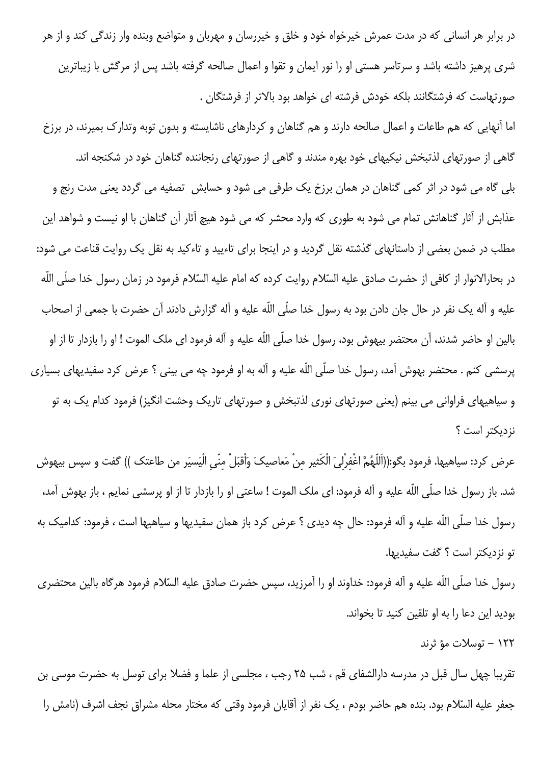در برابر هر انسانی که در مدت عمرش خیرخواه خود و خلق و خیررسان و مهربان و متواضع وبنده وار زندگی کند و از هر شری پرهیز داشته باشد و سرتاسر هستی او را نور ایمان و تقوا و اعمال صالحه گرفته باشد پس از مرگش با زیباترین صورتهاست که فرشتگانند بلکه خودش فرشته ای خواهد بود بالاتر از فرشتگان .

اما آنهایی که هم طاعات و اعمال صالحه دارند و هم گناهان و کردارهای ناشایسته و بدون توبه وتدارک بمیرند، در برزخ گاهی از صورتهای لذتبخش نیکیهای خود بهره مندند و گاهی از صورتهای رنجاننده گناهان خود در شکنجه اند.

بلی گاه می شود در اثر کمی گناهان در همان برزخ یک طرفی می شود و حسابش تصفیه می گردد یعنی مدت رنج و عذابش از آثار گناهانش تمام می شود به طوری که وارد محشر که می شود هیچ آثار آن گناهان با او نیست و شواهد این مطلب در ضمن بعضی از داستانهای گذشته نقل گردید و در اینجا برای تاءیید و تاءکید به نقل یک روایت قناعت می شود: در بحارالانوار از کافی از حضرت صادق علیه السّلام روایت کرده که امام علیه السّلام فرمود در زمان رسول خدا صلّی اللّه علیه و آله یک نفر در حال جان دادن بود به رسول خدا صلّی اللّه علیه و آله گزارش دادند آن حضرت با جمعی از اصحاب بالین او حاضر شدند، آن محتضر بیهوش بود، رسول خدا صلّی اللّه علیه و آله فرمود ای ملک الموت ! او را بازدار تا از او پرسشی کنم . محتضر بهوش آمد، رسول خدا صلّی اللّه علیه و آله به او فرمود چه می بینی ؟ عرض کرد سفیدیهای بسیاری و سیاهیهای فراوانی می بینم (یعنی صورتهای نوری لذتبخش و صورتهای تاریک وحشت انگیز) فرمود کدام یک به تو نزدیکتر است ؟

عرض کرد: سیاهیها. فرمود بگو:((اَللّهُمَّ اغْفِرْلِیَ الْکَثیر مِنْ مَعاصیکَ وَاْقبَلْ مِنّی الْیَسیَر من طاعتک )) گفت و سپس بیهوش شد. باز رسول خدا صلّی اللّه علیه و آله فرمود: ای ملک الموت ! ساعتی او را بازدار تا از او پرسشی نمایم ، باز بهوش آمد، رسول خدا صلّی اللّه علیه و آله فرمود: حال چه دیدی ؟ عرض کرد باز همان سفیدیها و سیاهیها است ، فرمود: کدامیک به تو نزدیکتر است ؟ گفت سفیدیها.

رسول خدا صلّی اللّه علیه و آله فرمود: خداوند او را آمرزید، سپس حضرت صادق علیه السّلام فرمود هرگاه بالین محتضری بودید این دعا را به او تلقین کنید تا بخواند.

۱۲۲ – توسلات مؤ ثرند

تقریبا چهل سال قبل در مدرسه دارالشفای قم ، شب ۲۵ رجب ، مجلسی از علما و فضلا برای توسل به حضرت موسی بن جعفر علیه السّلام بود. بنده هم حاضر بودم ، یک نفر از آقایان فرمود وقتی که مختار محله مشراق نجف اشرف (نامش را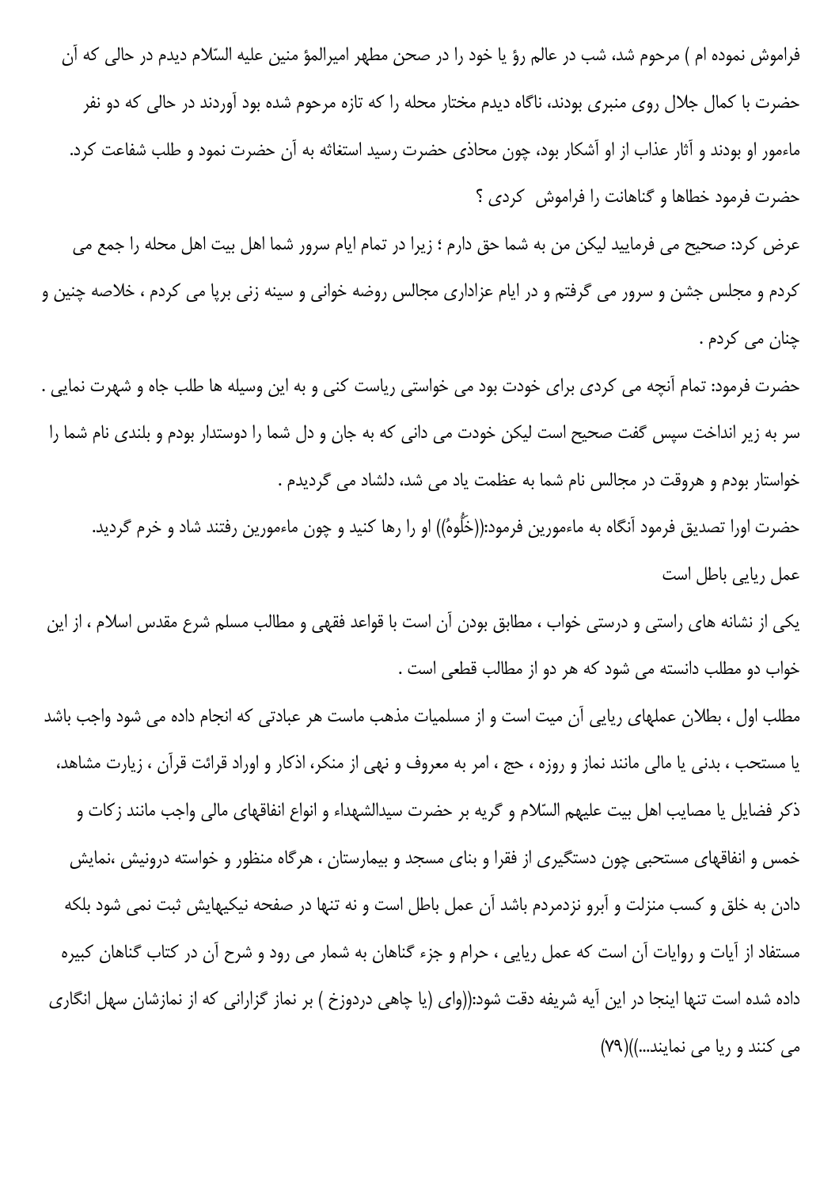فراموش نموده ام ) مرحوم شد، شب در عالم رؤ یا خود را در صحن مطهر امیرالمؤ منین علیه السّلام دیدم در حالی که آن حضرت با کمال جلال روی منبری بودند، ناگاه دیدم مختار محله را که تازه مرحوم شده بود آوردند در حالی که دو نفر ماءمور او بودند و آثار عذاب از او آشکار بود، چون محاذی حضرت رسید استغاثه به آن حضرت نمود و طلب شفاعت کرد. حضرت فرمود خطاها و گناهانت را فراموش کردی ؟

عرض کرد: صحیح می فرمایید لیکن من به شما حق دارم ؛ زیرا در تمام ایام سرور شما اهل بیت اهل محله را جمع می کردم و مجلس جشن و سرور می گرفتم و در ایام عزاداری مجالس روضه خوانی و سینه زنی برپا می کردم ، خلاصه چنین و چنان می کردم .

حضرت فرمود: تمام آنچه می کردی برای خودت بود می خواستی ریاست کنی و به این وسیله ها طلب جاه و شهرت نمایی . سر به زیر انداخت سپس گفت صحیح است لیکن خودت می دانی که به جان و دل شما را دوستدار بودم و بلندی نام شما را خواستار بودم و هروقت در مجالس نام شما به عظمت یاد می شد، دلشاد می گردیدم .

حضرت اورا تصدیق فرمود آنگاه به ماءمورین فرمود:((خَلُّوهُ)) او را رها کنید و چون ماءمورین رفتند شاد و خرم گردید.

عمل ریایی باطل است

یکی از نشانه های راستی و درستی خواب ، مطابق بودن آن است با قواعد فقهی و مطالب مسلم شرع مقدس اسلام ، از این خواب دو مطلب دانسته می شود که هر دو از مطالب قطعی است .

مطلب اول ، بطلان عملهای ریایی آن میت است و از مسلمیات مذهب ماست هر عبادتی که انجام داده می شود واجب باشد یا مستحب ، بدنی یا مالی مانند نماز و روزه ، حج ، امر به معروف و نهی از منکر، اذکار و اوراد قرائت قرآن ، زیارت مشاهد، ذکر فضایل یا مصایب اهل بیت علیهم السّلام و گریه بر حضرت سیدالشهداء و انواع انفاقهای مالی واجب مانند زکات و خمس و انفاقهای مستحبی چون دستگیری از فقرا و بنای مسجد و بیمارستان ، هرگاه منظور و خواسته درونیش ،نمایش دادن به خلق و کسب منزلت و آبرو نزدمردم باشد آن عمل باطل است و نه تنها در صفحه نیکیهایش ثبت نمی شود بلکه مستفاد از آیات و روایات آن است که عمل ریایی ، حرام و جزء گناهان به شمار می رود و شرح آن در کتاب گناهان کبیره داده شده است تنها اینجا در این آیه شریفه دقت شود:((وای (یا چاهی دردوزخ ) بر نماز گزارانی که از نمازشان سهل انگاری می کنند و ریا می نمایند...))(۷۹)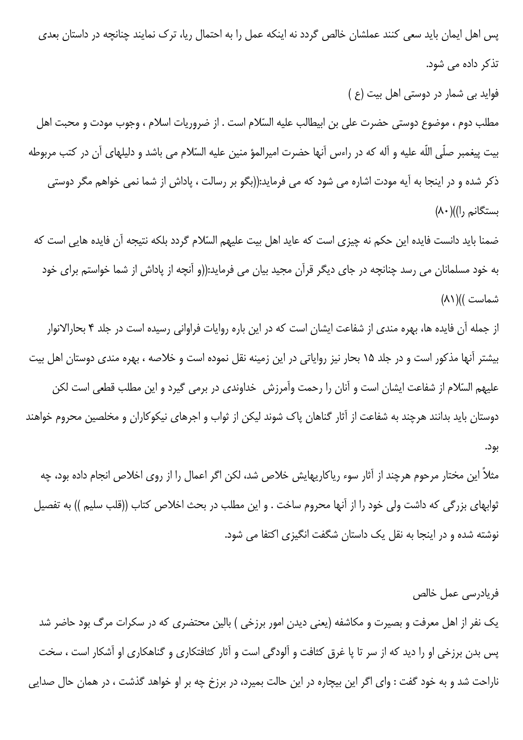پس اهل ایمان باید سعی کنند عملشان خالص گردد نه اینکه عمل را به احتمال ریا، ترک نمایند چنانچه در داستان بعدی تذکر داده می شود.

## فواید بی شمار در دوستی اهل بیت (ع )

مطلب دوم ، موضوع دوستی حضرت علی بن ابیطالب علیه السّلام است . از ضروریات اسلام ، وجوب مودت و محبت اهل بیت پیغمبر صلّی اللّه علیه و آله که در راءس آنها حضرت امیرالمؤ منین علیه السّلام می باشد و دلیلهای آن در کتب مربوطه ذکر شده و در اینجا به آیه مودت اشاره می شود که می فرماید:((بگو بر رسالت ، پاداش از شما نمی خواهم مگر دوستی بستگانم را))(۸۰)

ضمنا باید دانست فایده این حکم نه چیزی است که عاید اهل بیت علیهم السّلام گردد بلکه نتیجه آن فایده هایی است که به خود مسلمانان می رسد چنانچه در جای دیگر قرآن مجید بیان می فرماید:((و آنچه از پاداش از شما خواستم برای خود شماست ))(۸۱)

از جمله آن فایده ها، بهره مندی از شفاعت ایشان است که در این باره روایات فراوانی رسیده است در جلد ۴ بحارالانوار بیشتر آنها مذکور است و در جلد ۱۵ بحار نیز روایاتی در این زمینه نقل نموده است و خلاصه ، بهره مندی دوستان اهل بیت علیهم السّلام از شفاعت ایشان است و آنان را رحمت وآمرزش خداوندی در برمی گیرد و این مطلب قطعی است لکن دوستان باید بدانند هرچند به شفاعت از آثار گناهان پاک شوند لیکن از ثواب و اجرهای نیکوکاران و مخلصین محروم خواهند بود.

مثلاً این مختار مرحوم هرچند از آثار سوء ریاکاریهایش خلاص شد، لکن اگر اعمال را از روی اخلاص انجام داده بود، چه ثوابهای بزرگی که داشت ولی خود را از آنها محروم ساخت . و این مطلب در بحث اخلاص کتاب ((قلب سلیم )) به تفصیل نوشته شده و در اینجا به نقل یک داستان شگفت انگیزی اکتفا می شود.

## فریادرسی عمل خالص

یک نفر از اهل معرفت و بصیرت و مکاشفه (یعنی دیدن امور برزخی ) بالین محتضری که در سکرات مرگ بود حاضر شد پس بدن برزخی او را دید که از سر تا پا غرق کثافت و آلودگی است و آثار کثافتکاری و گناهکاری او آشکار است ، سخت ناراحت شد و به خود گفت : وای اگر این بیچاره در این حالت بمیرد، در برزخ چه بر او خواهد گذشت ، در همان حال صدایی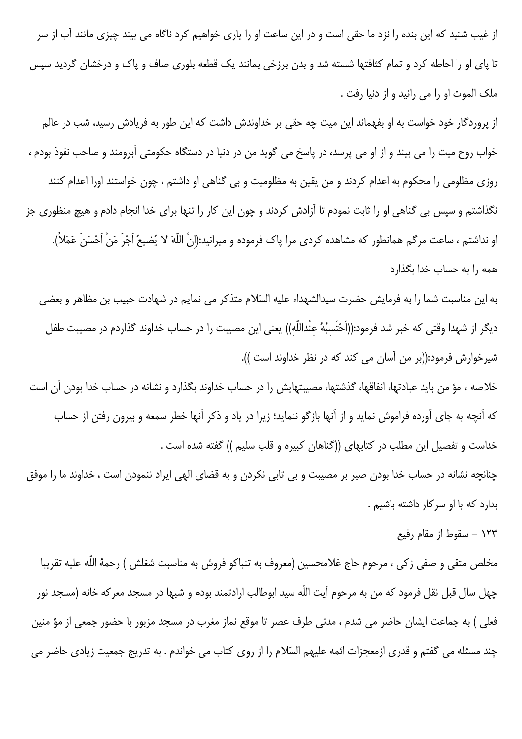از غیب شنید که این بنده را نزد ما حقی است و در این ساعت او را یاری خواهیم کرد ناگاه می بیند چیزی مانند آب از سر تا پای او را احاطه کرد و تمام کثافتها شسته شد و بدن برزخی بمانند یک قطعه بلوری صاف و پاک و درخشان گردید سپس ملک الموت او را می رانید و از دنیا رفت .

از پروردگار خود خواست به او بفهماند این میت چه حقی بر خداوندش داشت که این طور به فریادش رسید، شب در عالم خواب روح میت را می بیند و از او می پرسد، در پاسخ می گوید من در دنیا در دستگاه حکومتی آبرومند و صاحب نفوذ بودم ، روزی مظلومی را محکوم به اعدام کردند و من یقین به مظلومیت و بی گناهی او داشتم ، چون خواستند اورا اعدام کنند نگذاشتم و سپس بی گناهی او را ثابت نمودم تا آزادش کردند و چون این کار را تنها برای خدا انجام دادم و هیچ منظوری جز او نداشتم ، ساعت مرگم همانطور که مشاهده کردی مرا پاک فرموده و میرانید:(اِنَّ اللّهَ لا یُضیعُ اَجْرَ مَنْ اَحْسَنَ عَمَلاً).

همه را به حساب خدا بگذارد

به این مناسبت شما را به فرمایش حضرت سیدالشهداء علیه السّلام متذکر می نمایم در شهادت حبیب بن مظاهر و بعضی دیگر از شهدا وقتی که خبر شد فرمود:((اَحْتَسِبُهُ عِنْداللّهِ)) یعنی این مصیبت را در حساب خداوند گذاردم در مصیبت طفل شیرخوارش فرمود:((بر من آسان می کند که در نظر خداوند است )).

خلاصه ، مؤ من باید عبادتها، انفاقها، گذشتها، مصیبتهایش را در حساب خداوند بگذارد و نشانه در حساب خدا بودن آن است که آنچه به جای آورده فراموش نماید و از آنها بازگو ننماید؛ زیرا در یاد و ذکر آنها خطر سمعه و بیرون رفتن از حساب خداست و تفصیل این مطلب در کتابهای ((گناهان کبیره و قلب سلیم )) گفته شده است .

چنانچه نشانه در حساب خدا بودن صبر بر مصیبت و بی تابی نکردن و به قضای الهی ایراد ننمودن است ، خداوند ما را موفق بدارد که با او سرکار داشته باشیم .

۱۲۳ - سقوط از مقام رفیع

مخلص متقی و صفی زکی ، مرحوم حاج غلامحسین (معروف به تنباکو فروش به مناسبت شغلش ) رحمةُ اللّه علیه تقریبا چهل سال قبل نقل فرمود که من به مرحوم آیت اللّه سید ابوطالب ارادتمند بودم و شبها در مسجد معرکه خانه (مسجد نور فعلی ) به جماعت ایشان حاضر می شدم ، مدتی طرف عصر تا موقع نماز مغرب در مسجد مزبور با حضور جمعی از مؤ منین چند مسئله می گفتم و قدری ازمعجزات ائمه علیهم السّلام را از روی کتاب می خواندم . به تدریج جمعیت زیادی حاضر می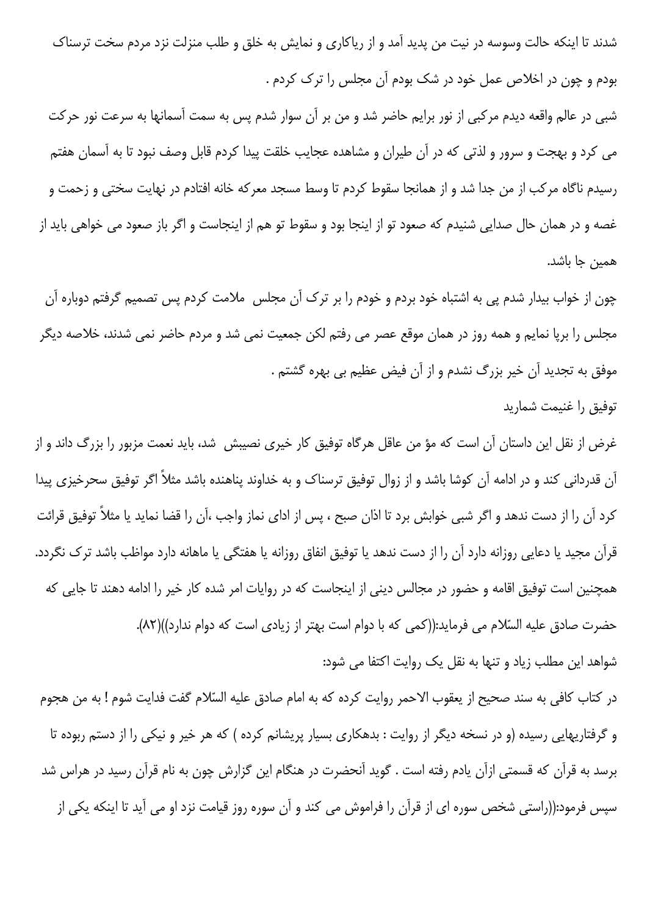شدند تا اینکه حالت وسوسه در نیت من پدید آمد و از ریاکاری و نمایش به خلق و طلب منزلت نزد مردم سخت ترسناک بودم و چون در اخلاص عمل خود در شک بودم آن مجلس را ترک کردم .

شبی در عالم واقعه دیدم مرکبی از نور برایم حاضر شد و من بر آن سوار شدم پس به سمت آسمانها به سرعت نور حرکت می کرد و بهجت و سرور و لذتی که در آن طیران و مشاهده عجایب خلقت پیدا کردم قابل وصف نبود تا به آسمان هفتم رسیدم ناگاه مرکب از من جدا شد و از همانجا سقوط کردم تا وسط مسجد معرکه خانه افتادم در نهایت سختی و زحمت و غصه و در همان حال صدایی شنیدم که صعود تو از اینجا بود و سقوط تو هم از اینجاست و اگر باز صعود می خواهی باید از همین جا باشد.

چون از خواب بیدار شدم پی به اشتباه خود بردم و خودم را بر ترک آن مجلس ملامت کردم پس تصمیم گرفتم دوباره آن مجلس را برپا نمایم و همه روز در همان موقع عصر می رفتم لکن جمعیت نمی شد و مردم حاضر نمی شدند، خلاصه دیگر موفق به تجدید آن خیر بزرگ نشدم و از آن فیض عظیم بی بهره گشتم .

## توفیق را غنیمت شمارید

غرض از نقل این داستان آن است که مؤ من عاقل هرگاه توفیق کار خیری نصیبش شد، باید نعمت مزبور را بزرگ داند و از آن قدردانی کند و در ادامه آن کوشا باشد و از زوال توفیق ترسناک و به خداوند پناهنده باشد مثلاً اگر توفیق سحرخیزی پیدا کرد آن را از دست ندهد و اگر شبی خوابش برد تا اذان صبح ، پس از ادای نماز واجب ،آن را قضا نماید یا مثلاً توفیق قرائت قرآن مجید یا دعایی روزانه دارد آن را از دست ندهد یا توفیق انفاق روزانه یا هفتگی یا ماهانه دارد مواظب باشد ترک نگردد. همچنین است توفیق اقامه و حضور در مجالس دینی از اینجاست که در روایات امر شده کار خیر را ادامه دهند تا جایی که حضرت صادق علیه السّلام می فرماید:((کمی که با دوام است بهتر از زیادی است که دوام ندارد))(۸۲).

شواهد این مطلب زیاد و تنها به نقل یک روایت اکتفا می شود:

در کتاب کافی به سند صحیح از یعقوب الاحمر روایت کرده که به امام صادق علیه السّلام گفت فدایت شوم ! به من هجوم و گرفتاریهایی رسیده (و در نسخه دیگر از روایت : بدهکاری بسیار پریشانم کرده ) که هر خیر و نیکی را از دستم ربوده تا برسد به قرآن که قسمتی ازآن یادم رفته است . گوید آنحضرت در هنگام این گزارش چون به نام قرآن رسید در هراس شد سپس فرمود:((راستی شخص سوره ای از قرآن را فراموش می کند و آن سوره روز قیامت نزد او می آید تا اینکه یکی از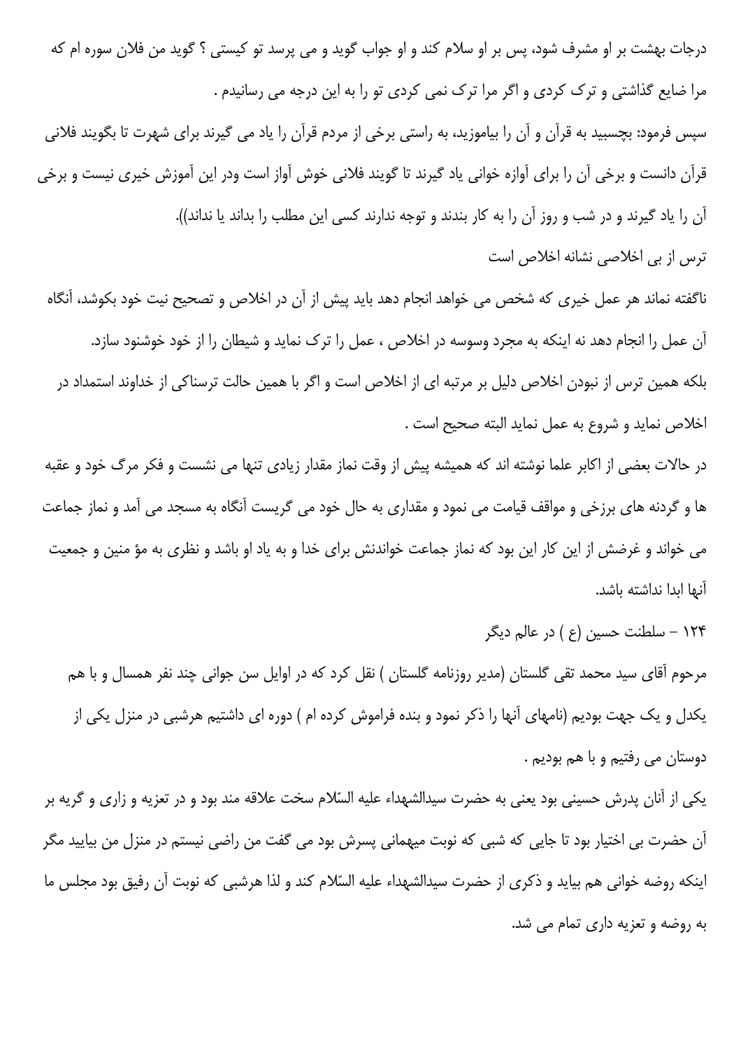درجات بهشت بر او مشرف شود، پس بر او سلام کند و او جواب گوید و می پرسد تو کیستی ؟ گوید من فلان سوره ام که مرا ضایع گذاشتی و ترک کردی و اگر مرا ترک نمی کردی تو را به این درجه می رسانیدم .

سپس فرمود: بچسبید به قرآن و آن را بیاموزید، به راستی برخی از مردم قرآن را یاد می گیرند برای شهرت تا بگویند فلانی قرآن دانست و برخی آن را برای آوازه خوانی یاد گیرند تا گویند فلانی خوش آواز است ودر این آموزش خیری نیست و برخی آن را یاد گیرند و در شب و روز آن را به کار بندند و توجه ندارند کسی این مطلب را بداند یا نداند)).

ترس از بی اخلاصی نشانه اخلاص است

ناگفته نماند هر عمل خیری که شخص می خواهد انجام دهد باید پیش از آن در اخلاص و تصحیح نیت خود بکوشد، آنگاه آن عمل را انجام دهد نه اینکه به مجرد وسوسه در اخلاص ، عمل را ترک نماید و شیطان را از خود خوشنود سازد.

بلکه همین ترس از نبودن اخلاص دلیل بر مرتبه ای از اخلاص است و اگر با همین حالت ترسناکی از خداوند استمداد در اخلاص نماید و شروع به عمل نماید البته صحیح است .

در حالات بعضی از اکابر علما نوشته اند که همیشه پیش از وقت نماز مقدار زیادی تنها می نشست و فکر مرگ خود و عقبه ها و گردنه های برزخی و مواقف قیامت می نمود و مقداری به حال خود می گریست آنگاه به مسجد می آمد و نماز جماعت می خواند و غرضش از این کار این بود که نماز جماعت خواندنش برای خدا و به یاد او باشد و نظری به مؤ منین و جمعیت آنها ابدا نداشته باشد.

۱۲۴ - سلطنت حسین (ع ) در عالم دیگر

مرحوم آقای سید محمد تقی گلستان (مدیر روزنامه گلستان ) نقل کرد که در اوایل سن جوانی چند نفر همسال و با هم یکدل و یک جهت بودیم (نامهای آنها را ذکر نمود و بنده فراموش کرده ام ) دوره ای داشتیم هرشبی در منزل یکی از دوستان می رفتیم و با هم بودیم .

یکی از آنان پدرش حسینی بود یعنی به حضرت سیدالشهداء علیه السّلام سخت علاقه مند بود و در تعزیه و زاری و گریه بر آن حضرت بی اختیار بود تا جایی که شبی که نوبت میهمانی پسرش بود می گفت من راضی نیستم در منزل من بیایید مگر اینکه روضه خوانی هم بیاید و ذکری از حضرت سیدالشهداء علیه السّلام کند و لذا هرشبی که نوبت آن رفیق بود مجلس ما به روضه و تعزیه داری تمام می شد.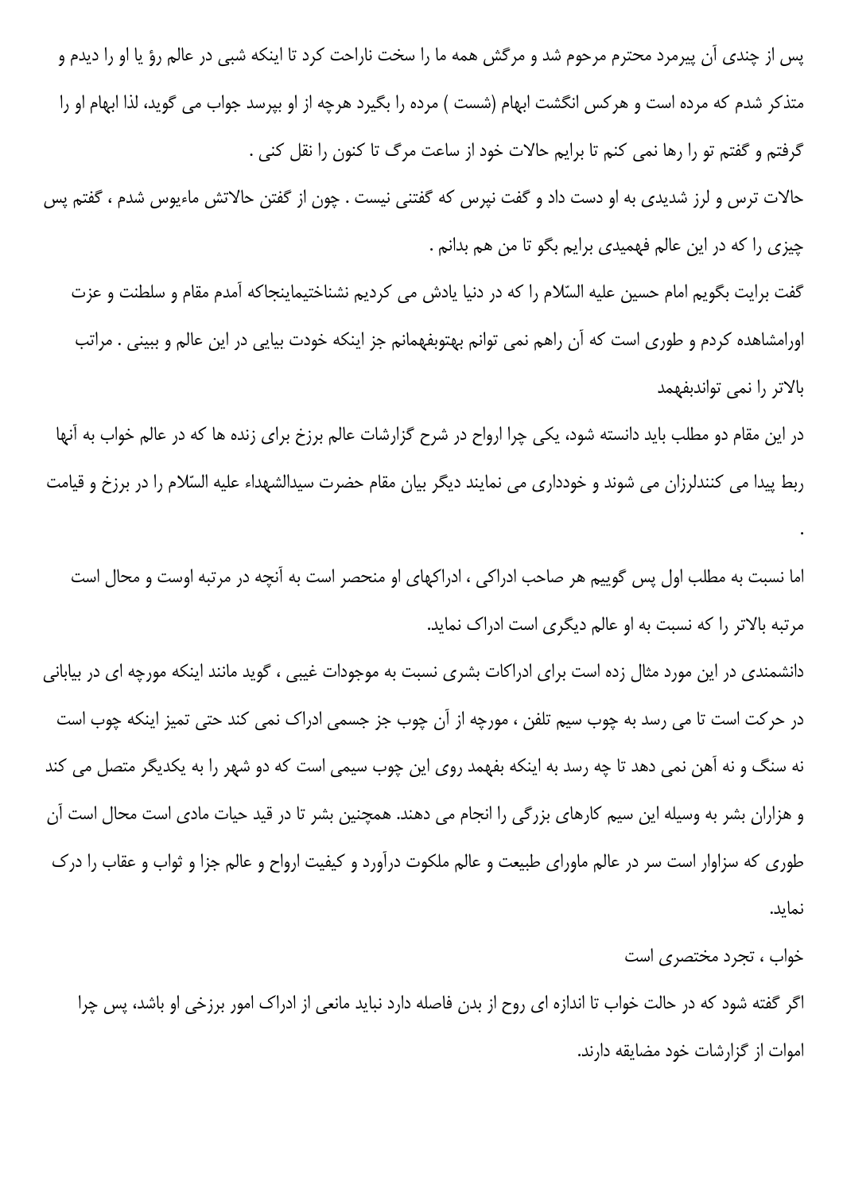پس از چندی آن پیرمرد محترم مرحوم شد و مرگش همه ما را سخت ناراحت کرد تا اینکه شبی در عالم رؤ یا او را دیدم و متذکر شدم که مرده است و هرکس انگشت ابهام (شست ) مرده را بگیرد هرچه از او بپرسد جواب می گوید، لذا ابهام او را گرفتم و گفتم تو را رها نمی کنم تا برایم حالات خود از ساعت مرگ تا کنون را نقل کنی .

حالات ترس و لرز شدیدی به او دست داد و گفت نپرس که گفتنی نیست . چون از گفتن حالاتش ماءیوس شدم ، گفتم پس چیزی را که در این عالم فهمیدی برایم بگو تا من هم بدانم .

گفت برایت بگویم امام حسین علیه السّلام را که در دنیا یادش می کردیم نشناختیماینجاکه آمدم مقام و سلطنت و عزت اورامشاهده کردم و طوری است که آن راهم نمی توانم بهتوبفهمانم جز اینکه خودت بیایی در این عالم و ببینی . مراتب بالاتر را نمی تواندبفهمد

در این مقام دو مطلب باید دانسته شود، یکی چرا ارواح در شرح گزارشات عالم برزخ برای زنده ها که در عالم خواب به آنها ربط پیدا می کنندلرزان می شوند و خودداری می نمایند دیگر بیان مقام حضرت سیدالشهداء علیه السّلام را در برزخ و قیامت .

اما نسبت به مطلب اول پس گوییم هر صاحب ادراکی ، ادراکهای او منحصر است به آنچه در مرتبه اوست و محال است مرتبه بالاتر را که نسبت به او عالم دیگری است ادراک نماید.

دانشمندی در این مورد مثال زده است برای ادراکات بشری نسبت به موجودات غیبی ، گوید مانند اینکه مورچه ای در بیابانی در حرکت است تا می رسد به چوب سیم تلفن ، مورچه از آن چوب جز جسمی ادراک نمی کند حتی تمیز اینکه چوب است نه سنگ و نه آهن نمی دهد تا چه رسد به اینکه بفهمد روی این چوب سیمی است که دو شهر را به یکدیگر متصل می کند و هزاران بشر به وسیله این سیم کارهای بزرگی را انجام می دهند. همچنین بشر تا در قید حیات مادی است محال است آن طوری که سزاوار است سر در عالم ماورای طبیعت و عالم ملکوت درآورد و کیفیت ارواح و عالم جزا و ثواب و عقاب را درک نماید.

خواب ، تجرد مختصری است

اگر گفته شود که در حالت خواب تا اندازه ای روح از بدن فاصله دارد نباید مانعی از ادراک امور برزخی او باشد، پس چرا اموات از گزارشات خود مضایقه دارند.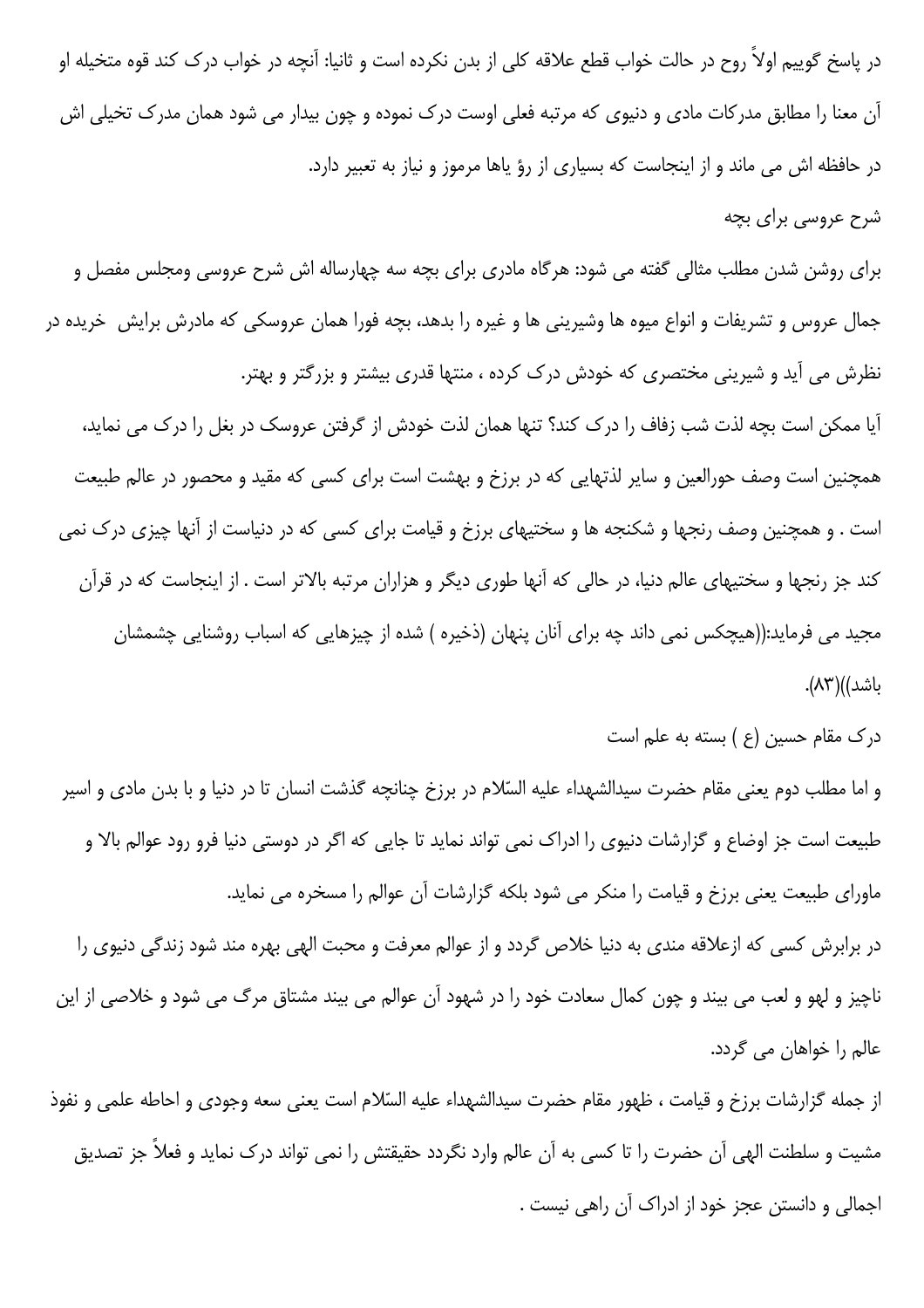در پاسخ گوییم اولاً روح در حالت خواب قطع علاقه کلی از بدن نکرده است و ثانیا: آنچه در خواب درک کند قوه متخیله او آن معنا را مطابق مدرکات مادی و دنیوی که مرتبه فعلی اوست درک نموده و چون بیدار می شود همان مدرک تخیلی اش در حافظه اش می ماند و از اینجاست که بسیاری از رؤ یاها مرموز و نیاز به تعبیر دارد.

### شرح عروسی برای بچه

برای روشن شدن مطلب مثالی گفته می شود: هرگاه مادری برای بچه سه چهارساله اش شرح عروسی ومجلس مفصل و جمال عروس و تشریفات و انواع میوه ها وشیرینی ها و غیره را بدهد، بچه فورا همان عروسکی که مادرش برایش خریده در نظرش می آید و شیرینی مختصری که خودش درک کرده ، منتها قدری بیشتر و بزرگتر و بهتر.

آیا ممکن است بچه لذت شب زفاف را درک کند؟ تنها همان لذت خودش از گرفتن عروسک در بغل را درک می نماید، همچنین است وصف حورالعین و سایر لذتهایی که در برزخ و بهشت است برای کسی که مقید و محصور در عالم طبیعت است . و همچنین وصف رنجها و شکنجه ها و سختیهای برزخ و قیامت برای کسی که در دنیاست از آنها چیزی درک نمی کند جز رنجها و سختیهای عالم دنیا، در حالی که آنها طوری دیگر و هزاران مرتبه بالاتر است . از اینجاست که در قرآن مجید می فرماید:((هیچکس نمی داند چه برای آنان پنهان (ذخیره ) شده از چیزهایی که اسباب روشنایی چشمشان باشد))(۸۳).

### درک مقام حسین (ع ) بسته به علم است

و اما مطلب دوم یعنی مقام حضرت سیدالشهداء علیه السّلام در برزخ چنانچه گذشت انسان تا در دنیا و با بدن مادی و اسیر طبیعت است جز اوضاع و گزارشات دنیوی را ادراک نمی تواند نماید تا جایی که اگر در دوستی دنیا فرو رود عوالم بالا و ماورای طبیعت یعنی برزخ و قیامت را منکر می شود بلکه گزارشات آن عوالم را مسخره می نماید.

در برابرش کسی که ازعلاقه مندی به دنیا خلاص گردد و از عوالم معرفت و محبت الهی بهره مند شود زندگی دنیوی را ناچیز و لهو و لعب می بیند و چون کمال سعادت خود را در شهود آن عوالم می بیند مشتاق مرگ می شود و خلاصی از این عالم را خواهان می گردد.

از جمله گزارشات برزخ و قیامت ، ظهور مقام حضرت سیدالشهداء علیه السّلام است یعنی سعه وجودی و احاطه علمی و نفوذ مشیت و سلطنت الهی آن حضرت را تا کسی به آن عالم وارد نگردد حقیقتش را نمی تواند درک نماید و فعلاً جز تصدیق اجمالی و دانستن عجز خود از ادراک آن راهی نیست .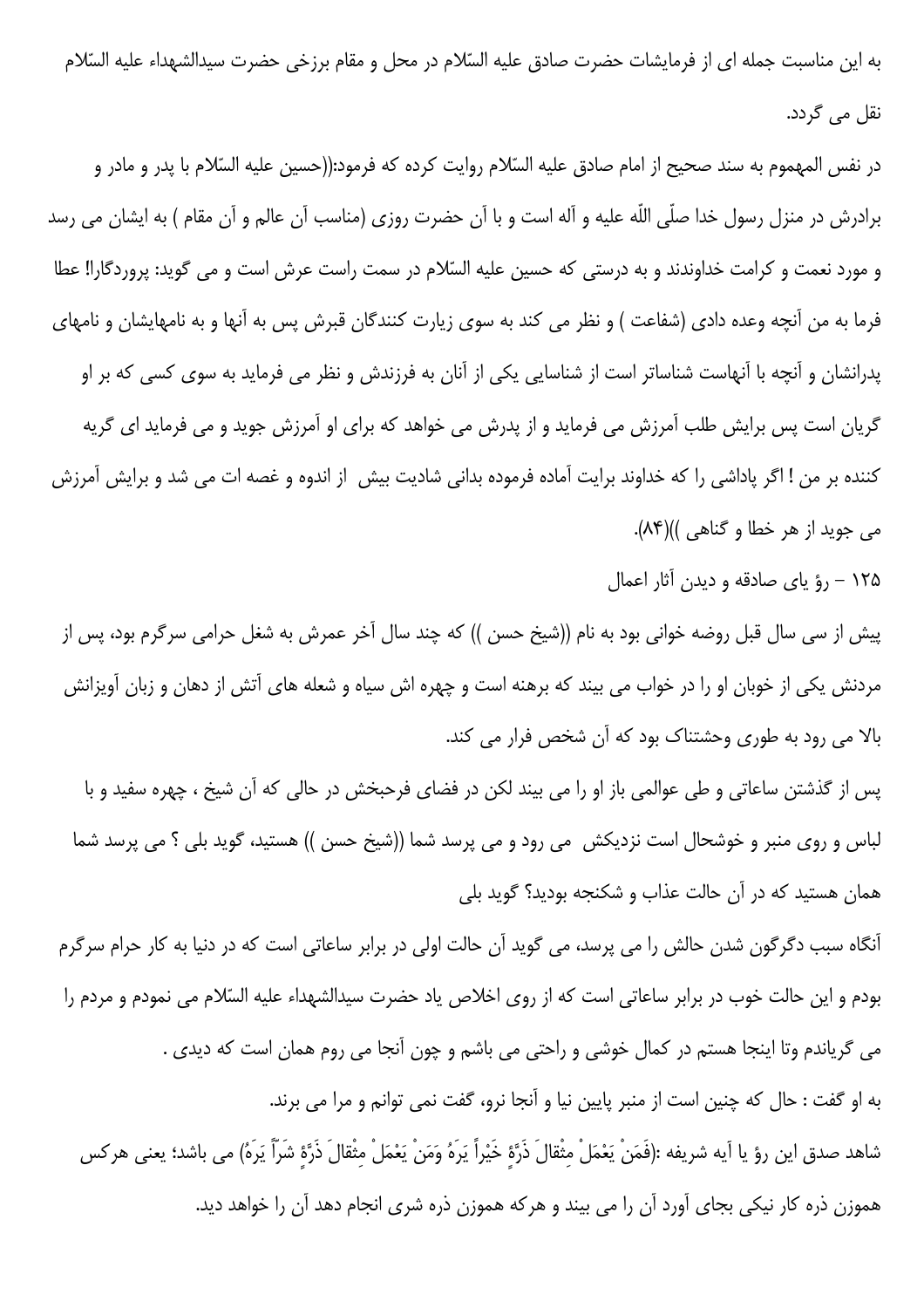به این مناسبت جمله ای از فرمایشات حضرت صادق علیه السّلام در محل و مقام برزخی حضرت سیدالشهداء علیه السّلام نقل می گردد.

در نفس المهموم به سند صحیح از امام صادق علیه السّلام روایت کرده که فرمود:((حسین علیه السّلام با پدر و مادر و برادرش در منزل رسول خدا صلّی اللّه علیه و آله است و با آن حضرت روزی (مناسب آن عالم و آن مقام ) به ایشان می رسد و مورد نعمت و کرامت خداوندند و به درستی که حسین علیه السّلام در سمت راست عرش است و می گوید: پروردگارا! عطا فرما به من آنچه وعده دادی (شفاعت ) و نظر می کند به سوی زیارت کنندگان قبرش پس به آنها و به نامهایشان و نامهای پدرانشان و آنچه با آنهاست شناساتر است از شناسایی یکی از آنان به فرزندش و نظر می فرماید به سوی کسی که بر او گریان است پس برایش طلب آمرزش می فرماید و از پدرش می خواهد که برای او آمرزش جوید و می فرماید ای گریه کننده بر من ! اگر پاداشی را که خداوند برایت آماده فرموده بدانی شادیت بیش از اندوه و غصه ات می شد و برایش آمرزش می جوید از هر خطا و گناهی ))(۸۴).

۱۲۵ - رؤ یای صادقه و دیدن آثار اعمال

پیش از سی سال قبل روضه خوانی بود به نام ((شیخ حسن )) که چند سال آخر عمرش به شغل حرامی سرگرم بود، پس از مردنش یکی از خوبان او را در خواب می بیند که برهنه است و چهره اش سیاه و شعله های آتش از دهان و زبان آویزانش بالا می رود به طوری وحشتناک بود که آن شخص فرار می کند.

پس از گذشتن ساعاتی و طی عوالمی باز او را می بیند لکن در فضای فرحبخش در حالی که آن شیخ ، چهره سفید و با لباس و روی منبر و خوشحال است نزدیکش می رود و می پرسد شما ((شیخ حسن )) هستید، گوید بلی ؟ می پرسد شما همان هستید که در آن حالت عذاب و شکنجه بودید؟ گوید بلی

آنگاه سبب دگرگون شدن حالش را می پرسد، می گوید آن حالت اولی در برابر ساعاتی است که در دنیا به کار حرام سرگرم بودم و این حالت خوب در برابر ساعاتی است که از روی اخلاص یاد حضرت سیدالشهداء علیه السّلام می نمودم و مردم را می گریاندم وتا اینجا هستم در کمال خوشی و راحتی می باشم و چون آنجا می روم همان است که دیدی .

به او گفت : حال که چنین است از منبر پایین نیا و آنجا نرو، گفت نمی توانم و مرا می برند.

شاهد صدق این رؤ یا آیه شریفه :(فَمَنْ یَعْمَلْ مِثْقالَ ذَرَّةٍ خَیْراً یَرَهُ وَمَنْ یَعْمَلْ مِثْقالَ ذَرَّةٍ شَرّاً یَرَهُ) می باشد؛ یعنی هرکس هموزن ذره کار نیکی بجای آورد آن را می بیند و هرکه هموزن ذره شری انجام دهد آن را خواهد دید.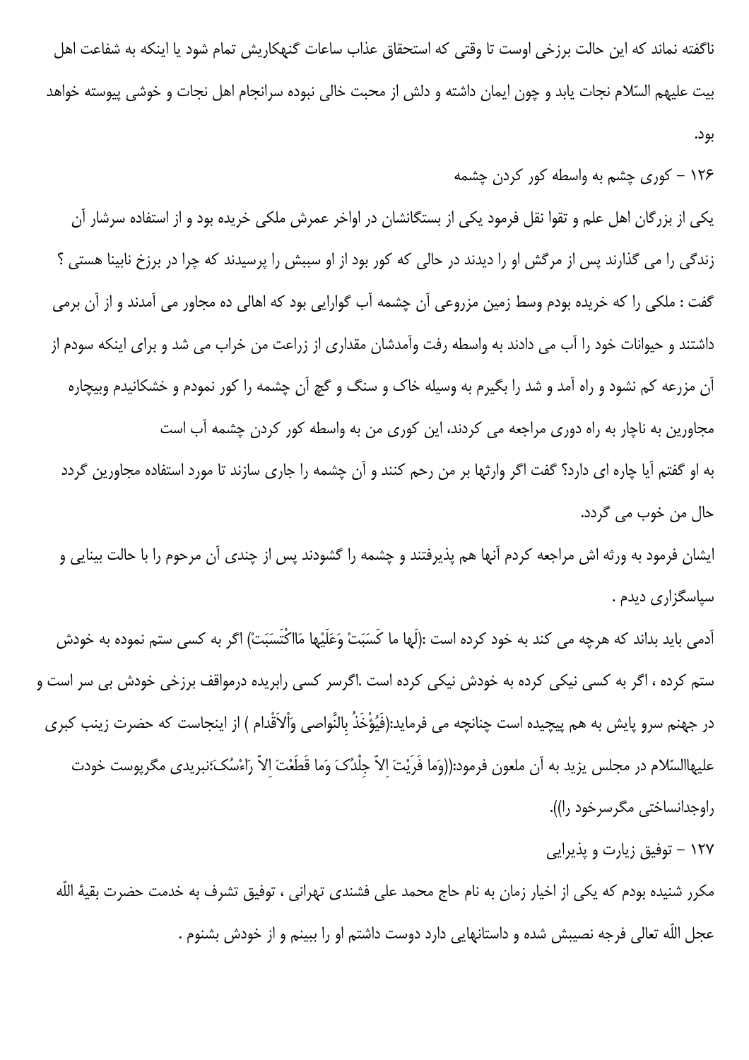ناگفته نماند که این حالت برزخی اوست تا وقتی که استحقاق عذاب ساعات گنهکاریش تمام شود یا اینکه به شفاعت اهل بیت علیهم السّلام نجات یابد و چون ایمان داشته و دلش از محبت خالی نبوده سرانجام اهل نجات و خوشی پیوسته خواهد بود.

## ۱۲۶ - کوری چشم به واسطه کور کردن چشمه

یکی از بزرگان اهل علم و تقوا نقل فرمود یکی از بستگانشان در اواخر عمرش ملکی خریده بود و از استفاده سرشار آن زندگی را می گذارند پس از مرگش او را دیدند در حالی که کور بود از او سببش را پرسیدند که چرا در برزخ نابینا هستی ؟ گفت : ملکی را که خریده بودم وسط زمین مزروعی آن چشمه آب گوارایی بود که اهالی ده مجاور می آمدند و از آن برمی داشتند و حیوانات خود را آب می دادند به واسطه رفت وآمدشان مقداری از زراعت من خراب می شد و برای اینکه سودم از آن مزرعه کم نشود و راه آمد و شد را بگیرم به وسیله خاک و سنگ و گچ آن چشمه را کور نمودم و خشکانیدم وبیچاره مجاورین به ناچار به راه دوری مراجعه می کردند، این کوری من به واسطه کور کردن چشمه آب است

به او گفتم آیا چاره ای دارد؟ گفت اگر وارثها بر من رحم کنند و آن چشمه را جاری سازند تا مورد استفاده مجاورین گردد حال من خوب می گردد.

ایشان فرمود به ورثه اش مراجعه کردم آنها هم پذیرفتند و چشمه را گشودند پس از چندی آن مرحوم را با حالت بینایی و سپاسگزاری دیدم .

آدمی باید بداند که هرچه می کند به خود کرده است :(لَها ما کَسَبَتْ وَعَلَیْها مَااکْتَسَبَتْ) اگر به کسی ستم نموده به خودش ستم کرده ، اگر به کسی نیکی کرده به خودش نیکی کرده است .اگرسر کسی رابریده درمواقف برزخی خودش بی سر است و در جهنم سرو پایش به هم پیچیده است چنانچه می فرماید:(فَیُؤْخَذُ بِالنَّواصی وَٱلاَقْدام ) از اینجاست که حضرت زینب کبری علیهاالسّلام در مجلس یزید به آن ملعون فرمود:((وَما فَرَیْتَ اِلاّ جِلْدُکَ وَما قَطَعْتَ اِلاّ رَاءْسُکَ؛نبریدی مگرپوست خودت راوجدانساختی مگرسرخود را)).

## ۱۲۷ - توفیق زیارت و پذیرایی

مکرر شنیده بودم که یکی از اخیار زمان به نام حاج محمد علی فشندی تهرانی ، توفیق تشرف به خدمت حضرت بقیهٔ اللّه عجل اللّه تعالی فرجه نصیبش شده و داستانهایی دارد دوست داشتم او را ببینم و از خودش بشنوم .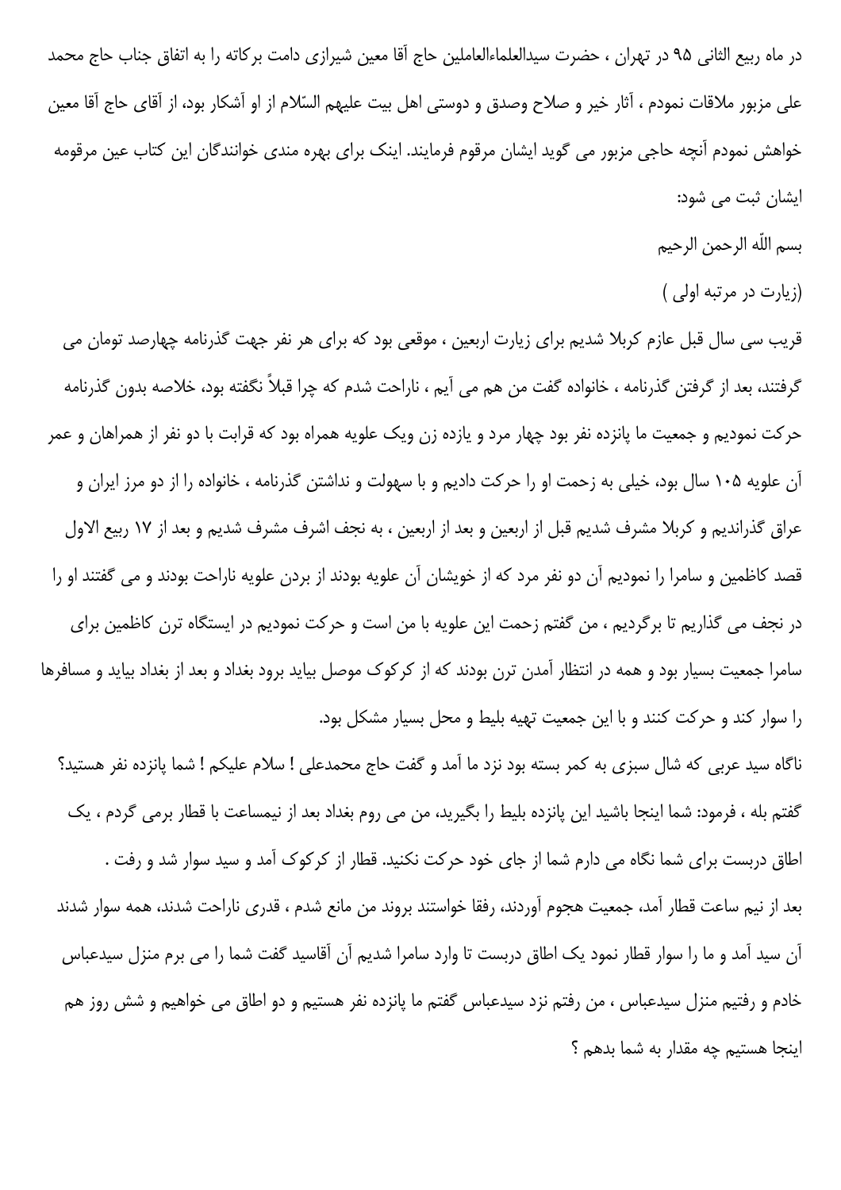در ماه ربیع الثانی ۹۵ در تهران ، حضرت سیدالعلماءالعاملین حاج آقا معین شیرازی دامت برکاته را به اتفاق جناب حاج محمد علی مزبور ملاقات نمودم ، آثار خیر و صلاح وصدق و دوستی اهل بیت علیهم السّلام از او آشکار بود، از آقای حاج آقا معین خواهش نمودم آنچه حاجی مزبور می گوید ایشان مرقوم فرمایند. اینک برای بهره مندی خوانندگان این کتاب عین مرقومه ایشان ثبت می شود:

بسم اللّه الرحمن الرحیم

(زیارت در مرتبه اولی )

قریب سی سال قبل عازم کربلا شدیم برای زیارت اربعین ، موقعی بود که برای هر نفر جهت گذرنامه چهارصد تومان می گرفتند، بعد از گرفتن گذرنامه ، خانواده گفت من هم می آیم ، ناراحت شدم که چرا قبلاً نگفته بود، خلاصه بدون گذرنامه حرکت نمودیم و جمعیت ما پانزده نفر بود چهار مرد و یازده زن ویک علویه همراه بود که قرابت با دو نفر از همراهان و عمر آن علویه ۱۰۵ سال بود، خیلی به زحمت او را حرکت دادیم و با سهولت و نداشتن گذرنامه ، خانواده را از دو مرز ایران و عراق گذراندیم و کربلا مشرف شدیم قبل از اربعین و بعد از اربعین ، به نجف اشرف مشرف شدیم و بعد از ۱۷ ربیع الاول قصد کاظمین و سامرا را نمودیم آن دو نفر مرد که از خویشان آن علویه بودند از بردن علویه ناراحت بودند و می گفتند او را در نجف می گذاریم تا برگردیم ، من گفتم زحمت این علویه با من است و حرکت نمودیم در ایستگاه ترن کاظمین برای سامرا جمعیت بسیار بود و همه در انتظار آمدن ترن بودند که از کرکوک موصل بیاید برود بغداد و بعد از بغداد بیاید و مسافرها را سوار کند و حرکت کنند و با این جمعیت تهیه بلیط و محل بسیار مشکل بود.

ناگاه سید عربی که شال سبزی به کمر بسته بود نزد ما آمد و گفت حاج محمدعلی ! سلام علیکم ! شما پانزده نفر هستید؟ گفتم بله ، فرمود: شما اینجا باشید این پانزده بلیط را بگیرید، من می روم بغداد بعد از نیمساعت با قطار برمی گردم ، یک اطاق دربست برای شما نگاه می دارم شما از جای خود حرکت نکنید. قطار از کرکوک آمد و سید سوار شد و رفت .

بعد از نیم ساعت قطار آمد، جمعیت هجوم آوردند، رفقا خواستند بروند من مانع شدم ، قدری ناراحت شدند، همه سوار شدند آن سید آمد و ما را سوار قطار نمود یک اطاق دربست تا وارد سامرا شدیم آن آقاسید گفت شما را می برم منزل سیدعباس خادم و رفتیم منزل سیدعباس ، من رفتم نزد سیدعباس گفتم ما پانزده نفر هستیم و دو اطاق می خواهیم و شش روز هم اینجا هستیم چه مقدار به شما بدهم ؟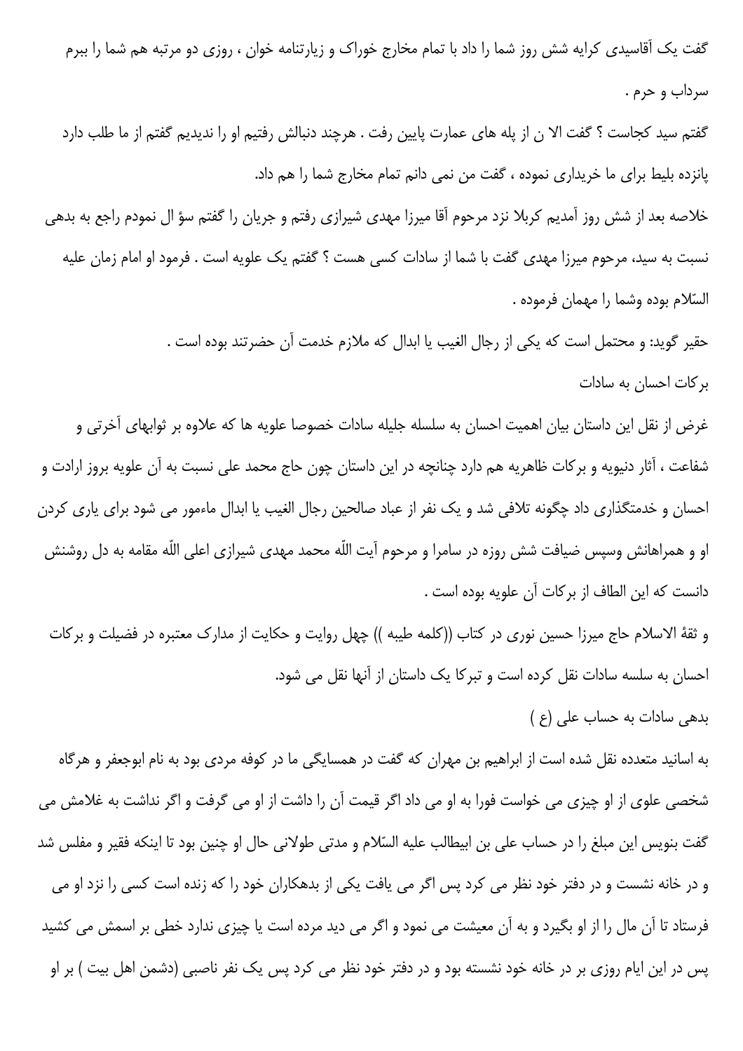گفت یک آقاسیدی کرایه شش روز شما را داد با تمام مخارج خوراک و زیارتنامه خوان ، روزی دو مرتبه هم شما را ببرم سرداب و حرم .

گفتم سید کجاست ؟ گفت الا ن از پله های عمارت پایین رفت . هرچند دنبالش رفتیم او را ندیدیم گفتم از ما طلب دارد پانزده بلیط برای ما خریداری نموده ، گفت من نمی دانم تمام مخارج شما را هم داد.

خلاصه بعد از شش روز آمدیم کربلا نزد مرحوم آقا میرزا مهدی شیرازی رفتم و جریان را گفتم سؤ ال نمودم راجع به بدهی نسبت به سید، مرحوم میرزا مهدی گفت با شما از سادات کسی هست ؟ گفتم یک علویه است . فرمود او امام زمان علیه السّلام بوده وشما را مهمان فرموده .

حقیر گوید: و محتمل است که یکی از رجال الغیب یا ابدال که ملازم خدمت آن حضرتند بوده است .

برکات احسان به سادات

غرض از نقل این داستان بیان اهمیت احسان به سلسله جلیله سادات خصوصا علویه ها که علاوه بر ثوابهای آخرتی و شفاعت ، آثار دنیویه و برکات ظاهریه هم دارد چنانچه در این داستان چون حاج محمد علی نسبت به آن علویه بروز ارادت و احسان و خدمتگذاری داد چگونه تلافی شد و یک نفر از عباد صالحین رجال الغیب یا ابدال ماءمور می شود برای یاری کردن او و همراهانش وسپس ضیافت شش روزه در سامرا و مرحوم آیت اللّه محمد مهدی شیرازی اعلی اللّه مقامه به دل روشنش دانست که این الطاف از برکات آن علویه بوده است .

و ثقهٔ الاسلام حاج میرزا حسین نوری در کتاب ((کلمه طیبه )) چهل روایت و حکایت از مدارک معتبره در فضیلت و برکات احسان به سلسله سادات نقل کرده است و تبرکا یک داستان از آنها نقل می شود.

بدهی سادات به حساب علی (ع )

به اسانید متعدده نقل شده است از ابراهیم بن مهران که گفت در همسایگی ما در کوفه مردی بود به نام ابوجعفر و هرگاه شخصی علوی از او چیزی می خواست فورا به او می داد اگر قیمت آن را داشت از او می گرفت و اگر نداشت به غلامش می گفت بنویس این مبلغ را در حساب علی بن ابیطالب علیه السّلام و مدتی طولانی حال او چنین بود تا اینکه فقیر و مفلس شد و در خانه نشست و در دفتر خود نظر می کرد پس اگر می یافت یکی از بدهکاران خود را که زنده است کسی را نزد او می فرستاد تا آن مال را از او بگیرد و به آن معیشت می نمود و اگر می دید مرده است یا چیزی ندارد خطی بر اسمش می کشید پس در این ایام روزی بر در خانه خود نشسته بود و در دفتر خود نظر می کرد پس یک نفر ناصبی (دشمن اهل بیت ) بر او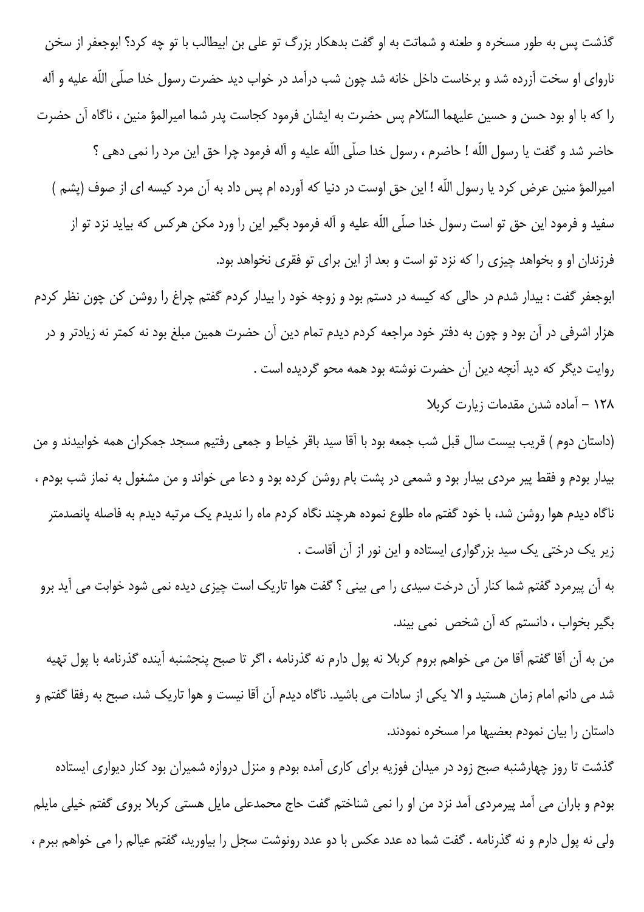گذشت پس به طور مسخره و طعنه و شماتت به او گفت بدهکار بزرگ تو علی بن ابیطالب با تو چه کرد؟ ابوجعفر از سخن ناروای او سخت آزرده شد و برخاست داخل خانه شد چون شب درآمد در خواب دید حضرت رسول خدا صلّی اللّه علیه و آله را که با او بود حسن و حسین علیهما السّلام پس حضرت به ایشان فرمود کجاست پدر شما امیرالمؤ منین ، ناگاه آن حضرت حاضر شد و گفت یا رسول اللّه ! حاضرم ، رسول خدا صلّی اللّه علیه و آله فرمود چرا حق این مرد را نمی دهی ؟

امیرالمؤ منین عرض کرد یا رسول اللّه ! این حق اوست در دنیا که آورده ام پس داد به آن مرد کیسه ای از صوف (پشم ) سفید و فرمود این حق تو است رسول خدا صلّی اللّه علیه و آله فرمود بگیر این را ورد مکن هرکس که بیاید نزد تو از فرزندان او و بخواهد چیزی را که نزد تو است و بعد از این برای تو فقری نخواهد بود.

ابوجعفر گفت : بیدار شدم در حالی که کیسه در دستم بود و زوجه خود را بیدار کردم گفتم چراغ را روشن کن چون نظر کردم هزار اشرفی در آن بود و چون به دفتر خود مراجعه کردم دیدم تمام دین آن حضرت همین مبلغ بود نه کمتر نه زیادتر و در روایت دیگر که دید آنچه دین آن حضرت نوشته بود همه محو گردیده است .

۱۲۸ - آماده شدن مقدمات زیارت کربلا

(داستان دوم ) قریب بیست سال قبل شب جمعه بود با آقا سید باقر خیاط و جمعی رفتیم مسجد جمکران همه خوابیدند و من بیدار بودم و فقط پیر مردی بیدار بود و شمعی در پشت بام روشن کرده بود و دعا می خواند و من مشغول به نماز شب بودم ، ناگاه دیدم هوا روشن شد، با خود گفتم ماه طلوع نموده هرچند نگاه کردم ماه را ندیدم یک مرتبه دیدم به فاصله پانصدمتر زیر یک درختی یک سید بزرگواری ایستاده و این نور از آن آقاست .

به آن پیرمرد گفتم شما کنار آن درخت سیدی را می بینی ؟ گفت هوا تاریک است چیزی دیده نمی شود خوابت می آید برو بگیر بخواب ، دانستم که آن شخص نمی بیند.

من به آن آقا گفتم آقا من می خواهم بروم کربلا نه پول دارم نه گذرنامه ، اگر تا صبح پنجشنبه آینده گذرنامه با پول تهیه شد می دانم امام زمان هستید و الا یکی از سادات می باشید. ناگاه دیدم آن آقا نیست و هوا تاریک شد، صبح به رفقا گفتم و داستان را بیان نمودم بعضیها مرا مسخره نمودند.

گذشت تا روز چهارشنبه صبح زود در میدان فوزیه برای کاری آمده بودم و منزل دروازه شمیران بود کنار دیواری ایستاده بودم و باران می آمد پیرمردی آمد نزد من او را نمی شناختم گفت حاج محمدعلی مایل هستی کربلا بروی گفتم خیلی مایلم ولی نه پول دارم و نه گذرنامه . گفت شما ده عدد عکس با دو عدد رونوشت سجل را بیاورید، گفتم عیالم را می خواهم ببرم ،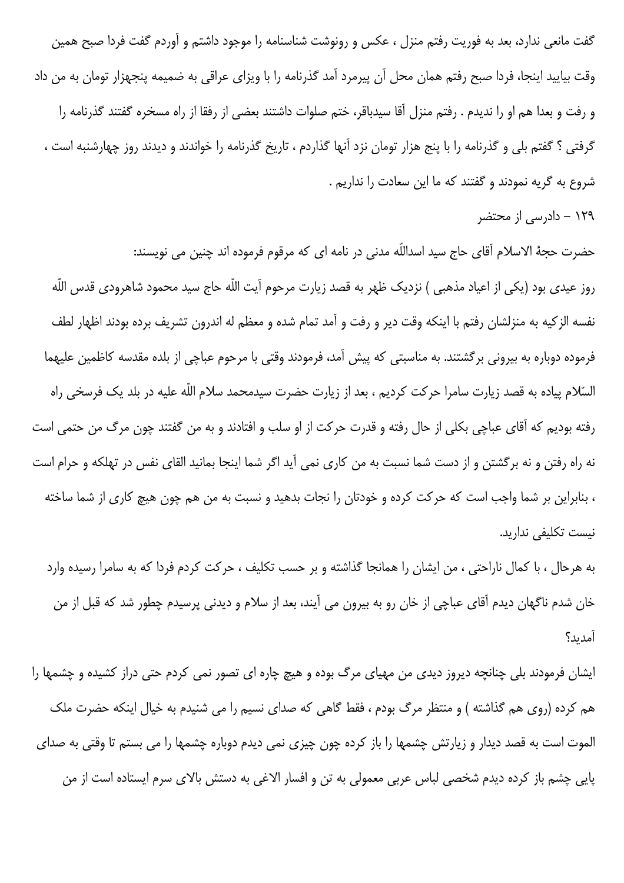گفت مانعی ندارد، بعد به فوریت رفتم منزل ، عکس و رونوشت شناسنامه را موجود داشتم و آوردم گفت فردا صبح همین وقت بیایید اینجا، فردا صبح رفتم همان محل آن پیرمرد آمد گذرنامه را با ویزای عراقی به ضمیمه پنجهزار تومان به من داد و رفت و بعدا هم او را ندیدم . رفتم منزل آقا سیدباقر، ختم صلوات داشتند بعضی از رفقا از راه مسخره گفتند گذرنامه را گرفتی ؟ گفتم بلی و گذرنامه را با پنج هزار تومان نزد آنها گذاردم ، تاریخ گذرنامه را خواندند و دیدند روز چهارشنبه است ، شروع به گریه نمودند و گفتند که ما این سعادت را نداریم .

۱۲۹ – دادرسی از محتضر

حضرت حجهٔ الاسلام آقای حاج سید اسداللّه مدنی در نامه ای که مرقوم فرموده اند چنین می نویسند:

روز عیدی بود (یکی از اعیاد مذهبی ) نزدیک ظهر به قصد زیارت مرحوم آیت اللّه حاج سید محمود شاهرودی قدس اللّه نفسه الزکیه به منزلشان رفتم با اینکه وقت دیر و رفت و آمد تمام شده و معظم له اندرون تشریف برده بودند اظهار لطف فرموده دوباره به بیرونی برگشتند. به مناسبتی که پیش آمد، فرمودند وقتی با مرحوم عباچی از بلده مقدسه کاظمین علیهما السّلام پیاده به قصد زیارت سامرا حرکت کردیم ، بعد از زیارت حضرت سیدمحمد سلام اللّه علیه در بلد یک فرسخی راه رفته بودیم که آقای عباچی بکلی از حال رفته و قدرت حرکت از او سلب و افتادند و به من گفتند چون مرگ من حتمی است نه راه رفتن و نه برگشتن و از دست شما نسبت به من کاری نمی آید اگر شما اینجا بمانید القای نفس در تهلکه و حرام است ، بنابراین بر شما واجب است که حرکت کرده و خودتان را نجات بدهید و نسبت به من هم چون هیچ کاری از شما ساخته نیست تکلیفی ندارید.

به هرحال ، با کمال ناراحتی ، من ایشان را همانجا گذاشته و بر حسب تکلیف ، حرکت کردم فردا که به سامرا رسیده وارد خان شدم ناگهان دیدم آقای عباچی از خان رو به بیرون می آیند، بعد از سلام و دیدنی پرسیدم چطور شد که قبل از من آمدید؟

ایشان فرمودند بلی چنانچه دیروز دیدی من مهیای مرگ بوده و هیچ چاره ای تصور نمی کردم حتی دراز کشیده و چشمها را هم کرده (روی هم گذاشته ) و منتظر مرگ بودم ، فقط گاهی که صدای نسیم را می شنیدم به خیال اینکه حضرت ملک الموت است به قصد دیدار و زیارتش چشمها را باز کرده چون چیزی نمی دیدم دوباره چشمها را می بستم تا وقتی به صدای پایی چشم باز کرده دیدم شخصی لباس عربی معمولی به تن و افسار الاغی به دستش بالای سرم ایستاده است از من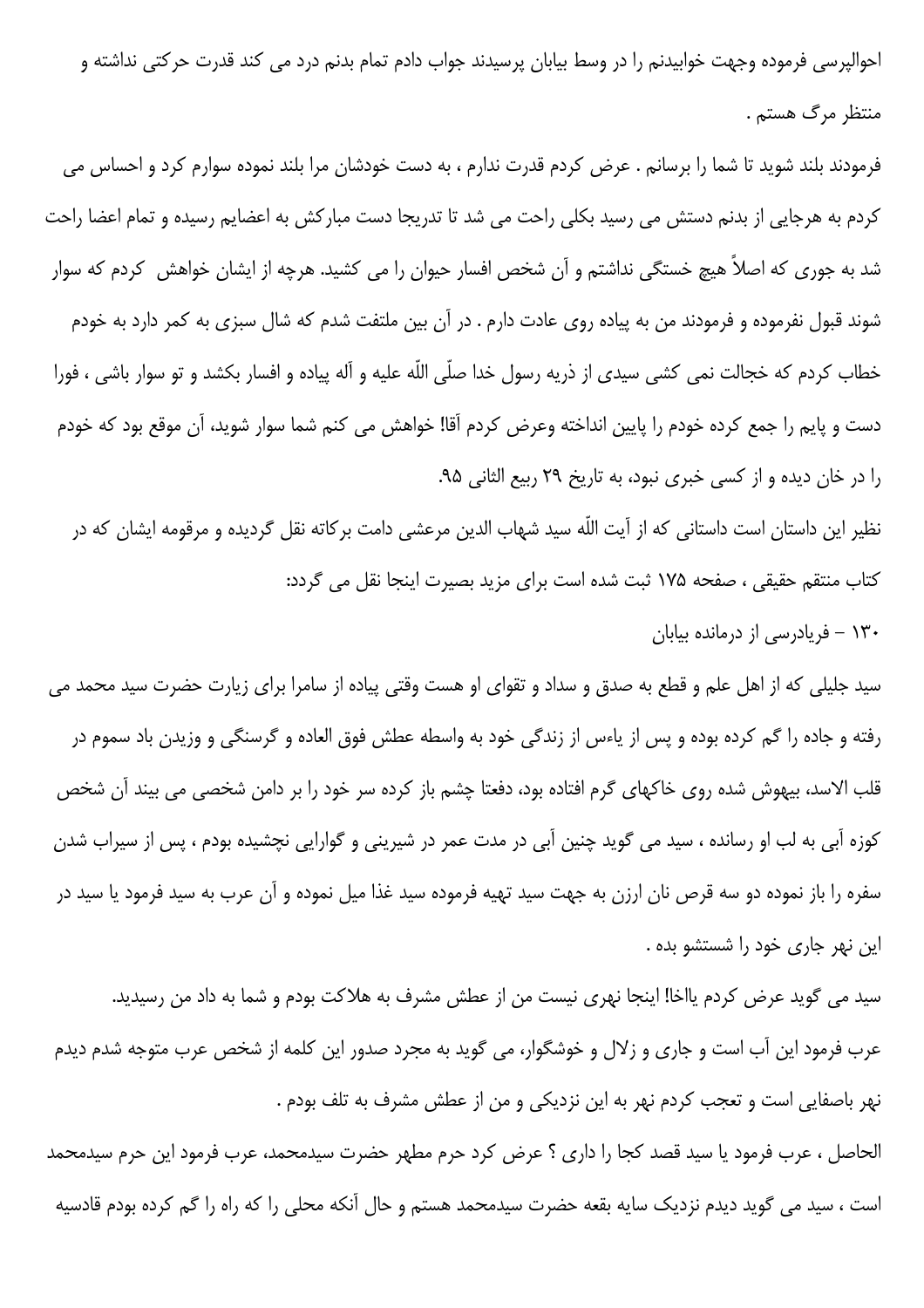احوالپرسی فرموده وجهت خوابیدنم را در وسط بیابان پرسیدند جواب دادم تمام بدنم درد می کند قدرت حرکتی نداشته و منتظر مرگ هستم .

فرمودند بلند شوید تا شما را برسانم . عرض کردم قدرت ندارم ، به دست خودشان مرا بلند نموده سوارم کرد و احساس می کردم به هرجایی از بدنم دستش می رسید بکلی راحت می شد تا تدریجا دست مبارکش به اعضایم رسیده و تمام اعضا راحت شد به جوری که اصلاً هیچ خستگی نداشتم و آن شخص افسار حیوان را می کشید. هرچه از ایشان خواهش کردم که سوار شوند قبول نفرموده و فرمودند من به پیاده روی عادت دارم . در آن بین ملتفت شدم که شال سبزی به کمر دارد به خودم خطاب کردم که خجالت نمی کشی سیدی از ذریه رسول خدا صلّی اللّه علیه و آله پیاده و افسار بکشد و تو سوار باشی ، فورا دست و پایم را جمع کرده خودم را پایین انداخته وعرض کردم آقا! خواهش می کنم شما سوار شوید، آن موقع بود که خودم را در خان دیده و از کسی خبری نبود، به تاریخ ۲۹ ربیع الثانی ۹۵.

نظیر این داستان است داستانی که از آیت اللّه سید شهاب الدین مرعشی دامت برکاته نقل گردیده و مرقومه ایشان که در کتاب منتقم حقیقی ، صفحه ۱۷۵ ثبت شده است برای مزید بصیرت اینجا نقل می گردد:

۱۳۰ – فریادرسی از درمانده بیابان

سید جلیلی که از اهل علم و قطع به صدق و سداد و تقوای او هست وقتی پیاده از سامرا برای زیارت حضرت سید محمد می رفته و جاده را گم کرده بوده و پس از یاءس از زندگی خود به واسطه عطش فوق العاده و گرسنگی و وزیدن باد سموم در قلب الاسد، بیهوش شده روی خاکهای گرم افتاده بود، دفعتا چشم باز کرده سر خود را بر دامن شخصی می بیند آن شخص کوزه آبی به لب او رسانده ، سید می گوید چنین آبی در مدت عمر در شیرینی و گوارایی نچشیده بودم ، پس از سیراب شدن سفره را باز نموده دو سه قرص نان ارزن به جهت سید تهیه فرموده سید غذا میل نموده و آن عرب به سید فرمود یا سید در این نهر جاری خود را شستشو بده .

سید می گوید عرض کردم یااخا! اینجا نهری نیست من از عطش مشرف به هلاکت بودم و شما به داد من رسیدید.

عرب فرمود این آب است و جاری و زلال و خوشگوار، می گوید به مجرد صدور این کلمه از شخص عرب متوجه شدم دیدم نهر باصفایی است و تعجب کردم نهر به این نزدیکی و من از عطش مشرف به تلف بودم .

الحاصل ، عرب فرمود یا سید قصد کجا را داری ؟ عرض کرد حرم مطهر حضرت سیدمحمد، عرب فرمود این حرم سیدمحمد است ، سید می گوید دیدم نزدیک سایه بقعه حضرت سیدمحمد هستم و حال آنکه محلی را که راه را گم کرده بودم قادسیه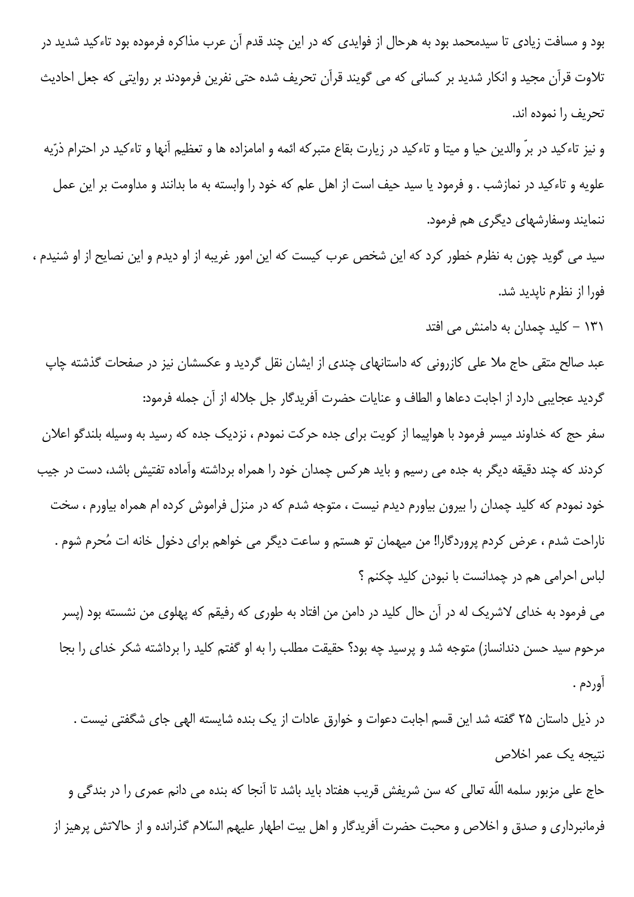بود و مسافت زیادی تا سیدمحمد بود به هرحال از فوایدی که در این چند قدم آن عرب مذاکره فرموده بود تاءکید شدید در تلاوت قرآن مجید و انکار شدید بر کسانی که می گویند قرآن تحریف شده حتی نفرین فرمودند بر روایتی که جعل احادیث تحریف را نموده اند.

و نیز تاءکید در برّ والدین حیا و میتا و تاءکید در زیارت بقاع متبرکه ائمه و امامزاده ها و تعظیم آنها و تاءکید در احترام ذرّیه علویه و تاءکید در نمازشب . و فرمود یا سید حیف است از اهل علم که خود را وابسته به ما بدانند و مداومت بر این عمل ننمایند وسفارشهای دیگری هم فرمود.

سید می گوید چون به نظرم خطور کرد که این شخص عرب کیست که این امور غریبه از او دیدم و این نصایح از او شنیدم ، فورا از نظرم ناپدید شد.

## ۱۳۱ - کلید چمدان به دامنش می افتد

عبد صالح متقی حاج ملا علی کازرونی که داستانهای چندی از ایشان نقل گردید و عکسشان نیز در صفحات گذشته چاپ گردید عجایبی دارد از اجابت دعاها و الطاف و عنایات حضرت آفریدگار جل جلاله از آن جمله فرمود:

سفر حج که خداوند میسر فرمود با هواپیما از کویت برای جده حرکت نمودم ، نزدیک جده که رسید به وسیله بلندگو اعلان کردند که چند دقیقه دیگر به جده می رسیم و باید هرکس چمدان خود را همراه برداشته وآماده تفتیش باشد، دست در جیب خود نمودم که کلید چمدان را بیرون بیاورم دیدم نیست ، متوجه شدم که در منزل فراموش کرده ام همراه بیاورم ، سخت ناراحت شدم ، عرض کردم پروردگارا! من میهمان تو هستم و ساعت دیگر می خواهم برای دخول خانه ات مُحرم شوم . لباس احرامی هم در چمدانست با نبودن کلید چکنم ؟

می فرمود به خدای لاشریک له در آن حال کلید در دامن من افتاد به طوری که رفیقم که پهلوی من نشسته بود (پسر مرحوم سید حسن دندانساز) متوجه شد و پرسید چه بود؟ حقیقت مطلب را به او گفتم کلید را برداشته شکر خدای را بجا آوردم .

در ذیل داستان ۲۵ گفته شد این قسم اجابت دعوات و خوارق عادات از یک بنده شایسته الهی جای شگفتی نیست .

### نتیجه یک عمر اخلاص

حاج علی مزبور سلمه اللّه تعالی که سن شریفش قریب هفتاد باید باشد تا آنجا که بنده می دانم عمری را در بندگی و فرمانبرداری و صدق و اخلاص و محبت حضرت آفریدگار و اهل بیت اطهار علیهم السّلام گذرانده و از حالاتش پرهیز از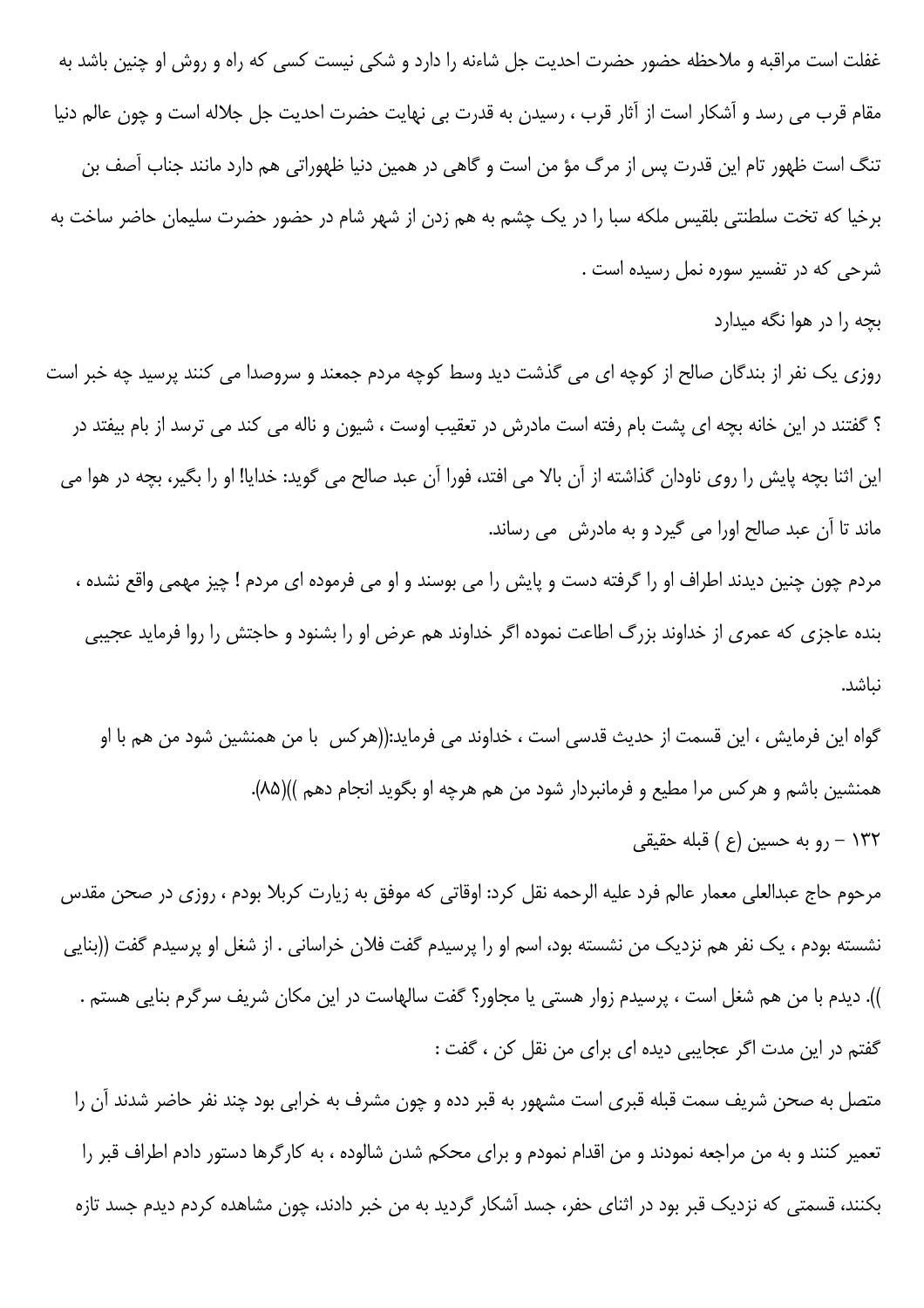غفلت است مراقبه و ملاحظه حضور حضرت احدیت جل شاءنه را دارد و شکی نیست کسی که راه و روش او چنین باشد به مقام قرب می رسد و آشکار است از آثار قرب ، رسیدن به قدرت بی نهایت حضرت احدیت جل جلاله است و چون عالم دنیا تنگ است ظهور تام این قدرت پس از مرگ مؤ من است و گاهی در همین دنیا ظهوراتی هم دارد مانند جناب آصف بن برخیا که تخت سلطنتی بلقیس ملکه سبا را در یک چشم به هم زدن از شهر شام در حضور حضرت سلیمان حاضر ساخت به شرحی که در تفسیر سوره نمل رسیده است .

### بچه را در هوا نگه میدارد

روزی یک نفر از بندگان صالح از کوچه ای می گذشت دید وسط کوچه مردم جمعند و سروصدا می کنند پرسید چه خبر است ؟ گفتند در این خانه بچه ای پشت بام رفته است مادرش در تعقیب اوست ، شیون و ناله می کند می ترسد از بام بیفتد در این اثنا بچه پایش را روی ناودان گذاشته از آن بالا می افتد، فورا آن عبد صالح می گوید: خدایا! او را بگیر، بچه در هوا می ماند تا آن عبد صالح اورا می گیرد و به مادرش می رساند.

مردم چون چنین دیدند اطراف او را گرفته دست و پایش را می بوسند و او می فرموده ای مردم ! چیز مهمی واقع نشده ، بنده عاجزی که عمری از خداوند بزرگ اطاعت نموده اگر خداوند هم عرض او را بشنود و حاجتش را روا فرماید عجیبی نباشد.

گواه این فرمایش ، این قسمت از حدیث قدسی است ، خداوند می فرماید:((هرکس با من همنشین شود من هم با او همنشین باشم و هرکس مرا مطیع و فرمانبردار شود من هم هرچه او بگوید انجام دهم ))(۸۵).

### ۱۳۲ - رو به حسین (ع ) قبله حقیقی

مرحوم حاج عبدالعلی معمار عالم فرد علیه الرحمه نقل کرد: اوقاتی که موفق به زیارت کربلا بودم ، روزی در صحن مقدس نشسته بودم ، یک نفر هم نزدیک من نشسته بود، اسم او را پرسیدم گفت فلان خراسانی . از شغل او پرسیدم گفت ((بنایی )). دیدم با من هم شغل است ، پرسیدم زوار هستی یا مجاور؟ گفت سالهاست در این مکان شریف سرگرم بنایی هستم .

گفتم در این مدت اگر عجایبی دیده ای برای من نقل کن ، گفت :

متصل به صحن شریف سمت قبله قبری است مشهور به قبر دده و چون مشرف به خرابی بود چند نفر حاضر شدند آن را تعمیر کنند و به من مراجعه نمودند و من اقدام نمودم و برای محکم شدن شالوده ، به کارگرها دستور دادم اطراف قبر را بکنند، قسمتی که نزدیک قبر بود در اثنای حفر، جسد آشکار گردید به من خبر دادند، چون مشاهده کردم دیدم جسد تازه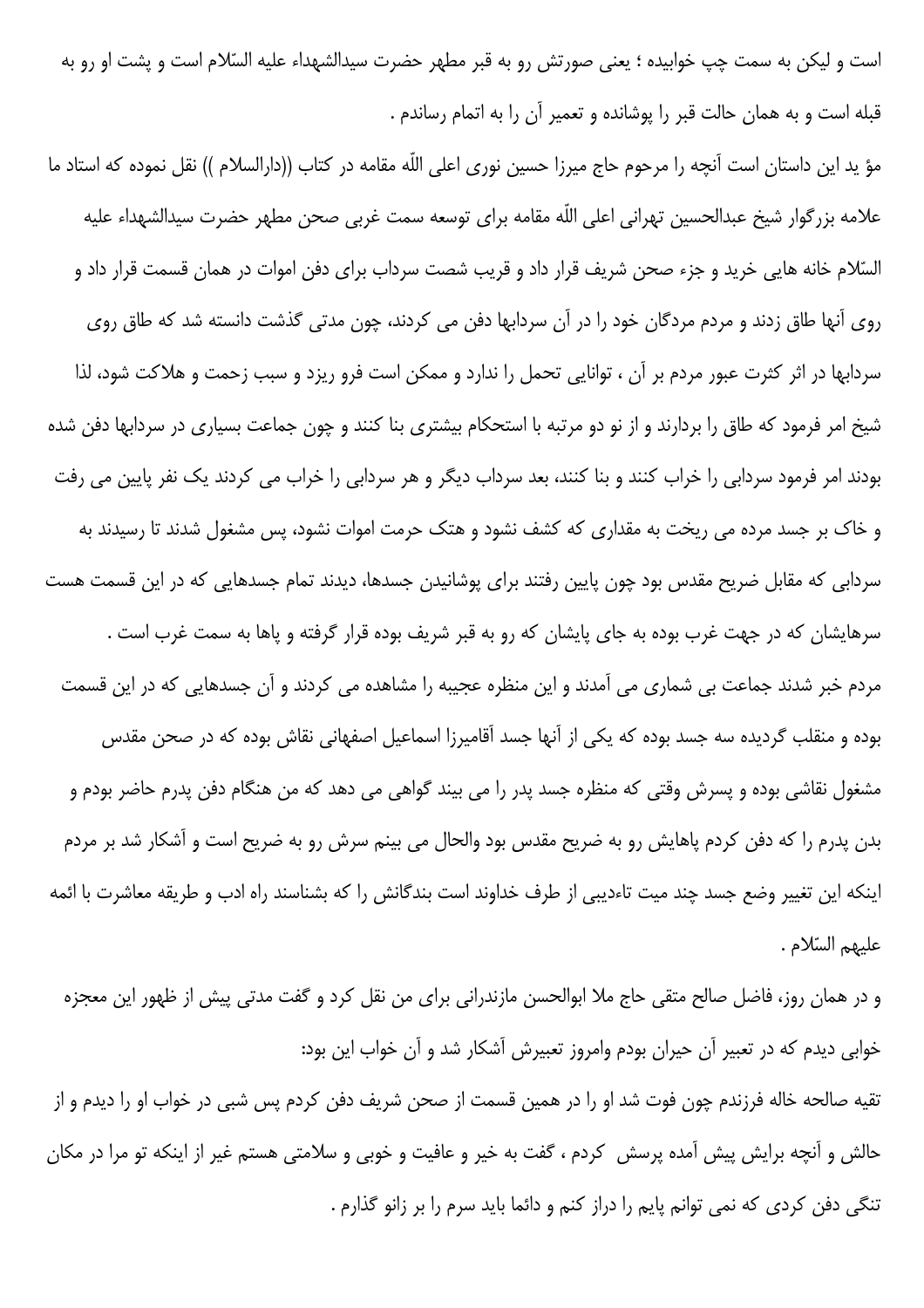است و لیکن به سمت چپ خوابیده ؛ یعنی صورتش رو به قبر مطهر حضرت سیدالشهداء علیه السّلام است و پشت او رو به قبله است و به همان حالت قبر را پوشانده و تعمیر آن را به اتمام رساندم .

مؤ ید این داستان است آنچه را مرحوم حاج میرزا حسین نوری اعلی اللّه مقامه در کتاب ((دارالسلام )) نقل نموده که استاد ما علامه بزرگوار شیخ عبدالحسین تهرانی اعلی اللّه مقامه برای توسعه سمت غربی صحن مطهر حضرت سیدالشهداء علیه السّلام خانه هایی خرید و جزء صحن شریف قرار داد و قریب شصت سرداب برای دفن اموات در همان قسمت قرار داد و روی آنها طاق زدند و مردم مردگان خود را در آن سردابها دفن می کردند، چون مدتی گذشت دانسته شد که طاق روی سردابها در اثر کثرت عبور مردم بر آن ، توانایی تحمل را ندارد و ممکن است فرو ریزد و سبب زحمت و هلاکت شود، لذا شیخ امر فرمود که طاق را بردارند و از نو دو مرتبه با استحکام بیشتری بنا کنند و چون جماعت بسیاری در سردابها دفن شده بودند امر فرمود سردابی را خراب کنند و بنا کنند، بعد سرداب دیگر و هر سردابی را خراب می کردند یک نفر پایین می رفت و خاک بر جسد مرده می ریخت به مقداری که کشف نشود و هتک حرمت اموات نشود، پس مشغول شدند تا رسیدند به سردابی که مقابل ضریح مقدس بود چون پایین رفتند برای پوشانیدن جسدها، دیدند تمام جسدهایی که در این قسمت هست سرهایشان که در جهت غرب بوده به جای پایشان که رو به قبر شریف بوده قرار گرفته و پاها به سمت غرب است .

مردم خبر شدند جماعت بی شماری می آمدند و این منظره عجیبه را مشاهده می کردند و آن جسدهایی که در این قسمت بوده و منقلب گردیده سه جسد بوده که یکی از آنها جسد آقامیرزا اسماعیل اصفهانی نقاش بوده که در صحن مقدس مشغول نقاشی بوده و پسرش وقتی که منظره جسد پدر را می بیند گواهی می دهد که من هنگام دفن پدرم حاضر بودم و بدن پدرم را که دفن کردم پاهایش رو به ضریح مقدس بود والحال می بینم سرش رو به ضریح است و آشکار شد بر مردم اینکه این تغییر وضع جسد چند میت تاءدیبی از طرف خداوند است بندگانش را که بشناسند راه ادب و طریقه معاشرت با ائمه علیهم السّلام .

و در همان روز، فاضل صالح متقی حاج ملا ابوالحسن مازندرانی برای من نقل کرد و گفت مدتی پیش از ظهور این معجزه خوابی دیدم که در تعبیر آن حیران بودم وامروز تعبیرش آشکار شد و آن خواب این بود:

تقیه صالحه خاله فرزندم چون فوت شد او را در همین قسمت از صحن شریف دفن کردم پس شبی در خواب او را دیدم و از حالش و آنچه برایش پیش آمده پرسش کردم ، گفت به خیر و عافیت و خوبی و سلامتی هستم غیر از اینکه تو مرا در مکان تنگی دفن کردی که نمی توانم پایم را دراز کنم و دائما باید سرم را بر زانو گذارم .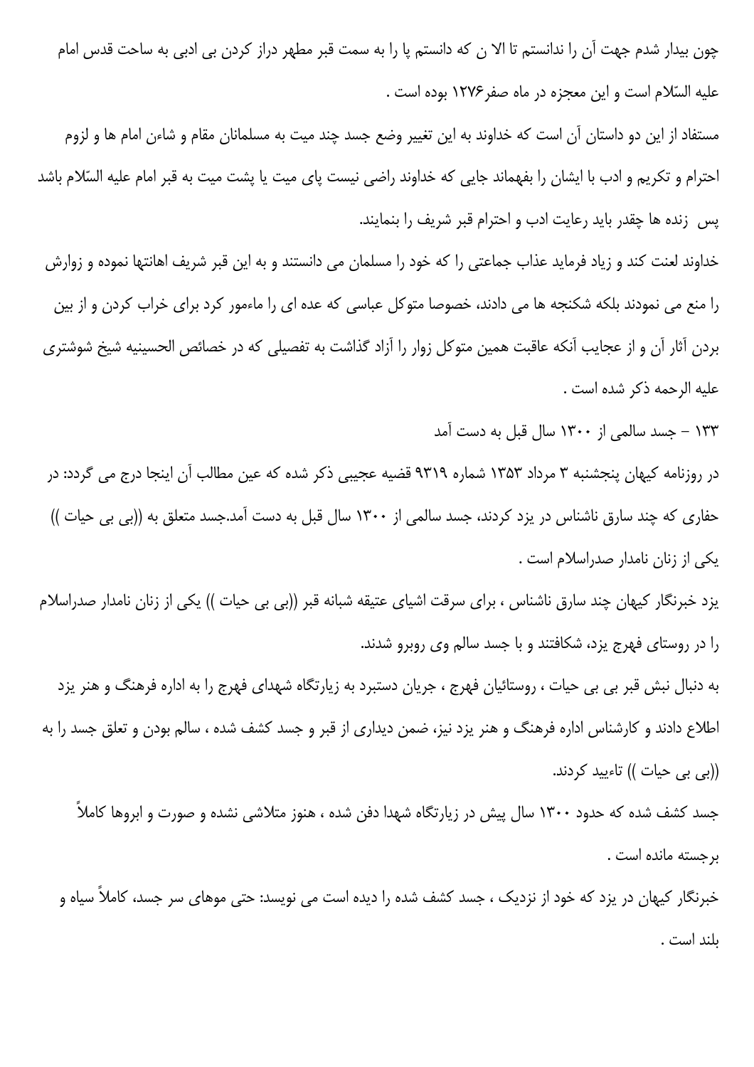چون بیدار شدم جهت آن را ندانستم تا الا ن که دانستم پا را به سمت قبر مطهر دراز کردن بی ادبی به ساحت قدس امام علیه السّلام است و این معجزه در ماه صفر۱۲۷۶ بوده است .

مستفاد از این دو داستان آن است که خداوند به این تغییر وضع جسد چند میت به مسلمانان مقام و شاءن امام ها و لزوم احترام و تکریم و ادب با ایشان را بفهماند جایی که خداوند راضی نیست پای میت یا پشت میت به قبر امام علیه السّلام باشد پس زنده ها چقدر باید رعایت ادب و احترام قبر شریف را بنمایند.

خداوند لعنت کند و زیاد فرماید عذاب جماعتی را که خود را مسلمان می دانستند و به این قبر شریف اهانتها نموده و زوارش را منع می نمودند بلکه شکنجه ها می دادند، خصوصا متوکل عباسی که عده ای را ماءمور کرد برای خراب کردن و از بین بردن آثار آن و از عجایب آنکه عاقبت همین متوکل زوار را آزاد گذاشت به تفصیلی که در خصائص الحسینیه شیخ شوشتری علیه الرحمه ذکر شده است .

۱۳۳ - جسد سالمی از ۱۳۰۰ سال قبل به دست آمد

در روزنامه کیهان پنجشنبه ۳ مرداد ۱۳۵۳ شماره ۹۳۱۹ قضیه عجیبی ذکر شده که عین مطالب آن اینجا درج می گردد: در حفاری که چند سارق ناشناس در یزد کردند، جسد سالمی از ۱۳۰۰ سال قبل به دست آمد.جسد متعلق به ((بی بی حیات )) یکی از زنان نامدار صدراسلام است .

یزد خبرنگار کیهان چند سارق ناشناس ، برای سرقت اشیای عتیقه شبانه قبر ((بی بی حیات )) یکی از زنان نامدار صدراسلام را در روستای فهرج یزد، شکافتند و با جسد سالم وی روبرو شدند.

به دنبال نبش قبر بی بی حیات ، روستائیان فهرج ، جریان دستبرد به زیارتگاه شهدای فهرج را به اداره فرهنگ و هنر یزد اطلاع دادند و کارشناس اداره فرهنگ و هنر یزد نیز، ضمن دیداری از قبر و جسد کشف شده ، سالم بودن و تعلق جسد را به ((بی بی حیات )) تاءیید کردند.

جسد کشف شده که حدود ۱۳۰۰ سال پیش در زیارتگاه شهدا دفن شده ، هنوز متلاشی نشده و صورت و ابروها کاملاً برجسته مانده است .

خبرنگار کیهان در یزد که خود از نزدیک ، جسد کشف شده را دیده است می نویسد: حتی موهای سر جسد، کاملاً سیاه و بلند است .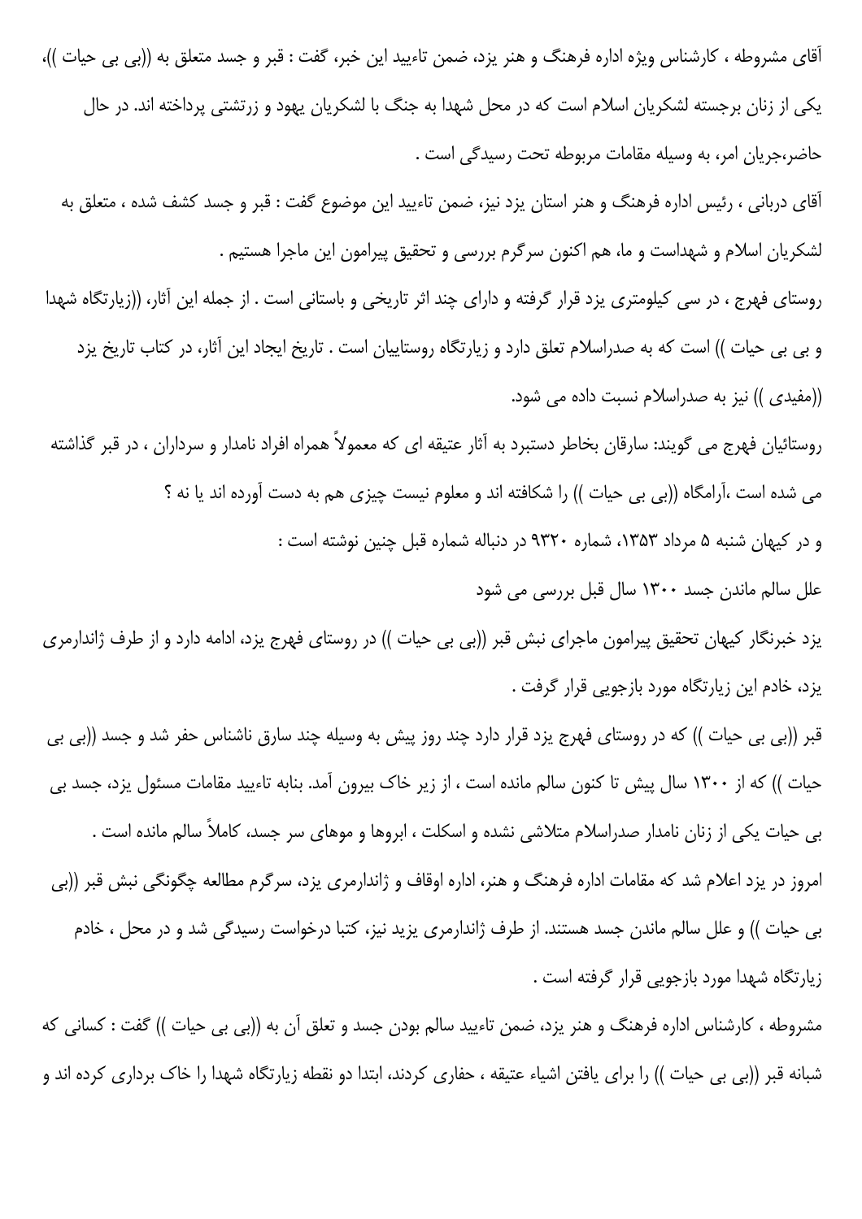آقای مشروطه ، کارشناس ویژه اداره فرهنگ و هنر یزد، ضمن تاءیید این خبر، گفت : قبر و جسد متعلق به ((بی بی حیات ))، یکی از زنان برجسته لشکریان اسلام است که در محل شهدا به جنگ با لشکریان یهود و زرتشتی پرداخته اند. در حال حاضر،جریان امر، به وسیله مقامات مربوطه تحت رسیدگی است .

آقای دربانی ، رئیس اداره فرهنگ و هنر استان یزد نیز، ضمن تاءیید این موضوع گفت : قبر و جسد کشف شده ، متعلق به لشکریان اسلام و شهداست و ما، هم اکنون سرگرم بررسی و تحقیق پیرامون این ماجرا هستیم .

روستای فهرج ، در سی کیلومتری یزد قرار گرفته و دارای چند اثر تاریخی و باستانی است . از جمله این آثار، ((زیارتگاه شهدا و بی بی حیات )) است که به صدراسلام تعلق دارد و زیارتگاه روستاییان است . تاریخ ایجاد این آثار، در کتاب تاریخ یزد ((مفیدی )) نیز به صدراسلام نسبت داده می شود.

روستائیان فهرج می گویند: سارقان بخاطر دستبرد به آثار عتیقه ای که معمولاً همراه افراد نامدار و سرداران ، در قبر گذاشته می شده است ،آرامگاه ((بی بی حیات )) را شکافته اند و معلوم نیست چیزی هم به دست آورده اند یا نه ؟

و در کیهان شنبه ۵ مرداد ۱۳۵۳، شماره ۹۳۲۰ در دنباله شماره قبل چنین نوشته است :

علل سالم ماندن جسد ۱۳۰۰ سال قبل بررسی می شود

یزد خبرنگار کیهان تحقیق پیرامون ماجرای نبش قبر ((بی بی حیات )) در روستای فهرج یزد، ادامه دارد و از طرف ژاندارمری یزد، خادم این زیارتگاه مورد بازجویی قرار گرفت .

قبر ((بی بی حیات )) که در روستای فهرج یزد قرار دارد چند روز پیش به وسیله چند سارق ناشناس حفر شد و جسد ((بی بی حیات )) که از ۱۳۰۰ سال پیش تا کنون سالم مانده است ، از زیر خاک بیرون آمد. بنابه تاءیید مقامات مسئول یزد، جسد بی بی حیات یکی از زنان نامدار صدراسلام متلاشی نشده و اسکلت ، ابروها و موهای سر جسد، کاملاً سالم مانده است .

امروز در یزد اعلام شد که مقامات اداره فرهنگ و هنر، اداره اوقاف و ژاندارمری یزد، سرگرم مطالعه چگونگی نبش قبر ((بی بی حیات )) و علل سالم ماندن جسد هستند. از طرف ژاندارمری یزید نیز، کتبا درخواست رسیدگی شد و در محل ، خادم زیارتگاه شهدا مورد بازجویی قرار گرفته است .

مشروطه ، کارشناس اداره فرهنگ و هنر یزد، ضمن تاءیید سالم بودن جسد و تعلق آن به ((بی بی حیات )) گفت : کسانی که شبانه قبر ((بی بی حیات )) را برای یافتن اشیاء عتیقه ، حفاری کردند، ابتدا دو نقطه زیارتگاه شهدا را خاک برداری کرده اند و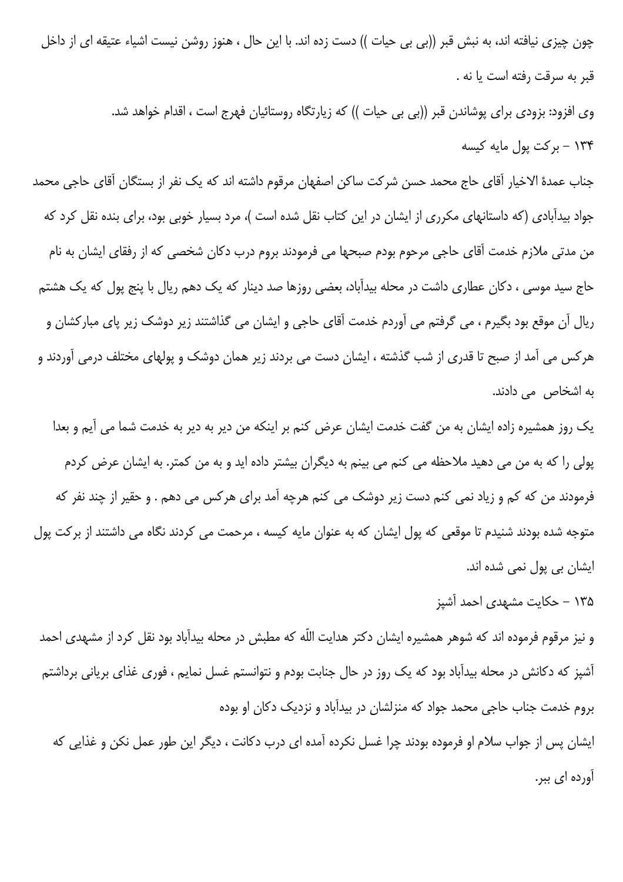چون چیزی نیافته اند، به نبش قبر ((بی بی حیات )) دست زده اند. با این حال ، هنوز روشن نیست اشیاء عتیقه ای از داخل قبر به سرقت رفته است یا نه .

وی افزود: بزودی برای پوشاندن قبر ((بی بی حیات )) که زیارتگاه روستائیان فهرج است ، اقدام خواهد شد.

### ۱۳۴ - برکت پول مایه کیسه

جناب عمدة الاخیار آقای حاج محمد حسن شرکت ساکن اصفهان مرقوم داشته اند که یک نفر از بستگان آقای حاجی محمد جواد بیدآبادی (که داستانهای مکرری از ایشان در این کتاب نقل شده است )، مرد بسیار خوبی بود، برای بنده نقل کرد که من مدتی ملازم خدمت آقای حاجی مرحوم بودم صبحها می فرمودند بروم درب دکان شخصی که از رفقای ایشان به نام حاج سید موسی ، دکان عطاری داشت در محله بیدآباد، بعضی روزها صد دینار که یک دهم ریال با پنج پول که یک هشتم ریال آن موقع بود بگیرم ، می گرفتم می آوردم خدمت آقای حاجی و ایشان می گذاشتند زیر دوشک زیر پای مبارکشان و هرکس می آمد از صبح تا قدری از شب گذشته ، ایشان دست می بردند زیر همان دوشک و پولهای مختلف درمی آوردند و به اشخاص می دادند.

یک روز همشیره زاده ایشان به من گفت خدمت ایشان عرض کنم بر اینکه من دیر به دیر به خدمت شما می آیم و بعدا پولی را که به من می دهید ملاحظه می کنم می بینم به دیگران بیشتر داده اید و به من کمتر. به ایشان عرض کردم فرمودند من که کم و زیاد نمی کنم دست زیر دوشک می کنم هرچه آمد برای هرکس می دهم . و حقیر از چند نفر که متوجه شده بودند شنیدم تا موقعی که پول ایشان که به عنوان مایه کیسه ، مرحمت می کردند نگاه می داشتند از برکت پول ایشان بی پول نمی شده اند.

### ۱۳۵ - حکایت مشهدی احمد آشپز

و نیز مرقوم فرموده اند که شوهر همشیره ایشان دکتر هدایت اللّه که مطبش در محله بیدآباد بود نقل کرد از مشهدی احمد آشپز که دکانش در محله بیدآباد بود که یک روز در حال جنابت بودم و نتوانستم غسل نمایم ، فوری غذای بریانی برداشتم بروم خدمت جناب حاجی محمد جواد که منزلشان در بیدآباد و نزدیک دکان او بوده

ایشان پس از جواب سلام او فرموده بودند چرا غسل نکرده آمده ای درب دکانت ، دیگر این طور عمل نکن و غذایی که آورده ای ببر.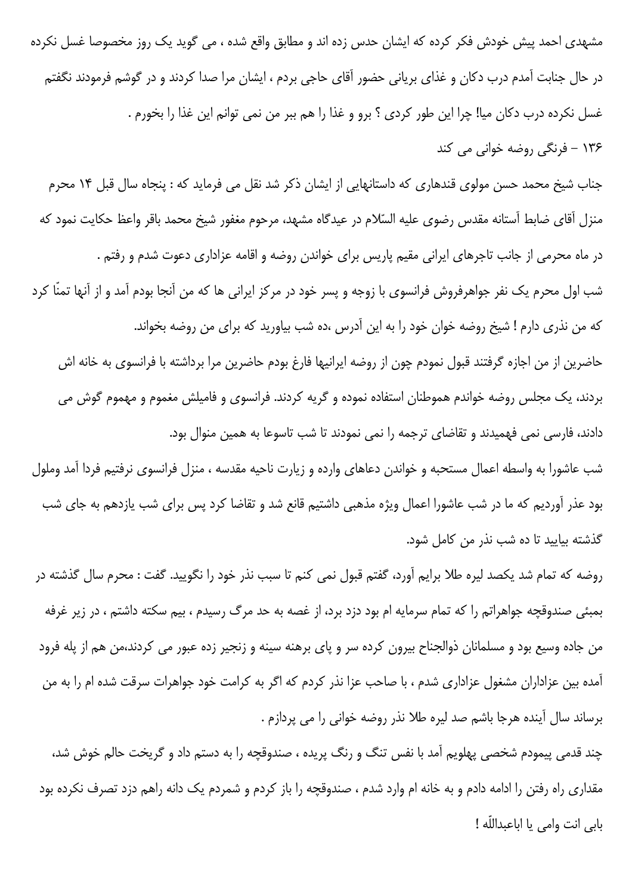مشهدی احمد پیش خودش فکر کرده که ایشان حدس زده اند و مطابق واقع شده ، می گوید یک روز مخصوصا غسل نکرده در حال جنابت آمدم درب دکان و غذای بریانی حضور آقای حاجی بردم ، ایشان مرا صدا کردند و در گوشم فرمودند نگفتم غسل نکرده درب دکان میا! چرا این طور کردی ؟ برو و غذا را هم ببر من نمی توانم این غذا را بخورم .

### ۱۳۶ – فرنگی روضه خوانی می کند

جناب شیخ محمد حسن مولوی قندهاری که داستانهایی از ایشان ذکر شد نقل می فرماید که : پنجاه سال قبل ۱۴ محرم منزل آقای ضابط آستانه مقدس رضوی علیه السّلام در عیدگاه مشهد، مرحوم مغفور شیخ محمد باقر واعظ حکایت نمود که در ماه محرمی از جانب تاجرهای ایرانی مقیم پاریس برای خواندن روضه و اقامه عزاداری دعوت شدم و رفتم .

شب اول محرم یک نفر جواهرفروش فرانسوی با زوجه و پسر خود در مرکز ایرانی ها که من آنجا بودم آمد و از آنها تمنّا کرد که من نذری دارم ! شیخ روضه خوان خود را به این آدرس ،ده شب بیاورید که برای من روضه بخواند.

حاضرین از من اجازه گرفتند قبول نمودم چون از روضه ایرانیها فارغ بودم حاضرین مرا برداشته با فرانسوی به خانه اش بردند، یک مجلس روضه خواندم هموطنان استفاده نموده و گریه کردند. فرانسوی و فامیلش مغموم و مهموم گوش می دادند، فارسی نمی فهمیدند و تقاضای ترجمه را نمی نمودند تا شب تاسوعا به همین منوال بود.

شب عاشورا به واسطه اعمال مستحبه و خواندن دعاهای وارده و زیارت ناحیه مقدسه ، منزل فرانسوی نرفتیم فردا آمد وملول بود عذر آوردیم که ما در شب عاشورا اعمال ویژه مذهبی داشتیم قانع شد و تقاضا کرد پس برای شب یازدهم به جای شب گذشته بیایید تا ده شب نذر من کامل شود.

روضه که تمام شد یکصد لیره طلا برایم آورد، گفتم قبول نمی کنم تا سبب نذر خود را نگویید. گفت : محرم سال گذشته در بمبئی صندوقچه جواهراتم را که تمام سرمایه ام بود دزد برد، از غصه به حد مرگ رسیدم ، بیم سکته داشتم ، در زیر غرفه من جاده وسیع بود و مسلمانان ذوالجناح بیرون کرده سر و پای برهنه سینه و زنجیر زده عبور می کردند،من هم از پله فرود آمده بین عزاداران مشغول عزاداری شدم ، با صاحب عزا نذر کردم که اگر به کرامت خود جواهرات سرقت شده ام را به من برساند سال آینده هرجا باشم صد لیره طلا نذر روضه خوانی را می پردازم .

چند قدمی پیمودم شخصی پهلویم آمد با نفس تنگ و رنگ پریده ، صندوقچه را به دستم داد و گریخت حالم خوش شد، مقداری راه رفتن را ادامه دادم و به خانه ام وارد شدم ، صندوقچه را باز کردم و شمردم یک دانه راهم دزد تصرف نکرده بود بابی انت وامی یا اباعبداللّه !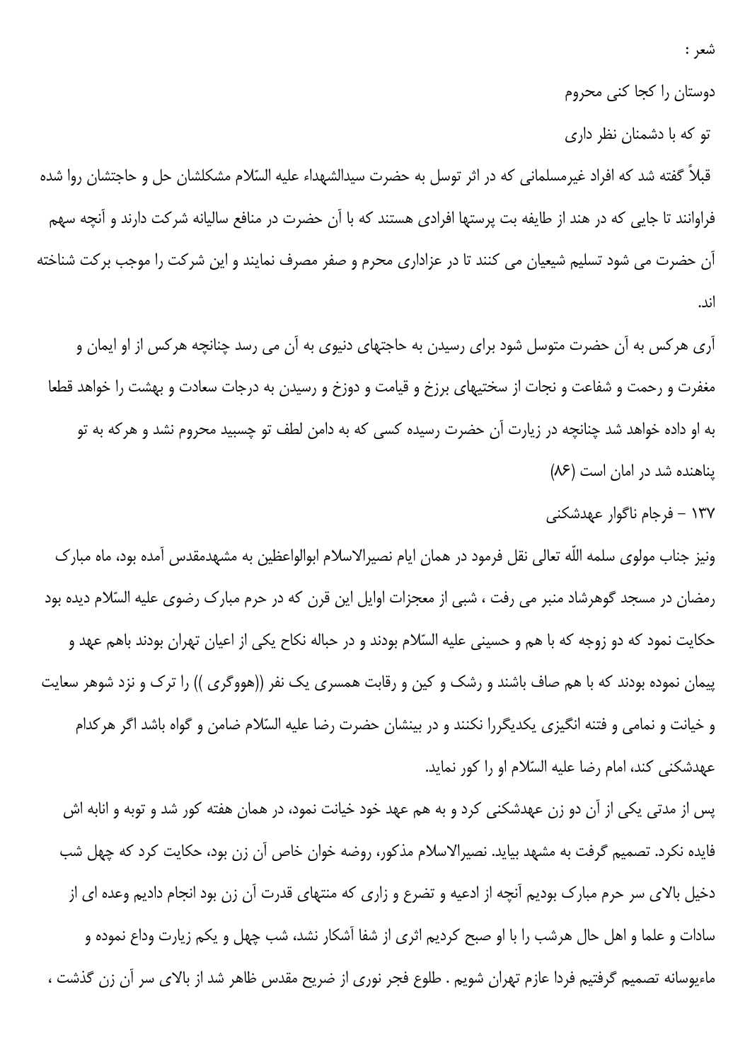شعر :

دوستان را کجا کنی محروم

تو که با دشمنان نظر داری

قبلاً گفته شد که افراد غیرمسلمانی که در اثر توسل به حضرت سیدالشهداء علیه السّلام مشکلشان حل و حاجتشان روا شده فراوانند تا جایی که در هند از طایفه بت پرستها افرادی هستند که با آن حضرت در منافع سالیانه شرکت دارند و آنچه سهم آن حضرت می شود تسلیم شیعیان می کنند تا در عزاداری محرم و صفر مصرف نمایند و این شرکت را موجب برکت شناخته اند.

آری هرکس به آن حضرت متوسل شود برای رسیدن به حاجتهای دنیوی به آن می رسد چنانچه هرکس از او ایمان و مغفرت و رحمت و شفاعت و نجات از سختیهای برزخ و قیامت و دوزخ و رسیدن به درجات سعادت و بهشت را خواهد قطعا به او داده خواهد شد چنانچه در زیارت آن حضرت رسیده کسی که به دامن لطف تو چسبید محروم نشد و هرکه به تو پناهنده شد در امان است (۸۶)

## ۱۳۷ - فرجام ناگوار عهدشکنی

ونیز جناب مولوی سلمه اللّه تعالی نقل فرمود در همان ایام نصیرالاسلام ابوالواعظین به مشهدمقدس آمده بود، ماه مبارک رمضان در مسجد گوهرشاد منبر می رفت ، شبی از معجزات اوایل این قرن که در حرم مبارک رضوی علیه السّلام دیده بود حکایت نمود که دو زوجه که با هم و حسینی علیه السّلام بودند و در حباله نکاح یکی از اعیان تهران بودند باهم عهد و پیمان نموده بودند که با هم صاف باشند و رشک و کین و رقابت همسری یک نفر ((هووگری )) را ترک و نزد شوهر سعایت و خیانت و نمامی و فتنه انگیزی یکدیگررا نکنند و در بینشان حضرت رضا علیه السّلام ضامن و گواه باشد اگر هرکدام عهدشکنی کند، امام رضا علیه السّلام او را کور نماید.

پس از مدتی یکی از آن دو زن عهدشکنی کرد و به هم عهد خود خیانت نمود، در همان هفته کور شد و توبه و انابه اش فایده نکرد. تصمیم گرفت به مشهد بیاید. نصیرالاسلام مذکور، روضه خوان خاص آن زن بود، حکایت کرد که چهل شب دخیل بالای سر حرم مبارک بودیم آنچه از ادعیه و تضرع و زاری که منتهای قدرت آن زن بود انجام دادیم وعده ای از سادات و علما و اهل حال هرشب را با او صبح کردیم اثری از شفا آشکار نشد، شب چهل و یکم زیارت وداع نموده و ماءیوسانه تصمیم گرفتیم فردا عازم تهران شویم . طلوع فجر نوری از ضریح مقدس ظاهر شد از بالای سر آن زن گذشت ،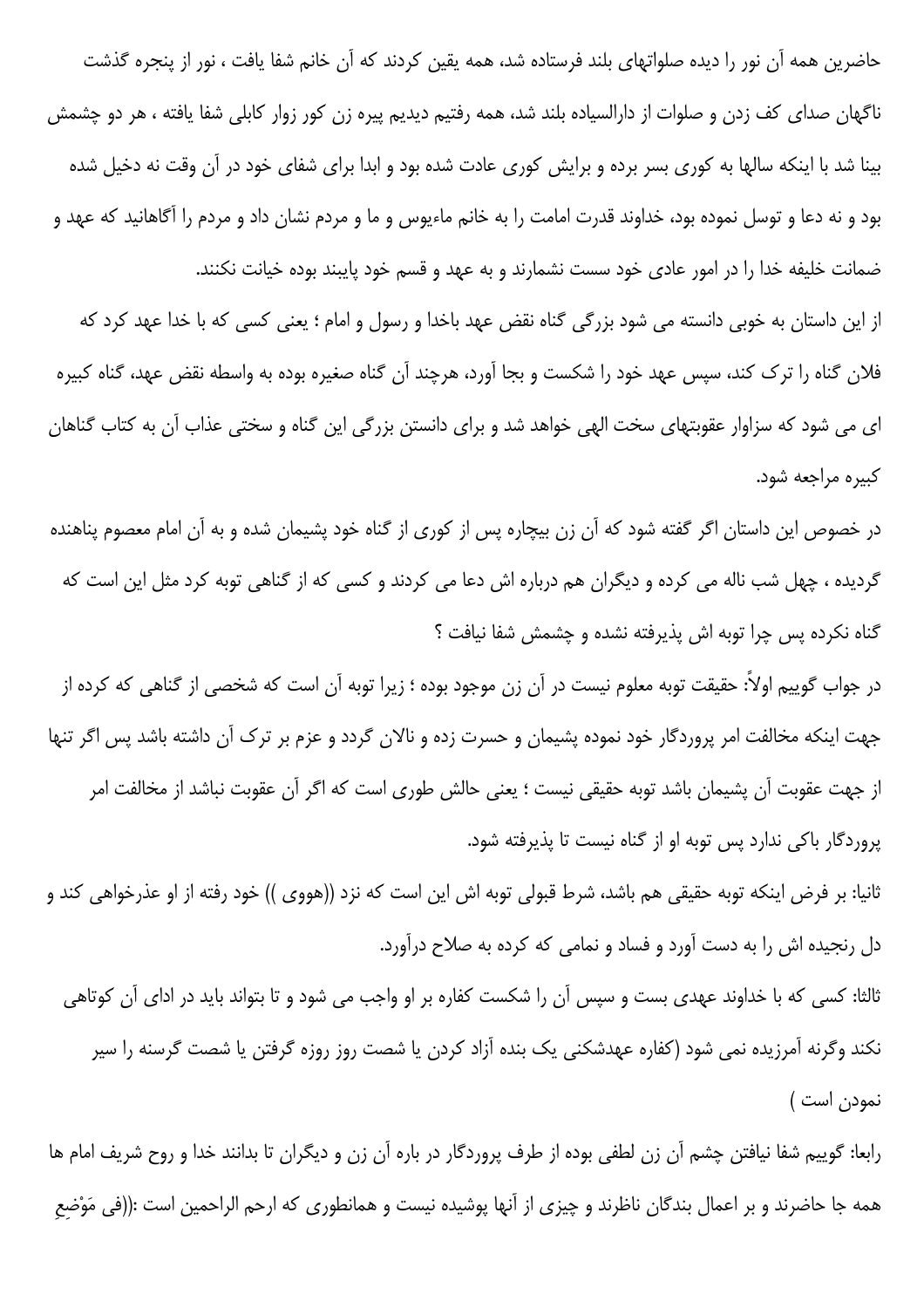حاضرین همه آن نور را دیده صلواتهای بلند فرستاده شد، همه یقین کردند که آن خانم شفا یافت ، نور از پنجره گذشت ناگهان صدای کف زدن و صلوات از دارالسیاده بلند شد، همه رفتیم دیدیم پیره زن کور زوار کابلی شفا یافته ، هر دو چشمش بینا شد با اینکه سالها به کوری بسر برده و برایش کوری عادت شده بود و ابدا برای شفای خود در آن وقت نه دخیل شده بود و نه دعا و توسل نموده بود، خداوند قدرت امامت را به خانم ماءیوس و ما و مردم نشان داد و مردم را آگاهانید که عهد و ضمانت خلیفه خدا را در امور عادی خود سست نشمارند و به عهد و قسم خود پایبند بوده خیانت نکنند.

از این داستان به خوبی دانسته می شود بزرگی گناه نقض عهد باخدا و رسول و امام ؛ یعنی کسی که با خدا عهد کرد که فلان گناه را ترک کند، سپس عهد خود را شکست و بجا آورد، هرچند آن گناه صغیره بوده به واسطه نقض عهد، گناه کبیره ای می شود که سزاوار عقوبتهای سخت الهی خواهد شد و برای دانستن بزرگی این گناه و سختی عذاب آن به کتاب گناهان کبیره مراجعه شود.

در خصوص این داستان اگر گفته شود که آن زن بیچاره پس از کوری از گناه خود پشیمان شده و به آن امام معصوم پناهنده گردیده ، چهل شب ناله می کرده و دیگران هم درباره اش دعا می کردند و کسی که از گناهی توبه کرد مثل این است که گناه نکرده پس چرا توبه اش پذیرفته نشده و چشمش شفا نیافت ؟

در جواب گوییم اولاً: حقیقت توبه معلوم نیست در آن زن موجود بوده ؛ زیرا توبه آن است که شخصی از گناهی که کرده از جهت اینکه مخالفت امر پروردگار خود نموده پشیمان و حسرت زده و نالان گردد و عزم بر ترک آن داشته باشد پس اگر تنها از جهت عقوبت آن پشیمان باشد توبه حقیقی نیست ؛ یعنی حالش طوری است که اگر آن عقوبت نباشد از مخالفت امر پروردگار باکی ندارد پس توبه او از گناه نیست تا پذیرفته شود.

ثانیا: بر فرض اینکه توبه حقیقی هم باشد، شرط قبولی توبه اش این است که نزد ((هووی )) خود رفته از او عذرخواهی کند و دل رنجیده اش را به دست آورد و فساد و نمامی که کرده به صلاح درآورد.

ثالثا: کسی که با خداوند عهدی بست و سپس آن را شکست کفاره بر او واجب می شود و تا بتواند باید در ادای آن کوتاهی نکند وگرنه آمرزیده نمی شود (کفاره عهدشکنی یک بنده آزاد کردن یا شصت روز روزه گرفتن یا شصت گرسنه را سیر نمودن است )

رابعا: گوییم شفا نیافتن چشم آن زن لطفی بوده از طرف پروردگار در باره آن زن و دیگران تا بدانند خدا و روح شریف امام ها همه جا حاضرند و بر اعمال بندگان ناظرند و چیزی از آنها پوشیده نیست و همانطوری که ارحم الراحمین است :((فی مَوْضِعِ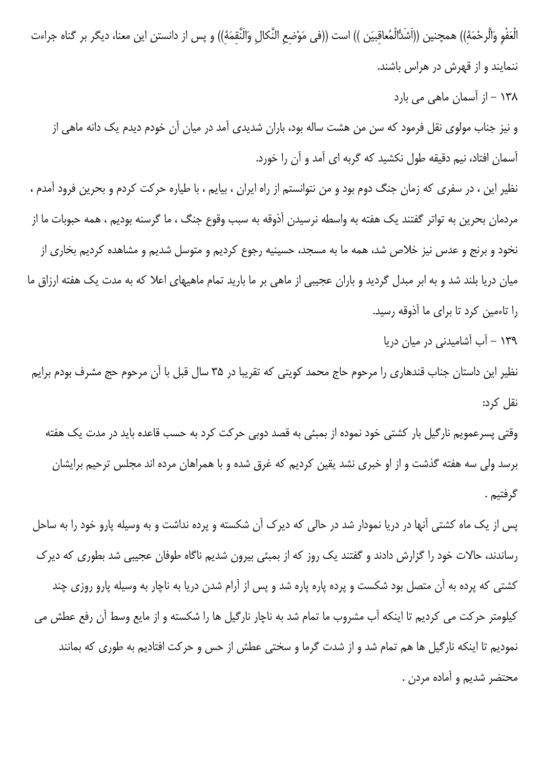الْعَفْوِ وَالَّرحْمَةِ)) همچنین ((اَشَدُّالْمُعاقِبِیَن )) است ((فی مَوْضِعِ النَّکالِ وَالَنِّقمَةِ)) و پس از دانستن این معنا، دیگر بر گناه جراءت ننمایند و از قهرش در هراس باشند.

### ۱۳۸ – از آسمان ماهی می بارد

و نیز جناب مولوی نقل فرمود که سن من هشت ساله بود، باران شدیدی آمد در میان آن خودم دیدم یک دانه ماهی از آسمان افتاد، نیم دقیقه طول نکشید که گربه ای آمد و آن را خورد.

نظیر این ، در سفری که زمان جنگ دوم بود و من نتوانستم از راه ایران ، بیایم ، با طیاره حرکت کردم و بحرین فرود آمدم ، مردمان بحرین به تواتر گفتند یک هفته به واسطه نرسیدن آذوقه به سبب وقوع جنگ ، ما گرسنه بودیم ، همه حبوبات ما از نخود و برنج و عدس نیز خلاص شد، همه ما به مسجد، حسینیه رجوع کردیم و متوسل شدیم و مشاهده کردیم بخاری از میان دریا بلند شد و به ابر مبدل گردید و باران عجیبی از ماهی بر ما بارید تمام ماهیهای اعلا که به مدت یک هفته ارزاق ما را تاءمین کرد تا برای ما آذوقه رسید.

### ۱۳۹ – آب آشامیدنی در میان دریا

نظیر این داستان جناب قندهاری را مرحوم حاج محمد کویتی که تقریبا در ۳۵ سال قبل با آن مرحوم حج مشرف بودم برایم نقل کرد:

وقتی پسرعمویم نارگیل بار کشتی خود نموده از بمبئی به قصد دوبی حرکت کرد به حسب قاعده باید در مدت یک هفته برسد ولی سه هفته گذشت و از او خبری نشد یقین کردیم که غرق شده و با همراهان مرده اند مجلس ترحیم برایشان گرفتیم .

پس از یک ماه کشتی آنها در دریا نمودار شد در حالی که دیرک آن شکسته و پرده نداشت و به وسیله پارو خود را به ساحل رساندند، حالات خود را گزارش دادند و گفتند یک روز که از بمبئی بیرون شدیم ناگاه طوفان عجیبی شد بطوری که دیرک کشتی که پرده به آن متصل بود شکست و پرده پاره پاره شد و پس از آرام شدن دریا به ناچار به وسیله پارو روزی چند کیلومتر حرکت می کردیم تا اینکه آب مشروب ما تمام شد به ناچار نارگیل ها را شکسته و از مایع وسط آن رفع عطش می نمودیم تا اینکه نارگیل ها هم تمام شد و از شدت گرما و سختی عطش از حس و حرکت افتادیم به طوری که بمانند محتضر شدیم و آماده مردن .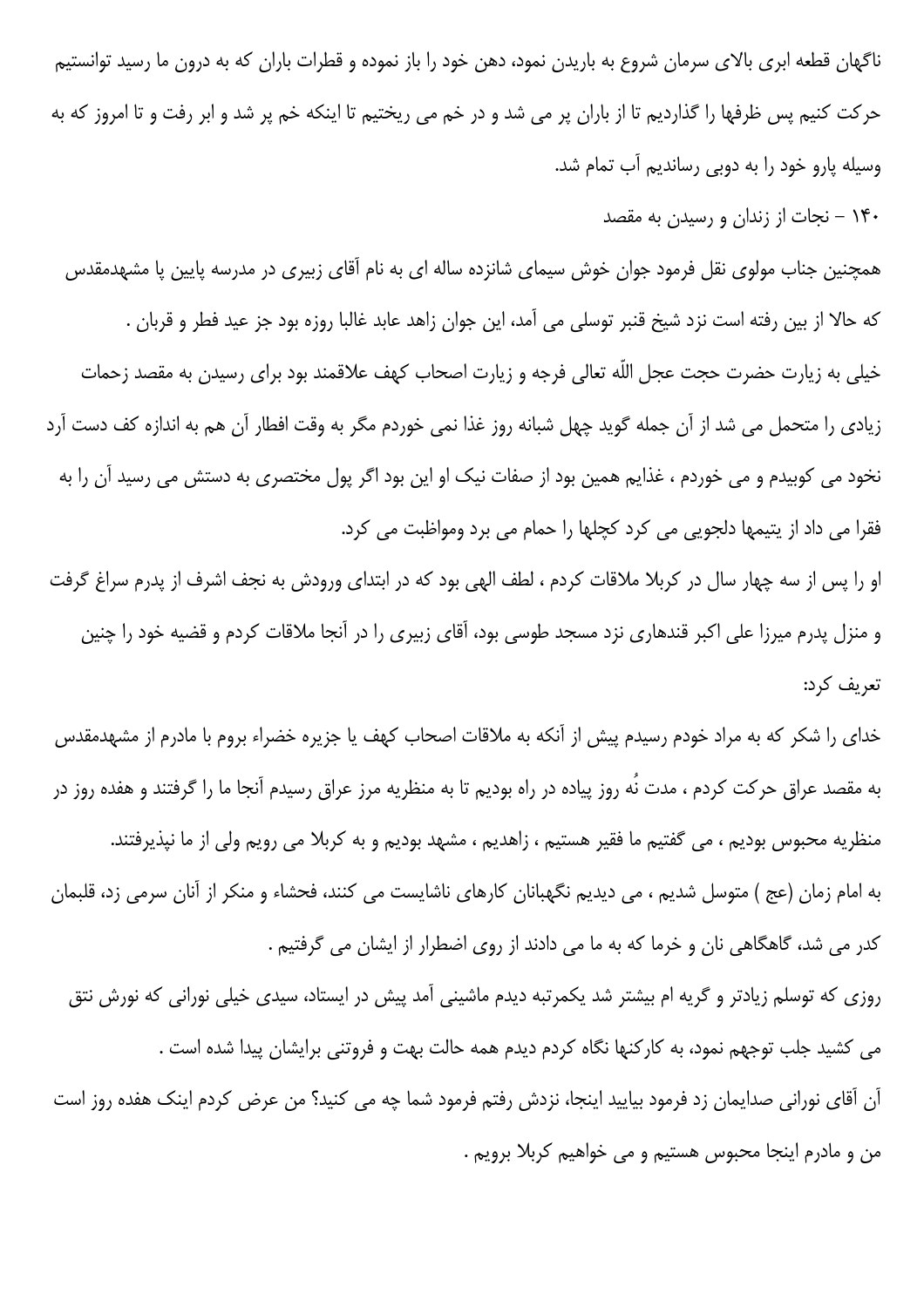ناگهان قطعه ابری بالای سرمان شروع به باریدن نمود، دهن خود را باز نموده و قطرات باران که به درون ما رسید توانستیم حرکت کنیم پس ظرفها را گذاردیم تا از باران پر می شد و در خم می ریختیم تا اینکه خم پر شد و ابر رفت و تا امروز که به وسیله پارو خود را به دوبی رساندیم آب تمام شد.

۱۴۰ – نجات از زندان و رسیدن به مقصد

همچنین جناب مولوی نقل فرمود جوان خوش سیمای شانزده ساله ای به نام آقای زبیری در مدرسه پایین پا مشهدمقدس که حالا از بین رفته است نزد شیخ قنبر توسلی می آمد، این جوان زاهد عابد غالبا روزه بود جز عید فطر و قربان .

خیلی به زیارت حضرت حجت عجل اللّه تعالی فرجه و زیارت اصحاب کهف علاقمند بود برای رسیدن به مقصد زحمات زیادی را متحمل می شد از آن جمله گوید چهل شبانه روز غذا نمی خوردم مگر به وقت افطار آن هم به اندازه کف دست آرد نخود می کوبیدم و می خوردم ، غذایم همین بود از صفات نیک او این بود اگر پول مختصری به دستش می رسید آن را به فقرا می داد از یتیمها دلجویی می کرد کچلها را حمام می برد ومواظبت می کرد.

او را پس از سه چهار سال در کربلا ملاقات کردم ، لطف الهی بود که در ابتدای ورودش به نجف اشرف از پدرم سراغ گرفت و منزل پدرم میرزا علی اکبر قندهاری نزد مسجد طوسی بود، آقای زبیری را در آنجا ملاقات کردم و قضیه خود را چنین تعریف کرد:

خدای را شکر که به مراد خودم رسیدم پیش از آنکه به ملاقات اصحاب کهف یا جزیره خضراء بروم با مادرم از مشهدمقدس به مقصد عراق حرکت کردم ، مدت نُه روز پیاده در راه بودیم تا به منظریه مرز عراق رسیدم آنجا ما را گرفتند و هفده روز در منظریه محبوس بودیم ، می گفتیم ما فقیر هستیم ، زاهدیم ، مشهد بودیم و به کربلا می رویم ولی از ما نپذیرفتند.

به امام زمان (عج ) متوسل شدیم ، می دیدیم نگهبانان کارهای ناشایست می کنند، فحشاء و منکر از آنان سرمی زد، قلبمان کدر می شد، گاهگاهی نان و خرما که به ما می دادند از روی اضطرار از ایشان می گرفتیم .

روزی که توسلم زیادتر و گریه ام بیشتر شد یکمرتبه دیدم ماشینی آمد پیش در ایستاد، سیدی خیلی نورانی که نورش نتق می کشید جلب توجهم نمود، به کارکنها نگاه کردم دیدم همه حالت بهت و فروتنی برایشان پیدا شده است .

آن آقای نورانی صدایمان زد فرمود بیایید اینجا، نزدش رفتم فرمود شما چه می کنید؟ من عرض کردم اینک هفده روز است من و مادرم اینجا محبوس هستیم و می خواهیم کربلا برویم .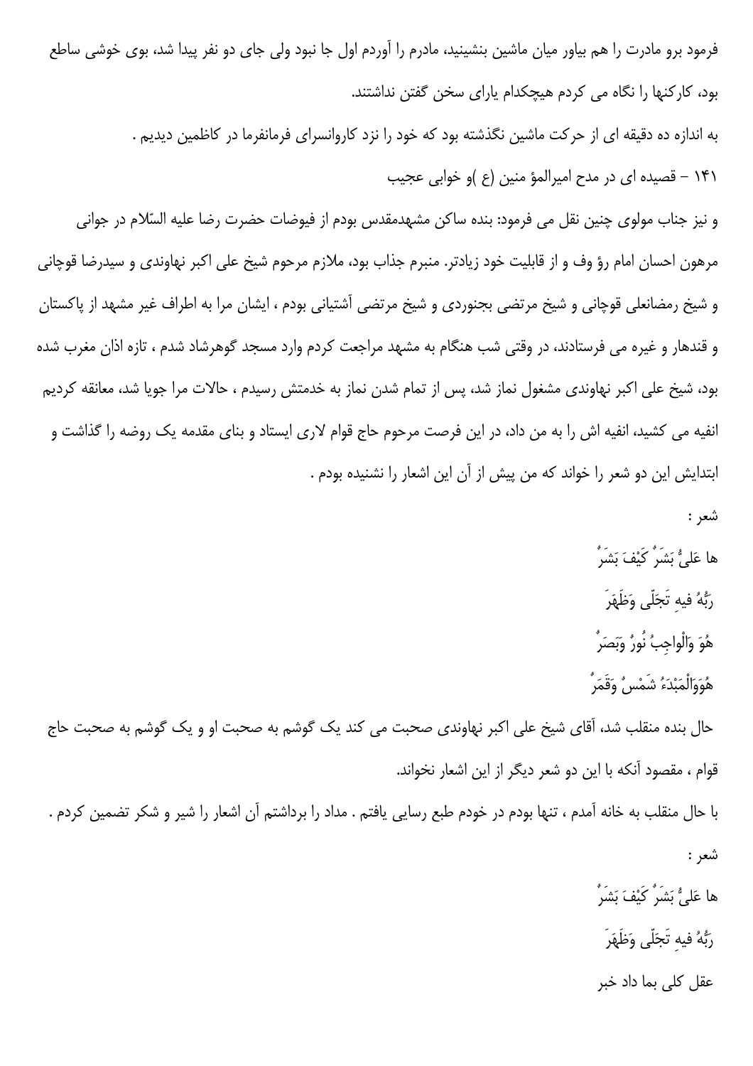فرمود برو مادرت را هم بیاور میان ماشین بنشینید، مادرم را آوردم اول جا نبود ولی جای دو نفر پیدا شد، بوی خوشی ساطع بود، کارکنها را نگاه می کردم هیچکدام یارای سخن گفتن نداشتند.

به اندازه ده دقیقه ای از حرکت ماشین نگذشته بود که خود را نزد کاروانسرای فرمانفرما در کاظمین دیدیم .

۱۴۱ – قصیده ای در مدح امیرالمؤ منین (ع )و خوابی عجیب

و نیز جناب مولوی چنین نقل می فرمود: بنده ساکن مشهدمقدس بودم از فیوضات حضرت رضا علیه السّلام در جوانی مرهون احسان امام رؤ وف و از قابلیت خود زیادتر. منبرم جذاب بود، ملازم مرحوم شیخ علی اکبر نهاوندی و سیدرضا قوچانی و شیخ رمضانعلی قوچانی و شیخ مرتضی بجنوردی و شیخ مرتضی آشتیانی بودم ، ایشان مرا به اطراف غیر مشهد از پاکستان و قندهار و غیره می فرستادند، در وقتی شب هنگام به مشهد مراجعت کردم وارد مسجد گوهرشاد شدم ، تازه اذان مغرب شده بود، شیخ علی اکبر نهاوندی مشغول نماز شد، پس از تمام شدن نماز به خدمتش رسیدم ، حالات مرا جویا شد، معانقه کردیم انفیه می کشید، انفیه اش را به من داد، در این فرصت مرحوم حاج قوام لاری ایستاد و بنای مقدمه یک روضه را گذاشت و ابتدایش این دو شعر را خواند که من پیش از آن این اشعار را نشنیده بودم .

شعر :

هٰا عَلیٌّ بَشَرٌ کَیْفَ بَشَرٌ

رَبُّهُ فیهِ تَجَلّی وَظَهَرَ

هُوَ وَالْواجِبُ نُورٌ وَبَصَرٌ

هُوَوَالْمَبْدَءُ شَمْسٌ وَقَمَرٌ

حال بنده منقلب شد، آقای شیخ علی اکبر نهاوندی صحبت می کند یک گوشم به صحبت او و یک گوشم به صحبت حاج قوام ، مقصود آنکه با این دو شعر دیگر از این اشعار نخواند.

با حال منقلب به خانه آمدم ، تنها بودم در خودم طبع رسایی یافتم . مداد را برداشتم آن اشعار را شیر و شکر تضمین کردم .

شعر :

هٰا عَلیٌّ بَشَرٌ کَیْفَ بَشَرٌ

رَبُّهُ فیهِ تَجَلّی وَظَهَرَ

عقل کلی بما داد خبر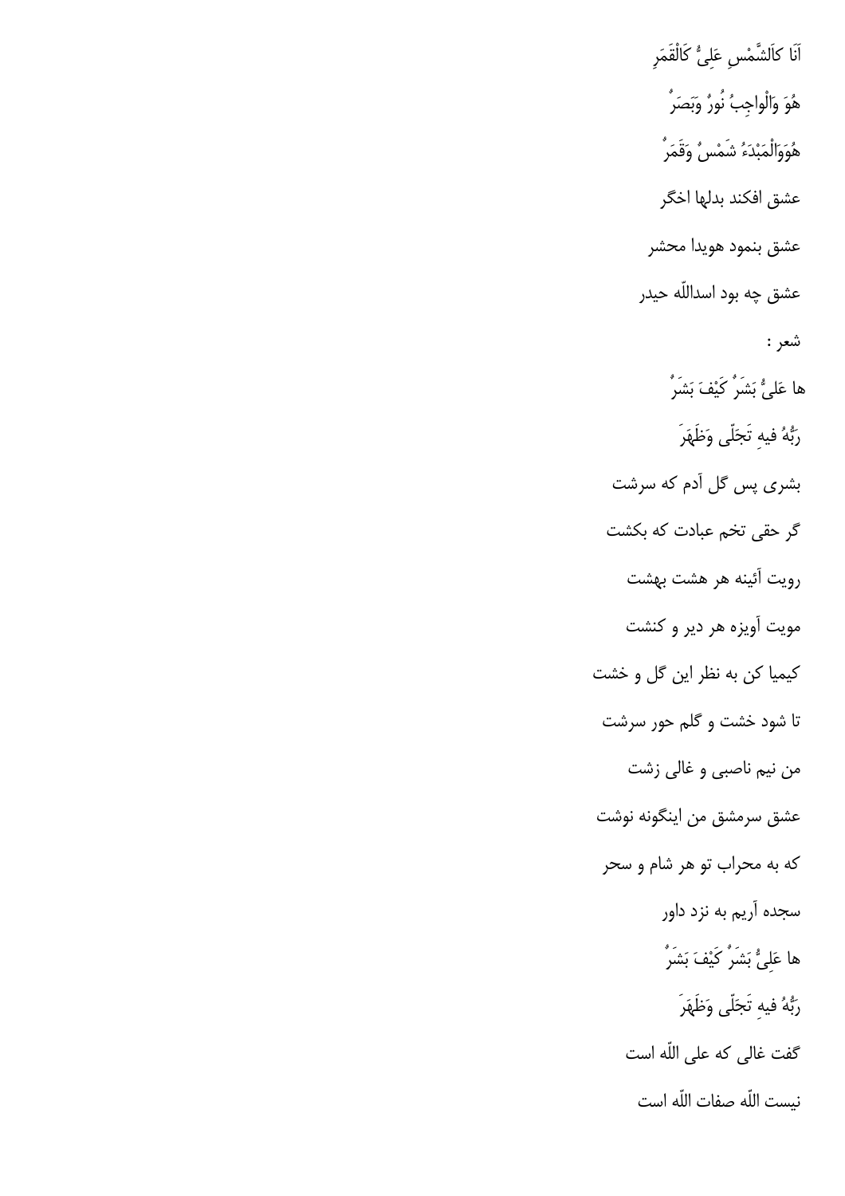اَنَا كَالشَّمْسِ عَلِیٌّ كَالْقَمَرِ

هُوَ وَالْواجِبُ نُورٌ وَبَصَرٌ

هُوَوَالْمَبْدَءُ شَمْسٌ وَقَمَرٌ

عشق افکند بدلها اخگر

عشق بنمود هویدا محشر

عشق چه بود اسداللّه حیدر

شعر :

ها عَلیٌّ بَشَرٌ كَيْفَ بَشَرٌ

رَبُّهُ فيهِ تَجَلّی وَظَهَرَ

بشری پس گل آدم که سرشت

گر حقی تخم عبادت که بکشت

رویت آئینه هر هشت بهشت

مویت آویزه هر دیر و کنشت

کیمیا کن به نظر این گل و خشت

تا شود خشت و گلم حور سرشت

من نیم ناصبی و غالی زشت

عشق سرمشق من اینگونه نوشت

که به محراب تو هر شام و سحر

سجده آریم به نزد داور

ها عَلِیٌّ بَشَرٌ كَيْفَ بَشَرٌ

رَبُّهُ فيهِ تَجَلّی وَظَهَرَ

گفت غالی که علی اللّه است

نیست اللّه صفات اللّه است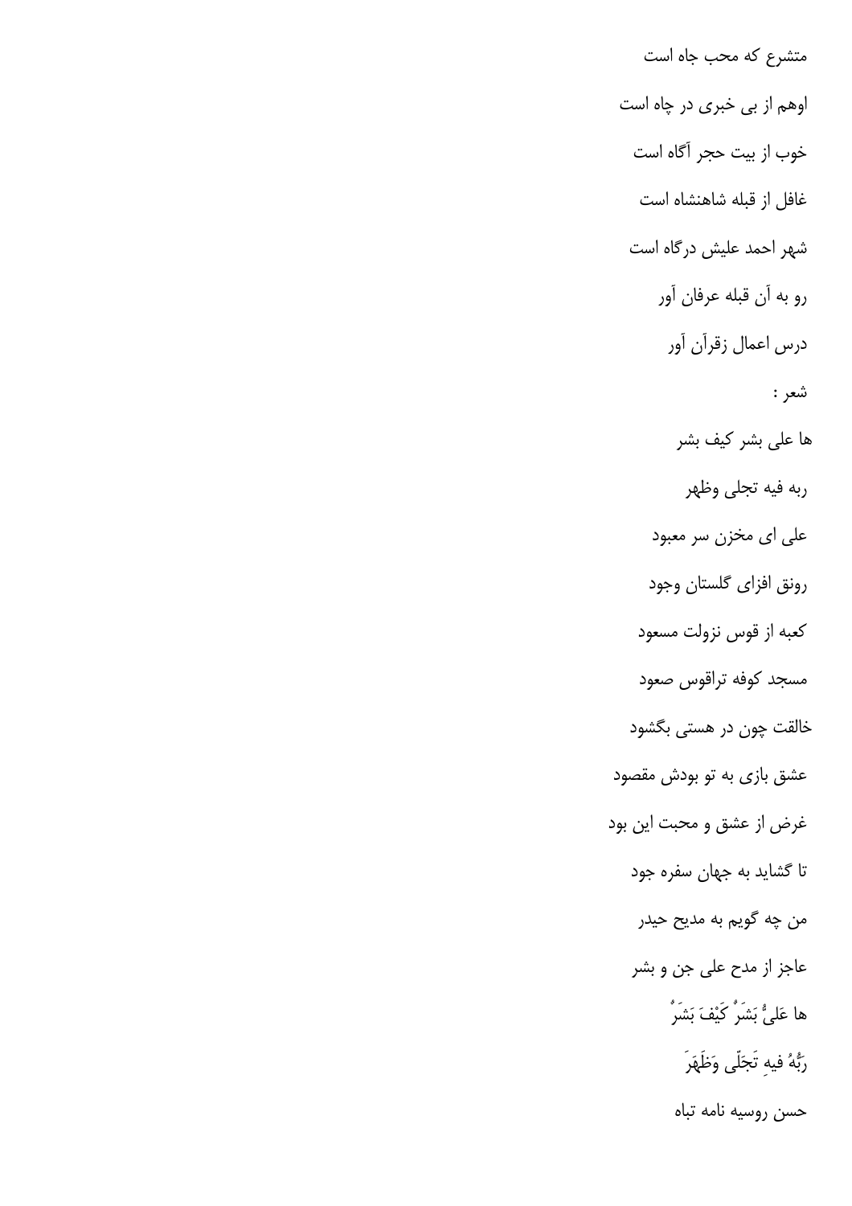متشرع که محب جاه است

اوهم از بی خبری در چاه است

خوب از بیت حجر آگاه است

غافل از قبله شاهنشاه است

شهر احمد علیش درگاه است

رو به آن قبله عرفان آور

درس اعمال زقرآن آور

شعر :

ها علی بشر کیف بشر

ربه فیه تجلی وظهر

علی ای مخزن سر معبود

رونق افزای گلستان وجود

کعبه از قوس نزولت مسعود

مسجد کوفه تراقوس صعود

خالقت چون در هستی بگشود

عشق بازی به تو بودش مقصود

غرض از عشق و محبت این بود

تا گشاید به جهان سفره جود

من چه گویم به مدیح حیدر

عاجز از مدح علی جن و بشر

ها عَلیٌّ بَشَرٌ کَیْفَ بَشَرٌ

رَبُّهُ فیهِ تَجَلّی وَظَهَرَ

حسن روسیه نامه تباه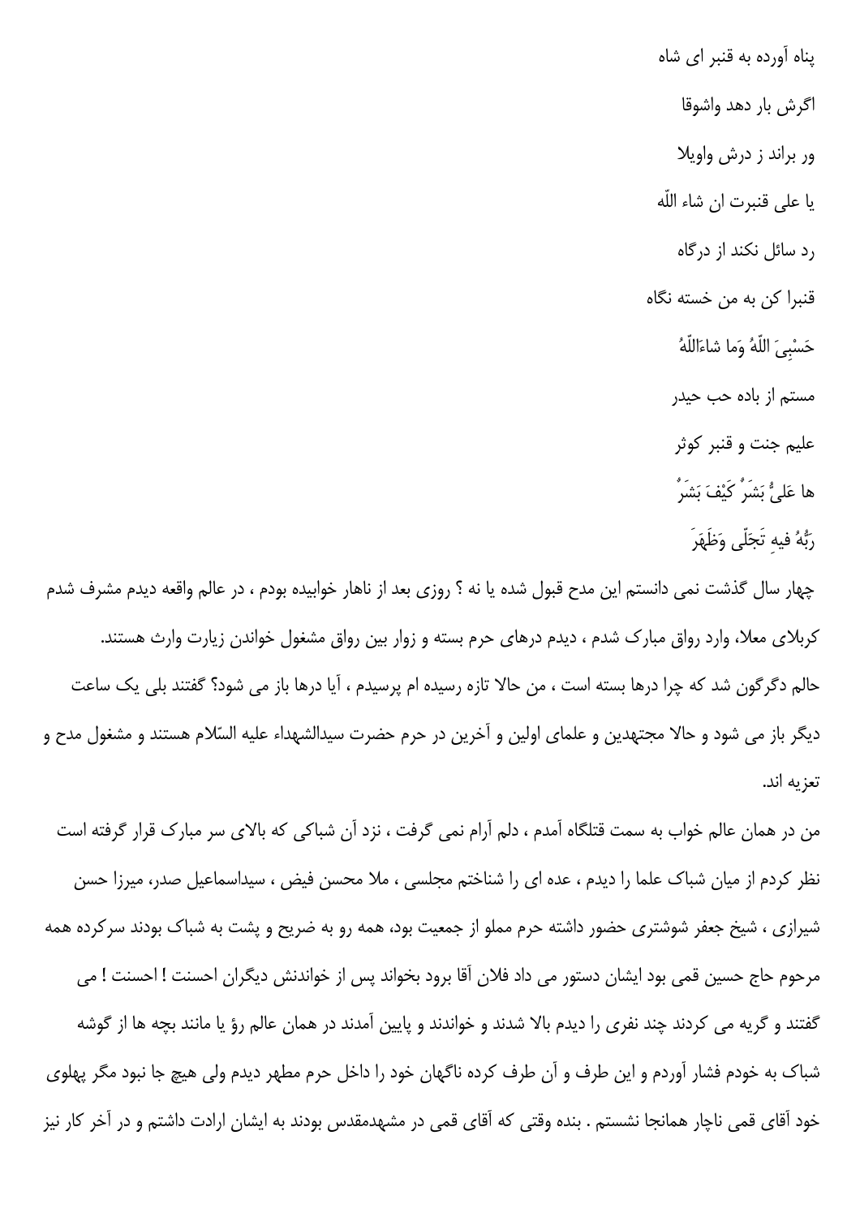پناه آورده به قنبر ای شاه

اگرش بار دهد واشوقا

ور براند ز درش واویلا

یا علی قنبرت ان شاء اللّه

رد سائل نکند از درگاه

قنبرا کن به من خسته نگاه

حَسْبِیَ اللّهُ وَما شاءَاللّهُ

مستم از باده حب حیدر

علیم جنت و قنبر کوثر

ها عَلیٌّ بَشَرٌ کَیْفَ بَشَرٌ

رَبُّهُ فیهِ تَجَلّی وَظَهَرَ

چهار سال گذشت نمی دانستم این مدح قبول شده یا نه ؟ روزی بعد از ناهار خوابیده بودم ، در عالم واقعه دیدم مشرف شدم کربلای معلا، وارد رواق مبارک شدم ، دیدم درهای حرم بسته و زوار بین رواق مشغول خواندن زیارت وارث هستند.
حالم دگرگون شد که چرا درها بسته است ، من حالا تازه رسیده ام پرسیدم ، آیا درها باز می شود؟ گفتند بلی یک ساعت دیگر باز می شود و حالا مجتهدین و علمای اولین و آخرین در حرم حضرت سیدالشهداء علیه السّلام هستند و مشغول مدح و تعزیه اند.

من در همان عالم خواب به سمت قتلگاه آمدم ، دلم آرام نمی گرفت ، نزد آن شباکی که بالای سر مبارک قرار گرفته است نظر کردم از میان شباک علما را دیدم ، عده ای را شناختم مجلسی ، ملا محسن فیض ، سیداسماعیل صدر، میرزا حسن شیرازی ، شیخ جعفر شوشتری حضور داشته حرم مملو از جمعیت بود، همه رو به ضریح و پشت به شباک بودند سرکرده همه مرحوم حاج حسین قمی بود ایشان دستور می داد فلان آقا برود بخواند پس از خواندنش دیگران احسنت ! احسنت ! می گفتند و گریه می کردند چند نفری را دیدم بالا شدند و خواندند و پایین آمدند در همان عالم رؤ یا مانند بچه ها از گوشه شباک به خودم فشار آوردم و این طرف و آن طرف کرده ناگهان خود را داخل حرم مطهر دیدم ولی هیچ جا نبود مگر پهلوی خود آقای قمی ناچار همانجا نشستم . بنده وقتی که آقای قمی در مشهدمقدس بودند به ایشان ارادت داشتم و در آخر کار نیز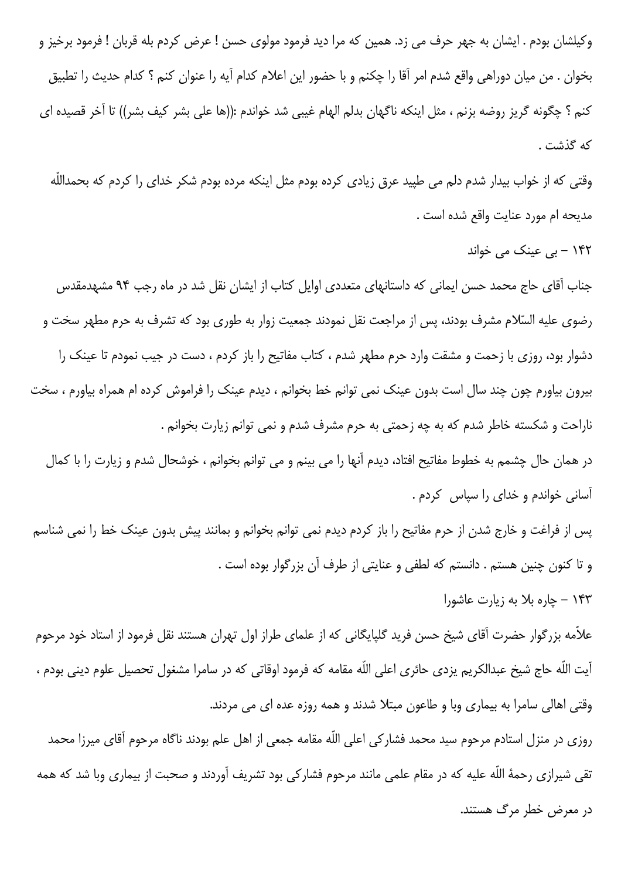وکیلشان بودم . ایشان به جهر حرف می زد. همین که مرا دید فرمود مولوی حسن ! عرض کردم بله قربان ! فرمود برخیز و بخوان . من میان دوراهی واقع شدم امر آقا را چکنم و با حضور این اعلام کدام آیه را عنوان کنم ؟ کدام حدیث را تطبیق کنم ؟ چگونه گریز روضه بزنم ، مثل اینکه ناگهان بدلم الهام غیبی شد خواندم :((ها علی بشر کیف بشر)) تا آخر قصیده ای که گذشت .

وقتی که از خواب بیدار شدم دلم می طپید عرق زیادی کرده بودم مثل اینکه مرده بودم شکر خدای را کردم که بحمداللّه مدیحه ام مورد عنایت واقع شده است .

## ۱۴۲ - بی عینک می خواند

جناب آقای حاج محمد حسن ایمانی که داستانهای متعددی اوایل کتاب از ایشان نقل شد در ماه رجب ۹۴ مشهدمقدس رضوی علیه السّلام مشرف بودند، پس از مراجعت نقل نمودند جمعیت زوار به طوری بود که تشرف به حرم مطهر سخت و دشوار بود، روزی با زحمت و مشقت وارد حرم مطهر شدم ، کتاب مفاتیح را باز کردم ، دست در جیب نمودم تا عینک را بیرون بیاورم چون چند سال است بدون عینک نمی توانم خط بخوانم ، دیدم عینک را فراموش کرده ام همراه بیاورم ، سخت ناراحت و شکسته خاطر شدم که به چه زحمتی به حرم مشرف شدم و نمی توانم زیارت بخوانم .

در همان حال چشمم به خطوط مفاتیح افتاد، دیدم آنها را می بینم و می توانم بخوانم ، خوشحال شدم و زیارت را با کمال آسانی خواندم و خدای را سپاس کردم .

پس از فراغت و خارج شدن از حرم مفاتیح را باز کردم دیدم نمی توانم بخوانم و بمانند پیش بدون عینک خط را نمی شناسم و تا کنون چنین هستم . دانستم که لطفی و عنایتی از طرف آن بزرگوار بوده است .

## ۱۴۳ - چاره بلا به زیارت عاشورا

علاّمه بزرگوار حضرت آقای شیخ حسن فرید گلپایگانی که از علمای طراز اول تهران هستند نقل فرمود از استاد خود مرحوم آیت اللّه حاج شیخ عبدالکریم یزدی حائری اعلی اللّه مقامه که فرمود اوقاتی که در سامرا مشغول تحصیل علوم دینی بودم ، وقتی اهالی سامرا به بیماری وبا و طاعون مبتلا شدند و همه روزه عده ای می مردند.

روزی در منزل استادم مرحوم سید محمد فشارکی اعلی اللّه مقامه جمعی از اهل علم بودند ناگاه مرحوم آقای میرزا محمد تقی شیرازی رحمهٔ اللّه علیه که در مقام علمی مانند مرحوم فشارکی بود تشریف آوردند و صحبت از بیماری وبا شد که همه در معرض خطر مرگ هستند.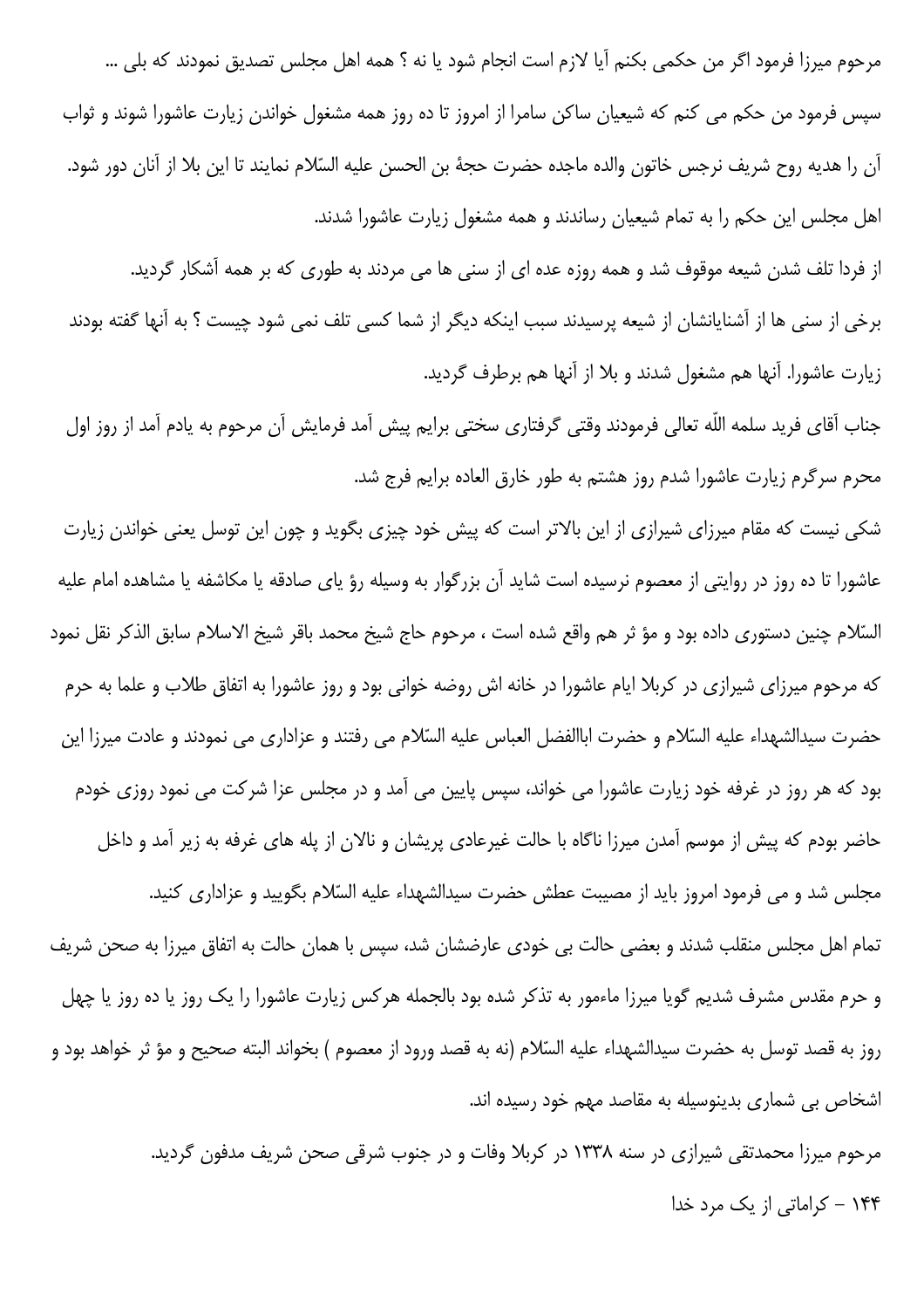مرحوم میرزا فرمود اگر من حکمی بکنم آیا لازم است انجام شود یا نه ؟ همه اهل مجلس تصدیق نمودند که بلی ...

سپس فرمود من حکم می کنم که شیعیان ساکن سامرا از امروز تا ده روز همه مشغول خواندن زیارت عاشورا شوند و ثواب آن را هدیه روح شریف نرجس خاتون والده ماجده حضرت حجهٔ بن الحسن علیه السّلام نمایند تا این بلا از آنان دور شود. اهل مجلس این حکم را به تمام شیعیان رساندند و همه مشغول زیارت عاشورا شدند.

از فردا تلف شدن شیعه موقوف شد و همه روزه عده ای از سنی ها می مردند به طوری که بر همه آشکار گردید.

برخی از سنی ها از آشنایانشان از شیعه پرسیدند سبب اینکه دیگر از شما کسی تلف نمی شود چیست ؟ به آنها گفته بودند زیارت عاشورا. آنها هم مشغول شدند و بلا از آنها هم برطرف گردید.

جناب آقای فرید سلمه اللّه تعالی فرمودند وقتی گرفتاری سختی برایم پیش آمد فرمایش آن مرحوم به یادم آمد از روز اول محرم سرگرم زیارت عاشورا شدم روز هشتم به طور خارق العاده برایم فرج شد.

شکی نیست که مقام میرزای شیرازی از این بالاتر است که پیش خود چیزی بگوید و چون این توسل یعنی خواندن زیارت عاشورا تا ده روز در روایتی از معصوم نرسیده است شاید آن بزرگوار به وسیله رؤ یای صادقه یا مکاشفه یا مشاهده امام علیه السّلام چنین دستوری داده بود و مؤ ثر هم واقع شده است ، مرحوم حاج شیخ محمد باقر شیخ الاسلام سابق الذکر نقل نمود که مرحوم میرزای شیرازی در کربلا ایام عاشورا در خانه اش روضه خوانی بود و روز عاشورا به اتفاق طلاب و علما به حرم حضرت سیدالشهداء علیه السّلام و حضرت اباالفضل العباس علیه السّلام می رفتند و عزاداری می نمودند و عادت میرزا این بود که هر روز در غرفه خود زیارت عاشورا می خواند، سپس پایین می آمد و در مجلس عزا شرکت می نمود روزی خودم حاضر بودم که پیش از موسم آمدن میرزا ناگاه با حالت غیرعادی پریشان و نالان از پله های غرفه به زیر آمد و داخل مجلس شد و می فرمود امروز باید از مصیبت عطش حضرت سیدالشهداء علیه السّلام بگویید و عزاداری کنید.

تمام اهل مجلس منقلب شدند و بعضی حالت بی خودی عارضشان شد، سپس با همان حالت به اتفاق میرزا به صحن شریف و حرم مقدس مشرف شدیم گویا میرزا ماءمور به تذکر شده بود بالجمله هرکس زیارت عاشورا را یک روز یا ده روز یا چهل روز به قصد توسل به حضرت سیدالشهداء علیه السّلام (نه به قصد ورود از معصوم ) بخواند البته صحیح و مؤ ثر خواهد بود و اشخاص بی شماری بدینوسیله به مقاصد مهم خود رسیده اند.

مرحوم میرزا محمدتقی شیرازی در سنه ۱۳۳۸ در کربلا وفات و در جنوب شرقی صحن شریف مدفون گردید.

۱۴۴ - کراماتی از یک مرد خدا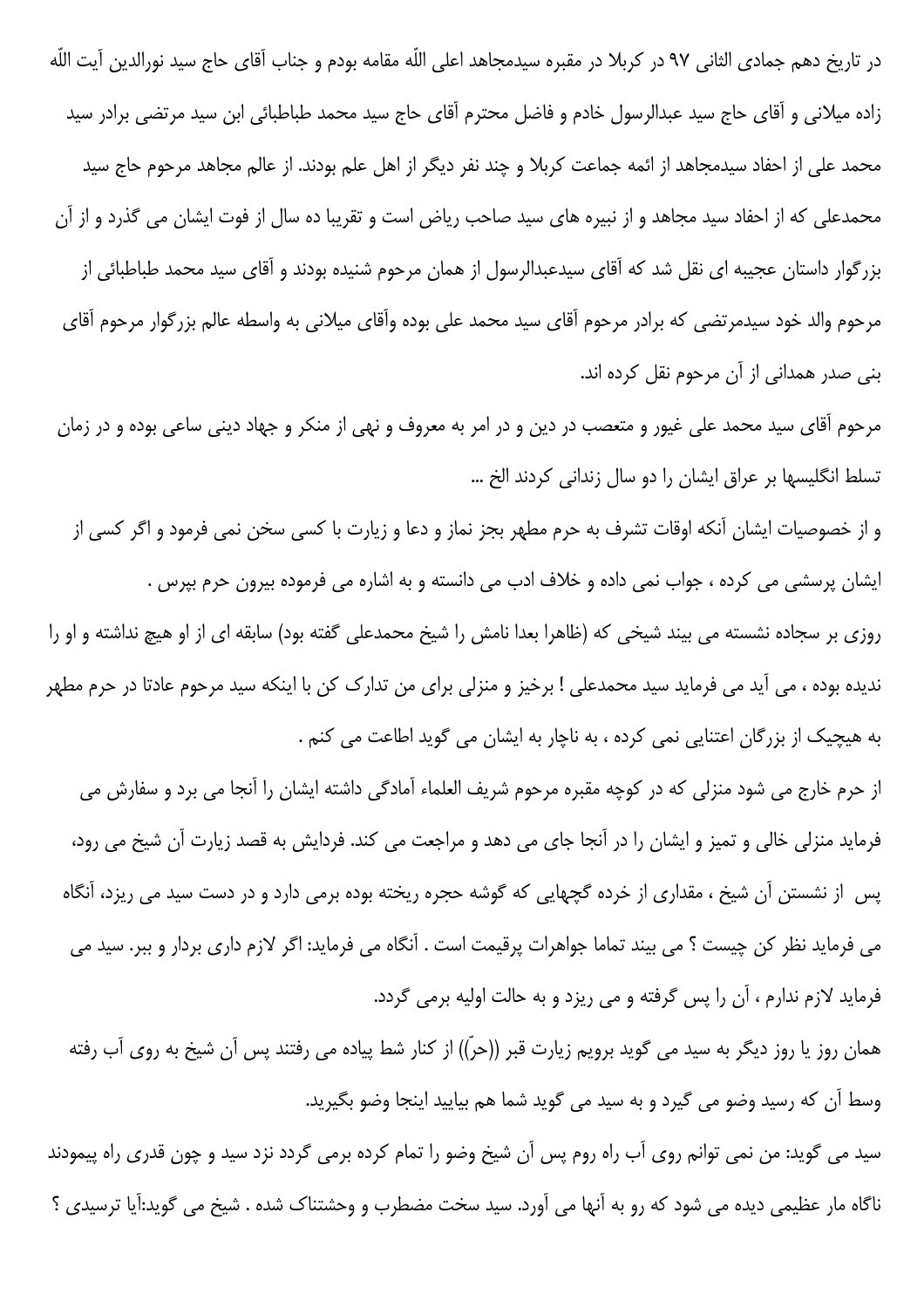در تاریخ دهم جمادی الثانی ۹۷ در کربلا در مقبره سیدمجاهد اعلی الله مقامه بودم و جناب آقای حاج سید نورالدین آیت الله زاده میلانی و آقای حاج سید عبدالرسول خادم و فاضل محترم آقای حاج سید محمد طباطبائی ابن سید مرتضی برادر سید محمد علی از احفاد سیدمجاهد از ائمه جماعت کربلا و چند نفر دیگر از اهل علم بودند. از عالم مجاهد مرحوم حاج سید محمدعلی که از احفاد سید مجاهد و از نبیره های سید صاحب ریاض است و تقریبا ده سال از فوت ایشان می گذرد و از آن بزرگوار داستان عجیبه ای نقل شد که آقای سیدعبدالرسول از همان مرحوم شنیده بودند و آقای سید محمد طباطبائی از مرحوم والد خود سیدمرتضی که برادر مرحوم آقای سید محمد علی بوده وآقای میلانی به واسطه عالم بزرگوار مرحوم آقای بنی صدر همدانی از آن مرحوم نقل کرده اند.

مرحوم آقای سید محمد علی غیور و متعصب در دین و در امر به معروف و نهی از منکر و جهاد دینی ساعی بوده و در زمان تسلط انگلیسها بر عراق ایشان را دو سال زندانی کردند الخ ...

و از خصوصیات ایشان آنکه اوقات تشرف به حرم مطهر بجز نماز و دعا و زیارت با کسی سخن نمی فرمود و اگر کسی از ایشان پرسشی می کرده ، جواب نمی داده و خلاف ادب می دانسته و به اشاره می فرموده بیرون حرم بپرس .

روزی بر سجاده نشسته می بیند شیخی که (ظاهرا بعدا نامش را شیخ محمدعلی گفته بود) سابقه ای از او هیچ نداشته و او را ندیده بوده ، می آید می فرماید سید محمدعلی ! برخیز و منزلی برای من تدارک کن با اینکه سید مرحوم عادتا در حرم مطهر به هیچیک از بزرگان اعتنایی نمی کرده ، به ناچار به ایشان می گوید اطاعت می کنم .

از حرم خارج می شود منزلی که در کوچه مقبره مرحوم شریف العلماء آمادگی داشته ایشان را آنجا می برد و سفارش می فرماید منزلی خالی و تمیز و ایشان را در آنجا جای می دهد و مراجعت می کند. فردایش به قصد زیارت آن شیخ می رود، پس از نشستن آن شیخ ، مقداری از خرده گچهایی که گوشه حجره ریخته بوده برمی دارد و در دست سید می ریزد، آنگاه می فرماید نظر کن چیست ؟ می بیند تماما جواهرات پرقیمت است . آنگاه می فرماید: اگر لازم داری بردار و ببر. سید می فرماید لازم ندارم ، آن را پس گرفته و می ریزد و به حالت اولیه برمی گردد.

همان روز یا روز دیگر به سید می گوید برویم زیارت قبر ((حرّ)) از کنار شط پیاده می رفتند پس آن شیخ به روی آب رفته وسط آن که رسید وضو می گیرد و به سید می گوید شما هم بیایید اینجا وضو بگیرید.

سید می گوید: من نمی توانم روی آب راه روم پس آن شیخ وضو را تمام کرده برمی گردد نزد سید و چون قدری راه پیمودند ناگاه مار عظیمی دیده می شود که رو به آنها می آورد. سید سخت مضطرب و وحشتناک شده . شیخ می گوید:آیا ترسیدی ؟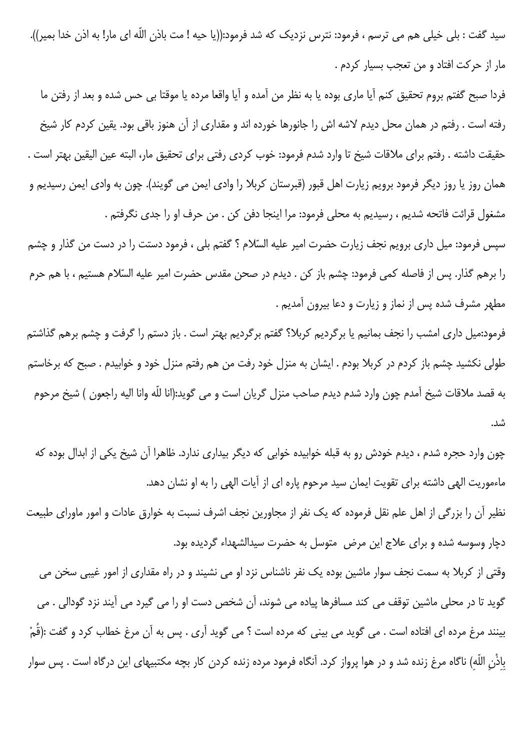سید گفت : بلی خیلی هم می ترسم ، فرمود: نترس نزدیک که شد فرمود:((یا حیه ! مت باذن اللّه ای مار! به اذن خدا بمیر)). مار از حرکت افتاد و من تعجب بسیار کردم .

فردا صبح گفتم بروم تحقیق کنم آیا ماری بوده یا به نظر من آمده و آیا واقعا مرده یا موقتا بی حس شده و بعد از رفتن ما رفته است . رفتم در همان محل دیدم لاشه اش را جانورها خورده اند و مقداری از آن هنوز باقی بود. یقین کردم کار شیخ حقیقت داشته . رفتم برای ملاقات شیخ تا وارد شدم فرمود: خوب کردی رفتی برای تحقیق مار، البته عین الیقین بهتر است . همان روز یا روز دیگر فرمود برویم زیارت اهل قبور (قبرستان کربلا را وادی ایمن می گویند). چون به وادی ایمن رسیدیم و مشغول قرائت فاتحه شدیم ، رسیدیم به محلی فرمود: مرا اینجا دفن کن . من حرف او را جدی نگرفتم .

سپس فرمود: میل داری برویم نجف زیارت حضرت امیر علیه السّلام ؟ گفتم بلی ، فرمود دستت را در دست من گذار و چشم را برهم گذار. پس از فاصله کمی فرمود: چشم باز کن . دیدم در صحن مقدس حضرت امیر علیه السّلام هستیم ، با هم حرم مطهر مشرف شده پس از نماز و زیارت و دعا بیرون آمدیم .

فرمود:میل داری امشب را نجف بمانیم یا برگردیم کربلا؟ گفتم برگردیم بهتر است . باز دستم را گرفت و چشم برهم گذاشتم طولی نکشید چشم باز کردم در کربلا بودم . ایشان به منزل خود رفت من هم رفتم منزل خود و خوابیدم . صبح که برخاستم به قصد ملاقات شیخ آمدم چون وارد شدم دیدم صاحب منزل گریان است و می گوید:(انا للّه وانا الیه راجعون ) شیخ مرحوم شد.

چون وارد حجره شدم ، دیدم خودش رو به قبله خوابیده خوابی که دیگر بیداری ندارد. ظاهرا آن شیخ یکی از ابدال بوده که ماءموریت الهی داشته برای تقویت ایمان سید مرحوم پاره ای از آیات الهی را به او نشان دهد.

نظیر آن را بزرگی از اهل علم نقل فرموده که یک نفر از مجاورین نجف اشرف نسبت به خوارق عادات و امور ماورای طبیعت دچار وسوسه شده و برای علاج این مرض متوسل به حضرت سیدالشهداء گردیده بود.

وقتی از کربلا به سمت نجف سوار ماشین بوده یک نفر ناشناس نزد او می نشیند و در راه مقداری از امور غیبی سخن می گوید تا در محلی ماشین توقف می کند مسافرها پیاده می شوند، آن شخص دست او را می گیرد می آیند نزد گودالی . می بینند مرغ مرده ای افتاده است . می گوید می بینی که مرده است ؟ می گوید آری . پس به آن مرغ خطاب کرد و گفت :(قُمْ بِاِذْنِ اللّهِ) ناگاه مرغ زنده شد و در هوا پرواز کرد. آنگاه فرمود مرده زنده کردن کار بچه مکتبیهای این درگاه است . پس سوار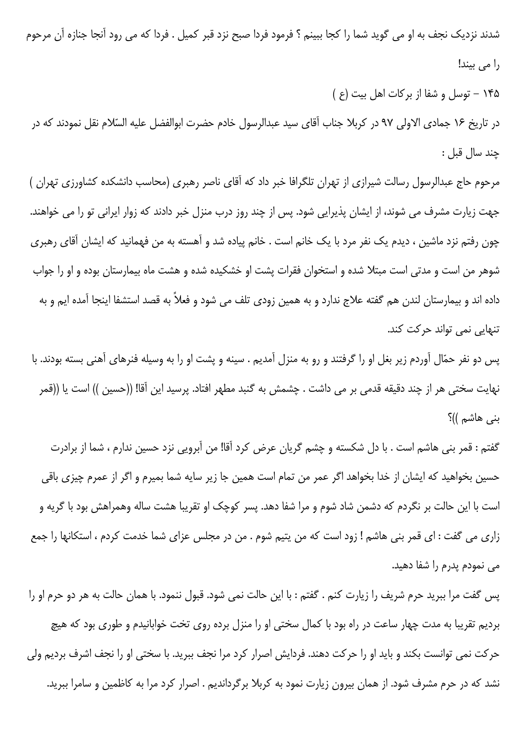شدند نزدیک نجف به او می گوید شما را کجا ببینم ؟ فرمود فردا صبح نزد قبر کمیل . فردا که می رود آنجا جنازه آن مرحوم را می بیند!

۱۴۵ - توسل و شفا از برکات اهل بیت (ع )

در تاریخ ۱۶ جمادی الاولی ۹۷ در کربلا جناب آقای سید عبدالرسول خادم حضرت ابوالفضل علیه السّلام نقل نمودند که در چند سال قبل :

مرحوم حاج عبدالرسول رسالت شیرازی از تهران تلگرافا خبر داد که آقای ناصر رهبری (محاسب دانشکده کشاورزی تهران ) جهت زیارت مشرف می شوند، از ایشان پذیرایی شود. پس از چند روز درب منزل خبر دادند که زوار ایرانی تو را می خواهند. چون رفتم نزد ماشین ، دیدم یک نفر مرد با یک خانم است . خانم پیاده شد و آهسته به من فهمانید که ایشان آقای رهبری شوهر من است و مدتی است مبتلا شده و استخوان فقرات پشت او خشکیده شده و هشت ماه بیمارستان بوده و او را جواب داده اند و بیمارستان لندن هم گفته علاج ندارد و به همین زودی تلف می شود و فعلاً به قصد استشفا اینجا آمده ایم و به تنهایی نمی تواند حرکت کند.

پس دو نفر حمّال آوردم زیر بغل او را گرفتند و رو به منزل آمدیم . سینه و پشت او را به وسیله فنرهای آهنی بسته بودند. با نهایت سختی هر از چند دقیقه قدمی بر می داشت . چشمش به گنبد مطهر افتاد. پرسید این آقا! ((حسین )) است یا ((قمر بنی هاشم ))؟

گفتم : قمر بنی هاشم است . با دل شکسته و چشم گریان عرض کرد آقا! من آبرویی نزد حسین ندارم ، شما از برادرت حسین بخواهید که ایشان از خدا بخواهد اگر عمر من تمام است همین جا زیر سایه شما بمیرم و اگر از عمرم چیزی باقی است با این حالت بر نگردم که دشمن شاد شوم و مرا شفا دهد. پسر کوچک او تقریبا هشت ساله وهمراهش بود با گریه و زاری می گفت : ای قمر بنی هاشم ! زود است که من یتیم شوم . من در مجلس عزای شما خدمت کردم ، استکانها را جمع می نمودم پدرم را شفا دهید.

پس گفت مرا ببرید حرم شریف را زیارت کنم . گفتم : با این حالت نمی شود. قبول ننمود. با همان حالت به هر دو حرم او را بردیم تقریبا به مدت چهار ساعت در راه بود با کمال سختی او را منزل برده روی تخت خوابانیدم و طوری بود که هیچ حرکت نمی توانست بکند و باید او را حرکت دهند. فردایش اصرار کرد مرا نجف ببرید. با سختی او را نجف اشرف بردیم ولی نشد که در حرم مشرف شود. از همان بیرون زیارت نمود به کربلا برگرداندیم . اصرار کرد مرا به کاظمین و سامرا ببرید.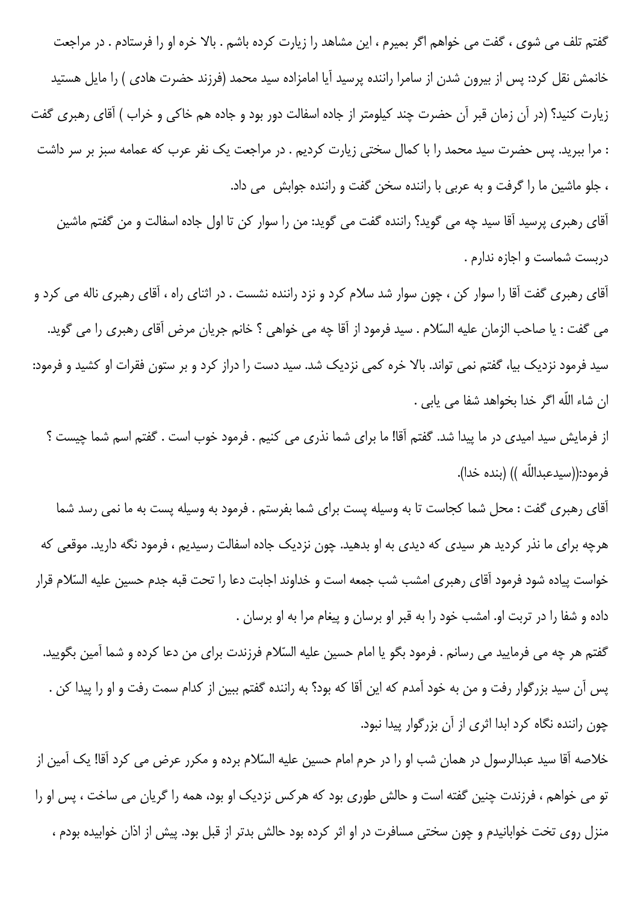گفتم تلف می شوی ، گفت می خواهم اگر بمیرم ، این مشاهد را زیارت کرده باشم . بالا خره او را فرستادم . در مراجعت خانمش نقل کرد: پس از بیرون شدن از سامرا راننده پرسید آیا امامزاده سید محمد (فرزند حضرت هادی ) را مایل هستید زیارت کنید؟ (در آن زمان قبر آن حضرت چند کیلومتر از جاده اسفالت دور بود و جاده هم خاکی و خراب ) آقای رهبری گفت : مرا ببرید. پس حضرت سید محمد را با کمال سختی زیارت کردیم . در مراجعت یک نفر عرب که عمامه سبز بر سر داشت ، جلو ماشین ما را گرفت و به عربی با راننده سخن گفت و راننده جوابش می داد.

آقای رهبری پرسید آقا سید چه می گوید؟ راننده گفت می گوید: من را سوار کن تا اول جاده اسفالت و من گفتم ماشین دربست شماست و اجازه ندارم .

آقای رهبری گفت آقا را سوار کن ، چون سوار شد سلام کرد و نزد راننده نشست . در اثنای راه ، آقای رهبری ناله می کرد و می گفت : یا صاحب الزمان علیه السّلام . سید فرمود از آقا چه می خواهی ؟ خانم جریان مرض آقای رهبری را می گوید. سید فرمود نزدیک بیا، گفتم نمی تواند. بالا خره کمی نزدیک شد. سید دست را دراز کرد و بر ستون فقرات او کشید و فرمود: ان شاء اللّه اگر خدا بخواهد شفا می یابی .

از فرمایش سید امیدی در ما پیدا شد. گفتم آقا! ما برای شما نذری می کنیم . فرمود خوب است . گفتم اسم شما چیست ؟ فرمود:((سیدعبداللّه )) (بنده خدا).

آقای رهبری گفت : محل شما کجاست تا به وسیله پست برای شما بفرستم . فرمود به وسیله پست به ما نمی رسد شما هرچه برای ما نذر کردید هر سیدی که دیدی به او بدهید. چون نزدیک جاده اسفالت رسیدیم ، فرمود نگه دارید. موقعی که خواست پیاده شود فرمود آقای رهبری امشب شب جمعه است و خداوند اجابت دعا را تحت قبه جدم حسین علیه السّلام قرار داده و شفا را در تربت او. امشب خود را به قبر او برسان و پیغام مرا به او برسان .

گفتم هر چه می فرمایید می رسانم . فرمود بگو یا امام حسین علیه السّلام فرزندت برای من دعا کرده و شما آمین بگویید. پس آن سید بزرگوار رفت و من به خود آمدم که این آقا که بود؟ به راننده گفتم ببین از کدام سمت رفت و او را پیدا کن . چون راننده نگاه کرد ابدا اثری از آن بزرگوار پیدا نبود.

خلاصه آقا سید عبدالرسول در همان شب او را در حرم امام حسین علیه السّلام برده و مکرر عرض می کرد آقا! یک آمین از تو می خواهم ، فرزندت چنین گفته است و حالش طوری بود که هرکس نزدیک او بود، همه را گریان می ساخت ، پس او را منزل روی تخت خوابانیدم و چون سختی مسافرت در او اثر کرده بود حالش بدتر از قبل بود. پیش از اذان خوابیده بودم ،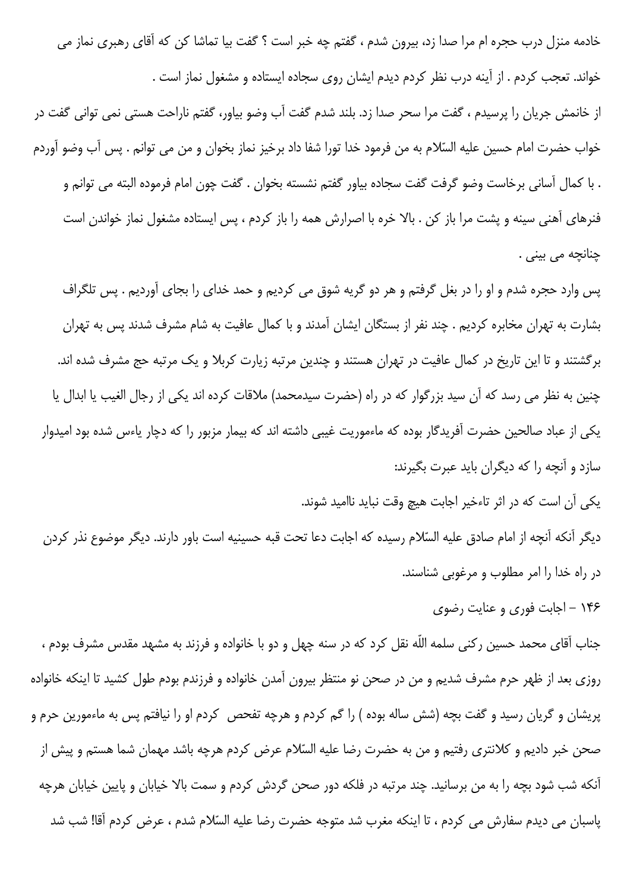خادمه منزل درب حجره ام مرا صدا زد، بیرون شدم ، گفتم چه خبر است ؟ گفت بیا تماشا کن که آقای رهبری نماز می خواند. تعجب کردم . از آینه درب نظر کردم دیدم ایشان روی سجاده ایستاده و مشغول نماز است .

از خانمش جریان را پرسیدم ، گفت مرا سحر صدا زد. بلند شدم گفت آب وضو بیاور، گفتم ناراحت هستی نمی توانی گفت در خواب حضرت امام حسین علیه السّلام به من فرمود خدا تورا شفا داد برخیز نماز بخوان و من می توانم . پس آب وضو آوردم . با کمال آسانی برخاست وضو گرفت گفت سجاده بیاور گفتم نشسته بخوان . گفت چون امام فرموده البته می توانم و فنرهای آهنی سینه و پشت مرا باز کن . بالا خره با اصرارش همه را باز کردم ، پس ایستاده مشغول نماز خواندن است چنانچه می بینی .

پس وارد حجره شدم و او را در بغل گرفتم و هر دو گریه شوق می کردیم و حمد خدای را بجای آوردیم . پس تلگراف بشارت به تهران مخابره کردیم . چند نفر از بستگان ایشان آمدند و با کمال عافیت به شام مشرف شدند پس به تهران برگشتند و تا این تاریخ در کمال عافیت در تهران هستند و چندین مرتبه زیارت کربلا و یک مرتبه حج مشرف شده اند.

چنین به نظر می رسد که آن سید بزرگوار که در راه (حضرت سیدمحمد) ملاقات کرده اند یکی از رجال الغیب یا ابدال یا یکی از عباد صالحین حضرت آفریدگار بوده که ماءموریت غیبی داشته اند که بیمار مزبور را که دچار یاءس شده بود امیدوار سازد و آنچه را که دیگران باید عبرت بگیرند:

یکی آن است که در اثر تاءخیر اجابت هیچ وقت نباید ناامید شوند.

دیگر آنکه آنچه از امام صادق علیه السّلام رسیده که اجابت دعا تحت قبه حسینیه است باور دارند. دیگر موضوع نذر کردن در راه خدا را امر مطلوب و مرغوبی شناسند.

۱۴۶ - اجابت فوری و عنایت رضوی

جناب آقای محمد حسین رکنی سلمه اللّه نقل کرد که در سنه چهل و دو با خانواده و فرزند به مشهد مقدس مشرف بودم ، روزی بعد از ظهر حرم مشرف شدیم و من در صحن نو منتظر بیرون آمدن خانواده و فرزندم بودم طول کشید تا اینکه خانواده پریشان و گریان رسید و گفت بچه (شش ساله بوده ) را گم کردم و هرچه تفحص کردم او را نیافتم پس به ماءمورین حرم و صحن خبر دادیم و کلانتری رفتیم و من به حضرت رضا علیه السّلام عرض کردم هرچه باشد مهمان شما هستم و پیش از آنکه شب شود بچه را به من برسانید. چند مرتبه در فلکه دور صحن گردش کردم و سمت بالا خیابان و پایین خیابان هرچه پاسبان می دیدم سفارش می کردم ، تا اینکه مغرب شد متوجه حضرت رضا علیه السّلام شدم ، عرض کردم آقا! شب شد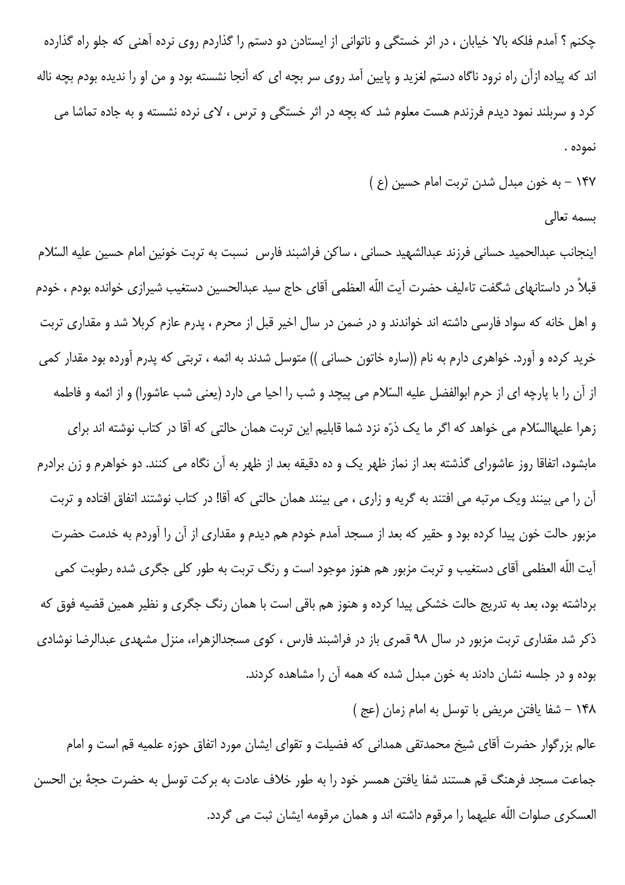چکنم ؟ آمدم فلکه بالا خیابان ، در اثر خستگی و ناتوانی از ایستادن دو دستم را گذاردم روی نرده آهنی که جلو راه گذارده اند که پیاده ازآن راه نرود ناگاه دستم لغزید و پایین آمد روی سر بچه ای که آنجا نشسته بود و من او را ندیده بودم بچه ناله کرد و سربلند نمود دیدم فرزندم هست معلوم شد که بچه در اثر خستگی و ترس ، لای نرده نشسته و به جاده تماشا می نموده .

### ۱۴۷ - به خون مبدل شدن تربت امام حسین (ع )

بسمه تعالی

اینجانب عبدالحمید حسانی فرزند عبدالشهید حسانی ، ساکن فراشبند فارس نسبت به تربت خونین امام حسین علیه السّلام قبلاً در داستانهای شگفت تاءلیف حضرت آیت اللّه العظمی آقای حاج سید عبدالحسین دستغیب شیرازی خوانده بودم ، خودم و اهل خانه که سواد فارسی داشته اند خواندند و در ضمن در سال اخیر قبل از محرم ، پدرم عازم کربلا شد و مقداری تربت خرید کرده و آورد. خواهری دارم به نام ((ساره خاتون حسانی )) متوسل شدند به ائمه ، تربتی که پدرم آورده بود مقدار کمی از آن را با پارچه ای از حرم ابوالفضل علیه السّلام می پیچد و شب را احیا می دارد (یعنی شب عاشورا) و از ائمه و فاطمه زهرا علیهاالسّلام می خواهد که اگر ما یک ذرّه نزد شما قابلیم این تربت همان حالتی که آقا در کتاب نوشته اند برای مابشود، اتفاقا روز عاشورای گذشته بعد از نماز ظهر یک و ده دقیقه بعد از ظهر به آن نگاه می کنند. دو خواهرم و زن برادرم آن را می بینند ویک مرتبه می افتند به گریه و زاری ، می بینند همان حالتی که آقا! در کتاب نوشتند اتفاق افتاده و تربت مزبور حالت خون پیدا کرده بود و حقیر که بعد از مسجد آمدم خودم هم دیدم و مقداری از آن را آوردم به خدمت حضرت آیت اللّه العظمی آقای دستغیب و تربت مزبور هم هنوز موجود است و رنگ تربت به طور کلی جگری شده رطوبت کمی برداشته بود، بعد به تدریج حالت خشکی پیدا کرده و هنوز هم باقی است با همان رنگ جگری و نظیر همین قضیه فوق که ذکر شد مقداری تربت مزبور در سال ۹۸ قمری باز در فراشبند فارس ، کوی مسجدالزهراء، منزل مشهدی عبدالرضا نوشادی بوده و در جلسه نشان دادند به خون مبدل شده که همه آن را مشاهده کردند.

### ۱۴۸ - شفا یافتن مریض با توسل به امام زمان (عج )

عالم بزرگوار حضرت آقای شیخ محمدتقی همدانی که فضیلت و تقوای ایشان مورد اتفاق حوزه علمیه قم است و امام جماعت مسجد فرهنگ قم هستند شفا یافتن همسر خود را به طور خلاف عادت به برکت توسل به حضرت حجهٔ بن الحسن العسکری صلوات اللّه علیهما را مرقوم داشته اند و همان مرقومه ایشان ثبت می گردد.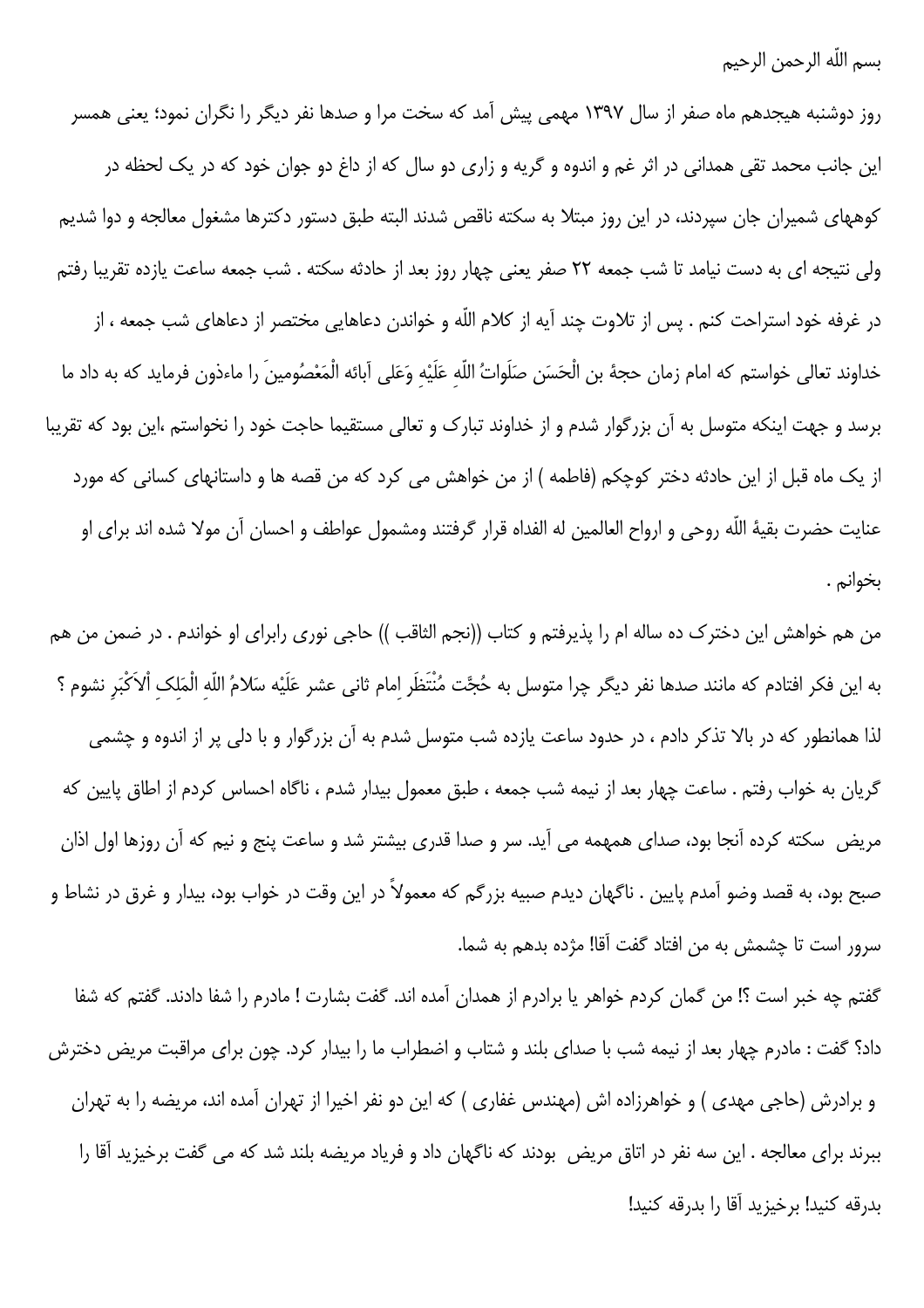بسم الله الرحمن الرحیم

روز دوشنبه هیجدهم ماه صفر از سال ۱۳۹۷ مهمی پیش آمد که سخت مرا و صدها نفر دیگر را نگران نمود؛ یعنی همسر این جانب محمد تقی همدانی در اثر غم و اندوه و گریه و زاری دو سال که از داغ دو جوان خود که در یک لحظه در کوههای شمیران جان سپردند، در این روز مبتلا به سکته ناقص شدند البته طبق دستور دکترها مشغول معالجه و دوا شدیم ولی نتیجه ای به دست نیامد تا شب جمعه ۲۲ صفر یعنی چهار روز بعد از حادثه سکته . شب جمعه ساعت یازده تقریبا رفتم در غرفه خود استراحت کنم . پس از تلاوت چند آیه از کلام الله و خواندن دعاهایی مختصر از دعاهای شب جمعه ، از خداوند تعالی خواستم که امام زمان حجۀ بن الْحَسَن صَلَواتُ اللهِ عَلَیْهِ وَعَلی آبائه الْمَعْصُومینَ را ماءذون فرماید که به داد ما برسد و جهت اینکه متوسل به آن بزرگوار شدم و از خداوند تبارک و تعالی مستقیما حاجت خود را نخواستم ،این بود که تقریبا از یک ماه قبل از این حادثه دختر کوچکم (فاطمه ) از من خواهش می کرد که من قصه ها و داستانهای کسانی که مورد عنایت حضرت بقیۀ الله روحی و ارواح العالمین له الفداه قرار گرفتند ومشمول عواطف و احسان آن مولا شده اند برای او بخوانم .

من هم خواهش این دخترک ده ساله ام را پذیرفتم و کتاب ((نجم الثاقب )) حاجی نوری رابرای او خواندم . در ضمن من هم به این فکر افتادم که مانند صدها نفر دیگر چرا متوسل به حُجَّت مُنْتَظَر امام ثانی عشر عَلَیْه سَلامُ اللهِ الْمَلِکِ اْلاَکْبَرِ نشوم ؟ لذا همانطور که در بالا تذکر دادم ، در حدود ساعت یازده شب متوسل شدم به آن بزرگوار و با دلی پر از اندوه و چشمی گریان به خواب رفتم . ساعت چهار بعد از نیمه شب جمعه ، طبق معمول بیدار شدم ، ناگاه احساس کردم از اطاق پایین که مریض سکته کرده آنجا بود، صدای همهمه می آید. سر و صدا قدری بیشتر شد و ساعت پنج و نیم که آن روزها اول اذان صبح بود، به قصد وضو آمدم پایین . ناگهان دیدم صبیه بزرگم که معمولاً در این وقت در خواب بود، بیدار و غرق در نشاط و سرور است تا چشمش به من افتاد گفت آقا! مژده بدهم به شما.

گفتم چه خبر است ؟! من گمان کردم خواهر یا برادرم از همدان آمده اند. گفت بشارت ! مادرم را شفا دادند. گفتم که شفا داد؟ گفت : مادرم چهار بعد از نیمه شب با صدای بلند و شتاب و اضطراب ما را بیدار کرد. چون برای مراقبت مریض دخترش و برادرش (حاجی مهدی ) و خواهرزاده اش (مهندس غفاری ) که این دو نفر اخیرا از تهران آمده اند، مریضه را به تهران ببرند برای معالجه . این سه نفر در اتاق مریض بودند که ناگهان داد و فریاد مریضه بلند شد که می گفت برخیزید آقا را بدرقه کنید! برخیزید آقا را بدرقه کنید!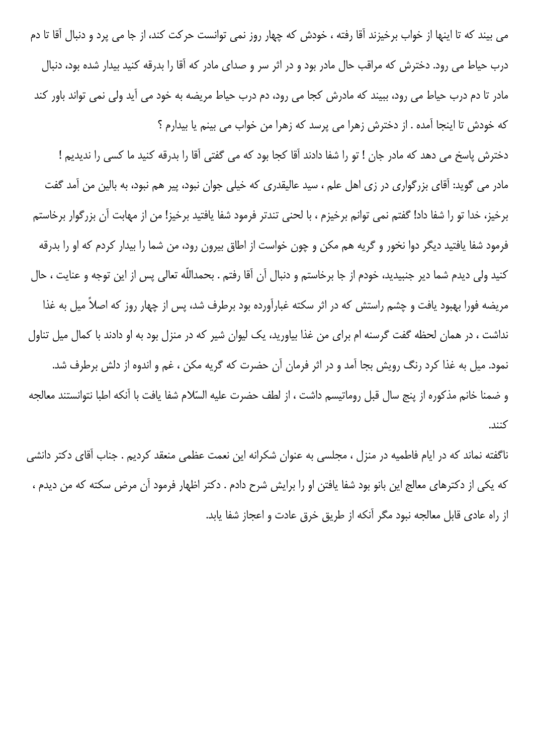می بیند که تا اینها از خواب برخیزند آقا رفته ، خودش که چهار روز نمی توانست حرکت کند، از جا می پرد و دنبال آقا تا دم درب حیاط می رود. دخترش که مراقب حال مادر بود و در اثر سر و صدای مادر که آقا را بدرقه کنید بیدار شده بود، دنبال مادر تا دم درب حیاط می رود، ببیند که مادرش کجا می رود، دم درب حیاط مریضه به خود می آید ولی نمی تواند باور کند که خودش تا اینجا آمده . از دخترش زهرا می پرسد که زهرا من خواب می بینم یا بیدارم ؟

دخترش پاسخ می دهد که مادر جان ! تو را شفا دادند آقا کجا بود که می گفتی آقا را بدرقه کنید ما کسی را ندیدیم !

مادر می گوید: آقای بزرگواری در زی اهل علم ، سید عالیقدری که خیلی جوان نبود، پیر هم نبود، به بالین من آمد گفت برخیز، خدا تو را شفا داد! گفتم نمی توانم برخیزم ، با لحنی تندتر فرمود شفا یافتید برخیز! من از مهابت آن بزرگوار برخاستم فرمود شفا یافتید دیگر دوا نخور و گریه هم مکن و چون خواست از اطاق بیرون رود، من شما را بیدار کردم که او را بدرقه کنید ولی دیدم شما دیر جنبیدید، خودم از جا برخاستم و دنبال آن آقا رفتم . بحمداللّه تعالی پس از این توجه و عنایت ، حال مریضه فورا بهبود یافت و چشم راستش که در اثر سکته غبارآورده بود برطرف شد، پس از چهار روز که اصلاً میل به غذا نداشت ، در همان لحظه گفت گرسنه ام برای من غذا بیاورید، یک لیوان شیر که در منزل بود به او دادند با کمال میل تناول نمود. میل به غذا کرد رنگ رویش بجا آمد و در اثر فرمان آن حضرت که گریه مکن ، غم و اندوه از دلش برطرف شد.

و ضمنا خانم مذکوره از پنج سال قبل روماتیسم داشت ، از لطف حضرت علیه السّلام شفا یافت با آنکه اطبا نتوانستند معالجه کنند.

ناگفته نماند که در ایام فاطمیه در منزل ، مجلسی به عنوان شکرانه این نعمت عظمی منعقد کردیم . جناب آقای دکتر دانشی که یکی از دکترهای معالج این بانو بود شفا یافتن او را برایش شرح دادم . دکتر اظهار فرمود آن مرض سکته که من دیدم ، از راه عادی قابل معالجه نبود مگر آنکه از طریق خرق عادت و اعجاز شفا یابد.